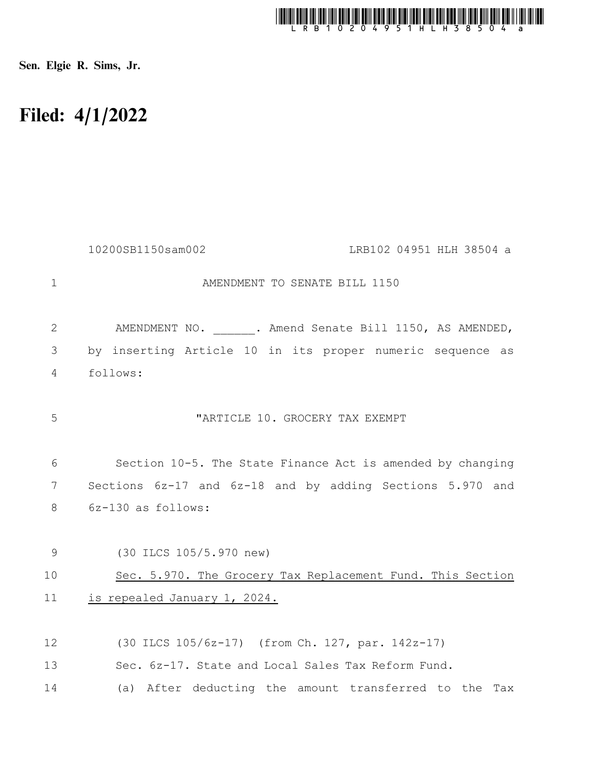Sen. Elgie R. Sims, Jr.

# Filed: 4/1/2022

10200SB1150sam002 LRB102 04951 HLH 38504 a

AMENDMENT TO SENATE BILL 1150

AMENDMENT NO. ______. Amend Senate Bill 1150, AS AMENDED, by inserting Article 10 in its proper numeric sequence as follows:

"ARTICLE 10. GROCERY TAX EXEMPT

Section 10-5. The State Finance Act is amended by changing Sections 6z-17 and 6z-18 and by adding Sections 5.970 and 6z-130 as follows:

(30 ILCS 105/5.970 new)

Sec. 5.970. The Grocery Tax Replacement Fund. This Section is repealed January 1, 2024.

(30 ILCS 105/6z-17) (from Ch. 127, par. 142z-17)

Sec. 6z-17. State and Local Sales Tax Reform Fund.

(a) After deducting the amount transferred to the Tax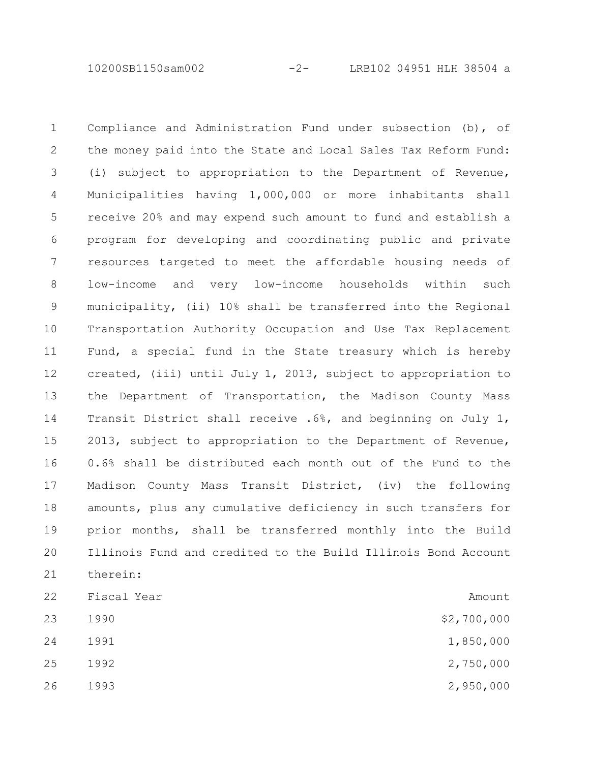Compliance and Administration Fund under subsection (b), of the money paid into the State and Local Sales Tax Reform Fund: (i) subject to appropriation to the Department of Revenue, Municipalities having 1,000,000 or more inhabitants shall receive 20% and may expend such amount to fund and establish a program for developing and coordinating public and private resources targeted to meet the affordable housing needs of low-income and very low-income households within such municipality, (ii) 10% shall be transferred into the Regional Transportation Authority Occupation and Use Tax Replacement Fund, a special fund in the State treasury which is hereby created, (iii) until July 1, 2013, subject to appropriation to the Department of Transportation, the Madison County Mass Transit District shall receive .6%, and beginning on July 1, 2013, subject to appropriation to the Department of Revenue, 0.6% shall be distributed each month out of the Fund to the Madison County Mass Transit District, (iv) the following amounts, plus any cumulative deficiency in such transfers for prior months, shall be transferred monthly into the Build Illinois Fund and credited to the Build Illinois Bond Account therein:

| Fiscal Year | Amount |
|---|---|
| 1990 | $2,700,000 |
| 1991 | 1,850,000 |
| 1992 | 2,750,000 |
| 1993 | 2,950,000 |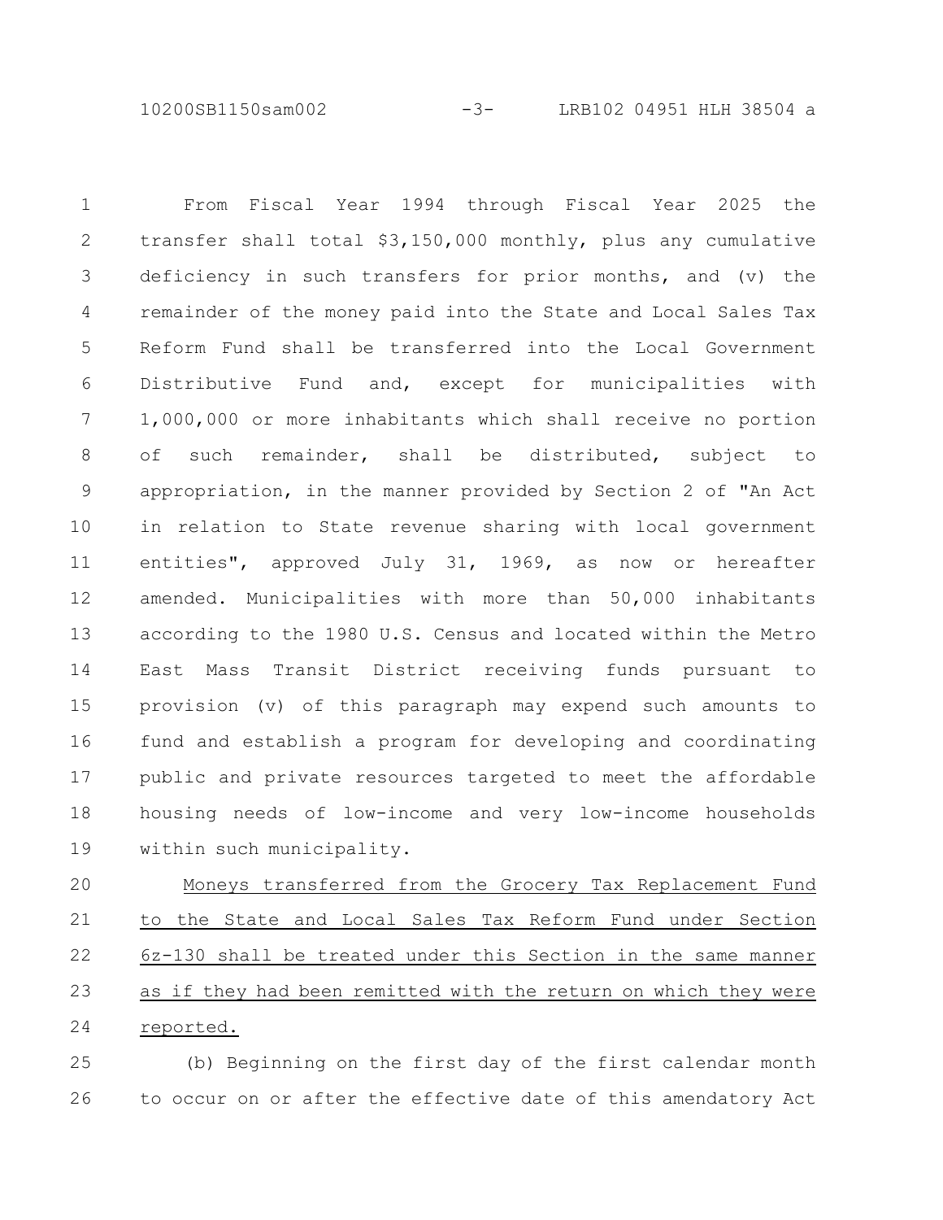From Fiscal Year 1994 through Fiscal Year 2025 the transfer shall total $3,150,000 monthly, plus any cumulative deficiency in such transfers for prior months, and (v) the remainder of the money paid into the State and Local Sales Tax Reform Fund shall be transferred into the Local Government Distributive Fund and, except for municipalities with 1,000,000 or more inhabitants which shall receive no portion of such remainder, shall be distributed, subject to appropriation, in the manner provided by Section 2 of "An Act in relation to State revenue sharing with local government entities", approved July 31, 1969, as now or hereafter amended. Municipalities with more than 50,000 inhabitants according to the 1980 U.S. Census and located within the Metro East Mass Transit District receiving funds pursuant to provision (v) of this paragraph may expend such amounts to fund and establish a program for developing and coordinating public and private resources targeted to meet the affordable housing needs of low-income and very low-income households within such municipality.

<u>Moneys transferred from the Grocery Tax Replacement Fund to the State and Local Sales Tax Reform Fund under Section 6z-130 shall be treated under this Section in the same manner as if they had been remitted with the return on which they were reported.</u>

(b) Beginning on the first day of the first calendar month to occur on or after the effective date of this amendatory Act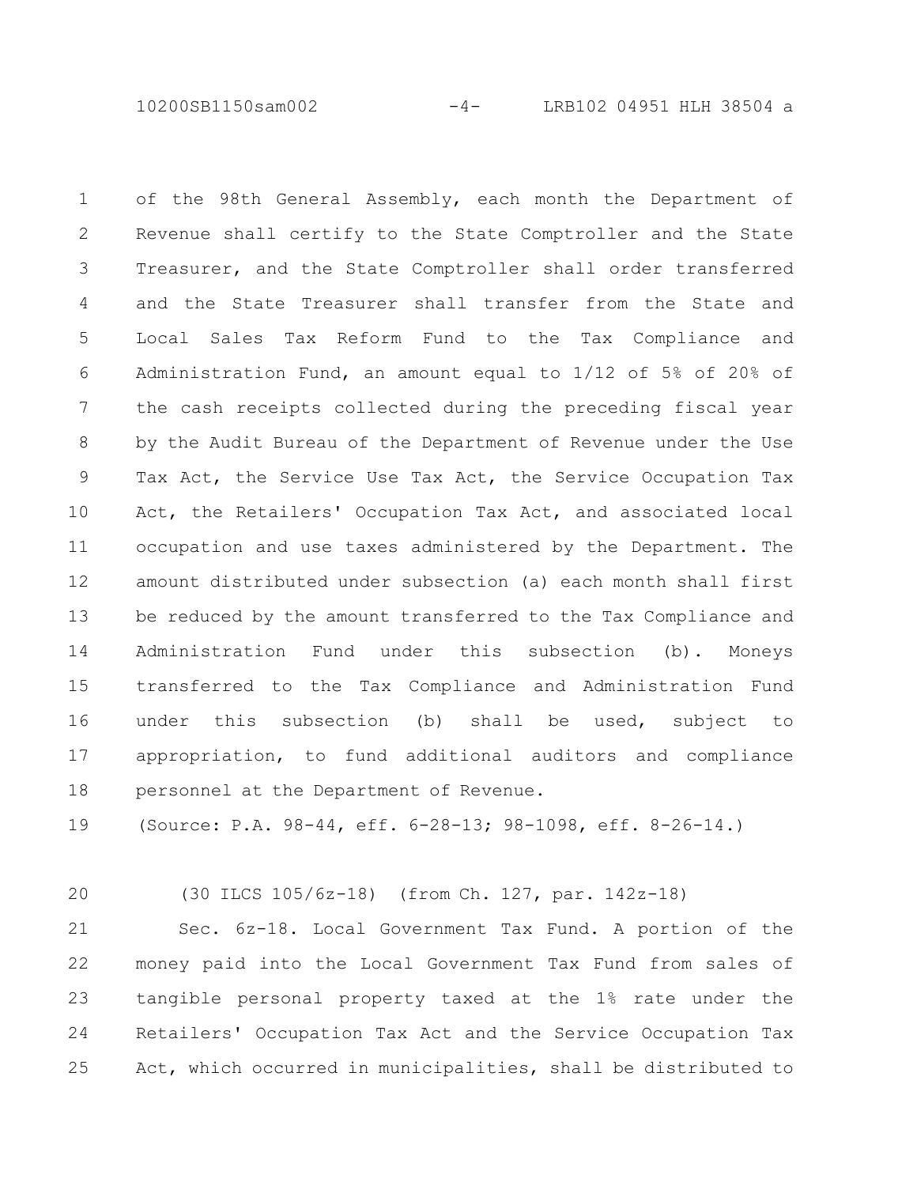of the 98th General Assembly, each month the Department of Revenue shall certify to the State Comptroller and the State Treasurer, and the State Comptroller shall order transferred and the State Treasurer shall transfer from the State and Local Sales Tax Reform Fund to the Tax Compliance and Administration Fund, an amount equal to 1/12 of 5% of 20% of the cash receipts collected during the preceding fiscal year by the Audit Bureau of the Department of Revenue under the Use Tax Act, the Service Use Tax Act, the Service Occupation Tax Act, the Retailers' Occupation Tax Act, and associated local occupation and use taxes administered by the Department. The amount distributed under subsection (a) each month shall first be reduced by the amount transferred to the Tax Compliance and Administration Fund under this subsection (b). Moneys transferred to the Tax Compliance and Administration Fund under this subsection (b) shall be used, subject to appropriation, to fund additional auditors and compliance personnel at the Department of Revenue.

(Source: P.A. 98-44, eff. 6-28-13; 98-1098, eff. 8-26-14.)

(30 ILCS 105/6z-18) (from Ch. 127, par. 142z-18)

Sec. 6z-18. Local Government Tax Fund. A portion of the money paid into the Local Government Tax Fund from sales of tangible personal property taxed at the 1% rate under the Retailers' Occupation Tax Act and the Service Occupation Tax Act, which occurred in municipalities, shall be distributed to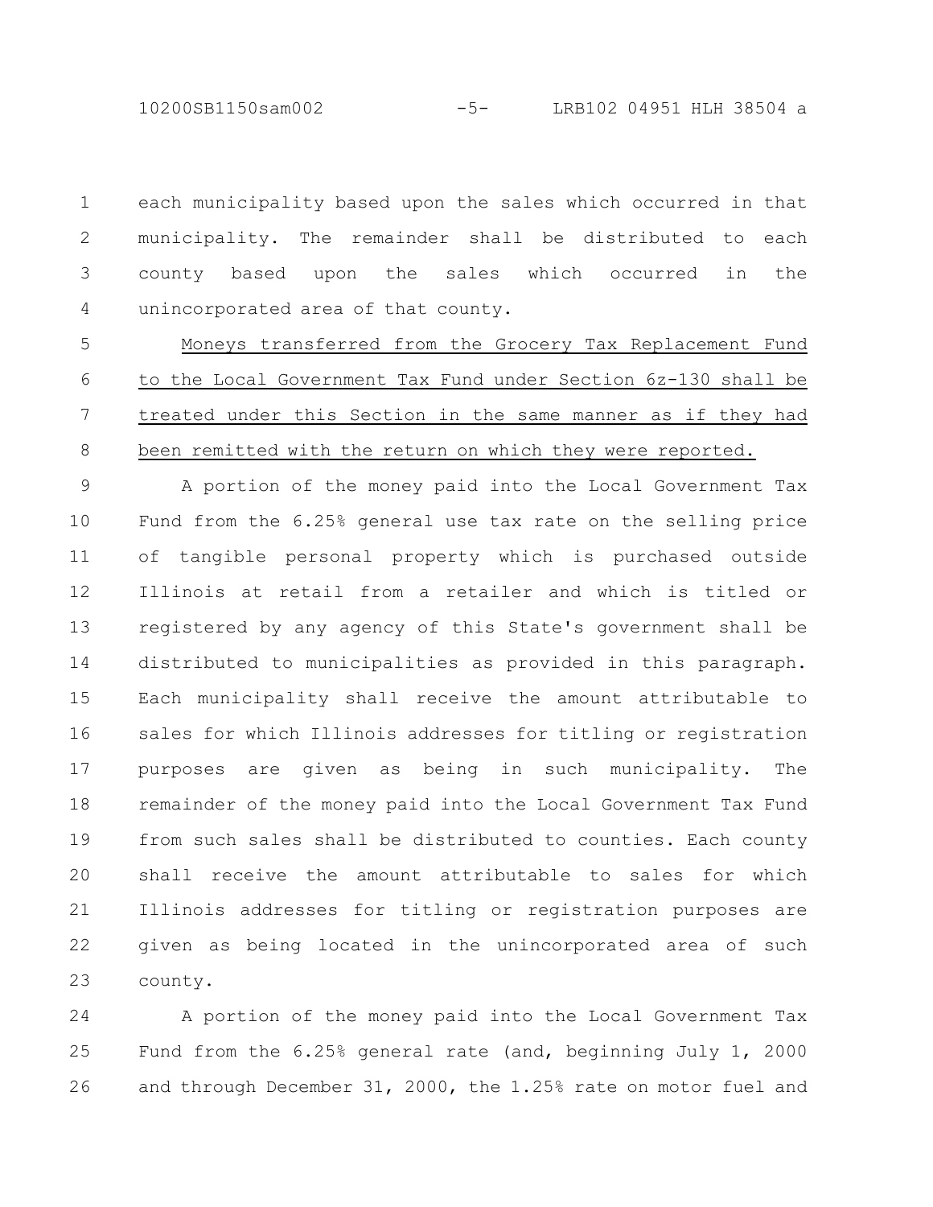each municipality based upon the sales which occurred in that municipality. The remainder shall be distributed to each county based upon the sales which occurred in the unincorporated area of that county.

<u>Moneys transferred from the Grocery Tax Replacement Fund to the Local Government Tax Fund under Section 6z-130 shall be treated under this Section in the same manner as if they had been remitted with the return on which they were reported.</u>

A portion of the money paid into the Local Government Tax Fund from the 6.25% general use tax rate on the selling price of tangible personal property which is purchased outside Illinois at retail from a retailer and which is titled or registered by any agency of this State's government shall be distributed to municipalities as provided in this paragraph. Each municipality shall receive the amount attributable to sales for which Illinois addresses for titling or registration purposes are given as being in such municipality. The remainder of the money paid into the Local Government Tax Fund from such sales shall be distributed to counties. Each county shall receive the amount attributable to sales for which Illinois addresses for titling or registration purposes are given as being located in the unincorporated area of such county.

A portion of the money paid into the Local Government Tax Fund from the 6.25% general rate (and, beginning July 1, 2000 and through December 31, 2000, the 1.25% rate on motor fuel and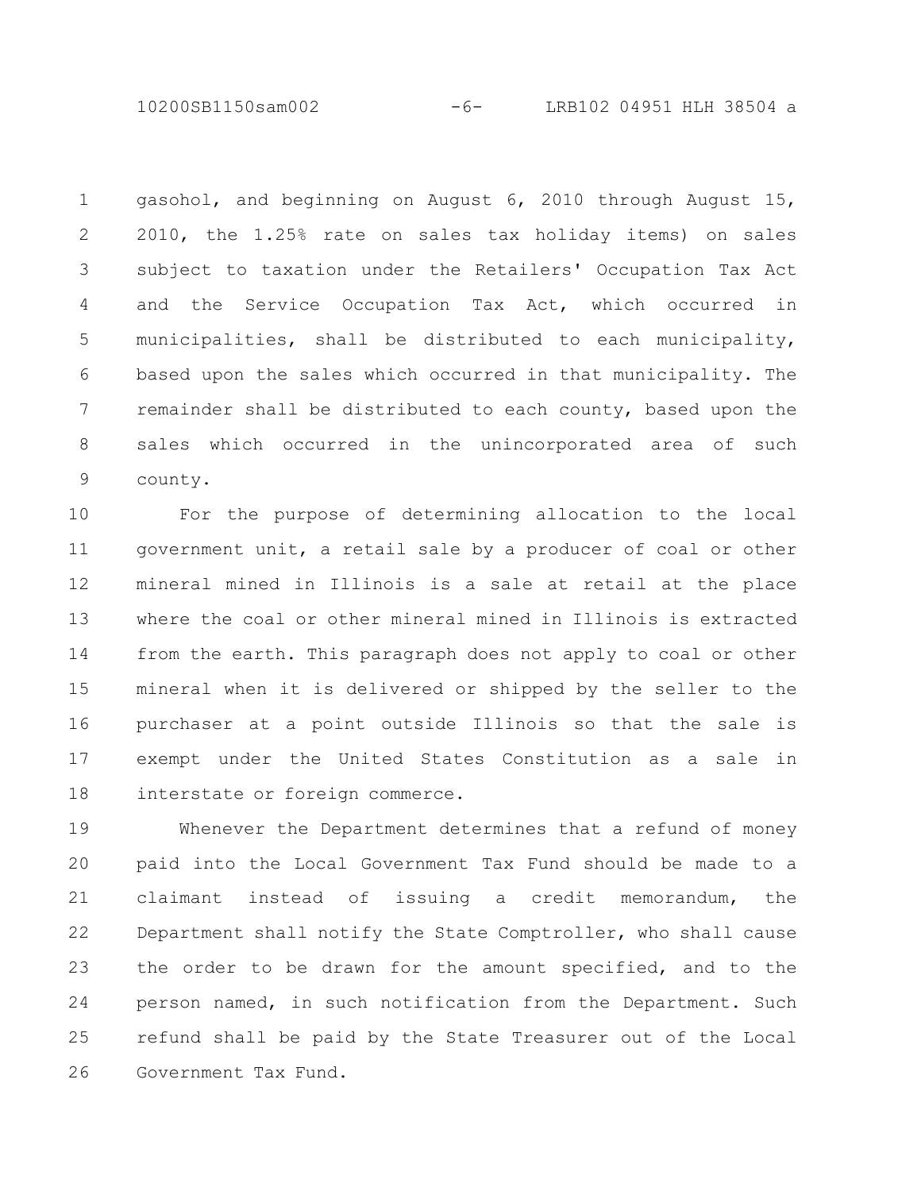gasohol, and beginning on August 6, 2010 through August 15, 2010, the 1.25% rate on sales tax holiday items) on sales subject to taxation under the Retailers' Occupation Tax Act and the Service Occupation Tax Act, which occurred in municipalities, shall be distributed to each municipality, based upon the sales which occurred in that municipality. The remainder shall be distributed to each county, based upon the sales which occurred in the unincorporated area of such county.

For the purpose of determining allocation to the local government unit, a retail sale by a producer of coal or other mineral mined in Illinois is a sale at retail at the place where the coal or other mineral mined in Illinois is extracted from the earth. This paragraph does not apply to coal or other mineral when it is delivered or shipped by the seller to the purchaser at a point outside Illinois so that the sale is exempt under the United States Constitution as a sale in interstate or foreign commerce.

Whenever the Department determines that a refund of money paid into the Local Government Tax Fund should be made to a claimant instead of issuing a credit memorandum, the Department shall notify the State Comptroller, who shall cause the order to be drawn for the amount specified, and to the person named, in such notification from the Department. Such refund shall be paid by the State Treasurer out of the Local Government Tax Fund.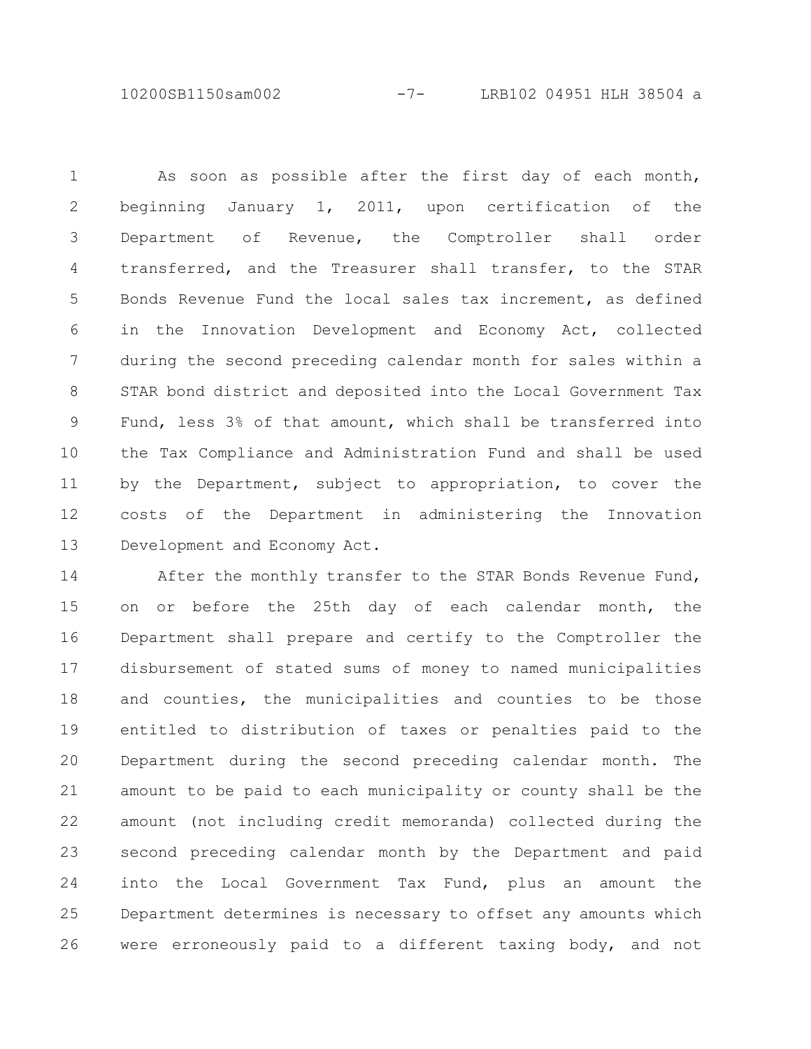As soon as possible after the first day of each month, beginning January 1, 2011, upon certification of the Department of Revenue, the Comptroller shall order transferred, and the Treasurer shall transfer, to the STAR Bonds Revenue Fund the local sales tax increment, as defined in the Innovation Development and Economy Act, collected during the second preceding calendar month for sales within a STAR bond district and deposited into the Local Government Tax Fund, less 3% of that amount, which shall be transferred into the Tax Compliance and Administration Fund and shall be used by the Department, subject to appropriation, to cover the costs of the Department in administering the Innovation Development and Economy Act.

After the monthly transfer to the STAR Bonds Revenue Fund, on or before the 25th day of each calendar month, the Department shall prepare and certify to the Comptroller the disbursement of stated sums of money to named municipalities and counties, the municipalities and counties to be those entitled to distribution of taxes or penalties paid to the Department during the second preceding calendar month. The amount to be paid to each municipality or county shall be the amount (not including credit memoranda) collected during the second preceding calendar month by the Department and paid into the Local Government Tax Fund, plus an amount the Department determines is necessary to offset any amounts which were erroneously paid to a different taxing body, and not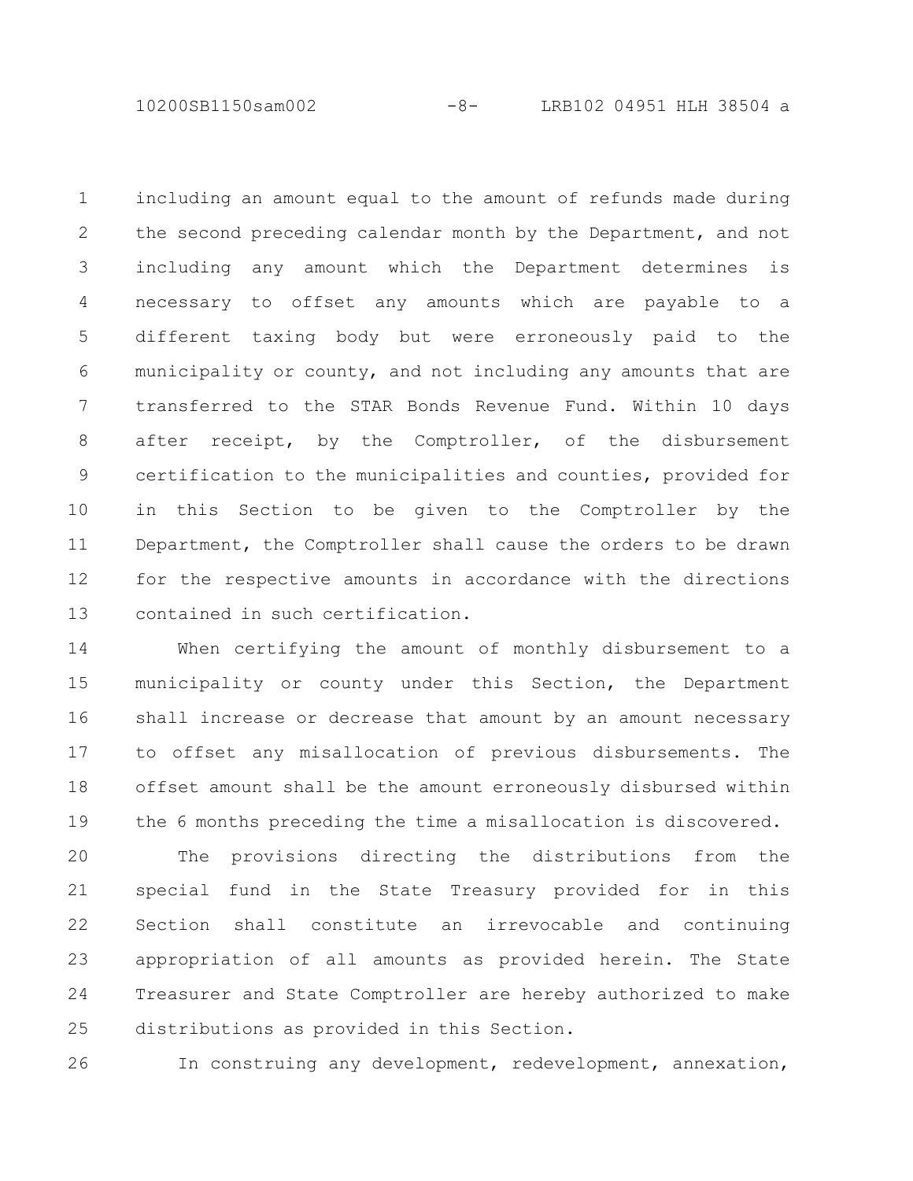including an amount equal to the amount of refunds made during the second preceding calendar month by the Department, and not including any amount which the Department determines is necessary to offset any amounts which are payable to a different taxing body but were erroneously paid to the municipality or county, and not including any amounts that are transferred to the STAR Bonds Revenue Fund. Within 10 days after receipt, by the Comptroller, of the disbursement certification to the municipalities and counties, provided for in this Section to be given to the Comptroller by the Department, the Comptroller shall cause the orders to be drawn for the respective amounts in accordance with the directions contained in such certification.

When certifying the amount of monthly disbursement to a municipality or county under this Section, the Department shall increase or decrease that amount by an amount necessary to offset any misallocation of previous disbursements. The offset amount shall be the amount erroneously disbursed within the 6 months preceding the time a misallocation is discovered.

The provisions directing the distributions from the special fund in the State Treasury provided for in this Section shall constitute an irrevocable and continuing appropriation of all amounts as provided herein. The State Treasurer and State Comptroller are hereby authorized to make distributions as provided in this Section.

In construing any development, redevelopment, annexation,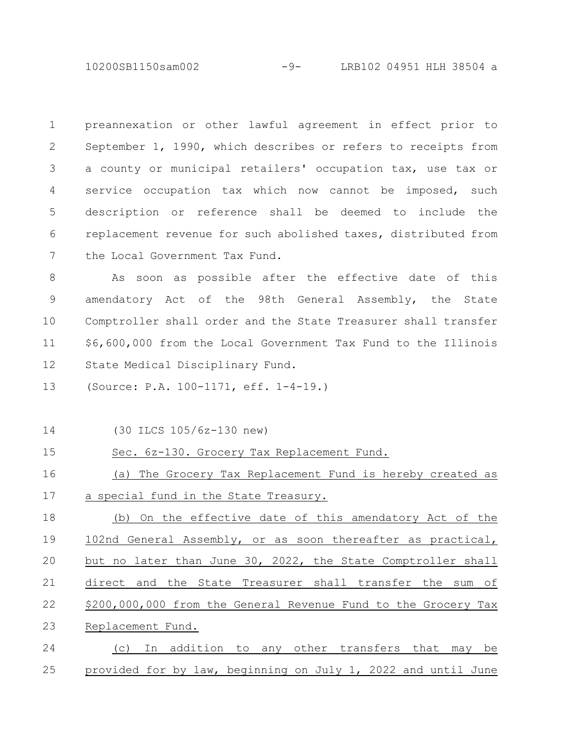preannexation or other lawful agreement in effect prior to September 1, 1990, which describes or refers to receipts from a county or municipal retailers' occupation tax, use tax or service occupation tax which now cannot be imposed, such description or reference shall be deemed to include the replacement revenue for such abolished taxes, distributed from the Local Government Tax Fund.

As soon as possible after the effective date of this amendatory Act of the 98th General Assembly, the State Comptroller shall order and the State Treasurer shall transfer $6,600,000 from the Local Government Tax Fund to the Illinois State Medical Disciplinary Fund.

(Source: P.A. 100-1171, eff. 1-4-19.)

(30 ILCS 105/6z-130 new)

Sec. 6z-130. Grocery Tax Replacement Fund.

(a) The Grocery Tax Replacement Fund is hereby created as a special fund in the State Treasury.

(b) On the effective date of this amendatory Act of the 102nd General Assembly, or as soon thereafter as practical, but no later than June 30, 2022, the State Comptroller shall direct and the State Treasurer shall transfer the sum of $200,000,000 from the General Revenue Fund to the Grocery Tax Replacement Fund.

(c) In addition to any other transfers that may be provided for by law, beginning on July 1, 2022 and until June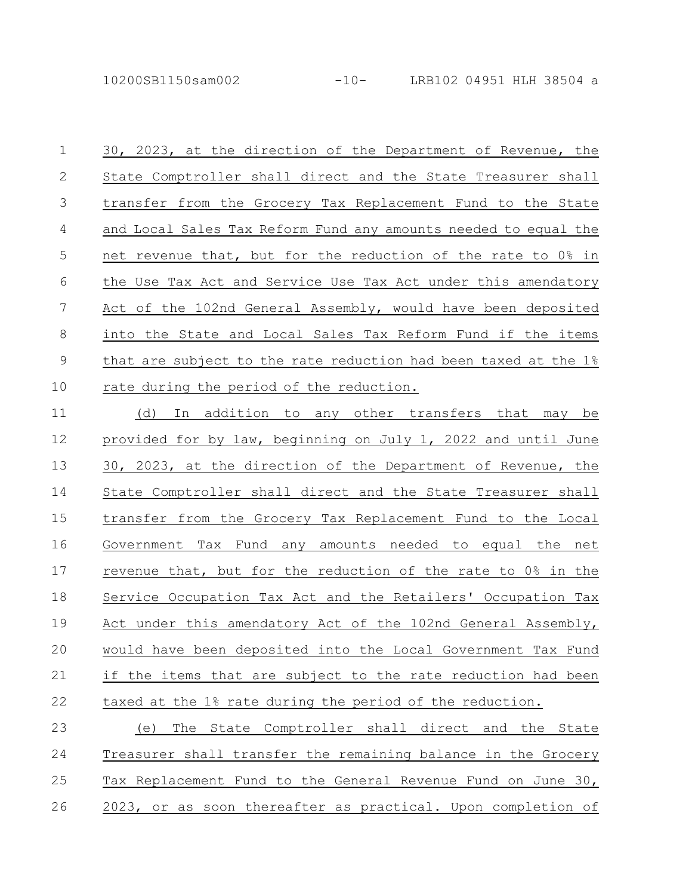30, 2023, at the direction of the Department of Revenue, the State Comptroller shall direct and the State Treasurer shall transfer from the Grocery Tax Replacement Fund to the State and Local Sales Tax Reform Fund any amounts needed to equal the net revenue that, but for the reduction of the rate to 0% in the Use Tax Act and Service Use Tax Act under this amendatory Act of the 102nd General Assembly, would have been deposited into the State and Local Sales Tax Reform Fund if the items that are subject to the rate reduction had been taxed at the 1% rate during the period of the reduction.

(d) In addition to any other transfers that may be provided for by law, beginning on July 1, 2022 and until June 30, 2023, at the direction of the Department of Revenue, the State Comptroller shall direct and the State Treasurer shall transfer from the Grocery Tax Replacement Fund to the Local Government Tax Fund any amounts needed to equal the net revenue that, but for the reduction of the rate to 0% in the Service Occupation Tax Act and the Retailers' Occupation Tax Act under this amendatory Act of the 102nd General Assembly, would have been deposited into the Local Government Tax Fund if the items that are subject to the rate reduction had been taxed at the 1% rate during the period of the reduction.

(e) The State Comptroller shall direct and the State Treasurer shall transfer the remaining balance in the Grocery Tax Replacement Fund to the General Revenue Fund on June 30, 2023, or as soon thereafter as practical. Upon completion of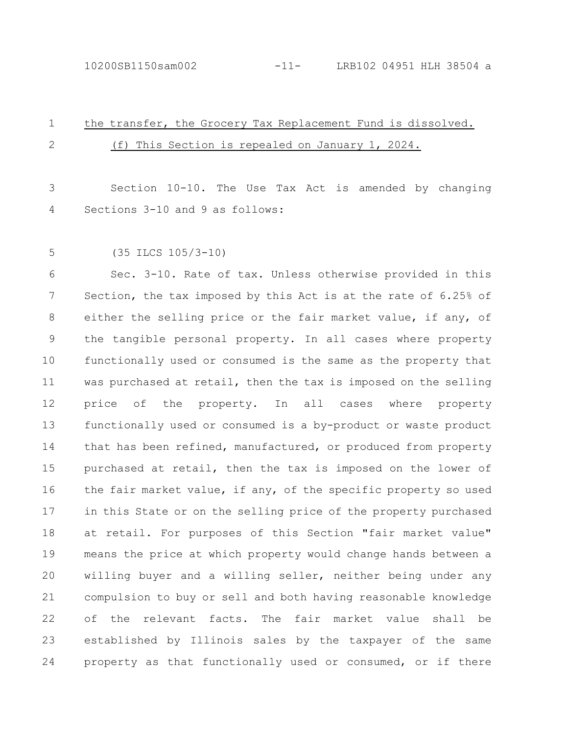the transfer, the Grocery Tax Replacement Fund is dissolved.

(f) This Section is repealed on January 1, 2024.

Section 10-10. The Use Tax Act is amended by changing Sections 3-10 and 9 as follows:

(35 ILCS 105/3-10)

Sec. 3-10. Rate of tax. Unless otherwise provided in this Section, the tax imposed by this Act is at the rate of 6.25% of either the selling price or the fair market value, if any, of the tangible personal property. In all cases where property functionally used or consumed is the same as the property that was purchased at retail, then the tax is imposed on the selling price of the property. In all cases where property functionally used or consumed is a by-product or waste product that has been refined, manufactured, or produced from property purchased at retail, then the tax is imposed on the lower of the fair market value, if any, of the specific property so used in this State or on the selling price of the property purchased at retail. For purposes of this Section "fair market value" means the price at which property would change hands between a willing buyer and a willing seller, neither being under any compulsion to buy or sell and both having reasonable knowledge of the relevant facts. The fair market value shall be established by Illinois sales by the taxpayer of the same property as that functionally used or consumed, or if there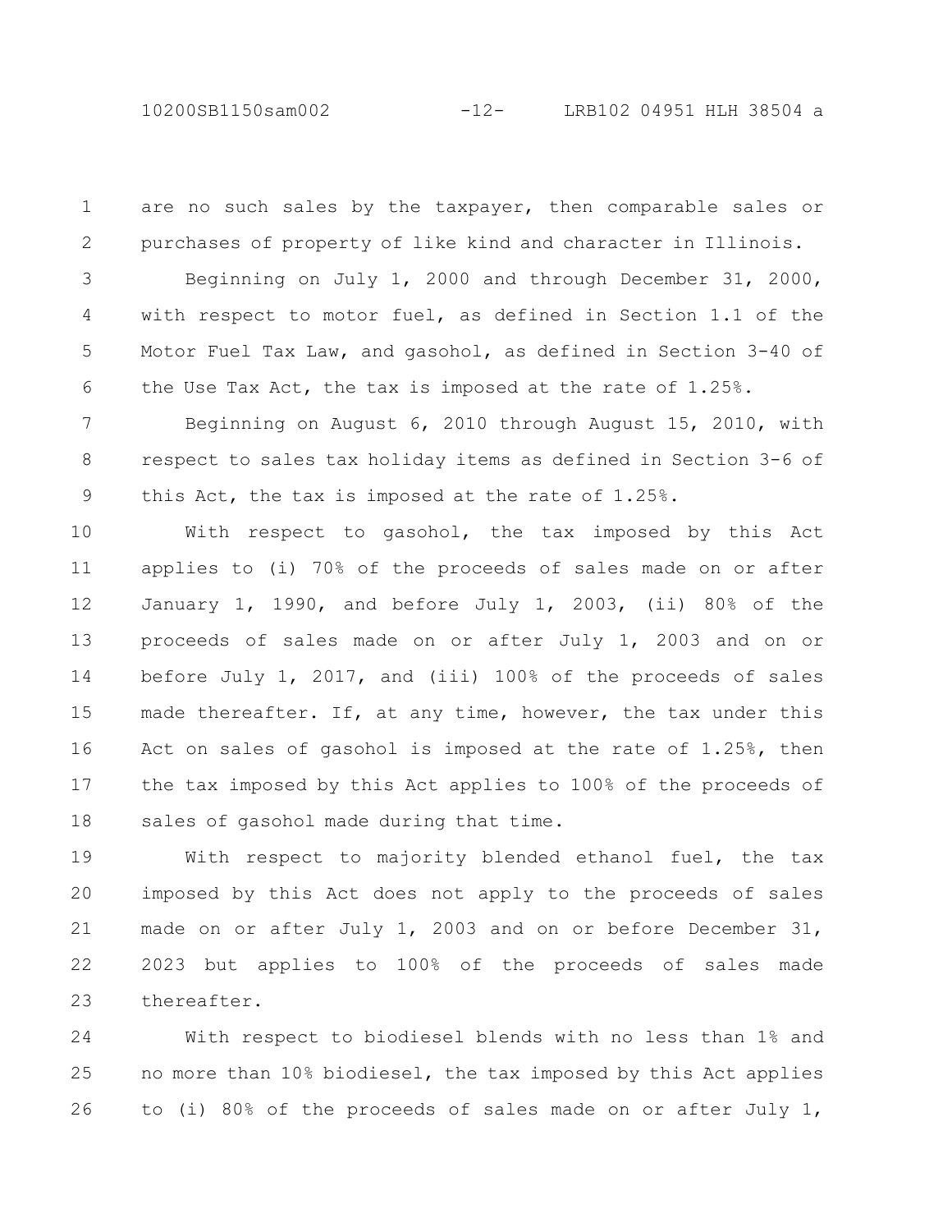are no such sales by the taxpayer, then comparable sales or purchases of property of like kind and character in Illinois.

Beginning on July 1, 2000 and through December 31, 2000, with respect to motor fuel, as defined in Section 1.1 of the Motor Fuel Tax Law, and gasohol, as defined in Section 3-40 of the Use Tax Act, the tax is imposed at the rate of 1.25%.

Beginning on August 6, 2010 through August 15, 2010, with respect to sales tax holiday items as defined in Section 3-6 of this Act, the tax is imposed at the rate of 1.25%.

With respect to gasohol, the tax imposed by this Act applies to (i) 70% of the proceeds of sales made on or after January 1, 1990, and before July 1, 2003, (ii) 80% of the proceeds of sales made on or after July 1, 2003 and on or before July 1, 2017, and (iii) 100% of the proceeds of sales made thereafter. If, at any time, however, the tax under this Act on sales of gasohol is imposed at the rate of 1.25%, then the tax imposed by this Act applies to 100% of the proceeds of sales of gasohol made during that time.

With respect to majority blended ethanol fuel, the tax imposed by this Act does not apply to the proceeds of sales made on or after July 1, 2003 and on or before December 31, 2023 but applies to 100% of the proceeds of sales made thereafter.

With respect to biodiesel blends with no less than 1% and no more than 10% biodiesel, the tax imposed by this Act applies to (i) 80% of the proceeds of sales made on or after July 1,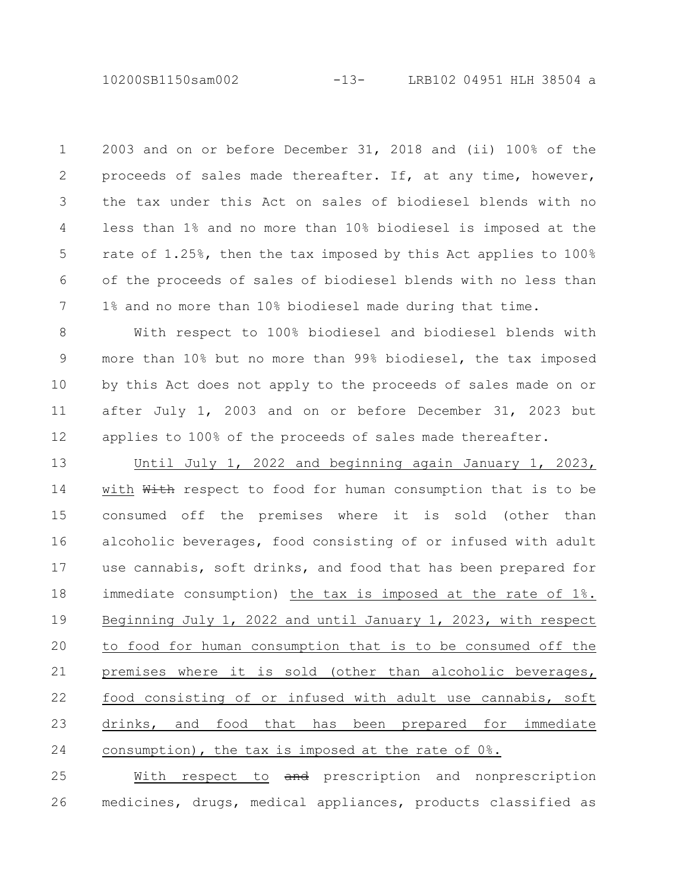2003 and on or before December 31, 2018 and (ii) 100% of the proceeds of sales made thereafter. If, at any time, however, the tax under this Act on sales of biodiesel blends with no less than 1% and no more than 10% biodiesel is imposed at the rate of 1.25%, then the tax imposed by this Act applies to 100% of the proceeds of sales of biodiesel blends with no less than 1% and no more than 10% biodiesel made during that time.

With respect to 100% biodiesel and biodiesel blends with more than 10% but no more than 99% biodiesel, the tax imposed by this Act does not apply to the proceeds of sales made on or after July 1, 2003 and on or before December 31, 2023 but applies to 100% of the proceeds of sales made thereafter.

Until July 1, 2022 and beginning again January 1, 2023, with ~~With~~ respect to food for human consumption that is to be consumed off the premises where it is sold (other than alcoholic beverages, food consisting of or infused with adult use cannabis, soft drinks, and food that has been prepared for immediate consumption) the tax is imposed at the rate of 1%. Beginning July 1, 2022 and until January 1, 2023, with respect to food for human consumption that is to be consumed off the premises where it is sold (other than alcoholic beverages, food consisting of or infused with adult use cannabis, soft drinks, and food that has been prepared for immediate consumption), the tax is imposed at the rate of 0%.

With respect to ~~and~~ prescription and nonprescription medicines, drugs, medical appliances, products classified as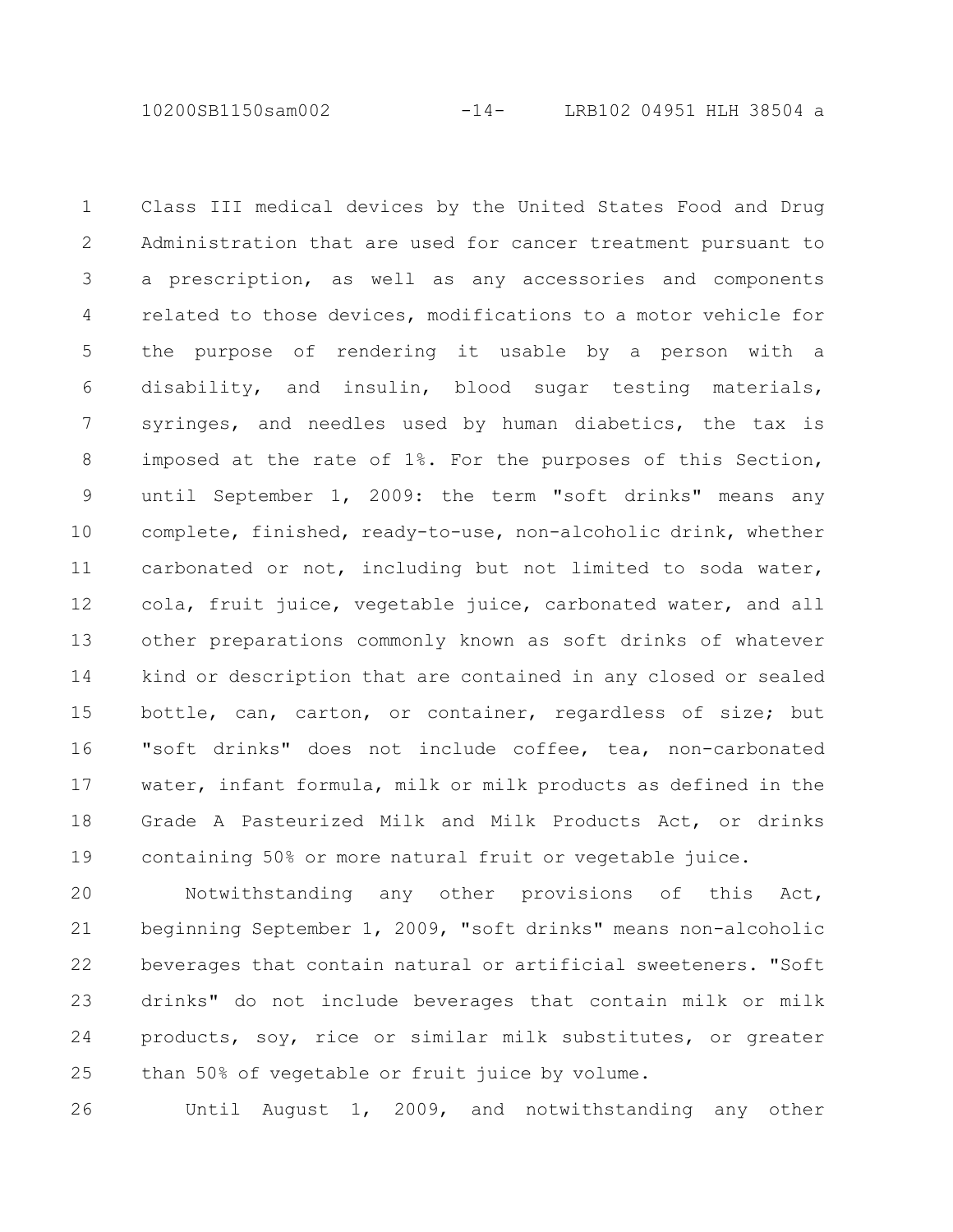Class III medical devices by the United States Food and Drug Administration that are used for cancer treatment pursuant to a prescription, as well as any accessories and components related to those devices, modifications to a motor vehicle for the purpose of rendering it usable by a person with a disability, and insulin, blood sugar testing materials, syringes, and needles used by human diabetics, the tax is imposed at the rate of 1%. For the purposes of this Section, until September 1, 2009: the term "soft drinks" means any complete, finished, ready-to-use, non-alcoholic drink, whether carbonated or not, including but not limited to soda water, cola, fruit juice, vegetable juice, carbonated water, and all other preparations commonly known as soft drinks of whatever kind or description that are contained in any closed or sealed bottle, can, carton, or container, regardless of size; but "soft drinks" does not include coffee, tea, non-carbonated water, infant formula, milk or milk products as defined in the Grade A Pasteurized Milk and Milk Products Act, or drinks containing 50% or more natural fruit or vegetable juice.

Notwithstanding any other provisions of this Act, beginning September 1, 2009, "soft drinks" means non-alcoholic beverages that contain natural or artificial sweeteners. "Soft drinks" do not include beverages that contain milk or milk products, soy, rice or similar milk substitutes, or greater than 50% of vegetable or fruit juice by volume.

Until August 1, 2009, and notwithstanding any other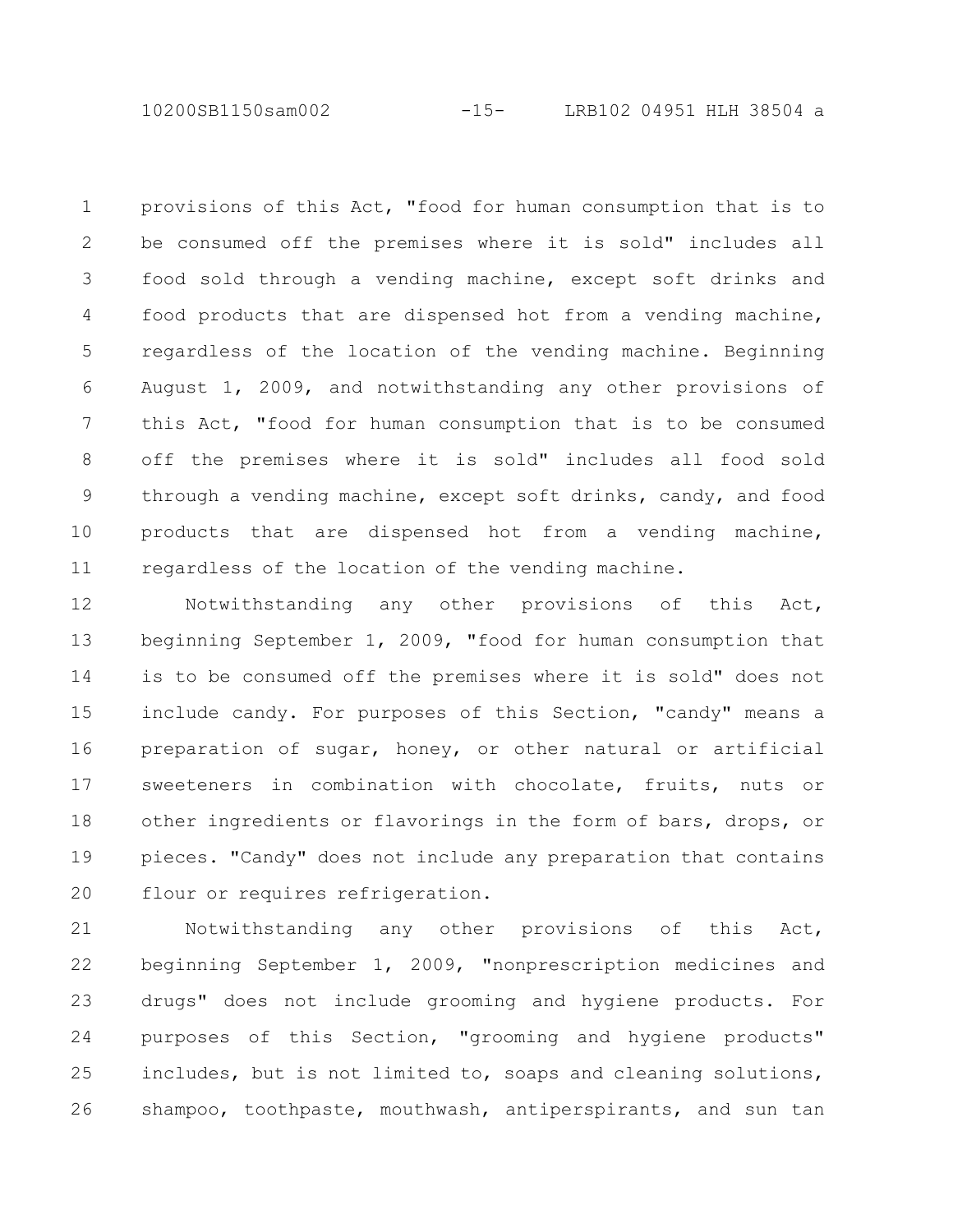provisions of this Act, "food for human consumption that is to be consumed off the premises where it is sold" includes all food sold through a vending machine, except soft drinks and food products that are dispensed hot from a vending machine, regardless of the location of the vending machine. Beginning August 1, 2009, and notwithstanding any other provisions of this Act, "food for human consumption that is to be consumed off the premises where it is sold" includes all food sold through a vending machine, except soft drinks, candy, and food products that are dispensed hot from a vending machine, regardless of the location of the vending machine.

Notwithstanding any other provisions of this Act, beginning September 1, 2009, "food for human consumption that is to be consumed off the premises where it is sold" does not include candy. For purposes of this Section, "candy" means a preparation of sugar, honey, or other natural or artificial sweeteners in combination with chocolate, fruits, nuts or other ingredients or flavorings in the form of bars, drops, or pieces. "Candy" does not include any preparation that contains flour or requires refrigeration.

Notwithstanding any other provisions of this Act, beginning September 1, 2009, "nonprescription medicines and drugs" does not include grooming and hygiene products. For purposes of this Section, "grooming and hygiene products" includes, but is not limited to, soaps and cleaning solutions, shampoo, toothpaste, mouthwash, antiperspirants, and sun tan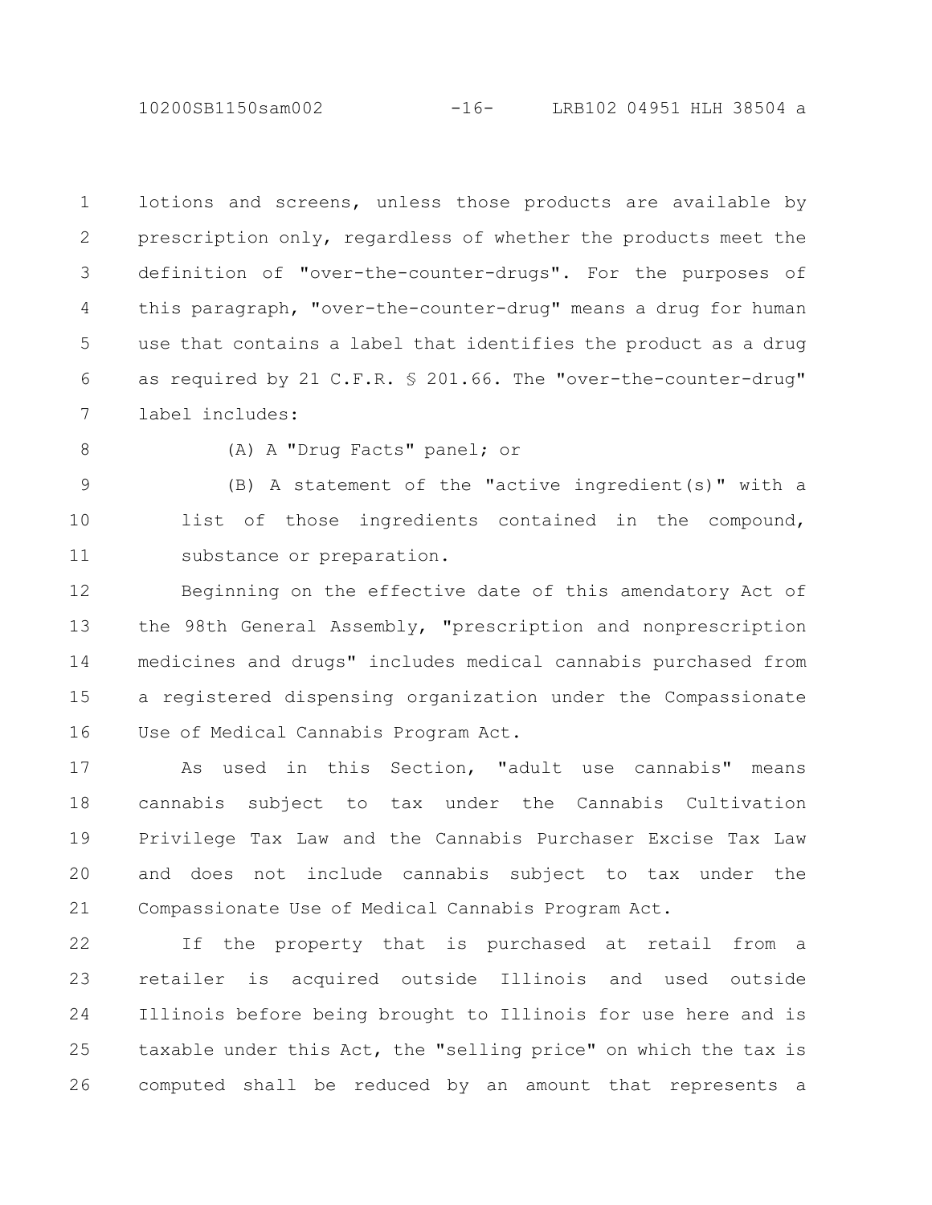lotions and screens, unless those products are available by prescription only, regardless of whether the products meet the definition of "over-the-counter-drugs". For the purposes of this paragraph, "over-the-counter-drug" means a drug for human use that contains a label that identifies the product as a drug as required by 21 C.F.R. § 201.66. The "over-the-counter-drug" label includes:

(A) A "Drug Facts" panel; or

(B) A statement of the "active ingredient(s)" with a list of those ingredients contained in the compound, substance or preparation.

Beginning on the effective date of this amendatory Act of the 98th General Assembly, "prescription and nonprescription medicines and drugs" includes medical cannabis purchased from a registered dispensing organization under the Compassionate Use of Medical Cannabis Program Act.

As used in this Section, "adult use cannabis" means cannabis subject to tax under the Cannabis Cultivation Privilege Tax Law and the Cannabis Purchaser Excise Tax Law and does not include cannabis subject to tax under the Compassionate Use of Medical Cannabis Program Act.

If the property that is purchased at retail from a retailer is acquired outside Illinois and used outside Illinois before being brought to Illinois for use here and is taxable under this Act, the "selling price" on which the tax is computed shall be reduced by an amount that represents a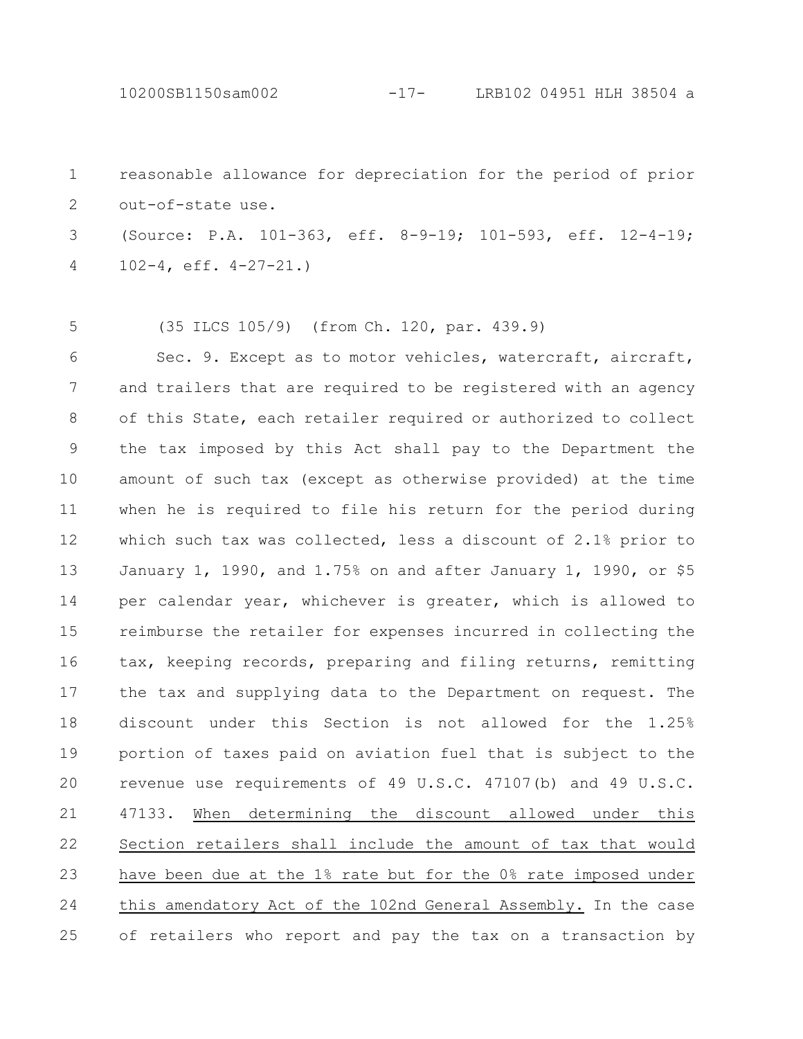reasonable allowance for depreciation for the period of prior out-of-state use.

(Source: P.A. 101-363, eff. 8-9-19; 101-593, eff. 12-4-19; 102-4, eff. 4-27-21.)

(35 ILCS 105/9) (from Ch. 120, par. 439.9)

Sec. 9. Except as to motor vehicles, watercraft, aircraft, and trailers that are required to be registered with an agency of this State, each retailer required or authorized to collect the tax imposed by this Act shall pay to the Department the amount of such tax (except as otherwise provided) at the time when he is required to file his return for the period during which such tax was collected, less a discount of 2.1% prior to January 1, 1990, and 1.75% on and after January 1, 1990, or $5 per calendar year, whichever is greater, which is allowed to reimburse the retailer for expenses incurred in collecting the tax, keeping records, preparing and filing returns, remitting the tax and supplying data to the Department on request. The discount under this Section is not allowed for the 1.25% portion of taxes paid on aviation fuel that is subject to the revenue use requirements of 49 U.S.C. 47107(b) and 49 U.S.C. 47133. When determining the discount allowed under this Section retailers shall include the amount of tax that would have been due at the 1% rate but for the 0% rate imposed under this amendatory Act of the 102nd General Assembly. In the case of retailers who report and pay the tax on a transaction by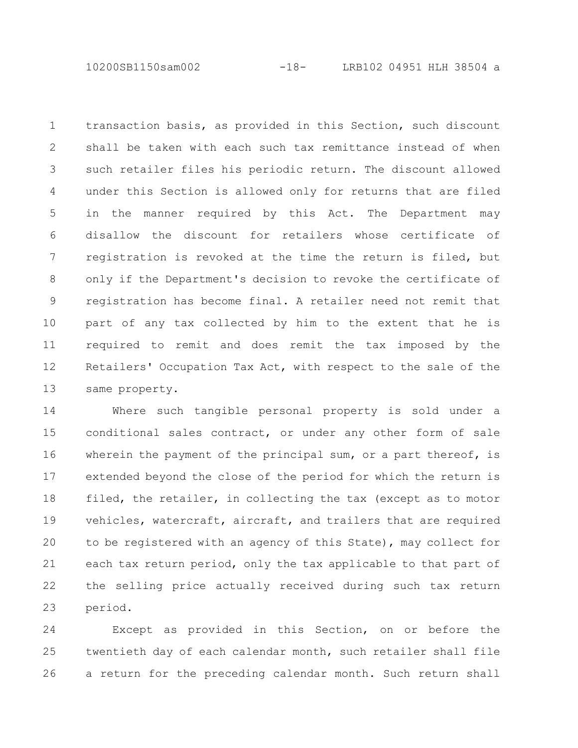transaction basis, as provided in this Section, such discount shall be taken with each such tax remittance instead of when such retailer files his periodic return. The discount allowed under this Section is allowed only for returns that are filed in the manner required by this Act. The Department may disallow the discount for retailers whose certificate of registration is revoked at the time the return is filed, but only if the Department's decision to revoke the certificate of registration has become final. A retailer need not remit that part of any tax collected by him to the extent that he is required to remit and does remit the tax imposed by the Retailers' Occupation Tax Act, with respect to the sale of the same property.

Where such tangible personal property is sold under a conditional sales contract, or under any other form of sale wherein the payment of the principal sum, or a part thereof, is extended beyond the close of the period for which the return is filed, the retailer, in collecting the tax (except as to motor vehicles, watercraft, aircraft, and trailers that are required to be registered with an agency of this State), may collect for each tax return period, only the tax applicable to that part of the selling price actually received during such tax return period.

Except as provided in this Section, on or before the twentieth day of each calendar month, such retailer shall file a return for the preceding calendar month. Such return shall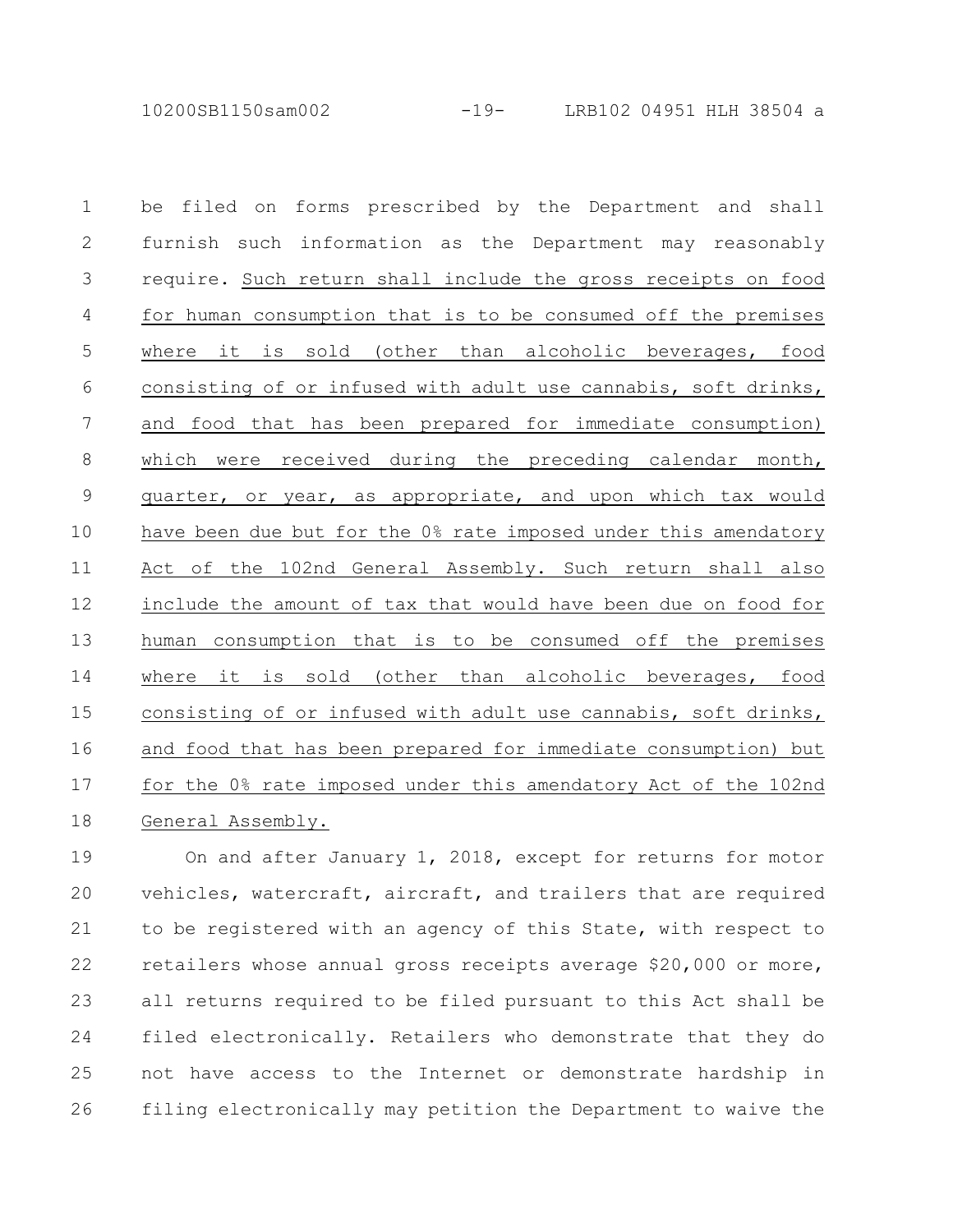be filed on forms prescribed by the Department and shall furnish such information as the Department may reasonably require. Such return shall include the gross receipts on food for human consumption that is to be consumed off the premises where it is sold (other than alcoholic beverages, food consisting of or infused with adult use cannabis, soft drinks, and food that has been prepared for immediate consumption) which were received during the preceding calendar month, quarter, or year, as appropriate, and upon which tax would have been due but for the 0% rate imposed under this amendatory Act of the 102nd General Assembly. Such return shall also include the amount of tax that would have been due on food for human consumption that is to be consumed off the premises where it is sold (other than alcoholic beverages, food consisting of or infused with adult use cannabis, soft drinks, and food that has been prepared for immediate consumption) but for the 0% rate imposed under this amendatory Act of the 102nd General Assembly.

On and after January 1, 2018, except for returns for motor vehicles, watercraft, aircraft, and trailers that are required to be registered with an agency of this State, with respect to retailers whose annual gross receipts average $20,000 or more, all returns required to be filed pursuant to this Act shall be filed electronically. Retailers who demonstrate that they do not have access to the Internet or demonstrate hardship in filing electronically may petition the Department to waive the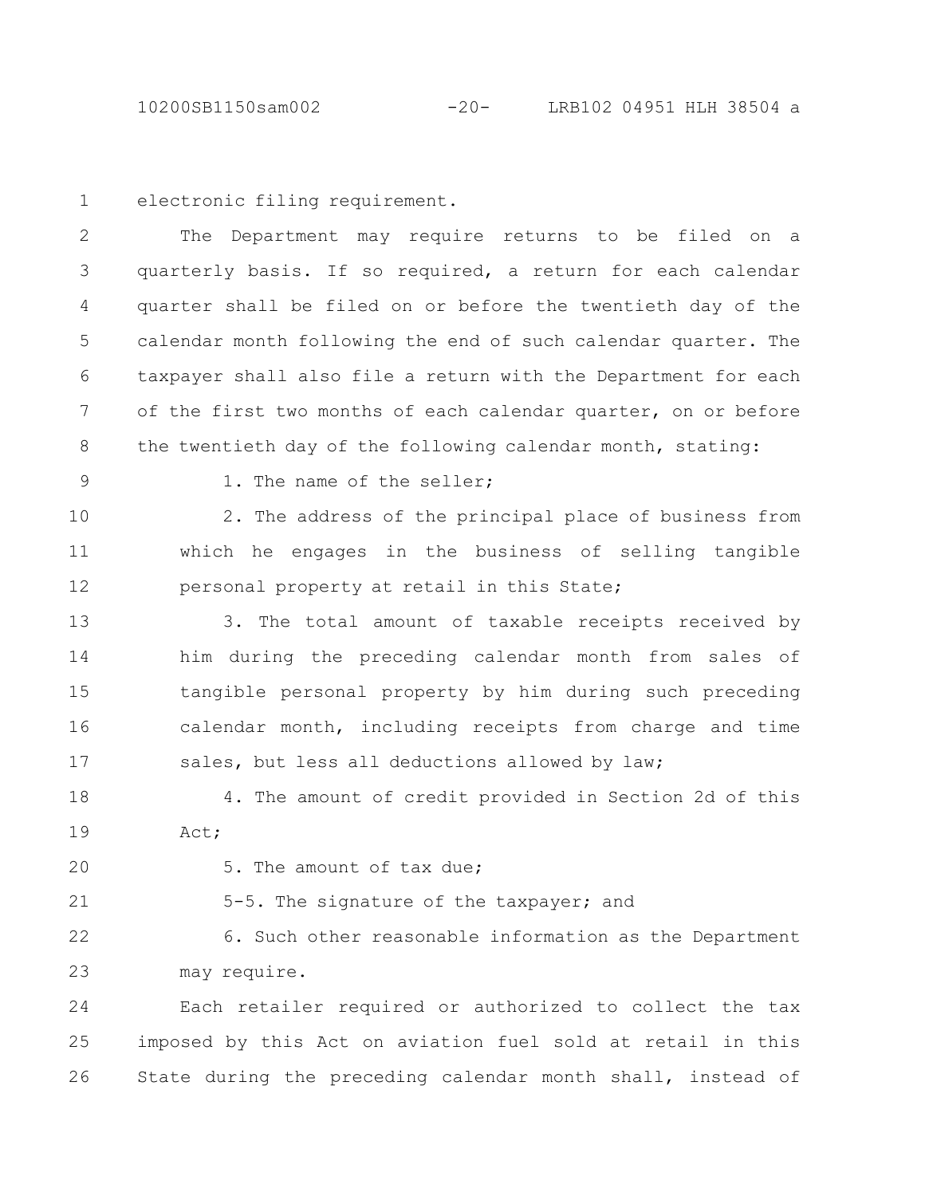electronic filing requirement.

The Department may require returns to be filed on a quarterly basis. If so required, a return for each calendar quarter shall be filed on or before the twentieth day of the calendar month following the end of such calendar quarter. The taxpayer shall also file a return with the Department for each of the first two months of each calendar quarter, on or before the twentieth day of the following calendar month, stating:

1. The name of the seller;

2. The address of the principal place of business from which he engages in the business of selling tangible personal property at retail in this State;

3. The total amount of taxable receipts received by him during the preceding calendar month from sales of tangible personal property by him during such preceding calendar month, including receipts from charge and time sales, but less all deductions allowed by law;

4. The amount of credit provided in Section 2d of this Act;

5. The amount of tax due;

5-5. The signature of the taxpayer; and

6. Such other reasonable information as the Department may require.

Each retailer required or authorized to collect the tax imposed by this Act on aviation fuel sold at retail in this State during the preceding calendar month shall, instead of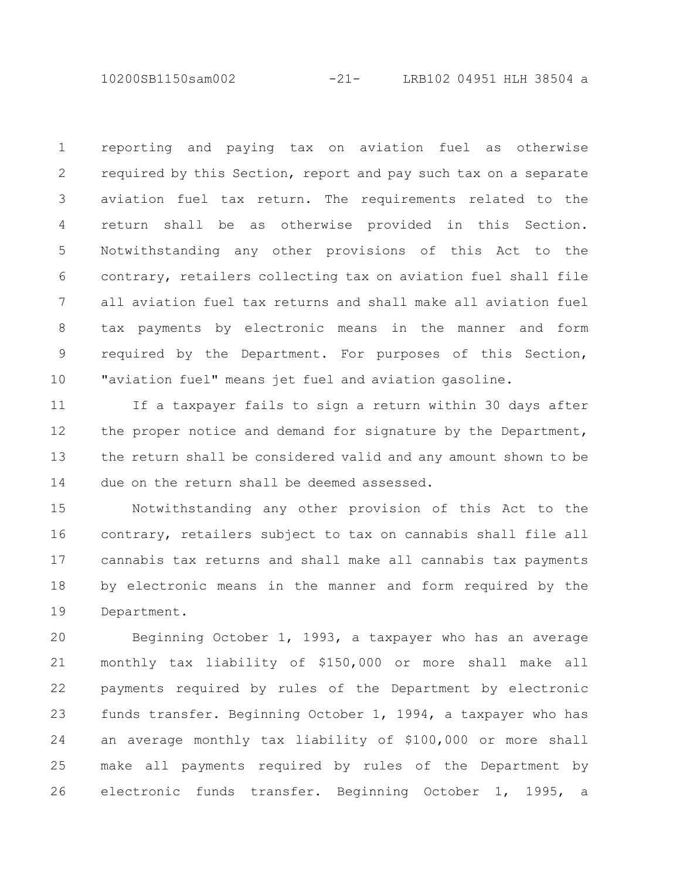reporting and paying tax on aviation fuel as otherwise required by this Section, report and pay such tax on a separate aviation fuel tax return. The requirements related to the return shall be as otherwise provided in this Section. Notwithstanding any other provisions of this Act to the contrary, retailers collecting tax on aviation fuel shall file all aviation fuel tax returns and shall make all aviation fuel tax payments by electronic means in the manner and form required by the Department. For purposes of this Section, "aviation fuel" means jet fuel and aviation gasoline.

If a taxpayer fails to sign a return within 30 days after the proper notice and demand for signature by the Department, the return shall be considered valid and any amount shown to be due on the return shall be deemed assessed.

Notwithstanding any other provision of this Act to the contrary, retailers subject to tax on cannabis shall file all cannabis tax returns and shall make all cannabis tax payments by electronic means in the manner and form required by the Department.

Beginning October 1, 1993, a taxpayer who has an average monthly tax liability of $150,000 or more shall make all payments required by rules of the Department by electronic funds transfer. Beginning October 1, 1994, a taxpayer who has an average monthly tax liability of $100,000 or more shall make all payments required by rules of the Department by electronic funds transfer. Beginning October 1, 1995, a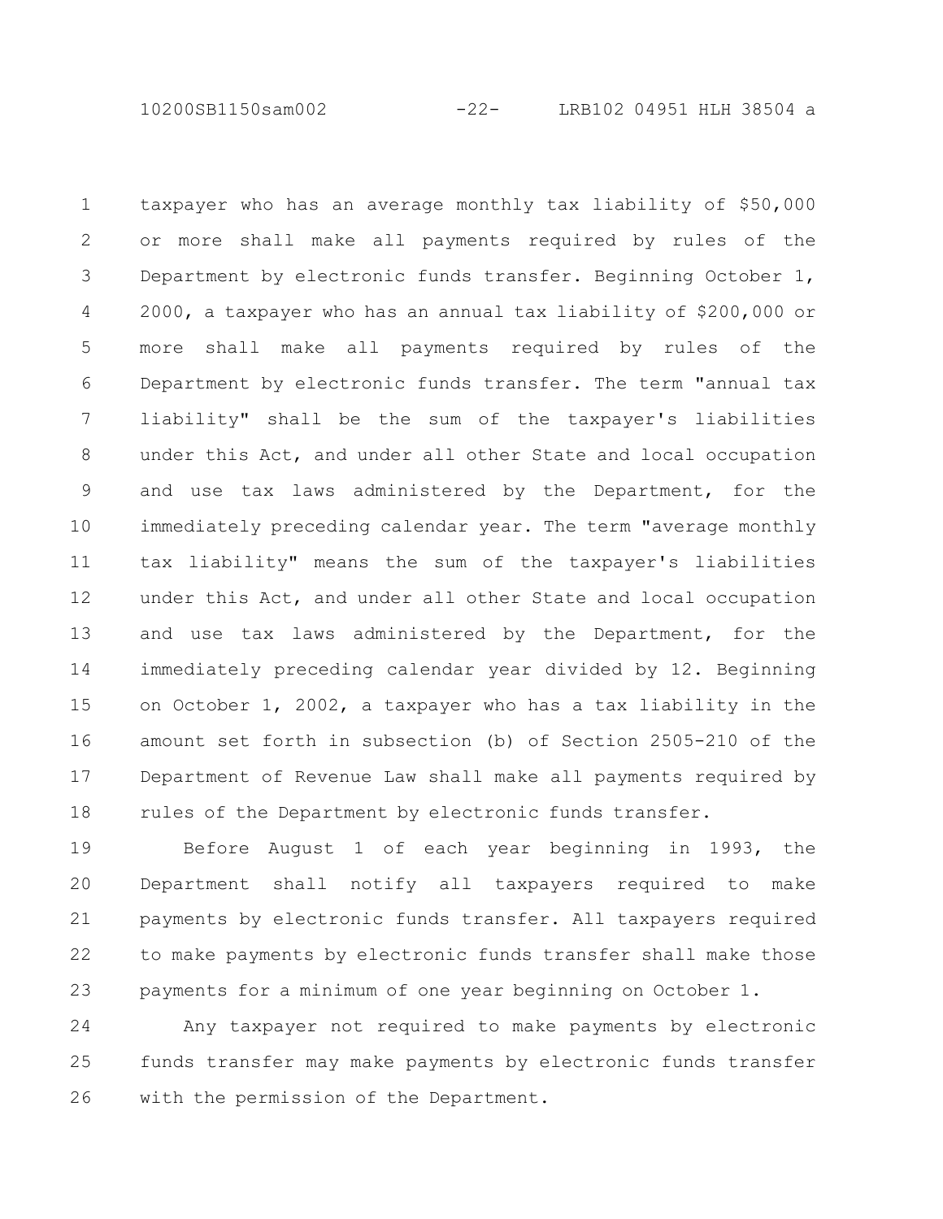taxpayer who has an average monthly tax liability of $50,000 or more shall make all payments required by rules of the Department by electronic funds transfer. Beginning October 1, 2000, a taxpayer who has an annual tax liability of $200,000 or more shall make all payments required by rules of the Department by electronic funds transfer. The term "annual tax liability" shall be the sum of the taxpayer's liabilities under this Act, and under all other State and local occupation and use tax laws administered by the Department, for the immediately preceding calendar year. The term "average monthly tax liability" means the sum of the taxpayer's liabilities under this Act, and under all other State and local occupation and use tax laws administered by the Department, for the immediately preceding calendar year divided by 12. Beginning on October 1, 2002, a taxpayer who has a tax liability in the amount set forth in subsection (b) of Section 2505-210 of the Department of Revenue Law shall make all payments required by rules of the Department by electronic funds transfer.

Before August 1 of each year beginning in 1993, the Department shall notify all taxpayers required to make payments by electronic funds transfer. All taxpayers required to make payments by electronic funds transfer shall make those payments for a minimum of one year beginning on October 1.

Any taxpayer not required to make payments by electronic funds transfer may make payments by electronic funds transfer with the permission of the Department.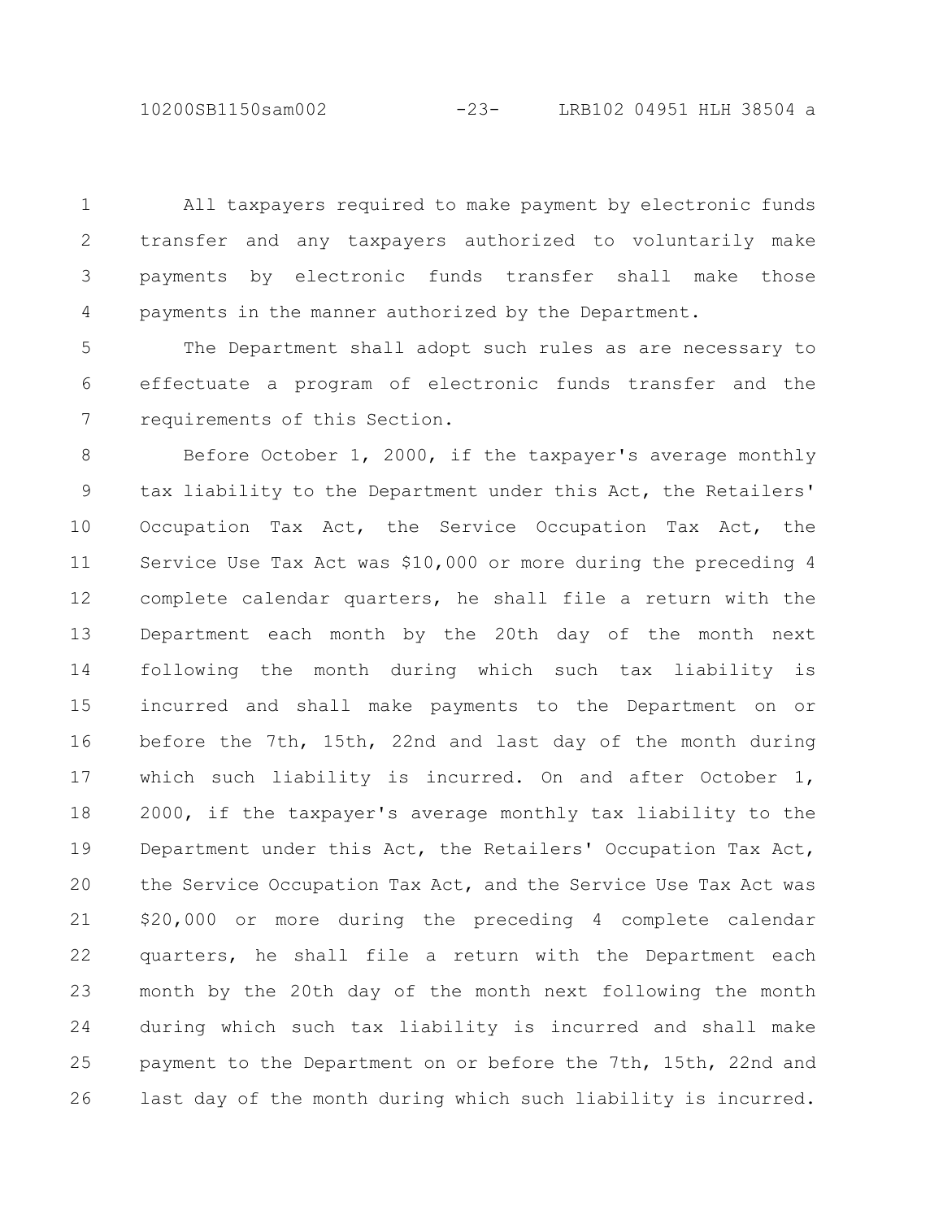All taxpayers required to make payment by electronic funds transfer and any taxpayers authorized to voluntarily make payments by electronic funds transfer shall make those payments in the manner authorized by the Department.

The Department shall adopt such rules as are necessary to effectuate a program of electronic funds transfer and the requirements of this Section.

Before October 1, 2000, if the taxpayer's average monthly tax liability to the Department under this Act, the Retailers' Occupation Tax Act, the Service Occupation Tax Act, the Service Use Tax Act was $10,000 or more during the preceding 4 complete calendar quarters, he shall file a return with the Department each month by the 20th day of the month next following the month during which such tax liability is incurred and shall make payments to the Department on or before the 7th, 15th, 22nd and last day of the month during which such liability is incurred. On and after October 1, 2000, if the taxpayer's average monthly tax liability to the Department under this Act, the Retailers' Occupation Tax Act, the Service Occupation Tax Act, and the Service Use Tax Act was $20,000 or more during the preceding 4 complete calendar quarters, he shall file a return with the Department each month by the 20th day of the month next following the month during which such tax liability is incurred and shall make payment to the Department on or before the 7th, 15th, 22nd and last day of the month during which such liability is incurred.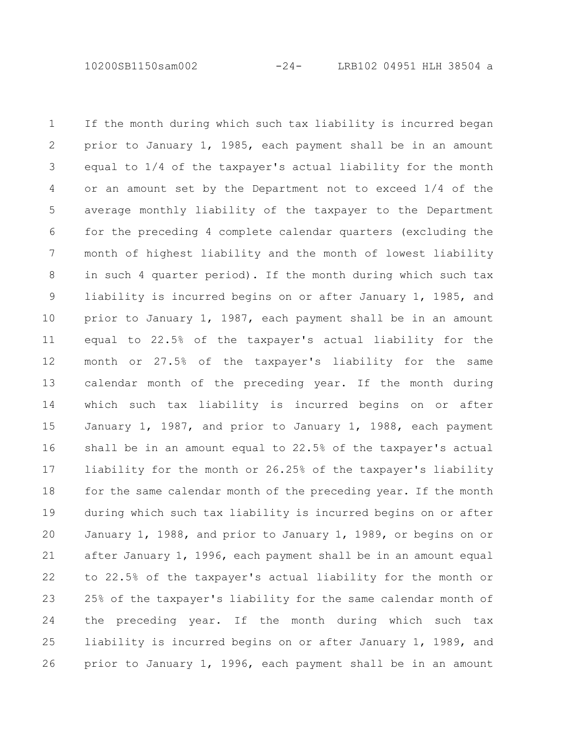If the month during which such tax liability is incurred began prior to January 1, 1985, each payment shall be in an amount equal to 1/4 of the taxpayer's actual liability for the month or an amount set by the Department not to exceed 1/4 of the average monthly liability of the taxpayer to the Department for the preceding 4 complete calendar quarters (excluding the month of highest liability and the month of lowest liability in such 4 quarter period). If the month during which such tax liability is incurred begins on or after January 1, 1985, and prior to January 1, 1987, each payment shall be in an amount equal to 22.5% of the taxpayer's actual liability for the month or 27.5% of the taxpayer's liability for the same calendar month of the preceding year. If the month during which such tax liability is incurred begins on or after January 1, 1987, and prior to January 1, 1988, each payment shall be in an amount equal to 22.5% of the taxpayer's actual liability for the month or 26.25% of the taxpayer's liability for the same calendar month of the preceding year. If the month during which such tax liability is incurred begins on or after January 1, 1988, and prior to January 1, 1989, or begins on or after January 1, 1996, each payment shall be in an amount equal to 22.5% of the taxpayer's actual liability for the month or 25% of the taxpayer's liability for the same calendar month of the preceding year. If the month during which such tax liability is incurred begins on or after January 1, 1989, and prior to January 1, 1996, each payment shall be in an amount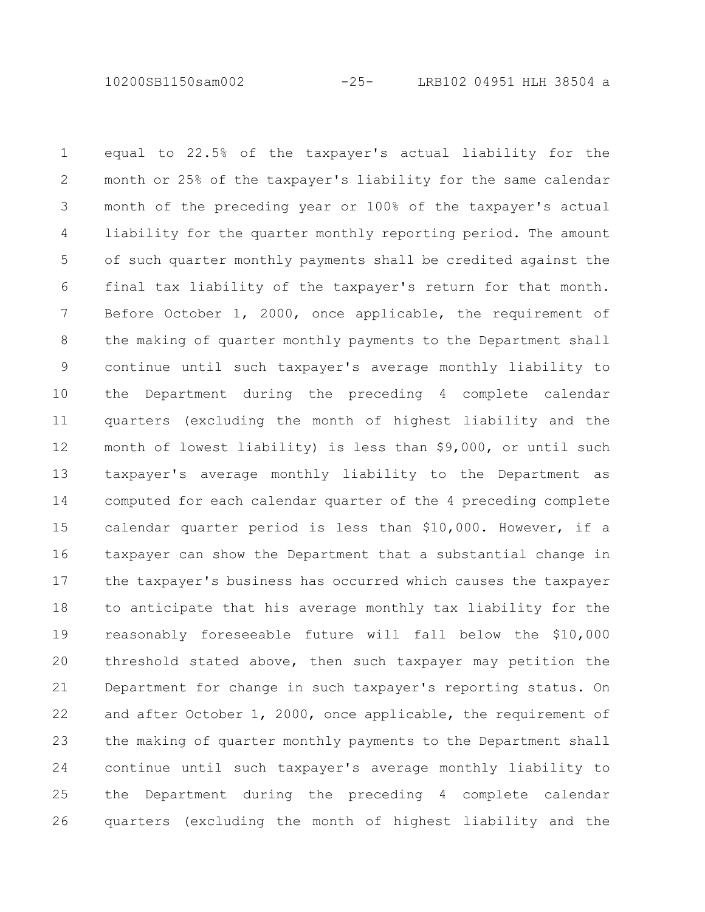equal to 22.5% of the taxpayer's actual liability for the month or 25% of the taxpayer's liability for the same calendar month of the preceding year or 100% of the taxpayer's actual liability for the quarter monthly reporting period. The amount of such quarter monthly payments shall be credited against the final tax liability of the taxpayer's return for that month. Before October 1, 2000, once applicable, the requirement of the making of quarter monthly payments to the Department shall continue until such taxpayer's average monthly liability to the Department during the preceding 4 complete calendar quarters (excluding the month of highest liability and the month of lowest liability) is less than $9,000, or until such taxpayer's average monthly liability to the Department as computed for each calendar quarter of the 4 preceding complete calendar quarter period is less than $10,000. However, if a taxpayer can show the Department that a substantial change in the taxpayer's business has occurred which causes the taxpayer to anticipate that his average monthly tax liability for the reasonably foreseeable future will fall below the $10,000 threshold stated above, then such taxpayer may petition the Department for change in such taxpayer's reporting status. On and after October 1, 2000, once applicable, the requirement of the making of quarter monthly payments to the Department shall continue until such taxpayer's average monthly liability to the Department during the preceding 4 complete calendar quarters (excluding the month of highest liability and the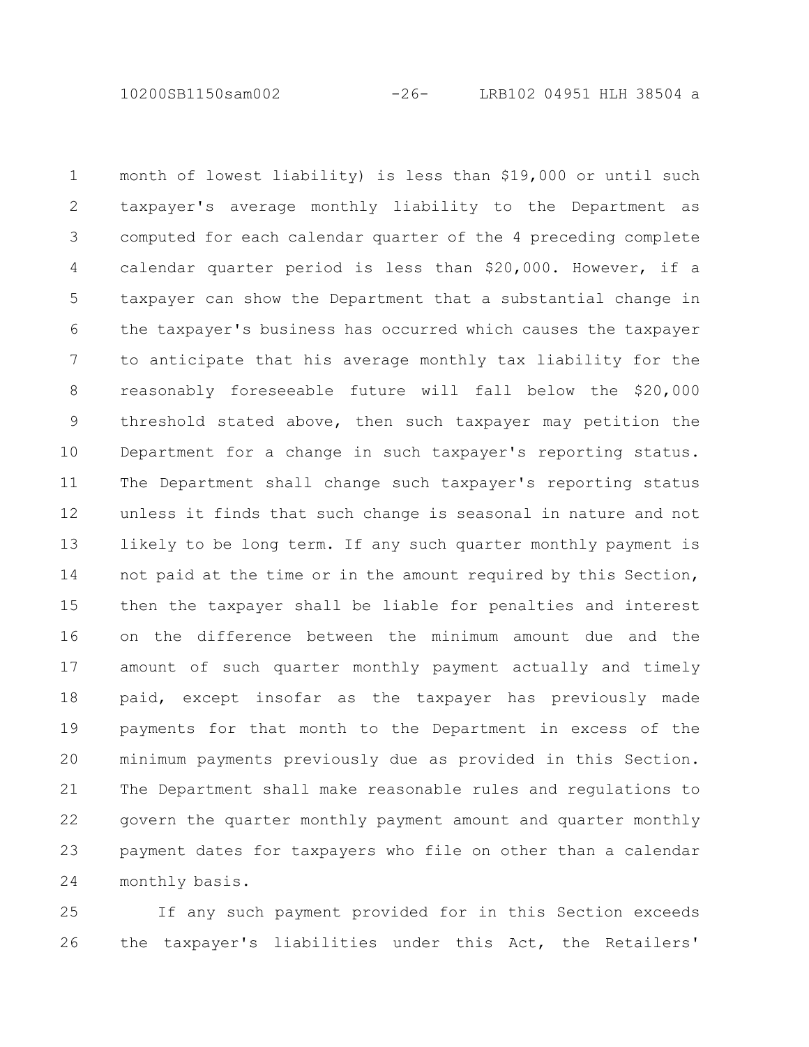month of lowest liability) is less than $19,000 or until such taxpayer's average monthly liability to the Department as computed for each calendar quarter of the 4 preceding complete calendar quarter period is less than $20,000. However, if a taxpayer can show the Department that a substantial change in the taxpayer's business has occurred which causes the taxpayer to anticipate that his average monthly tax liability for the reasonably foreseeable future will fall below the $20,000 threshold stated above, then such taxpayer may petition the Department for a change in such taxpayer's reporting status. The Department shall change such taxpayer's reporting status unless it finds that such change is seasonal in nature and not likely to be long term. If any such quarter monthly payment is not paid at the time or in the amount required by this Section, then the taxpayer shall be liable for penalties and interest on the difference between the minimum amount due and the amount of such quarter monthly payment actually and timely paid, except insofar as the taxpayer has previously made payments for that month to the Department in excess of the minimum payments previously due as provided in this Section. The Department shall make reasonable rules and regulations to govern the quarter monthly payment amount and quarter monthly payment dates for taxpayers who file on other than a calendar monthly basis.

If any such payment provided for in this Section exceeds the taxpayer's liabilities under this Act, the Retailers'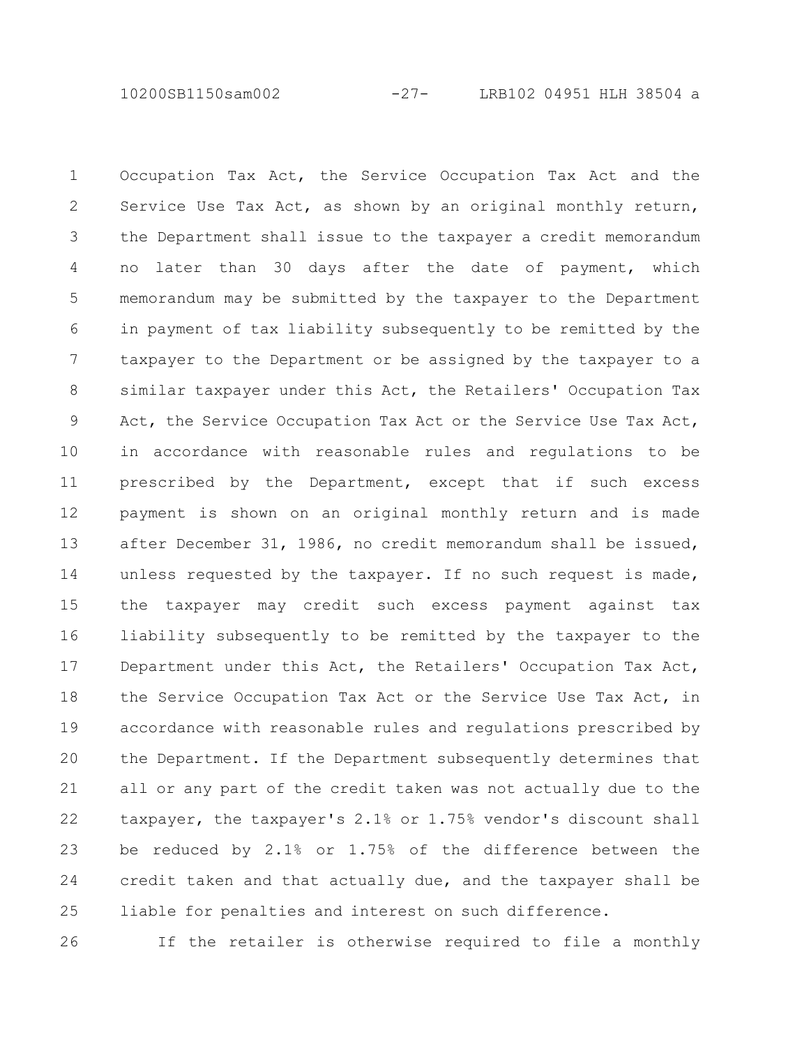Occupation Tax Act, the Service Occupation Tax Act and the Service Use Tax Act, as shown by an original monthly return, the Department shall issue to the taxpayer a credit memorandum no later than 30 days after the date of payment, which memorandum may be submitted by the taxpayer to the Department in payment of tax liability subsequently to be remitted by the taxpayer to the Department or be assigned by the taxpayer to a similar taxpayer under this Act, the Retailers' Occupation Tax Act, the Service Occupation Tax Act or the Service Use Tax Act, in accordance with reasonable rules and regulations to be prescribed by the Department, except that if such excess payment is shown on an original monthly return and is made after December 31, 1986, no credit memorandum shall be issued, unless requested by the taxpayer. If no such request is made, the taxpayer may credit such excess payment against tax liability subsequently to be remitted by the taxpayer to the Department under this Act, the Retailers' Occupation Tax Act, the Service Occupation Tax Act or the Service Use Tax Act, in accordance with reasonable rules and regulations prescribed by the Department. If the Department subsequently determines that all or any part of the credit taken was not actually due to the taxpayer, the taxpayer's 2.1% or 1.75% vendor's discount shall be reduced by 2.1% or 1.75% of the difference between the credit taken and that actually due, and the taxpayer shall be liable for penalties and interest on such difference.

If the retailer is otherwise required to file a monthly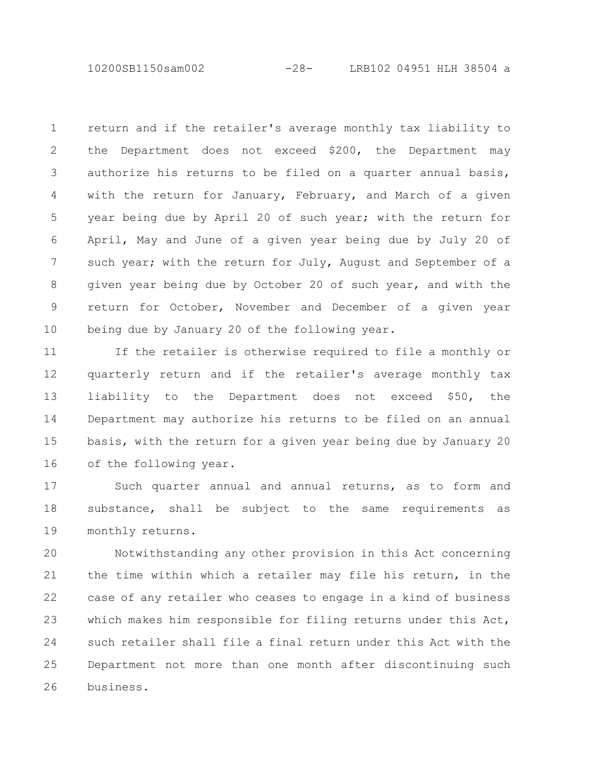return and if the retailer's average monthly tax liability to the Department does not exceed $200, the Department may authorize his returns to be filed on a quarter annual basis, with the return for January, February, and March of a given year being due by April 20 of such year; with the return for April, May and June of a given year being due by July 20 of such year; with the return for July, August and September of a given year being due by October 20 of such year, and with the return for October, November and December of a given year being due by January 20 of the following year.

If the retailer is otherwise required to file a monthly or quarterly return and if the retailer's average monthly tax liability to the Department does not exceed $50, the Department may authorize his returns to be filed on an annual basis, with the return for a given year being due by January 20 of the following year.

Such quarter annual and annual returns, as to form and substance, shall be subject to the same requirements as monthly returns.

Notwithstanding any other provision in this Act concerning the time within which a retailer may file his return, in the case of any retailer who ceases to engage in a kind of business which makes him responsible for filing returns under this Act, such retailer shall file a final return under this Act with the Department not more than one month after discontinuing such business.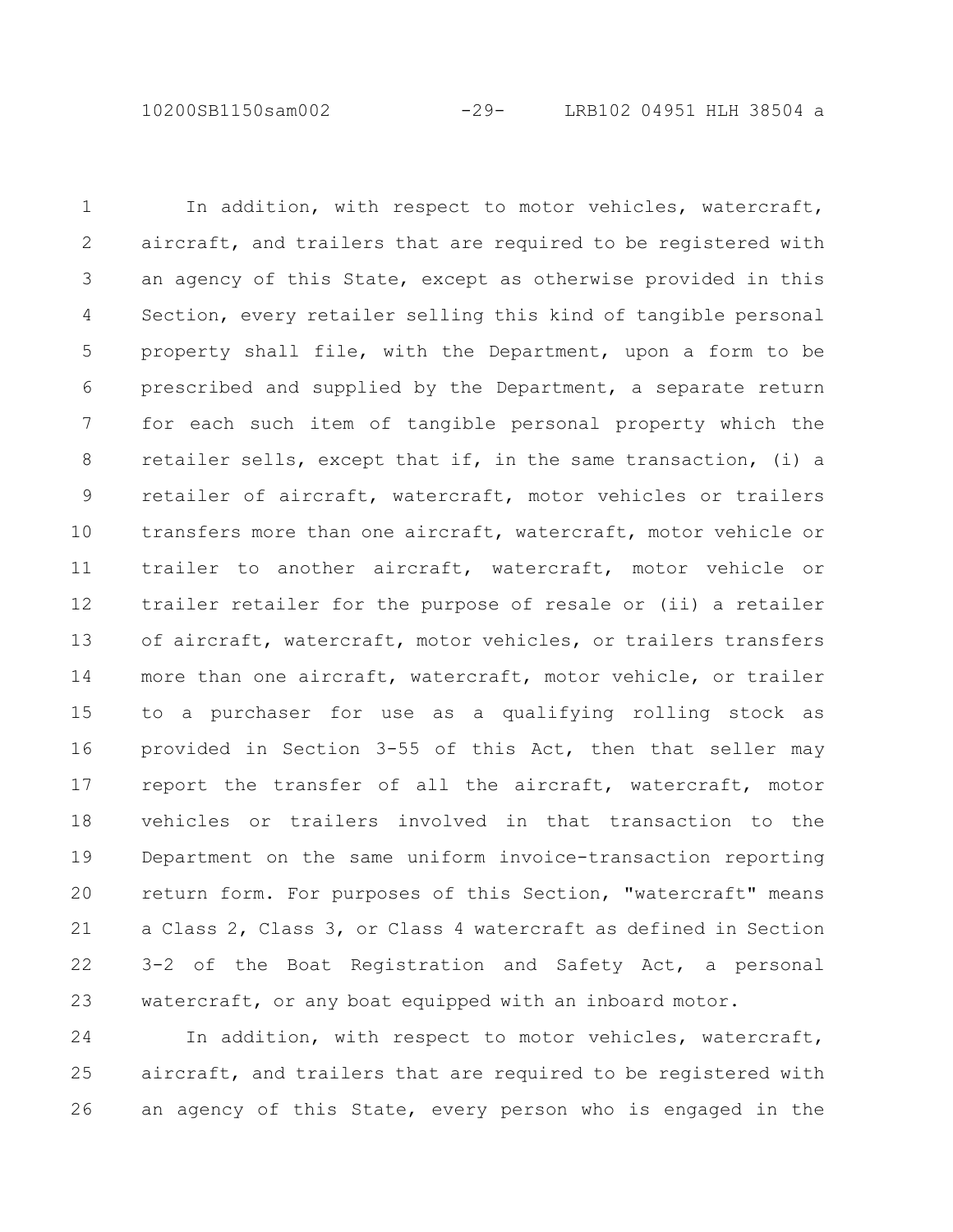In addition, with respect to motor vehicles, watercraft, aircraft, and trailers that are required to be registered with an agency of this State, except as otherwise provided in this Section, every retailer selling this kind of tangible personal property shall file, with the Department, upon a form to be prescribed and supplied by the Department, a separate return for each such item of tangible personal property which the retailer sells, except that if, in the same transaction, (i) a retailer of aircraft, watercraft, motor vehicles or trailers transfers more than one aircraft, watercraft, motor vehicle or trailer to another aircraft, watercraft, motor vehicle or trailer retailer for the purpose of resale or (ii) a retailer of aircraft, watercraft, motor vehicles, or trailers transfers more than one aircraft, watercraft, motor vehicle, or trailer to a purchaser for use as a qualifying rolling stock as provided in Section 3-55 of this Act, then that seller may report the transfer of all the aircraft, watercraft, motor vehicles or trailers involved in that transaction to the Department on the same uniform invoice-transaction reporting return form. For purposes of this Section, "watercraft" means a Class 2, Class 3, or Class 4 watercraft as defined in Section 3-2 of the Boat Registration and Safety Act, a personal watercraft, or any boat equipped with an inboard motor.

In addition, with respect to motor vehicles, watercraft, aircraft, and trailers that are required to be registered with an agency of this State, every person who is engaged in the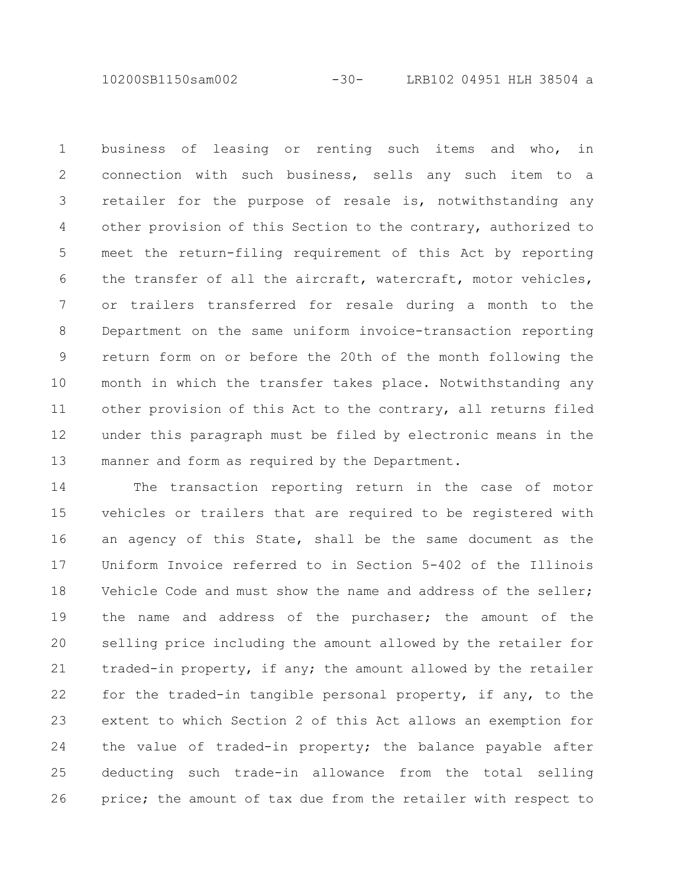business of leasing or renting such items and who, in connection with such business, sells any such item to a retailer for the purpose of resale is, notwithstanding any other provision of this Section to the contrary, authorized to meet the return-filing requirement of this Act by reporting the transfer of all the aircraft, watercraft, motor vehicles, or trailers transferred for resale during a month to the Department on the same uniform invoice-transaction reporting return form on or before the 20th of the month following the month in which the transfer takes place. Notwithstanding any other provision of this Act to the contrary, all returns filed under this paragraph must be filed by electronic means in the manner and form as required by the Department.

The transaction reporting return in the case of motor vehicles or trailers that are required to be registered with an agency of this State, shall be the same document as the Uniform Invoice referred to in Section 5-402 of the Illinois Vehicle Code and must show the name and address of the seller; the name and address of the purchaser; the amount of the selling price including the amount allowed by the retailer for traded-in property, if any; the amount allowed by the retailer for the traded-in tangible personal property, if any, to the extent to which Section 2 of this Act allows an exemption for the value of traded-in property; the balance payable after deducting such trade-in allowance from the total selling price; the amount of tax due from the retailer with respect to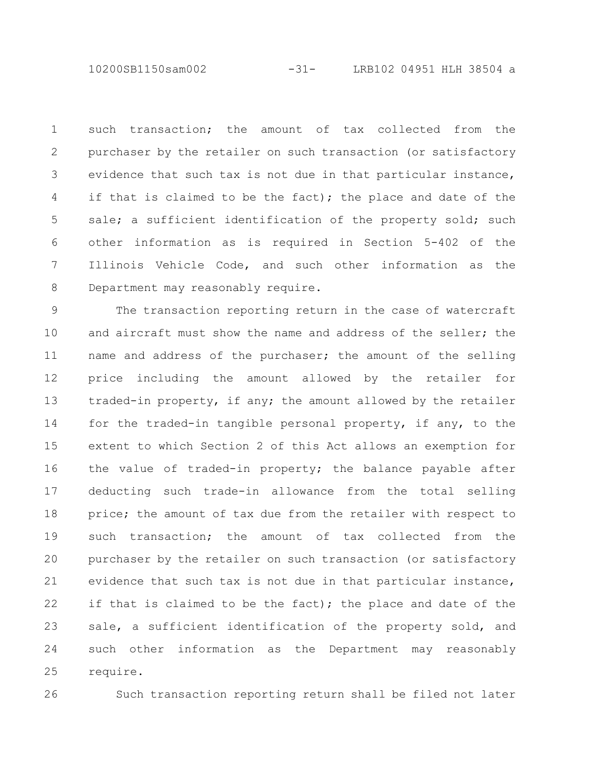such transaction; the amount of tax collected from the purchaser by the retailer on such transaction (or satisfactory evidence that such tax is not due in that particular instance, if that is claimed to be the fact); the place and date of the sale; a sufficient identification of the property sold; such other information as is required in Section 5-402 of the Illinois Vehicle Code, and such other information as the Department may reasonably require.

The transaction reporting return in the case of watercraft and aircraft must show the name and address of the seller; the name and address of the purchaser; the amount of the selling price including the amount allowed by the retailer for traded-in property, if any; the amount allowed by the retailer for the traded-in tangible personal property, if any, to the extent to which Section 2 of this Act allows an exemption for the value of traded-in property; the balance payable after deducting such trade-in allowance from the total selling price; the amount of tax due from the retailer with respect to such transaction; the amount of tax collected from the purchaser by the retailer on such transaction (or satisfactory evidence that such tax is not due in that particular instance, if that is claimed to be the fact); the place and date of the sale, a sufficient identification of the property sold, and such other information as the Department may reasonably require.

Such transaction reporting return shall be filed not later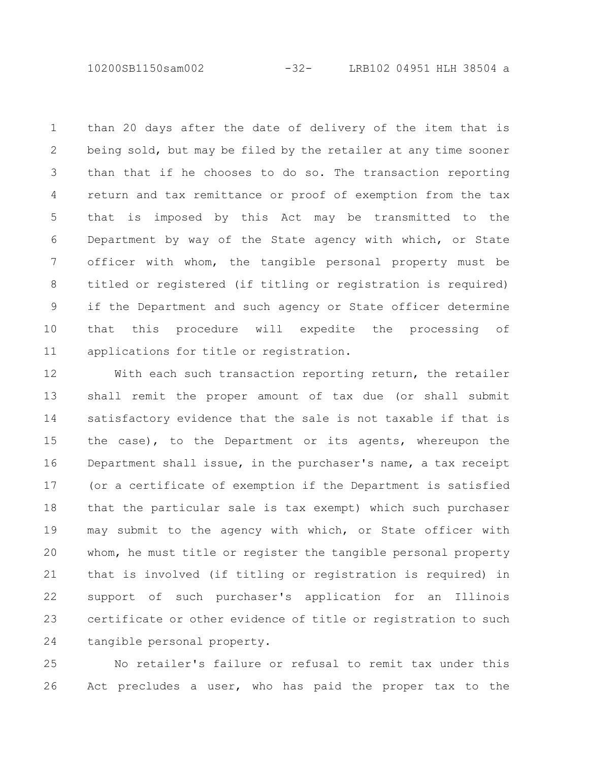than 20 days after the date of delivery of the item that is being sold, but may be filed by the retailer at any time sooner than that if he chooses to do so. The transaction reporting return and tax remittance or proof of exemption from the tax that is imposed by this Act may be transmitted to the Department by way of the State agency with which, or State officer with whom, the tangible personal property must be titled or registered (if titling or registration is required) if the Department and such agency or State officer determine that this procedure will expedite the processing of applications for title or registration.

With each such transaction reporting return, the retailer shall remit the proper amount of tax due (or shall submit satisfactory evidence that the sale is not taxable if that is the case), to the Department or its agents, whereupon the Department shall issue, in the purchaser's name, a tax receipt (or a certificate of exemption if the Department is satisfied that the particular sale is tax exempt) which such purchaser may submit to the agency with which, or State officer with whom, he must title or register the tangible personal property that is involved (if titling or registration is required) in support of such purchaser's application for an Illinois certificate or other evidence of title or registration to such tangible personal property.

No retailer's failure or refusal to remit tax under this Act precludes a user, who has paid the proper tax to the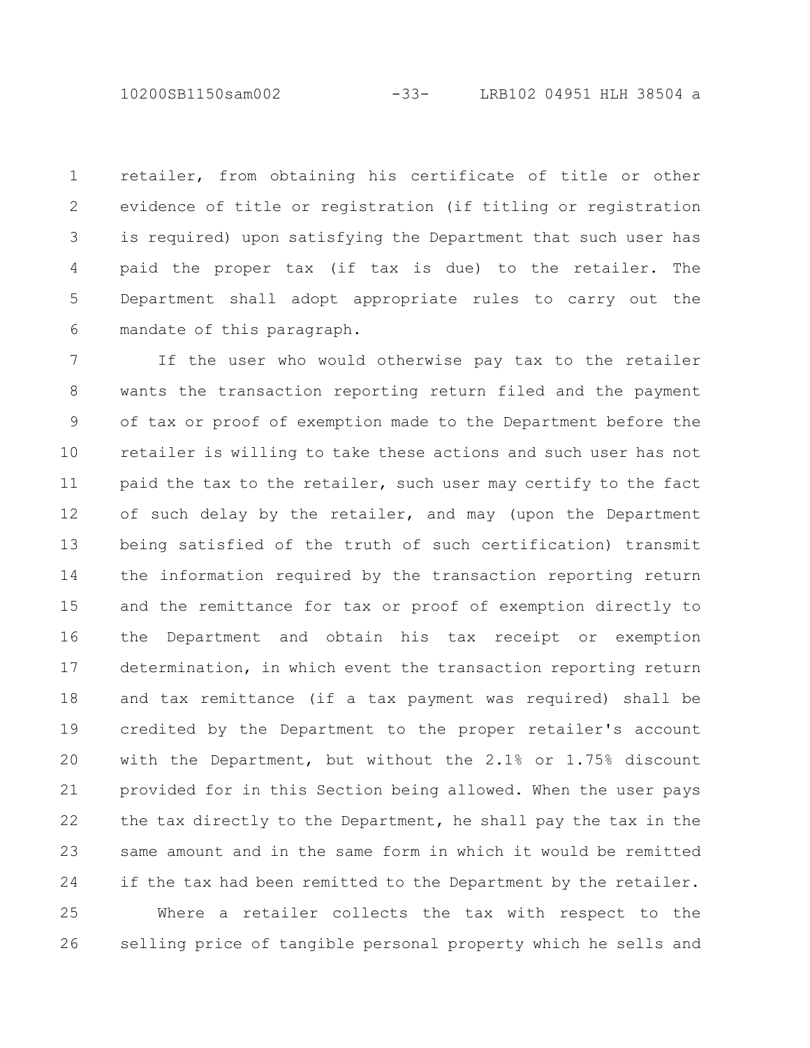retailer, from obtaining his certificate of title or other evidence of title or registration (if titling or registration is required) upon satisfying the Department that such user has paid the proper tax (if tax is due) to the retailer. The Department shall adopt appropriate rules to carry out the mandate of this paragraph.

If the user who would otherwise pay tax to the retailer wants the transaction reporting return filed and the payment of tax or proof of exemption made to the Department before the retailer is willing to take these actions and such user has not paid the tax to the retailer, such user may certify to the fact of such delay by the retailer, and may (upon the Department being satisfied of the truth of such certification) transmit the information required by the transaction reporting return and the remittance for tax or proof of exemption directly to the Department and obtain his tax receipt or exemption determination, in which event the transaction reporting return and tax remittance (if a tax payment was required) shall be credited by the Department to the proper retailer's account with the Department, but without the 2.1% or 1.75% discount provided for in this Section being allowed. When the user pays the tax directly to the Department, he shall pay the tax in the same amount and in the same form in which it would be remitted if the tax had been remitted to the Department by the retailer.

Where a retailer collects the tax with respect to the selling price of tangible personal property which he sells and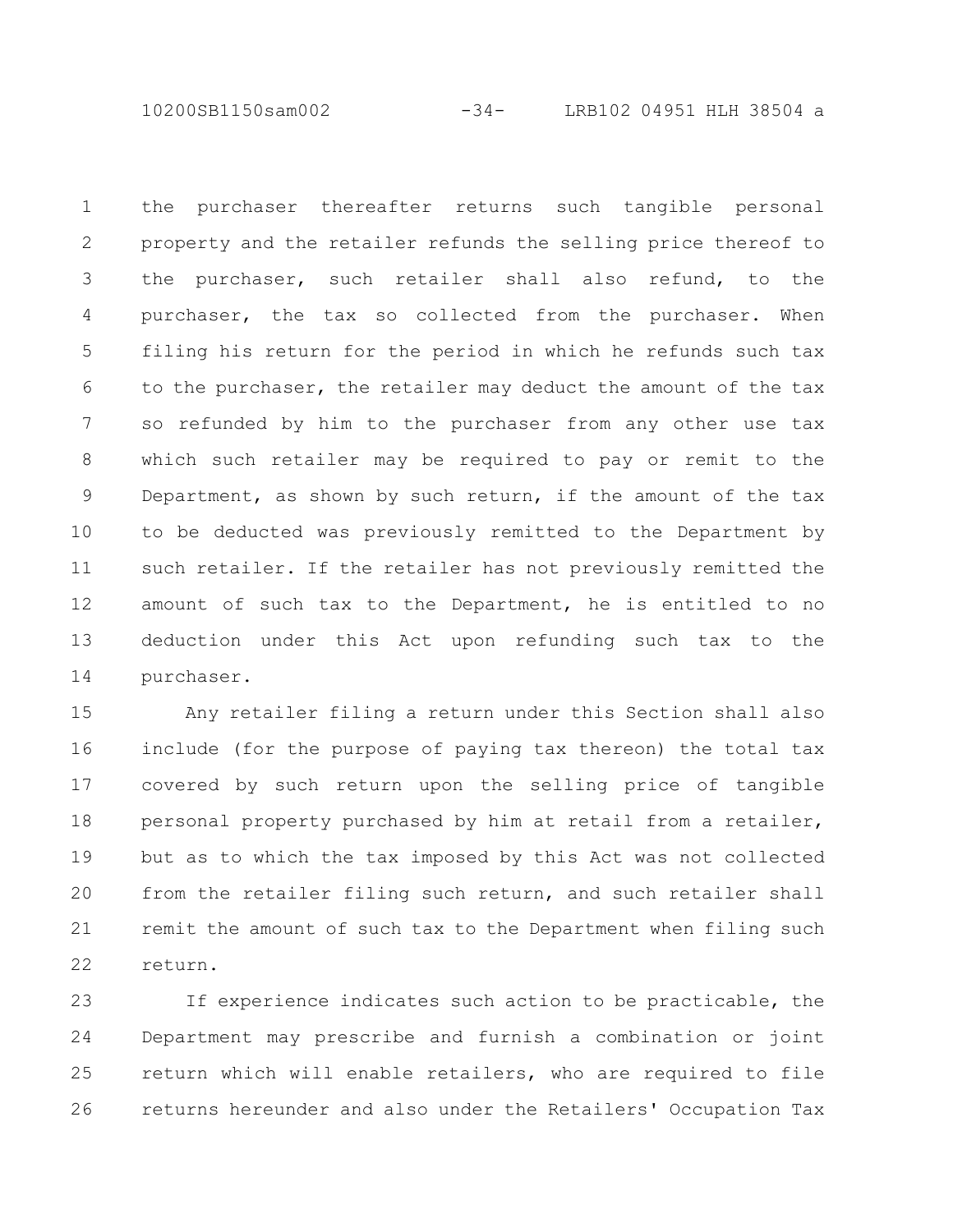the purchaser thereafter returns such tangible personal property and the retailer refunds the selling price thereof to the purchaser, such retailer shall also refund, to the purchaser, the tax so collected from the purchaser. When filing his return for the period in which he refunds such tax to the purchaser, the retailer may deduct the amount of the tax so refunded by him to the purchaser from any other use tax which such retailer may be required to pay or remit to the Department, as shown by such return, if the amount of the tax to be deducted was previously remitted to the Department by such retailer. If the retailer has not previously remitted the amount of such tax to the Department, he is entitled to no deduction under this Act upon refunding such tax to the purchaser.

Any retailer filing a return under this Section shall also include (for the purpose of paying tax thereon) the total tax covered by such return upon the selling price of tangible personal property purchased by him at retail from a retailer, but as to which the tax imposed by this Act was not collected from the retailer filing such return, and such retailer shall remit the amount of such tax to the Department when filing such return.

If experience indicates such action to be practicable, the Department may prescribe and furnish a combination or joint return which will enable retailers, who are required to file returns hereunder and also under the Retailers' Occupation Tax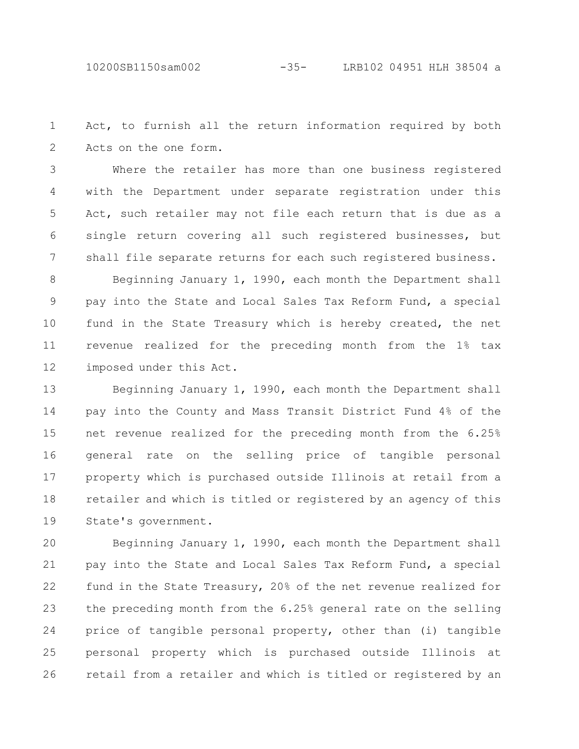Act, to furnish all the return information required by both Acts on the one form.

Where the retailer has more than one business registered with the Department under separate registration under this Act, such retailer may not file each return that is due as a single return covering all such registered businesses, but shall file separate returns for each such registered business.

Beginning January 1, 1990, each month the Department shall pay into the State and Local Sales Tax Reform Fund, a special fund in the State Treasury which is hereby created, the net revenue realized for the preceding month from the 1% tax imposed under this Act.

Beginning January 1, 1990, each month the Department shall pay into the County and Mass Transit District Fund 4% of the net revenue realized for the preceding month from the 6.25% general rate on the selling price of tangible personal property which is purchased outside Illinois at retail from a retailer and which is titled or registered by an agency of this State's government.

Beginning January 1, 1990, each month the Department shall pay into the State and Local Sales Tax Reform Fund, a special fund in the State Treasury, 20% of the net revenue realized for the preceding month from the 6.25% general rate on the selling price of tangible personal property, other than (i) tangible personal property which is purchased outside Illinois at retail from a retailer and which is titled or registered by an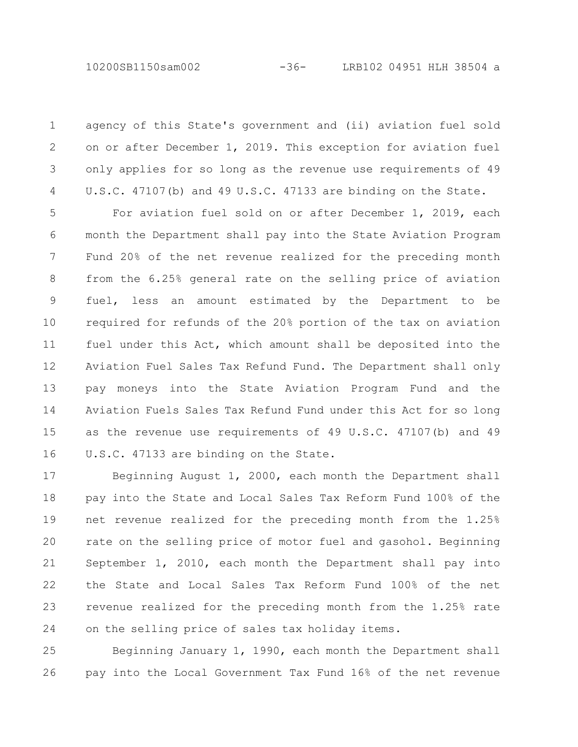agency of this State's government and (ii) aviation fuel sold on or after December 1, 2019. This exception for aviation fuel only applies for so long as the revenue use requirements of 49 U.S.C. 47107(b) and 49 U.S.C. 47133 are binding on the State.

For aviation fuel sold on or after December 1, 2019, each month the Department shall pay into the State Aviation Program Fund 20% of the net revenue realized for the preceding month from the 6.25% general rate on the selling price of aviation fuel, less an amount estimated by the Department to be required for refunds of the 20% portion of the tax on aviation fuel under this Act, which amount shall be deposited into the Aviation Fuel Sales Tax Refund Fund. The Department shall only pay moneys into the State Aviation Program Fund and the Aviation Fuels Sales Tax Refund Fund under this Act for so long as the revenue use requirements of 49 U.S.C. 47107(b) and 49 U.S.C. 47133 are binding on the State.

Beginning August 1, 2000, each month the Department shall pay into the State and Local Sales Tax Reform Fund 100% of the net revenue realized for the preceding month from the 1.25% rate on the selling price of motor fuel and gasohol. Beginning September 1, 2010, each month the Department shall pay into the State and Local Sales Tax Reform Fund 100% of the net revenue realized for the preceding month from the 1.25% rate on the selling price of sales tax holiday items.

Beginning January 1, 1990, each month the Department shall pay into the Local Government Tax Fund 16% of the net revenue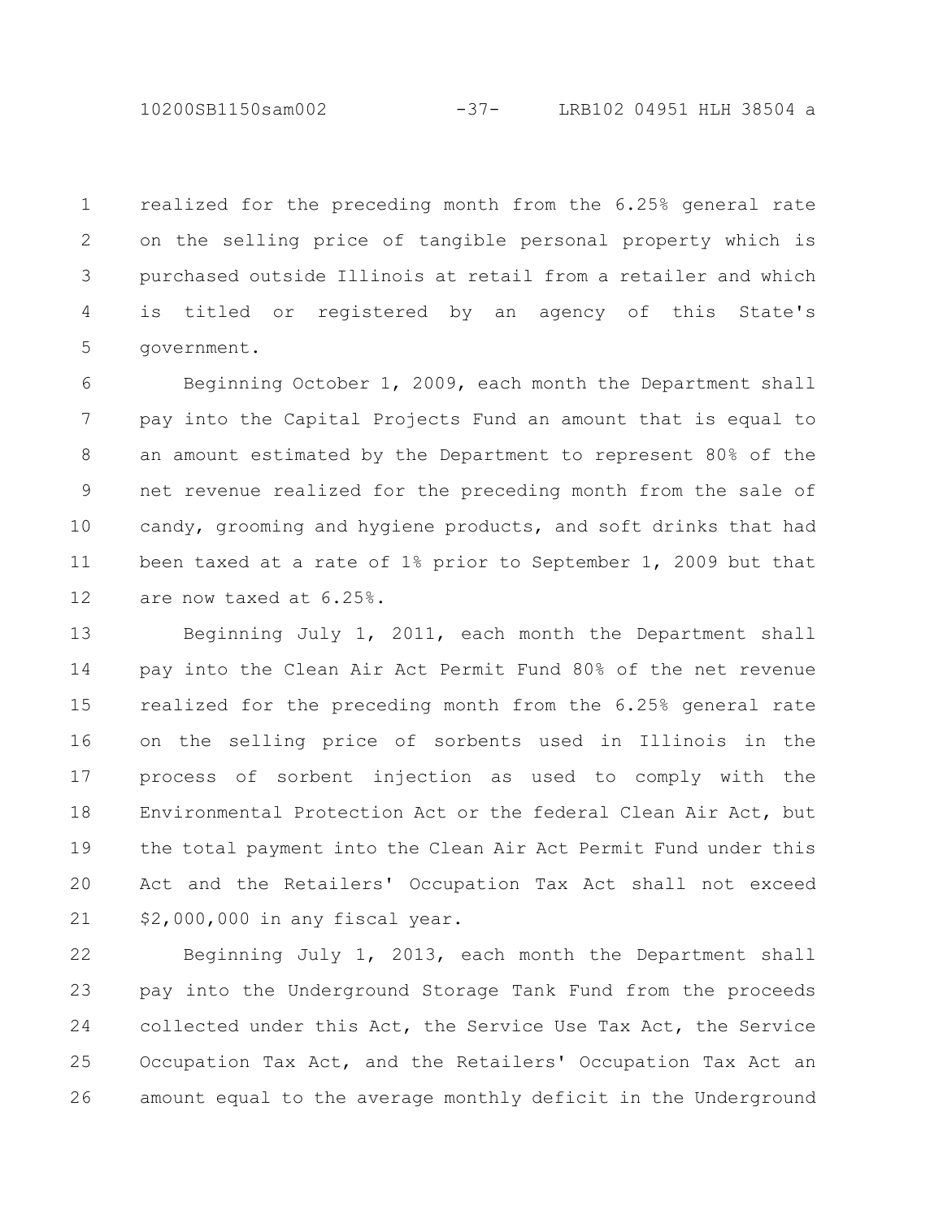realized for the preceding month from the 6.25% general rate on the selling price of tangible personal property which is purchased outside Illinois at retail from a retailer and which is titled or registered by an agency of this State's government.

Beginning October 1, 2009, each month the Department shall pay into the Capital Projects Fund an amount that is equal to an amount estimated by the Department to represent 80% of the net revenue realized for the preceding month from the sale of candy, grooming and hygiene products, and soft drinks that had been taxed at a rate of 1% prior to September 1, 2009 but that are now taxed at 6.25%.

Beginning July 1, 2011, each month the Department shall pay into the Clean Air Act Permit Fund 80% of the net revenue realized for the preceding month from the 6.25% general rate on the selling price of sorbents used in Illinois in the process of sorbent injection as used to comply with the Environmental Protection Act or the federal Clean Air Act, but the total payment into the Clean Air Act Permit Fund under this Act and the Retailers' Occupation Tax Act shall not exceed $2,000,000 in any fiscal year.

Beginning July 1, 2013, each month the Department shall pay into the Underground Storage Tank Fund from the proceeds collected under this Act, the Service Use Tax Act, the Service Occupation Tax Act, and the Retailers' Occupation Tax Act an amount equal to the average monthly deficit in the Underground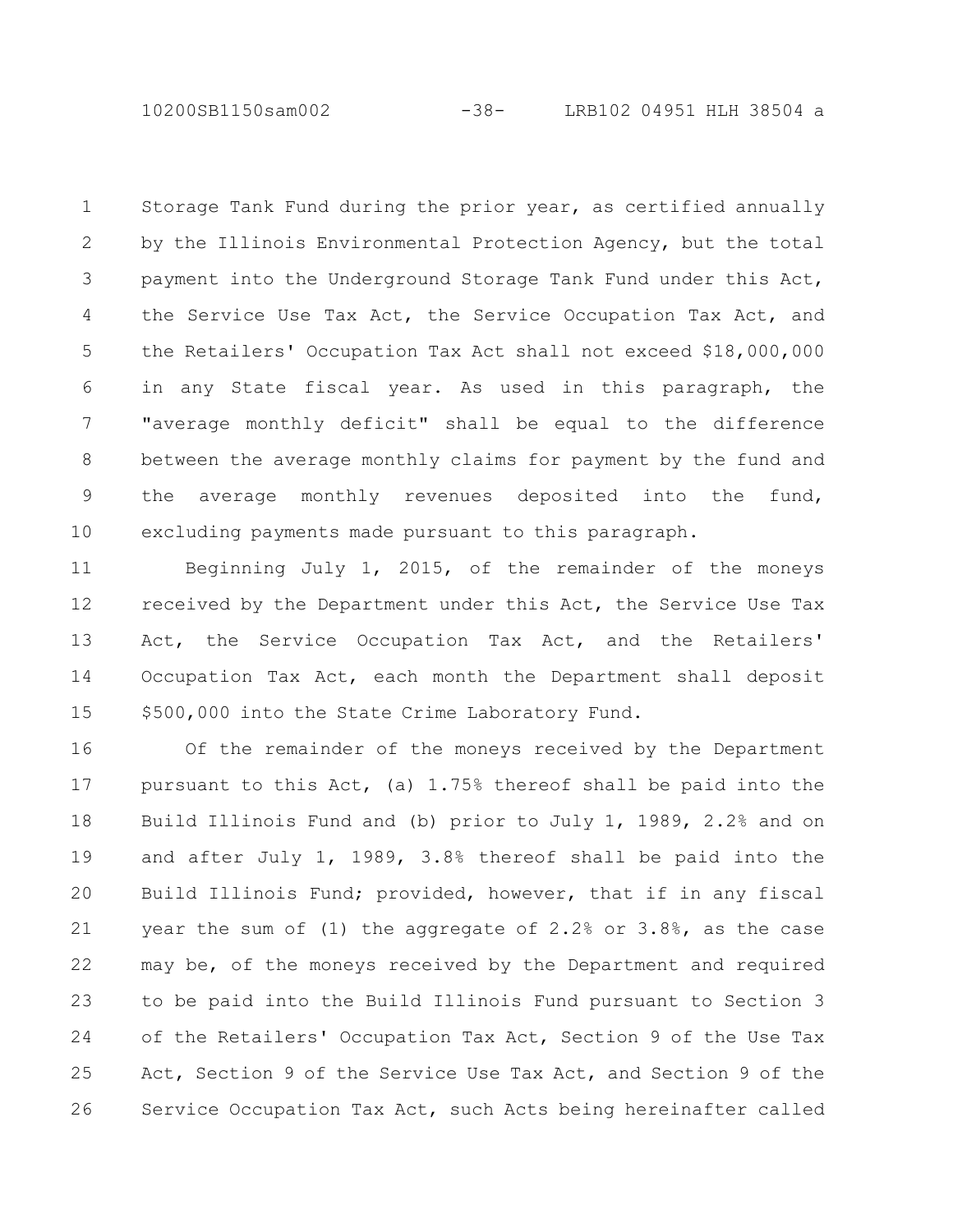Storage Tank Fund during the prior year, as certified annually by the Illinois Environmental Protection Agency, but the total payment into the Underground Storage Tank Fund under this Act, the Service Use Tax Act, the Service Occupation Tax Act, and the Retailers' Occupation Tax Act shall not exceed $18,000,000 in any State fiscal year. As used in this paragraph, the "average monthly deficit" shall be equal to the difference between the average monthly claims for payment by the fund and the average monthly revenues deposited into the fund, excluding payments made pursuant to this paragraph.

Beginning July 1, 2015, of the remainder of the moneys received by the Department under this Act, the Service Use Tax Act, the Service Occupation Tax Act, and the Retailers' Occupation Tax Act, each month the Department shall deposit $500,000 into the State Crime Laboratory Fund.

Of the remainder of the moneys received by the Department pursuant to this Act, (a) 1.75% thereof shall be paid into the Build Illinois Fund and (b) prior to July 1, 1989, 2.2% and on and after July 1, 1989, 3.8% thereof shall be paid into the Build Illinois Fund; provided, however, that if in any fiscal year the sum of (1) the aggregate of 2.2% or 3.8%, as the case may be, of the moneys received by the Department and required to be paid into the Build Illinois Fund pursuant to Section 3 of the Retailers' Occupation Tax Act, Section 9 of the Use Tax Act, Section 9 of the Service Use Tax Act, and Section 9 of the Service Occupation Tax Act, such Acts being hereinafter called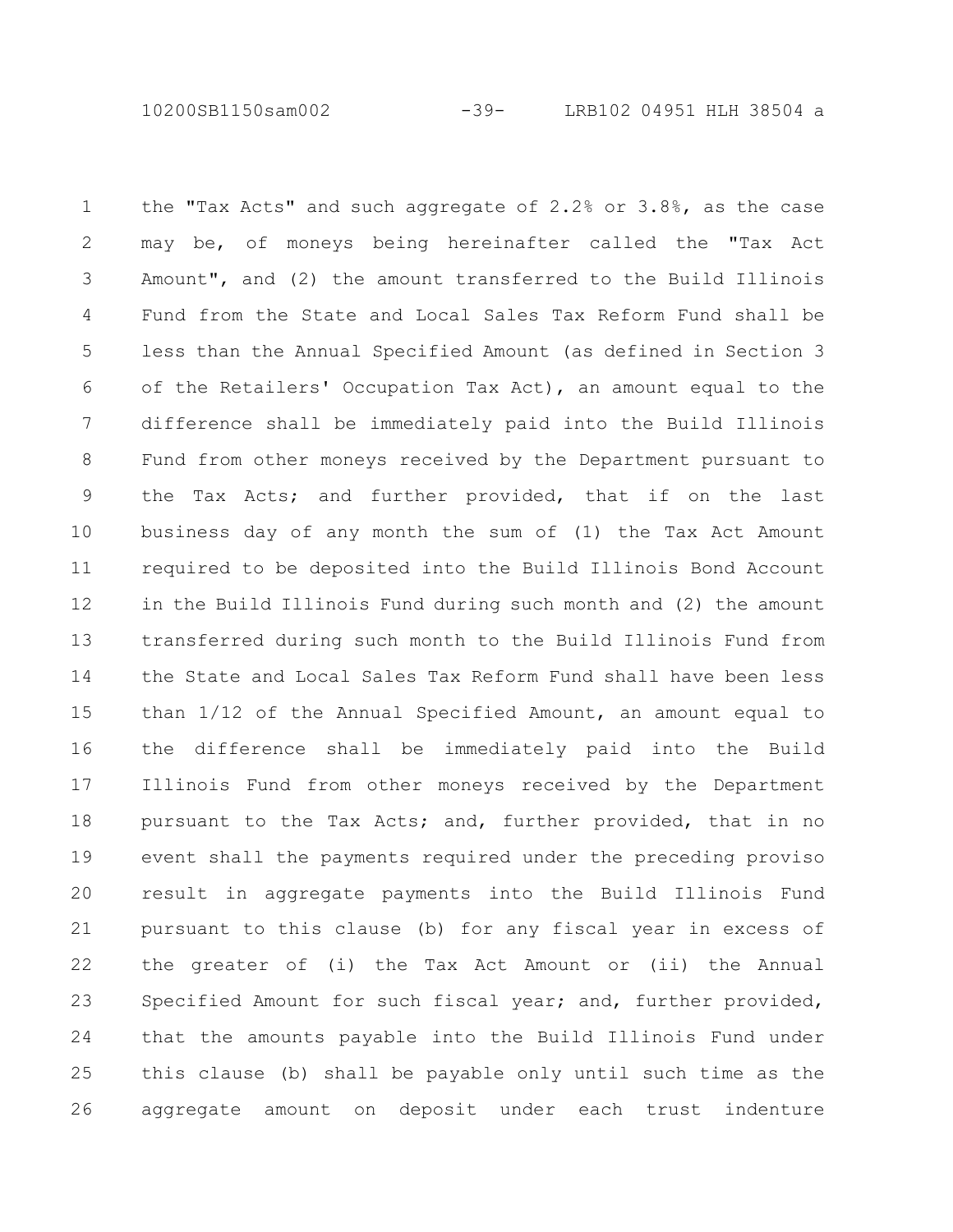the "Tax Acts" and such aggregate of 2.2% or 3.8%, as the case may be, of moneys being hereinafter called the "Tax Act Amount", and (2) the amount transferred to the Build Illinois Fund from the State and Local Sales Tax Reform Fund shall be less than the Annual Specified Amount (as defined in Section 3 of the Retailers' Occupation Tax Act), an amount equal to the difference shall be immediately paid into the Build Illinois Fund from other moneys received by the Department pursuant to the Tax Acts; and further provided, that if on the last business day of any month the sum of (1) the Tax Act Amount required to be deposited into the Build Illinois Bond Account in the Build Illinois Fund during such month and (2) the amount transferred during such month to the Build Illinois Fund from the State and Local Sales Tax Reform Fund shall have been less than 1/12 of the Annual Specified Amount, an amount equal to the difference shall be immediately paid into the Build Illinois Fund from other moneys received by the Department pursuant to the Tax Acts; and, further provided, that in no event shall the payments required under the preceding proviso result in aggregate payments into the Build Illinois Fund pursuant to this clause (b) for any fiscal year in excess of the greater of (i) the Tax Act Amount or (ii) the Annual Specified Amount for such fiscal year; and, further provided, that the amounts payable into the Build Illinois Fund under this clause (b) shall be payable only until such time as the aggregate amount on deposit under each trust indenture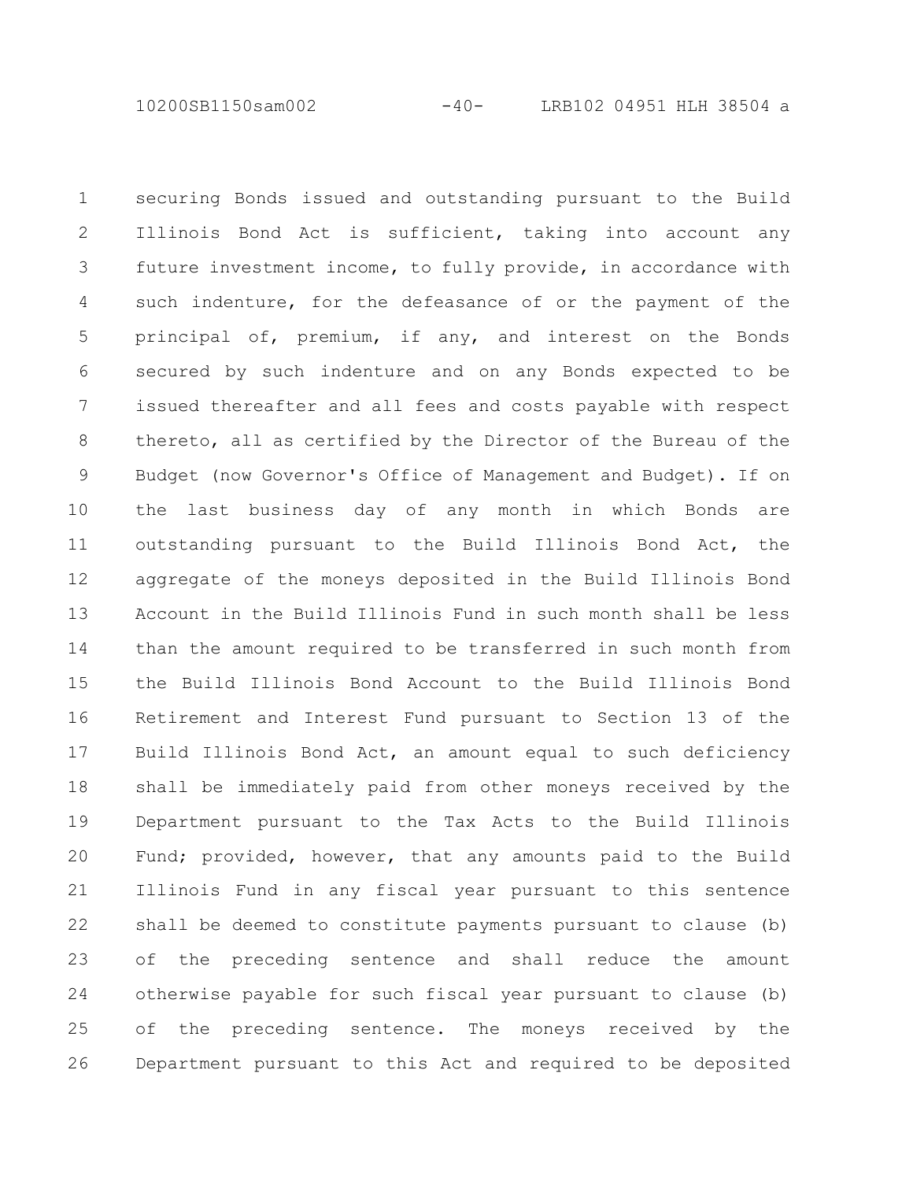securing Bonds issued and outstanding pursuant to the Build Illinois Bond Act is sufficient, taking into account any future investment income, to fully provide, in accordance with such indenture, for the defeasance of or the payment of the principal of, premium, if any, and interest on the Bonds secured by such indenture and on any Bonds expected to be issued thereafter and all fees and costs payable with respect thereto, all as certified by the Director of the Bureau of the Budget (now Governor's Office of Management and Budget). If on the last business day of any month in which Bonds are outstanding pursuant to the Build Illinois Bond Act, the aggregate of the moneys deposited in the Build Illinois Bond Account in the Build Illinois Fund in such month shall be less than the amount required to be transferred in such month from the Build Illinois Bond Account to the Build Illinois Bond Retirement and Interest Fund pursuant to Section 13 of the Build Illinois Bond Act, an amount equal to such deficiency shall be immediately paid from other moneys received by the Department pursuant to the Tax Acts to the Build Illinois Fund; provided, however, that any amounts paid to the Build Illinois Fund in any fiscal year pursuant to this sentence shall be deemed to constitute payments pursuant to clause (b) of the preceding sentence and shall reduce the amount otherwise payable for such fiscal year pursuant to clause (b) of the preceding sentence. The moneys received by the Department pursuant to this Act and required to be deposited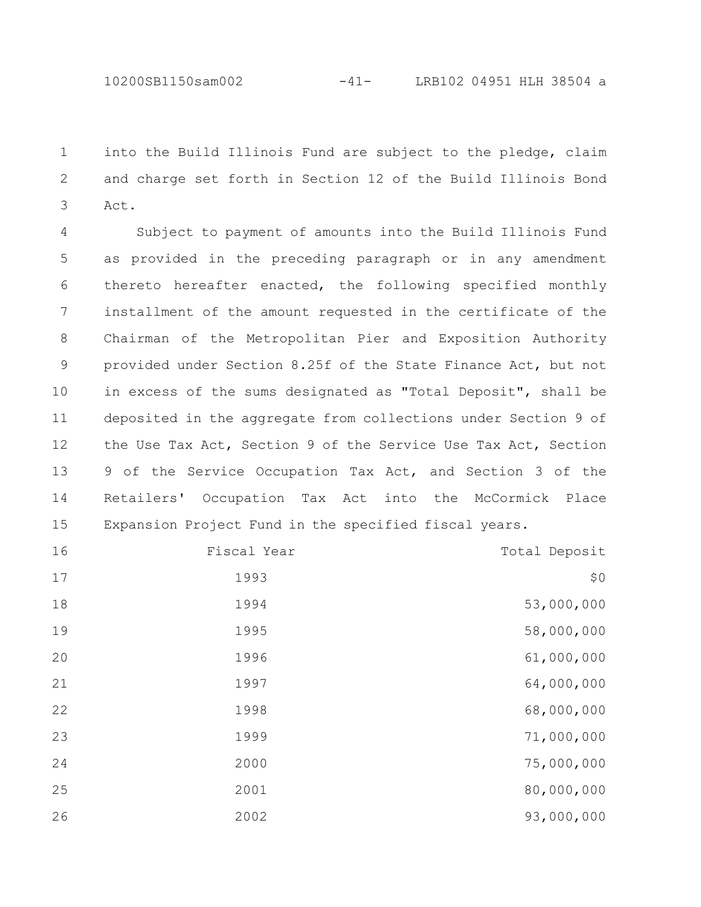into the Build Illinois Fund are subject to the pledge, claim and charge set forth in Section 12 of the Build Illinois Bond Act.

Subject to payment of amounts into the Build Illinois Fund as provided in the preceding paragraph or in any amendment thereto hereafter enacted, the following specified monthly installment of the amount requested in the certificate of the Chairman of the Metropolitan Pier and Exposition Authority provided under Section 8.25f of the State Finance Act, but not in excess of the sums designated as "Total Deposit", shall be deposited in the aggregate from collections under Section 9 of the Use Tax Act, Section 9 of the Service Use Tax Act, Section 9 of the Service Occupation Tax Act, and Section 3 of the Retailers' Occupation Tax Act into the McCormick Place Expansion Project Fund in the specified fiscal years.

| Fiscal Year | Total Deposit |
|---|---|
| 1993 | $0 |
| 1994 | 53,000,000 |
| 1995 | 58,000,000 |
| 1996 | 61,000,000 |
| 1997 | 64,000,000 |
| 1998 | 68,000,000 |
| 1999 | 71,000,000 |
| 2000 | 75,000,000 |
| 2001 | 80,000,000 |
| 2002 | 93,000,000 |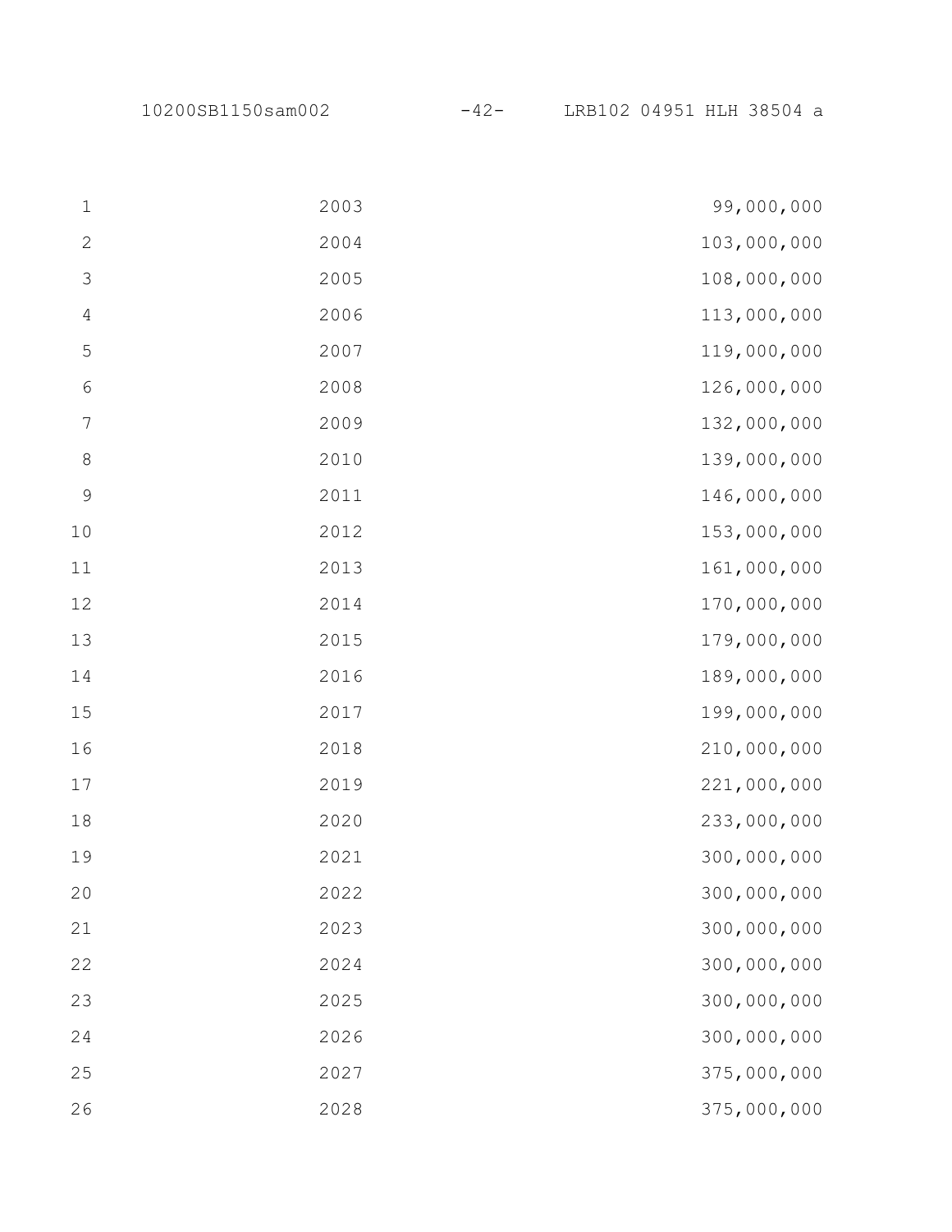| | |
|---|---|
| 2003 | 99,000,000 |
| 2004 | 103,000,000 |
| 2005 | 108,000,000 |
| 2006 | 113,000,000 |
| 2007 | 119,000,000 |
| 2008 | 126,000,000 |
| 2009 | 132,000,000 |
| 2010 | 139,000,000 |
| 2011 | 146,000,000 |
| 2012 | 153,000,000 |
| 2013 | 161,000,000 |
| 2014 | 170,000,000 |
| 2015 | 179,000,000 |
| 2016 | 189,000,000 |
| 2017 | 199,000,000 |
| 2018 | 210,000,000 |
| 2019 | 221,000,000 |
| 2020 | 233,000,000 |
| 2021 | 300,000,000 |
| 2022 | 300,000,000 |
| 2023 | 300,000,000 |
| 2024 | 300,000,000 |
| 2025 | 300,000,000 |
| 2026 | 300,000,000 |
| 2027 | 375,000,000 |
| 2028 | 375,000,000 |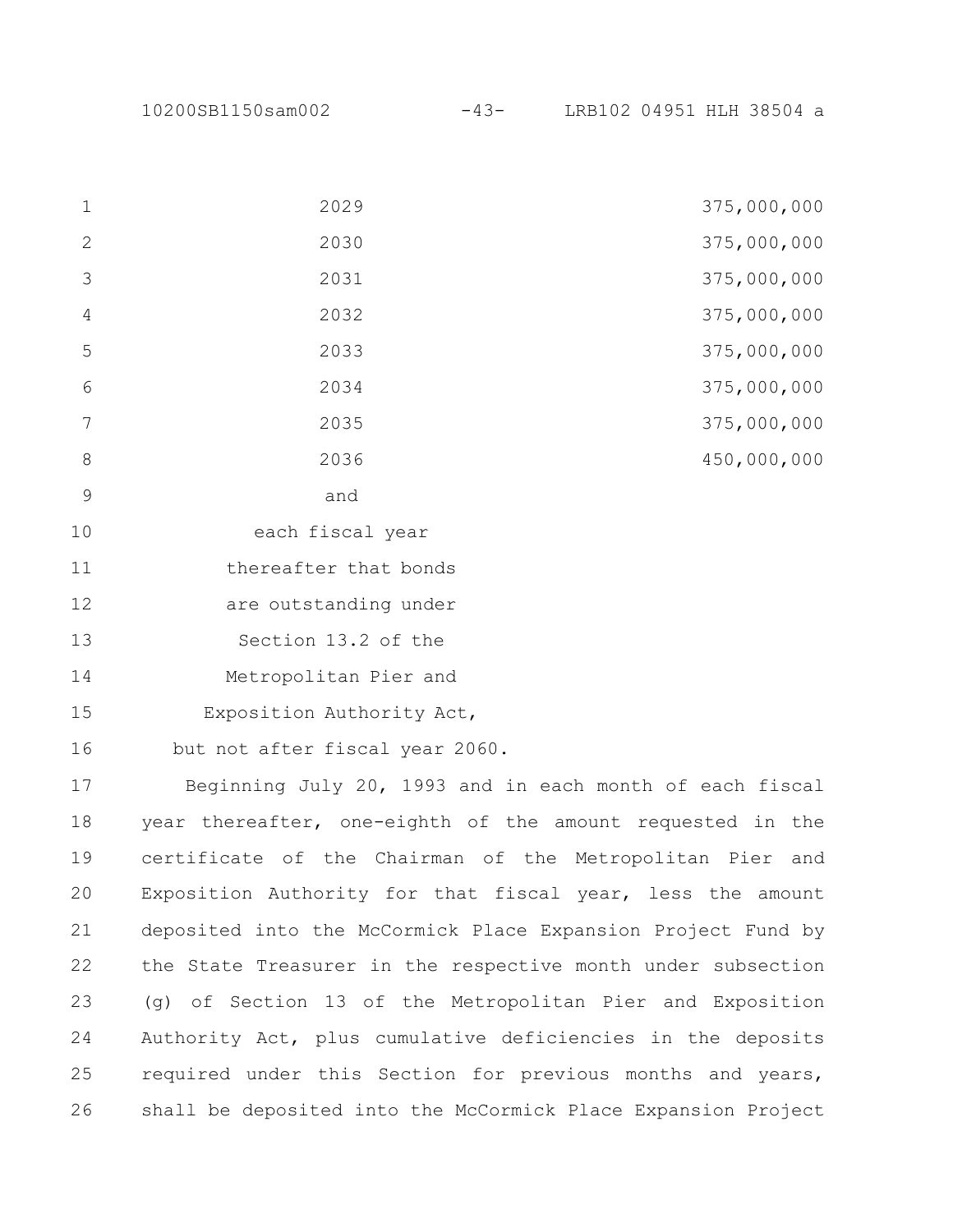| | |
|---|---|
| 2029 | 375,000,000 |
| 2030 | 375,000,000 |
| 2031 | 375,000,000 |
| 2032 | 375,000,000 |
| 2033 | 375,000,000 |
| 2034 | 375,000,000 |
| 2035 | 375,000,000 |
| 2036 | 450,000,000 |
| and each fiscal year thereafter that bonds are outstanding under Section 13.2 of the Metropolitan Pier and Exposition Authority Act, but not after fiscal year 2060. | |

Beginning July 20, 1993 and in each month of each fiscal year thereafter, one-eighth of the amount requested in the certificate of the Chairman of the Metropolitan Pier and Exposition Authority for that fiscal year, less the amount deposited into the McCormick Place Expansion Project Fund by the State Treasurer in the respective month under subsection (g) of Section 13 of the Metropolitan Pier and Exposition Authority Act, plus cumulative deficiencies in the deposits required under this Section for previous months and years, shall be deposited into the McCormick Place Expansion Project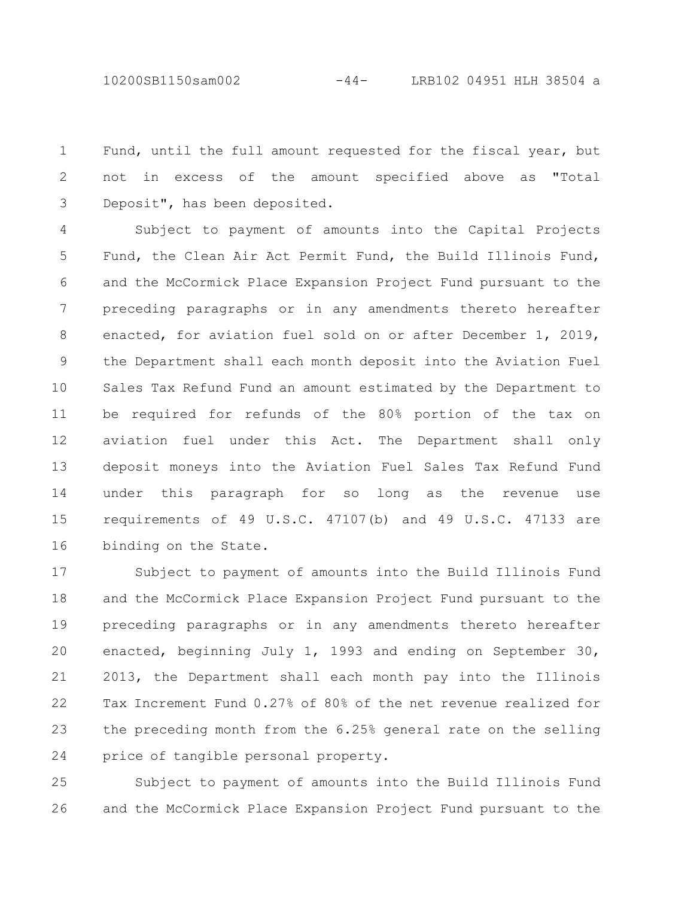Fund, until the full amount requested for the fiscal year, but not in excess of the amount specified above as "Total Deposit", has been deposited.

Subject to payment of amounts into the Capital Projects Fund, the Clean Air Act Permit Fund, the Build Illinois Fund, and the McCormick Place Expansion Project Fund pursuant to the preceding paragraphs or in any amendments thereto hereafter enacted, for aviation fuel sold on or after December 1, 2019, the Department shall each month deposit into the Aviation Fuel Sales Tax Refund Fund an amount estimated by the Department to be required for refunds of the 80% portion of the tax on aviation fuel under this Act. The Department shall only deposit moneys into the Aviation Fuel Sales Tax Refund Fund under this paragraph for so long as the revenue use requirements of 49 U.S.C. 47107(b) and 49 U.S.C. 47133 are binding on the State.

Subject to payment of amounts into the Build Illinois Fund and the McCormick Place Expansion Project Fund pursuant to the preceding paragraphs or in any amendments thereto hereafter enacted, beginning July 1, 1993 and ending on September 30, 2013, the Department shall each month pay into the Illinois Tax Increment Fund 0.27% of 80% of the net revenue realized for the preceding month from the 6.25% general rate on the selling price of tangible personal property.

Subject to payment of amounts into the Build Illinois Fund and the McCormick Place Expansion Project Fund pursuant to the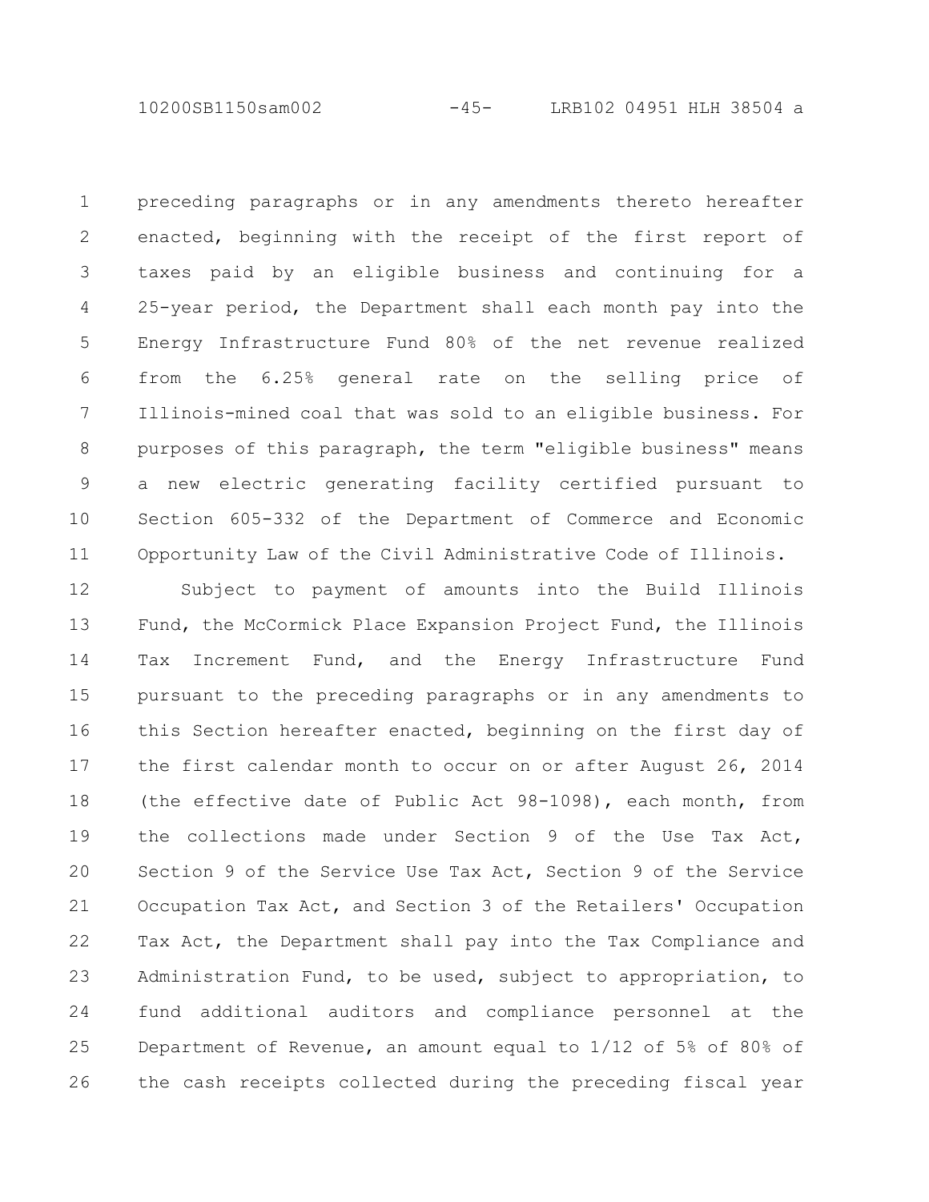preceding paragraphs or in any amendments thereto hereafter enacted, beginning with the receipt of the first report of taxes paid by an eligible business and continuing for a 25-year period, the Department shall each month pay into the Energy Infrastructure Fund 80% of the net revenue realized from the 6.25% general rate on the selling price of Illinois-mined coal that was sold to an eligible business. For purposes of this paragraph, the term "eligible business" means a new electric generating facility certified pursuant to Section 605-332 of the Department of Commerce and Economic Opportunity Law of the Civil Administrative Code of Illinois.

Subject to payment of amounts into the Build Illinois Fund, the McCormick Place Expansion Project Fund, the Illinois Tax Increment Fund, and the Energy Infrastructure Fund pursuant to the preceding paragraphs or in any amendments to this Section hereafter enacted, beginning on the first day of the first calendar month to occur on or after August 26, 2014 (the effective date of Public Act 98-1098), each month, from the collections made under Section 9 of the Use Tax Act, Section 9 of the Service Use Tax Act, Section 9 of the Service Occupation Tax Act, and Section 3 of the Retailers' Occupation Tax Act, the Department shall pay into the Tax Compliance and Administration Fund, to be used, subject to appropriation, to fund additional auditors and compliance personnel at the Department of Revenue, an amount equal to 1/12 of 5% of 80% of the cash receipts collected during the preceding fiscal year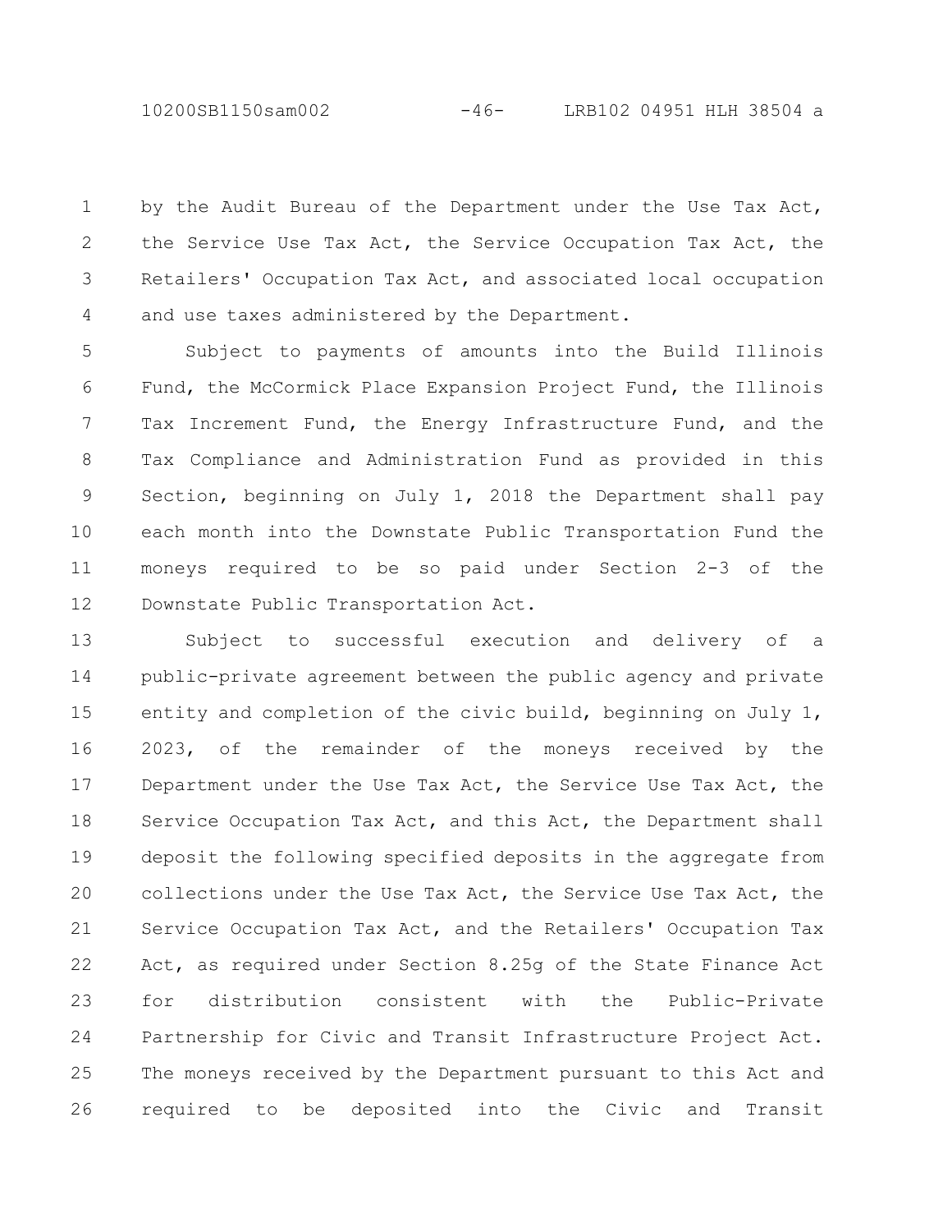by the Audit Bureau of the Department under the Use Tax Act, the Service Use Tax Act, the Service Occupation Tax Act, the Retailers' Occupation Tax Act, and associated local occupation and use taxes administered by the Department.

Subject to payments of amounts into the Build Illinois Fund, the McCormick Place Expansion Project Fund, the Illinois Tax Increment Fund, the Energy Infrastructure Fund, and the Tax Compliance and Administration Fund as provided in this Section, beginning on July 1, 2018 the Department shall pay each month into the Downstate Public Transportation Fund the moneys required to be so paid under Section 2-3 of the Downstate Public Transportation Act.

Subject to successful execution and delivery of a public-private agreement between the public agency and private entity and completion of the civic build, beginning on July 1, 2023, of the remainder of the moneys received by the Department under the Use Tax Act, the Service Use Tax Act, the Service Occupation Tax Act, and this Act, the Department shall deposit the following specified deposits in the aggregate from collections under the Use Tax Act, the Service Use Tax Act, the Service Occupation Tax Act, and the Retailers' Occupation Tax Act, as required under Section 8.25g of the State Finance Act for distribution consistent with the Public-Private Partnership for Civic and Transit Infrastructure Project Act. The moneys received by the Department pursuant to this Act and required to be deposited into the Civic and Transit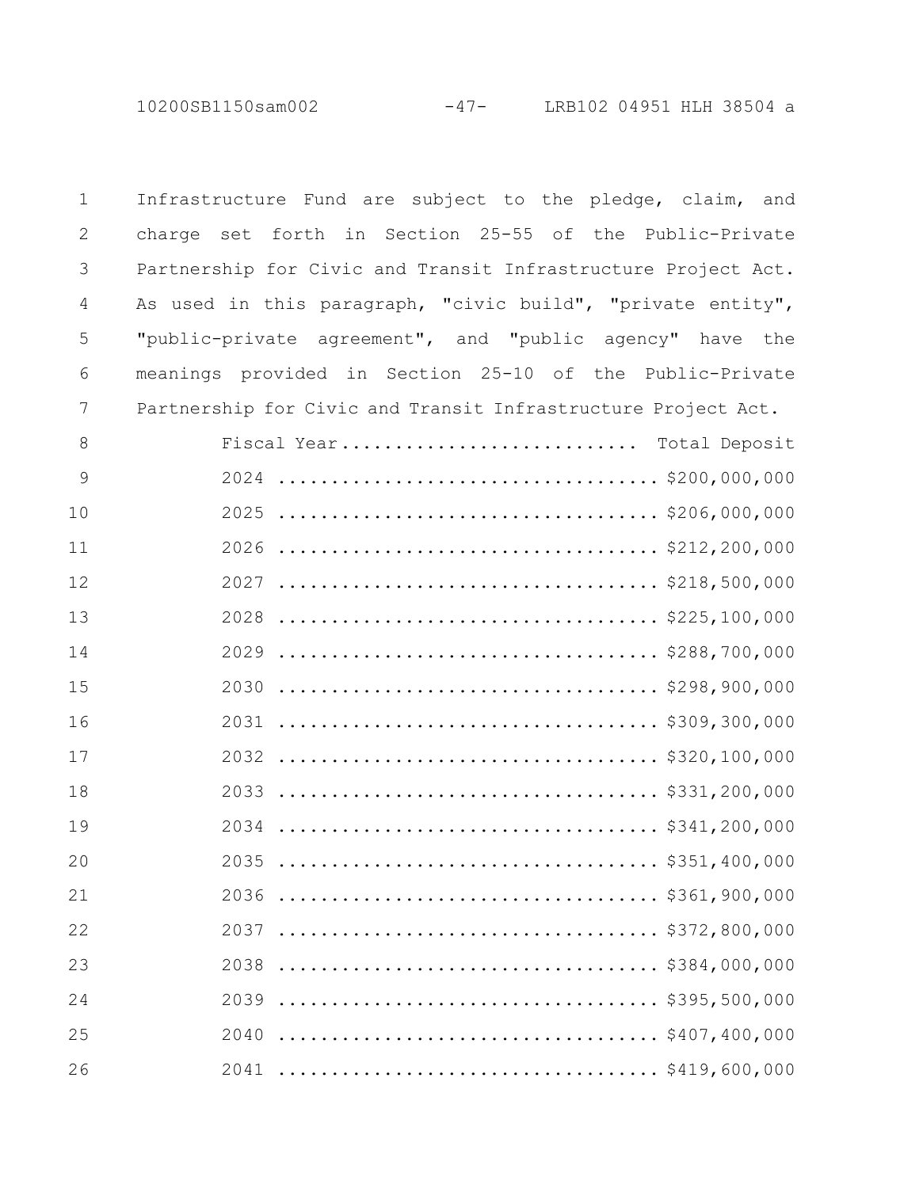Infrastructure Fund are subject to the pledge, claim, and charge set forth in Section 25-55 of the Public-Private Partnership for Civic and Transit Infrastructure Project Act. As used in this paragraph, "civic build", "private entity", "public-private agreement", and "public agency" have the meanings provided in Section 25-10 of the Public-Private Partnership for Civic and Transit Infrastructure Project Act.

| Fiscal Year | Total Deposit |
|---|---|
| 2024 | $200,000,000 |
| 2025 | $206,000,000 |
| 2026 | $212,200,000 |
| 2027 | $218,500,000 |
| 2028 | $225,100,000 |
| 2029 | $288,700,000 |
| 2030 | $298,900,000 |
| 2031 | $309,300,000 |
| 2032 | $320,100,000 |
| 2033 | $331,200,000 |
| 2034 | $341,200,000 |
| 2035 | $351,400,000 |
| 2036 | $361,900,000 |
| 2037 | $372,800,000 |
| 2038 | $384,000,000 |
| 2039 | $395,500,000 |
| 2040 | $407,400,000 |
| 2041 | $419,600,000 |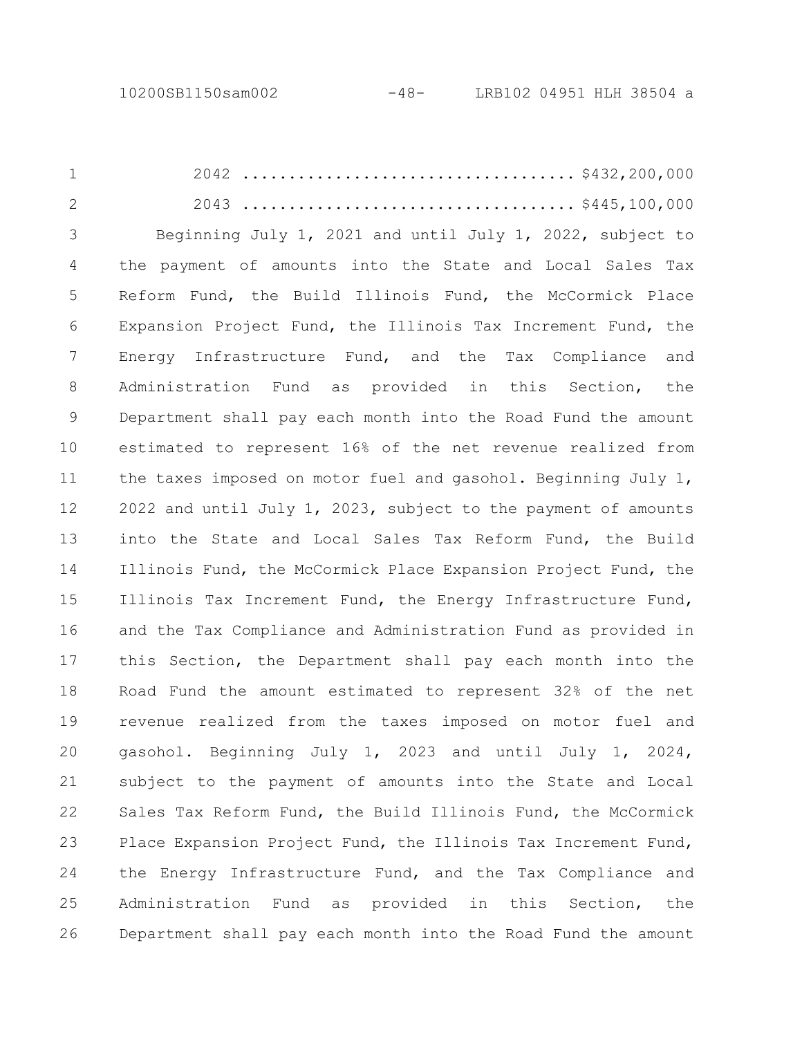2042 .................................. $432,200,000

2043 .................................. $445,100,000

Beginning July 1, 2021 and until July 1, 2022, subject to the payment of amounts into the State and Local Sales Tax Reform Fund, the Build Illinois Fund, the McCormick Place Expansion Project Fund, the Illinois Tax Increment Fund, the Energy Infrastructure Fund, and the Tax Compliance and Administration Fund as provided in this Section, the Department shall pay each month into the Road Fund the amount estimated to represent 16% of the net revenue realized from the taxes imposed on motor fuel and gasohol. Beginning July 1, 2022 and until July 1, 2023, subject to the payment of amounts into the State and Local Sales Tax Reform Fund, the Build Illinois Fund, the McCormick Place Expansion Project Fund, the Illinois Tax Increment Fund, the Energy Infrastructure Fund, and the Tax Compliance and Administration Fund as provided in this Section, the Department shall pay each month into the Road Fund the amount estimated to represent 32% of the net revenue realized from the taxes imposed on motor fuel and gasohol. Beginning July 1, 2023 and until July 1, 2024, subject to the payment of amounts into the State and Local Sales Tax Reform Fund, the Build Illinois Fund, the McCormick Place Expansion Project Fund, the Illinois Tax Increment Fund, the Energy Infrastructure Fund, and the Tax Compliance and Administration Fund as provided in this Section, the Department shall pay each month into the Road Fund the amount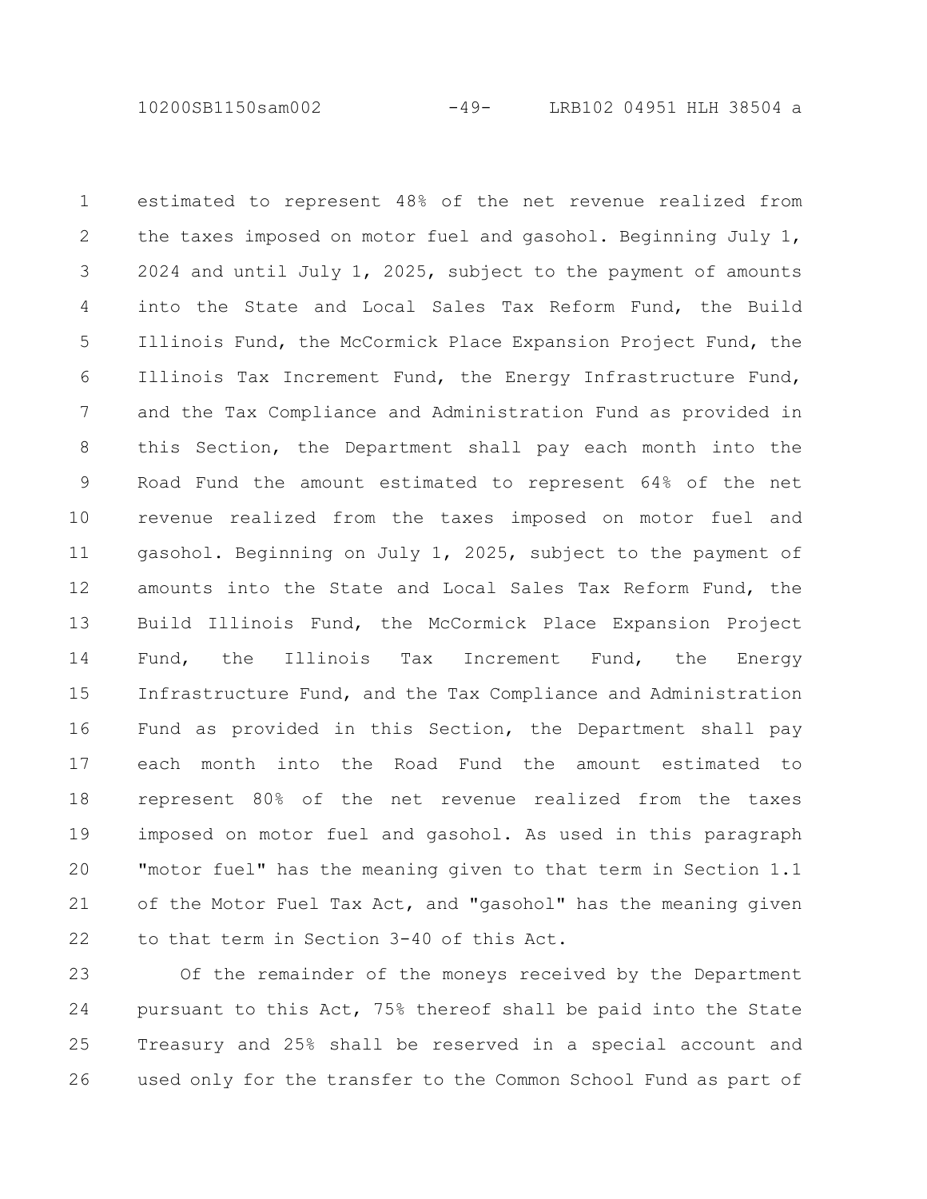estimated to represent 48% of the net revenue realized from the taxes imposed on motor fuel and gasohol. Beginning July 1, 2024 and until July 1, 2025, subject to the payment of amounts into the State and Local Sales Tax Reform Fund, the Build Illinois Fund, the McCormick Place Expansion Project Fund, the Illinois Tax Increment Fund, the Energy Infrastructure Fund, and the Tax Compliance and Administration Fund as provided in this Section, the Department shall pay each month into the Road Fund the amount estimated to represent 64% of the net revenue realized from the taxes imposed on motor fuel and gasohol. Beginning on July 1, 2025, subject to the payment of amounts into the State and Local Sales Tax Reform Fund, the Build Illinois Fund, the McCormick Place Expansion Project Fund, the Illinois Tax Increment Fund, the Energy Infrastructure Fund, and the Tax Compliance and Administration Fund as provided in this Section, the Department shall pay each month into the Road Fund the amount estimated to represent 80% of the net revenue realized from the taxes imposed on motor fuel and gasohol. As used in this paragraph "motor fuel" has the meaning given to that term in Section 1.1 of the Motor Fuel Tax Act, and "gasohol" has the meaning given to that term in Section 3-40 of this Act.

Of the remainder of the moneys received by the Department pursuant to this Act, 75% thereof shall be paid into the State Treasury and 25% shall be reserved in a special account and used only for the transfer to the Common School Fund as part of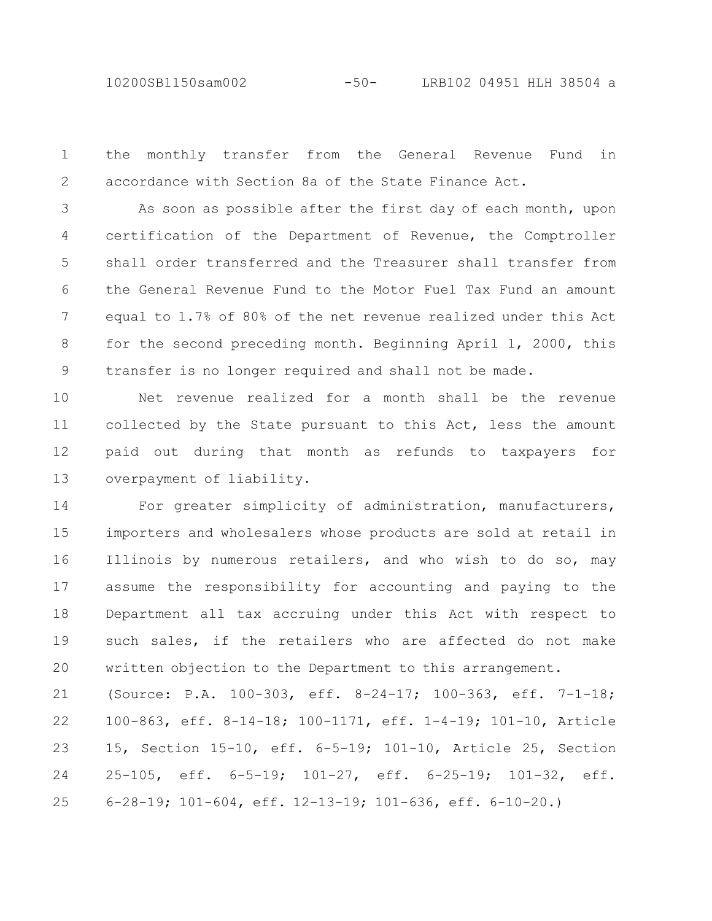the monthly transfer from the General Revenue Fund in accordance with Section 8a of the State Finance Act.

As soon as possible after the first day of each month, upon certification of the Department of Revenue, the Comptroller shall order transferred and the Treasurer shall transfer from the General Revenue Fund to the Motor Fuel Tax Fund an amount equal to 1.7% of 80% of the net revenue realized under this Act for the second preceding month. Beginning April 1, 2000, this transfer is no longer required and shall not be made.

Net revenue realized for a month shall be the revenue collected by the State pursuant to this Act, less the amount paid out during that month as refunds to taxpayers for overpayment of liability.

For greater simplicity of administration, manufacturers, importers and wholesalers whose products are sold at retail in Illinois by numerous retailers, and who wish to do so, may assume the responsibility for accounting and paying to the Department all tax accruing under this Act with respect to such sales, if the retailers who are affected do not make written objection to the Department to this arrangement.

(Source: P.A. 100-303, eff. 8-24-17; 100-363, eff. 7-1-18; 100-863, eff. 8-14-18; 100-1171, eff. 1-4-19; 101-10, Article 15, Section 15-10, eff. 6-5-19; 101-10, Article 25, Section 25-105, eff. 6-5-19; 101-27, eff. 6-25-19; 101-32, eff. 6-28-19; 101-604, eff. 12-13-19; 101-636, eff. 6-10-20.)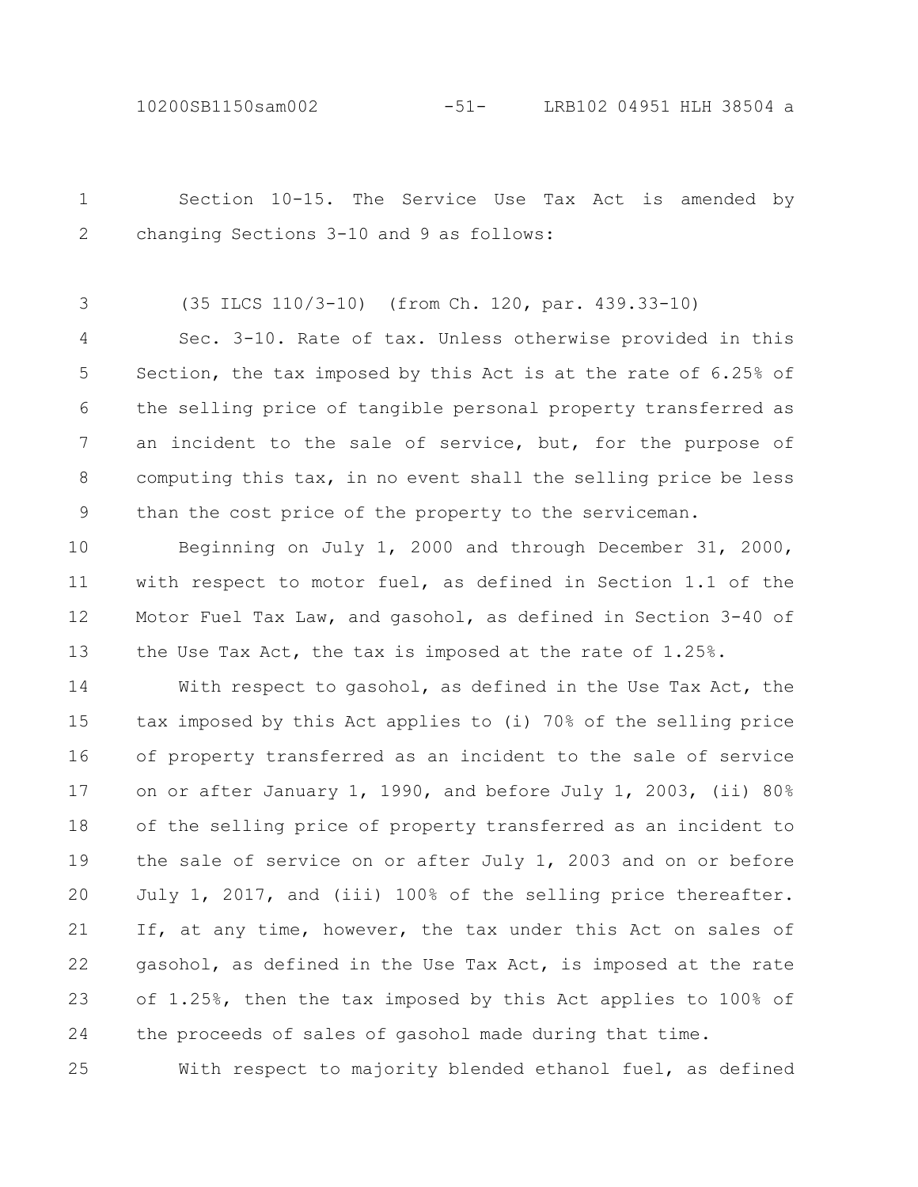Section 10-15. The Service Use Tax Act is amended by changing Sections 3-10 and 9 as follows:

(35 ILCS 110/3-10) (from Ch. 120, par. 439.33-10)

Sec. 3-10. Rate of tax. Unless otherwise provided in this Section, the tax imposed by this Act is at the rate of 6.25% of the selling price of tangible personal property transferred as an incident to the sale of service, but, for the purpose of computing this tax, in no event shall the selling price be less than the cost price of the property to the serviceman.

Beginning on July 1, 2000 and through December 31, 2000, with respect to motor fuel, as defined in Section 1.1 of the Motor Fuel Tax Law, and gasohol, as defined in Section 3-40 of the Use Tax Act, the tax is imposed at the rate of 1.25%.

With respect to gasohol, as defined in the Use Tax Act, the tax imposed by this Act applies to (i) 70% of the selling price of property transferred as an incident to the sale of service on or after January 1, 1990, and before July 1, 2003, (ii) 80% of the selling price of property transferred as an incident to the sale of service on or after July 1, 2003 and on or before July 1, 2017, and (iii) 100% of the selling price thereafter. If, at any time, however, the tax under this Act on sales of gasohol, as defined in the Use Tax Act, is imposed at the rate of 1.25%, then the tax imposed by this Act applies to 100% of the proceeds of sales of gasohol made during that time.

With respect to majority blended ethanol fuel, as defined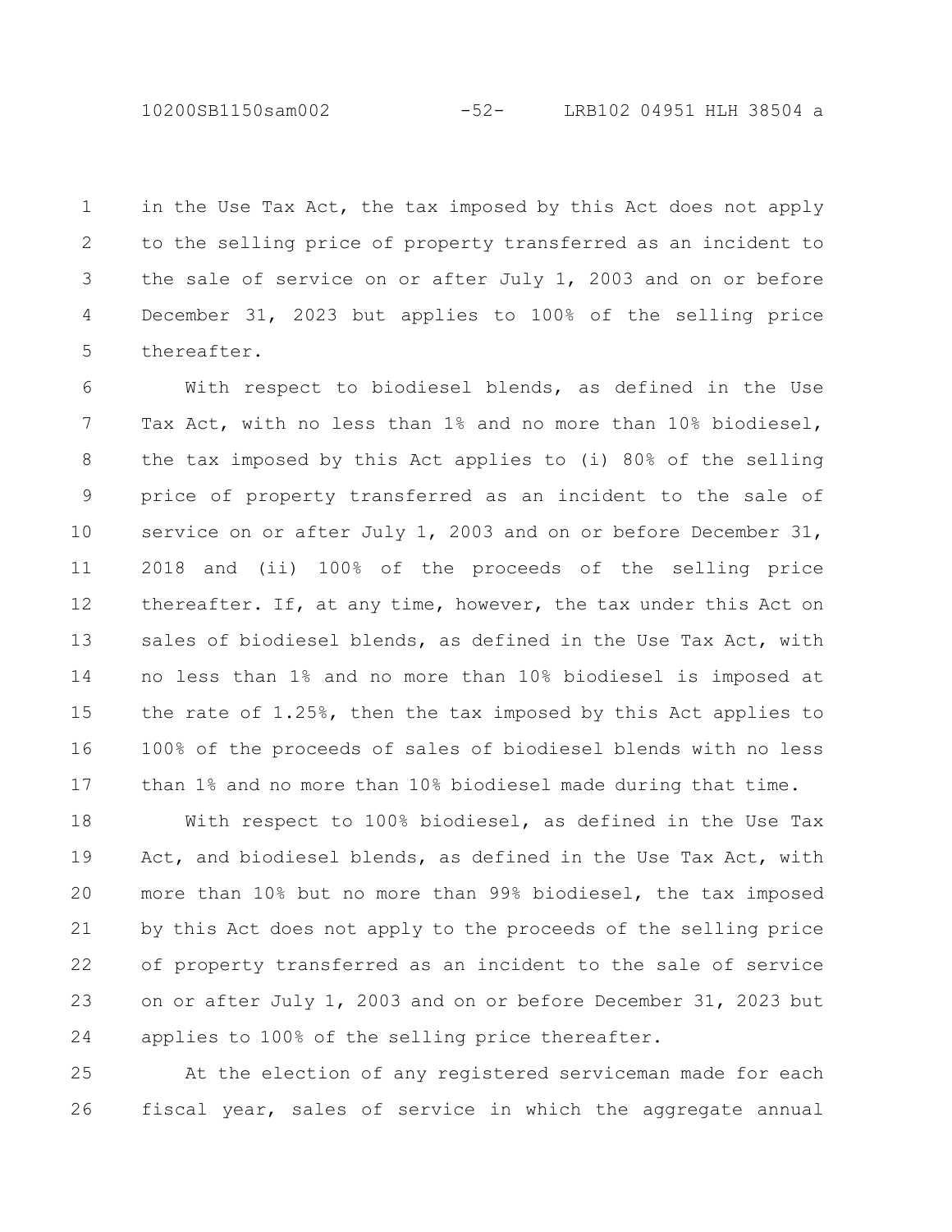in the Use Tax Act, the tax imposed by this Act does not apply to the selling price of property transferred as an incident to the sale of service on or after July 1, 2003 and on or before December 31, 2023 but applies to 100% of the selling price thereafter.

With respect to biodiesel blends, as defined in the Use Tax Act, with no less than 1% and no more than 10% biodiesel, the tax imposed by this Act applies to (i) 80% of the selling price of property transferred as an incident to the sale of service on or after July 1, 2003 and on or before December 31, 2018 and (ii) 100% of the proceeds of the selling price thereafter. If, at any time, however, the tax under this Act on sales of biodiesel blends, as defined in the Use Tax Act, with no less than 1% and no more than 10% biodiesel is imposed at the rate of 1.25%, then the tax imposed by this Act applies to 100% of the proceeds of sales of biodiesel blends with no less than 1% and no more than 10% biodiesel made during that time.

With respect to 100% biodiesel, as defined in the Use Tax Act, and biodiesel blends, as defined in the Use Tax Act, with more than 10% but no more than 99% biodiesel, the tax imposed by this Act does not apply to the proceeds of the selling price of property transferred as an incident to the sale of service on or after July 1, 2003 and on or before December 31, 2023 but applies to 100% of the selling price thereafter.

At the election of any registered serviceman made for each fiscal year, sales of service in which the aggregate annual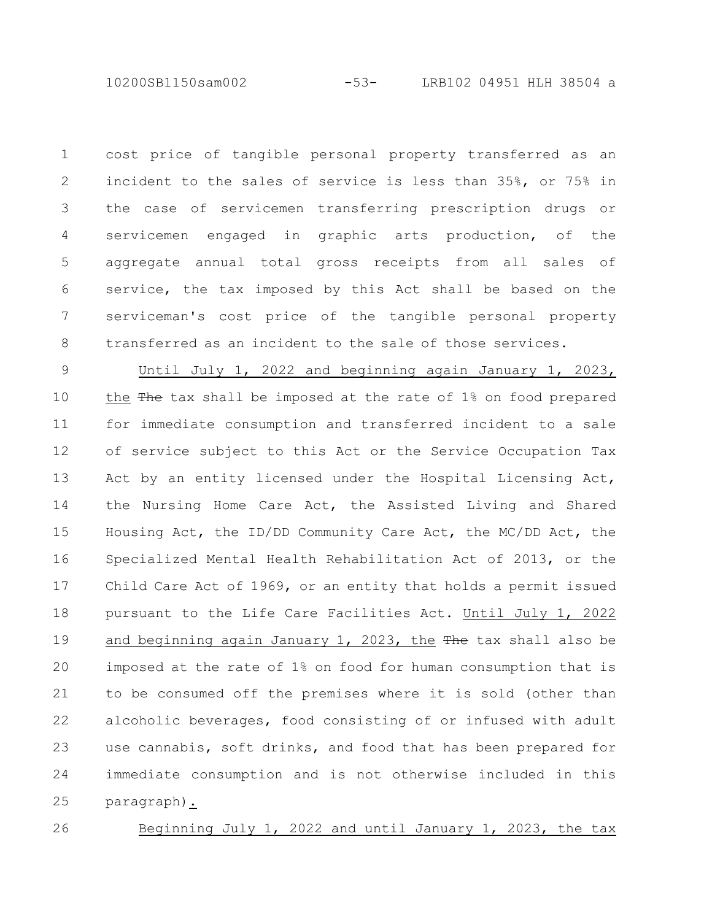cost price of tangible personal property transferred as an incident to the sales of service is less than 35%, or 75% in the case of servicemen transferring prescription drugs or servicemen engaged in graphic arts production, of the aggregate annual total gross receipts from all sales of service, the tax imposed by this Act shall be based on the serviceman's cost price of the tangible personal property transferred as an incident to the sale of those services.

Until July 1, 2022 and beginning again January 1, 2023, the ~~The~~ tax shall be imposed at the rate of 1% on food prepared for immediate consumption and transferred incident to a sale of service subject to this Act or the Service Occupation Tax Act by an entity licensed under the Hospital Licensing Act, the Nursing Home Care Act, the Assisted Living and Shared Housing Act, the ID/DD Community Care Act, the MC/DD Act, the Specialized Mental Health Rehabilitation Act of 2013, or the Child Care Act of 1969, or an entity that holds a permit issued pursuant to the Life Care Facilities Act. Until July 1, 2022 and beginning again January 1, 2023, the ~~The~~ tax shall also be imposed at the rate of 1% on food for human consumption that is to be consumed off the premises where it is sold (other than alcoholic beverages, food consisting of or infused with adult use cannabis, soft drinks, and food that has been prepared for immediate consumption and is not otherwise included in this paragraph).

Beginning July 1, 2022 and until January 1, 2023, the tax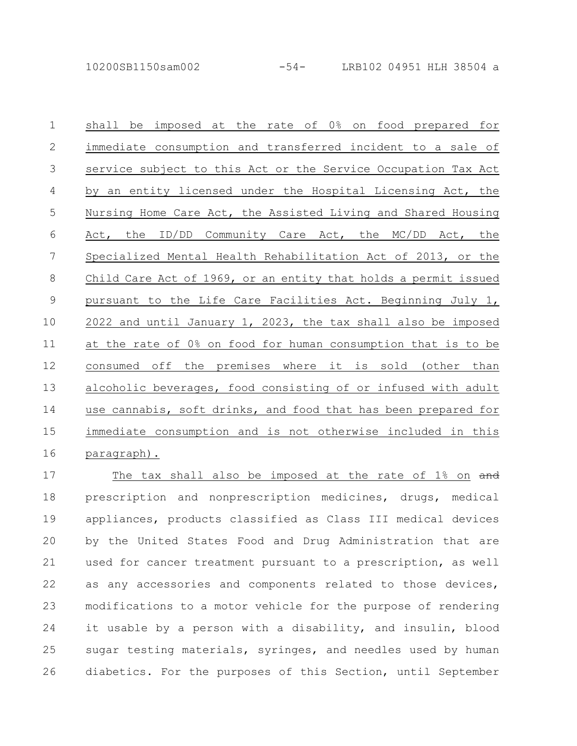shall be imposed at the rate of 0% on food prepared for immediate consumption and transferred incident to a sale of service subject to this Act or the Service Occupation Tax Act by an entity licensed under the Hospital Licensing Act, the Nursing Home Care Act, the Assisted Living and Shared Housing Act, the ID/DD Community Care Act, the MC/DD Act, the Specialized Mental Health Rehabilitation Act of 2013, or the Child Care Act of 1969, or an entity that holds a permit issued pursuant to the Life Care Facilities Act. Beginning July 1, 2022 and until January 1, 2023, the tax shall also be imposed at the rate of 0% on food for human consumption that is to be consumed off the premises where it is sold (other than alcoholic beverages, food consisting of or infused with adult use cannabis, soft drinks, and food that has been prepared for immediate consumption and is not otherwise included in this paragraph).

The tax shall also be imposed at the rate of 1% on ~~and~~ prescription and nonprescription medicines, drugs, medical appliances, products classified as Class III medical devices by the United States Food and Drug Administration that are used for cancer treatment pursuant to a prescription, as well as any accessories and components related to those devices, modifications to a motor vehicle for the purpose of rendering it usable by a person with a disability, and insulin, blood sugar testing materials, syringes, and needles used by human diabetics. For the purposes of this Section, until September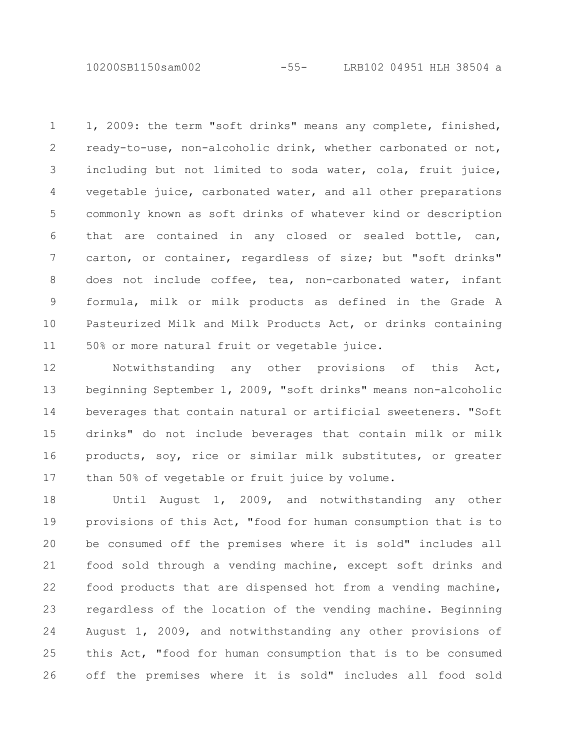1, 2009: the term "soft drinks" means any complete, finished, ready-to-use, non-alcoholic drink, whether carbonated or not, including but not limited to soda water, cola, fruit juice, vegetable juice, carbonated water, and all other preparations commonly known as soft drinks of whatever kind or description that are contained in any closed or sealed bottle, can, carton, or container, regardless of size; but "soft drinks" does not include coffee, tea, non-carbonated water, infant formula, milk or milk products as defined in the Grade A Pasteurized Milk and Milk Products Act, or drinks containing 50% or more natural fruit or vegetable juice.

Notwithstanding any other provisions of this Act, beginning September 1, 2009, "soft drinks" means non-alcoholic beverages that contain natural or artificial sweeteners. "Soft drinks" do not include beverages that contain milk or milk products, soy, rice or similar milk substitutes, or greater than 50% of vegetable or fruit juice by volume.

Until August 1, 2009, and notwithstanding any other provisions of this Act, "food for human consumption that is to be consumed off the premises where it is sold" includes all food sold through a vending machine, except soft drinks and food products that are dispensed hot from a vending machine, regardless of the location of the vending machine. Beginning August 1, 2009, and notwithstanding any other provisions of this Act, "food for human consumption that is to be consumed off the premises where it is sold" includes all food sold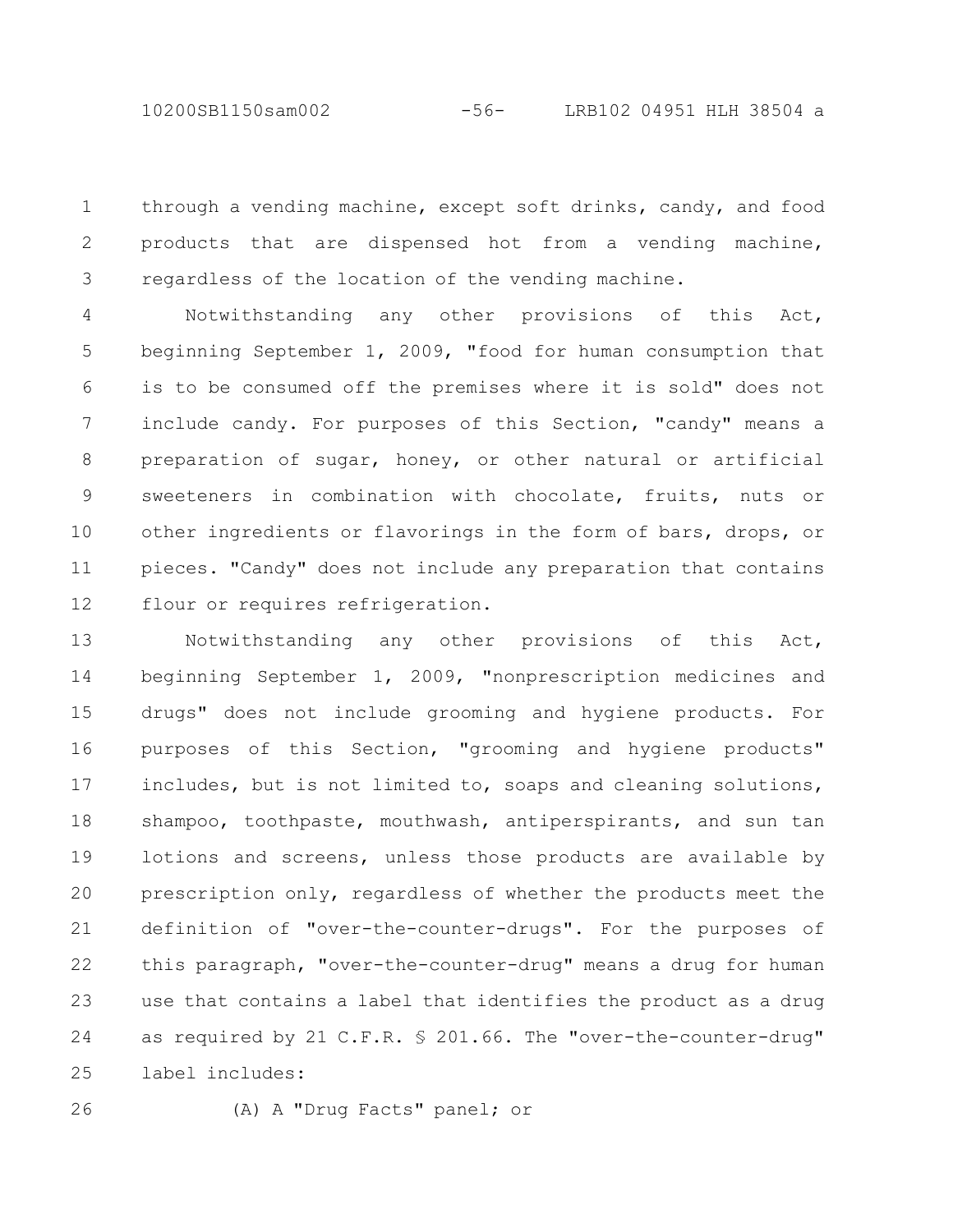through a vending machine, except soft drinks, candy, and food products that are dispensed hot from a vending machine, regardless of the location of the vending machine.

Notwithstanding any other provisions of this Act, beginning September 1, 2009, "food for human consumption that is to be consumed off the premises where it is sold" does not include candy. For purposes of this Section, "candy" means a preparation of sugar, honey, or other natural or artificial sweeteners in combination with chocolate, fruits, nuts or other ingredients or flavorings in the form of bars, drops, or pieces. "Candy" does not include any preparation that contains flour or requires refrigeration.

Notwithstanding any other provisions of this Act, beginning September 1, 2009, "nonprescription medicines and drugs" does not include grooming and hygiene products. For purposes of this Section, "grooming and hygiene products" includes, but is not limited to, soaps and cleaning solutions, shampoo, toothpaste, mouthwash, antiperspirants, and sun tan lotions and screens, unless those products are available by prescription only, regardless of whether the products meet the definition of "over-the-counter-drugs". For the purposes of this paragraph, "over-the-counter-drug" means a drug for human use that contains a label that identifies the product as a drug as required by 21 C.F.R. § 201.66. The "over-the-counter-drug" label includes:

(A) A "Drug Facts" panel; or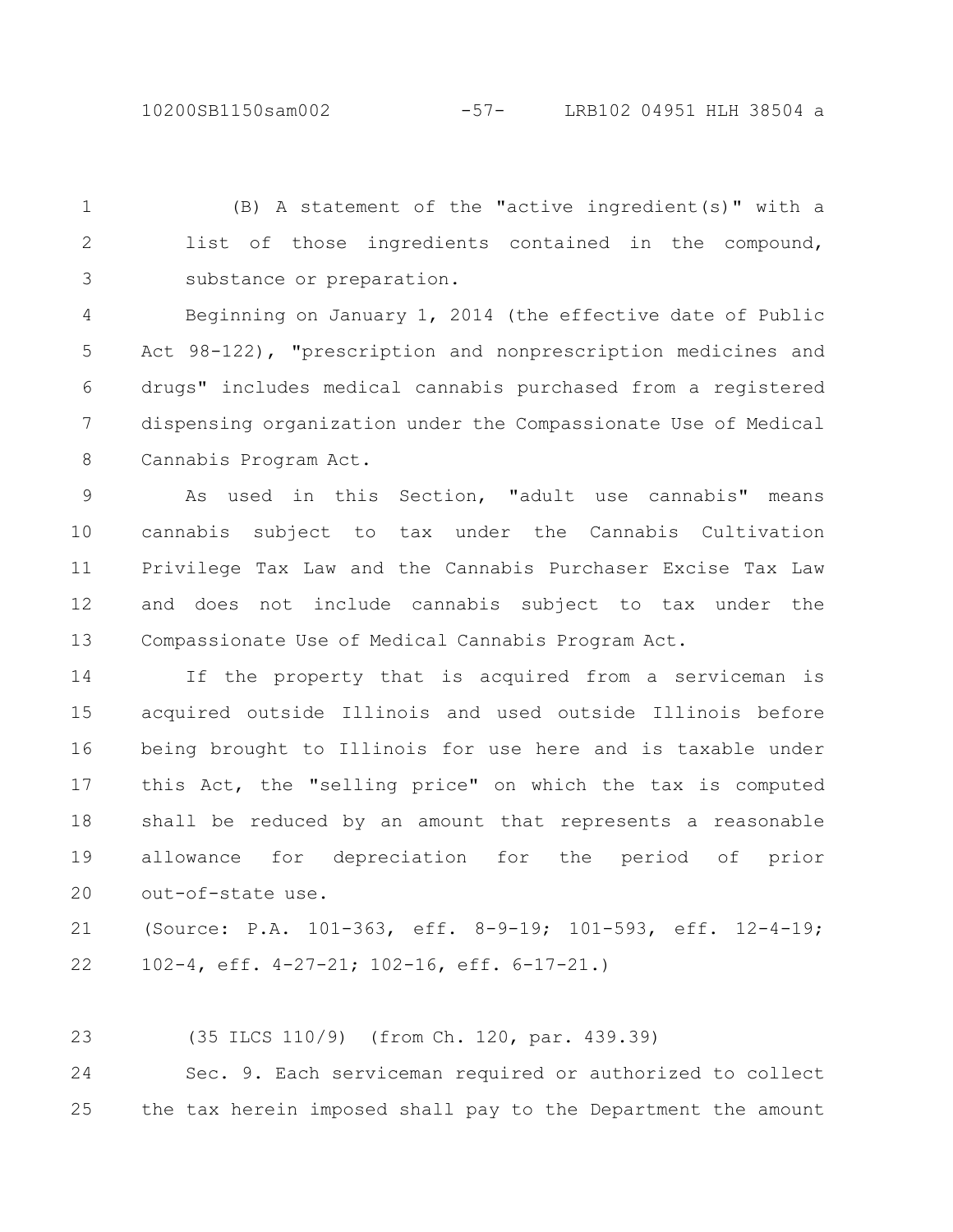(B) A statement of the "active ingredient(s)" with a list of those ingredients contained in the compound, substance or preparation.

Beginning on January 1, 2014 (the effective date of Public Act 98-122), "prescription and nonprescription medicines and drugs" includes medical cannabis purchased from a registered dispensing organization under the Compassionate Use of Medical Cannabis Program Act.

As used in this Section, "adult use cannabis" means cannabis subject to tax under the Cannabis Cultivation Privilege Tax Law and the Cannabis Purchaser Excise Tax Law and does not include cannabis subject to tax under the Compassionate Use of Medical Cannabis Program Act.

If the property that is acquired from a serviceman is acquired outside Illinois and used outside Illinois before being brought to Illinois for use here and is taxable under this Act, the "selling price" on which the tax is computed shall be reduced by an amount that represents a reasonable allowance for depreciation for the period of prior out-of-state use.

(Source: P.A. 101-363, eff. 8-9-19; 101-593, eff. 12-4-19; 102-4, eff. 4-27-21; 102-16, eff. 6-17-21.)

(35 ILCS 110/9) (from Ch. 120, par. 439.39)

Sec. 9. Each serviceman required or authorized to collect the tax herein imposed shall pay to the Department the amount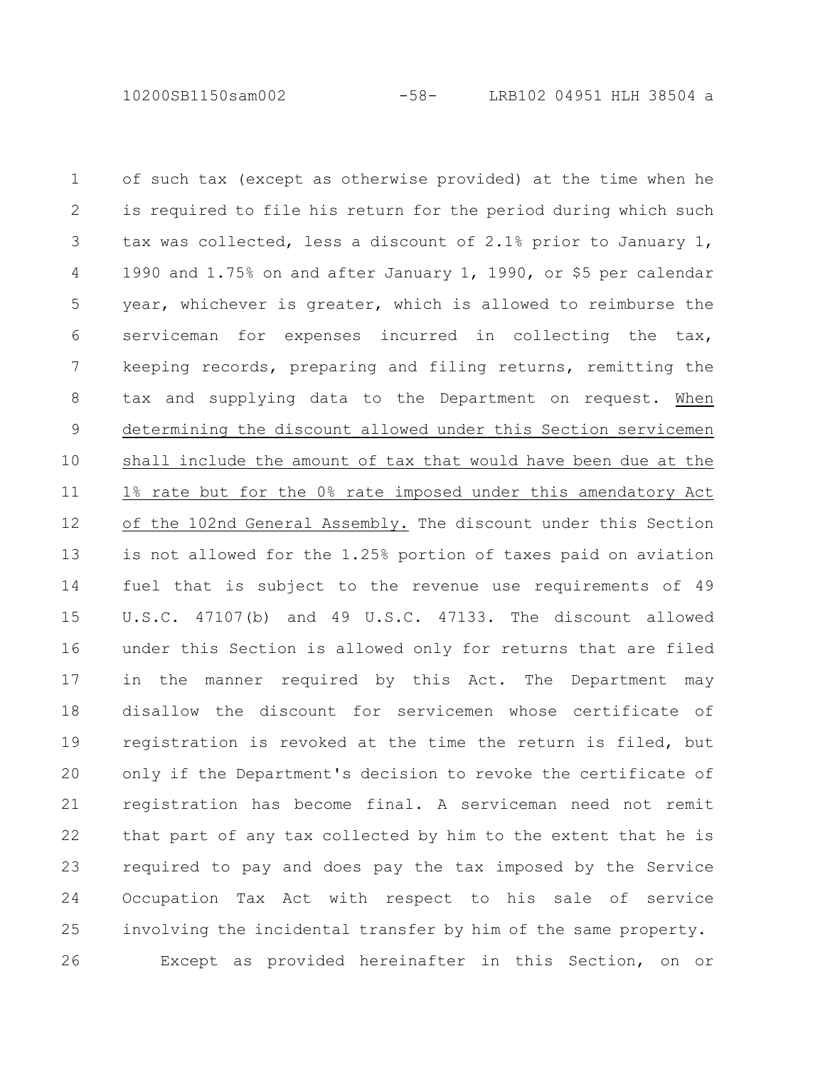of such tax (except as otherwise provided) at the time when he is required to file his return for the period during which such tax was collected, less a discount of 2.1% prior to January 1, 1990 and 1.75% on and after January 1, 1990, or $5 per calendar year, whichever is greater, which is allowed to reimburse the serviceman for expenses incurred in collecting the tax, keeping records, preparing and filing returns, remitting the tax and supplying data to the Department on request. When determining the discount allowed under this Section servicemen shall include the amount of tax that would have been due at the 1% rate but for the 0% rate imposed under this amendatory Act of the 102nd General Assembly. The discount under this Section is not allowed for the 1.25% portion of taxes paid on aviation fuel that is subject to the revenue use requirements of 49 U.S.C. 47107(b) and 49 U.S.C. 47133. The discount allowed under this Section is allowed only for returns that are filed in the manner required by this Act. The Department may disallow the discount for servicemen whose certificate of registration is revoked at the time the return is filed, but only if the Department's decision to revoke the certificate of registration has become final. A serviceman need not remit that part of any tax collected by him to the extent that he is required to pay and does pay the tax imposed by the Service Occupation Tax Act with respect to his sale of service involving the incidental transfer by him of the same property.

Except as provided hereinafter in this Section, on or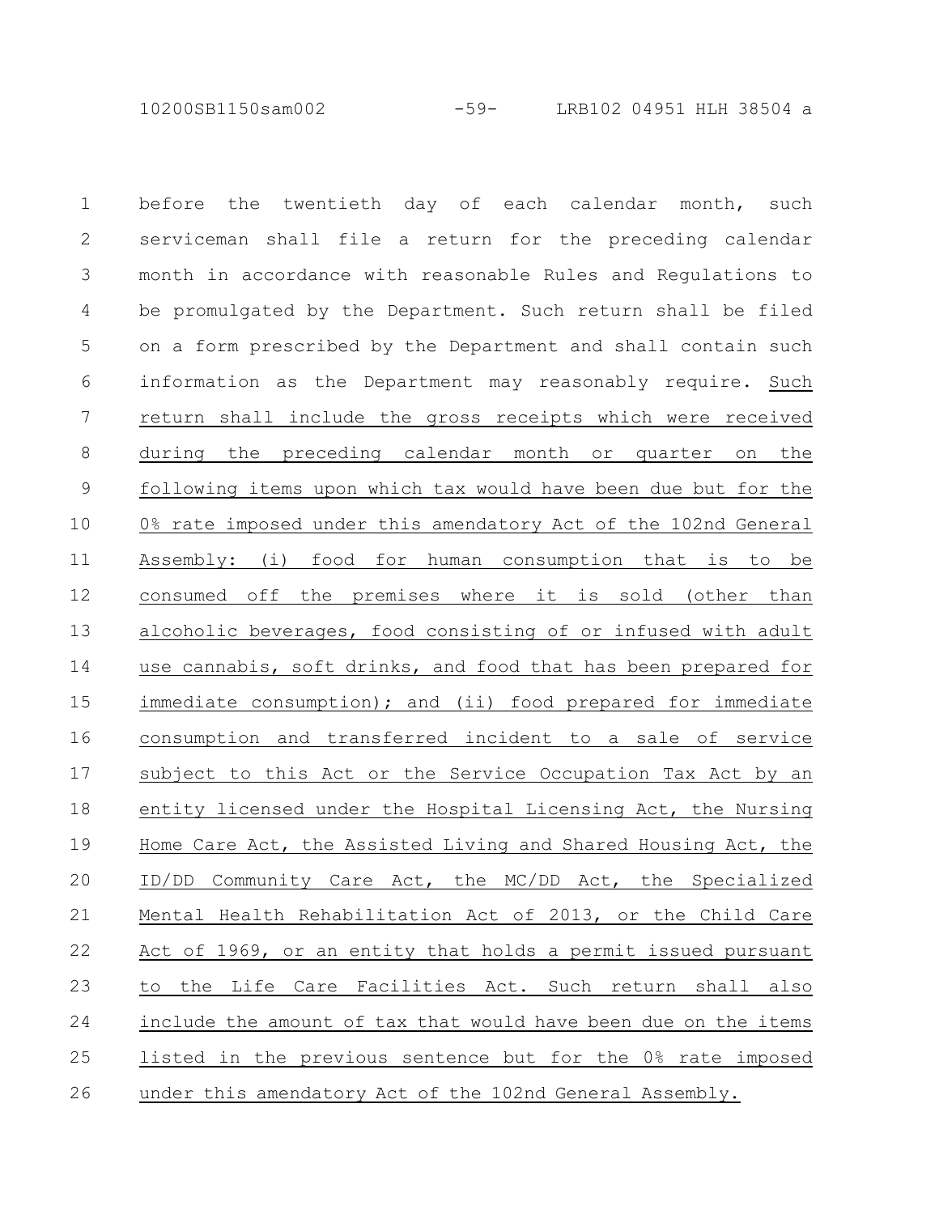before the twentieth day of each calendar month, such serviceman shall file a return for the preceding calendar month in accordance with reasonable Rules and Regulations to be promulgated by the Department. Such return shall be filed on a form prescribed by the Department and shall contain such information as the Department may reasonably require. <u>Such return shall include the gross receipts which were received during the preceding calendar month or quarter on the following items upon which tax would have been due but for the 0% rate imposed under this amendatory Act of the 102nd General Assembly: (i) food for human consumption that is to be consumed off the premises where it is sold (other than alcoholic beverages, food consisting of or infused with adult use cannabis, soft drinks, and food that has been prepared for immediate consumption); and (ii) food prepared for immediate consumption and transferred incident to a sale of service subject to this Act or the Service Occupation Tax Act by an entity licensed under the Hospital Licensing Act, the Nursing Home Care Act, the Assisted Living and Shared Housing Act, the ID/DD Community Care Act, the MC/DD Act, the Specialized Mental Health Rehabilitation Act of 2013, or the Child Care Act of 1969, or an entity that holds a permit issued pursuant to the Life Care Facilities Act. Such return shall also include the amount of tax that would have been due on the items listed in the previous sentence but for the 0% rate imposed under this amendatory Act of the 102nd General Assembly.</u>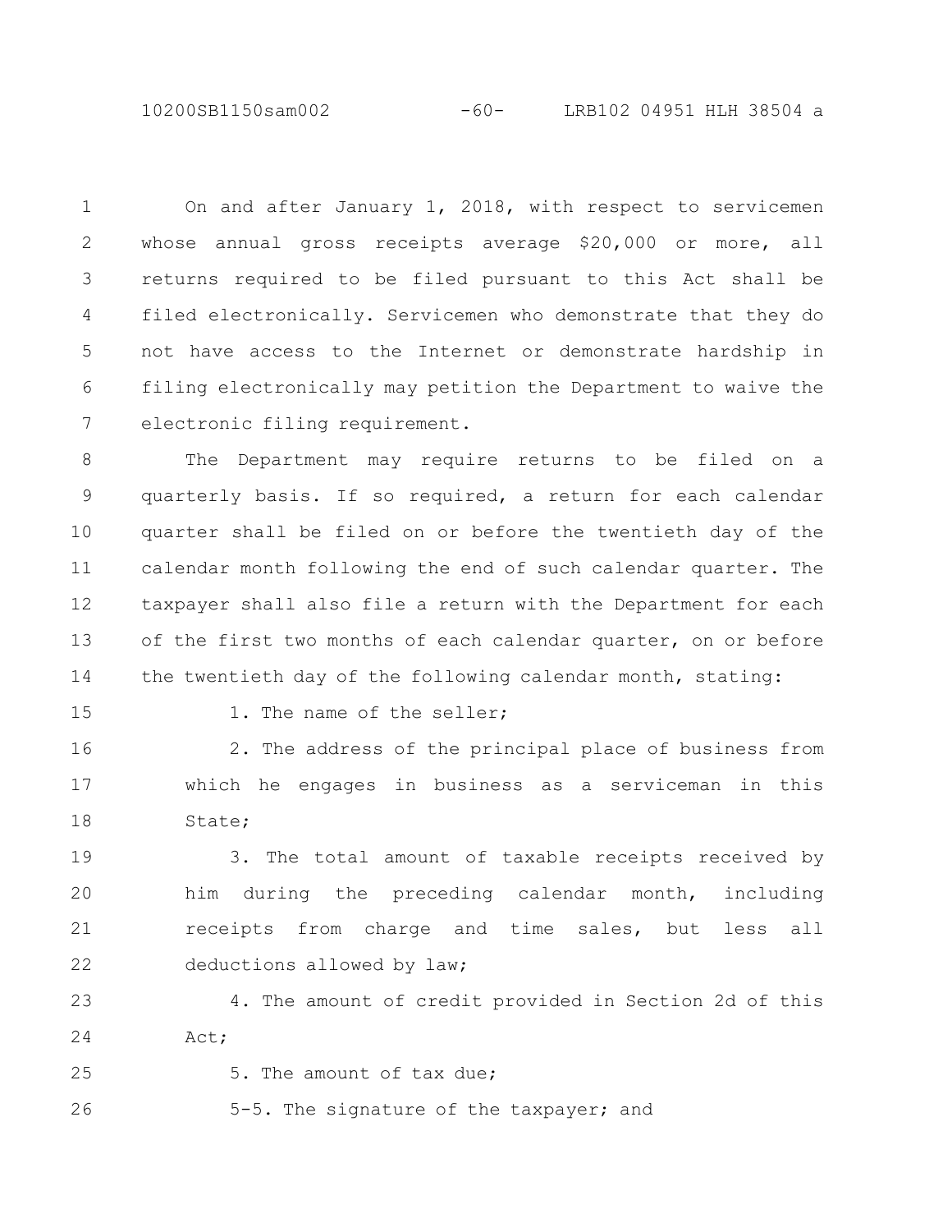On and after January 1, 2018, with respect to servicemen whose annual gross receipts average $20,000 or more, all returns required to be filed pursuant to this Act shall be filed electronically. Servicemen who demonstrate that they do not have access to the Internet or demonstrate hardship in filing electronically may petition the Department to waive the electronic filing requirement.

The Department may require returns to be filed on a quarterly basis. If so required, a return for each calendar quarter shall be filed on or before the twentieth day of the calendar month following the end of such calendar quarter. The taxpayer shall also file a return with the Department for each of the first two months of each calendar quarter, on or before the twentieth day of the following calendar month, stating:

1. The name of the seller;

2. The address of the principal place of business from which he engages in business as a serviceman in this State;

3. The total amount of taxable receipts received by him during the preceding calendar month, including receipts from charge and time sales, but less all deductions allowed by law;

4. The amount of credit provided in Section 2d of this Act;

5. The amount of tax due;

5-5. The signature of the taxpayer; and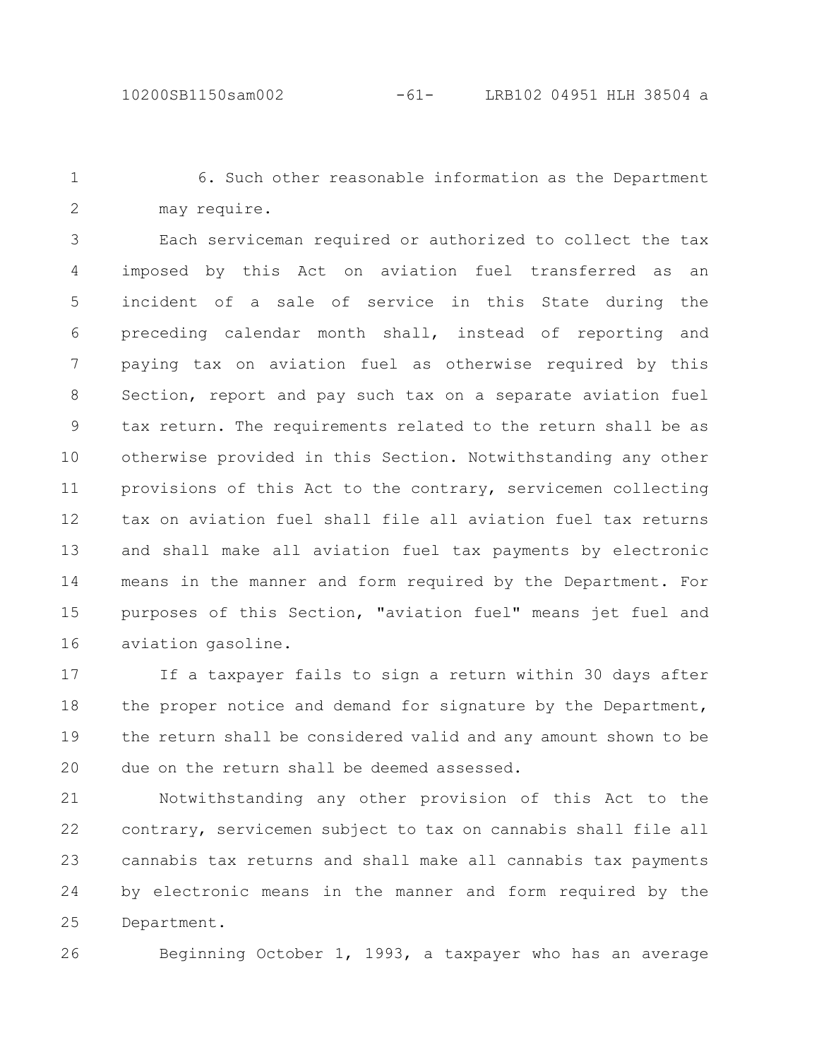6. Such other reasonable information as the Department may require.

Each serviceman required or authorized to collect the tax imposed by this Act on aviation fuel transferred as an incident of a sale of service in this State during the preceding calendar month shall, instead of reporting and paying tax on aviation fuel as otherwise required by this Section, report and pay such tax on a separate aviation fuel tax return. The requirements related to the return shall be as otherwise provided in this Section. Notwithstanding any other provisions of this Act to the contrary, servicemen collecting tax on aviation fuel shall file all aviation fuel tax returns and shall make all aviation fuel tax payments by electronic means in the manner and form required by the Department. For purposes of this Section, "aviation fuel" means jet fuel and aviation gasoline.

If a taxpayer fails to sign a return within 30 days after the proper notice and demand for signature by the Department, the return shall be considered valid and any amount shown to be due on the return shall be deemed assessed.

Notwithstanding any other provision of this Act to the contrary, servicemen subject to tax on cannabis shall file all cannabis tax returns and shall make all cannabis tax payments by electronic means in the manner and form required by the Department.

Beginning October 1, 1993, a taxpayer who has an average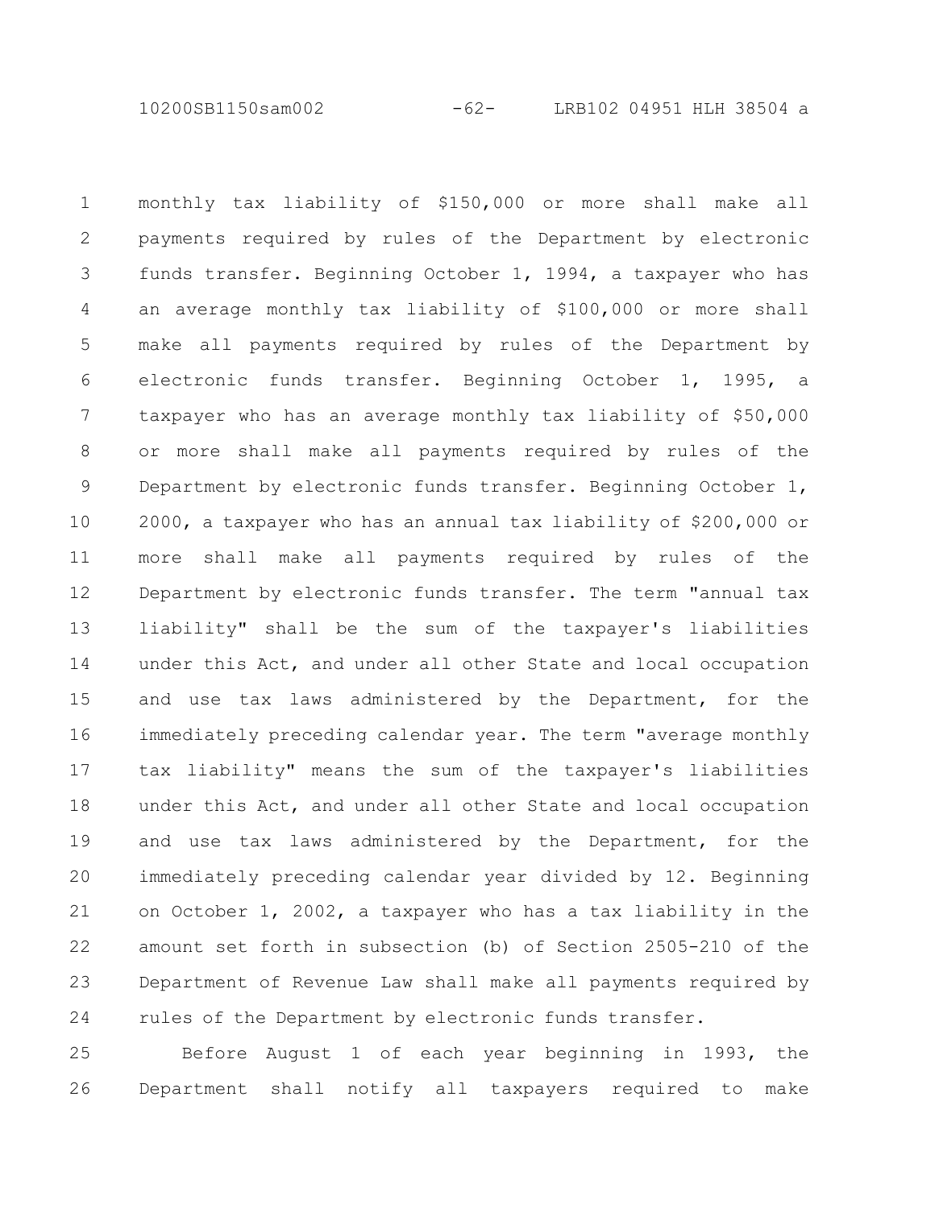monthly tax liability of $150,000 or more shall make all payments required by rules of the Department by electronic funds transfer. Beginning October 1, 1994, a taxpayer who has an average monthly tax liability of $100,000 or more shall make all payments required by rules of the Department by electronic funds transfer. Beginning October 1, 1995, a taxpayer who has an average monthly tax liability of $50,000 or more shall make all payments required by rules of the Department by electronic funds transfer. Beginning October 1, 2000, a taxpayer who has an annual tax liability of $200,000 or more shall make all payments required by rules of the Department by electronic funds transfer. The term "annual tax liability" shall be the sum of the taxpayer's liabilities under this Act, and under all other State and local occupation and use tax laws administered by the Department, for the immediately preceding calendar year. The term "average monthly tax liability" means the sum of the taxpayer's liabilities under this Act, and under all other State and local occupation and use tax laws administered by the Department, for the immediately preceding calendar year divided by 12. Beginning on October 1, 2002, a taxpayer who has a tax liability in the amount set forth in subsection (b) of Section 2505-210 of the Department of Revenue Law shall make all payments required by rules of the Department by electronic funds transfer.

Before August 1 of each year beginning in 1993, the Department shall notify all taxpayers required to make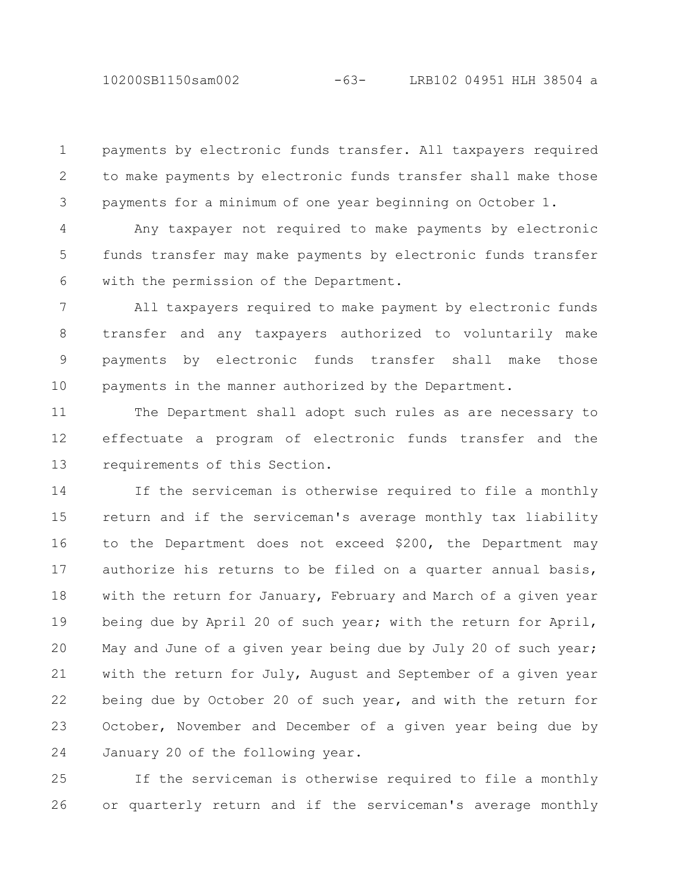payments by electronic funds transfer. All taxpayers required to make payments by electronic funds transfer shall make those payments for a minimum of one year beginning on October 1.

Any taxpayer not required to make payments by electronic funds transfer may make payments by electronic funds transfer with the permission of the Department.

All taxpayers required to make payment by electronic funds transfer and any taxpayers authorized to voluntarily make payments by electronic funds transfer shall make those payments in the manner authorized by the Department.

The Department shall adopt such rules as are necessary to effectuate a program of electronic funds transfer and the requirements of this Section.

If the serviceman is otherwise required to file a monthly return and if the serviceman's average monthly tax liability to the Department does not exceed $200, the Department may authorize his returns to be filed on a quarter annual basis, with the return for January, February and March of a given year being due by April 20 of such year; with the return for April, May and June of a given year being due by July 20 of such year; with the return for July, August and September of a given year being due by October 20 of such year, and with the return for October, November and December of a given year being due by January 20 of the following year.

If the serviceman is otherwise required to file a monthly or quarterly return and if the serviceman's average monthly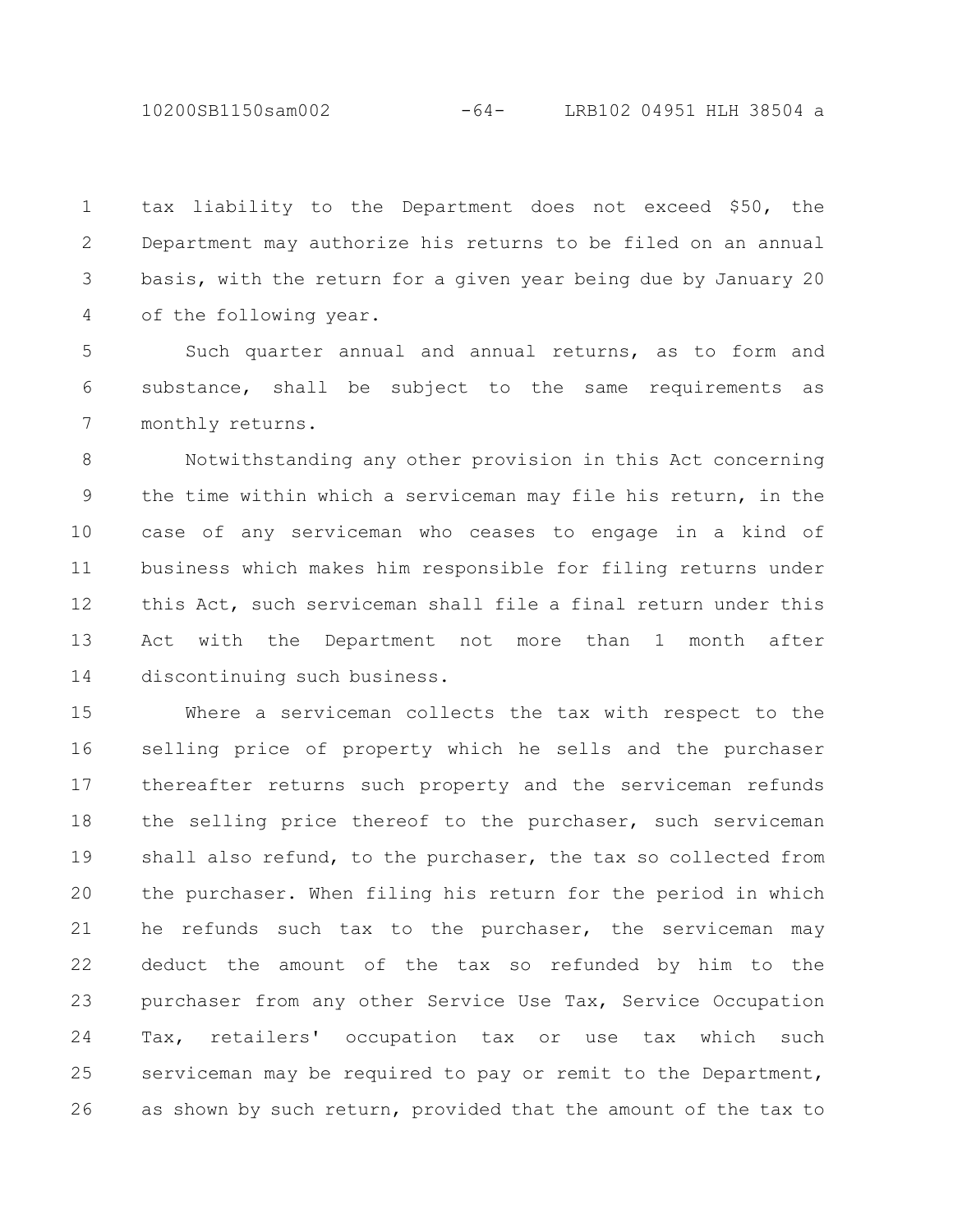tax liability to the Department does not exceed $50, the Department may authorize his returns to be filed on an annual basis, with the return for a given year being due by January 20 of the following year.

Such quarter annual and annual returns, as to form and substance, shall be subject to the same requirements as monthly returns.

Notwithstanding any other provision in this Act concerning the time within which a serviceman may file his return, in the case of any serviceman who ceases to engage in a kind of business which makes him responsible for filing returns under this Act, such serviceman shall file a final return under this Act with the Department not more than 1 month after discontinuing such business.

Where a serviceman collects the tax with respect to the selling price of property which he sells and the purchaser thereafter returns such property and the serviceman refunds the selling price thereof to the purchaser, such serviceman shall also refund, to the purchaser, the tax so collected from the purchaser. When filing his return for the period in which he refunds such tax to the purchaser, the serviceman may deduct the amount of the tax so refunded by him to the purchaser from any other Service Use Tax, Service Occupation Tax, retailers' occupation tax or use tax which such serviceman may be required to pay or remit to the Department, as shown by such return, provided that the amount of the tax to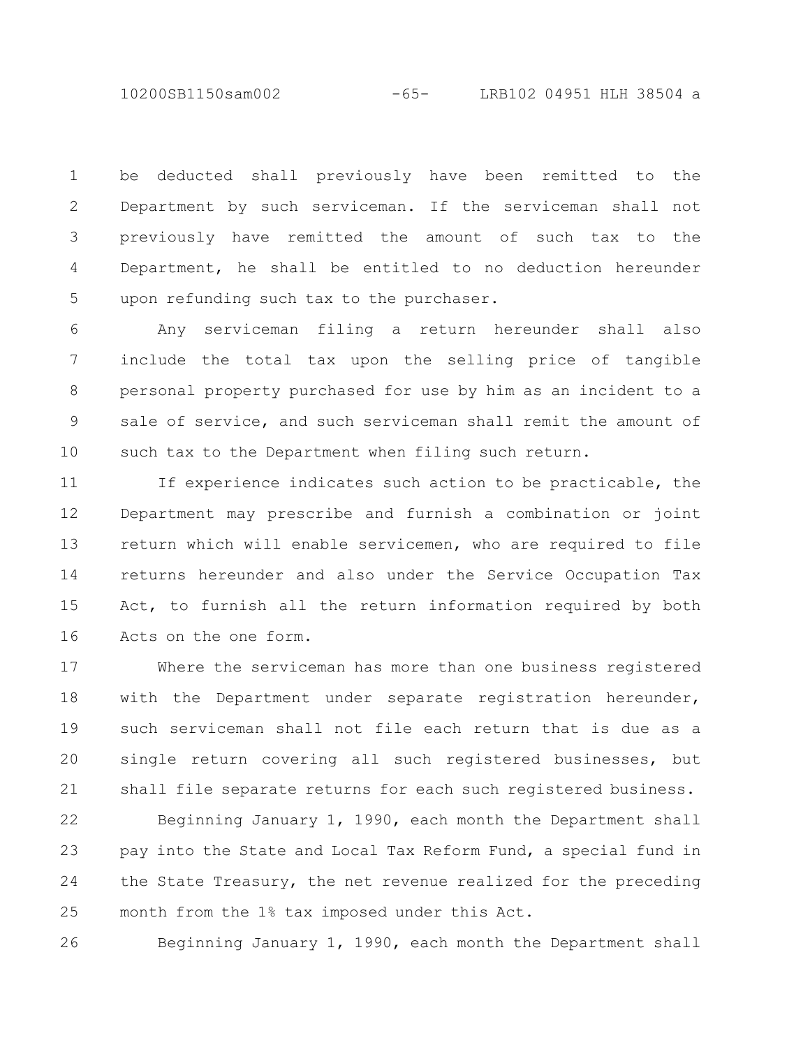be deducted shall previously have been remitted to the Department by such serviceman. If the serviceman shall not previously have remitted the amount of such tax to the Department, he shall be entitled to no deduction hereunder upon refunding such tax to the purchaser.

Any serviceman filing a return hereunder shall also include the total tax upon the selling price of tangible personal property purchased for use by him as an incident to a sale of service, and such serviceman shall remit the amount of such tax to the Department when filing such return.

If experience indicates such action to be practicable, the Department may prescribe and furnish a combination or joint return which will enable servicemen, who are required to file returns hereunder and also under the Service Occupation Tax Act, to furnish all the return information required by both Acts on the one form.

Where the serviceman has more than one business registered with the Department under separate registration hereunder, such serviceman shall not file each return that is due as a single return covering all such registered businesses, but shall file separate returns for each such registered business.

Beginning January 1, 1990, each month the Department shall pay into the State and Local Tax Reform Fund, a special fund in the State Treasury, the net revenue realized for the preceding month from the 1% tax imposed under this Act.

Beginning January 1, 1990, each month the Department shall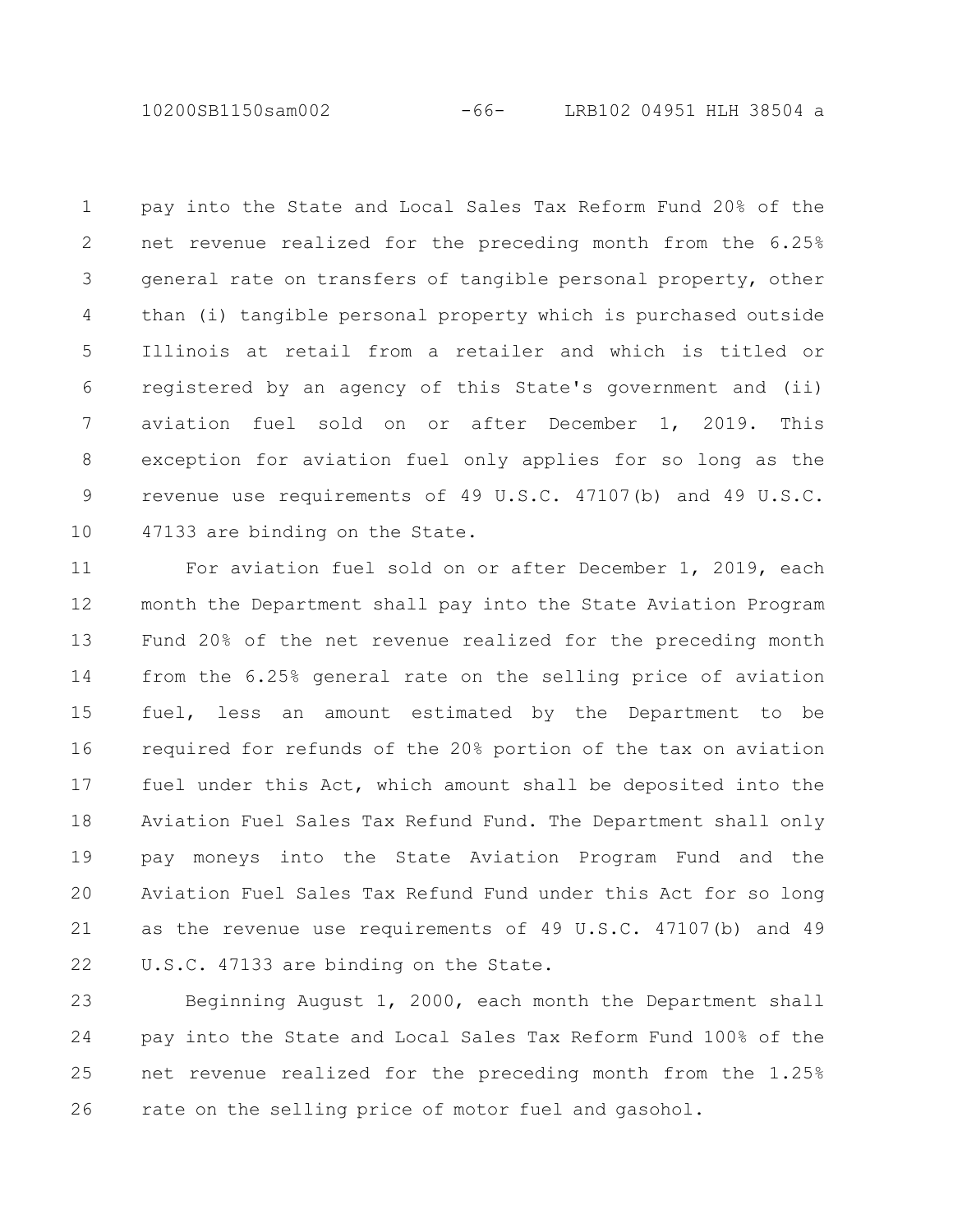pay into the State and Local Sales Tax Reform Fund 20% of the net revenue realized for the preceding month from the 6.25% general rate on transfers of tangible personal property, other than (i) tangible personal property which is purchased outside Illinois at retail from a retailer and which is titled or registered by an agency of this State's government and (ii) aviation fuel sold on or after December 1, 2019. This exception for aviation fuel only applies for so long as the revenue use requirements of 49 U.S.C. 47107(b) and 49 U.S.C. 47133 are binding on the State.

For aviation fuel sold on or after December 1, 2019, each month the Department shall pay into the State Aviation Program Fund 20% of the net revenue realized for the preceding month from the 6.25% general rate on the selling price of aviation fuel, less an amount estimated by the Department to be required for refunds of the 20% portion of the tax on aviation fuel under this Act, which amount shall be deposited into the Aviation Fuel Sales Tax Refund Fund. The Department shall only pay moneys into the State Aviation Program Fund and the Aviation Fuel Sales Tax Refund Fund under this Act for so long as the revenue use requirements of 49 U.S.C. 47107(b) and 49 U.S.C. 47133 are binding on the State.

Beginning August 1, 2000, each month the Department shall pay into the State and Local Sales Tax Reform Fund 100% of the net revenue realized for the preceding month from the 1.25% rate on the selling price of motor fuel and gasohol.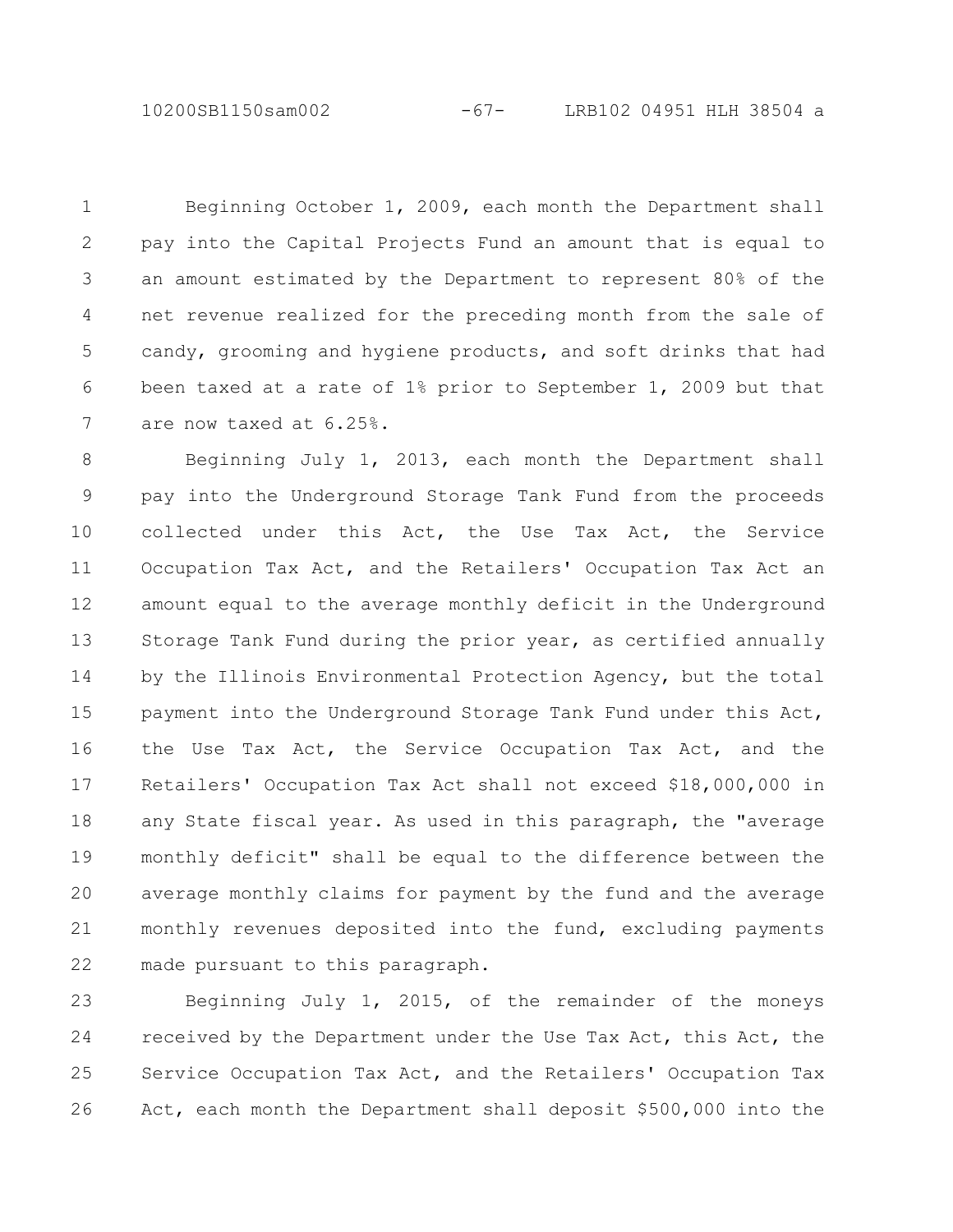Beginning October 1, 2009, each month the Department shall pay into the Capital Projects Fund an amount that is equal to an amount estimated by the Department to represent 80% of the net revenue realized for the preceding month from the sale of candy, grooming and hygiene products, and soft drinks that had been taxed at a rate of 1% prior to September 1, 2009 but that are now taxed at 6.25%.

Beginning July 1, 2013, each month the Department shall pay into the Underground Storage Tank Fund from the proceeds collected under this Act, the Use Tax Act, the Service Occupation Tax Act, and the Retailers' Occupation Tax Act an amount equal to the average monthly deficit in the Underground Storage Tank Fund during the prior year, as certified annually by the Illinois Environmental Protection Agency, but the total payment into the Underground Storage Tank Fund under this Act, the Use Tax Act, the Service Occupation Tax Act, and the Retailers' Occupation Tax Act shall not exceed $18,000,000 in any State fiscal year. As used in this paragraph, the "average monthly deficit" shall be equal to the difference between the average monthly claims for payment by the fund and the average monthly revenues deposited into the fund, excluding payments made pursuant to this paragraph.

Beginning July 1, 2015, of the remainder of the moneys received by the Department under the Use Tax Act, this Act, the Service Occupation Tax Act, and the Retailers' Occupation Tax Act, each month the Department shall deposit $500,000 into the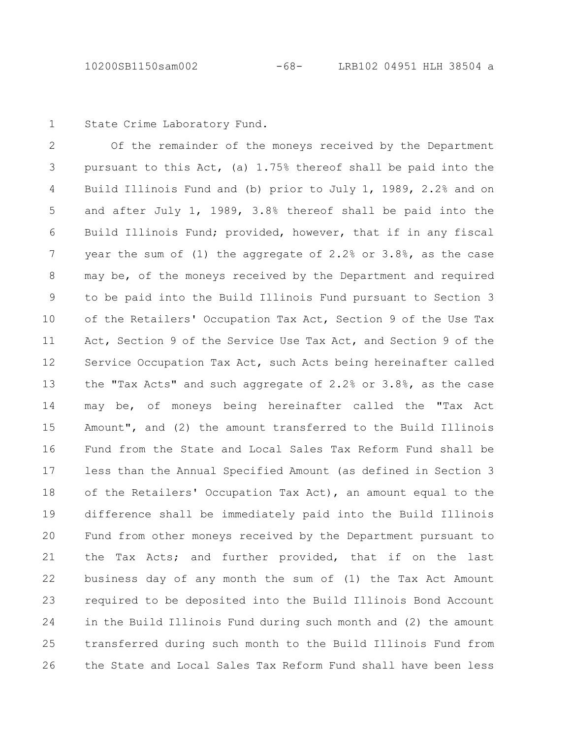State Crime Laboratory Fund.

Of the remainder of the moneys received by the Department pursuant to this Act, (a) 1.75% thereof shall be paid into the Build Illinois Fund and (b) prior to July 1, 1989, 2.2% and on and after July 1, 1989, 3.8% thereof shall be paid into the Build Illinois Fund; provided, however, that if in any fiscal year the sum of (1) the aggregate of 2.2% or 3.8%, as the case may be, of the moneys received by the Department and required to be paid into the Build Illinois Fund pursuant to Section 3 of the Retailers' Occupation Tax Act, Section 9 of the Use Tax Act, Section 9 of the Service Use Tax Act, and Section 9 of the Service Occupation Tax Act, such Acts being hereinafter called the "Tax Acts" and such aggregate of 2.2% or 3.8%, as the case may be, of moneys being hereinafter called the "Tax Act Amount", and (2) the amount transferred to the Build Illinois Fund from the State and Local Sales Tax Reform Fund shall be less than the Annual Specified Amount (as defined in Section 3 of the Retailers' Occupation Tax Act), an amount equal to the difference shall be immediately paid into the Build Illinois Fund from other moneys received by the Department pursuant to the Tax Acts; and further provided, that if on the last business day of any month the sum of (1) the Tax Act Amount required to be deposited into the Build Illinois Bond Account in the Build Illinois Fund during such month and (2) the amount transferred during such month to the Build Illinois Fund from the State and Local Sales Tax Reform Fund shall have been less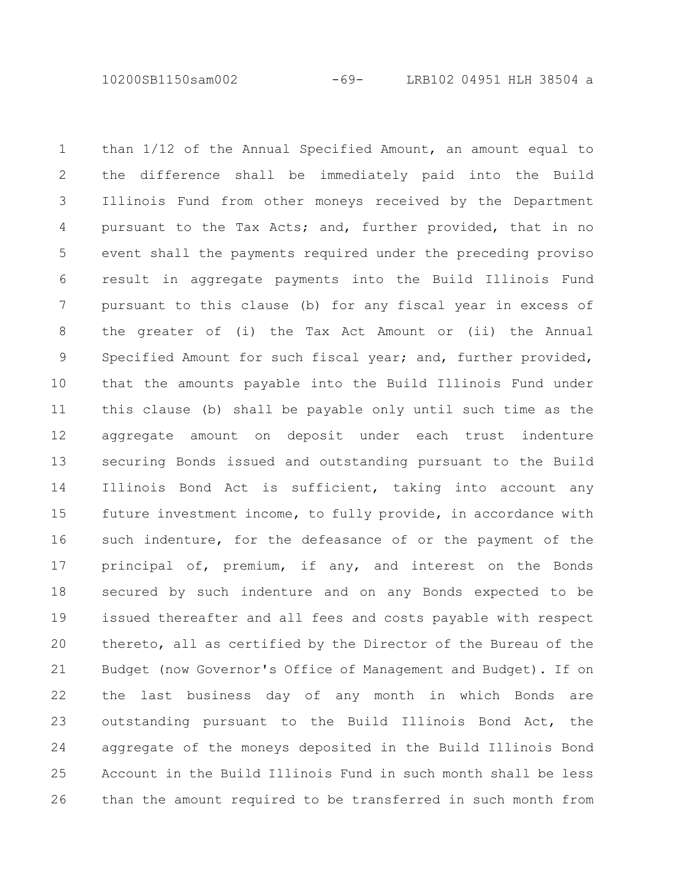than 1/12 of the Annual Specified Amount, an amount equal to the difference shall be immediately paid into the Build Illinois Fund from other moneys received by the Department pursuant to the Tax Acts; and, further provided, that in no event shall the payments required under the preceding proviso result in aggregate payments into the Build Illinois Fund pursuant to this clause (b) for any fiscal year in excess of the greater of (i) the Tax Act Amount or (ii) the Annual Specified Amount for such fiscal year; and, further provided, that the amounts payable into the Build Illinois Fund under this clause (b) shall be payable only until such time as the aggregate amount on deposit under each trust indenture securing Bonds issued and outstanding pursuant to the Build Illinois Bond Act is sufficient, taking into account any future investment income, to fully provide, in accordance with such indenture, for the defeasance of or the payment of the principal of, premium, if any, and interest on the Bonds secured by such indenture and on any Bonds expected to be issued thereafter and all fees and costs payable with respect thereto, all as certified by the Director of the Bureau of the Budget (now Governor's Office of Management and Budget). If on the last business day of any month in which Bonds are outstanding pursuant to the Build Illinois Bond Act, the aggregate of the moneys deposited in the Build Illinois Bond Account in the Build Illinois Fund in such month shall be less than the amount required to be transferred in such month from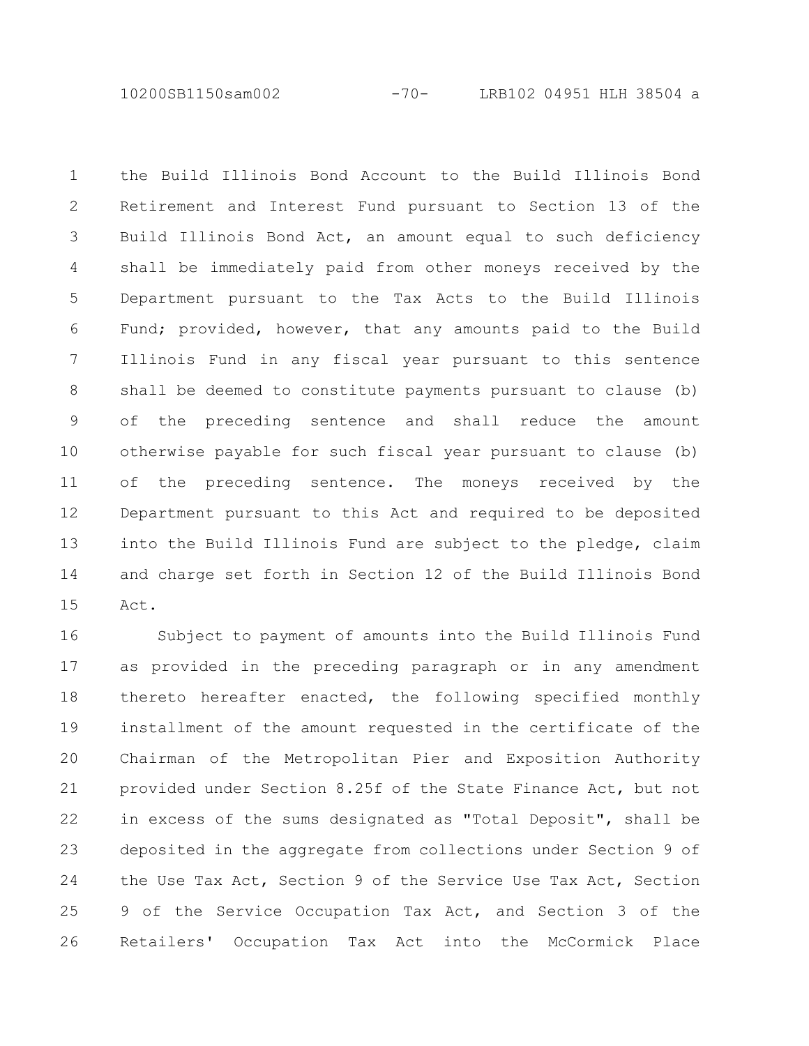the Build Illinois Bond Account to the Build Illinois Bond Retirement and Interest Fund pursuant to Section 13 of the Build Illinois Bond Act, an amount equal to such deficiency shall be immediately paid from other moneys received by the Department pursuant to the Tax Acts to the Build Illinois Fund; provided, however, that any amounts paid to the Build Illinois Fund in any fiscal year pursuant to this sentence shall be deemed to constitute payments pursuant to clause (b) of the preceding sentence and shall reduce the amount otherwise payable for such fiscal year pursuant to clause (b) of the preceding sentence. The moneys received by the Department pursuant to this Act and required to be deposited into the Build Illinois Fund are subject to the pledge, claim and charge set forth in Section 12 of the Build Illinois Bond Act.

Subject to payment of amounts into the Build Illinois Fund as provided in the preceding paragraph or in any amendment thereto hereafter enacted, the following specified monthly installment of the amount requested in the certificate of the Chairman of the Metropolitan Pier and Exposition Authority provided under Section 8.25f of the State Finance Act, but not in excess of the sums designated as "Total Deposit", shall be deposited in the aggregate from collections under Section 9 of the Use Tax Act, Section 9 of the Service Use Tax Act, Section 9 of the Service Occupation Tax Act, and Section 3 of the Retailers' Occupation Tax Act into the McCormick Place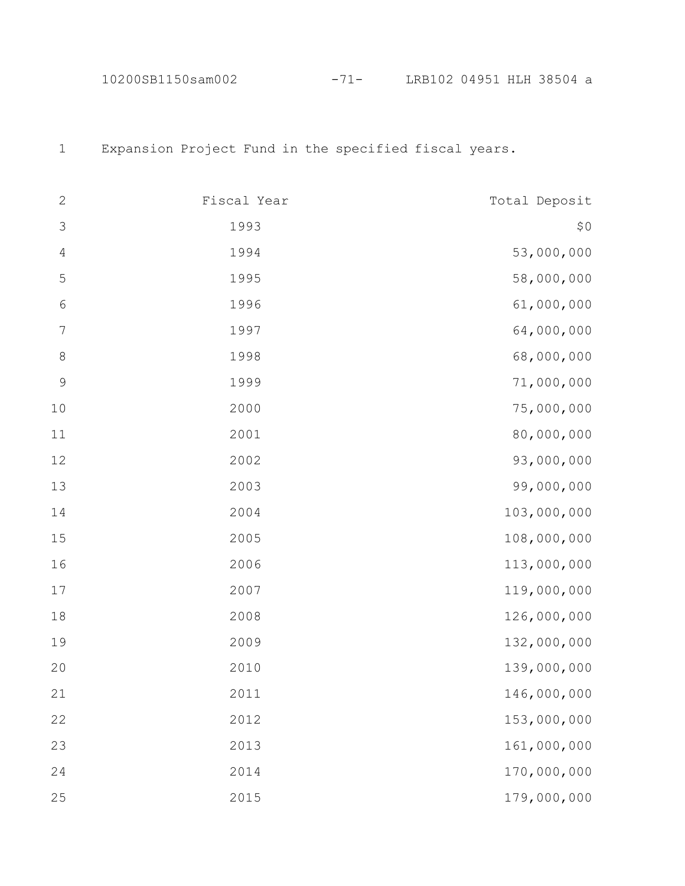Expansion Project Fund in the specified fiscal years.

| Fiscal Year | Total Deposit |
|---|---|
| 1993 | $0 |
| 1994 | 53,000,000 |
| 1995 | 58,000,000 |
| 1996 | 61,000,000 |
| 1997 | 64,000,000 |
| 1998 | 68,000,000 |
| 1999 | 71,000,000 |
| 2000 | 75,000,000 |
| 2001 | 80,000,000 |
| 2002 | 93,000,000 |
| 2003 | 99,000,000 |
| 2004 | 103,000,000 |
| 2005 | 108,000,000 |
| 2006 | 113,000,000 |
| 2007 | 119,000,000 |
| 2008 | 126,000,000 |
| 2009 | 132,000,000 |
| 2010 | 139,000,000 |
| 2011 | 146,000,000 |
| 2012 | 153,000,000 |
| 2013 | 161,000,000 |
| 2014 | 170,000,000 |
| 2015 | 179,000,000 |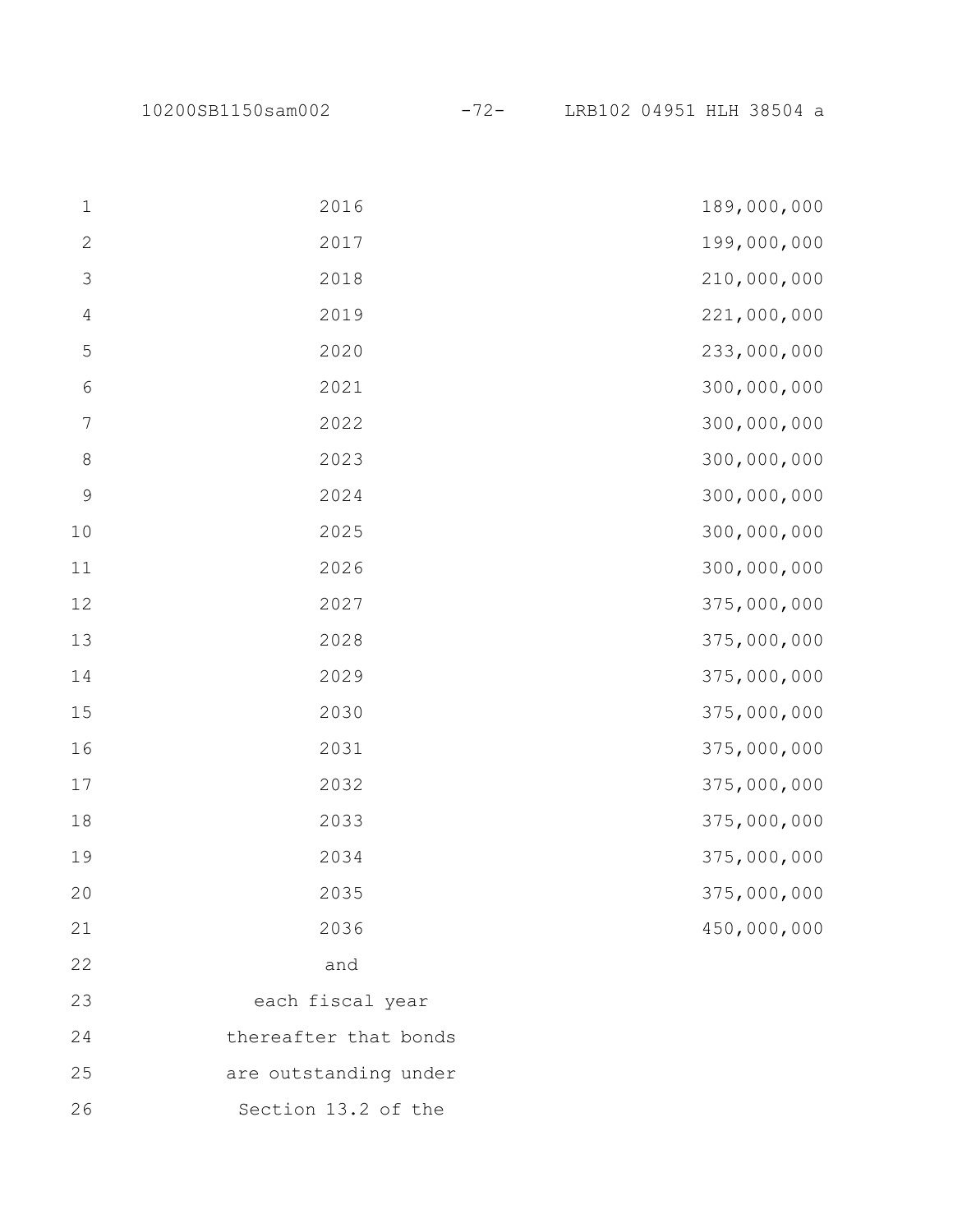| | |
|---|---|
| 2016 | 189,000,000 |
| 2017 | 199,000,000 |
| 2018 | 210,000,000 |
| 2019 | 221,000,000 |
| 2020 | 233,000,000 |
| 2021 | 300,000,000 |
| 2022 | 300,000,000 |
| 2023 | 300,000,000 |
| 2024 | 300,000,000 |
| 2025 | 300,000,000 |
| 2026 | 300,000,000 |
| 2027 | 375,000,000 |
| 2028 | 375,000,000 |
| 2029 | 375,000,000 |
| 2030 | 375,000,000 |
| 2031 | 375,000,000 |
| 2032 | 375,000,000 |
| 2033 | 375,000,000 |
| 2034 | 375,000,000 |
| 2035 | 375,000,000 |
| 2036 | 450,000,000 |
| and each fiscal year thereafter that bonds are outstanding under Section 13.2 of the | |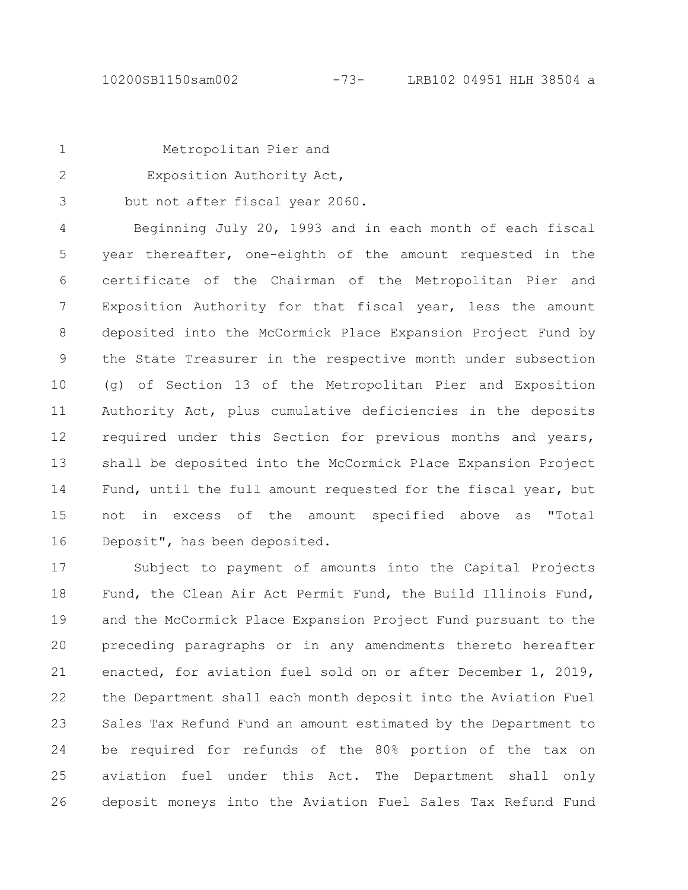Metropolitan Pier and

Exposition Authority Act,

but not after fiscal year 2060.

Beginning July 20, 1993 and in each month of each fiscal year thereafter, one-eighth of the amount requested in the certificate of the Chairman of the Metropolitan Pier and Exposition Authority for that fiscal year, less the amount deposited into the McCormick Place Expansion Project Fund by the State Treasurer in the respective month under subsection (g) of Section 13 of the Metropolitan Pier and Exposition Authority Act, plus cumulative deficiencies in the deposits required under this Section for previous months and years, shall be deposited into the McCormick Place Expansion Project Fund, until the full amount requested for the fiscal year, but not in excess of the amount specified above as "Total Deposit", has been deposited.

Subject to payment of amounts into the Capital Projects Fund, the Clean Air Act Permit Fund, the Build Illinois Fund, and the McCormick Place Expansion Project Fund pursuant to the preceding paragraphs or in any amendments thereto hereafter enacted, for aviation fuel sold on or after December 1, 2019, the Department shall each month deposit into the Aviation Fuel Sales Tax Refund Fund an amount estimated by the Department to be required for refunds of the 80% portion of the tax on aviation fuel under this Act. The Department shall only deposit moneys into the Aviation Fuel Sales Tax Refund Fund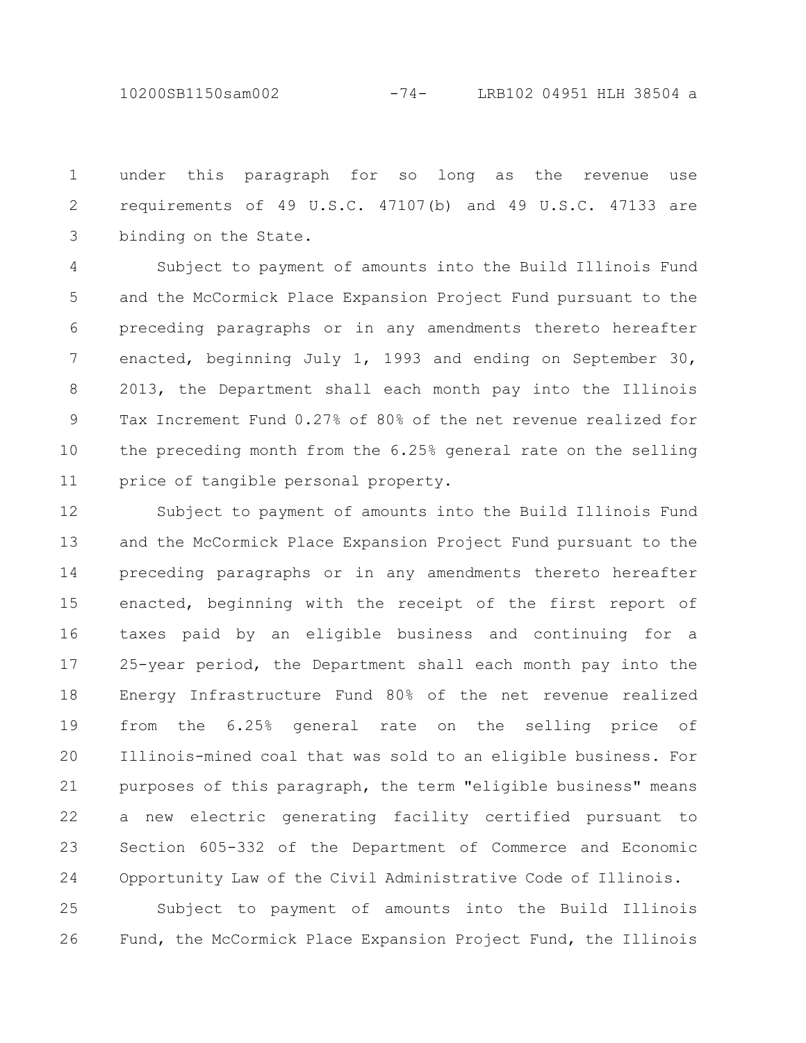under this paragraph for so long as the revenue use requirements of 49 U.S.C. 47107(b) and 49 U.S.C. 47133 are binding on the State.

Subject to payment of amounts into the Build Illinois Fund and the McCormick Place Expansion Project Fund pursuant to the preceding paragraphs or in any amendments thereto hereafter enacted, beginning July 1, 1993 and ending on September 30, 2013, the Department shall each month pay into the Illinois Tax Increment Fund 0.27% of 80% of the net revenue realized for the preceding month from the 6.25% general rate on the selling price of tangible personal property.

Subject to payment of amounts into the Build Illinois Fund and the McCormick Place Expansion Project Fund pursuant to the preceding paragraphs or in any amendments thereto hereafter enacted, beginning with the receipt of the first report of taxes paid by an eligible business and continuing for a 25-year period, the Department shall each month pay into the Energy Infrastructure Fund 80% of the net revenue realized from the 6.25% general rate on the selling price of Illinois-mined coal that was sold to an eligible business. For purposes of this paragraph, the term "eligible business" means a new electric generating facility certified pursuant to Section 605-332 of the Department of Commerce and Economic Opportunity Law of the Civil Administrative Code of Illinois.

Subject to payment of amounts into the Build Illinois Fund, the McCormick Place Expansion Project Fund, the Illinois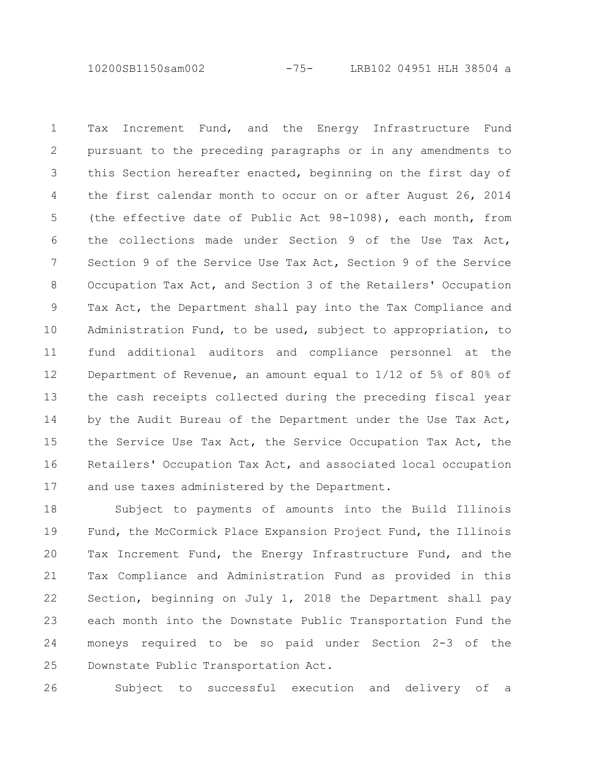Tax Increment Fund, and the Energy Infrastructure Fund pursuant to the preceding paragraphs or in any amendments to this Section hereafter enacted, beginning on the first day of the first calendar month to occur on or after August 26, 2014 (the effective date of Public Act 98-1098), each month, from the collections made under Section 9 of the Use Tax Act, Section 9 of the Service Use Tax Act, Section 9 of the Service Occupation Tax Act, and Section 3 of the Retailers' Occupation Tax Act, the Department shall pay into the Tax Compliance and Administration Fund, to be used, subject to appropriation, to fund additional auditors and compliance personnel at the Department of Revenue, an amount equal to 1/12 of 5% of 80% of the cash receipts collected during the preceding fiscal year by the Audit Bureau of the Department under the Use Tax Act, the Service Use Tax Act, the Service Occupation Tax Act, the Retailers' Occupation Tax Act, and associated local occupation and use taxes administered by the Department.

Subject to payments of amounts into the Build Illinois Fund, the McCormick Place Expansion Project Fund, the Illinois Tax Increment Fund, the Energy Infrastructure Fund, and the Tax Compliance and Administration Fund as provided in this Section, beginning on July 1, 2018 the Department shall pay each month into the Downstate Public Transportation Fund the moneys required to be so paid under Section 2-3 of the Downstate Public Transportation Act.

Subject to successful execution and delivery of a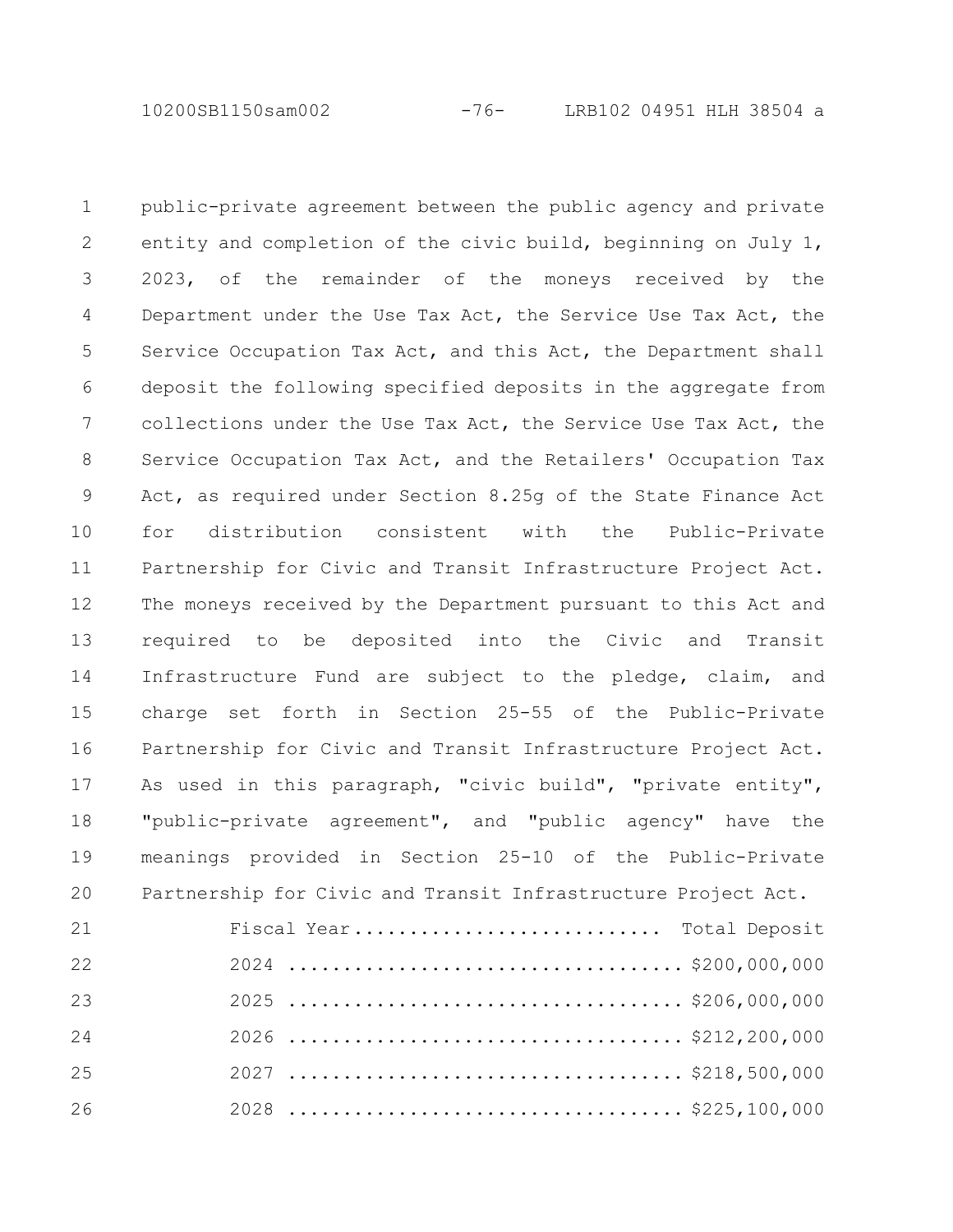public-private agreement between the public agency and private entity and completion of the civic build, beginning on July 1, 2023, of the remainder of the moneys received by the Department under the Use Tax Act, the Service Use Tax Act, the Service Occupation Tax Act, and this Act, the Department shall deposit the following specified deposits in the aggregate from collections under the Use Tax Act, the Service Use Tax Act, the Service Occupation Tax Act, and the Retailers' Occupation Tax Act, as required under Section 8.25g of the State Finance Act for distribution consistent with the Public-Private Partnership for Civic and Transit Infrastructure Project Act. The moneys received by the Department pursuant to this Act and required to be deposited into the Civic and Transit Infrastructure Fund are subject to the pledge, claim, and charge set forth in Section 25-55 of the Public-Private Partnership for Civic and Transit Infrastructure Project Act. As used in this paragraph, "civic build", "private entity", "public-private agreement", and "public agency" have the meanings provided in Section 25-10 of the Public-Private Partnership for Civic and Transit Infrastructure Project Act.

| Fiscal Year | Total Deposit |
|---|---|
| 2024 | $200,000,000 |
| 2025 | $206,000,000 |
| 2026 | $212,200,000 |
| 2027 | $218,500,000 |
| 2028 | $225,100,000 |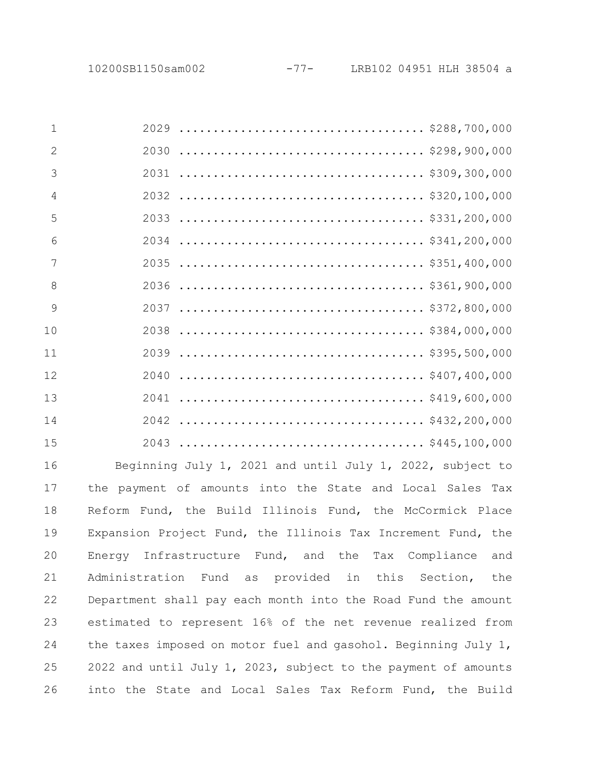2029 .................................. $288,700,000
2030 .................................. $298,900,000
2031 .................................. $309,300,000
2032 .................................. $320,100,000
2033 .................................. $331,200,000
2034 .................................. $341,200,000
2035 .................................. $351,400,000
2036 .................................. $361,900,000
2037 .................................. $372,800,000
2038 .................................. $384,000,000
2039 .................................. $395,500,000
2040 .................................. $407,400,000
2041 .................................. $419,600,000
2042 .................................. $432,200,000
2043 .................................. $445,100,000

Beginning July 1, 2021 and until July 1, 2022, subject to the payment of amounts into the State and Local Sales Tax Reform Fund, the Build Illinois Fund, the McCormick Place Expansion Project Fund, the Illinois Tax Increment Fund, the Energy Infrastructure Fund, and the Tax Compliance and Administration Fund as provided in this Section, the Department shall pay each month into the Road Fund the amount estimated to represent 16% of the net revenue realized from the taxes imposed on motor fuel and gasohol. Beginning July 1, 2022 and until July 1, 2023, subject to the payment of amounts into the State and Local Sales Tax Reform Fund, the Build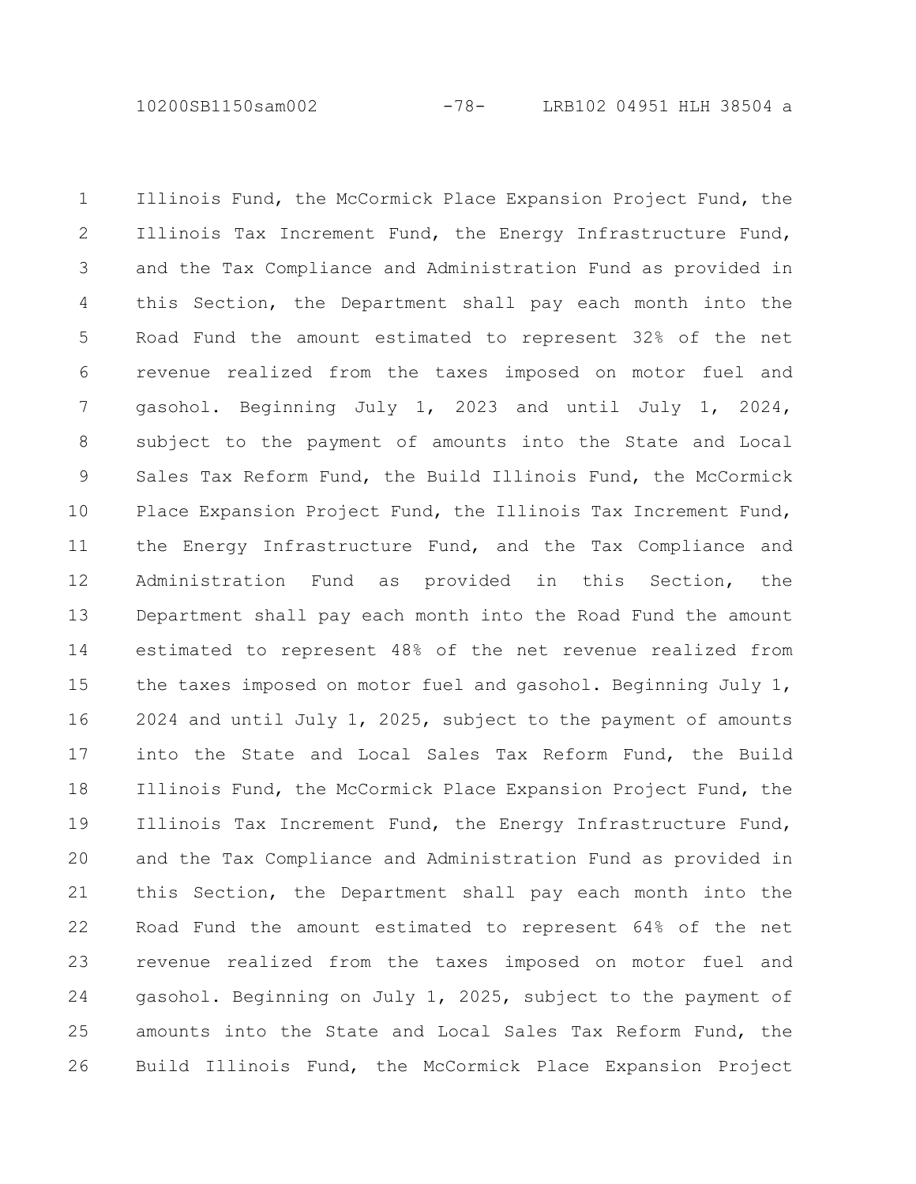Illinois Fund, the McCormick Place Expansion Project Fund, the Illinois Tax Increment Fund, the Energy Infrastructure Fund, and the Tax Compliance and Administration Fund as provided in this Section, the Department shall pay each month into the Road Fund the amount estimated to represent 32% of the net revenue realized from the taxes imposed on motor fuel and gasohol. Beginning July 1, 2023 and until July 1, 2024, subject to the payment of amounts into the State and Local Sales Tax Reform Fund, the Build Illinois Fund, the McCormick Place Expansion Project Fund, the Illinois Tax Increment Fund, the Energy Infrastructure Fund, and the Tax Compliance and Administration Fund as provided in this Section, the Department shall pay each month into the Road Fund the amount estimated to represent 48% of the net revenue realized from the taxes imposed on motor fuel and gasohol. Beginning July 1, 2024 and until July 1, 2025, subject to the payment of amounts into the State and Local Sales Tax Reform Fund, the Build Illinois Fund, the McCormick Place Expansion Project Fund, the Illinois Tax Increment Fund, the Energy Infrastructure Fund, and the Tax Compliance and Administration Fund as provided in this Section, the Department shall pay each month into the Road Fund the amount estimated to represent 64% of the net revenue realized from the taxes imposed on motor fuel and gasohol. Beginning on July 1, 2025, subject to the payment of amounts into the State and Local Sales Tax Reform Fund, the Build Illinois Fund, the McCormick Place Expansion Project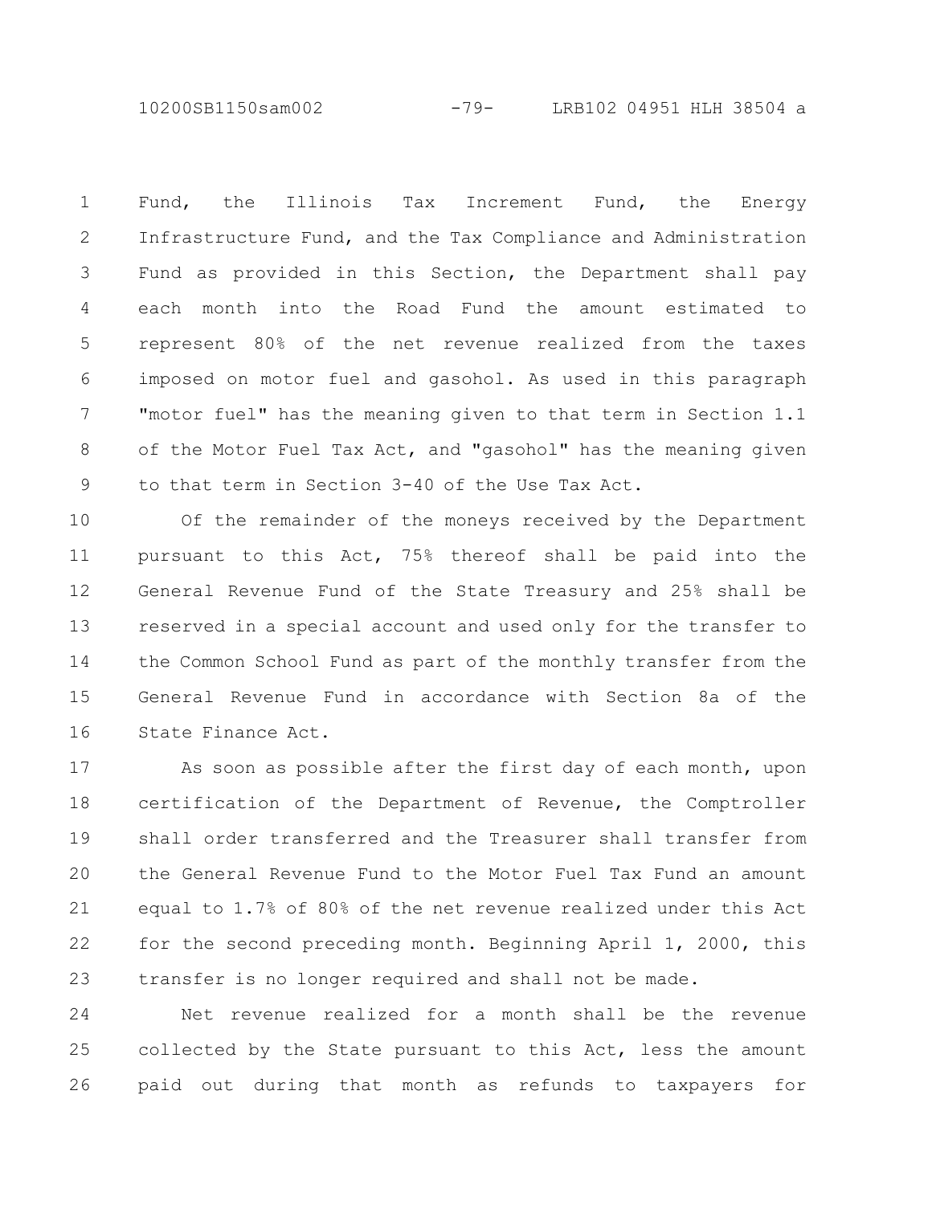Fund, the Illinois Tax Increment Fund, the Energy Infrastructure Fund, and the Tax Compliance and Administration Fund as provided in this Section, the Department shall pay each month into the Road Fund the amount estimated to represent 80% of the net revenue realized from the taxes imposed on motor fuel and gasohol. As used in this paragraph "motor fuel" has the meaning given to that term in Section 1.1 of the Motor Fuel Tax Act, and "gasohol" has the meaning given to that term in Section 3-40 of the Use Tax Act.

Of the remainder of the moneys received by the Department pursuant to this Act, 75% thereof shall be paid into the General Revenue Fund of the State Treasury and 25% shall be reserved in a special account and used only for the transfer to the Common School Fund as part of the monthly transfer from the General Revenue Fund in accordance with Section 8a of the State Finance Act.

As soon as possible after the first day of each month, upon certification of the Department of Revenue, the Comptroller shall order transferred and the Treasurer shall transfer from the General Revenue Fund to the Motor Fuel Tax Fund an amount equal to 1.7% of 80% of the net revenue realized under this Act for the second preceding month. Beginning April 1, 2000, this transfer is no longer required and shall not be made.

Net revenue realized for a month shall be the revenue collected by the State pursuant to this Act, less the amount paid out during that month as refunds to taxpayers for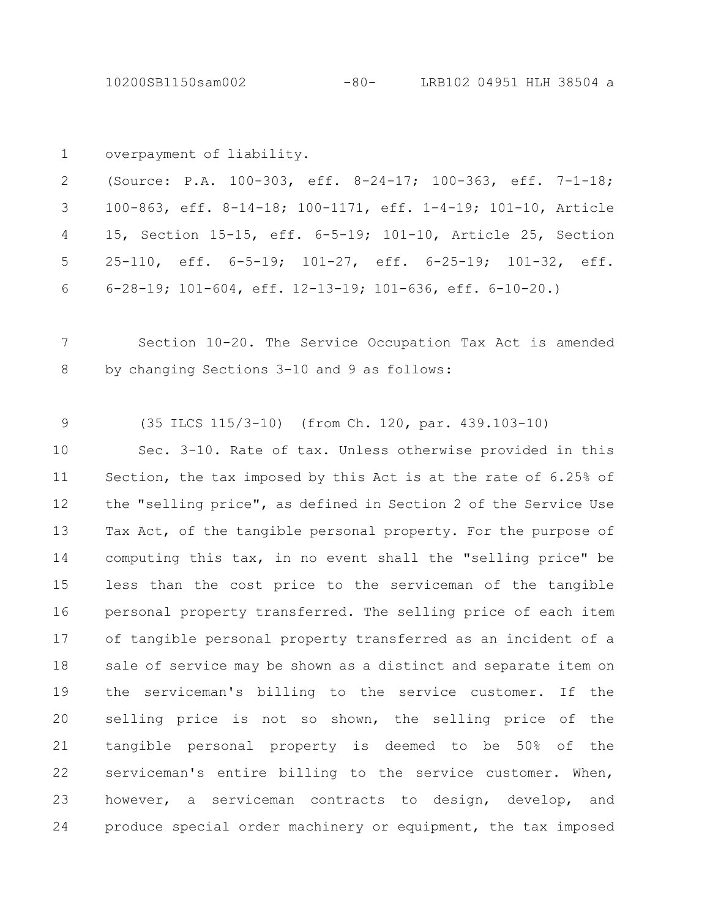overpayment of liability.

(Source: P.A. 100-303, eff. 8-24-17; 100-363, eff. 7-1-18; 100-863, eff. 8-14-18; 100-1171, eff. 1-4-19; 101-10, Article 15, Section 15-15, eff. 6-5-19; 101-10, Article 25, Section 25-110, eff. 6-5-19; 101-27, eff. 6-25-19; 101-32, eff. 6-28-19; 101-604, eff. 12-13-19; 101-636, eff. 6-10-20.)

Section 10-20. The Service Occupation Tax Act is amended by changing Sections 3-10 and 9 as follows:

(35 ILCS 115/3-10) (from Ch. 120, par. 439.103-10)

Sec. 3-10. Rate of tax. Unless otherwise provided in this Section, the tax imposed by this Act is at the rate of 6.25% of the "selling price", as defined in Section 2 of the Service Use Tax Act, of the tangible personal property. For the purpose of computing this tax, in no event shall the "selling price" be less than the cost price to the serviceman of the tangible personal property transferred. The selling price of each item of tangible personal property transferred as an incident of a sale of service may be shown as a distinct and separate item on the serviceman's billing to the service customer. If the selling price is not so shown, the selling price of the tangible personal property is deemed to be 50% of the serviceman's entire billing to the service customer. When, however, a serviceman contracts to design, develop, and produce special order machinery or equipment, the tax imposed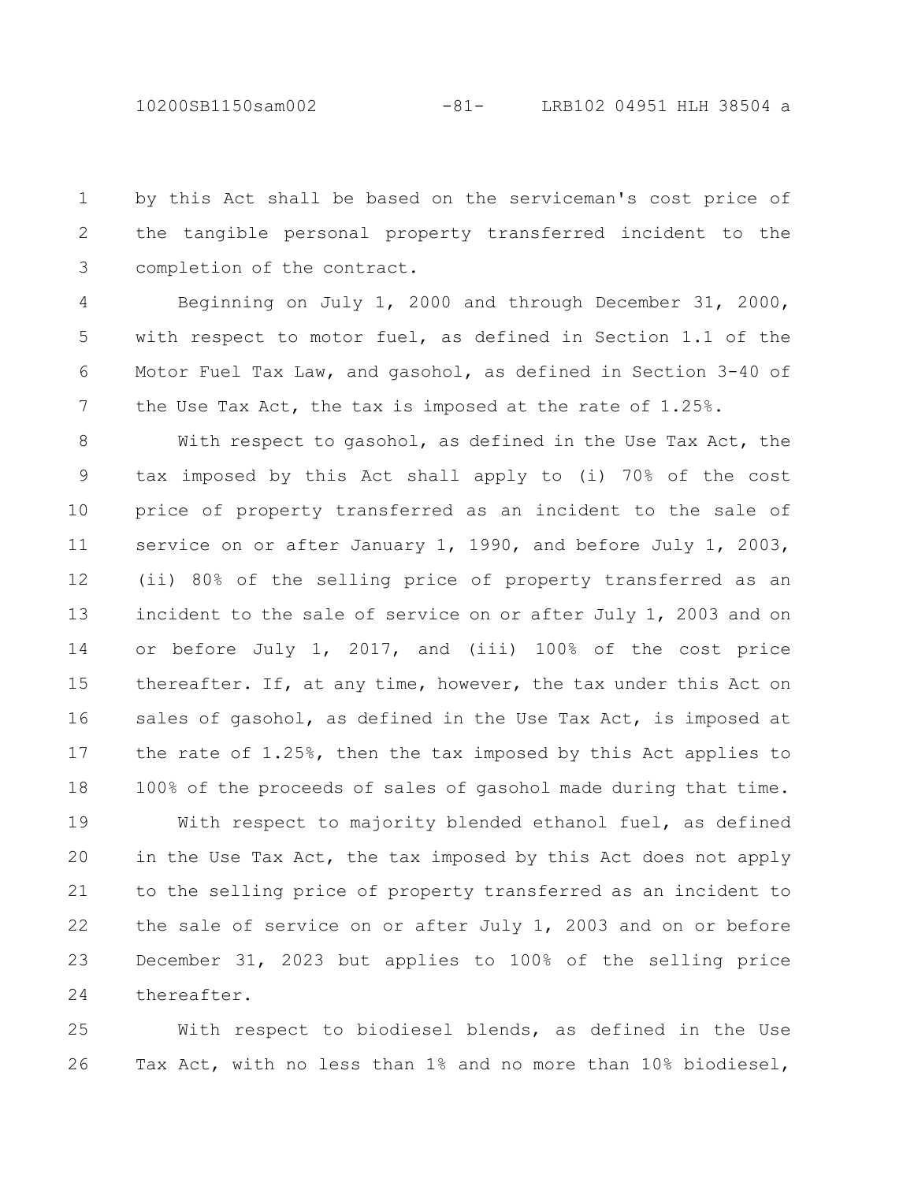by this Act shall be based on the serviceman's cost price of the tangible personal property transferred incident to the completion of the contract.

Beginning on July 1, 2000 and through December 31, 2000, with respect to motor fuel, as defined in Section 1.1 of the Motor Fuel Tax Law, and gasohol, as defined in Section 3-40 of the Use Tax Act, the tax is imposed at the rate of 1.25%.

With respect to gasohol, as defined in the Use Tax Act, the tax imposed by this Act shall apply to (i) 70% of the cost price of property transferred as an incident to the sale of service on or after January 1, 1990, and before July 1, 2003, (ii) 80% of the selling price of property transferred as an incident to the sale of service on or after July 1, 2003 and on or before July 1, 2017, and (iii) 100% of the cost price thereafter. If, at any time, however, the tax under this Act on sales of gasohol, as defined in the Use Tax Act, is imposed at the rate of 1.25%, then the tax imposed by this Act applies to 100% of the proceeds of sales of gasohol made during that time.

With respect to majority blended ethanol fuel, as defined in the Use Tax Act, the tax imposed by this Act does not apply to the selling price of property transferred as an incident to the sale of service on or after July 1, 2003 and on or before December 31, 2023 but applies to 100% of the selling price thereafter.

With respect to biodiesel blends, as defined in the Use Tax Act, with no less than 1% and no more than 10% biodiesel,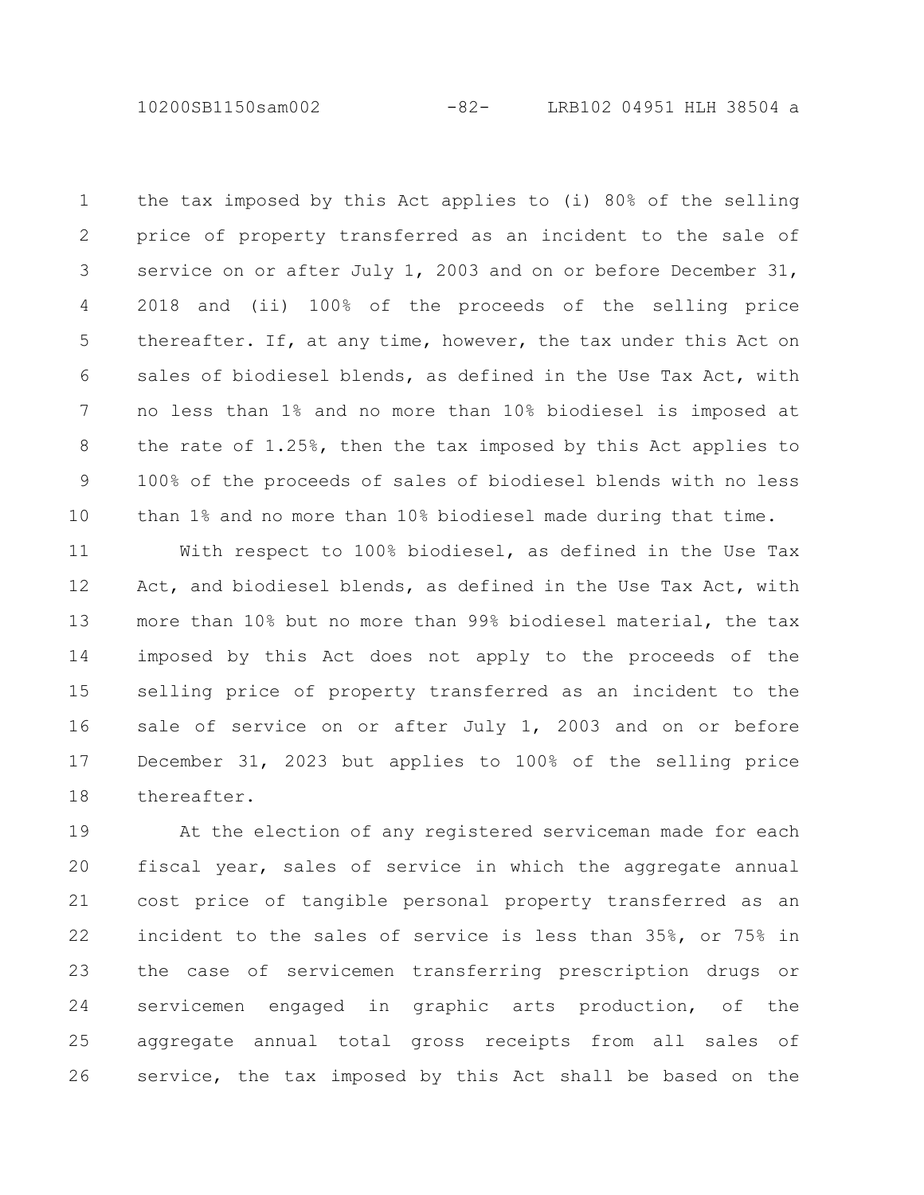the tax imposed by this Act applies to (i) 80% of the selling price of property transferred as an incident to the sale of service on or after July 1, 2003 and on or before December 31, 2018 and (ii) 100% of the proceeds of the selling price thereafter. If, at any time, however, the tax under this Act on sales of biodiesel blends, as defined in the Use Tax Act, with no less than 1% and no more than 10% biodiesel is imposed at the rate of 1.25%, then the tax imposed by this Act applies to 100% of the proceeds of sales of biodiesel blends with no less than 1% and no more than 10% biodiesel made during that time.

With respect to 100% biodiesel, as defined in the Use Tax Act, and biodiesel blends, as defined in the Use Tax Act, with more than 10% but no more than 99% biodiesel material, the tax imposed by this Act does not apply to the proceeds of the selling price of property transferred as an incident to the sale of service on or after July 1, 2003 and on or before December 31, 2023 but applies to 100% of the selling price thereafter.

At the election of any registered serviceman made for each fiscal year, sales of service in which the aggregate annual cost price of tangible personal property transferred as an incident to the sales of service is less than 35%, or 75% in the case of servicemen transferring prescription drugs or servicemen engaged in graphic arts production, of the aggregate annual total gross receipts from all sales of service, the tax imposed by this Act shall be based on the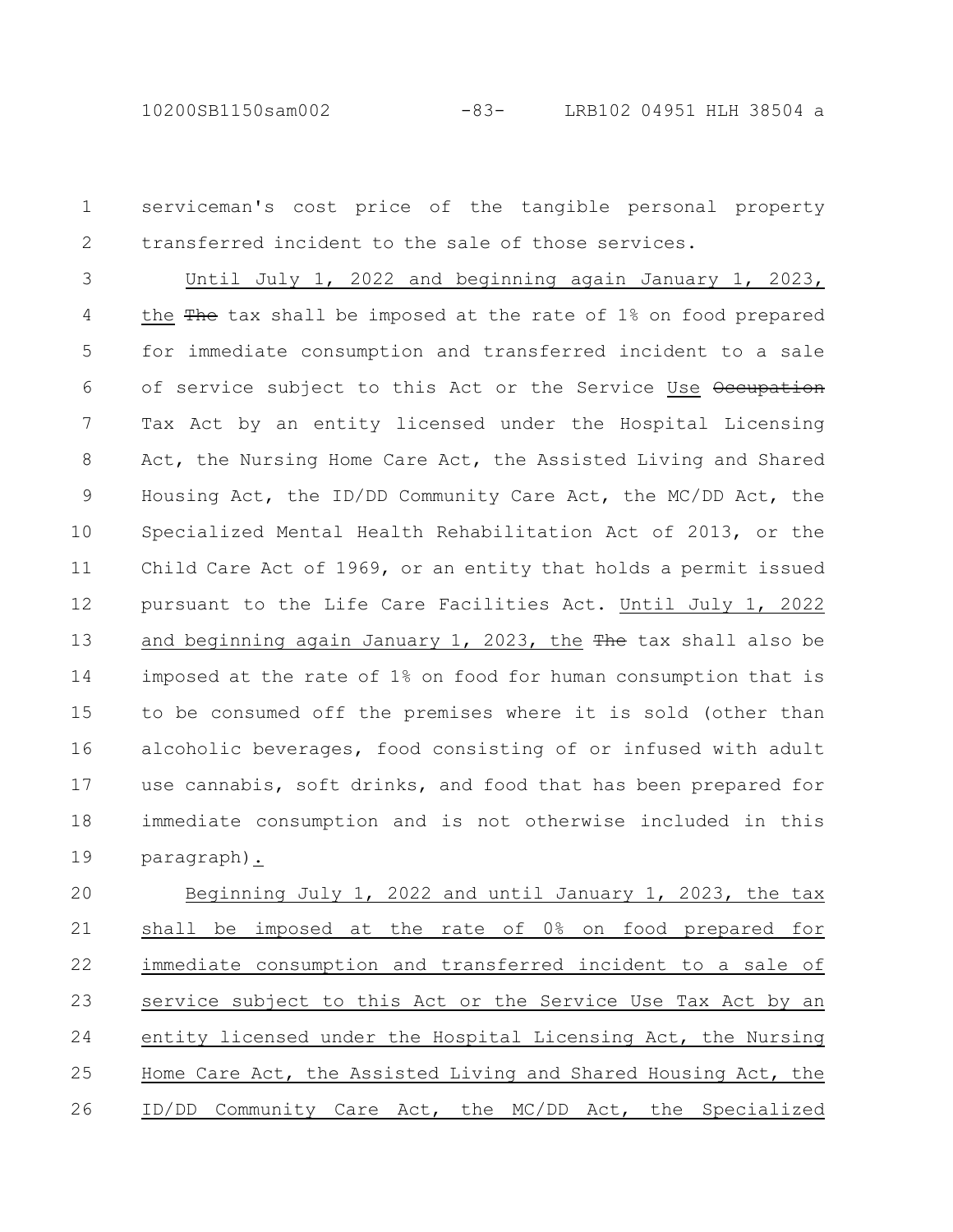serviceman's cost price of the tangible personal property transferred incident to the sale of those services.

Until July 1, 2022 and beginning again January 1, 2023, the ~~The~~ tax shall be imposed at the rate of 1% on food prepared for immediate consumption and transferred incident to a sale of service subject to this Act or the Service Use ~~Occupation~~ Tax Act by an entity licensed under the Hospital Licensing Act, the Nursing Home Care Act, the Assisted Living and Shared Housing Act, the ID/DD Community Care Act, the MC/DD Act, the Specialized Mental Health Rehabilitation Act of 2013, or the Child Care Act of 1969, or an entity that holds a permit issued pursuant to the Life Care Facilities Act. Until July 1, 2022 and beginning again January 1, 2023, the ~~The~~ tax shall also be imposed at the rate of 1% on food for human consumption that is to be consumed off the premises where it is sold (other than alcoholic beverages, food consisting of or infused with adult use cannabis, soft drinks, and food that has been prepared for immediate consumption and is not otherwise included in this paragraph).

Beginning July 1, 2022 and until January 1, 2023, the tax shall be imposed at the rate of 0% on food prepared for immediate consumption and transferred incident to a sale of service subject to this Act or the Service Use Tax Act by an entity licensed under the Hospital Licensing Act, the Nursing Home Care Act, the Assisted Living and Shared Housing Act, the ID/DD Community Care Act, the MC/DD Act, the Specialized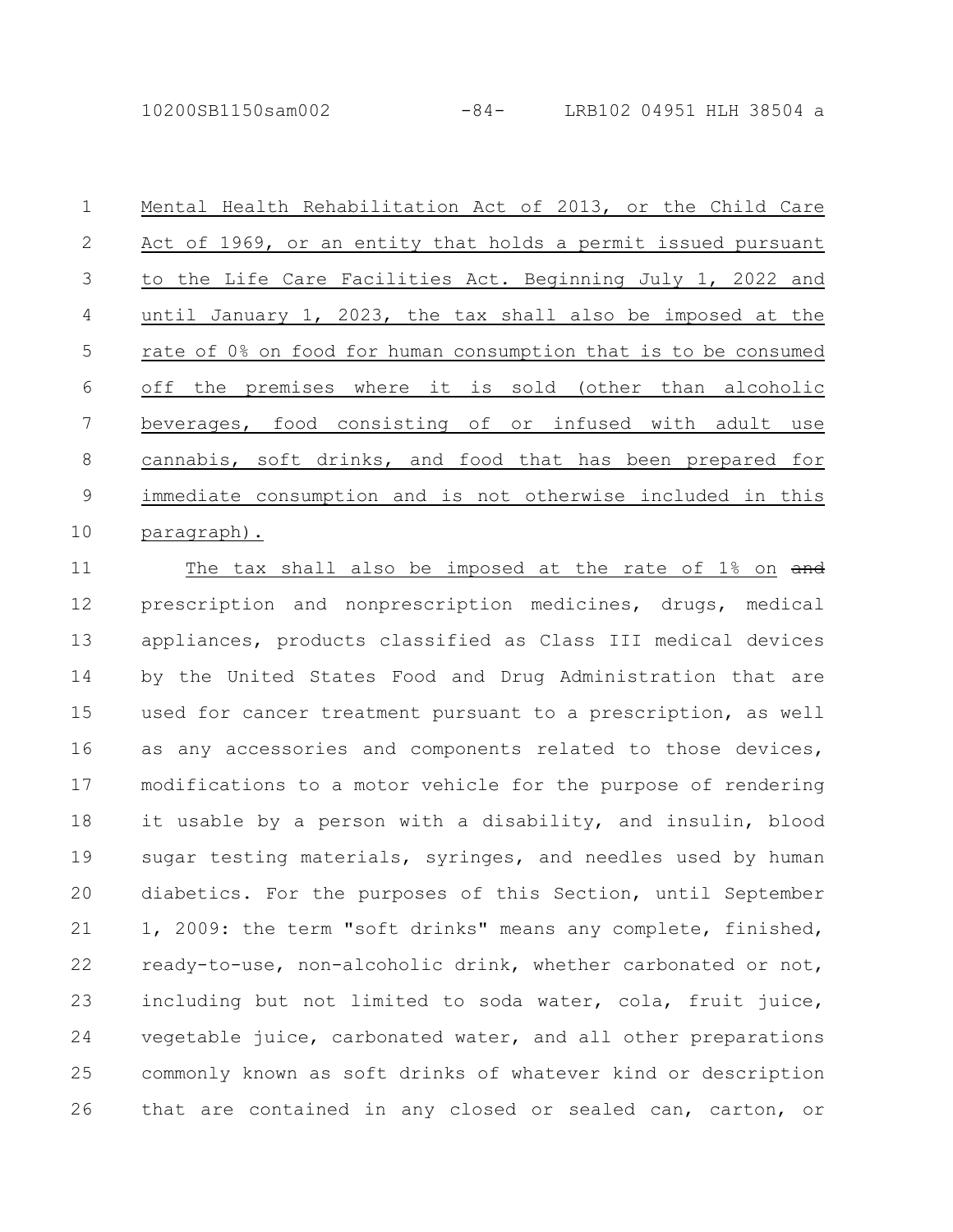Mental Health Rehabilitation Act of 2013, or the Child Care Act of 1969, or an entity that holds a permit issued pursuant to the Life Care Facilities Act. Beginning July 1, 2022 and until January 1, 2023, the tax shall also be imposed at the rate of 0% on food for human consumption that is to be consumed off the premises where it is sold (other than alcoholic beverages, food consisting of or infused with adult use cannabis, soft drinks, and food that has been prepared for immediate consumption and is not otherwise included in this paragraph).

The tax shall also be imposed at the rate of 1% on ~~and~~ prescription and nonprescription medicines, drugs, medical appliances, products classified as Class III medical devices by the United States Food and Drug Administration that are used for cancer treatment pursuant to a prescription, as well as any accessories and components related to those devices, modifications to a motor vehicle for the purpose of rendering it usable by a person with a disability, and insulin, blood sugar testing materials, syringes, and needles used by human diabetics. For the purposes of this Section, until September 1, 2009: the term "soft drinks" means any complete, finished, ready-to-use, non-alcoholic drink, whether carbonated or not, including but not limited to soda water, cola, fruit juice, vegetable juice, carbonated water, and all other preparations commonly known as soft drinks of whatever kind or description that are contained in any closed or sealed can, carton, or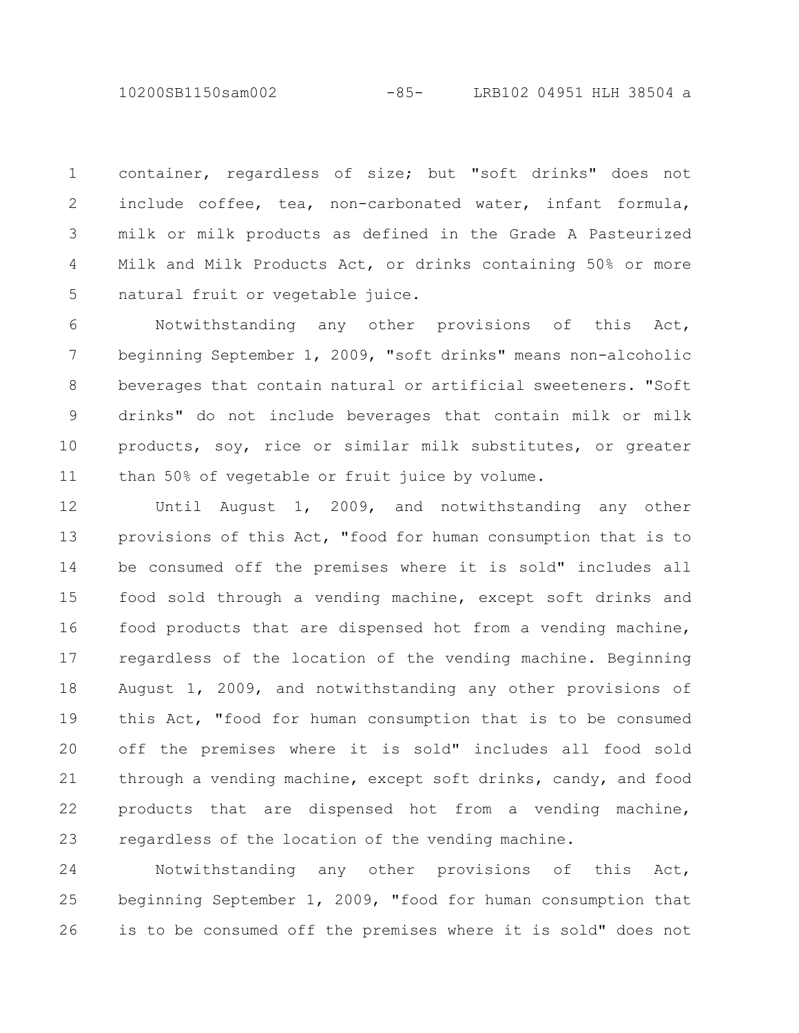container, regardless of size; but "soft drinks" does not include coffee, tea, non-carbonated water, infant formula, milk or milk products as defined in the Grade A Pasteurized Milk and Milk Products Act, or drinks containing 50% or more natural fruit or vegetable juice.

Notwithstanding any other provisions of this Act, beginning September 1, 2009, "soft drinks" means non-alcoholic beverages that contain natural or artificial sweeteners. "Soft drinks" do not include beverages that contain milk or milk products, soy, rice or similar milk substitutes, or greater than 50% of vegetable or fruit juice by volume.

Until August 1, 2009, and notwithstanding any other provisions of this Act, "food for human consumption that is to be consumed off the premises where it is sold" includes all food sold through a vending machine, except soft drinks and food products that are dispensed hot from a vending machine, regardless of the location of the vending machine. Beginning August 1, 2009, and notwithstanding any other provisions of this Act, "food for human consumption that is to be consumed off the premises where it is sold" includes all food sold through a vending machine, except soft drinks, candy, and food products that are dispensed hot from a vending machine, regardless of the location of the vending machine.

Notwithstanding any other provisions of this Act, beginning September 1, 2009, "food for human consumption that is to be consumed off the premises where it is sold" does not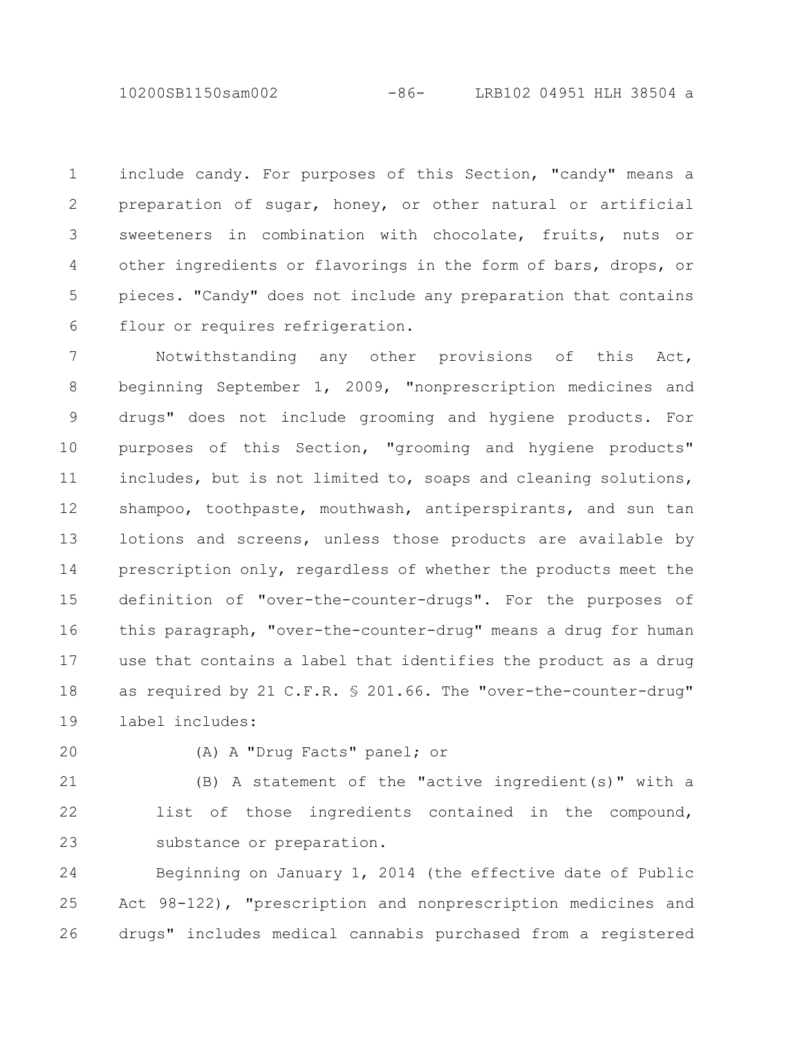include candy. For purposes of this Section, "candy" means a preparation of sugar, honey, or other natural or artificial sweeteners in combination with chocolate, fruits, nuts or other ingredients or flavorings in the form of bars, drops, or pieces. "Candy" does not include any preparation that contains flour or requires refrigeration.

Notwithstanding any other provisions of this Act, beginning September 1, 2009, "nonprescription medicines and drugs" does not include grooming and hygiene products. For purposes of this Section, "grooming and hygiene products" includes, but is not limited to, soaps and cleaning solutions, shampoo, toothpaste, mouthwash, antiperspirants, and sun tan lotions and screens, unless those products are available by prescription only, regardless of whether the products meet the definition of "over-the-counter-drugs". For the purposes of this paragraph, "over-the-counter-drug" means a drug for human use that contains a label that identifies the product as a drug as required by 21 C.F.R. § 201.66. The "over-the-counter-drug" label includes:

(A) A "Drug Facts" panel; or

(B) A statement of the "active ingredient(s)" with a list of those ingredients contained in the compound, substance or preparation.

Beginning on January 1, 2014 (the effective date of Public Act 98-122), "prescription and nonprescription medicines and drugs" includes medical cannabis purchased from a registered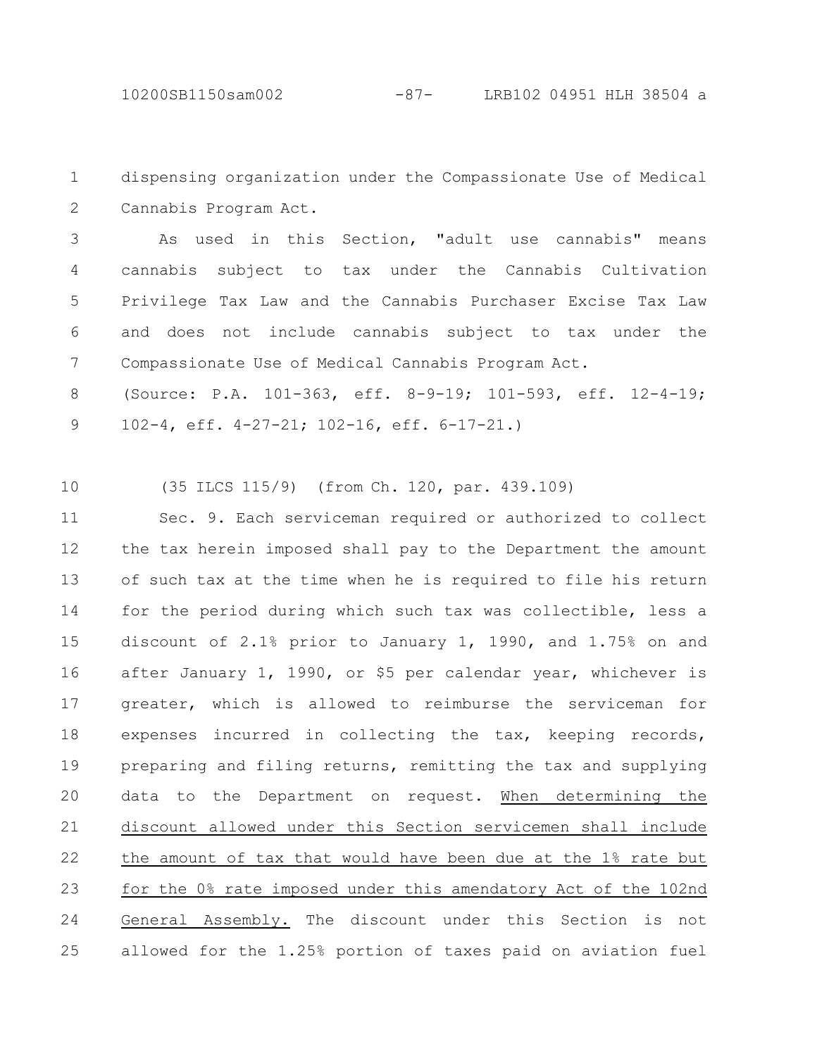dispensing organization under the Compassionate Use of Medical Cannabis Program Act.

As used in this Section, "adult use cannabis" means cannabis subject to tax under the Cannabis Cultivation Privilege Tax Law and the Cannabis Purchaser Excise Tax Law and does not include cannabis subject to tax under the Compassionate Use of Medical Cannabis Program Act.

(Source: P.A. 101-363, eff. 8-9-19; 101-593, eff. 12-4-19; 102-4, eff. 4-27-21; 102-16, eff. 6-17-21.)

(35 ILCS 115/9) (from Ch. 120, par. 439.109)

Sec. 9. Each serviceman required or authorized to collect the tax herein imposed shall pay to the Department the amount of such tax at the time when he is required to file his return for the period during which such tax was collectible, less a discount of 2.1% prior to January 1, 1990, and 1.75% on and after January 1, 1990, or $5 per calendar year, whichever is greater, which is allowed to reimburse the serviceman for expenses incurred in collecting the tax, keeping records, preparing and filing returns, remitting the tax and supplying data to the Department on request. <u>When determining the discount allowed under this Section servicemen shall include the amount of tax that would have been due at the 1% rate but for the 0% rate imposed under this amendatory Act of the 102nd General Assembly.</u> The discount under this Section is not allowed for the 1.25% portion of taxes paid on aviation fuel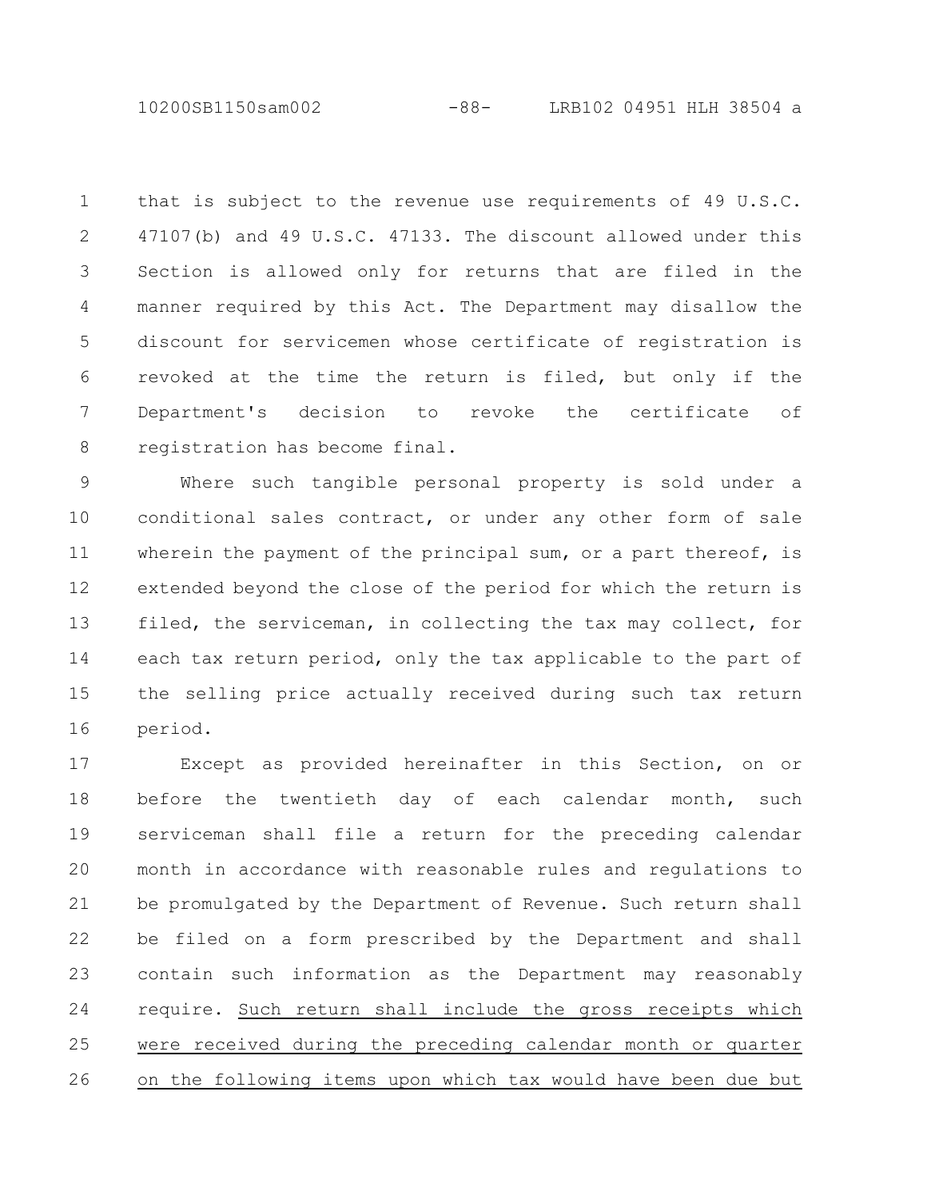that is subject to the revenue use requirements of 49 U.S.C. 47107(b) and 49 U.S.C. 47133. The discount allowed under this Section is allowed only for returns that are filed in the manner required by this Act. The Department may disallow the discount for servicemen whose certificate of registration is revoked at the time the return is filed, but only if the Department's decision to revoke the certificate of registration has become final.

Where such tangible personal property is sold under a conditional sales contract, or under any other form of sale wherein the payment of the principal sum, or a part thereof, is extended beyond the close of the period for which the return is filed, the serviceman, in collecting the tax may collect, for each tax return period, only the tax applicable to the part of the selling price actually received during such tax return period.

Except as provided hereinafter in this Section, on or before the twentieth day of each calendar month, such serviceman shall file a return for the preceding calendar month in accordance with reasonable rules and regulations to be promulgated by the Department of Revenue. Such return shall be filed on a form prescribed by the Department and shall contain such information as the Department may reasonably require. Such return shall include the gross receipts which were received during the preceding calendar month or quarter on the following items upon which tax would have been due but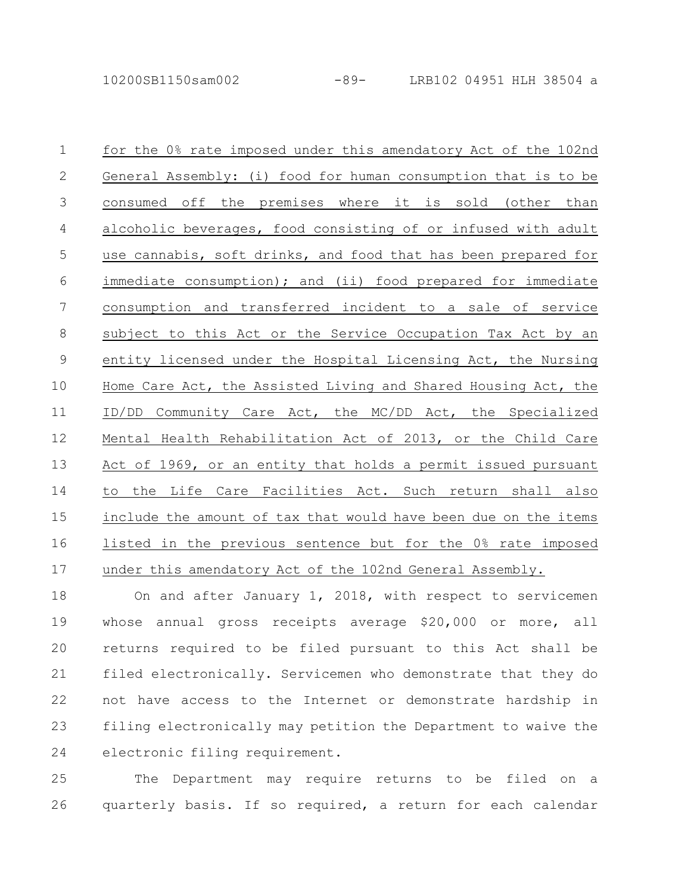for the 0% rate imposed under this amendatory Act of the 102nd General Assembly: (i) food for human consumption that is to be consumed off the premises where it is sold (other than alcoholic beverages, food consisting of or infused with adult use cannabis, soft drinks, and food that has been prepared for immediate consumption); and (ii) food prepared for immediate consumption and transferred incident to a sale of service subject to this Act or the Service Occupation Tax Act by an entity licensed under the Hospital Licensing Act, the Nursing Home Care Act, the Assisted Living and Shared Housing Act, the ID/DD Community Care Act, the MC/DD Act, the Specialized Mental Health Rehabilitation Act of 2013, or the Child Care Act of 1969, or an entity that holds a permit issued pursuant to the Life Care Facilities Act. Such return shall also include the amount of tax that would have been due on the items listed in the previous sentence but for the 0% rate imposed under this amendatory Act of the 102nd General Assembly.

On and after January 1, 2018, with respect to servicemen whose annual gross receipts average $20,000 or more, all returns required to be filed pursuant to this Act shall be filed electronically. Servicemen who demonstrate that they do not have access to the Internet or demonstrate hardship in filing electronically may petition the Department to waive the electronic filing requirement.

The Department may require returns to be filed on a quarterly basis. If so required, a return for each calendar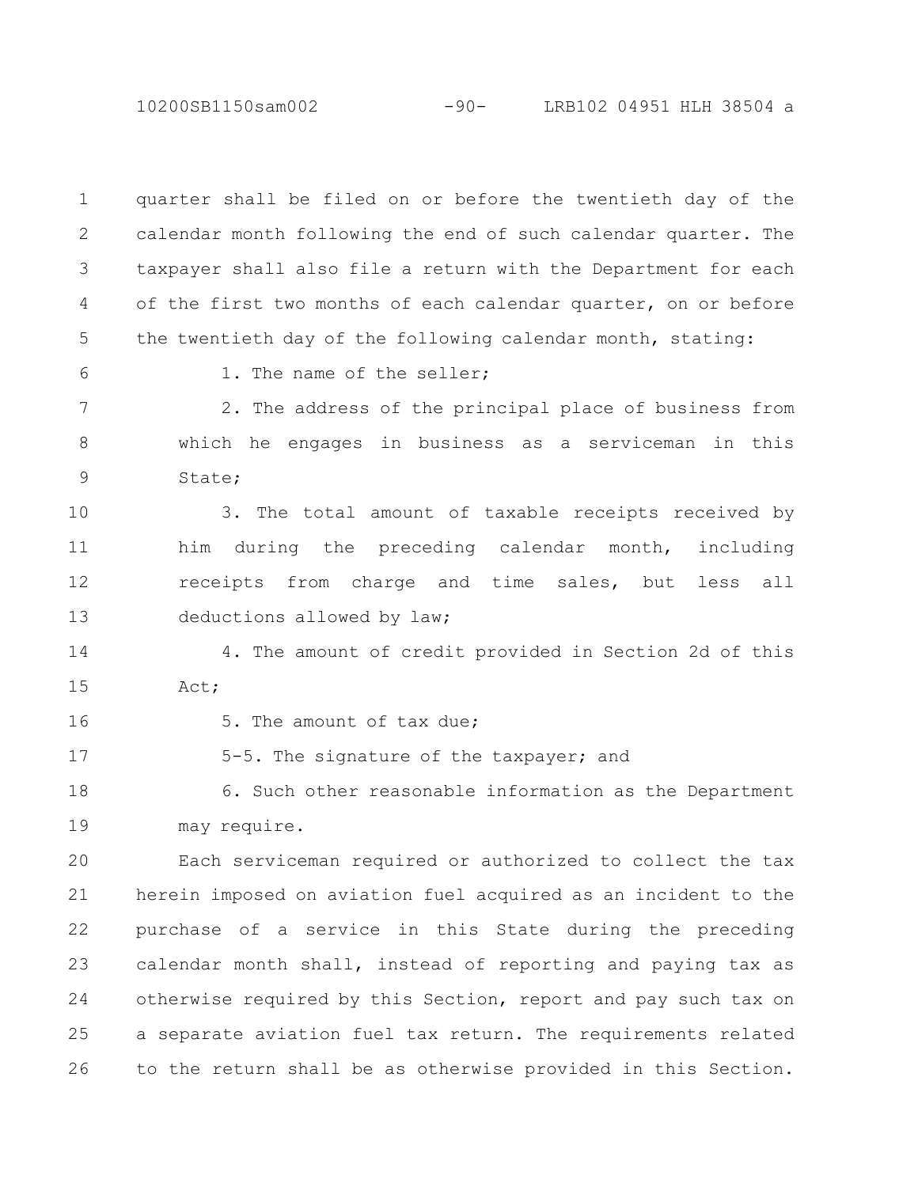quarter shall be filed on or before the twentieth day of the calendar month following the end of such calendar quarter. The taxpayer shall also file a return with the Department for each of the first two months of each calendar quarter, on or before the twentieth day of the following calendar month, stating:

1. The name of the seller;

2. The address of the principal place of business from which he engages in business as a serviceman in this State;

3. The total amount of taxable receipts received by him during the preceding calendar month, including receipts from charge and time sales, but less all deductions allowed by law;

4. The amount of credit provided in Section 2d of this Act;

5. The amount of tax due;

5-5. The signature of the taxpayer; and

6. Such other reasonable information as the Department may require.

Each serviceman required or authorized to collect the tax herein imposed on aviation fuel acquired as an incident to the purchase of a service in this State during the preceding calendar month shall, instead of reporting and paying tax as otherwise required by this Section, report and pay such tax on a separate aviation fuel tax return. The requirements related to the return shall be as otherwise provided in this Section.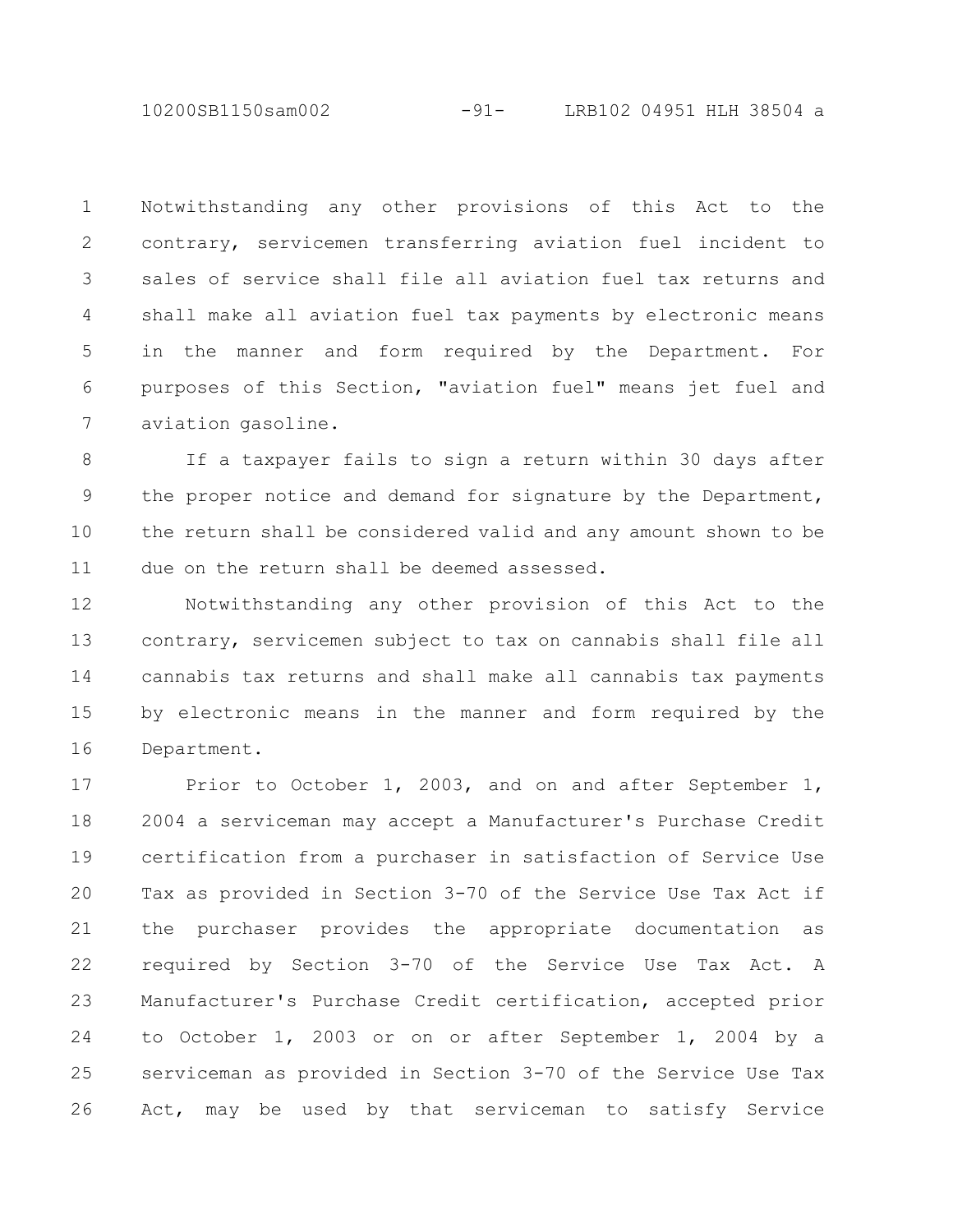Notwithstanding any other provisions of this Act to the contrary, servicemen transferring aviation fuel incident to sales of service shall file all aviation fuel tax returns and shall make all aviation fuel tax payments by electronic means in the manner and form required by the Department. For purposes of this Section, "aviation fuel" means jet fuel and aviation gasoline.

If a taxpayer fails to sign a return within 30 days after the proper notice and demand for signature by the Department, the return shall be considered valid and any amount shown to be due on the return shall be deemed assessed.

Notwithstanding any other provision of this Act to the contrary, servicemen subject to tax on cannabis shall file all cannabis tax returns and shall make all cannabis tax payments by electronic means in the manner and form required by the Department.

Prior to October 1, 2003, and on and after September 1, 2004 a serviceman may accept a Manufacturer's Purchase Credit certification from a purchaser in satisfaction of Service Use Tax as provided in Section 3-70 of the Service Use Tax Act if the purchaser provides the appropriate documentation as required by Section 3-70 of the Service Use Tax Act. A Manufacturer's Purchase Credit certification, accepted prior to October 1, 2003 or on or after September 1, 2004 by a serviceman as provided in Section 3-70 of the Service Use Tax Act, may be used by that serviceman to satisfy Service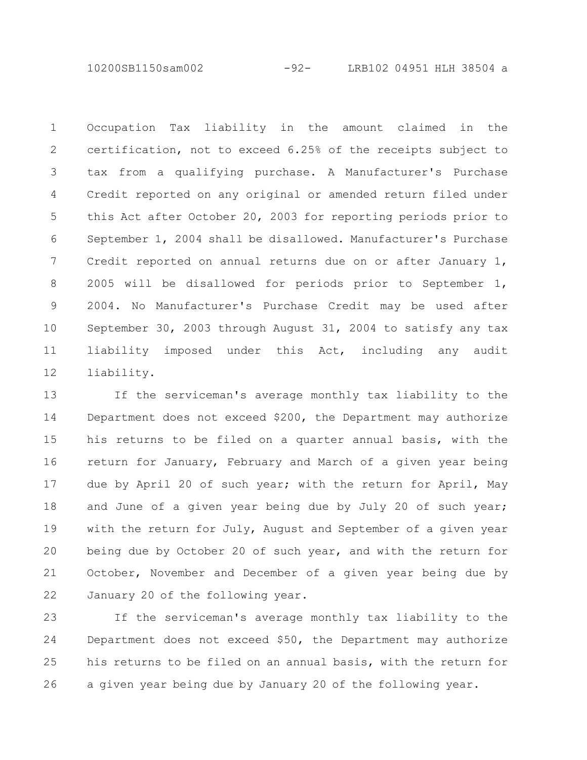Occupation Tax liability in the amount claimed in the certification, not to exceed 6.25% of the receipts subject to tax from a qualifying purchase. A Manufacturer's Purchase Credit reported on any original or amended return filed under this Act after October 20, 2003 for reporting periods prior to September 1, 2004 shall be disallowed. Manufacturer's Purchase Credit reported on annual returns due on or after January 1, 2005 will be disallowed for periods prior to September 1, 2004. No Manufacturer's Purchase Credit may be used after September 30, 2003 through August 31, 2004 to satisfy any tax liability imposed under this Act, including any audit liability.

If the serviceman's average monthly tax liability to the Department does not exceed $200, the Department may authorize his returns to be filed on a quarter annual basis, with the return for January, February and March of a given year being due by April 20 of such year; with the return for April, May and June of a given year being due by July 20 of such year; with the return for July, August and September of a given year being due by October 20 of such year, and with the return for October, November and December of a given year being due by January 20 of the following year.

If the serviceman's average monthly tax liability to the Department does not exceed $50, the Department may authorize his returns to be filed on an annual basis, with the return for a given year being due by January 20 of the following year.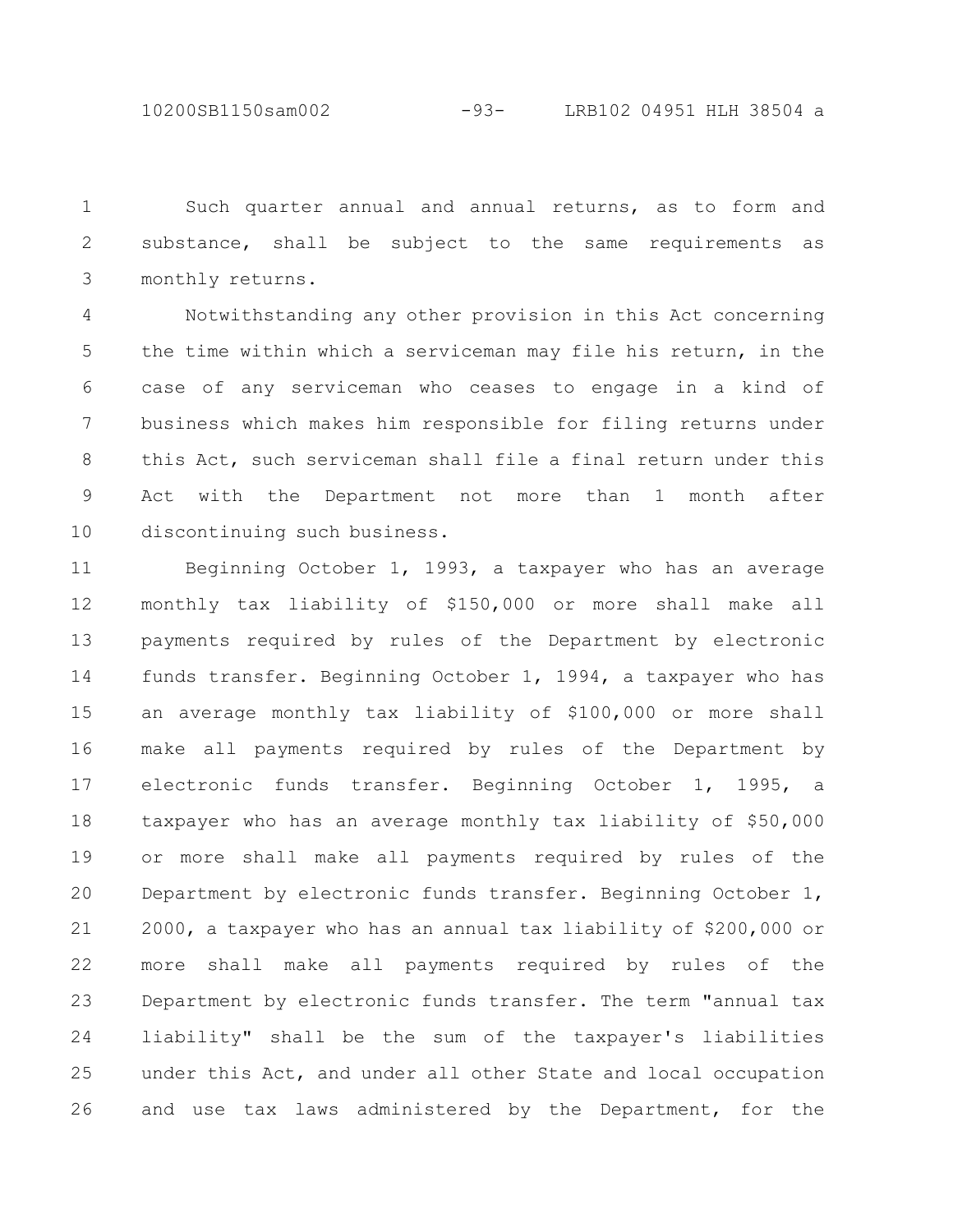Such quarter annual and annual returns, as to form and substance, shall be subject to the same requirements as monthly returns.

Notwithstanding any other provision in this Act concerning the time within which a serviceman may file his return, in the case of any serviceman who ceases to engage in a kind of business which makes him responsible for filing returns under this Act, such serviceman shall file a final return under this Act with the Department not more than 1 month after discontinuing such business.

Beginning October 1, 1993, a taxpayer who has an average monthly tax liability of $150,000 or more shall make all payments required by rules of the Department by electronic funds transfer. Beginning October 1, 1994, a taxpayer who has an average monthly tax liability of $100,000 or more shall make all payments required by rules of the Department by electronic funds transfer. Beginning October 1, 1995, a taxpayer who has an average monthly tax liability of $50,000 or more shall make all payments required by rules of the Department by electronic funds transfer. Beginning October 1, 2000, a taxpayer who has an annual tax liability of $200,000 or more shall make all payments required by rules of the Department by electronic funds transfer. The term "annual tax liability" shall be the sum of the taxpayer's liabilities under this Act, and under all other State and local occupation and use tax laws administered by the Department, for the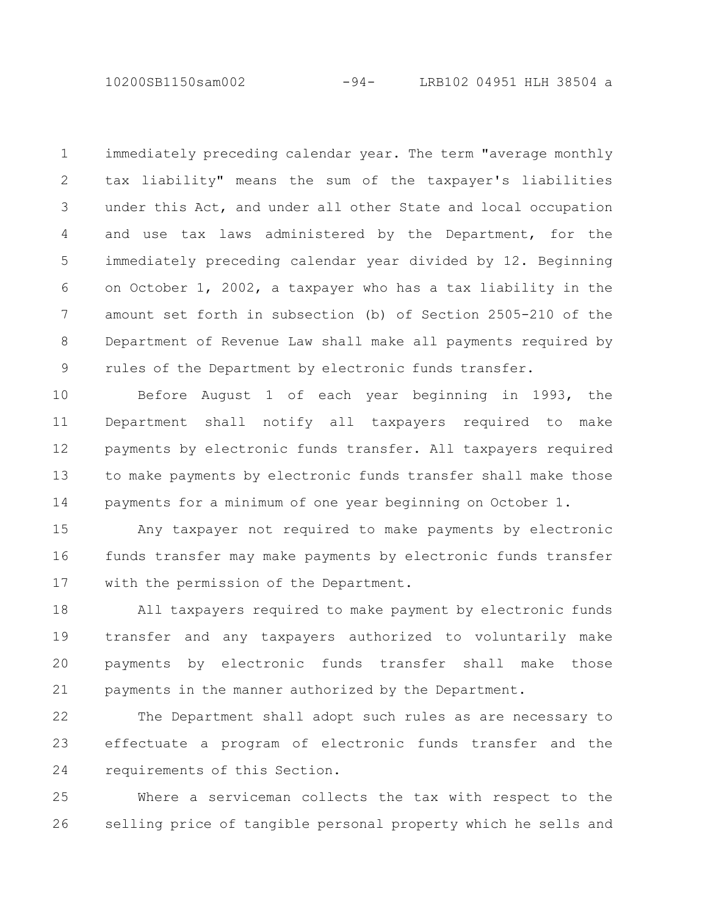immediately preceding calendar year. The term "average monthly tax liability" means the sum of the taxpayer's liabilities under this Act, and under all other State and local occupation and use tax laws administered by the Department, for the immediately preceding calendar year divided by 12. Beginning on October 1, 2002, a taxpayer who has a tax liability in the amount set forth in subsection (b) of Section 2505-210 of the Department of Revenue Law shall make all payments required by rules of the Department by electronic funds transfer.

Before August 1 of each year beginning in 1993, the Department shall notify all taxpayers required to make payments by electronic funds transfer. All taxpayers required to make payments by electronic funds transfer shall make those payments for a minimum of one year beginning on October 1.

Any taxpayer not required to make payments by electronic funds transfer may make payments by electronic funds transfer with the permission of the Department.

All taxpayers required to make payment by electronic funds transfer and any taxpayers authorized to voluntarily make payments by electronic funds transfer shall make those payments in the manner authorized by the Department.

The Department shall adopt such rules as are necessary to effectuate a program of electronic funds transfer and the requirements of this Section.

Where a serviceman collects the tax with respect to the selling price of tangible personal property which he sells and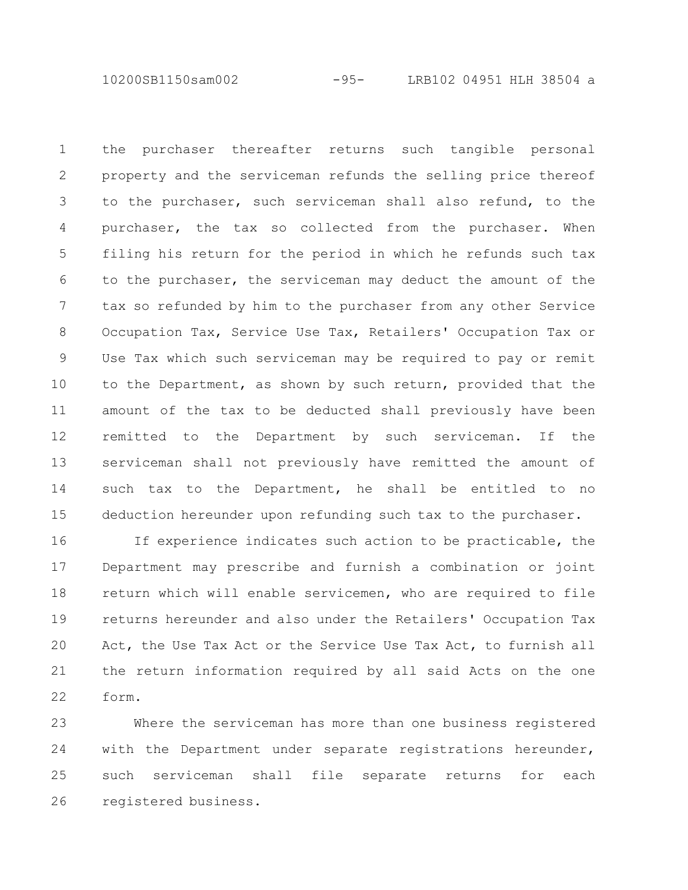the purchaser thereafter returns such tangible personal property and the serviceman refunds the selling price thereof to the purchaser, such serviceman shall also refund, to the purchaser, the tax so collected from the purchaser. When filing his return for the period in which he refunds such tax to the purchaser, the serviceman may deduct the amount of the tax so refunded by him to the purchaser from any other Service Occupation Tax, Service Use Tax, Retailers' Occupation Tax or Use Tax which such serviceman may be required to pay or remit to the Department, as shown by such return, provided that the amount of the tax to be deducted shall previously have been remitted to the Department by such serviceman. If the serviceman shall not previously have remitted the amount of such tax to the Department, he shall be entitled to no deduction hereunder upon refunding such tax to the purchaser.

If experience indicates such action to be practicable, the Department may prescribe and furnish a combination or joint return which will enable servicemen, who are required to file returns hereunder and also under the Retailers' Occupation Tax Act, the Use Tax Act or the Service Use Tax Act, to furnish all the return information required by all said Acts on the one form.

Where the serviceman has more than one business registered with the Department under separate registrations hereunder, such serviceman shall file separate returns for each registered business.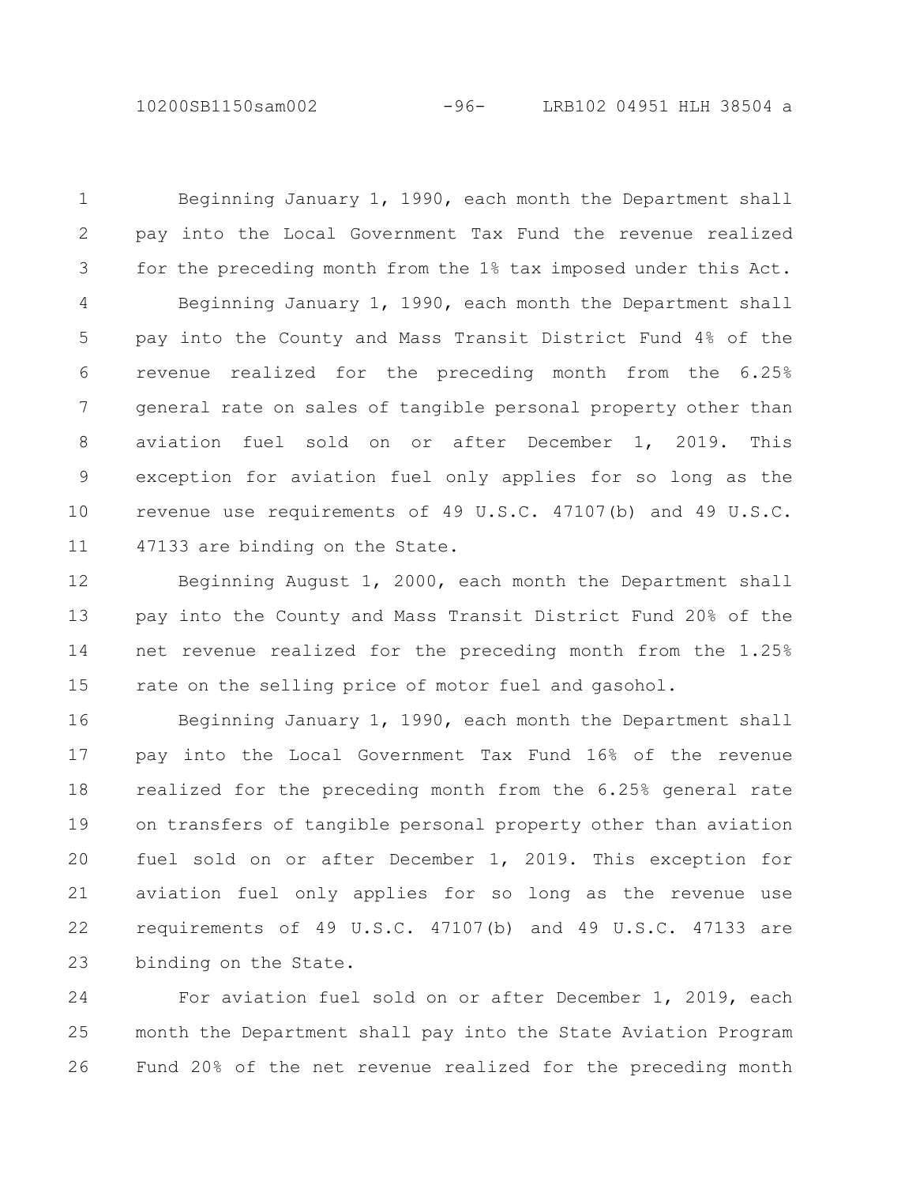Beginning January 1, 1990, each month the Department shall pay into the Local Government Tax Fund the revenue realized for the preceding month from the 1% tax imposed under this Act.

Beginning January 1, 1990, each month the Department shall pay into the County and Mass Transit District Fund 4% of the revenue realized for the preceding month from the 6.25% general rate on sales of tangible personal property other than aviation fuel sold on or after December 1, 2019. This exception for aviation fuel only applies for so long as the revenue use requirements of 49 U.S.C. 47107(b) and 49 U.S.C. 47133 are binding on the State.

Beginning August 1, 2000, each month the Department shall pay into the County and Mass Transit District Fund 20% of the net revenue realized for the preceding month from the 1.25% rate on the selling price of motor fuel and gasohol.

Beginning January 1, 1990, each month the Department shall pay into the Local Government Tax Fund 16% of the revenue realized for the preceding month from the 6.25% general rate on transfers of tangible personal property other than aviation fuel sold on or after December 1, 2019. This exception for aviation fuel only applies for so long as the revenue use requirements of 49 U.S.C. 47107(b) and 49 U.S.C. 47133 are binding on the State.

For aviation fuel sold on or after December 1, 2019, each month the Department shall pay into the State Aviation Program Fund 20% of the net revenue realized for the preceding month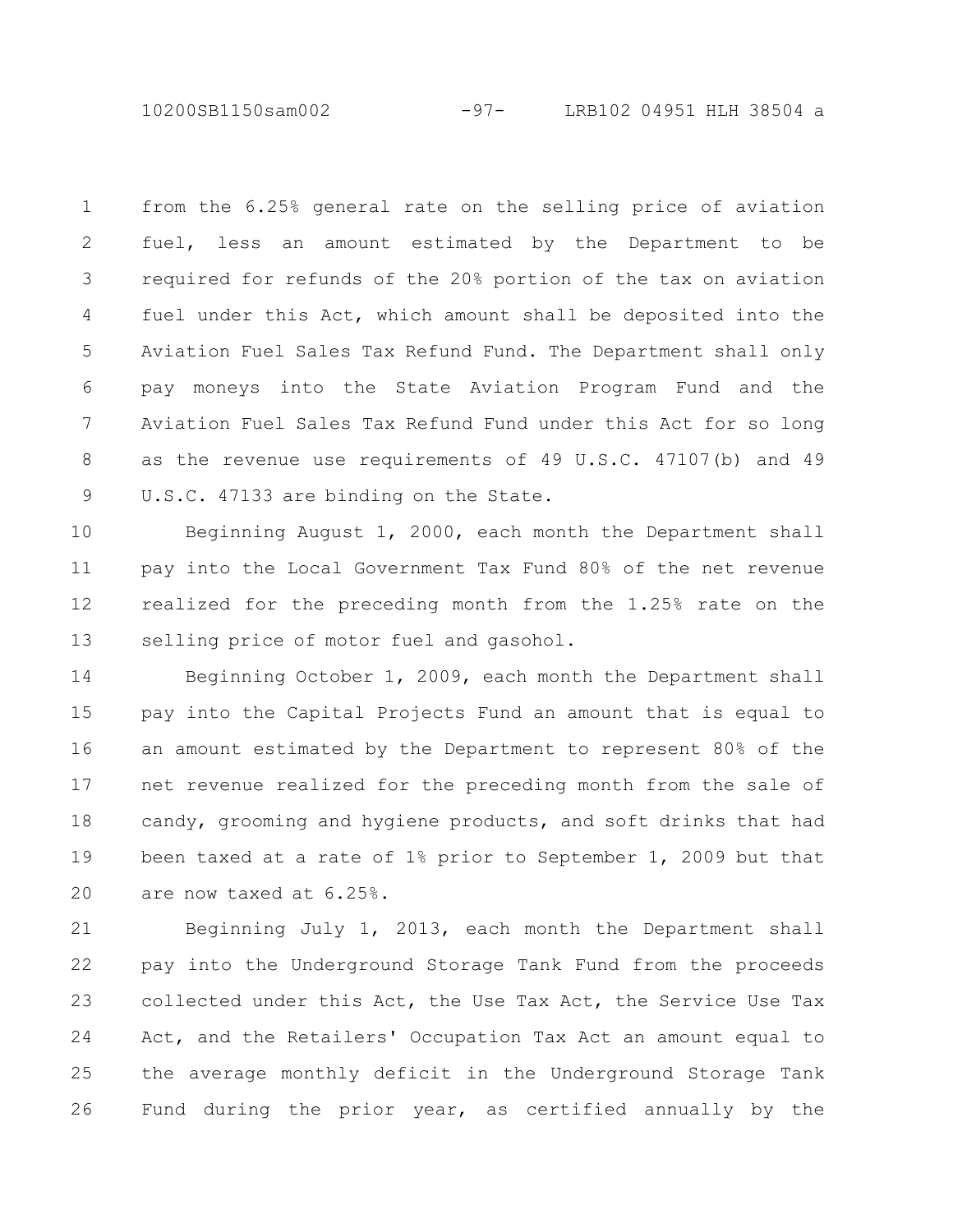from the 6.25% general rate on the selling price of aviation fuel, less an amount estimated by the Department to be required for refunds of the 20% portion of the tax on aviation fuel under this Act, which amount shall be deposited into the Aviation Fuel Sales Tax Refund Fund. The Department shall only pay moneys into the State Aviation Program Fund and the Aviation Fuel Sales Tax Refund Fund under this Act for so long as the revenue use requirements of 49 U.S.C. 47107(b) and 49 U.S.C. 47133 are binding on the State.

Beginning August 1, 2000, each month the Department shall pay into the Local Government Tax Fund 80% of the net revenue realized for the preceding month from the 1.25% rate on the selling price of motor fuel and gasohol.

Beginning October 1, 2009, each month the Department shall pay into the Capital Projects Fund an amount that is equal to an amount estimated by the Department to represent 80% of the net revenue realized for the preceding month from the sale of candy, grooming and hygiene products, and soft drinks that had been taxed at a rate of 1% prior to September 1, 2009 but that are now taxed at 6.25%.

Beginning July 1, 2013, each month the Department shall pay into the Underground Storage Tank Fund from the proceeds collected under this Act, the Use Tax Act, the Service Use Tax Act, and the Retailers' Occupation Tax Act an amount equal to the average monthly deficit in the Underground Storage Tank Fund during the prior year, as certified annually by the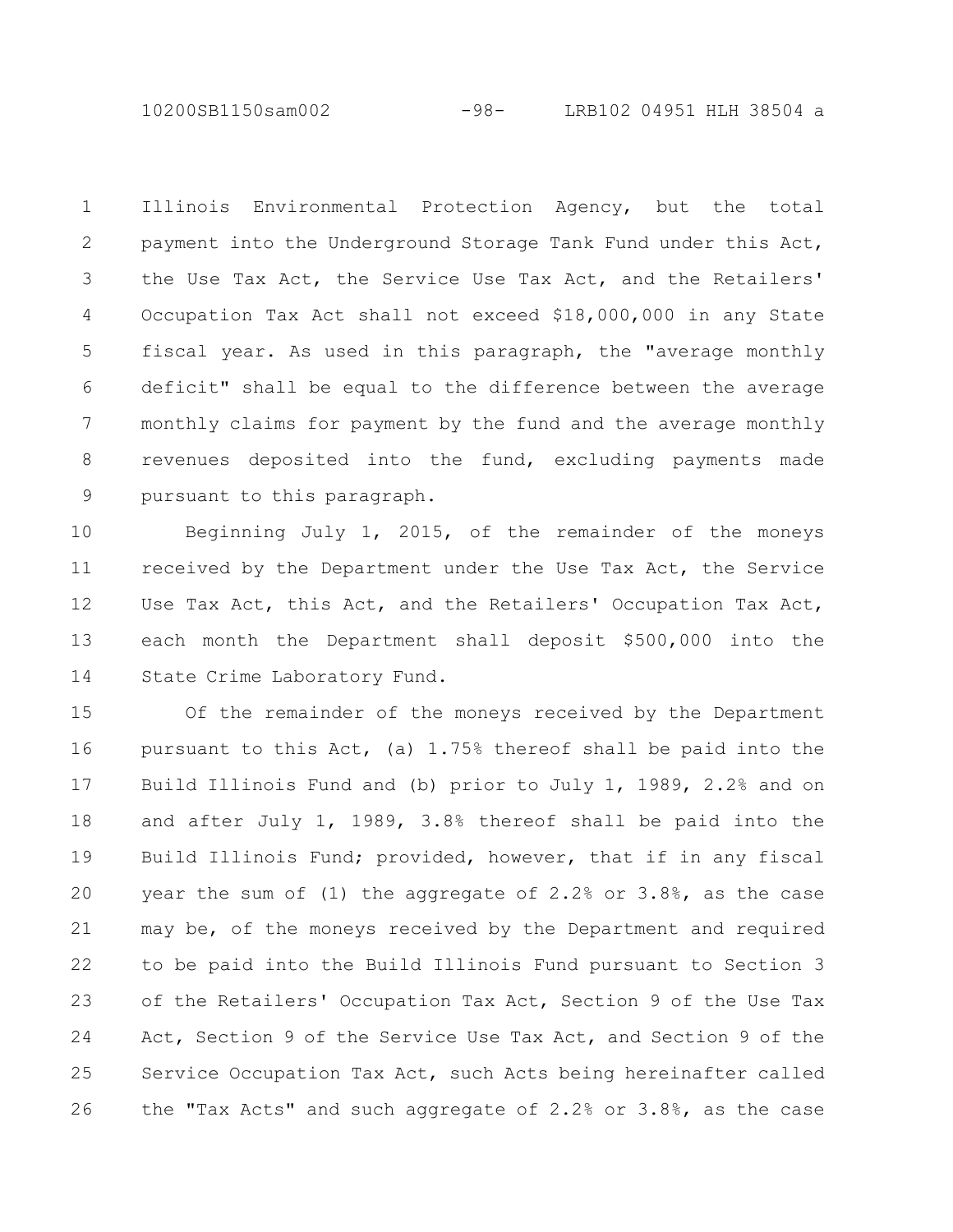Illinois Environmental Protection Agency, but the total payment into the Underground Storage Tank Fund under this Act, the Use Tax Act, the Service Use Tax Act, and the Retailers' Occupation Tax Act shall not exceed $18,000,000 in any State fiscal year. As used in this paragraph, the "average monthly deficit" shall be equal to the difference between the average monthly claims for payment by the fund and the average monthly revenues deposited into the fund, excluding payments made pursuant to this paragraph.

Beginning July 1, 2015, of the remainder of the moneys received by the Department under the Use Tax Act, the Service Use Tax Act, this Act, and the Retailers' Occupation Tax Act, each month the Department shall deposit $500,000 into the State Crime Laboratory Fund.

Of the remainder of the moneys received by the Department pursuant to this Act, (a) 1.75% thereof shall be paid into the Build Illinois Fund and (b) prior to July 1, 1989, 2.2% and on and after July 1, 1989, 3.8% thereof shall be paid into the Build Illinois Fund; provided, however, that if in any fiscal year the sum of (1) the aggregate of 2.2% or 3.8%, as the case may be, of the moneys received by the Department and required to be paid into the Build Illinois Fund pursuant to Section 3 of the Retailers' Occupation Tax Act, Section 9 of the Use Tax Act, Section 9 of the Service Use Tax Act, and Section 9 of the Service Occupation Tax Act, such Acts being hereinafter called the "Tax Acts" and such aggregate of 2.2% or 3.8%, as the case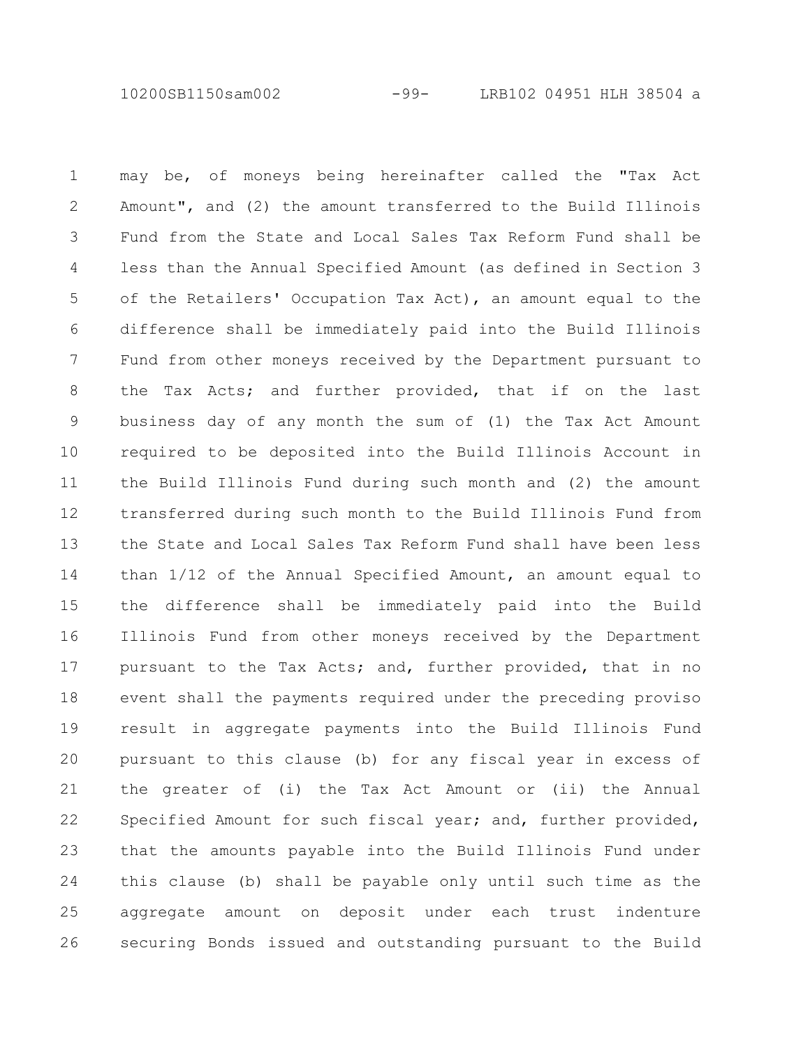may be, of moneys being hereinafter called the "Tax Act Amount", and (2) the amount transferred to the Build Illinois Fund from the State and Local Sales Tax Reform Fund shall be less than the Annual Specified Amount (as defined in Section 3 of the Retailers' Occupation Tax Act), an amount equal to the difference shall be immediately paid into the Build Illinois Fund from other moneys received by the Department pursuant to the Tax Acts; and further provided, that if on the last business day of any month the sum of (1) the Tax Act Amount required to be deposited into the Build Illinois Account in the Build Illinois Fund during such month and (2) the amount transferred during such month to the Build Illinois Fund from the State and Local Sales Tax Reform Fund shall have been less than 1/12 of the Annual Specified Amount, an amount equal to the difference shall be immediately paid into the Build Illinois Fund from other moneys received by the Department pursuant to the Tax Acts; and, further provided, that in no event shall the payments required under the preceding proviso result in aggregate payments into the Build Illinois Fund pursuant to this clause (b) for any fiscal year in excess of the greater of (i) the Tax Act Amount or (ii) the Annual Specified Amount for such fiscal year; and, further provided, that the amounts payable into the Build Illinois Fund under this clause (b) shall be payable only until such time as the aggregate amount on deposit under each trust indenture securing Bonds issued and outstanding pursuant to the Build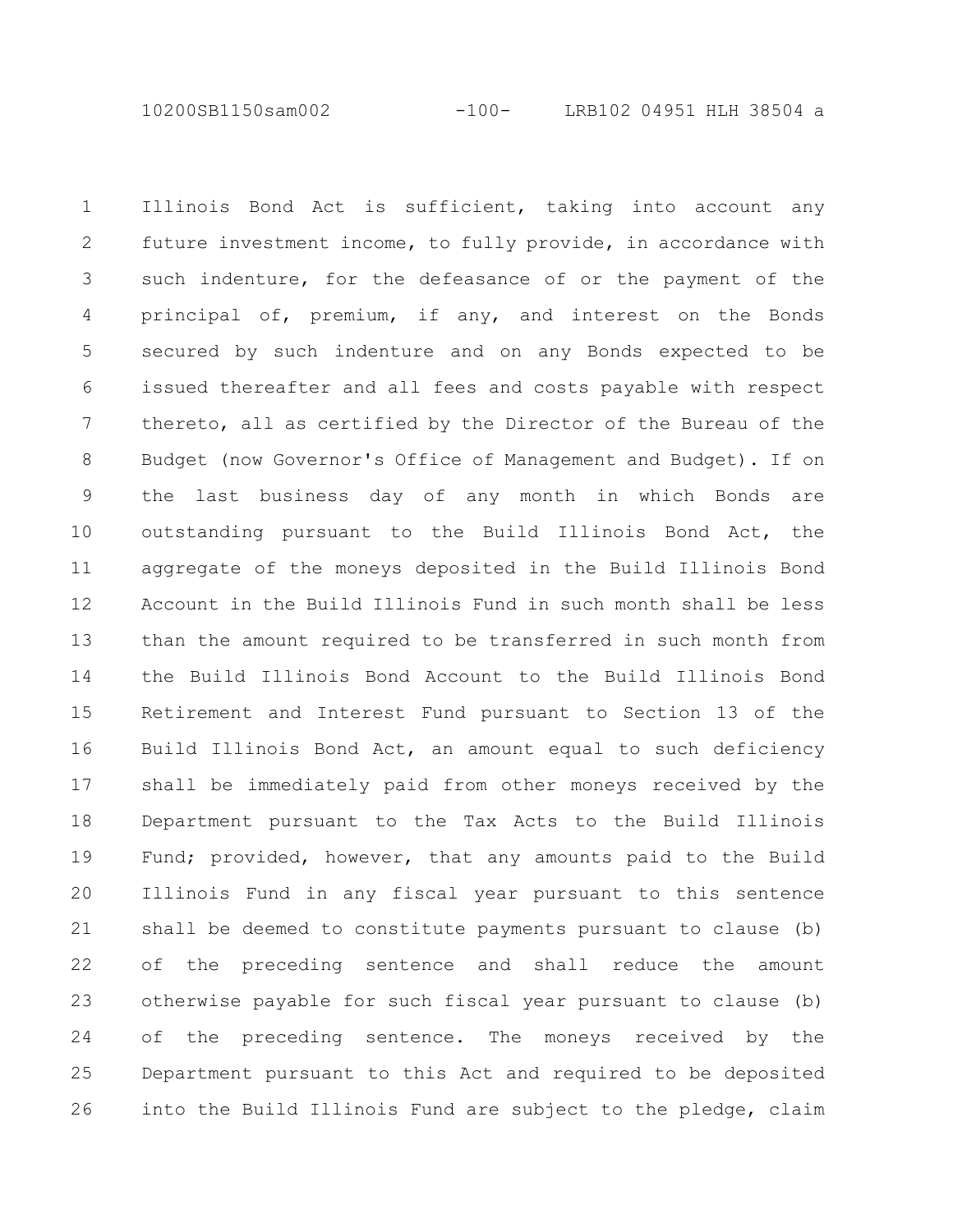Illinois Bond Act is sufficient, taking into account any future investment income, to fully provide, in accordance with such indenture, for the defeasance of or the payment of the principal of, premium, if any, and interest on the Bonds secured by such indenture and on any Bonds expected to be issued thereafter and all fees and costs payable with respect thereto, all as certified by the Director of the Bureau of the Budget (now Governor's Office of Management and Budget). If on the last business day of any month in which Bonds are outstanding pursuant to the Build Illinois Bond Act, the aggregate of the moneys deposited in the Build Illinois Bond Account in the Build Illinois Fund in such month shall be less than the amount required to be transferred in such month from the Build Illinois Bond Account to the Build Illinois Bond Retirement and Interest Fund pursuant to Section 13 of the Build Illinois Bond Act, an amount equal to such deficiency shall be immediately paid from other moneys received by the Department pursuant to the Tax Acts to the Build Illinois Fund; provided, however, that any amounts paid to the Build Illinois Fund in any fiscal year pursuant to this sentence shall be deemed to constitute payments pursuant to clause (b) of the preceding sentence and shall reduce the amount otherwise payable for such fiscal year pursuant to clause (b) of the preceding sentence. The moneys received by the Department pursuant to this Act and required to be deposited into the Build Illinois Fund are subject to the pledge, claim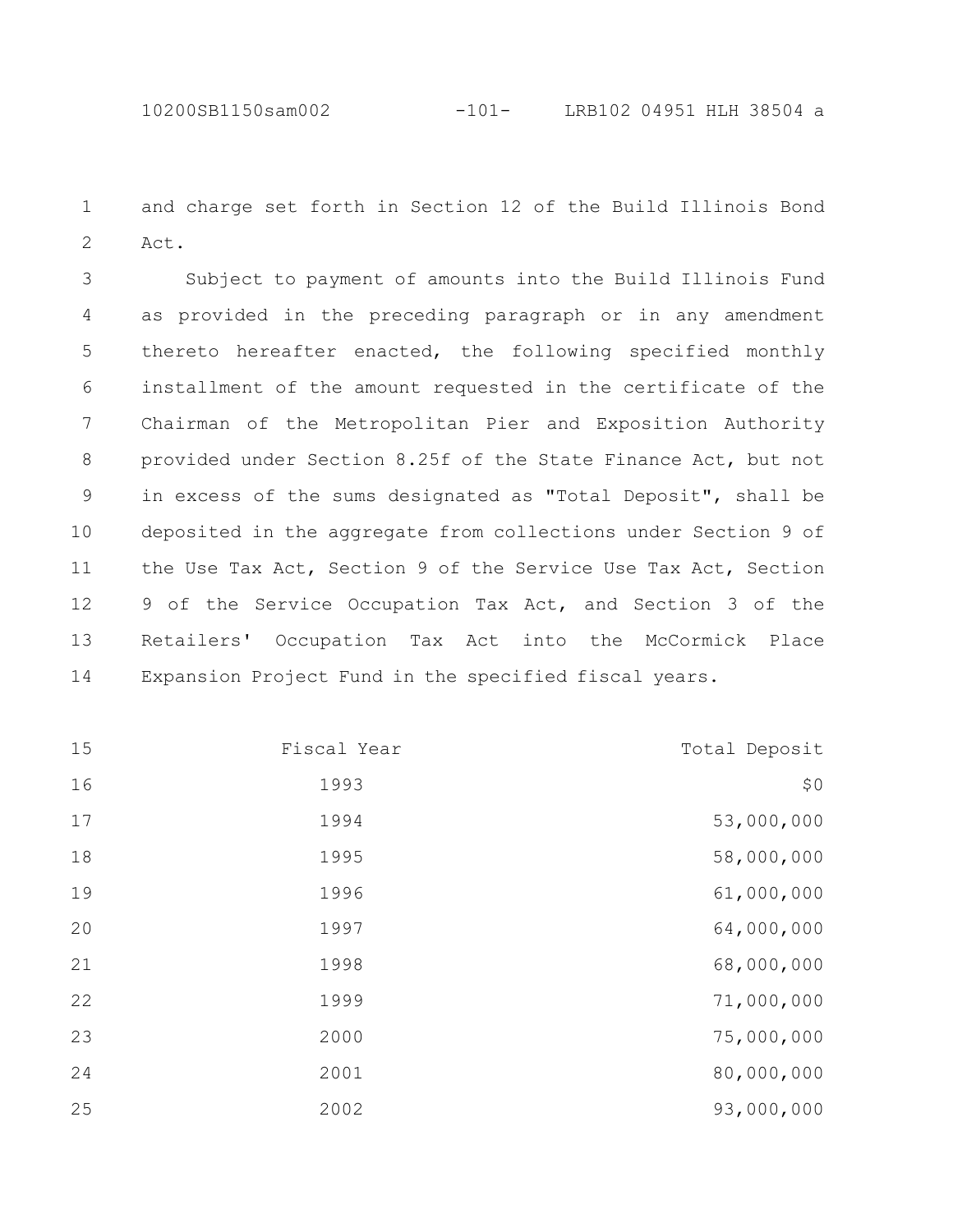and charge set forth in Section 12 of the Build Illinois Bond Act.

Subject to payment of amounts into the Build Illinois Fund as provided in the preceding paragraph or in any amendment thereto hereafter enacted, the following specified monthly installment of the amount requested in the certificate of the Chairman of the Metropolitan Pier and Exposition Authority provided under Section 8.25f of the State Finance Act, but not in excess of the sums designated as "Total Deposit", shall be deposited in the aggregate from collections under Section 9 of the Use Tax Act, Section 9 of the Service Use Tax Act, Section 9 of the Service Occupation Tax Act, and Section 3 of the Retailers' Occupation Tax Act into the McCormick Place Expansion Project Fund in the specified fiscal years.

| Fiscal Year | Total Deposit |
|---|---|
| 1993 | $0 |
| 1994 | 53,000,000 |
| 1995 | 58,000,000 |
| 1996 | 61,000,000 |
| 1997 | 64,000,000 |
| 1998 | 68,000,000 |
| 1999 | 71,000,000 |
| 2000 | 75,000,000 |
| 2001 | 80,000,000 |
| 2002 | 93,000,000 |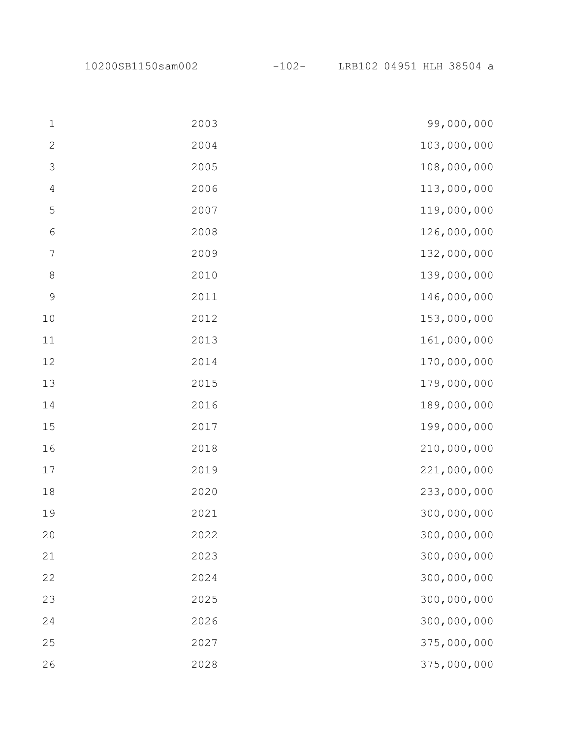| | |
|---|---|
| 2003 | 99,000,000 |
| 2004 | 103,000,000 |
| 2005 | 108,000,000 |
| 2006 | 113,000,000 |
| 2007 | 119,000,000 |
| 2008 | 126,000,000 |
| 2009 | 132,000,000 |
| 2010 | 139,000,000 |
| 2011 | 146,000,000 |
| 2012 | 153,000,000 |
| 2013 | 161,000,000 |
| 2014 | 170,000,000 |
| 2015 | 179,000,000 |
| 2016 | 189,000,000 |
| 2017 | 199,000,000 |
| 2018 | 210,000,000 |
| 2019 | 221,000,000 |
| 2020 | 233,000,000 |
| 2021 | 300,000,000 |
| 2022 | 300,000,000 |
| 2023 | 300,000,000 |
| 2024 | 300,000,000 |
| 2025 | 300,000,000 |
| 2026 | 300,000,000 |
| 2027 | 375,000,000 |
| 2028 | 375,000,000 |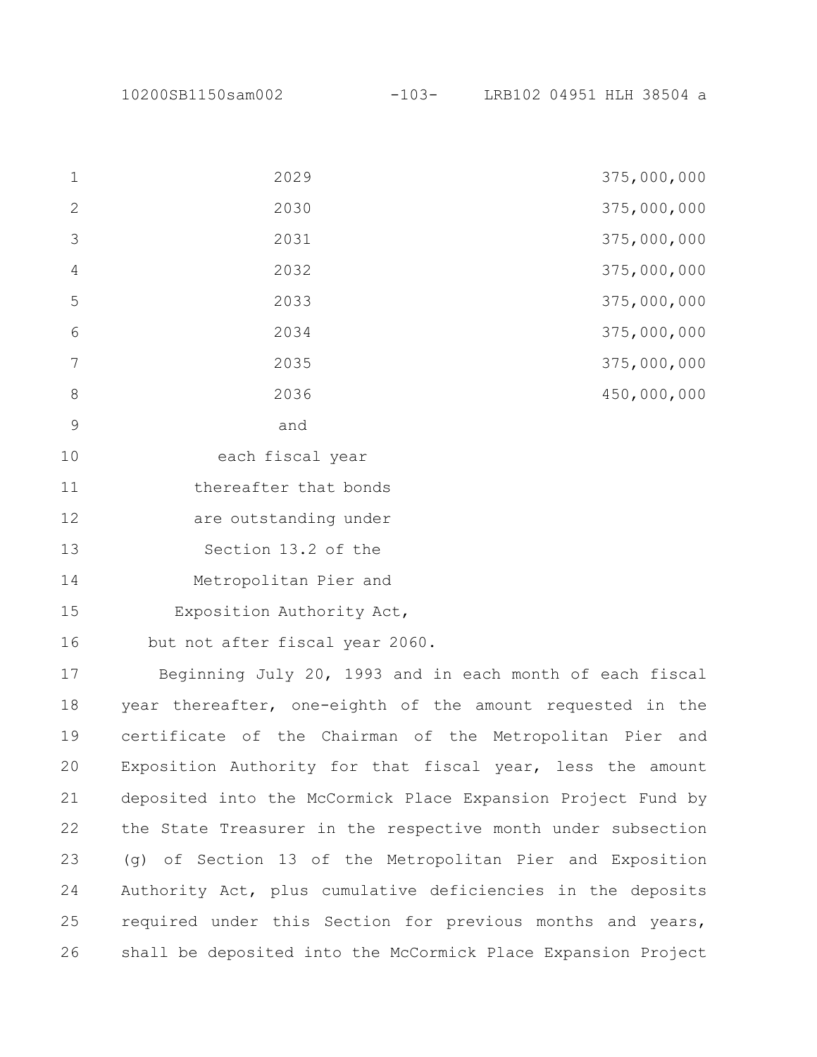| | |
|---|---|
| 2029 | 375,000,000 |
| 2030 | 375,000,000 |
| 2031 | 375,000,000 |
| 2032 | 375,000,000 |
| 2033 | 375,000,000 |
| 2034 | 375,000,000 |
| 2035 | 375,000,000 |
| 2036 | 450,000,000 |
| and each fiscal year thereafter that bonds are outstanding under Section 13.2 of the Metropolitan Pier and Exposition Authority Act, but not after fiscal year 2060. | |

Beginning July 20, 1993 and in each month of each fiscal year thereafter, one-eighth of the amount requested in the certificate of the Chairman of the Metropolitan Pier and Exposition Authority for that fiscal year, less the amount deposited into the McCormick Place Expansion Project Fund by the State Treasurer in the respective month under subsection (g) of Section 13 of the Metropolitan Pier and Exposition Authority Act, plus cumulative deficiencies in the deposits required under this Section for previous months and years, shall be deposited into the McCormick Place Expansion Project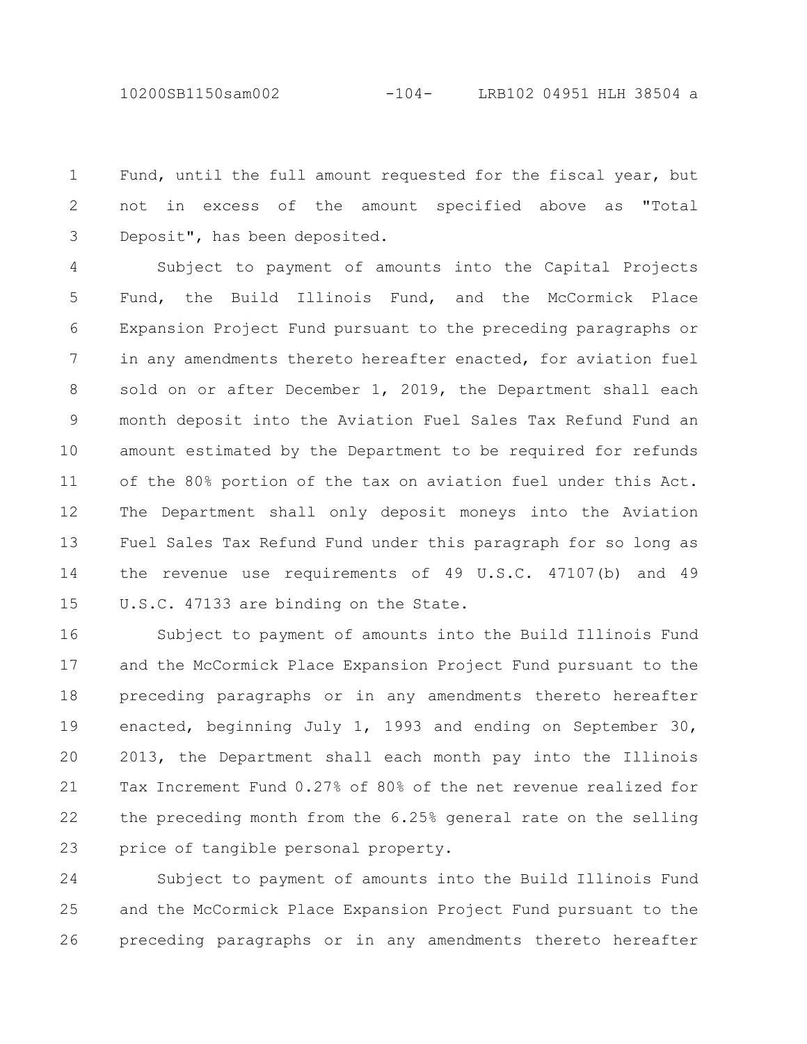Fund, until the full amount requested for the fiscal year, but not in excess of the amount specified above as "Total Deposit", has been deposited.

Subject to payment of amounts into the Capital Projects Fund, the Build Illinois Fund, and the McCormick Place Expansion Project Fund pursuant to the preceding paragraphs or in any amendments thereto hereafter enacted, for aviation fuel sold on or after December 1, 2019, the Department shall each month deposit into the Aviation Fuel Sales Tax Refund Fund an amount estimated by the Department to be required for refunds of the 80% portion of the tax on aviation fuel under this Act. The Department shall only deposit moneys into the Aviation Fuel Sales Tax Refund Fund under this paragraph for so long as the revenue use requirements of 49 U.S.C. 47107(b) and 49 U.S.C. 47133 are binding on the State.

Subject to payment of amounts into the Build Illinois Fund and the McCormick Place Expansion Project Fund pursuant to the preceding paragraphs or in any amendments thereto hereafter enacted, beginning July 1, 1993 and ending on September 30, 2013, the Department shall each month pay into the Illinois Tax Increment Fund 0.27% of 80% of the net revenue realized for the preceding month from the 6.25% general rate on the selling price of tangible personal property.

Subject to payment of amounts into the Build Illinois Fund and the McCormick Place Expansion Project Fund pursuant to the preceding paragraphs or in any amendments thereto hereafter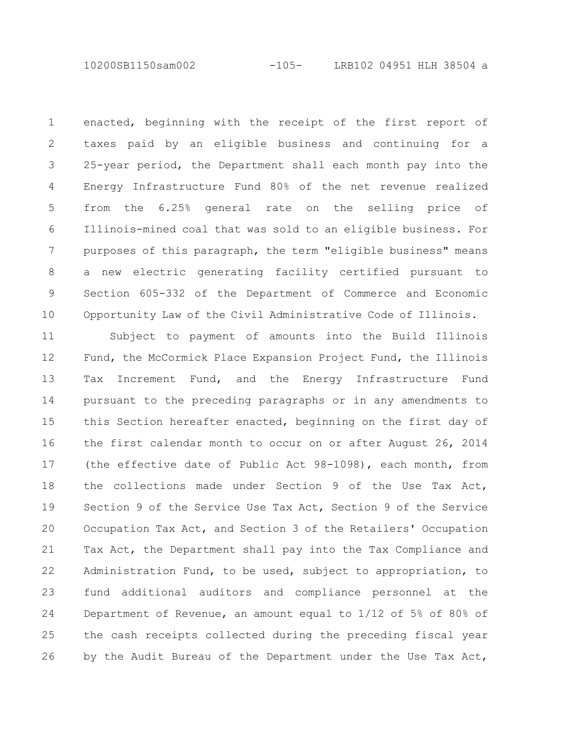enacted, beginning with the receipt of the first report of taxes paid by an eligible business and continuing for a 25-year period, the Department shall each month pay into the Energy Infrastructure Fund 80% of the net revenue realized from the 6.25% general rate on the selling price of Illinois-mined coal that was sold to an eligible business. For purposes of this paragraph, the term "eligible business" means a new electric generating facility certified pursuant to Section 605-332 of the Department of Commerce and Economic Opportunity Law of the Civil Administrative Code of Illinois.

Subject to payment of amounts into the Build Illinois Fund, the McCormick Place Expansion Project Fund, the Illinois Tax Increment Fund, and the Energy Infrastructure Fund pursuant to the preceding paragraphs or in any amendments to this Section hereafter enacted, beginning on the first day of the first calendar month to occur on or after August 26, 2014 (the effective date of Public Act 98-1098), each month, from the collections made under Section 9 of the Use Tax Act, Section 9 of the Service Use Tax Act, Section 9 of the Service Occupation Tax Act, and Section 3 of the Retailers' Occupation Tax Act, the Department shall pay into the Tax Compliance and Administration Fund, to be used, subject to appropriation, to fund additional auditors and compliance personnel at the Department of Revenue, an amount equal to 1/12 of 5% of 80% of the cash receipts collected during the preceding fiscal year by the Audit Bureau of the Department under the Use Tax Act,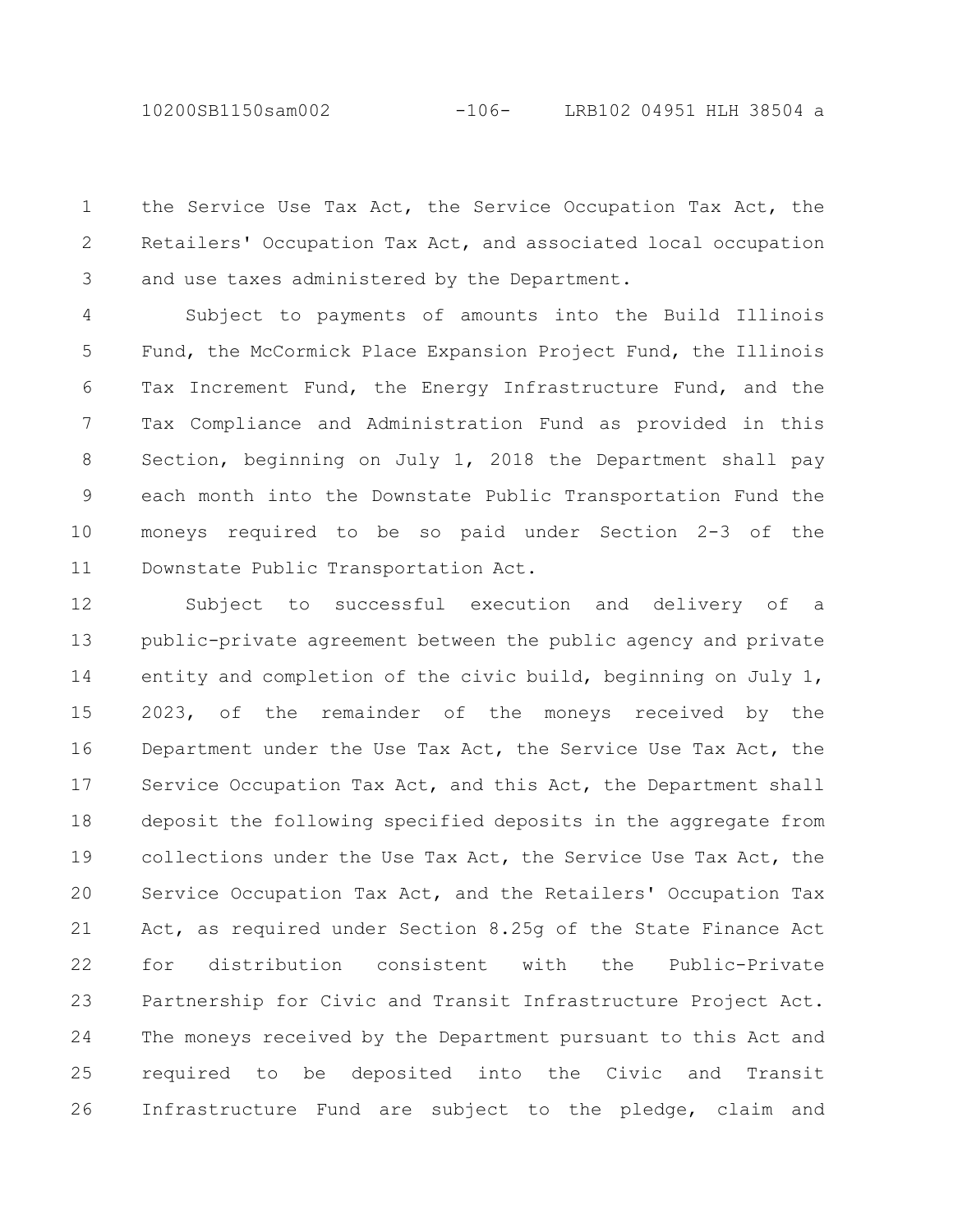the Service Use Tax Act, the Service Occupation Tax Act, the Retailers' Occupation Tax Act, and associated local occupation and use taxes administered by the Department.

Subject to payments of amounts into the Build Illinois Fund, the McCormick Place Expansion Project Fund, the Illinois Tax Increment Fund, the Energy Infrastructure Fund, and the Tax Compliance and Administration Fund as provided in this Section, beginning on July 1, 2018 the Department shall pay each month into the Downstate Public Transportation Fund the moneys required to be so paid under Section 2-3 of the Downstate Public Transportation Act.

Subject to successful execution and delivery of a public-private agreement between the public agency and private entity and completion of the civic build, beginning on July 1, 2023, of the remainder of the moneys received by the Department under the Use Tax Act, the Service Use Tax Act, the Service Occupation Tax Act, and this Act, the Department shall deposit the following specified deposits in the aggregate from collections under the Use Tax Act, the Service Use Tax Act, the Service Occupation Tax Act, and the Retailers' Occupation Tax Act, as required under Section 8.25g of the State Finance Act for distribution consistent with the Public-Private Partnership for Civic and Transit Infrastructure Project Act. The moneys received by the Department pursuant to this Act and required to be deposited into the Civic and Transit Infrastructure Fund are subject to the pledge, claim and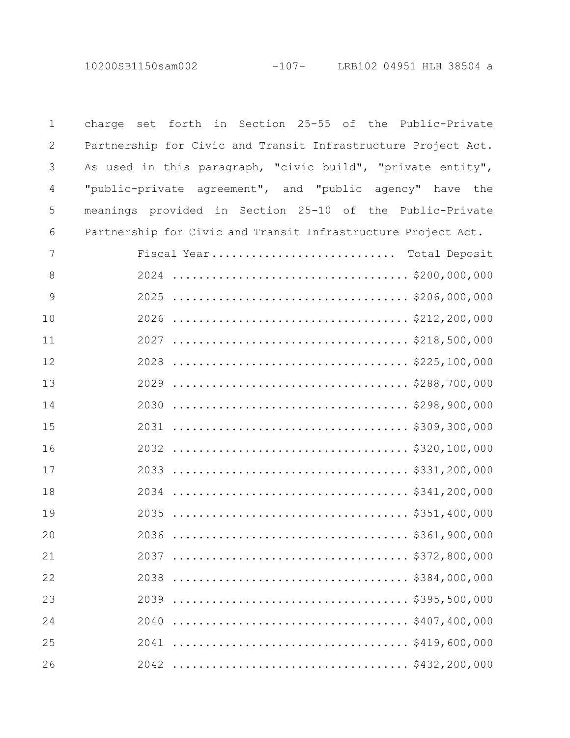charge set forth in Section 25-55 of the Public-Private Partnership for Civic and Transit Infrastructure Project Act. As used in this paragraph, "civic build", "private entity", "public-private agreement", and "public agency" have the meanings provided in Section 25-10 of the Public-Private Partnership for Civic and Transit Infrastructure Project Act.

| Fiscal Year | Total Deposit |
|---|---|
| 2024 | $200,000,000 |
| 2025 | $206,000,000 |
| 2026 | $212,200,000 |
| 2027 | $218,500,000 |
| 2028 | $225,100,000 |
| 2029 | $288,700,000 |
| 2030 | $298,900,000 |
| 2031 | $309,300,000 |
| 2032 | $320,100,000 |
| 2033 | $331,200,000 |
| 2034 | $341,200,000 |
| 2035 | $351,400,000 |
| 2036 | $361,900,000 |
| 2037 | $372,800,000 |
| 2038 | $384,000,000 |
| 2039 | $395,500,000 |
| 2040 | $407,400,000 |
| 2041 | $419,600,000 |
| 2042 | $432,200,000 |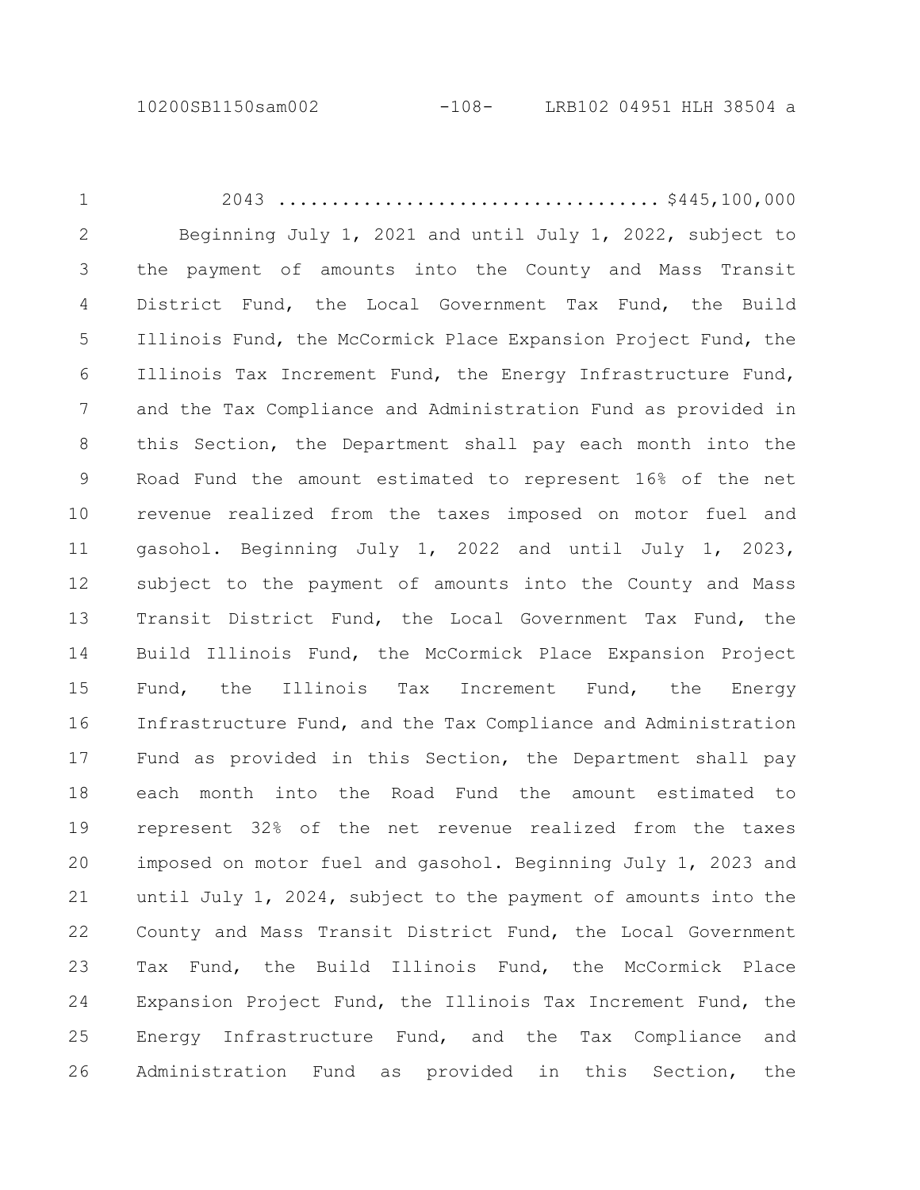2043 .................................. $445,100,000

Beginning July 1, 2021 and until July 1, 2022, subject to the payment of amounts into the County and Mass Transit District Fund, the Local Government Tax Fund, the Build Illinois Fund, the McCormick Place Expansion Project Fund, the Illinois Tax Increment Fund, the Energy Infrastructure Fund, and the Tax Compliance and Administration Fund as provided in this Section, the Department shall pay each month into the Road Fund the amount estimated to represent 16% of the net revenue realized from the taxes imposed on motor fuel and gasohol. Beginning July 1, 2022 and until July 1, 2023, subject to the payment of amounts into the County and Mass Transit District Fund, the Local Government Tax Fund, the Build Illinois Fund, the McCormick Place Expansion Project Fund, the Illinois Tax Increment Fund, the Energy Infrastructure Fund, and the Tax Compliance and Administration Fund as provided in this Section, the Department shall pay each month into the Road Fund the amount estimated to represent 32% of the net revenue realized from the taxes imposed on motor fuel and gasohol. Beginning July 1, 2023 and until July 1, 2024, subject to the payment of amounts into the County and Mass Transit District Fund, the Local Government Tax Fund, the Build Illinois Fund, the McCormick Place Expansion Project Fund, the Illinois Tax Increment Fund, the Energy Infrastructure Fund, and the Tax Compliance and Administration Fund as provided in this Section, the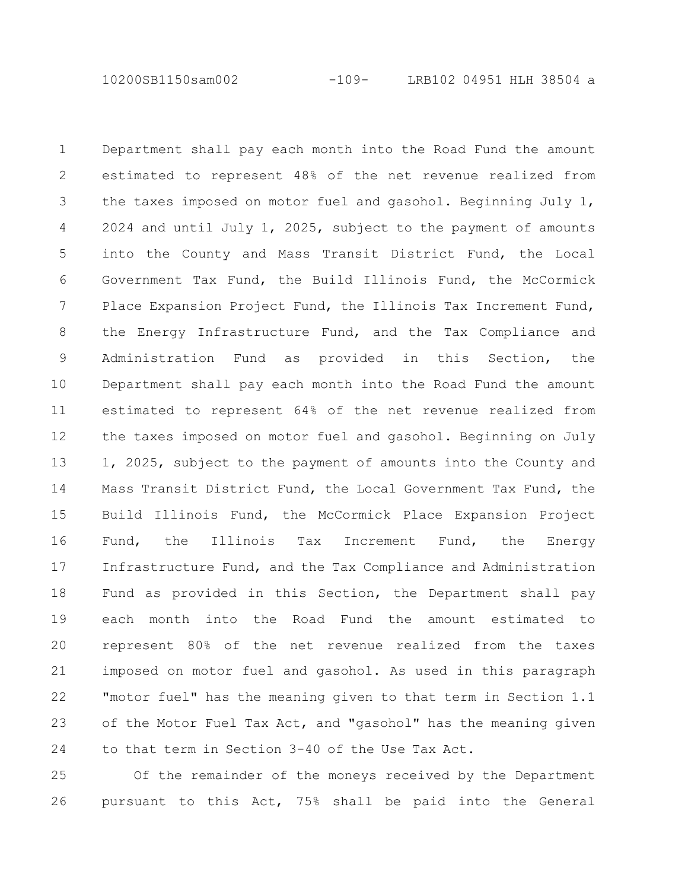Department shall pay each month into the Road Fund the amount estimated to represent 48% of the net revenue realized from the taxes imposed on motor fuel and gasohol. Beginning July 1, 2024 and until July 1, 2025, subject to the payment of amounts into the County and Mass Transit District Fund, the Local Government Tax Fund, the Build Illinois Fund, the McCormick Place Expansion Project Fund, the Illinois Tax Increment Fund, the Energy Infrastructure Fund, and the Tax Compliance and Administration Fund as provided in this Section, the Department shall pay each month into the Road Fund the amount estimated to represent 64% of the net revenue realized from the taxes imposed on motor fuel and gasohol. Beginning on July 1, 2025, subject to the payment of amounts into the County and Mass Transit District Fund, the Local Government Tax Fund, the Build Illinois Fund, the McCormick Place Expansion Project Fund, the Illinois Tax Increment Fund, the Energy Infrastructure Fund, and the Tax Compliance and Administration Fund as provided in this Section, the Department shall pay each month into the Road Fund the amount estimated to represent 80% of the net revenue realized from the taxes imposed on motor fuel and gasohol. As used in this paragraph "motor fuel" has the meaning given to that term in Section 1.1 of the Motor Fuel Tax Act, and "gasohol" has the meaning given to that term in Section 3-40 of the Use Tax Act.

Of the remainder of the moneys received by the Department pursuant to this Act, 75% shall be paid into the General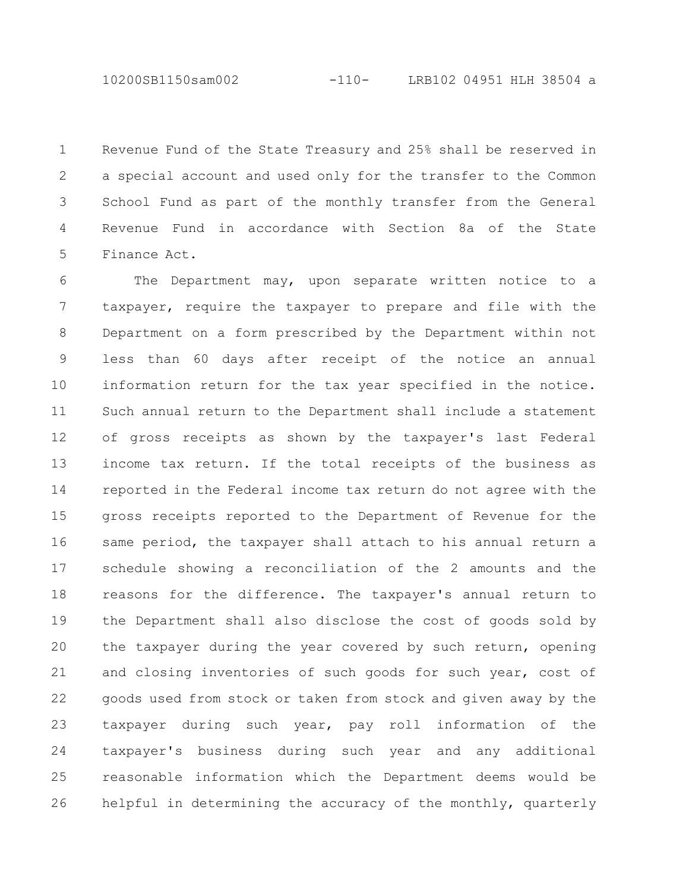Revenue Fund of the State Treasury and 25% shall be reserved in a special account and used only for the transfer to the Common School Fund as part of the monthly transfer from the General Revenue Fund in accordance with Section 8a of the State Finance Act.

The Department may, upon separate written notice to a taxpayer, require the taxpayer to prepare and file with the Department on a form prescribed by the Department within not less than 60 days after receipt of the notice an annual information return for the tax year specified in the notice. Such annual return to the Department shall include a statement of gross receipts as shown by the taxpayer's last Federal income tax return. If the total receipts of the business as reported in the Federal income tax return do not agree with the gross receipts reported to the Department of Revenue for the same period, the taxpayer shall attach to his annual return a schedule showing a reconciliation of the 2 amounts and the reasons for the difference. The taxpayer's annual return to the Department shall also disclose the cost of goods sold by the taxpayer during the year covered by such return, opening and closing inventories of such goods for such year, cost of goods used from stock or taken from stock and given away by the taxpayer during such year, pay roll information of the taxpayer's business during such year and any additional reasonable information which the Department deems would be helpful in determining the accuracy of the monthly, quarterly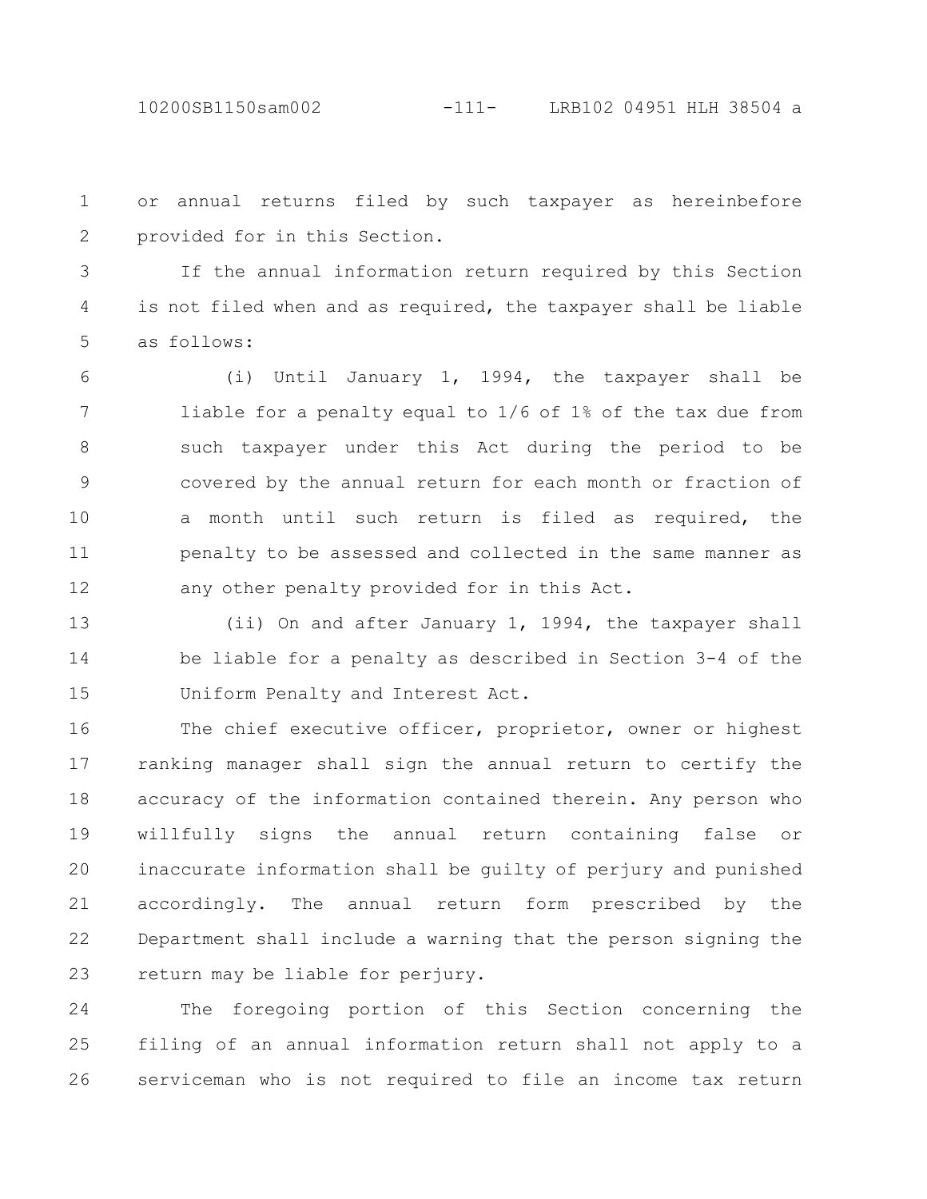or annual returns filed by such taxpayer as hereinbefore provided for in this Section.

If the annual information return required by this Section is not filed when and as required, the taxpayer shall be liable as follows:

(i) Until January 1, 1994, the taxpayer shall be liable for a penalty equal to 1/6 of 1% of the tax due from such taxpayer under this Act during the period to be covered by the annual return for each month or fraction of a month until such return is filed as required, the penalty to be assessed and collected in the same manner as any other penalty provided for in this Act.

(ii) On and after January 1, 1994, the taxpayer shall be liable for a penalty as described in Section 3-4 of the Uniform Penalty and Interest Act.

The chief executive officer, proprietor, owner or highest ranking manager shall sign the annual return to certify the accuracy of the information contained therein. Any person who willfully signs the annual return containing false or inaccurate information shall be guilty of perjury and punished accordingly. The annual return form prescribed by the Department shall include a warning that the person signing the return may be liable for perjury.

The foregoing portion of this Section concerning the filing of an annual information return shall not apply to a serviceman who is not required to file an income tax return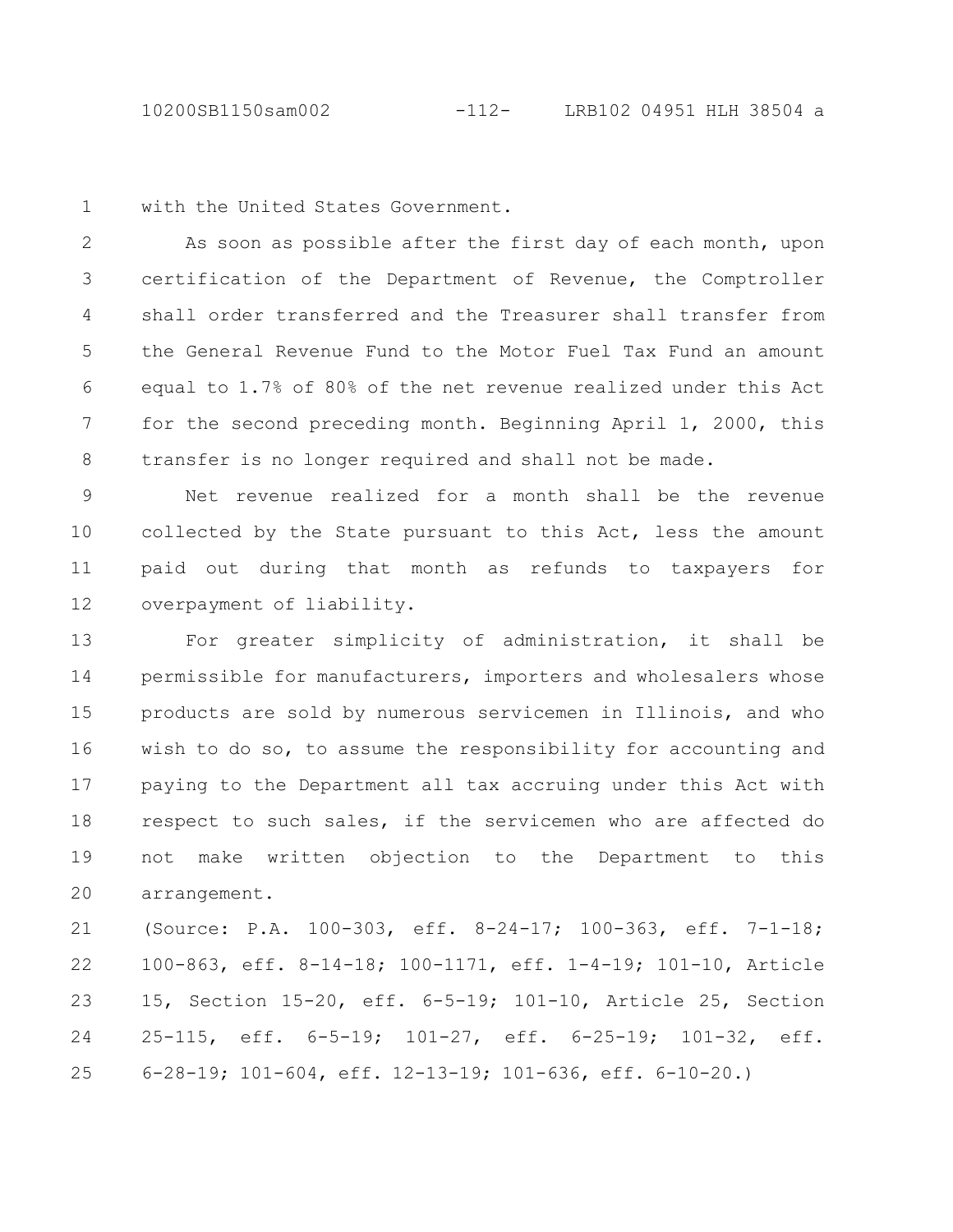with the United States Government.

As soon as possible after the first day of each month, upon certification of the Department of Revenue, the Comptroller shall order transferred and the Treasurer shall transfer from the General Revenue Fund to the Motor Fuel Tax Fund an amount equal to 1.7% of 80% of the net revenue realized under this Act for the second preceding month. Beginning April 1, 2000, this transfer is no longer required and shall not be made.

Net revenue realized for a month shall be the revenue collected by the State pursuant to this Act, less the amount paid out during that month as refunds to taxpayers for overpayment of liability.

For greater simplicity of administration, it shall be permissible for manufacturers, importers and wholesalers whose products are sold by numerous servicemen in Illinois, and who wish to do so, to assume the responsibility for accounting and paying to the Department all tax accruing under this Act with respect to such sales, if the servicemen who are affected do not make written objection to the Department to this arrangement.

(Source: P.A. 100-303, eff. 8-24-17; 100-363, eff. 7-1-18; 100-863, eff. 8-14-18; 100-1171, eff. 1-4-19; 101-10, Article 15, Section 15-20, eff. 6-5-19; 101-10, Article 25, Section 25-115, eff. 6-5-19; 101-27, eff. 6-25-19; 101-32, eff. 6-28-19; 101-604, eff. 12-13-19; 101-636, eff. 6-10-20.)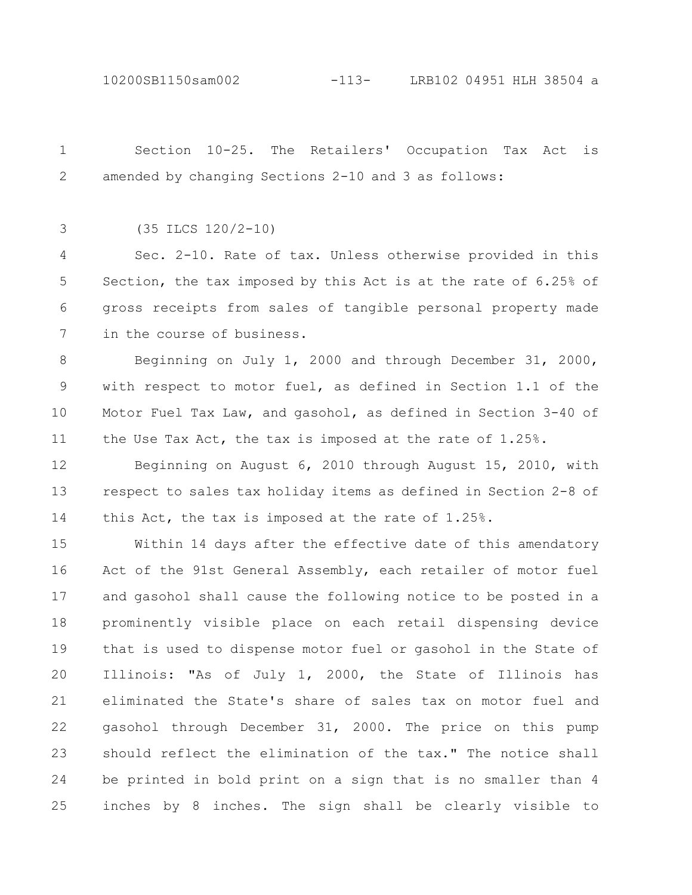Section 10-25. The Retailers' Occupation Tax Act is amended by changing Sections 2-10 and 3 as follows:

(35 ILCS 120/2-10)

Sec. 2-10. Rate of tax. Unless otherwise provided in this Section, the tax imposed by this Act is at the rate of 6.25% of gross receipts from sales of tangible personal property made in the course of business.

Beginning on July 1, 2000 and through December 31, 2000, with respect to motor fuel, as defined in Section 1.1 of the Motor Fuel Tax Law, and gasohol, as defined in Section 3-40 of the Use Tax Act, the tax is imposed at the rate of 1.25%.

Beginning on August 6, 2010 through August 15, 2010, with respect to sales tax holiday items as defined in Section 2-8 of this Act, the tax is imposed at the rate of 1.25%.

Within 14 days after the effective date of this amendatory Act of the 91st General Assembly, each retailer of motor fuel and gasohol shall cause the following notice to be posted in a prominently visible place on each retail dispensing device that is used to dispense motor fuel or gasohol in the State of Illinois: "As of July 1, 2000, the State of Illinois has eliminated the State's share of sales tax on motor fuel and gasohol through December 31, 2000. The price on this pump should reflect the elimination of the tax." The notice shall be printed in bold print on a sign that is no smaller than 4 inches by 8 inches. The sign shall be clearly visible to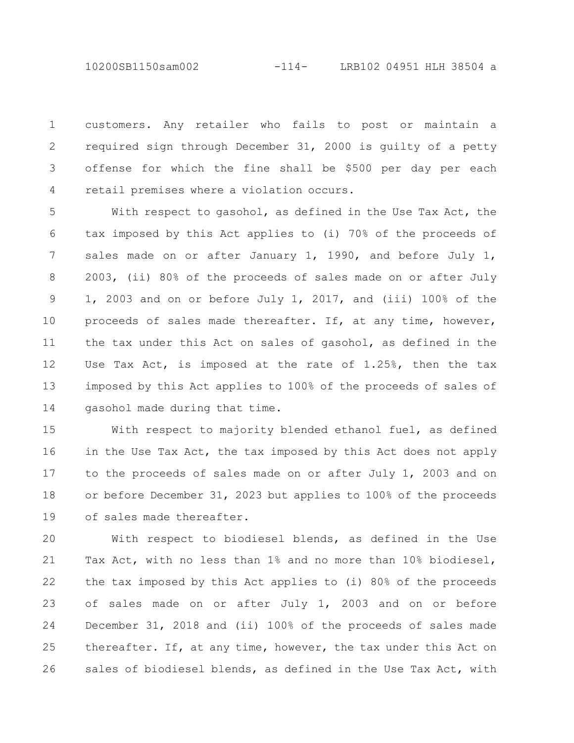customers. Any retailer who fails to post or maintain a required sign through December 31, 2000 is guilty of a petty offense for which the fine shall be $500 per day per each retail premises where a violation occurs.

With respect to gasohol, as defined in the Use Tax Act, the tax imposed by this Act applies to (i) 70% of the proceeds of sales made on or after January 1, 1990, and before July 1, 2003, (ii) 80% of the proceeds of sales made on or after July 1, 2003 and on or before July 1, 2017, and (iii) 100% of the proceeds of sales made thereafter. If, at any time, however, the tax under this Act on sales of gasohol, as defined in the Use Tax Act, is imposed at the rate of 1.25%, then the tax imposed by this Act applies to 100% of the proceeds of sales of gasohol made during that time.

With respect to majority blended ethanol fuel, as defined in the Use Tax Act, the tax imposed by this Act does not apply to the proceeds of sales made on or after July 1, 2003 and on or before December 31, 2023 but applies to 100% of the proceeds of sales made thereafter.

With respect to biodiesel blends, as defined in the Use Tax Act, with no less than 1% and no more than 10% biodiesel, the tax imposed by this Act applies to (i) 80% of the proceeds of sales made on or after July 1, 2003 and on or before December 31, 2018 and (ii) 100% of the proceeds of sales made thereafter. If, at any time, however, the tax under this Act on sales of biodiesel blends, as defined in the Use Tax Act, with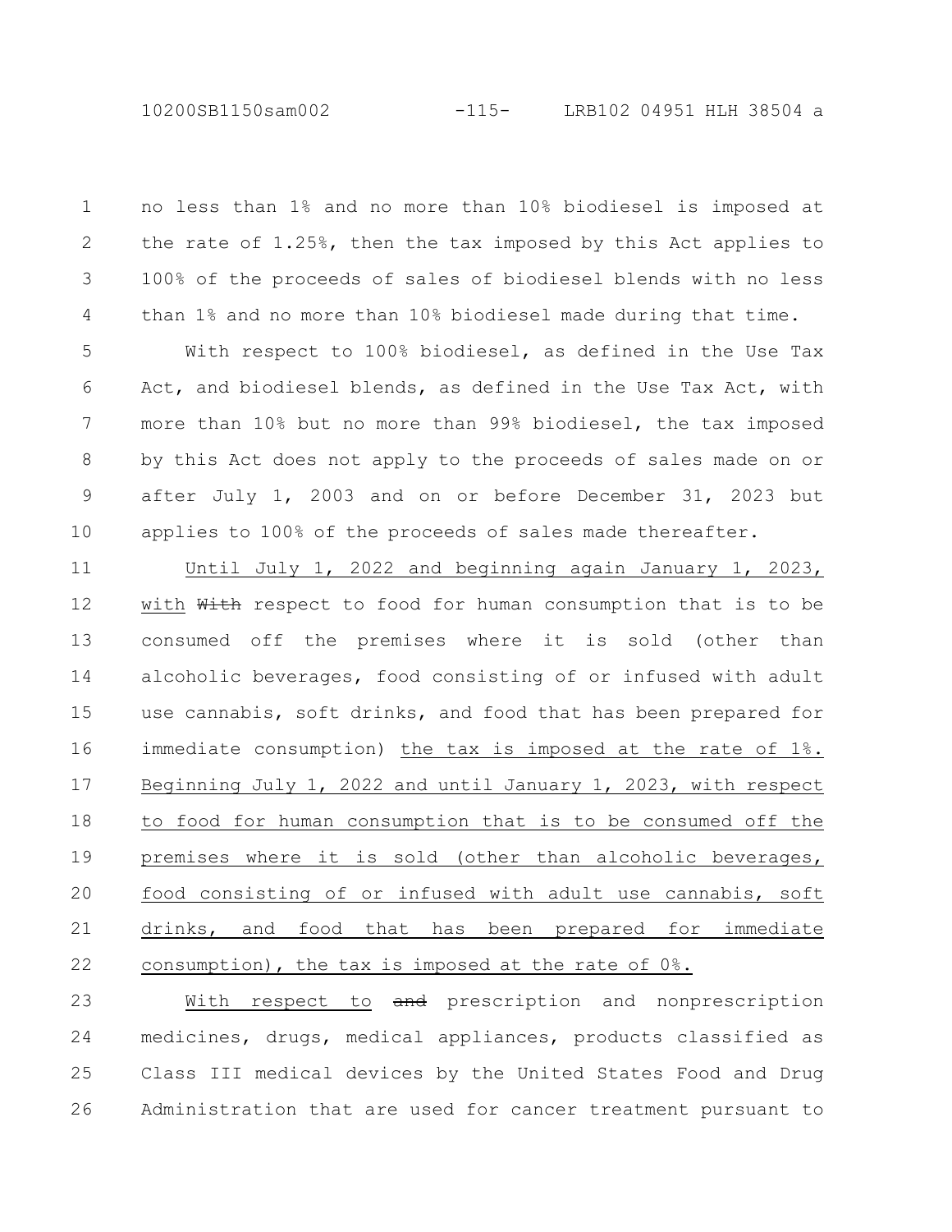no less than 1% and no more than 10% biodiesel is imposed at the rate of 1.25%, then the tax imposed by this Act applies to 100% of the proceeds of sales of biodiesel blends with no less than 1% and no more than 10% biodiesel made during that time.

With respect to 100% biodiesel, as defined in the Use Tax Act, and biodiesel blends, as defined in the Use Tax Act, with more than 10% but no more than 99% biodiesel, the tax imposed by this Act does not apply to the proceeds of sales made on or after July 1, 2003 and on or before December 31, 2023 but applies to 100% of the proceeds of sales made thereafter.

<u>Until July 1, 2022 and beginning again January 1, 2023, with</u> ~~With~~ respect to food for human consumption that is to be consumed off the premises where it is sold (other than alcoholic beverages, food consisting of or infused with adult use cannabis, soft drinks, and food that has been prepared for immediate consumption) <u>the tax is imposed at the rate of 1%. Beginning July 1, 2022 and until January 1, 2023, with respect to food for human consumption that is to be consumed off the premises where it is sold (other than alcoholic beverages, food consisting of or infused with adult use cannabis, soft drinks, and food that has been prepared for immediate consumption), the tax is imposed at the rate of 0%.</u>

<u>With respect to</u> ~~and~~ prescription and nonprescription medicines, drugs, medical appliances, products classified as Class III medical devices by the United States Food and Drug Administration that are used for cancer treatment pursuant to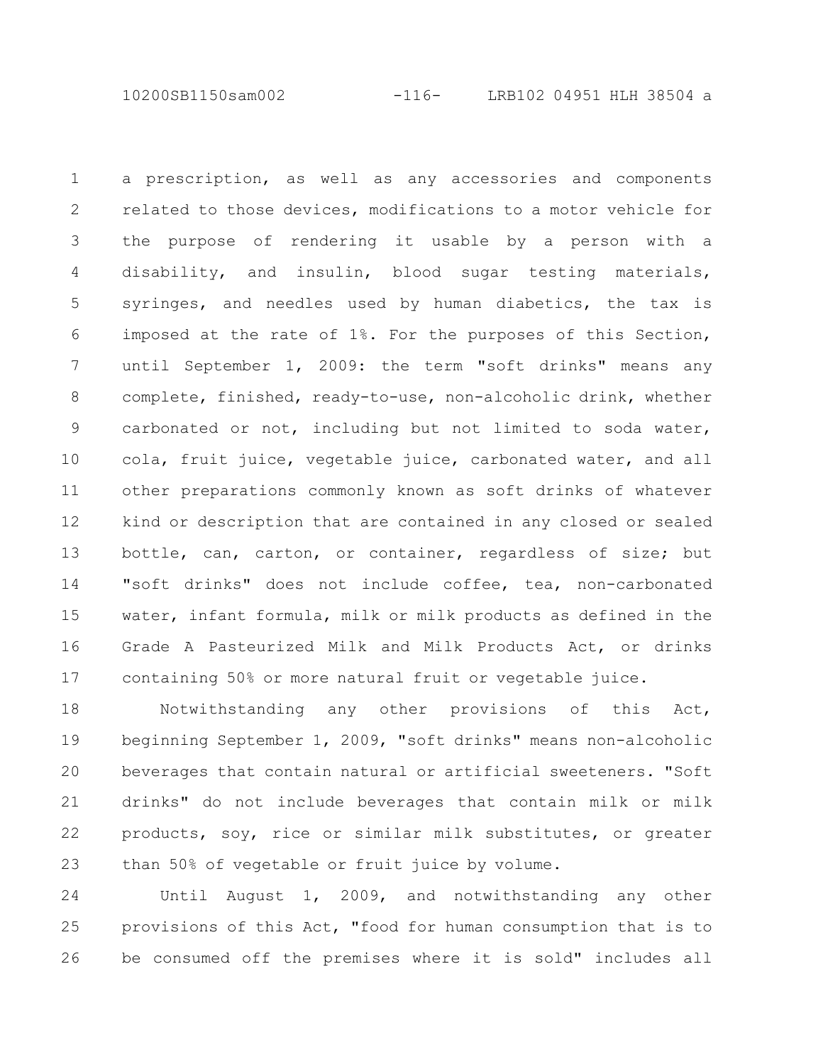a prescription, as well as any accessories and components related to those devices, modifications to a motor vehicle for the purpose of rendering it usable by a person with a disability, and insulin, blood sugar testing materials, syringes, and needles used by human diabetics, the tax is imposed at the rate of 1%. For the purposes of this Section, until September 1, 2009: the term "soft drinks" means any complete, finished, ready-to-use, non-alcoholic drink, whether carbonated or not, including but not limited to soda water, cola, fruit juice, vegetable juice, carbonated water, and all other preparations commonly known as soft drinks of whatever kind or description that are contained in any closed or sealed bottle, can, carton, or container, regardless of size; but "soft drinks" does not include coffee, tea, non-carbonated water, infant formula, milk or milk products as defined in the Grade A Pasteurized Milk and Milk Products Act, or drinks containing 50% or more natural fruit or vegetable juice.

Notwithstanding any other provisions of this Act, beginning September 1, 2009, "soft drinks" means non-alcoholic beverages that contain natural or artificial sweeteners. "Soft drinks" do not include beverages that contain milk or milk products, soy, rice or similar milk substitutes, or greater than 50% of vegetable or fruit juice by volume.

Until August 1, 2009, and notwithstanding any other provisions of this Act, "food for human consumption that is to be consumed off the premises where it is sold" includes all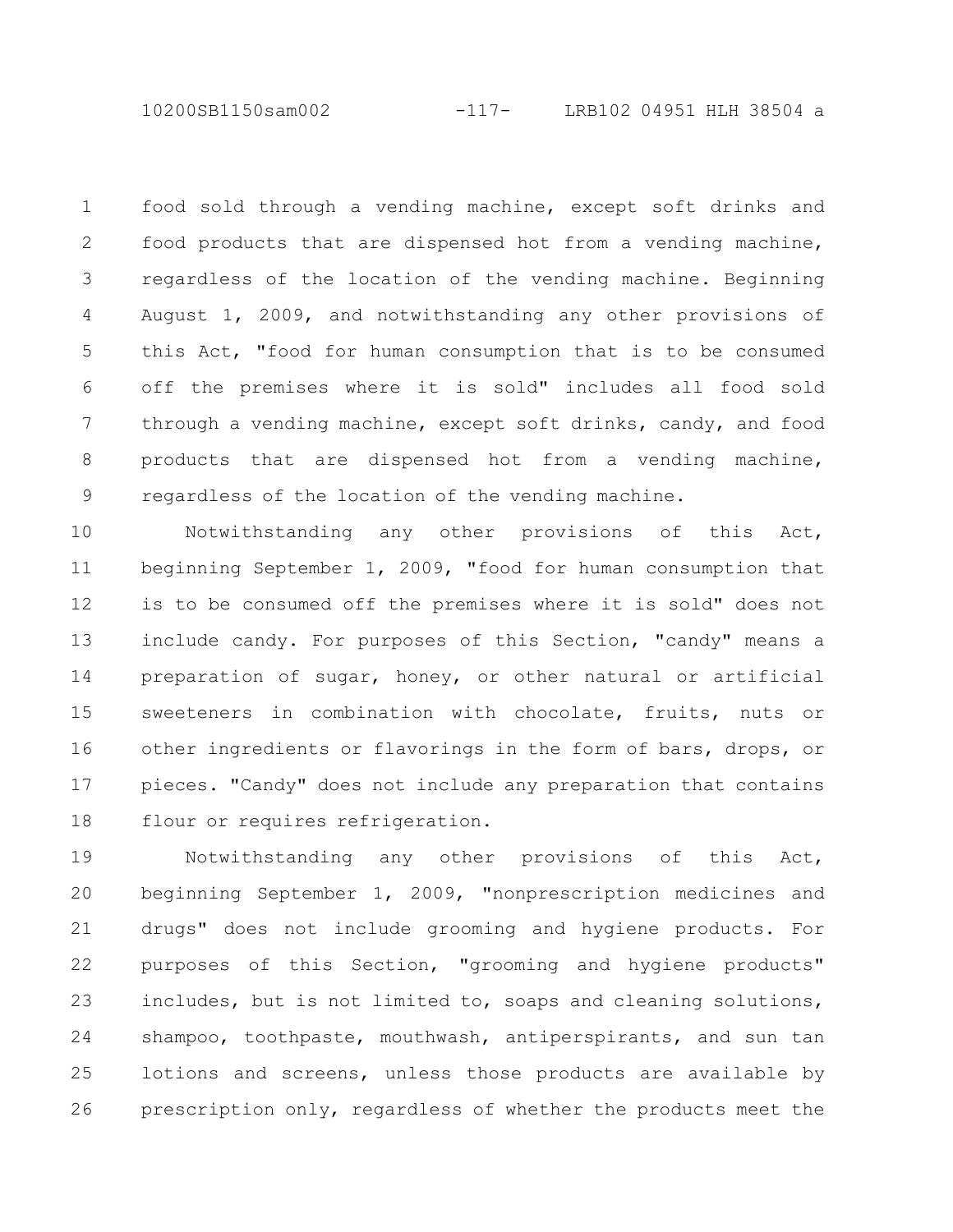food sold through a vending machine, except soft drinks and food products that are dispensed hot from a vending machine, regardless of the location of the vending machine. Beginning August 1, 2009, and notwithstanding any other provisions of this Act, "food for human consumption that is to be consumed off the premises where it is sold" includes all food sold through a vending machine, except soft drinks, candy, and food products that are dispensed hot from a vending machine, regardless of the location of the vending machine.

Notwithstanding any other provisions of this Act, beginning September 1, 2009, "food for human consumption that is to be consumed off the premises where it is sold" does not include candy. For purposes of this Section, "candy" means a preparation of sugar, honey, or other natural or artificial sweeteners in combination with chocolate, fruits, nuts or other ingredients or flavorings in the form of bars, drops, or pieces. "Candy" does not include any preparation that contains flour or requires refrigeration.

Notwithstanding any other provisions of this Act, beginning September 1, 2009, "nonprescription medicines and drugs" does not include grooming and hygiene products. For purposes of this Section, "grooming and hygiene products" includes, but is not limited to, soaps and cleaning solutions, shampoo, toothpaste, mouthwash, antiperspirants, and sun tan lotions and screens, unless those products are available by prescription only, regardless of whether the products meet the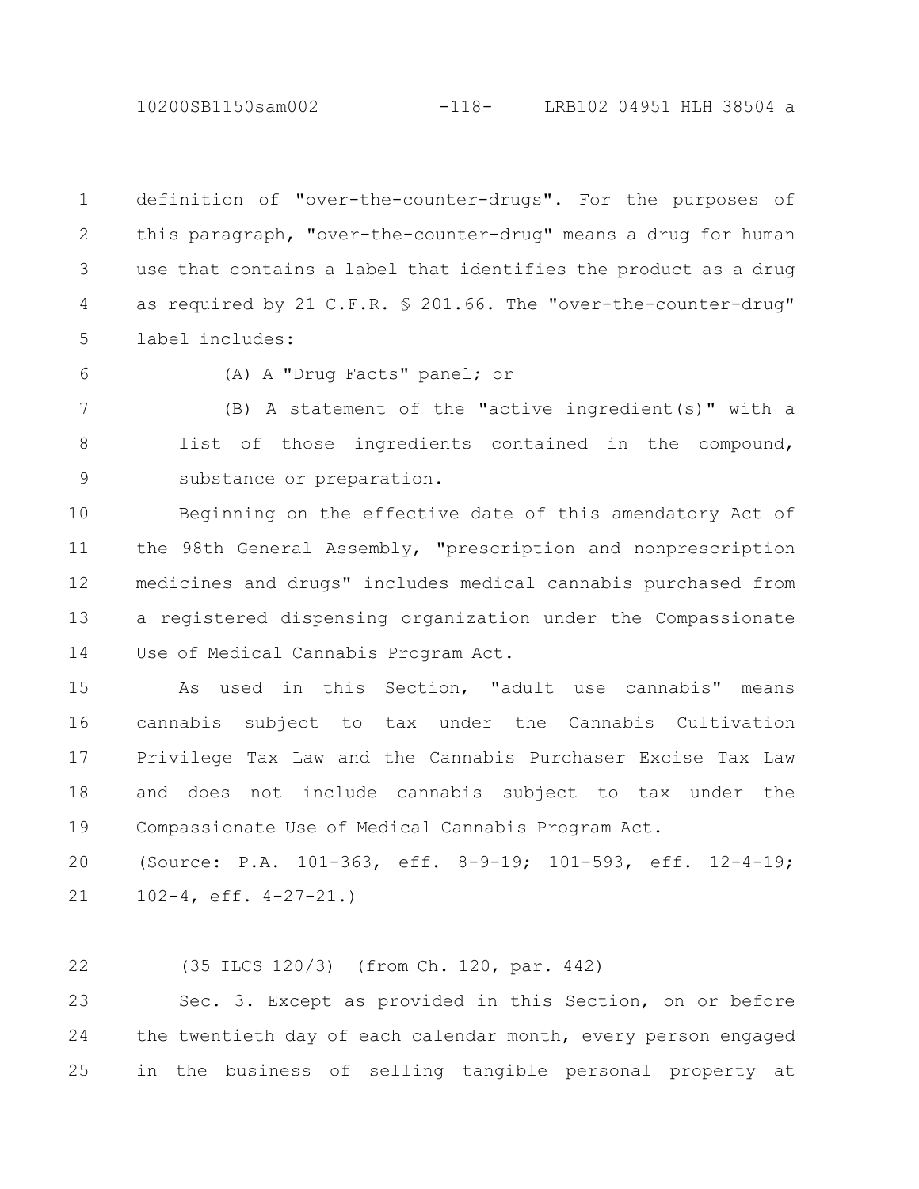definition of "over-the-counter-drugs". For the purposes of this paragraph, "over-the-counter-drug" means a drug for human use that contains a label that identifies the product as a drug as required by 21 C.F.R. § 201.66. The "over-the-counter-drug" label includes:

(A) A "Drug Facts" panel; or

(B) A statement of the "active ingredient(s)" with a list of those ingredients contained in the compound, substance or preparation.

Beginning on the effective date of this amendatory Act of the 98th General Assembly, "prescription and nonprescription medicines and drugs" includes medical cannabis purchased from a registered dispensing organization under the Compassionate Use of Medical Cannabis Program Act.

As used in this Section, "adult use cannabis" means cannabis subject to tax under the Cannabis Cultivation Privilege Tax Law and the Cannabis Purchaser Excise Tax Law and does not include cannabis subject to tax under the Compassionate Use of Medical Cannabis Program Act.

(Source: P.A. 101-363, eff. 8-9-19; 101-593, eff. 12-4-19; 102-4, eff. 4-27-21.)

(35 ILCS 120/3) (from Ch. 120, par. 442)

Sec. 3. Except as provided in this Section, on or before the twentieth day of each calendar month, every person engaged in the business of selling tangible personal property at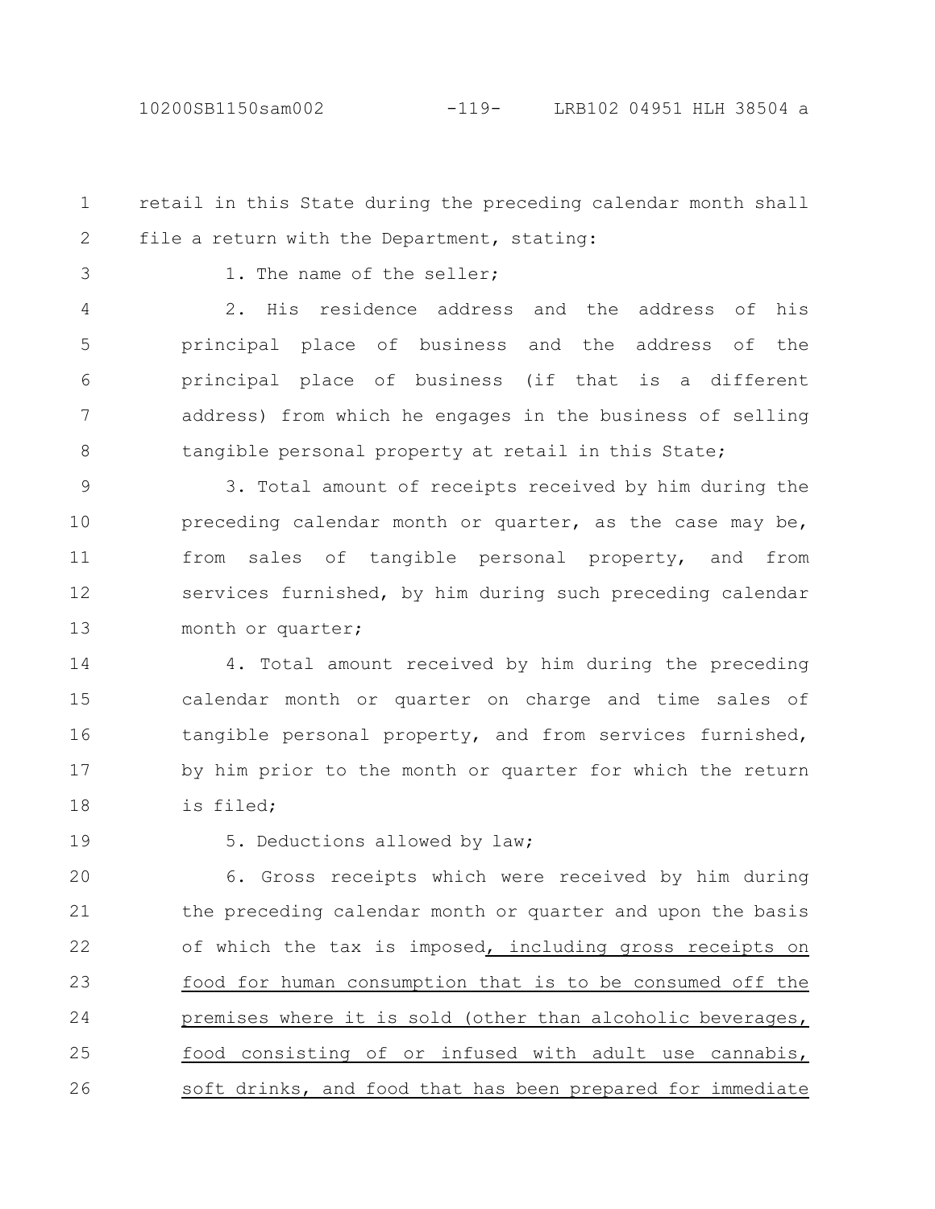retail in this State during the preceding calendar month shall file a return with the Department, stating:

1. The name of the seller;

2. His residence address and the address of his principal place of business and the address of the principal place of business (if that is a different address) from which he engages in the business of selling tangible personal property at retail in this State;

3. Total amount of receipts received by him during the preceding calendar month or quarter, as the case may be, from sales of tangible personal property, and from services furnished, by him during such preceding calendar month or quarter;

4. Total amount received by him during the preceding calendar month or quarter on charge and time sales of tangible personal property, and from services furnished, by him prior to the month or quarter for which the return is filed;

5. Deductions allowed by law;

6. Gross receipts which were received by him during the preceding calendar month or quarter and upon the basis of which the tax is imposed, including gross receipts on food for human consumption that is to be consumed off the premises where it is sold (other than alcoholic beverages, food consisting of or infused with adult use cannabis, soft drinks, and food that has been prepared for immediate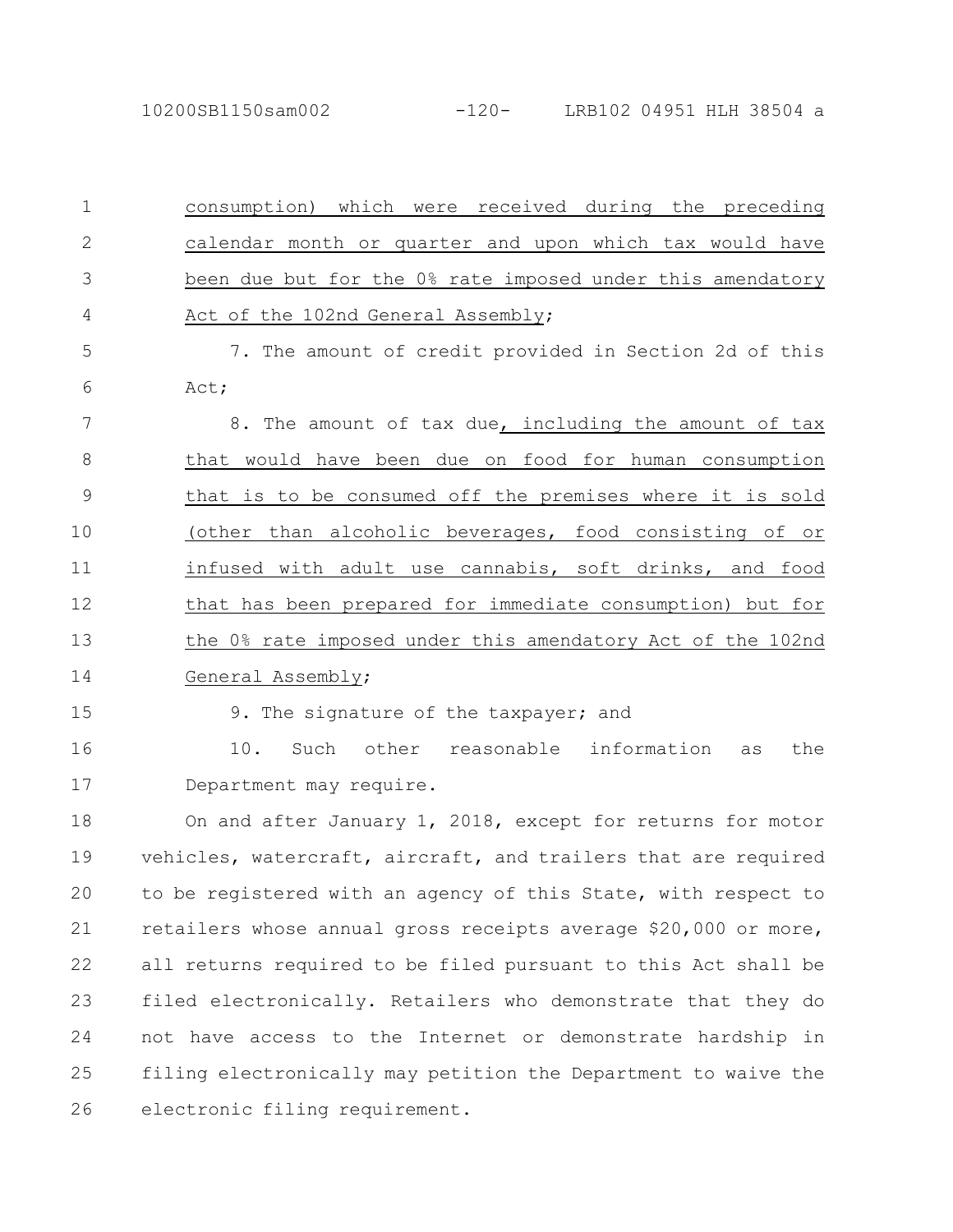consumption) which were received during the preceding calendar month or quarter and upon which tax would have been due but for the 0% rate imposed under this amendatory Act of the 102nd General Assembly;

7. The amount of credit provided in Section 2d of this Act;

8. The amount of tax due, including the amount of tax that would have been due on food for human consumption that is to be consumed off the premises where it is sold (other than alcoholic beverages, food consisting of or infused with adult use cannabis, soft drinks, and food that has been prepared for immediate consumption) but for the 0% rate imposed under this amendatory Act of the 102nd General Assembly;

9. The signature of the taxpayer; and

10. Such other reasonable information as the Department may require.

On and after January 1, 2018, except for returns for motor vehicles, watercraft, aircraft, and trailers that are required to be registered with an agency of this State, with respect to retailers whose annual gross receipts average $20,000 or more, all returns required to be filed pursuant to this Act shall be filed electronically. Retailers who demonstrate that they do not have access to the Internet or demonstrate hardship in filing electronically may petition the Department to waive the electronic filing requirement.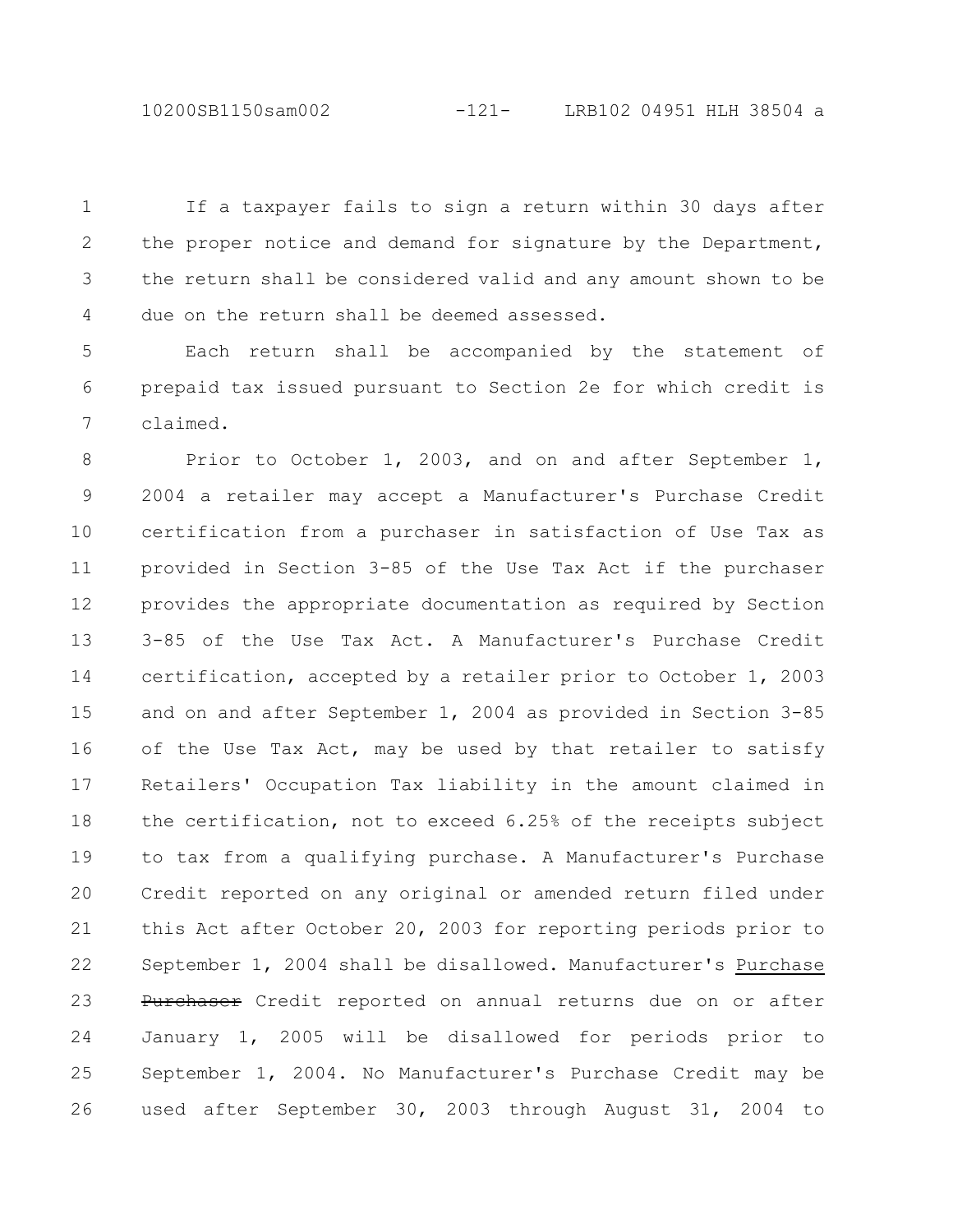If a taxpayer fails to sign a return within 30 days after the proper notice and demand for signature by the Department, the return shall be considered valid and any amount shown to be due on the return shall be deemed assessed.

Each return shall be accompanied by the statement of prepaid tax issued pursuant to Section 2e for which credit is claimed.

Prior to October 1, 2003, and on and after September 1, 2004 a retailer may accept a Manufacturer's Purchase Credit certification from a purchaser in satisfaction of Use Tax as provided in Section 3-85 of the Use Tax Act if the purchaser provides the appropriate documentation as required by Section 3-85 of the Use Tax Act. A Manufacturer's Purchase Credit certification, accepted by a retailer prior to October 1, 2003 and on and after September 1, 2004 as provided in Section 3-85 of the Use Tax Act, may be used by that retailer to satisfy Retailers' Occupation Tax liability in the amount claimed in the certification, not to exceed 6.25% of the receipts subject to tax from a qualifying purchase. A Manufacturer's Purchase Credit reported on any original or amended return filed under this Act after October 20, 2003 for reporting periods prior to September 1, 2004 shall be disallowed. Manufacturer's Purchase ~~Purchaser~~ Credit reported on annual returns due on or after January 1, 2005 will be disallowed for periods prior to September 1, 2004. No Manufacturer's Purchase Credit may be used after September 30, 2003 through August 31, 2004 to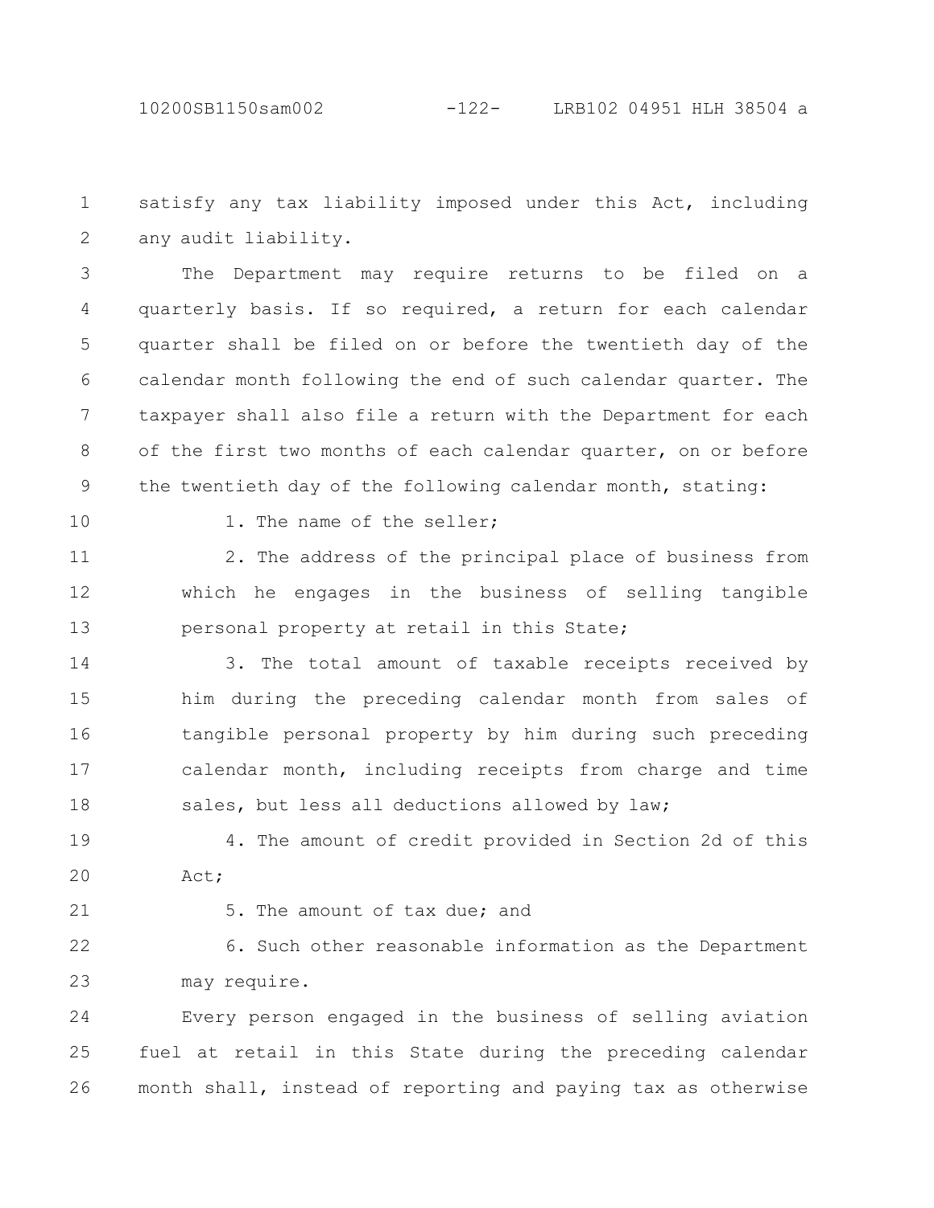satisfy any tax liability imposed under this Act, including any audit liability.

The Department may require returns to be filed on a quarterly basis. If so required, a return for each calendar quarter shall be filed on or before the twentieth day of the calendar month following the end of such calendar quarter. The taxpayer shall also file a return with the Department for each of the first two months of each calendar quarter, on or before the twentieth day of the following calendar month, stating:

1. The name of the seller;

2. The address of the principal place of business from which he engages in the business of selling tangible personal property at retail in this State;

3. The total amount of taxable receipts received by him during the preceding calendar month from sales of tangible personal property by him during such preceding calendar month, including receipts from charge and time sales, but less all deductions allowed by law;

4. The amount of credit provided in Section 2d of this Act;

5. The amount of tax due; and

6. Such other reasonable information as the Department may require.

Every person engaged in the business of selling aviation fuel at retail in this State during the preceding calendar month shall, instead of reporting and paying tax as otherwise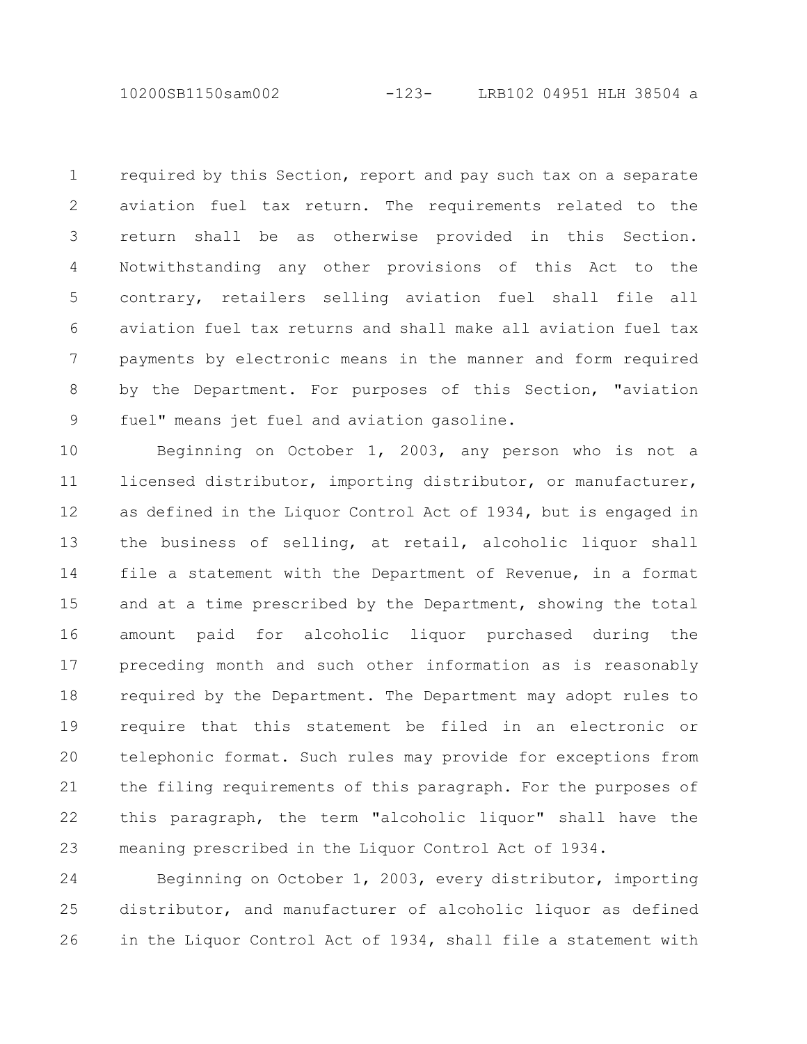required by this Section, report and pay such tax on a separate aviation fuel tax return. The requirements related to the return shall be as otherwise provided in this Section. Notwithstanding any other provisions of this Act to the contrary, retailers selling aviation fuel shall file all aviation fuel tax returns and shall make all aviation fuel tax payments by electronic means in the manner and form required by the Department. For purposes of this Section, "aviation fuel" means jet fuel and aviation gasoline.

Beginning on October 1, 2003, any person who is not a licensed distributor, importing distributor, or manufacturer, as defined in the Liquor Control Act of 1934, but is engaged in the business of selling, at retail, alcoholic liquor shall file a statement with the Department of Revenue, in a format and at a time prescribed by the Department, showing the total amount paid for alcoholic liquor purchased during the preceding month and such other information as is reasonably required by the Department. The Department may adopt rules to require that this statement be filed in an electronic or telephonic format. Such rules may provide for exceptions from the filing requirements of this paragraph. For the purposes of this paragraph, the term "alcoholic liquor" shall have the meaning prescribed in the Liquor Control Act of 1934.

Beginning on October 1, 2003, every distributor, importing distributor, and manufacturer of alcoholic liquor as defined in the Liquor Control Act of 1934, shall file a statement with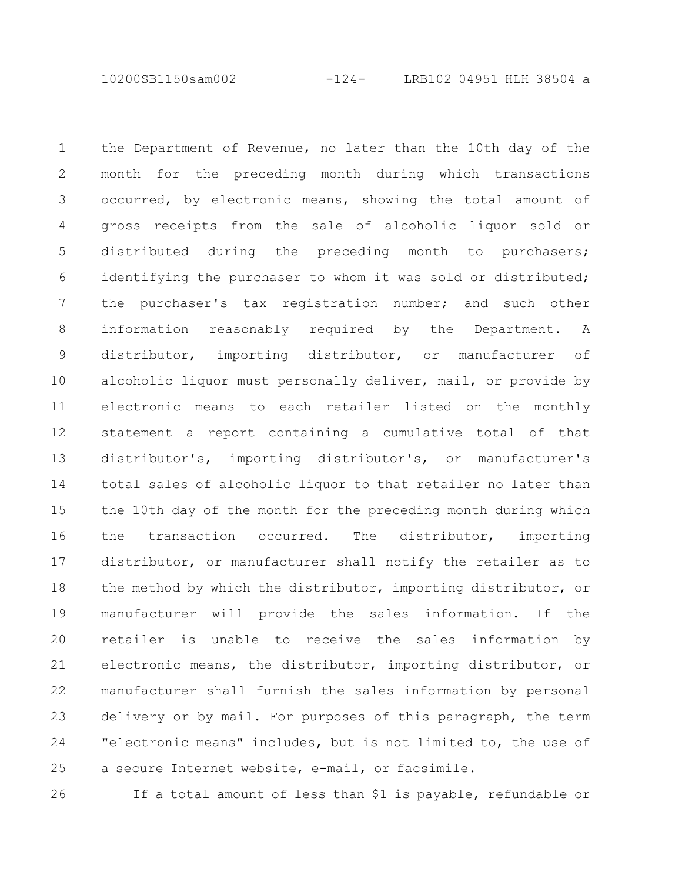the Department of Revenue, no later than the 10th day of the month for the preceding month during which transactions occurred, by electronic means, showing the total amount of gross receipts from the sale of alcoholic liquor sold or distributed during the preceding month to purchasers; identifying the purchaser to whom it was sold or distributed; the purchaser's tax registration number; and such other information reasonably required by the Department. A distributor, importing distributor, or manufacturer of alcoholic liquor must personally deliver, mail, or provide by electronic means to each retailer listed on the monthly statement a report containing a cumulative total of that distributor's, importing distributor's, or manufacturer's total sales of alcoholic liquor to that retailer no later than the 10th day of the month for the preceding month during which the transaction occurred. The distributor, importing distributor, or manufacturer shall notify the retailer as to the method by which the distributor, importing distributor, or manufacturer will provide the sales information. If the retailer is unable to receive the sales information by electronic means, the distributor, importing distributor, or manufacturer shall furnish the sales information by personal delivery or by mail. For purposes of this paragraph, the term "electronic means" includes, but is not limited to, the use of a secure Internet website, e-mail, or facsimile.

If a total amount of less than $1 is payable, refundable or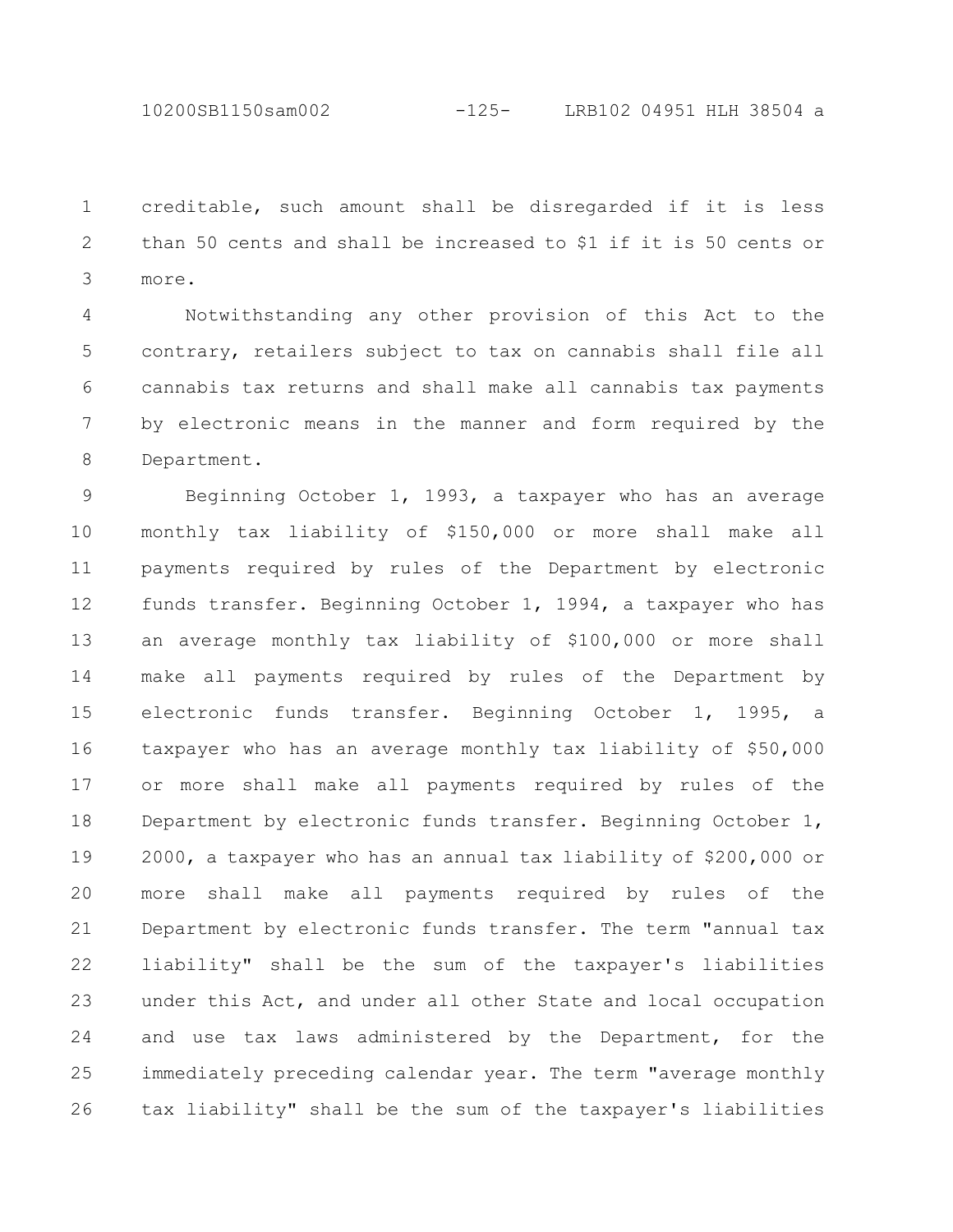creditable, such amount shall be disregarded if it is less than 50 cents and shall be increased to $1 if it is 50 cents or more.

Notwithstanding any other provision of this Act to the contrary, retailers subject to tax on cannabis shall file all cannabis tax returns and shall make all cannabis tax payments by electronic means in the manner and form required by the Department.

Beginning October 1, 1993, a taxpayer who has an average monthly tax liability of $150,000 or more shall make all payments required by rules of the Department by electronic funds transfer. Beginning October 1, 1994, a taxpayer who has an average monthly tax liability of $100,000 or more shall make all payments required by rules of the Department by electronic funds transfer. Beginning October 1, 1995, a taxpayer who has an average monthly tax liability of $50,000 or more shall make all payments required by rules of the Department by electronic funds transfer. Beginning October 1, 2000, a taxpayer who has an annual tax liability of $200,000 or more shall make all payments required by rules of the Department by electronic funds transfer. The term "annual tax liability" shall be the sum of the taxpayer's liabilities under this Act, and under all other State and local occupation and use tax laws administered by the Department, for the immediately preceding calendar year. The term "average monthly tax liability" shall be the sum of the taxpayer's liabilities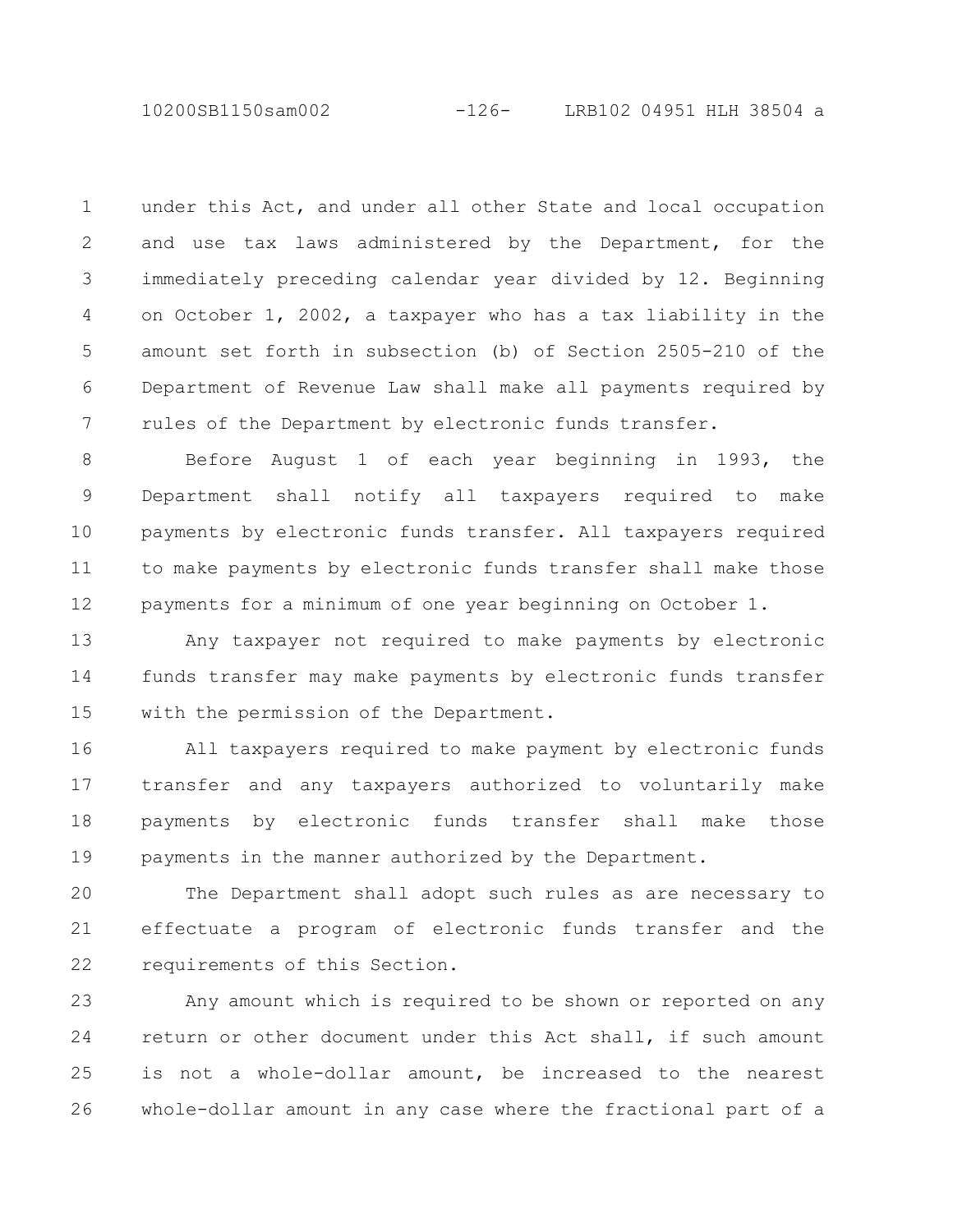under this Act, and under all other State and local occupation and use tax laws administered by the Department, for the immediately preceding calendar year divided by 12. Beginning on October 1, 2002, a taxpayer who has a tax liability in the amount set forth in subsection (b) of Section 2505-210 of the Department of Revenue Law shall make all payments required by rules of the Department by electronic funds transfer.

Before August 1 of each year beginning in 1993, the Department shall notify all taxpayers required to make payments by electronic funds transfer. All taxpayers required to make payments by electronic funds transfer shall make those payments for a minimum of one year beginning on October 1.

Any taxpayer not required to make payments by electronic funds transfer may make payments by electronic funds transfer with the permission of the Department.

All taxpayers required to make payment by electronic funds transfer and any taxpayers authorized to voluntarily make payments by electronic funds transfer shall make those payments in the manner authorized by the Department.

The Department shall adopt such rules as are necessary to effectuate a program of electronic funds transfer and the requirements of this Section.

Any amount which is required to be shown or reported on any return or other document under this Act shall, if such amount is not a whole-dollar amount, be increased to the nearest whole-dollar amount in any case where the fractional part of a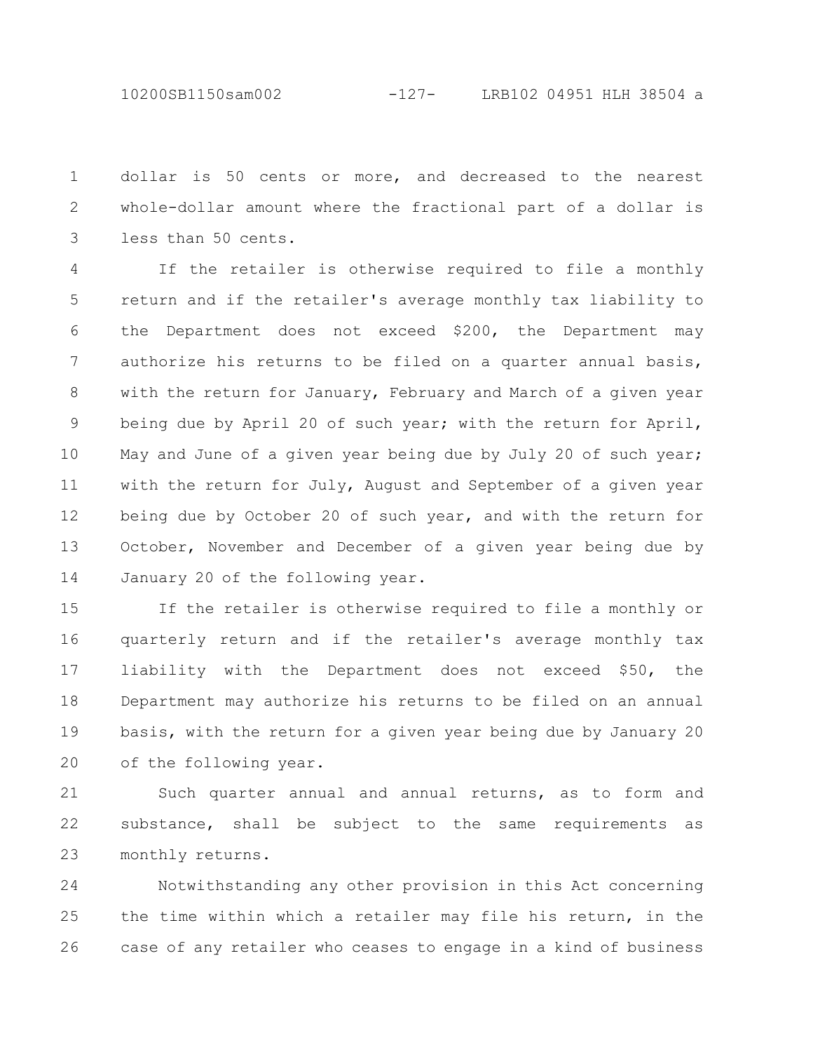dollar is 50 cents or more, and decreased to the nearest whole-dollar amount where the fractional part of a dollar is less than 50 cents.

If the retailer is otherwise required to file a monthly return and if the retailer's average monthly tax liability to the Department does not exceed $200, the Department may authorize his returns to be filed on a quarter annual basis, with the return for January, February and March of a given year being due by April 20 of such year; with the return for April, May and June of a given year being due by July 20 of such year; with the return for July, August and September of a given year being due by October 20 of such year, and with the return for October, November and December of a given year being due by January 20 of the following year.

If the retailer is otherwise required to file a monthly or quarterly return and if the retailer's average monthly tax liability with the Department does not exceed $50, the Department may authorize his returns to be filed on an annual basis, with the return for a given year being due by January 20 of the following year.

Such quarter annual and annual returns, as to form and substance, shall be subject to the same requirements as monthly returns.

Notwithstanding any other provision in this Act concerning the time within which a retailer may file his return, in the case of any retailer who ceases to engage in a kind of business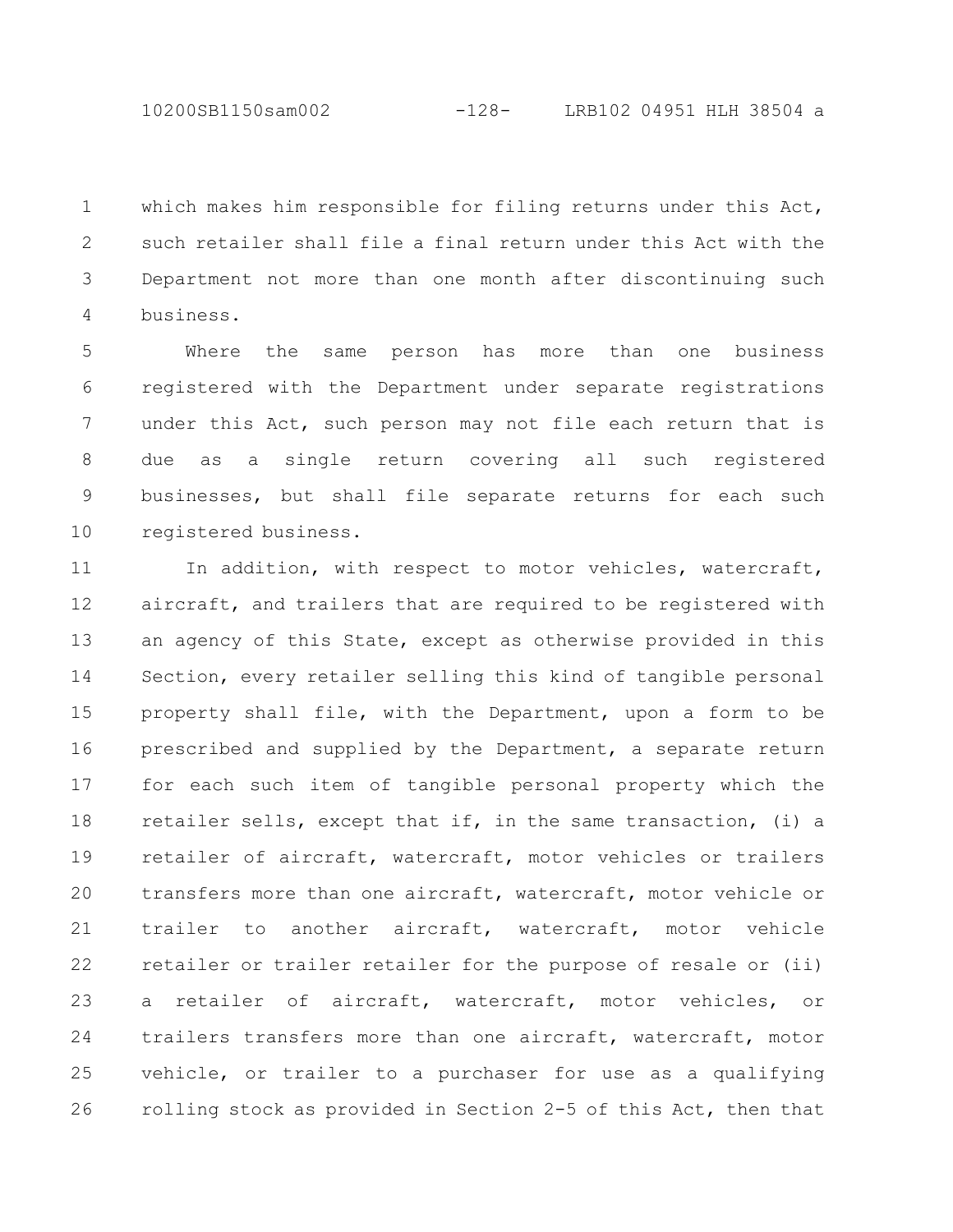which makes him responsible for filing returns under this Act, such retailer shall file a final return under this Act with the Department not more than one month after discontinuing such business.

Where the same person has more than one business registered with the Department under separate registrations under this Act, such person may not file each return that is due as a single return covering all such registered businesses, but shall file separate returns for each such registered business.

In addition, with respect to motor vehicles, watercraft, aircraft, and trailers that are required to be registered with an agency of this State, except as otherwise provided in this Section, every retailer selling this kind of tangible personal property shall file, with the Department, upon a form to be prescribed and supplied by the Department, a separate return for each such item of tangible personal property which the retailer sells, except that if, in the same transaction, (i) a retailer of aircraft, watercraft, motor vehicles or trailers transfers more than one aircraft, watercraft, motor vehicle or trailer to another aircraft, watercraft, motor vehicle retailer or trailer retailer for the purpose of resale or (ii) a retailer of aircraft, watercraft, motor vehicles, or trailers transfers more than one aircraft, watercraft, motor vehicle, or trailer to a purchaser for use as a qualifying rolling stock as provided in Section 2-5 of this Act, then that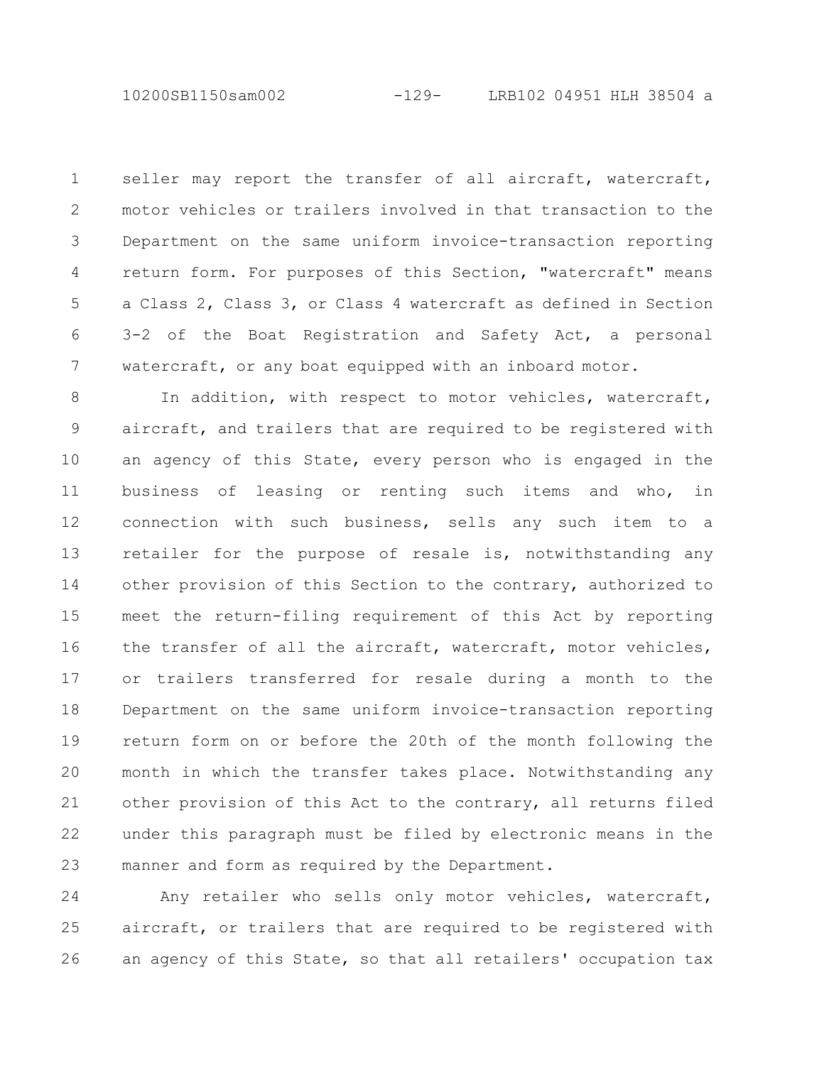seller may report the transfer of all aircraft, watercraft, motor vehicles or trailers involved in that transaction to the Department on the same uniform invoice-transaction reporting return form. For purposes of this Section, "watercraft" means a Class 2, Class 3, or Class 4 watercraft as defined in Section 3-2 of the Boat Registration and Safety Act, a personal watercraft, or any boat equipped with an inboard motor.

In addition, with respect to motor vehicles, watercraft, aircraft, and trailers that are required to be registered with an agency of this State, every person who is engaged in the business of leasing or renting such items and who, in connection with such business, sells any such item to a retailer for the purpose of resale is, notwithstanding any other provision of this Section to the contrary, authorized to meet the return-filing requirement of this Act by reporting the transfer of all the aircraft, watercraft, motor vehicles, or trailers transferred for resale during a month to the Department on the same uniform invoice-transaction reporting return form on or before the 20th of the month following the month in which the transfer takes place. Notwithstanding any other provision of this Act to the contrary, all returns filed under this paragraph must be filed by electronic means in the manner and form as required by the Department.

Any retailer who sells only motor vehicles, watercraft, aircraft, or trailers that are required to be registered with an agency of this State, so that all retailers' occupation tax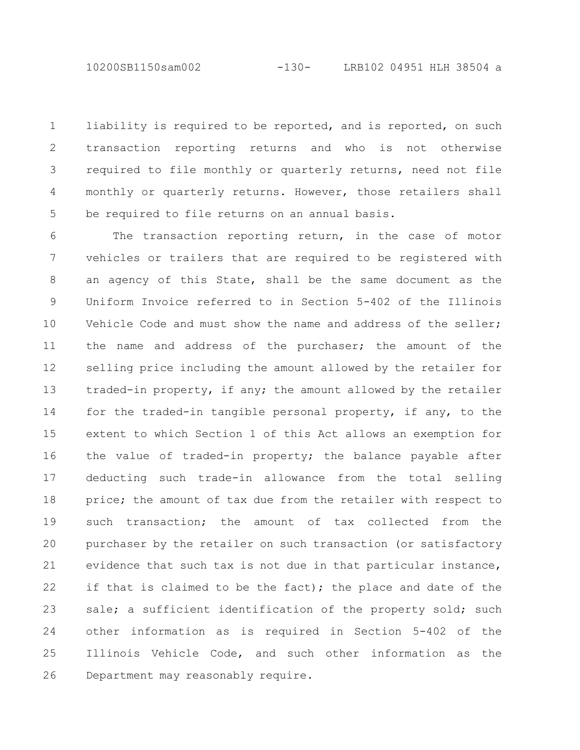liability is required to be reported, and is reported, on such transaction reporting returns and who is not otherwise required to file monthly or quarterly returns, need not file monthly or quarterly returns. However, those retailers shall be required to file returns on an annual basis.

The transaction reporting return, in the case of motor vehicles or trailers that are required to be registered with an agency of this State, shall be the same document as the Uniform Invoice referred to in Section 5-402 of the Illinois Vehicle Code and must show the name and address of the seller; the name and address of the purchaser; the amount of the selling price including the amount allowed by the retailer for traded-in property, if any; the amount allowed by the retailer for the traded-in tangible personal property, if any, to the extent to which Section 1 of this Act allows an exemption for the value of traded-in property; the balance payable after deducting such trade-in allowance from the total selling price; the amount of tax due from the retailer with respect to such transaction; the amount of tax collected from the purchaser by the retailer on such transaction (or satisfactory evidence that such tax is not due in that particular instance, if that is claimed to be the fact); the place and date of the sale; a sufficient identification of the property sold; such other information as is required in Section 5-402 of the Illinois Vehicle Code, and such other information as the Department may reasonably require.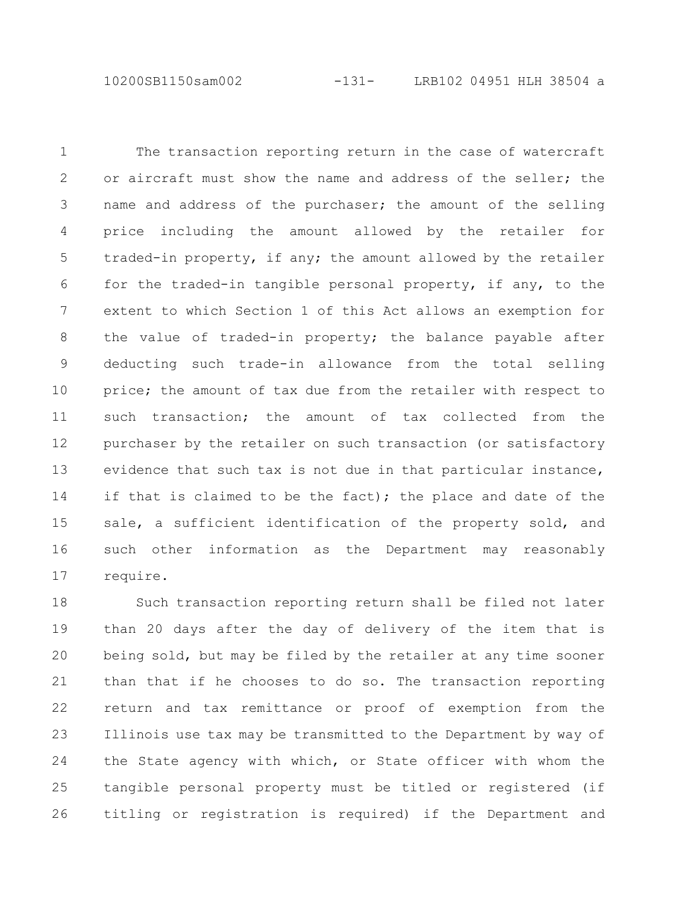The transaction reporting return in the case of watercraft or aircraft must show the name and address of the seller; the name and address of the purchaser; the amount of the selling price including the amount allowed by the retailer for traded-in property, if any; the amount allowed by the retailer for the traded-in tangible personal property, if any, to the extent to which Section 1 of this Act allows an exemption for the value of traded-in property; the balance payable after deducting such trade-in allowance from the total selling price; the amount of tax due from the retailer with respect to such transaction; the amount of tax collected from the purchaser by the retailer on such transaction (or satisfactory evidence that such tax is not due in that particular instance, if that is claimed to be the fact); the place and date of the sale, a sufficient identification of the property sold, and such other information as the Department may reasonably require.

Such transaction reporting return shall be filed not later than 20 days after the day of delivery of the item that is being sold, but may be filed by the retailer at any time sooner than that if he chooses to do so. The transaction reporting return and tax remittance or proof of exemption from the Illinois use tax may be transmitted to the Department by way of the State agency with which, or State officer with whom the tangible personal property must be titled or registered (if titling or registration is required) if the Department and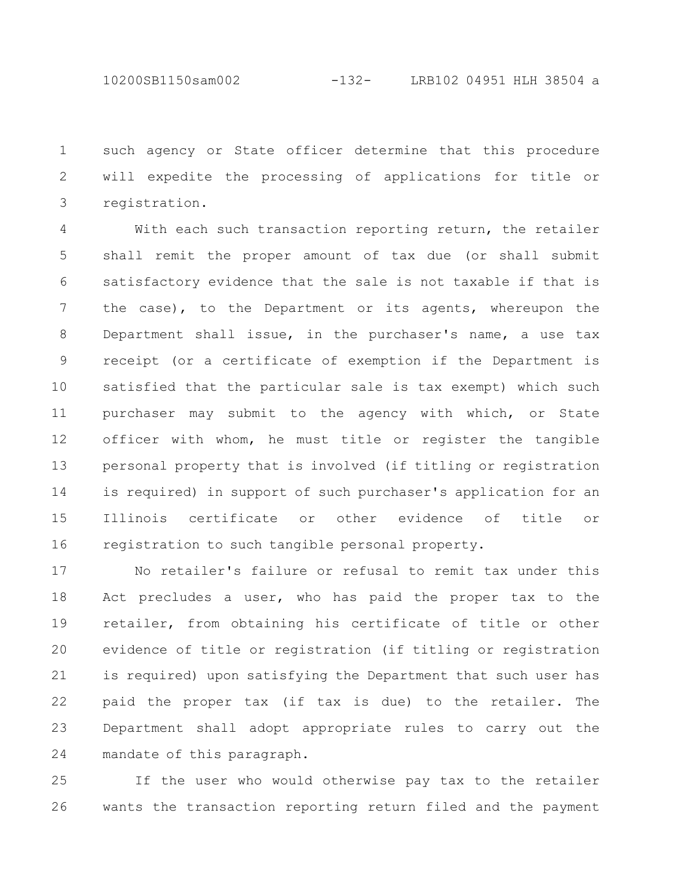such agency or State officer determine that this procedure will expedite the processing of applications for title or registration.

With each such transaction reporting return, the retailer shall remit the proper amount of tax due (or shall submit satisfactory evidence that the sale is not taxable if that is the case), to the Department or its agents, whereupon the Department shall issue, in the purchaser's name, a use tax receipt (or a certificate of exemption if the Department is satisfied that the particular sale is tax exempt) which such purchaser may submit to the agency with which, or State officer with whom, he must title or register the tangible personal property that is involved (if titling or registration is required) in support of such purchaser's application for an Illinois certificate or other evidence of title or registration to such tangible personal property.

No retailer's failure or refusal to remit tax under this Act precludes a user, who has paid the proper tax to the retailer, from obtaining his certificate of title or other evidence of title or registration (if titling or registration is required) upon satisfying the Department that such user has paid the proper tax (if tax is due) to the retailer. The Department shall adopt appropriate rules to carry out the mandate of this paragraph.

If the user who would otherwise pay tax to the retailer wants the transaction reporting return filed and the payment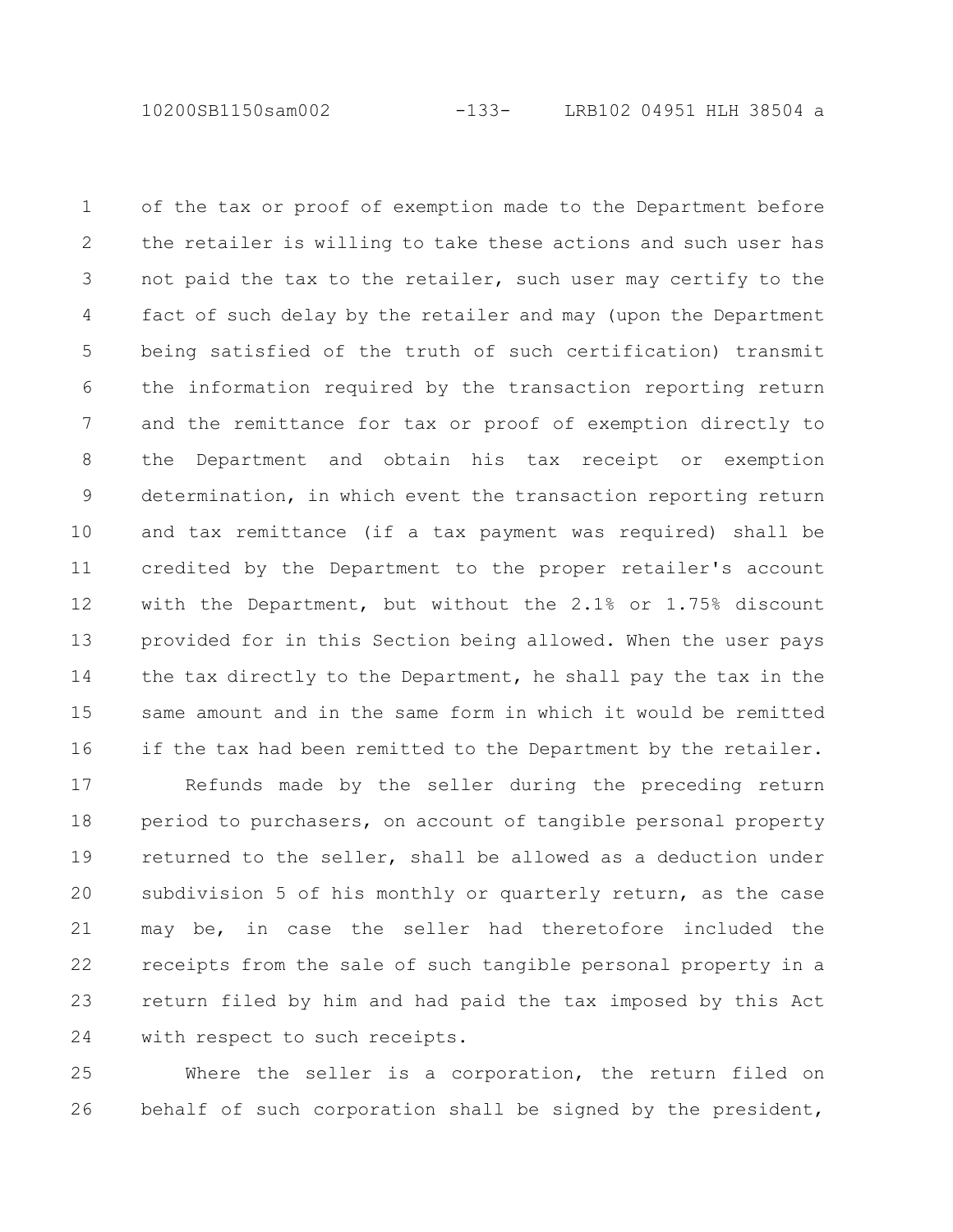of the tax or proof of exemption made to the Department before the retailer is willing to take these actions and such user has not paid the tax to the retailer, such user may certify to the fact of such delay by the retailer and may (upon the Department being satisfied of the truth of such certification) transmit the information required by the transaction reporting return and the remittance for tax or proof of exemption directly to the Department and obtain his tax receipt or exemption determination, in which event the transaction reporting return and tax remittance (if a tax payment was required) shall be credited by the Department to the proper retailer's account with the Department, but without the 2.1% or 1.75% discount provided for in this Section being allowed. When the user pays the tax directly to the Department, he shall pay the tax in the same amount and in the same form in which it would be remitted if the tax had been remitted to the Department by the retailer.

Refunds made by the seller during the preceding return period to purchasers, on account of tangible personal property returned to the seller, shall be allowed as a deduction under subdivision 5 of his monthly or quarterly return, as the case may be, in case the seller had theretofore included the receipts from the sale of such tangible personal property in a return filed by him and had paid the tax imposed by this Act with respect to such receipts.

Where the seller is a corporation, the return filed on behalf of such corporation shall be signed by the president,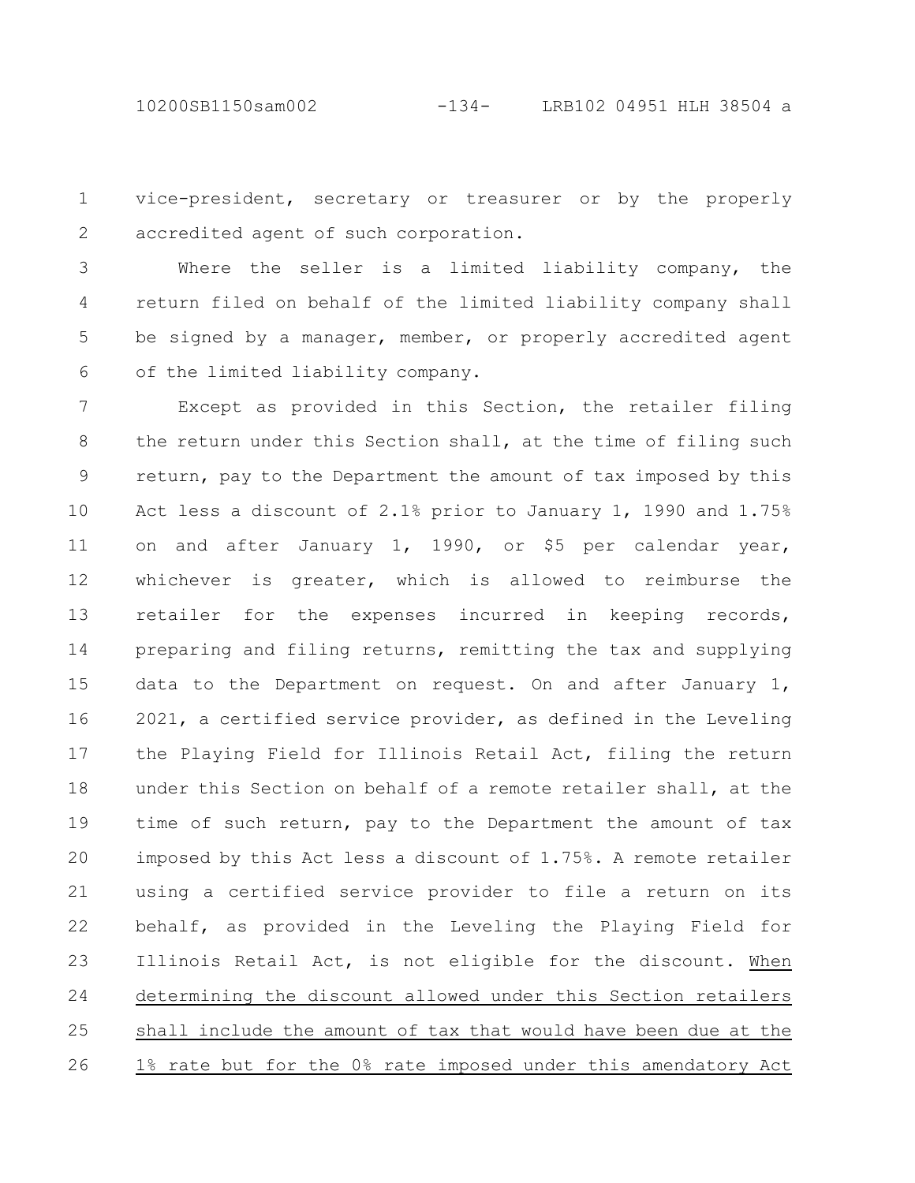vice-president, secretary or treasurer or by the properly accredited agent of such corporation.

Where the seller is a limited liability company, the return filed on behalf of the limited liability company shall be signed by a manager, member, or properly accredited agent of the limited liability company.

Except as provided in this Section, the retailer filing the return under this Section shall, at the time of filing such return, pay to the Department the amount of tax imposed by this Act less a discount of 2.1% prior to January 1, 1990 and 1.75% on and after January 1, 1990, or $5 per calendar year, whichever is greater, which is allowed to reimburse the retailer for the expenses incurred in keeping records, preparing and filing returns, remitting the tax and supplying data to the Department on request. On and after January 1, 2021, a certified service provider, as defined in the Leveling the Playing Field for Illinois Retail Act, filing the return under this Section on behalf of a remote retailer shall, at the time of such return, pay to the Department the amount of tax imposed by this Act less a discount of 1.75%. A remote retailer using a certified service provider to file a return on its behalf, as provided in the Leveling the Playing Field for Illinois Retail Act, is not eligible for the discount. When determining the discount allowed under this Section retailers shall include the amount of tax that would have been due at the 1% rate but for the 0% rate imposed under this amendatory Act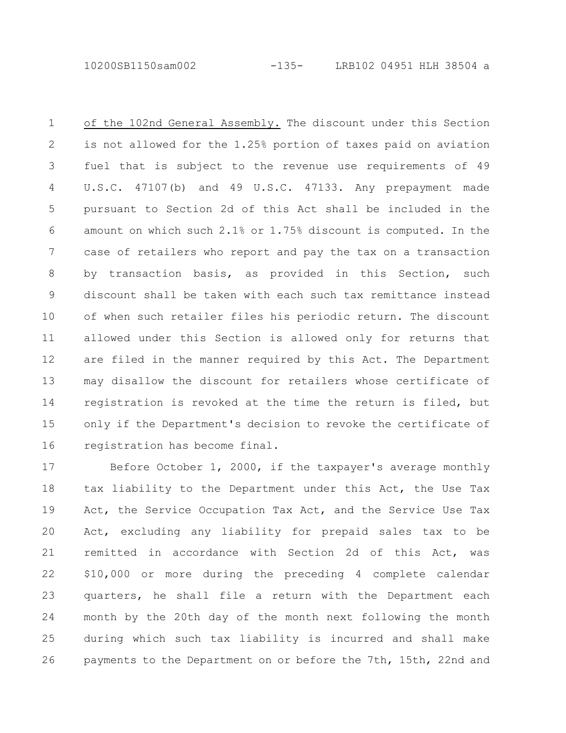of the 102nd General Assembly. The discount under this Section is not allowed for the 1.25% portion of taxes paid on aviation fuel that is subject to the revenue use requirements of 49 U.S.C. 47107(b) and 49 U.S.C. 47133. Any prepayment made pursuant to Section 2d of this Act shall be included in the amount on which such 2.1% or 1.75% discount is computed. In the case of retailers who report and pay the tax on a transaction by transaction basis, as provided in this Section, such discount shall be taken with each such tax remittance instead of when such retailer files his periodic return. The discount allowed under this Section is allowed only for returns that are filed in the manner required by this Act. The Department may disallow the discount for retailers whose certificate of registration is revoked at the time the return is filed, but only if the Department's decision to revoke the certificate of registration has become final.

Before October 1, 2000, if the taxpayer's average monthly tax liability to the Department under this Act, the Use Tax Act, the Service Occupation Tax Act, and the Service Use Tax Act, excluding any liability for prepaid sales tax to be remitted in accordance with Section 2d of this Act, was $10,000 or more during the preceding 4 complete calendar quarters, he shall file a return with the Department each month by the 20th day of the month next following the month during which such tax liability is incurred and shall make payments to the Department on or before the 7th, 15th, 22nd and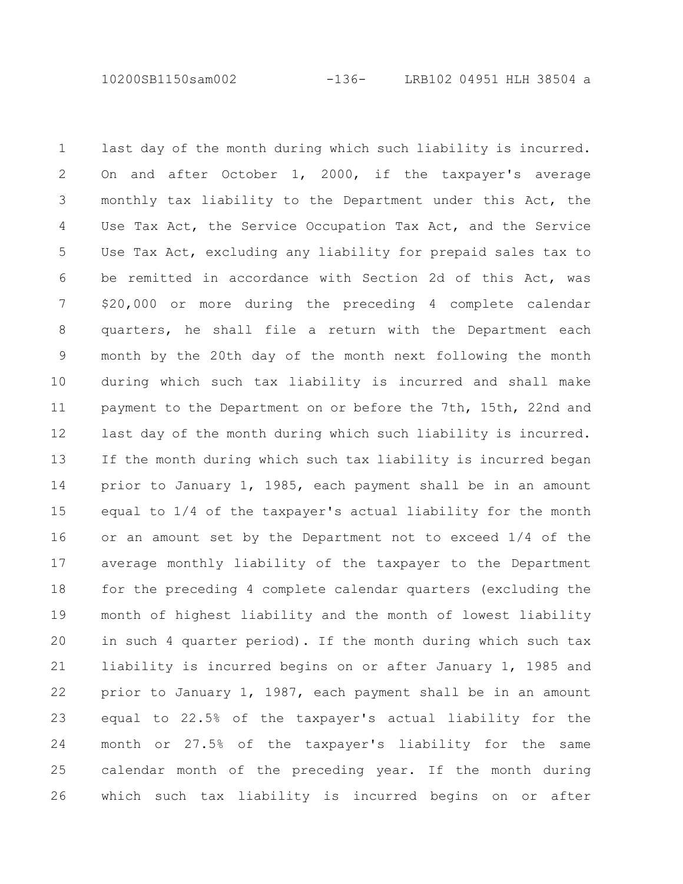last day of the month during which such liability is incurred. On and after October 1, 2000, if the taxpayer's average monthly tax liability to the Department under this Act, the Use Tax Act, the Service Occupation Tax Act, and the Service Use Tax Act, excluding any liability for prepaid sales tax to be remitted in accordance with Section 2d of this Act, was $20,000 or more during the preceding 4 complete calendar quarters, he shall file a return with the Department each month by the 20th day of the month next following the month during which such tax liability is incurred and shall make payment to the Department on or before the 7th, 15th, 22nd and last day of the month during which such liability is incurred. If the month during which such tax liability is incurred began prior to January 1, 1985, each payment shall be in an amount equal to 1/4 of the taxpayer's actual liability for the month or an amount set by the Department not to exceed 1/4 of the average monthly liability of the taxpayer to the Department for the preceding 4 complete calendar quarters (excluding the month of highest liability and the month of lowest liability in such 4 quarter period). If the month during which such tax liability is incurred begins on or after January 1, 1985 and prior to January 1, 1987, each payment shall be in an amount equal to 22.5% of the taxpayer's actual liability for the month or 27.5% of the taxpayer's liability for the same calendar month of the preceding year. If the month during which such tax liability is incurred begins on or after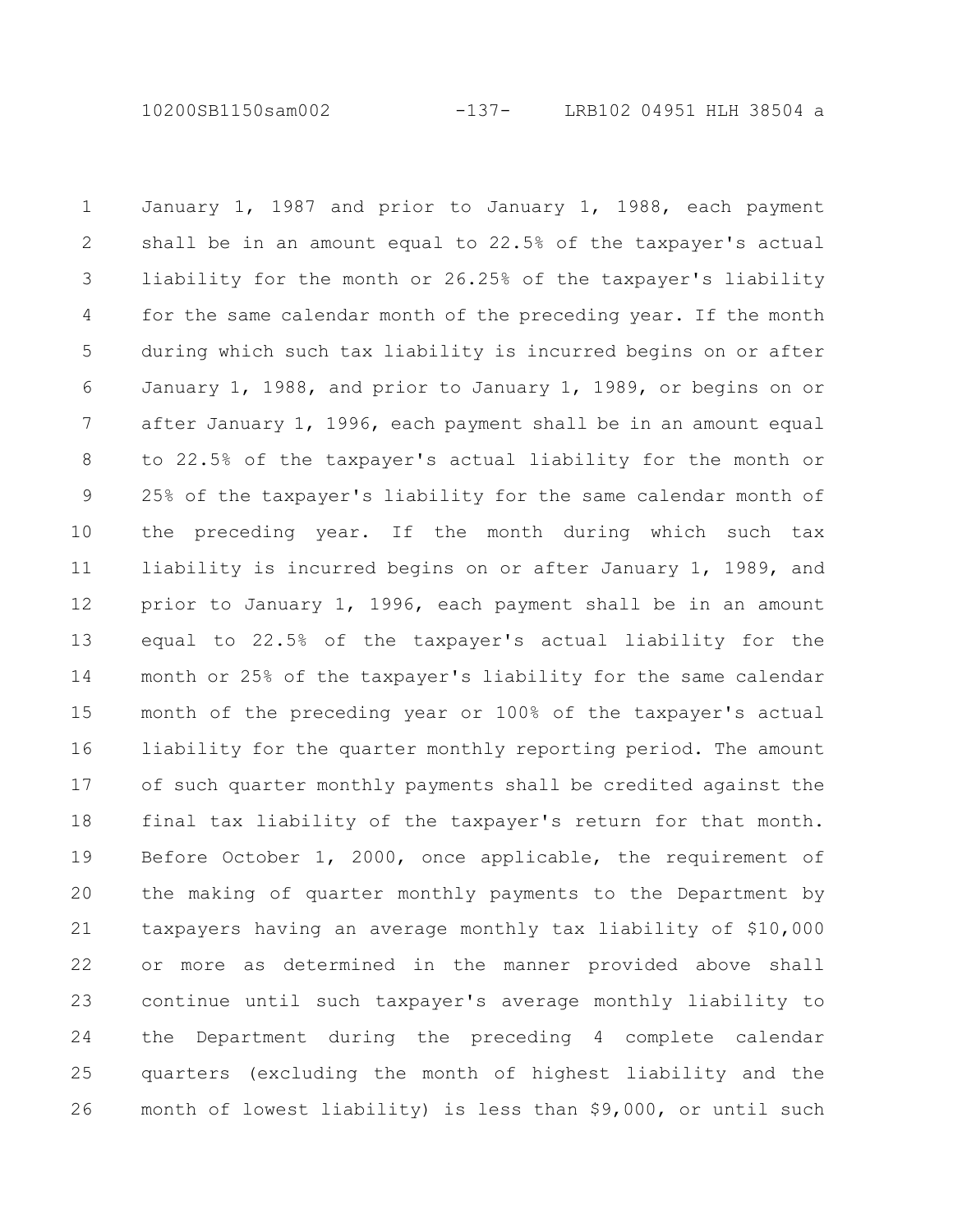January 1, 1987 and prior to January 1, 1988, each payment shall be in an amount equal to 22.5% of the taxpayer's actual liability for the month or 26.25% of the taxpayer's liability for the same calendar month of the preceding year. If the month during which such tax liability is incurred begins on or after January 1, 1988, and prior to January 1, 1989, or begins on or after January 1, 1996, each payment shall be in an amount equal to 22.5% of the taxpayer's actual liability for the month or 25% of the taxpayer's liability for the same calendar month of the preceding year. If the month during which such tax liability is incurred begins on or after January 1, 1989, and prior to January 1, 1996, each payment shall be in an amount equal to 22.5% of the taxpayer's actual liability for the month or 25% of the taxpayer's liability for the same calendar month of the preceding year or 100% of the taxpayer's actual liability for the quarter monthly reporting period. The amount of such quarter monthly payments shall be credited against the final tax liability of the taxpayer's return for that month. Before October 1, 2000, once applicable, the requirement of the making of quarter monthly payments to the Department by taxpayers having an average monthly tax liability of $10,000 or more as determined in the manner provided above shall continue until such taxpayer's average monthly liability to the Department during the preceding 4 complete calendar quarters (excluding the month of highest liability and the month of lowest liability) is less than $9,000, or until such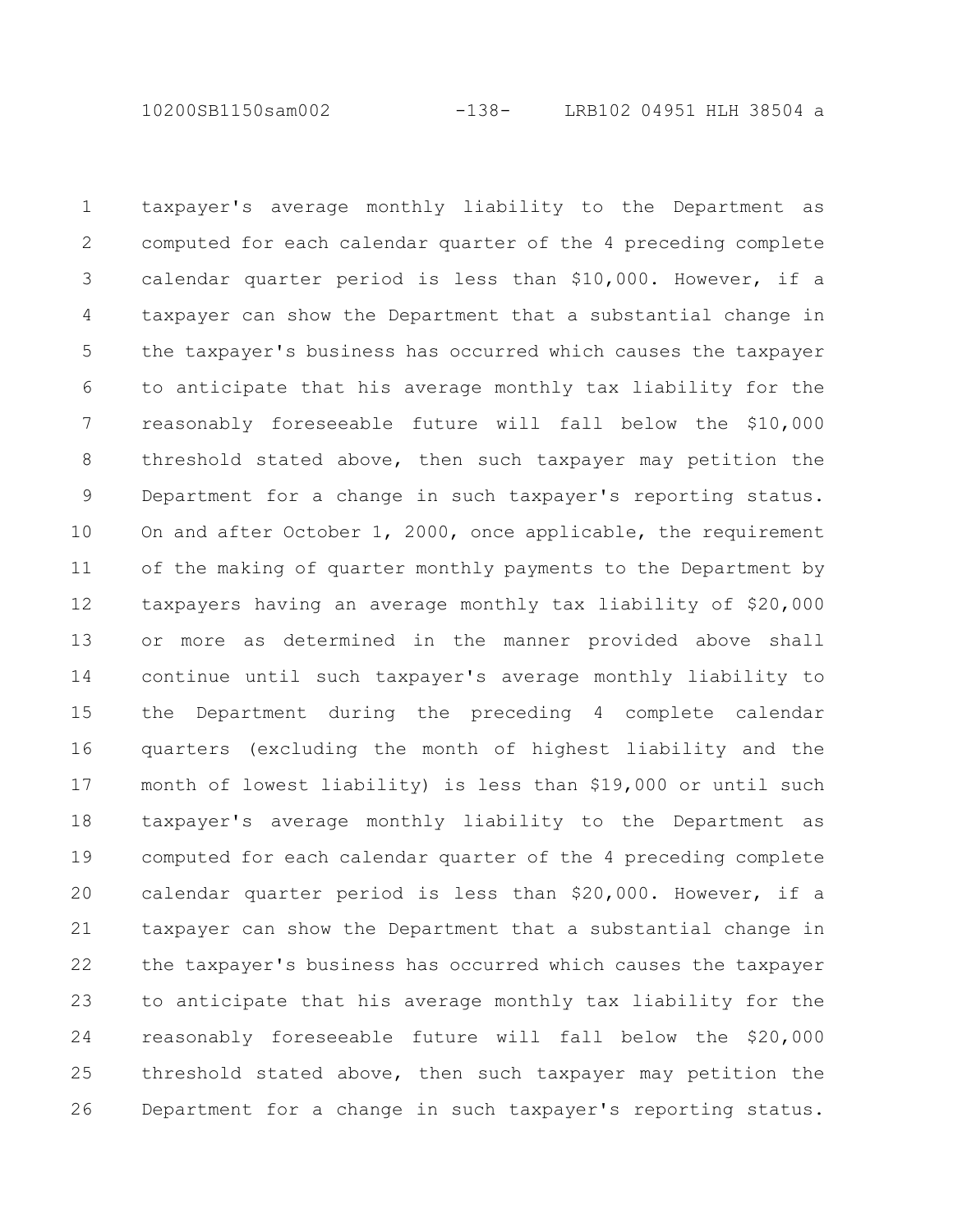taxpayer's average monthly liability to the Department as computed for each calendar quarter of the 4 preceding complete calendar quarter period is less than $10,000. However, if a taxpayer can show the Department that a substantial change in the taxpayer's business has occurred which causes the taxpayer to anticipate that his average monthly tax liability for the reasonably foreseeable future will fall below the $10,000 threshold stated above, then such taxpayer may petition the Department for a change in such taxpayer's reporting status. On and after October 1, 2000, once applicable, the requirement of the making of quarter monthly payments to the Department by taxpayers having an average monthly tax liability of $20,000 or more as determined in the manner provided above shall continue until such taxpayer's average monthly liability to the Department during the preceding 4 complete calendar quarters (excluding the month of highest liability and the month of lowest liability) is less than $19,000 or until such taxpayer's average monthly liability to the Department as computed for each calendar quarter of the 4 preceding complete calendar quarter period is less than $20,000. However, if a taxpayer can show the Department that a substantial change in the taxpayer's business has occurred which causes the taxpayer to anticipate that his average monthly tax liability for the reasonably foreseeable future will fall below the $20,000 threshold stated above, then such taxpayer may petition the Department for a change in such taxpayer's reporting status.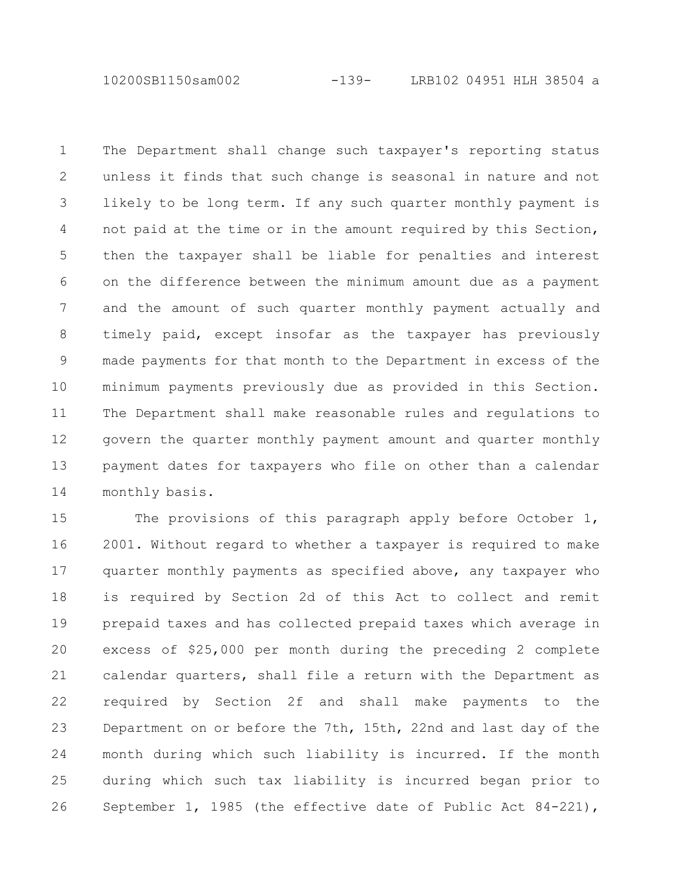The Department shall change such taxpayer's reporting status unless it finds that such change is seasonal in nature and not likely to be long term. If any such quarter monthly payment is not paid at the time or in the amount required by this Section, then the taxpayer shall be liable for penalties and interest on the difference between the minimum amount due as a payment and the amount of such quarter monthly payment actually and timely paid, except insofar as the taxpayer has previously made payments for that month to the Department in excess of the minimum payments previously due as provided in this Section. The Department shall make reasonable rules and regulations to govern the quarter monthly payment amount and quarter monthly payment dates for taxpayers who file on other than a calendar monthly basis.

The provisions of this paragraph apply before October 1, 2001. Without regard to whether a taxpayer is required to make quarter monthly payments as specified above, any taxpayer who is required by Section 2d of this Act to collect and remit prepaid taxes and has collected prepaid taxes which average in excess of $25,000 per month during the preceding 2 complete calendar quarters, shall file a return with the Department as required by Section 2f and shall make payments to the Department on or before the 7th, 15th, 22nd and last day of the month during which such liability is incurred. If the month during which such tax liability is incurred began prior to September 1, 1985 (the effective date of Public Act 84-221),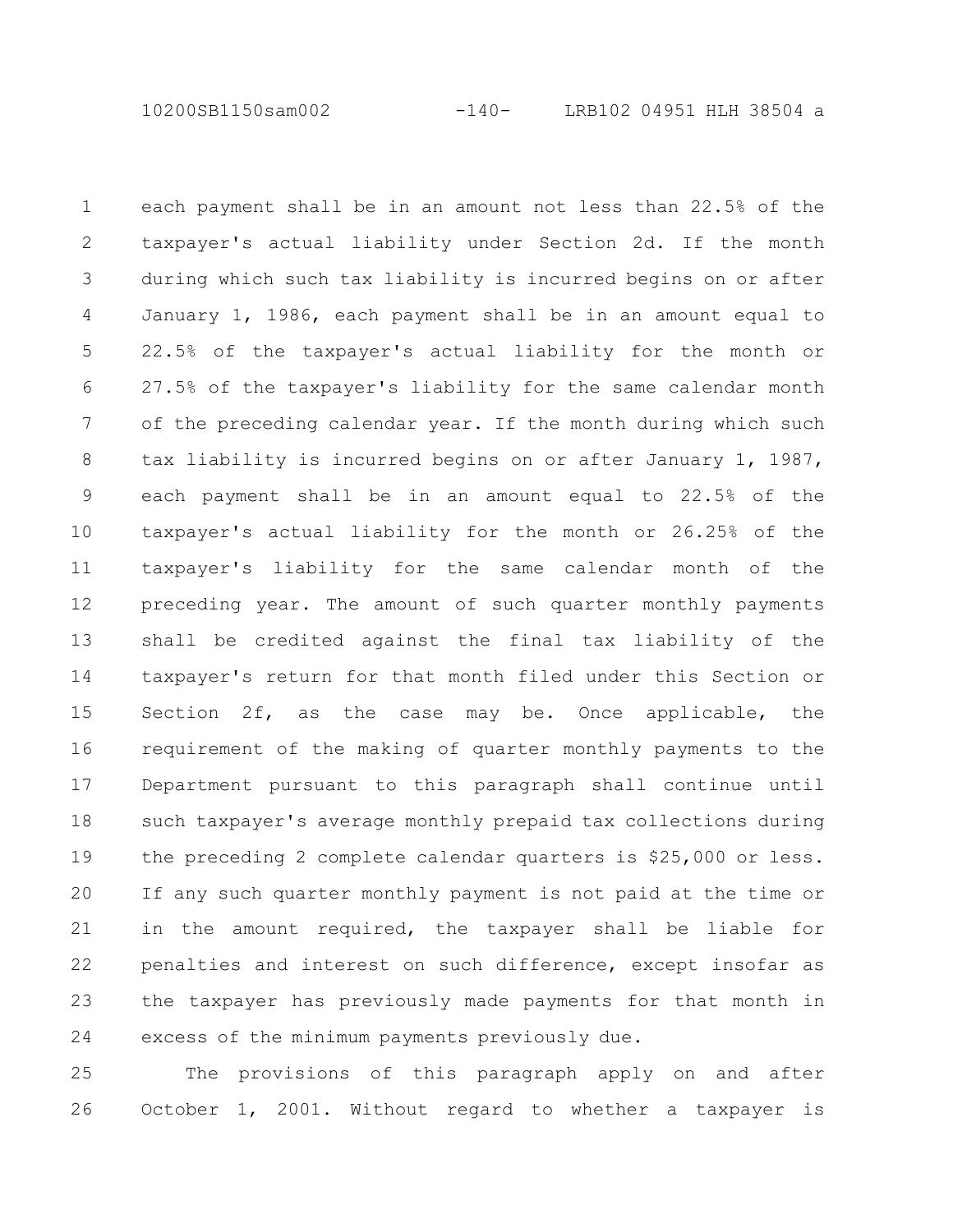each payment shall be in an amount not less than 22.5% of the taxpayer's actual liability under Section 2d. If the month during which such tax liability is incurred begins on or after January 1, 1986, each payment shall be in an amount equal to 22.5% of the taxpayer's actual liability for the month or 27.5% of the taxpayer's liability for the same calendar month of the preceding calendar year. If the month during which such tax liability is incurred begins on or after January 1, 1987, each payment shall be in an amount equal to 22.5% of the taxpayer's actual liability for the month or 26.25% of the taxpayer's liability for the same calendar month of the preceding year. The amount of such quarter monthly payments shall be credited against the final tax liability of the taxpayer's return for that month filed under this Section or Section 2f, as the case may be. Once applicable, the requirement of the making of quarter monthly payments to the Department pursuant to this paragraph shall continue until such taxpayer's average monthly prepaid tax collections during the preceding 2 complete calendar quarters is $25,000 or less. If any such quarter monthly payment is not paid at the time or in the amount required, the taxpayer shall be liable for penalties and interest on such difference, except insofar as the taxpayer has previously made payments for that month in excess of the minimum payments previously due.

The provisions of this paragraph apply on and after October 1, 2001. Without regard to whether a taxpayer is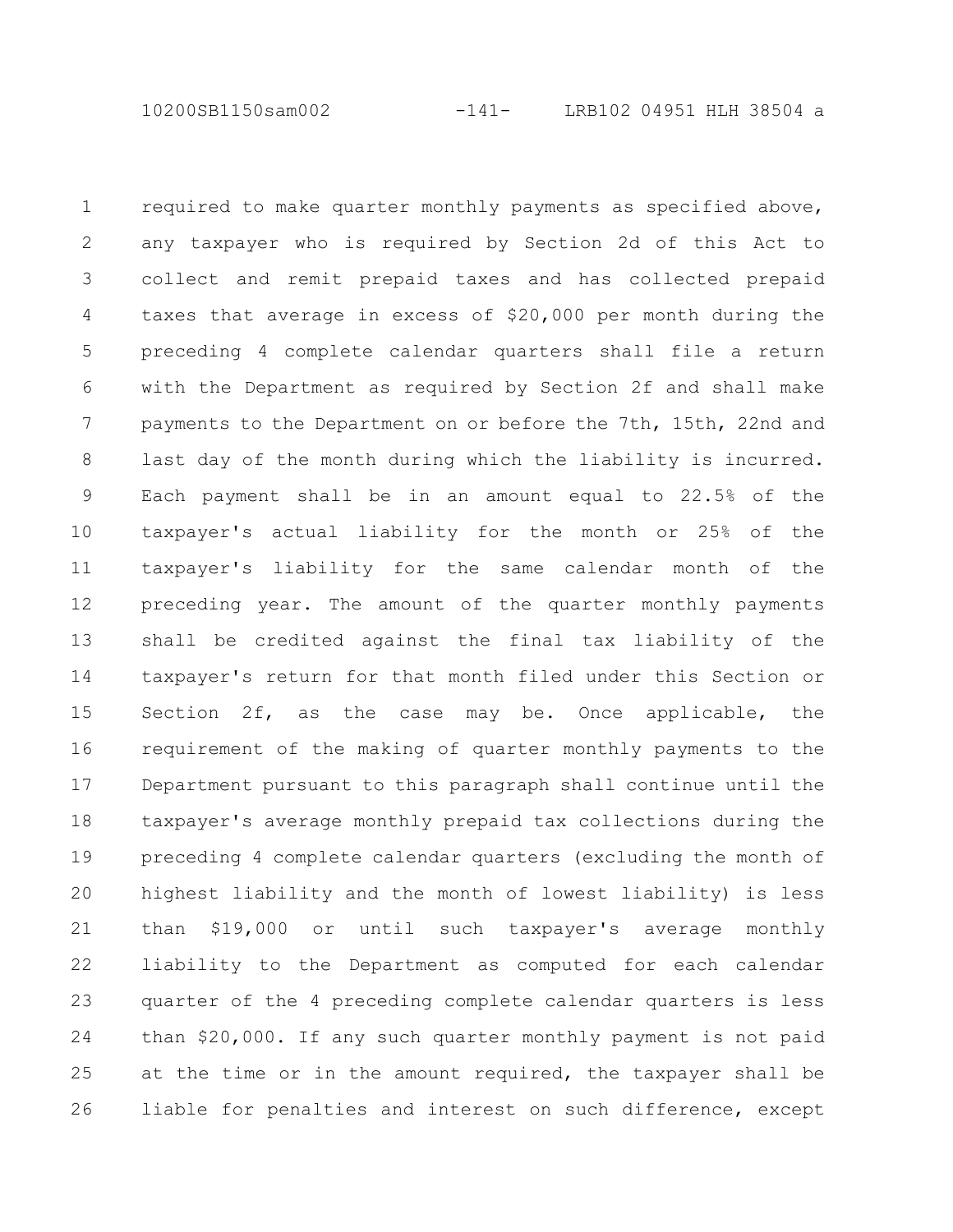required to make quarter monthly payments as specified above, any taxpayer who is required by Section 2d of this Act to collect and remit prepaid taxes and has collected prepaid taxes that average in excess of $20,000 per month during the preceding 4 complete calendar quarters shall file a return with the Department as required by Section 2f and shall make payments to the Department on or before the 7th, 15th, 22nd and last day of the month during which the liability is incurred. Each payment shall be in an amount equal to 22.5% of the taxpayer's actual liability for the month or 25% of the taxpayer's liability for the same calendar month of the preceding year. The amount of the quarter monthly payments shall be credited against the final tax liability of the taxpayer's return for that month filed under this Section or Section 2f, as the case may be. Once applicable, the requirement of the making of quarter monthly payments to the Department pursuant to this paragraph shall continue until the taxpayer's average monthly prepaid tax collections during the preceding 4 complete calendar quarters (excluding the month of highest liability and the month of lowest liability) is less than $19,000 or until such taxpayer's average monthly liability to the Department as computed for each calendar quarter of the 4 preceding complete calendar quarters is less than $20,000. If any such quarter monthly payment is not paid at the time or in the amount required, the taxpayer shall be liable for penalties and interest on such difference, except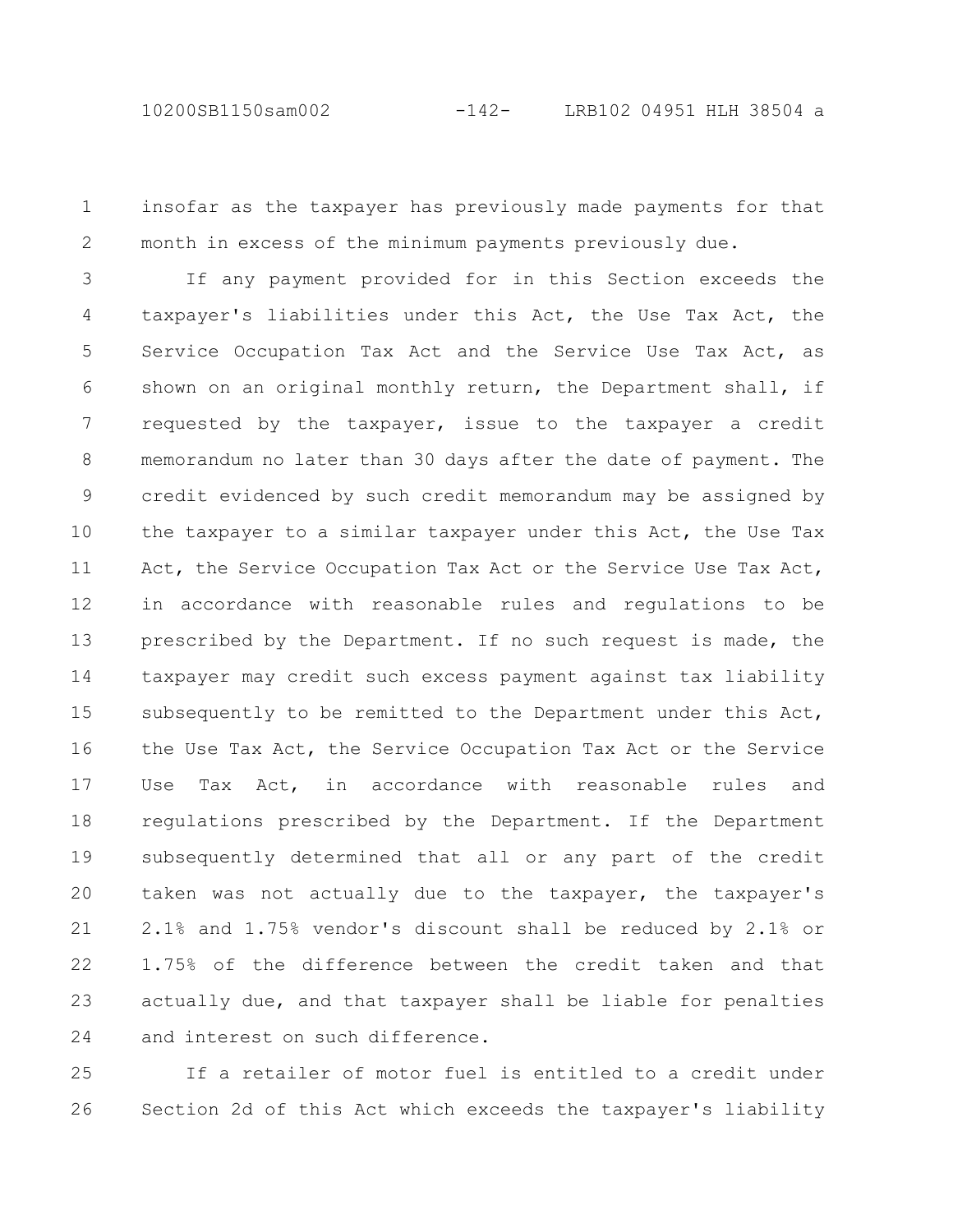insofar as the taxpayer has previously made payments for that month in excess of the minimum payments previously due.

If any payment provided for in this Section exceeds the taxpayer's liabilities under this Act, the Use Tax Act, the Service Occupation Tax Act and the Service Use Tax Act, as shown on an original monthly return, the Department shall, if requested by the taxpayer, issue to the taxpayer a credit memorandum no later than 30 days after the date of payment. The credit evidenced by such credit memorandum may be assigned by the taxpayer to a similar taxpayer under this Act, the Use Tax Act, the Service Occupation Tax Act or the Service Use Tax Act, in accordance with reasonable rules and regulations to be prescribed by the Department. If no such request is made, the taxpayer may credit such excess payment against tax liability subsequently to be remitted to the Department under this Act, the Use Tax Act, the Service Occupation Tax Act or the Service Use Tax Act, in accordance with reasonable rules and regulations prescribed by the Department. If the Department subsequently determined that all or any part of the credit taken was not actually due to the taxpayer, the taxpayer's 2.1% and 1.75% vendor's discount shall be reduced by 2.1% or 1.75% of the difference between the credit taken and that actually due, and that taxpayer shall be liable for penalties and interest on such difference.

If a retailer of motor fuel is entitled to a credit under Section 2d of this Act which exceeds the taxpayer's liability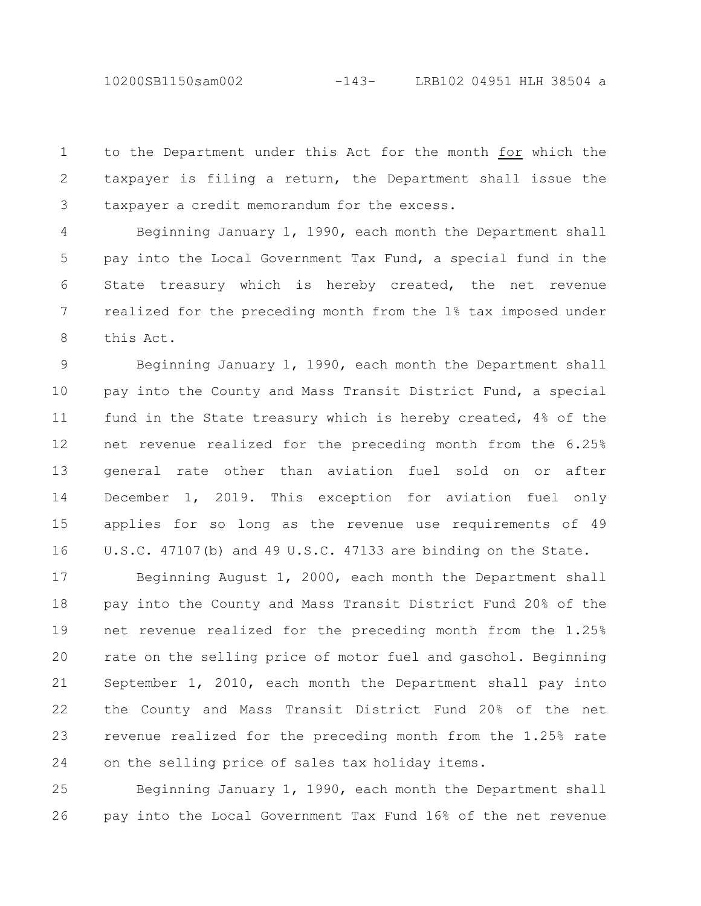to the Department under this Act for the month <u>for</u> which the taxpayer is filing a return, the Department shall issue the taxpayer a credit memorandum for the excess.

Beginning January 1, 1990, each month the Department shall pay into the Local Government Tax Fund, a special fund in the State treasury which is hereby created, the net revenue realized for the preceding month from the 1% tax imposed under this Act.

Beginning January 1, 1990, each month the Department shall pay into the County and Mass Transit District Fund, a special fund in the State treasury which is hereby created, 4% of the net revenue realized for the preceding month from the 6.25% general rate other than aviation fuel sold on or after December 1, 2019. This exception for aviation fuel only applies for so long as the revenue use requirements of 49 U.S.C. 47107(b) and 49 U.S.C. 47133 are binding on the State.

Beginning August 1, 2000, each month the Department shall pay into the County and Mass Transit District Fund 20% of the net revenue realized for the preceding month from the 1.25% rate on the selling price of motor fuel and gasohol. Beginning September 1, 2010, each month the Department shall pay into the County and Mass Transit District Fund 20% of the net revenue realized for the preceding month from the 1.25% rate on the selling price of sales tax holiday items.

Beginning January 1, 1990, each month the Department shall pay into the Local Government Tax Fund 16% of the net revenue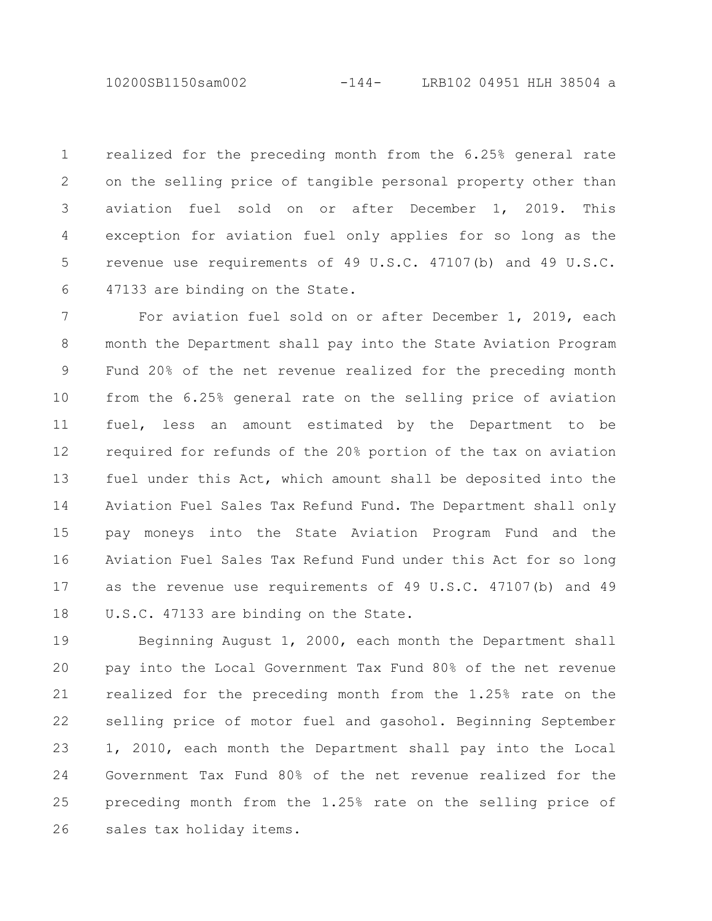realized for the preceding month from the 6.25% general rate on the selling price of tangible personal property other than aviation fuel sold on or after December 1, 2019. This exception for aviation fuel only applies for so long as the revenue use requirements of 49 U.S.C. 47107(b) and 49 U.S.C. 47133 are binding on the State.

For aviation fuel sold on or after December 1, 2019, each month the Department shall pay into the State Aviation Program Fund 20% of the net revenue realized for the preceding month from the 6.25% general rate on the selling price of aviation fuel, less an amount estimated by the Department to be required for refunds of the 20% portion of the tax on aviation fuel under this Act, which amount shall be deposited into the Aviation Fuel Sales Tax Refund Fund. The Department shall only pay moneys into the State Aviation Program Fund and the Aviation Fuel Sales Tax Refund Fund under this Act for so long as the revenue use requirements of 49 U.S.C. 47107(b) and 49 U.S.C. 47133 are binding on the State.

Beginning August 1, 2000, each month the Department shall pay into the Local Government Tax Fund 80% of the net revenue realized for the preceding month from the 1.25% rate on the selling price of motor fuel and gasohol. Beginning September 1, 2010, each month the Department shall pay into the Local Government Tax Fund 80% of the net revenue realized for the preceding month from the 1.25% rate on the selling price of sales tax holiday items.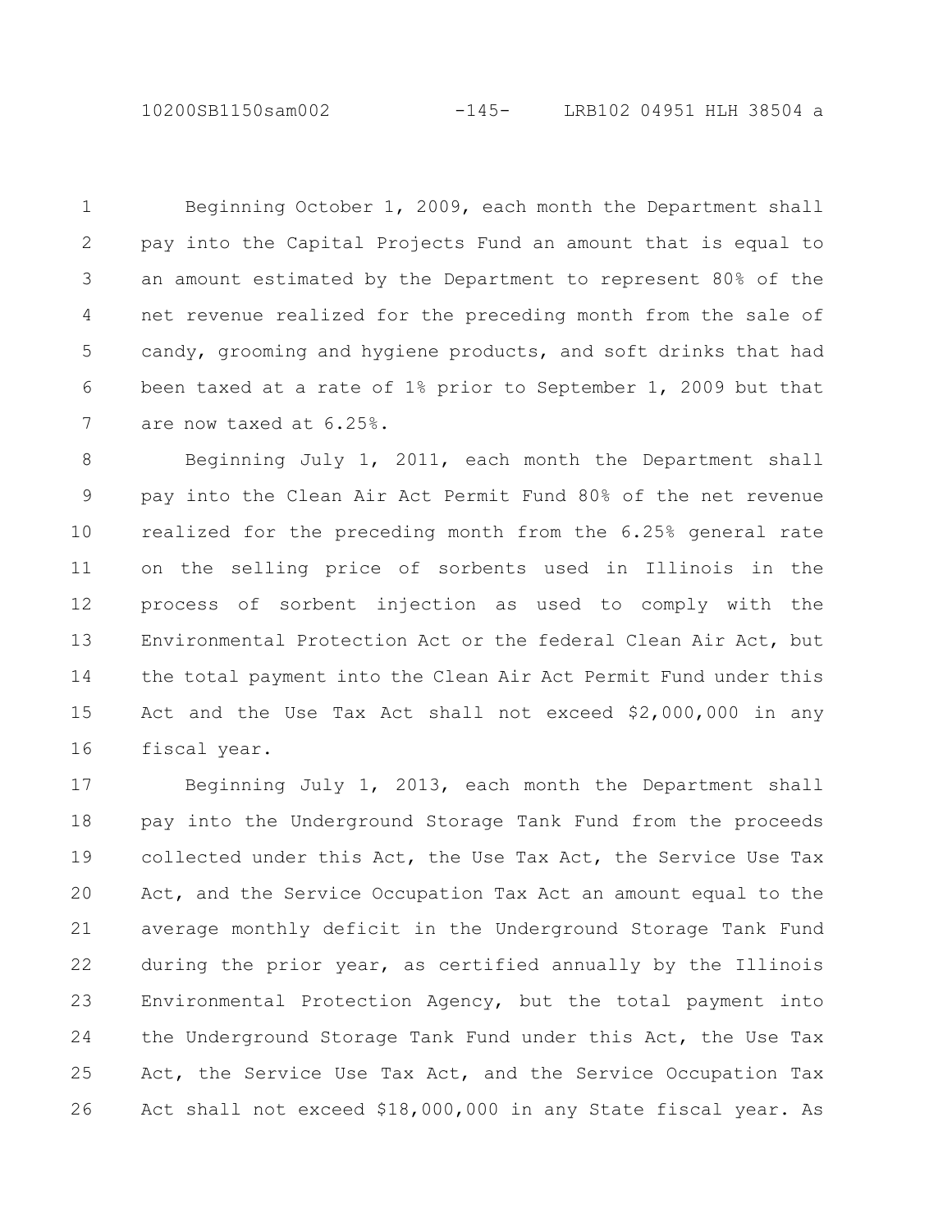Beginning October 1, 2009, each month the Department shall pay into the Capital Projects Fund an amount that is equal to an amount estimated by the Department to represent 80% of the net revenue realized for the preceding month from the sale of candy, grooming and hygiene products, and soft drinks that had been taxed at a rate of 1% prior to September 1, 2009 but that are now taxed at 6.25%.

Beginning July 1, 2011, each month the Department shall pay into the Clean Air Act Permit Fund 80% of the net revenue realized for the preceding month from the 6.25% general rate on the selling price of sorbents used in Illinois in the process of sorbent injection as used to comply with the Environmental Protection Act or the federal Clean Air Act, but the total payment into the Clean Air Act Permit Fund under this Act and the Use Tax Act shall not exceed $2,000,000 in any fiscal year.

Beginning July 1, 2013, each month the Department shall pay into the Underground Storage Tank Fund from the proceeds collected under this Act, the Use Tax Act, the Service Use Tax Act, and the Service Occupation Tax Act an amount equal to the average monthly deficit in the Underground Storage Tank Fund during the prior year, as certified annually by the Illinois Environmental Protection Agency, but the total payment into the Underground Storage Tank Fund under this Act, the Use Tax Act, the Service Use Tax Act, and the Service Occupation Tax Act shall not exceed $18,000,000 in any State fiscal year. As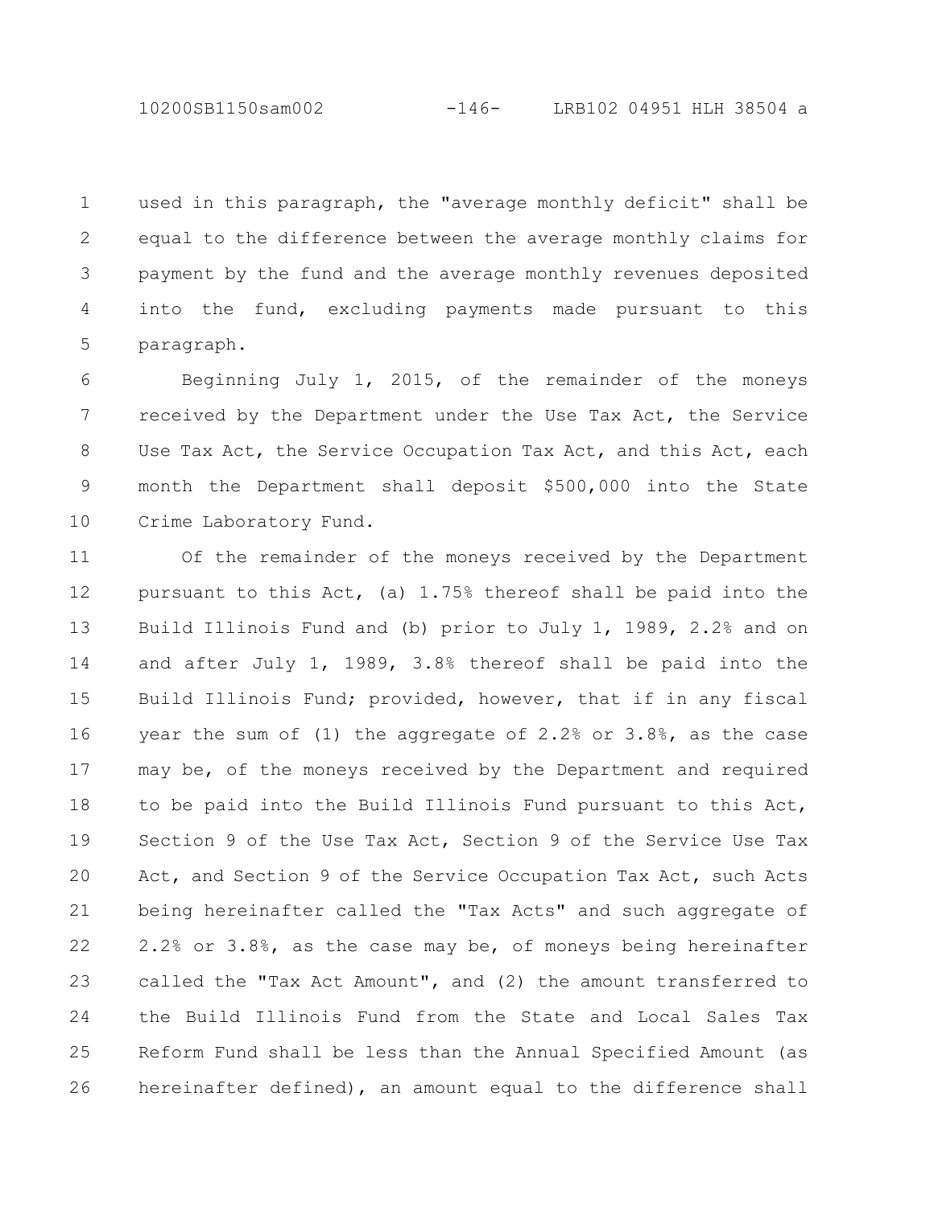used in this paragraph, the "average monthly deficit" shall be equal to the difference between the average monthly claims for payment by the fund and the average monthly revenues deposited into the fund, excluding payments made pursuant to this paragraph.

Beginning July 1, 2015, of the remainder of the moneys received by the Department under the Use Tax Act, the Service Use Tax Act, the Service Occupation Tax Act, and this Act, each month the Department shall deposit $500,000 into the State Crime Laboratory Fund.

Of the remainder of the moneys received by the Department pursuant to this Act, (a) 1.75% thereof shall be paid into the Build Illinois Fund and (b) prior to July 1, 1989, 2.2% and on and after July 1, 1989, 3.8% thereof shall be paid into the Build Illinois Fund; provided, however, that if in any fiscal year the sum of (1) the aggregate of 2.2% or 3.8%, as the case may be, of the moneys received by the Department and required to be paid into the Build Illinois Fund pursuant to this Act, Section 9 of the Use Tax Act, Section 9 of the Service Use Tax Act, and Section 9 of the Service Occupation Tax Act, such Acts being hereinafter called the "Tax Acts" and such aggregate of 2.2% or 3.8%, as the case may be, of moneys being hereinafter called the "Tax Act Amount", and (2) the amount transferred to the Build Illinois Fund from the State and Local Sales Tax Reform Fund shall be less than the Annual Specified Amount (as hereinafter defined), an amount equal to the difference shall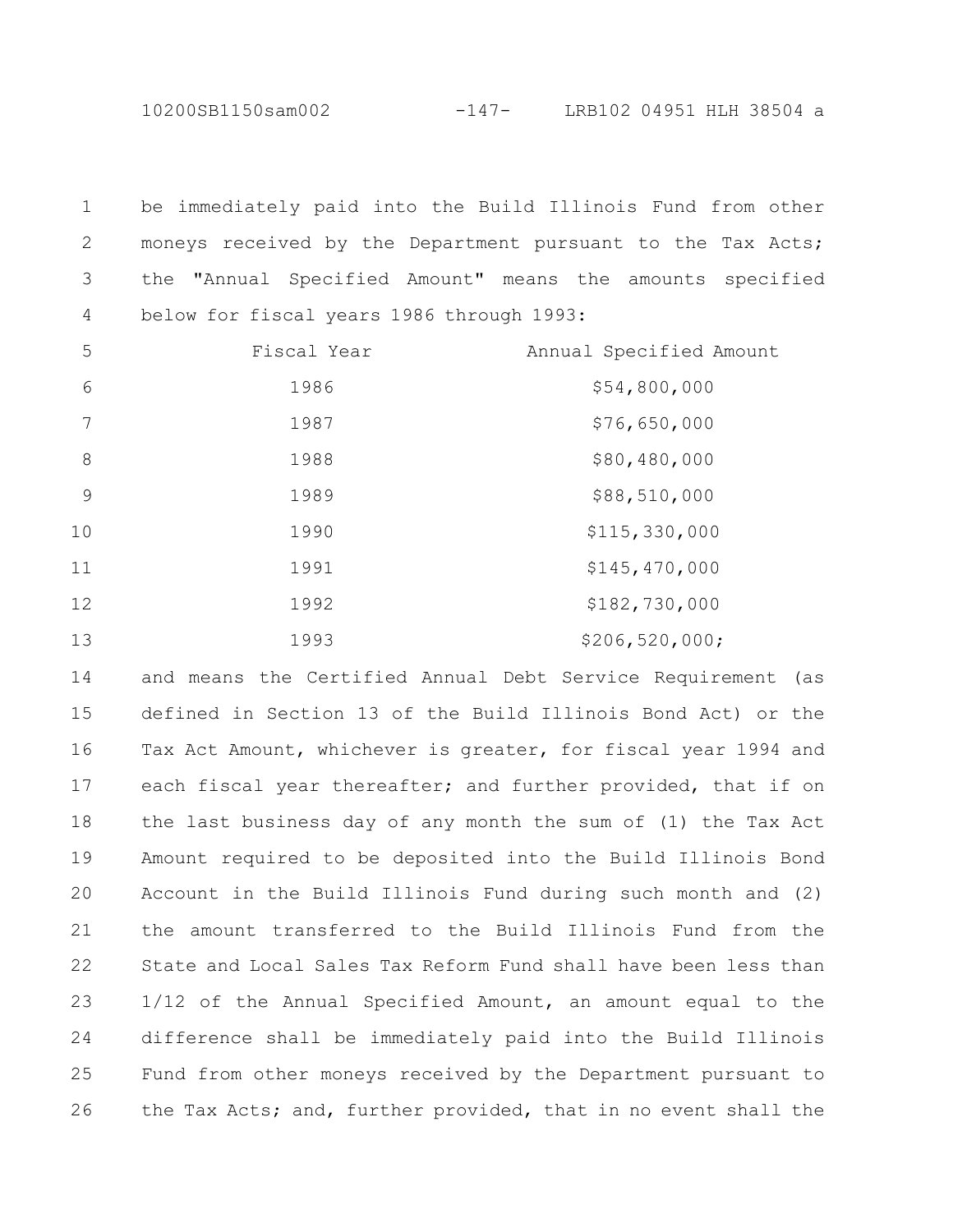be immediately paid into the Build Illinois Fund from other moneys received by the Department pursuant to the Tax Acts; the "Annual Specified Amount" means the amounts specified below for fiscal years 1986 through 1993:

| Fiscal Year | Annual Specified Amount |
|---|---|
| 1986 | $54,800,000 |
| 1987 | $76,650,000 |
| 1988 | $80,480,000 |
| 1989 | $88,510,000 |
| 1990 | $115,330,000 |
| 1991 | $145,470,000 |
| 1992 | $182,730,000 |
| 1993 | $206,520,000; |

and means the Certified Annual Debt Service Requirement (as defined in Section 13 of the Build Illinois Bond Act) or the Tax Act Amount, whichever is greater, for fiscal year 1994 and each fiscal year thereafter; and further provided, that if on the last business day of any month the sum of (1) the Tax Act Amount required to be deposited into the Build Illinois Bond Account in the Build Illinois Fund during such month and (2) the amount transferred to the Build Illinois Fund from the State and Local Sales Tax Reform Fund shall have been less than 1/12 of the Annual Specified Amount, an amount equal to the difference shall be immediately paid into the Build Illinois Fund from other moneys received by the Department pursuant to the Tax Acts; and, further provided, that in no event shall the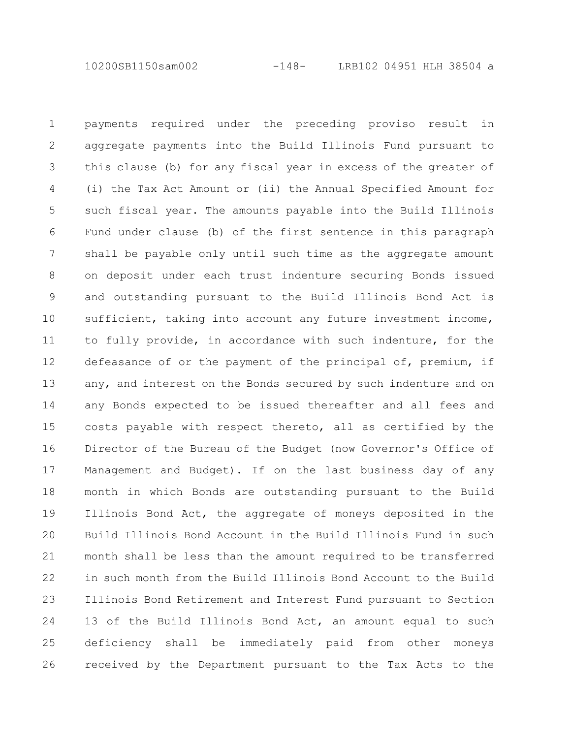payments required under the preceding proviso result in aggregate payments into the Build Illinois Fund pursuant to this clause (b) for any fiscal year in excess of the greater of (i) the Tax Act Amount or (ii) the Annual Specified Amount for such fiscal year. The amounts payable into the Build Illinois Fund under clause (b) of the first sentence in this paragraph shall be payable only until such time as the aggregate amount on deposit under each trust indenture securing Bonds issued and outstanding pursuant to the Build Illinois Bond Act is sufficient, taking into account any future investment income, to fully provide, in accordance with such indenture, for the defeasance of or the payment of the principal of, premium, if any, and interest on the Bonds secured by such indenture and on any Bonds expected to be issued thereafter and all fees and costs payable with respect thereto, all as certified by the Director of the Bureau of the Budget (now Governor's Office of Management and Budget). If on the last business day of any month in which Bonds are outstanding pursuant to the Build Illinois Bond Act, the aggregate of moneys deposited in the Build Illinois Bond Account in the Build Illinois Fund in such month shall be less than the amount required to be transferred in such month from the Build Illinois Bond Account to the Build Illinois Bond Retirement and Interest Fund pursuant to Section 13 of the Build Illinois Bond Act, an amount equal to such deficiency shall be immediately paid from other moneys received by the Department pursuant to the Tax Acts to the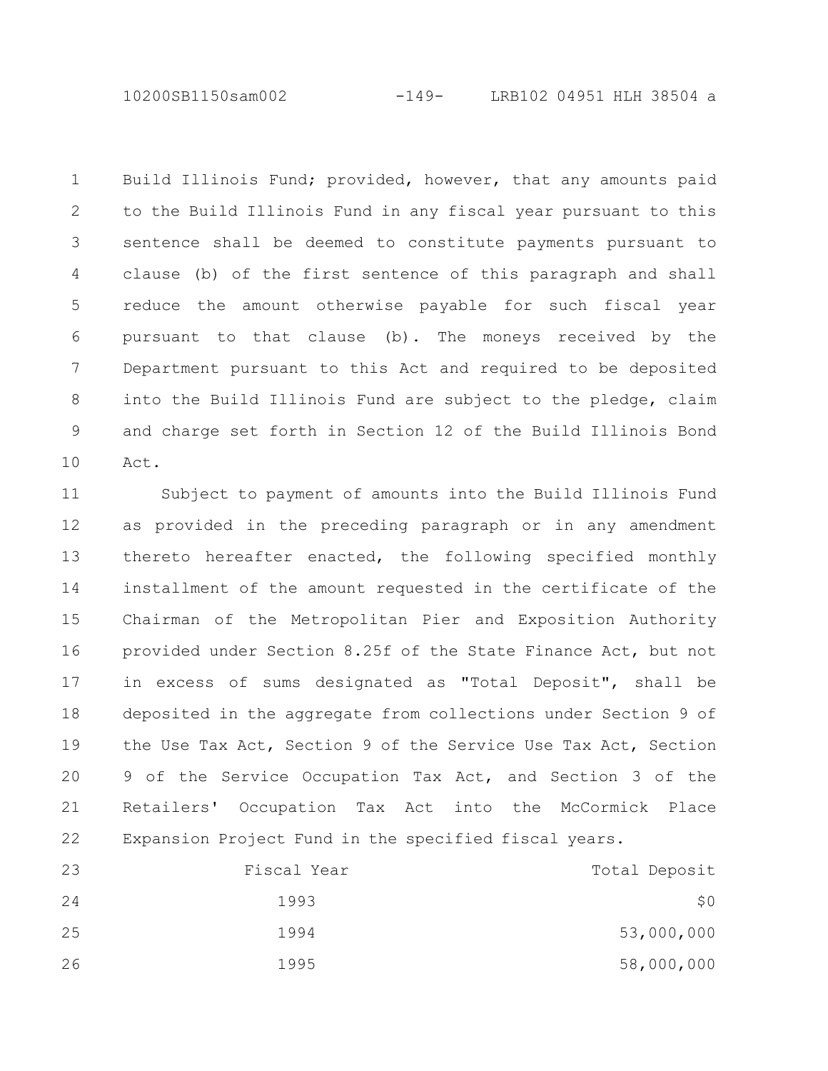Build Illinois Fund; provided, however, that any amounts paid to the Build Illinois Fund in any fiscal year pursuant to this sentence shall be deemed to constitute payments pursuant to clause (b) of the first sentence of this paragraph and shall reduce the amount otherwise payable for such fiscal year pursuant to that clause (b). The moneys received by the Department pursuant to this Act and required to be deposited into the Build Illinois Fund are subject to the pledge, claim and charge set forth in Section 12 of the Build Illinois Bond Act.

Subject to payment of amounts into the Build Illinois Fund as provided in the preceding paragraph or in any amendment thereto hereafter enacted, the following specified monthly installment of the amount requested in the certificate of the Chairman of the Metropolitan Pier and Exposition Authority provided under Section 8.25f of the State Finance Act, but not in excess of sums designated as "Total Deposit", shall be deposited in the aggregate from collections under Section 9 of the Use Tax Act, Section 9 of the Service Use Tax Act, Section 9 of the Service Occupation Tax Act, and Section 3 of the Retailers' Occupation Tax Act into the McCormick Place Expansion Project Fund in the specified fiscal years.

| Fiscal Year | Total Deposit |
|---|---|
| 1993 | $0 |
| 1994 | 53,000,000 |
| 1995 | 58,000,000 |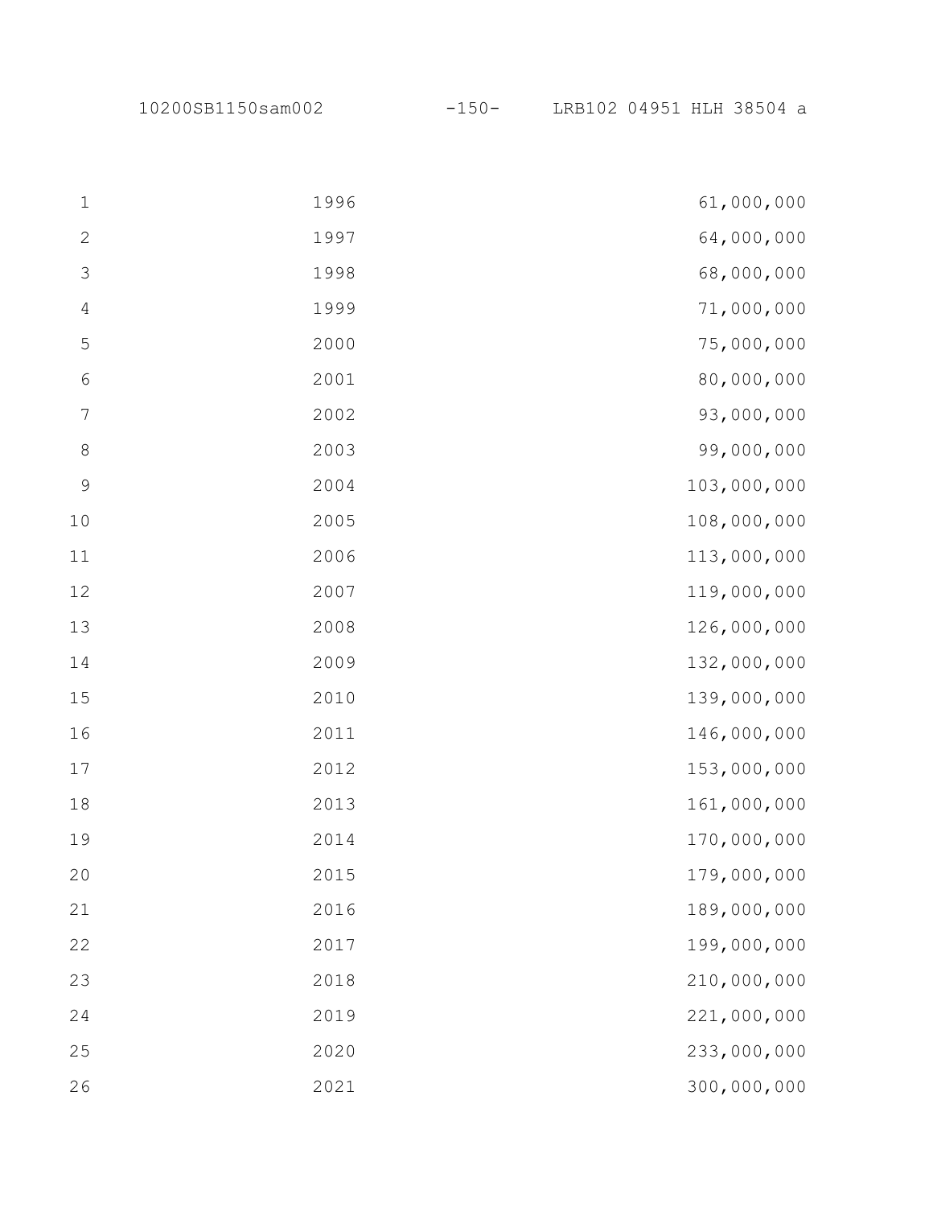| | |
|---|---|
| 1996 | 61,000,000 |
| 1997 | 64,000,000 |
| 1998 | 68,000,000 |
| 1999 | 71,000,000 |
| 2000 | 75,000,000 |
| 2001 | 80,000,000 |
| 2002 | 93,000,000 |
| 2003 | 99,000,000 |
| 2004 | 103,000,000 |
| 2005 | 108,000,000 |
| 2006 | 113,000,000 |
| 2007 | 119,000,000 |
| 2008 | 126,000,000 |
| 2009 | 132,000,000 |
| 2010 | 139,000,000 |
| 2011 | 146,000,000 |
| 2012 | 153,000,000 |
| 2013 | 161,000,000 |
| 2014 | 170,000,000 |
| 2015 | 179,000,000 |
| 2016 | 189,000,000 |
| 2017 | 199,000,000 |
| 2018 | 210,000,000 |
| 2019 | 221,000,000 |
| 2020 | 233,000,000 |
| 2021 | 300,000,000 |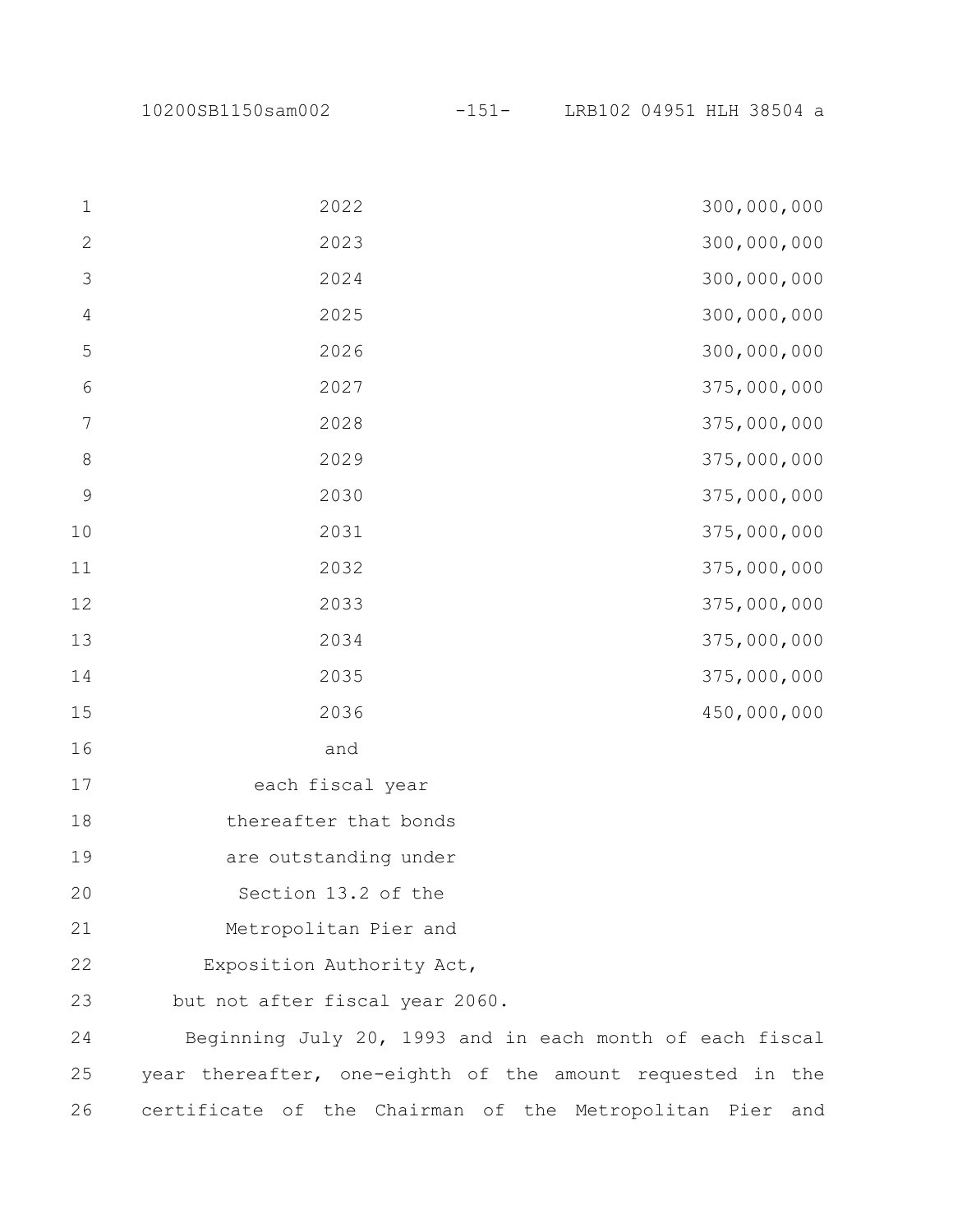| | |
|---|---|
| 2022 | 300,000,000 |
| 2023 | 300,000,000 |
| 2024 | 300,000,000 |
| 2025 | 300,000,000 |
| 2026 | 300,000,000 |
| 2027 | 375,000,000 |
| 2028 | 375,000,000 |
| 2029 | 375,000,000 |
| 2030 | 375,000,000 |
| 2031 | 375,000,000 |
| 2032 | 375,000,000 |
| 2033 | 375,000,000 |
| 2034 | 375,000,000 |
| 2035 | 375,000,000 |
| 2036 | 450,000,000 |
| and each fiscal year thereafter that bonds are outstanding under Section 13.2 of the Metropolitan Pier and Exposition Authority Act, but not after fiscal year 2060. | |

Beginning July 20, 1993 and in each month of each fiscal year thereafter, one-eighth of the amount requested in the certificate of the Chairman of the Metropolitan Pier and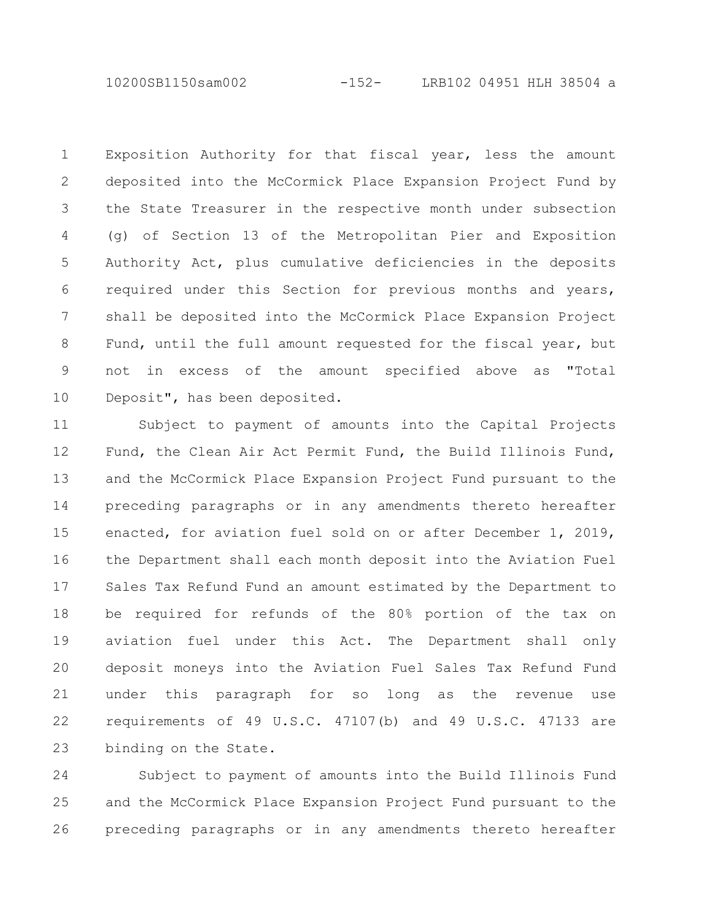Exposition Authority for that fiscal year, less the amount deposited into the McCormick Place Expansion Project Fund by the State Treasurer in the respective month under subsection (g) of Section 13 of the Metropolitan Pier and Exposition Authority Act, plus cumulative deficiencies in the deposits required under this Section for previous months and years, shall be deposited into the McCormick Place Expansion Project Fund, until the full amount requested for the fiscal year, but not in excess of the amount specified above as "Total Deposit", has been deposited.

Subject to payment of amounts into the Capital Projects Fund, the Clean Air Act Permit Fund, the Build Illinois Fund, and the McCormick Place Expansion Project Fund pursuant to the preceding paragraphs or in any amendments thereto hereafter enacted, for aviation fuel sold on or after December 1, 2019, the Department shall each month deposit into the Aviation Fuel Sales Tax Refund Fund an amount estimated by the Department to be required for refunds of the 80% portion of the tax on aviation fuel under this Act. The Department shall only deposit moneys into the Aviation Fuel Sales Tax Refund Fund under this paragraph for so long as the revenue use requirements of 49 U.S.C. 47107(b) and 49 U.S.C. 47133 are binding on the State.

Subject to payment of amounts into the Build Illinois Fund and the McCormick Place Expansion Project Fund pursuant to the preceding paragraphs or in any amendments thereto hereafter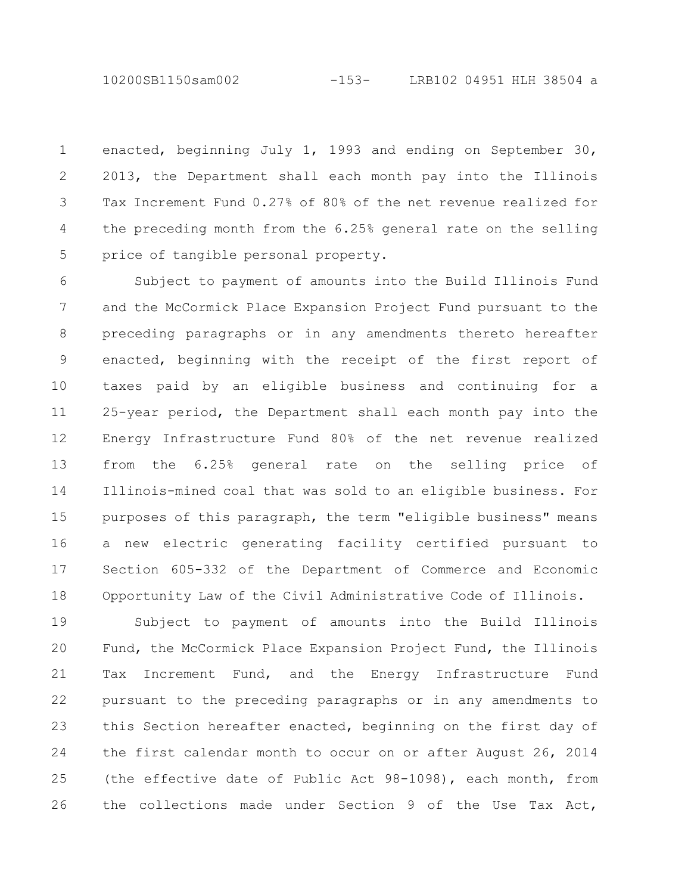enacted, beginning July 1, 1993 and ending on September 30, 2013, the Department shall each month pay into the Illinois Tax Increment Fund 0.27% of 80% of the net revenue realized for the preceding month from the 6.25% general rate on the selling price of tangible personal property.

Subject to payment of amounts into the Build Illinois Fund and the McCormick Place Expansion Project Fund pursuant to the preceding paragraphs or in any amendments thereto hereafter enacted, beginning with the receipt of the first report of taxes paid by an eligible business and continuing for a 25-year period, the Department shall each month pay into the Energy Infrastructure Fund 80% of the net revenue realized from the 6.25% general rate on the selling price of Illinois-mined coal that was sold to an eligible business. For purposes of this paragraph, the term "eligible business" means a new electric generating facility certified pursuant to Section 605-332 of the Department of Commerce and Economic Opportunity Law of the Civil Administrative Code of Illinois.

Subject to payment of amounts into the Build Illinois Fund, the McCormick Place Expansion Project Fund, the Illinois Tax Increment Fund, and the Energy Infrastructure Fund pursuant to the preceding paragraphs or in any amendments to this Section hereafter enacted, beginning on the first day of the first calendar month to occur on or after August 26, 2014 (the effective date of Public Act 98-1098), each month, from the collections made under Section 9 of the Use Tax Act,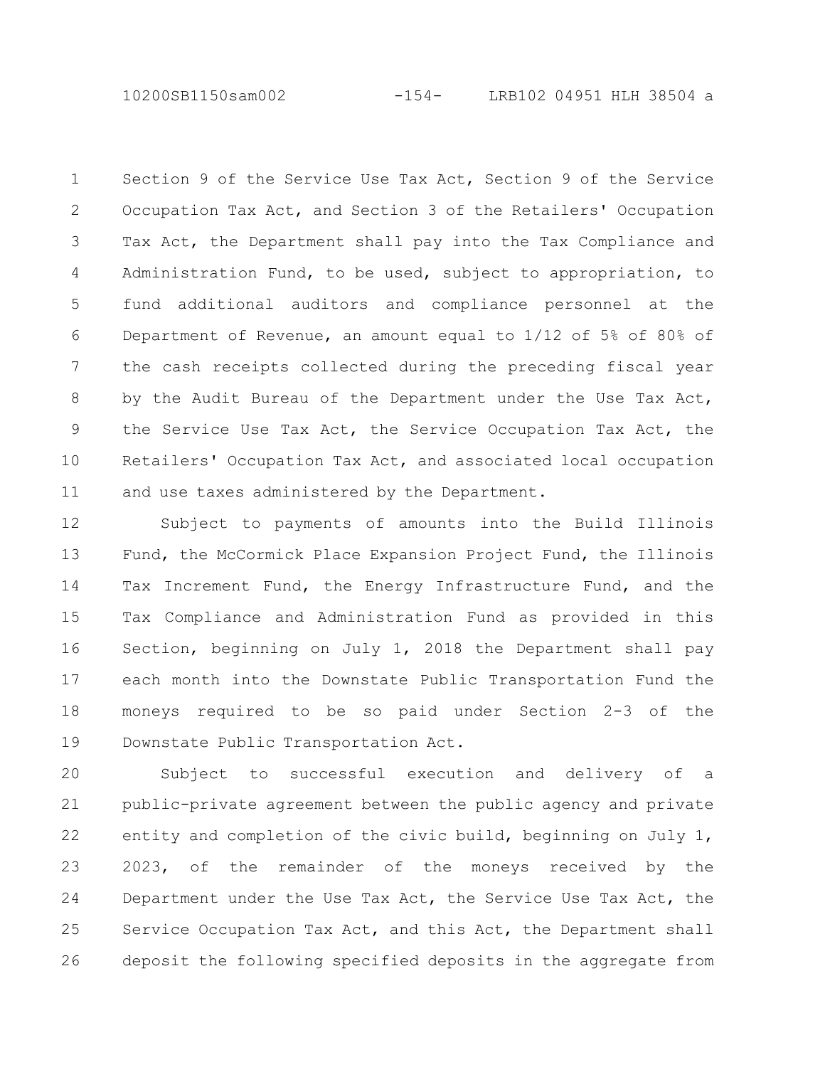Section 9 of the Service Use Tax Act, Section 9 of the Service Occupation Tax Act, and Section 3 of the Retailers' Occupation Tax Act, the Department shall pay into the Tax Compliance and Administration Fund, to be used, subject to appropriation, to fund additional auditors and compliance personnel at the Department of Revenue, an amount equal to 1/12 of 5% of 80% of the cash receipts collected during the preceding fiscal year by the Audit Bureau of the Department under the Use Tax Act, the Service Use Tax Act, the Service Occupation Tax Act, the Retailers' Occupation Tax Act, and associated local occupation and use taxes administered by the Department.

Subject to payments of amounts into the Build Illinois Fund, the McCormick Place Expansion Project Fund, the Illinois Tax Increment Fund, the Energy Infrastructure Fund, and the Tax Compliance and Administration Fund as provided in this Section, beginning on July 1, 2018 the Department shall pay each month into the Downstate Public Transportation Fund the moneys required to be so paid under Section 2-3 of the Downstate Public Transportation Act.

Subject to successful execution and delivery of a public-private agreement between the public agency and private entity and completion of the civic build, beginning on July 1, 2023, of the remainder of the moneys received by the Department under the Use Tax Act, the Service Use Tax Act, the Service Occupation Tax Act, and this Act, the Department shall deposit the following specified deposits in the aggregate from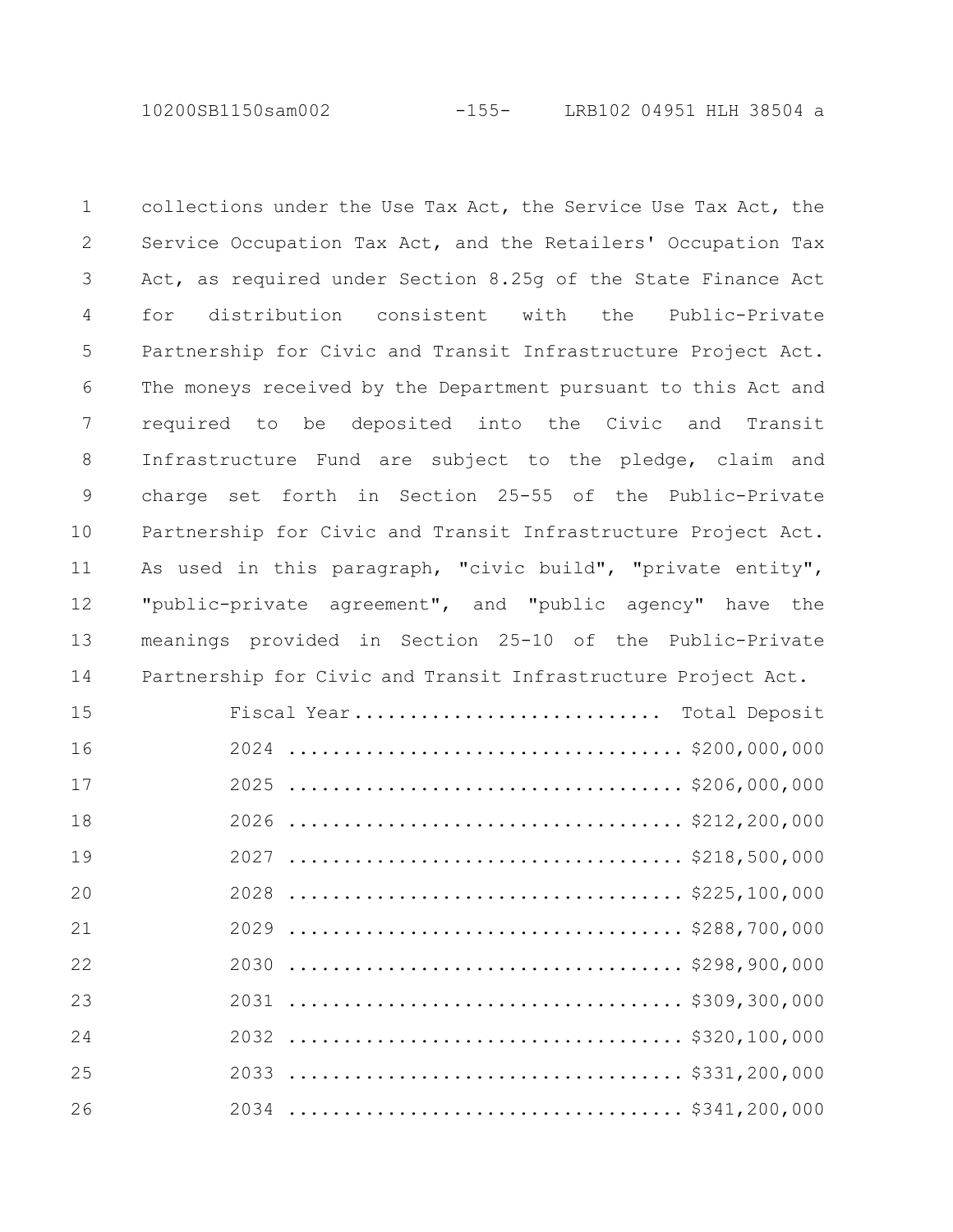collections under the Use Tax Act, the Service Use Tax Act, the Service Occupation Tax Act, and the Retailers' Occupation Tax Act, as required under Section 8.25g of the State Finance Act for distribution consistent with the Public-Private Partnership for Civic and Transit Infrastructure Project Act. The moneys received by the Department pursuant to this Act and required to be deposited into the Civic and Transit Infrastructure Fund are subject to the pledge, claim and charge set forth in Section 25-55 of the Public-Private Partnership for Civic and Transit Infrastructure Project Act. As used in this paragraph, "civic build", "private entity", "public-private agreement", and "public agency" have the meanings provided in Section 25-10 of the Public-Private Partnership for Civic and Transit Infrastructure Project Act.

| Fiscal Year | Total Deposit |
|---|---|
| 2024 | $200,000,000 |
| 2025 | $206,000,000 |
| 2026 | $212,200,000 |
| 2027 | $218,500,000 |
| 2028 | $225,100,000 |
| 2029 | $288,700,000 |
| 2030 | $298,900,000 |
| 2031 | $309,300,000 |
| 2032 | $320,100,000 |
| 2033 | $331,200,000 |
| 2034 | $341,200,000 |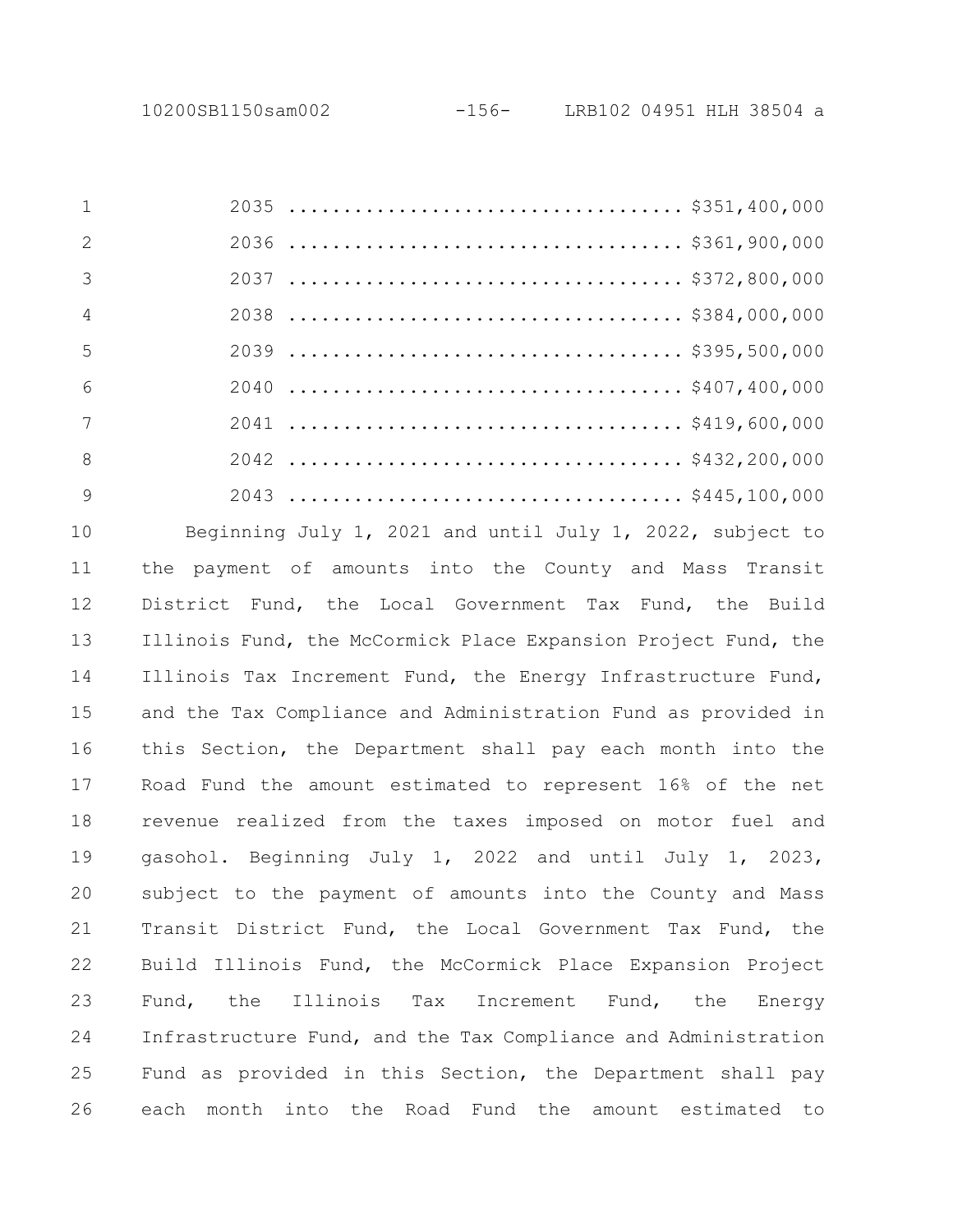2035 .................................. $351,400,000

2036 .................................. $361,900,000

2037 .................................. $372,800,000

2038 .................................. $384,000,000

2039 .................................. $395,500,000

2040 .................................. $407,400,000

2041 .................................. $419,600,000

2042 .................................. $432,200,000

2043 .................................. $445,100,000

Beginning July 1, 2021 and until July 1, 2022, subject to the payment of amounts into the County and Mass Transit District Fund, the Local Government Tax Fund, the Build Illinois Fund, the McCormick Place Expansion Project Fund, the Illinois Tax Increment Fund, the Energy Infrastructure Fund, and the Tax Compliance and Administration Fund as provided in this Section, the Department shall pay each month into the Road Fund the amount estimated to represent 16% of the net revenue realized from the taxes imposed on motor fuel and gasohol. Beginning July 1, 2022 and until July 1, 2023, subject to the payment of amounts into the County and Mass Transit District Fund, the Local Government Tax Fund, the Build Illinois Fund, the McCormick Place Expansion Project Fund, the Illinois Tax Increment Fund, the Energy Infrastructure Fund, and the Tax Compliance and Administration Fund as provided in this Section, the Department shall pay each month into the Road Fund the amount estimated to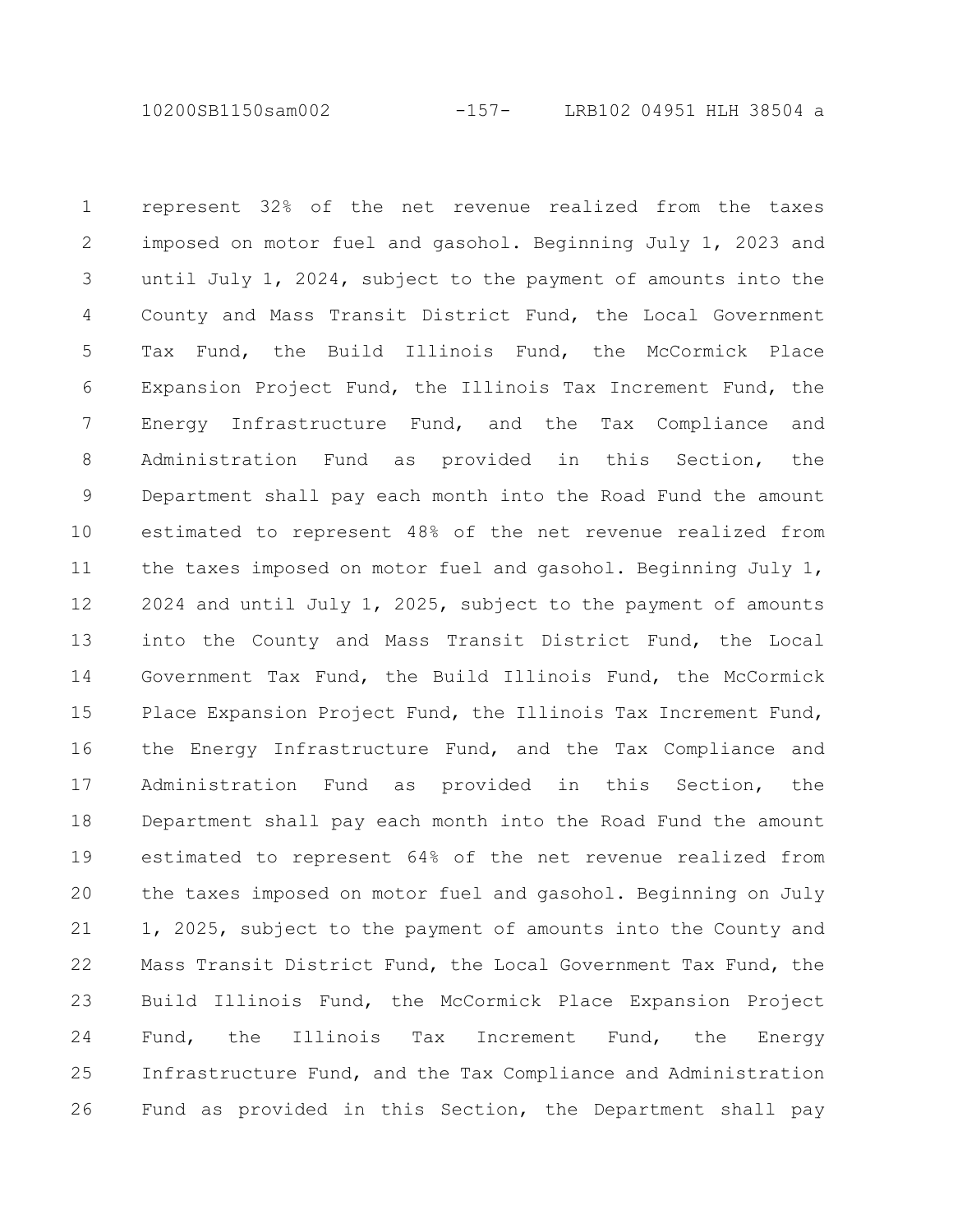represent 32% of the net revenue realized from the taxes imposed on motor fuel and gasohol. Beginning July 1, 2023 and until July 1, 2024, subject to the payment of amounts into the County and Mass Transit District Fund, the Local Government Tax Fund, the Build Illinois Fund, the McCormick Place Expansion Project Fund, the Illinois Tax Increment Fund, the Energy Infrastructure Fund, and the Tax Compliance and Administration Fund as provided in this Section, the Department shall pay each month into the Road Fund the amount estimated to represent 48% of the net revenue realized from the taxes imposed on motor fuel and gasohol. Beginning July 1, 2024 and until July 1, 2025, subject to the payment of amounts into the County and Mass Transit District Fund, the Local Government Tax Fund, the Build Illinois Fund, the McCormick Place Expansion Project Fund, the Illinois Tax Increment Fund, the Energy Infrastructure Fund, and the Tax Compliance and Administration Fund as provided in this Section, the Department shall pay each month into the Road Fund the amount estimated to represent 64% of the net revenue realized from the taxes imposed on motor fuel and gasohol. Beginning on July 1, 2025, subject to the payment of amounts into the County and Mass Transit District Fund, the Local Government Tax Fund, the Build Illinois Fund, the McCormick Place Expansion Project Fund, the Illinois Tax Increment Fund, the Energy Infrastructure Fund, and the Tax Compliance and Administration Fund as provided in this Section, the Department shall pay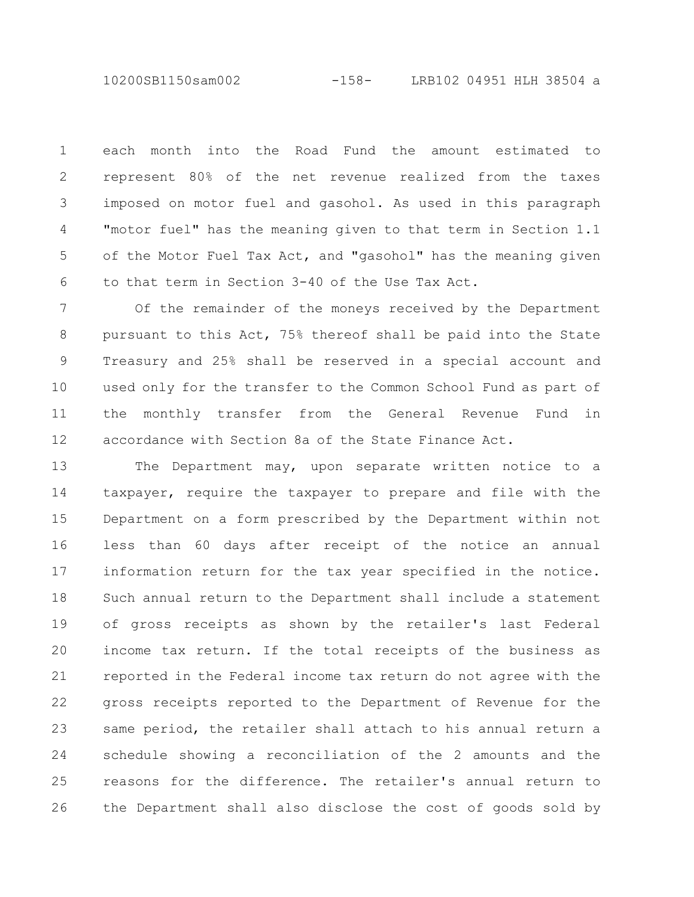each month into the Road Fund the amount estimated to represent 80% of the net revenue realized from the taxes imposed on motor fuel and gasohol. As used in this paragraph "motor fuel" has the meaning given to that term in Section 1.1 of the Motor Fuel Tax Act, and "gasohol" has the meaning given to that term in Section 3-40 of the Use Tax Act.

Of the remainder of the moneys received by the Department pursuant to this Act, 75% thereof shall be paid into the State Treasury and 25% shall be reserved in a special account and used only for the transfer to the Common School Fund as part of the monthly transfer from the General Revenue Fund in accordance with Section 8a of the State Finance Act.

The Department may, upon separate written notice to a taxpayer, require the taxpayer to prepare and file with the Department on a form prescribed by the Department within not less than 60 days after receipt of the notice an annual information return for the tax year specified in the notice. Such annual return to the Department shall include a statement of gross receipts as shown by the retailer's last Federal income tax return. If the total receipts of the business as reported in the Federal income tax return do not agree with the gross receipts reported to the Department of Revenue for the same period, the retailer shall attach to his annual return a schedule showing a reconciliation of the 2 amounts and the reasons for the difference. The retailer's annual return to the Department shall also disclose the cost of goods sold by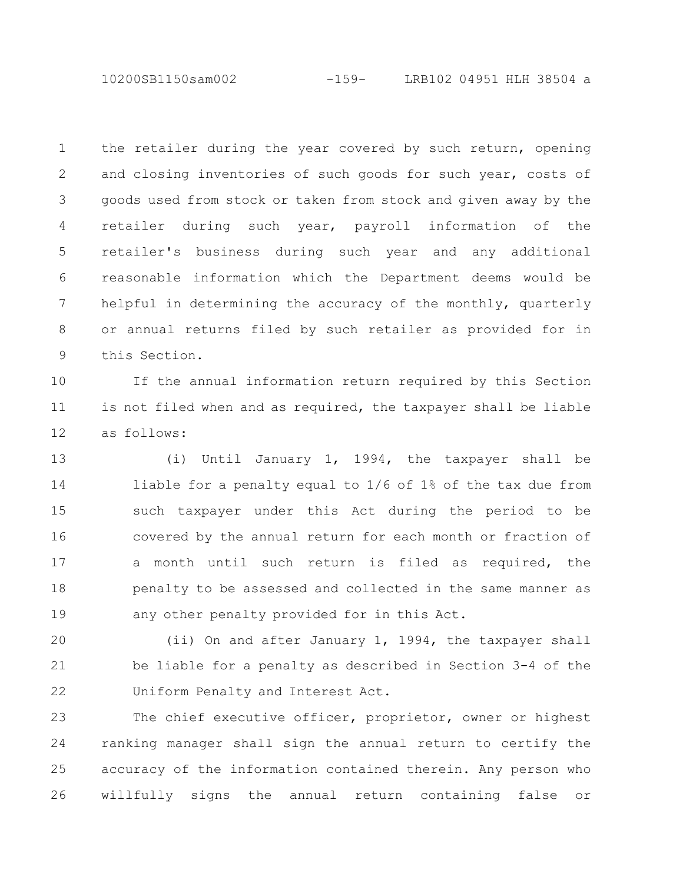the retailer during the year covered by such return, opening and closing inventories of such goods for such year, costs of goods used from stock or taken from stock and given away by the retailer during such year, payroll information of the retailer's business during such year and any additional reasonable information which the Department deems would be helpful in determining the accuracy of the monthly, quarterly or annual returns filed by such retailer as provided for in this Section.

If the annual information return required by this Section is not filed when and as required, the taxpayer shall be liable as follows:

(i) Until January 1, 1994, the taxpayer shall be liable for a penalty equal to 1/6 of 1% of the tax due from such taxpayer under this Act during the period to be covered by the annual return for each month or fraction of a month until such return is filed as required, the penalty to be assessed and collected in the same manner as any other penalty provided for in this Act.

(ii) On and after January 1, 1994, the taxpayer shall be liable for a penalty as described in Section 3-4 of the Uniform Penalty and Interest Act.

The chief executive officer, proprietor, owner or highest ranking manager shall sign the annual return to certify the accuracy of the information contained therein. Any person who willfully signs the annual return containing false or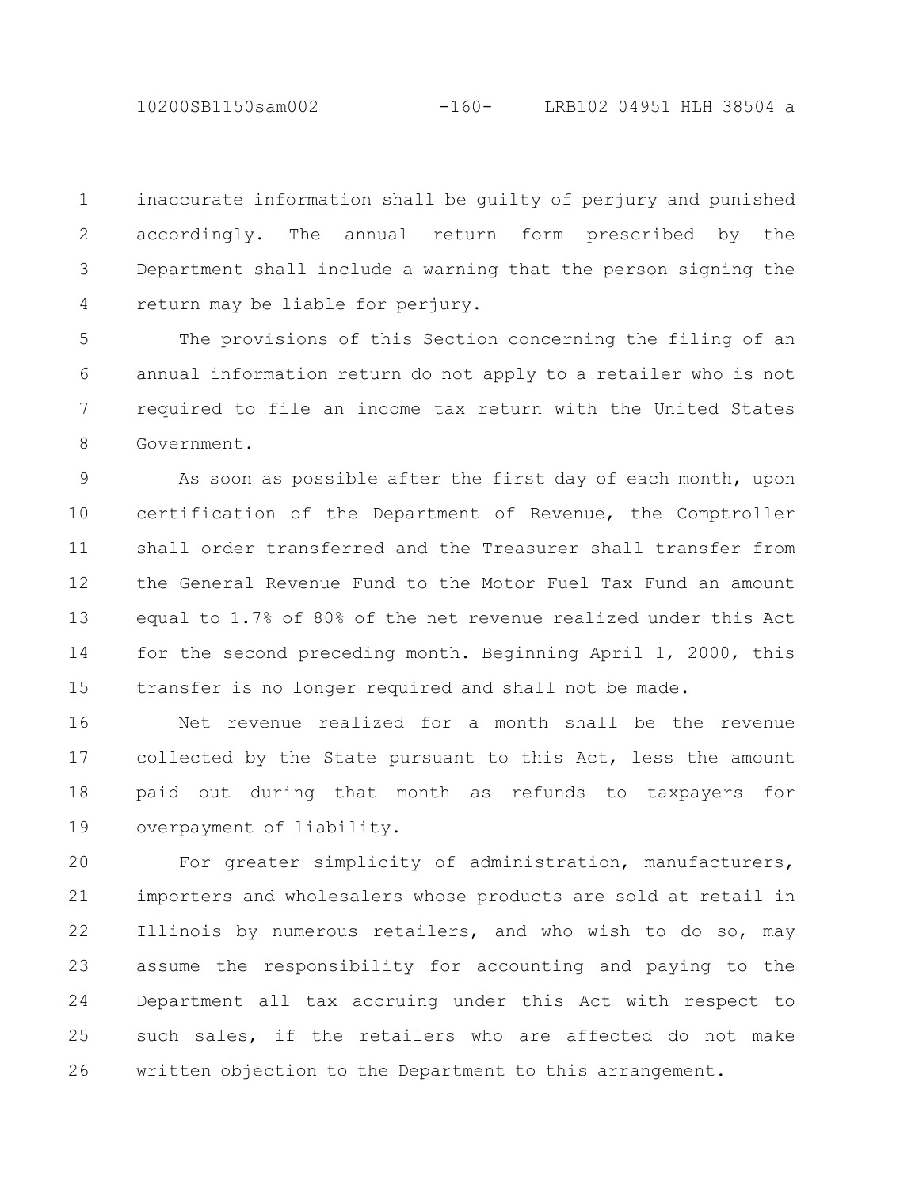inaccurate information shall be guilty of perjury and punished accordingly. The annual return form prescribed by the Department shall include a warning that the person signing the return may be liable for perjury.

The provisions of this Section concerning the filing of an annual information return do not apply to a retailer who is not required to file an income tax return with the United States Government.

As soon as possible after the first day of each month, upon certification of the Department of Revenue, the Comptroller shall order transferred and the Treasurer shall transfer from the General Revenue Fund to the Motor Fuel Tax Fund an amount equal to 1.7% of 80% of the net revenue realized under this Act for the second preceding month. Beginning April 1, 2000, this transfer is no longer required and shall not be made.

Net revenue realized for a month shall be the revenue collected by the State pursuant to this Act, less the amount paid out during that month as refunds to taxpayers for overpayment of liability.

For greater simplicity of administration, manufacturers, importers and wholesalers whose products are sold at retail in Illinois by numerous retailers, and who wish to do so, may assume the responsibility for accounting and paying to the Department all tax accruing under this Act with respect to such sales, if the retailers who are affected do not make written objection to the Department to this arrangement.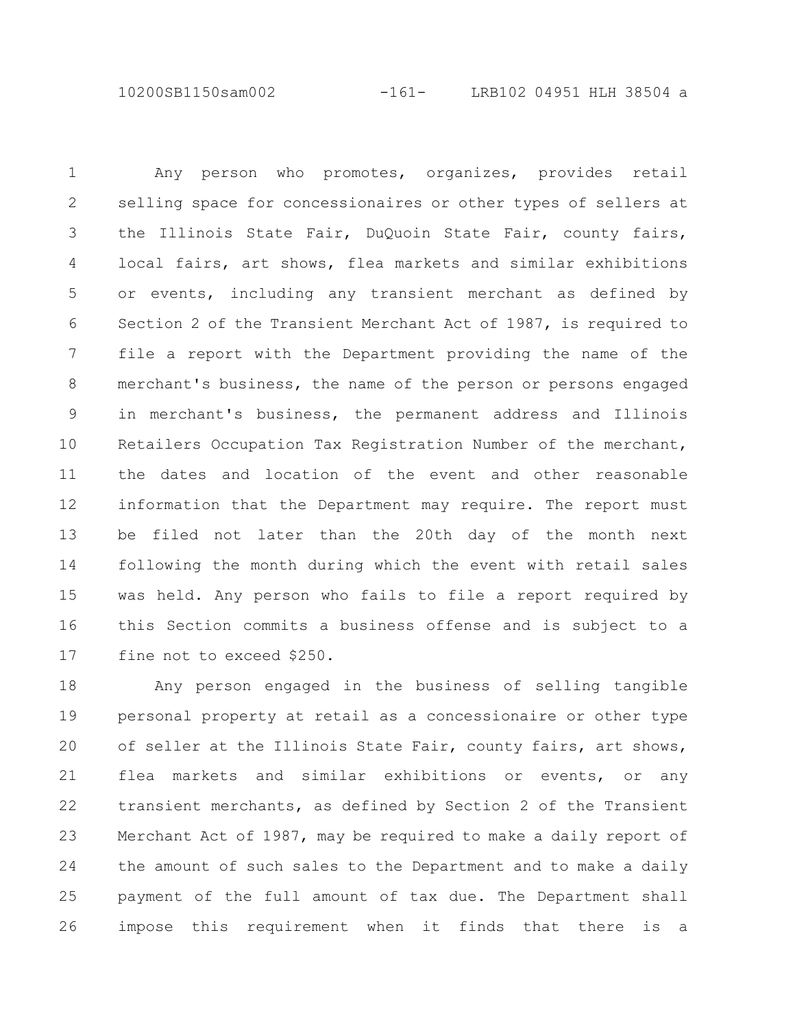Any person who promotes, organizes, provides retail selling space for concessionaires or other types of sellers at the Illinois State Fair, DuQuoin State Fair, county fairs, local fairs, art shows, flea markets and similar exhibitions or events, including any transient merchant as defined by Section 2 of the Transient Merchant Act of 1987, is required to file a report with the Department providing the name of the merchant's business, the name of the person or persons engaged in merchant's business, the permanent address and Illinois Retailers Occupation Tax Registration Number of the merchant, the dates and location of the event and other reasonable information that the Department may require. The report must be filed not later than the 20th day of the month next following the month during which the event with retail sales was held. Any person who fails to file a report required by this Section commits a business offense and is subject to a fine not to exceed $250.

Any person engaged in the business of selling tangible personal property at retail as a concessionaire or other type of seller at the Illinois State Fair, county fairs, art shows, flea markets and similar exhibitions or events, or any transient merchants, as defined by Section 2 of the Transient Merchant Act of 1987, may be required to make a daily report of the amount of such sales to the Department and to make a daily payment of the full amount of tax due. The Department shall impose this requirement when it finds that there is a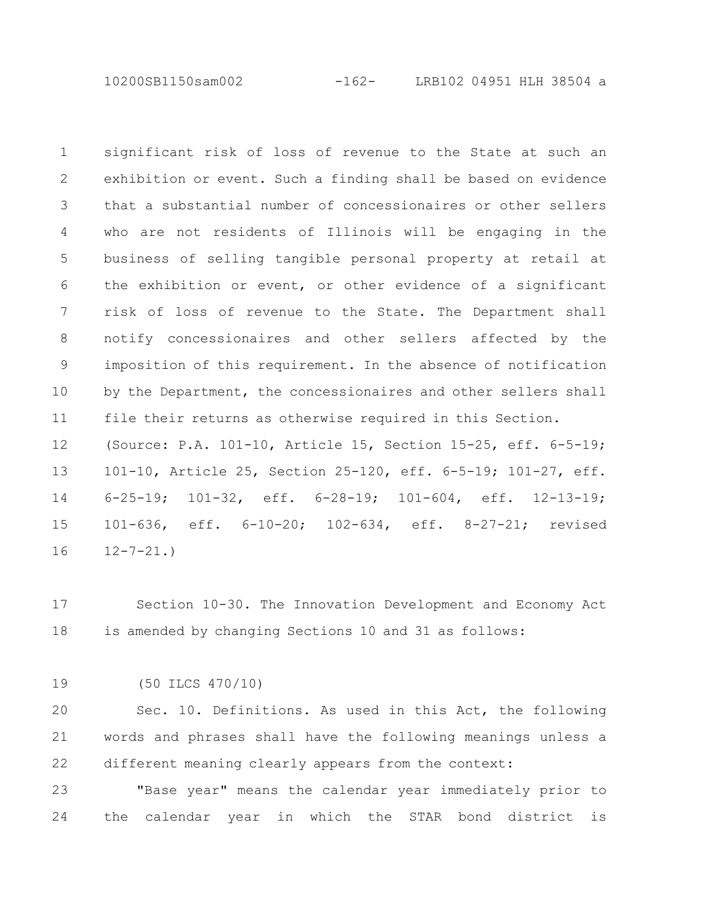significant risk of loss of revenue to the State at such an exhibition or event. Such a finding shall be based on evidence that a substantial number of concessionaires or other sellers who are not residents of Illinois will be engaging in the business of selling tangible personal property at retail at the exhibition or event, or other evidence of a significant risk of loss of revenue to the State. The Department shall notify concessionaires and other sellers affected by the imposition of this requirement. In the absence of notification by the Department, the concessionaires and other sellers shall file their returns as otherwise required in this Section.

(Source: P.A. 101-10, Article 15, Section 15-25, eff. 6-5-19; 101-10, Article 25, Section 25-120, eff. 6-5-19; 101-27, eff. 6-25-19; 101-32, eff. 6-28-19; 101-604, eff. 12-13-19; 101-636, eff. 6-10-20; 102-634, eff. 8-27-21; revised 12-7-21.)

Section 10-30. The Innovation Development and Economy Act is amended by changing Sections 10 and 31 as follows:

(50 ILCS 470/10)

Sec. 10. Definitions. As used in this Act, the following words and phrases shall have the following meanings unless a different meaning clearly appears from the context:

"Base year" means the calendar year immediately prior to the calendar year in which the STAR bond district is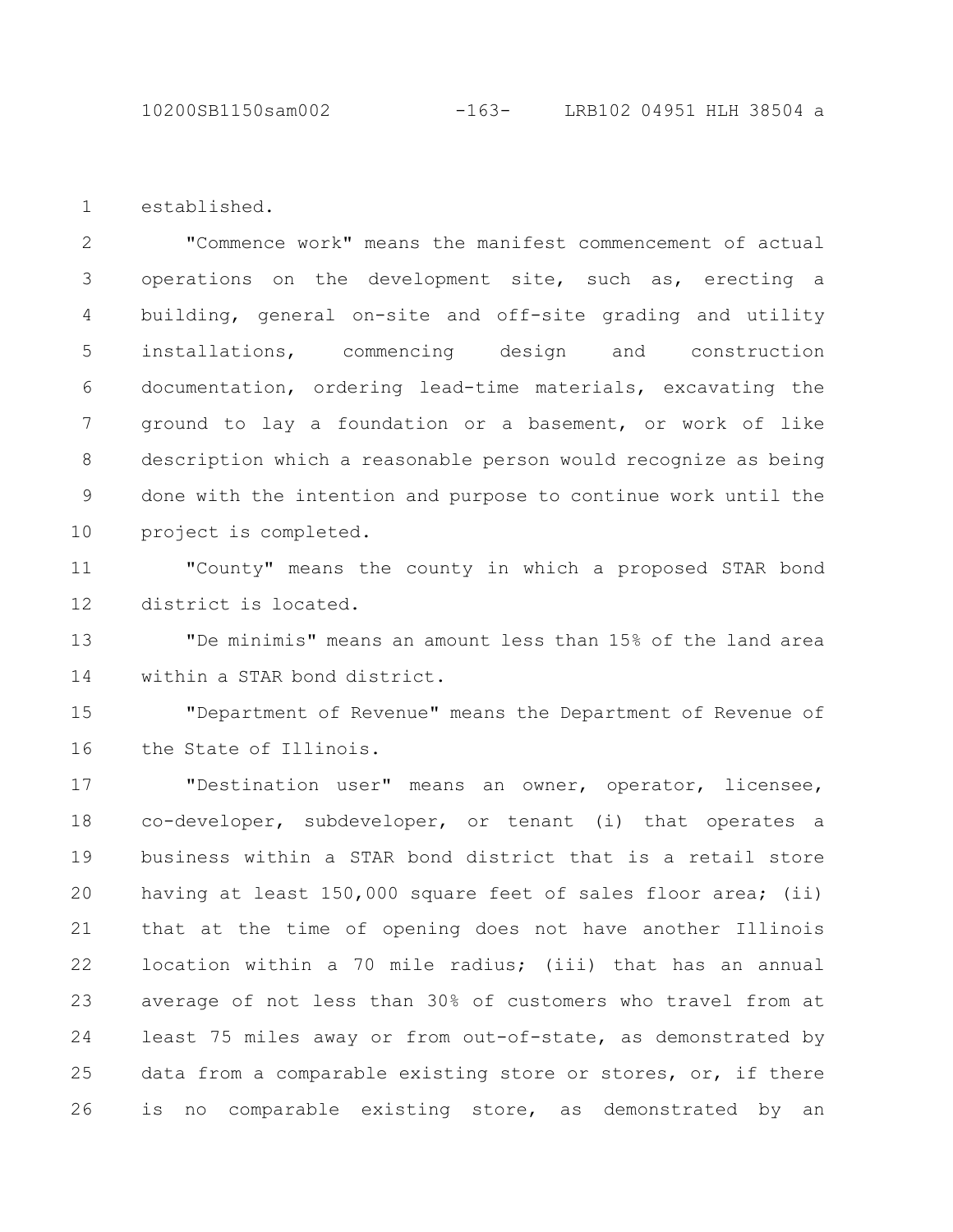established.

"Commence work" means the manifest commencement of actual operations on the development site, such as, erecting a building, general on-site and off-site grading and utility installations, commencing design and construction documentation, ordering lead-time materials, excavating the ground to lay a foundation or a basement, or work of like description which a reasonable person would recognize as being done with the intention and purpose to continue work until the project is completed.

"County" means the county in which a proposed STAR bond district is located.

"De minimis" means an amount less than 15% of the land area within a STAR bond district.

"Department of Revenue" means the Department of Revenue of the State of Illinois.

"Destination user" means an owner, operator, licensee, co-developer, subdeveloper, or tenant (i) that operates a business within a STAR bond district that is a retail store having at least 150,000 square feet of sales floor area; (ii) that at the time of opening does not have another Illinois location within a 70 mile radius; (iii) that has an annual average of not less than 30% of customers who travel from at least 75 miles away or from out-of-state, as demonstrated by data from a comparable existing store or stores, or, if there is no comparable existing store, as demonstrated by an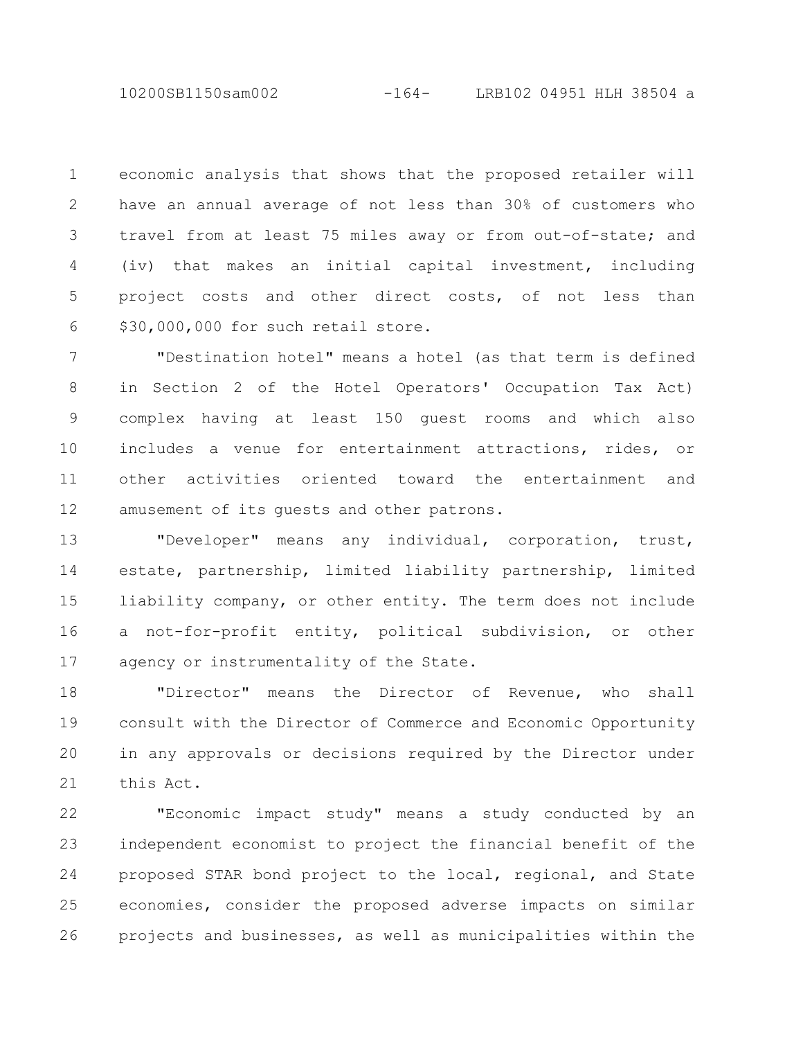economic analysis that shows that the proposed retailer will have an annual average of not less than 30% of customers who travel from at least 75 miles away or from out-of-state; and (iv) that makes an initial capital investment, including project costs and other direct costs, of not less than $30,000,000 for such retail store.

"Destination hotel" means a hotel (as that term is defined in Section 2 of the Hotel Operators' Occupation Tax Act) complex having at least 150 guest rooms and which also includes a venue for entertainment attractions, rides, or other activities oriented toward the entertainment and amusement of its guests and other patrons.

"Developer" means any individual, corporation, trust, estate, partnership, limited liability partnership, limited liability company, or other entity. The term does not include a not-for-profit entity, political subdivision, or other agency or instrumentality of the State.

"Director" means the Director of Revenue, who shall consult with the Director of Commerce and Economic Opportunity in any approvals or decisions required by the Director under this Act.

"Economic impact study" means a study conducted by an independent economist to project the financial benefit of the proposed STAR bond project to the local, regional, and State economies, consider the proposed adverse impacts on similar projects and businesses, as well as municipalities within the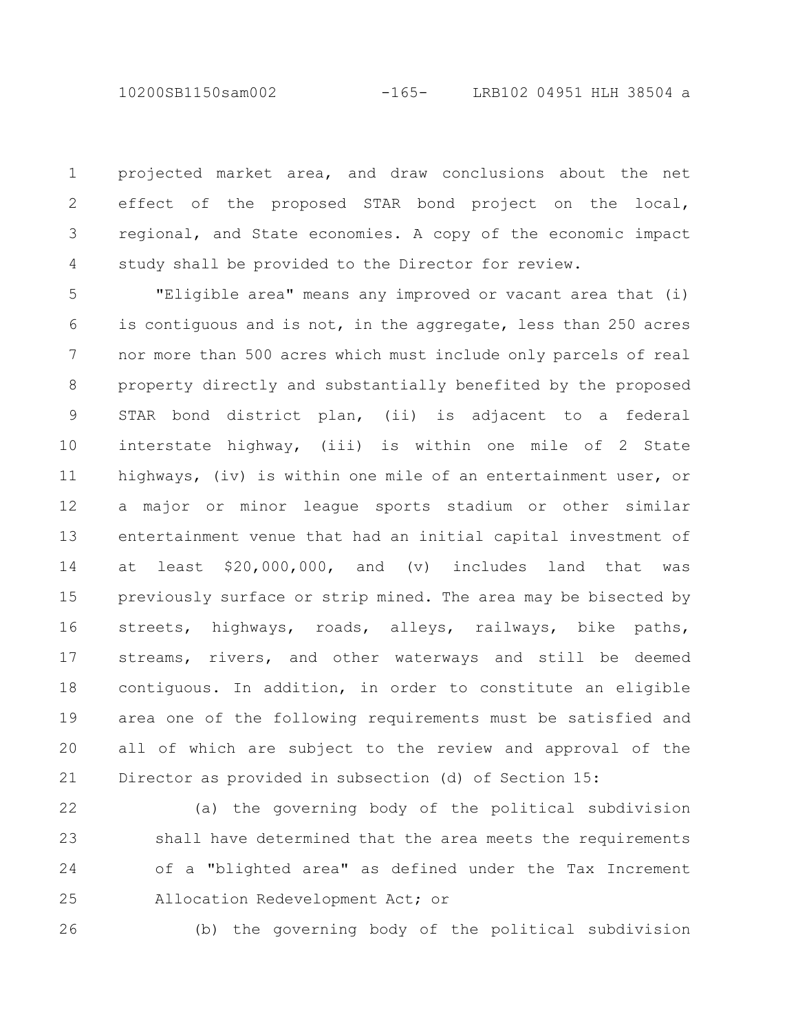projected market area, and draw conclusions about the net effect of the proposed STAR bond project on the local, regional, and State economies. A copy of the economic impact study shall be provided to the Director for review.

"Eligible area" means any improved or vacant area that (i) is contiguous and is not, in the aggregate, less than 250 acres nor more than 500 acres which must include only parcels of real property directly and substantially benefited by the proposed STAR bond district plan, (ii) is adjacent to a federal interstate highway, (iii) is within one mile of 2 State highways, (iv) is within one mile of an entertainment user, or a major or minor league sports stadium or other similar entertainment venue that had an initial capital investment of at least $20,000,000, and (v) includes land that was previously surface or strip mined. The area may be bisected by streets, highways, roads, alleys, railways, bike paths, streams, rivers, and other waterways and still be deemed contiguous. In addition, in order to constitute an eligible area one of the following requirements must be satisfied and all of which are subject to the review and approval of the Director as provided in subsection (d) of Section 15:

(a) the governing body of the political subdivision shall have determined that the area meets the requirements of a "blighted area" as defined under the Tax Increment Allocation Redevelopment Act; or

(b) the governing body of the political subdivision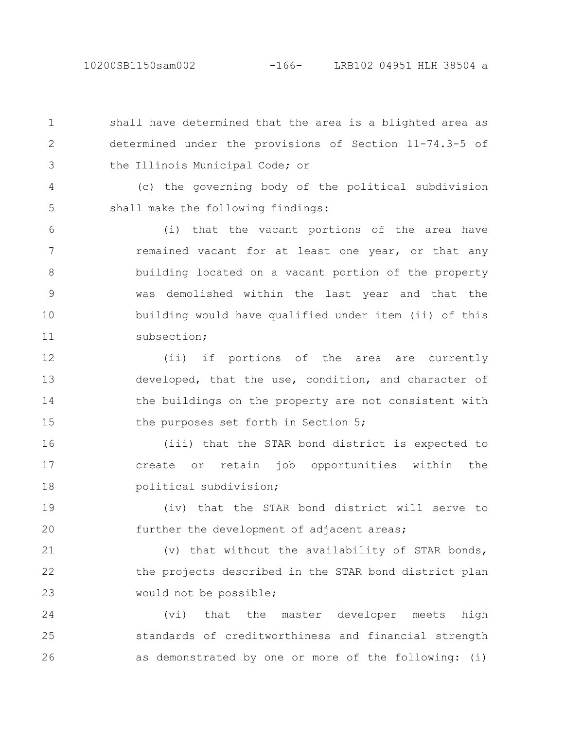shall have determined that the area is a blighted area as determined under the provisions of Section 11-74.3-5 of the Illinois Municipal Code; or

(c) the governing body of the political subdivision shall make the following findings:

(i) that the vacant portions of the area have remained vacant for at least one year, or that any building located on a vacant portion of the property was demolished within the last year and that the building would have qualified under item (ii) of this subsection;

(ii) if portions of the area are currently developed, that the use, condition, and character of the buildings on the property are not consistent with the purposes set forth in Section 5;

(iii) that the STAR bond district is expected to create or retain job opportunities within the political subdivision;

(iv) that the STAR bond district will serve to further the development of adjacent areas;

(v) that without the availability of STAR bonds, the projects described in the STAR bond district plan would not be possible;

(vi) that the master developer meets high standards of creditworthiness and financial strength as demonstrated by one or more of the following: (i)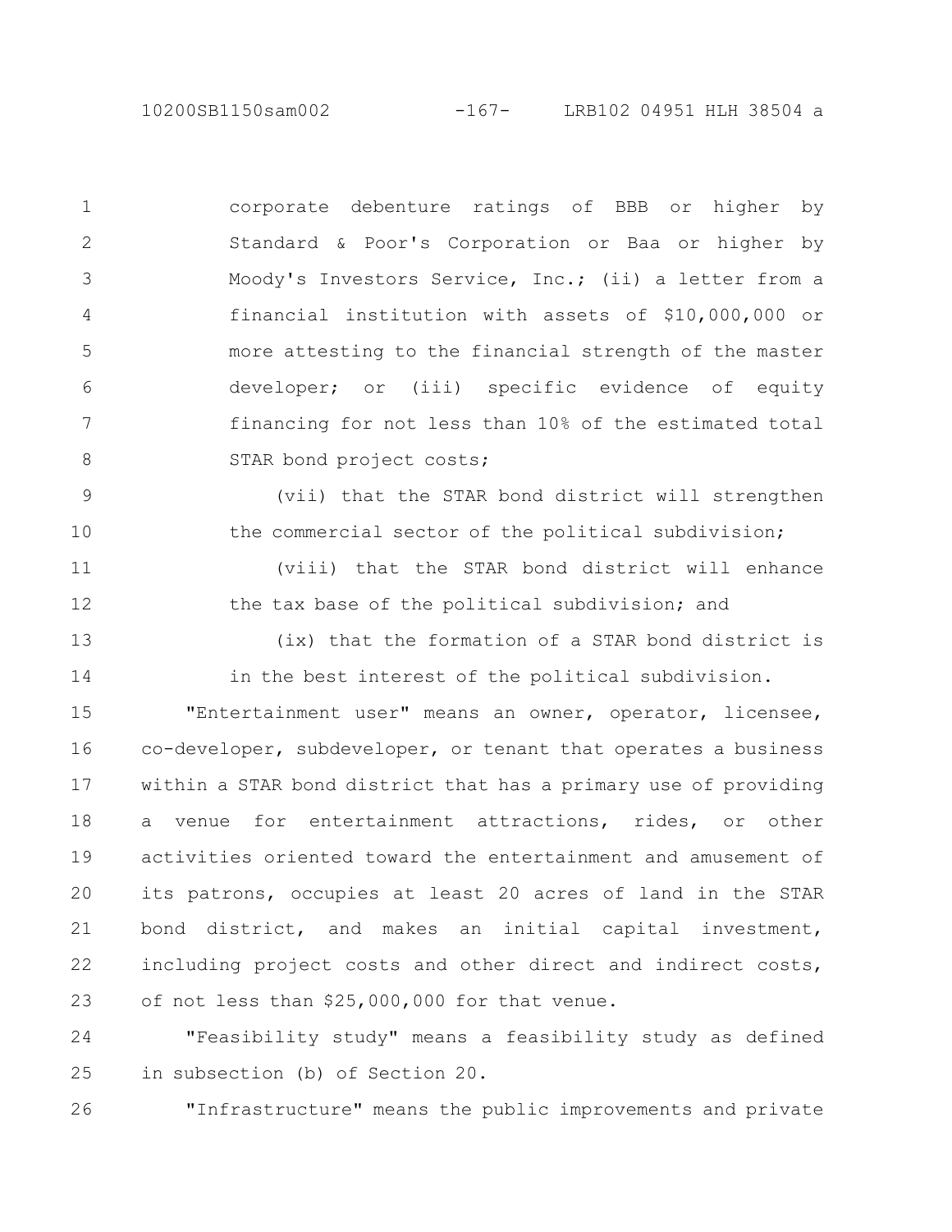corporate debenture ratings of BBB or higher by Standard & Poor's Corporation or Baa or higher by Moody's Investors Service, Inc.; (ii) a letter from a financial institution with assets of $10,000,000 or more attesting to the financial strength of the master developer; or (iii) specific evidence of equity financing for not less than 10% of the estimated total STAR bond project costs;

(vii) that the STAR bond district will strengthen the commercial sector of the political subdivision;

(viii) that the STAR bond district will enhance the tax base of the political subdivision; and

(ix) that the formation of a STAR bond district is in the best interest of the political subdivision.

"Entertainment user" means an owner, operator, licensee, co-developer, subdeveloper, or tenant that operates a business within a STAR bond district that has a primary use of providing a venue for entertainment attractions, rides, or other activities oriented toward the entertainment and amusement of its patrons, occupies at least 20 acres of land in the STAR bond district, and makes an initial capital investment, including project costs and other direct and indirect costs, of not less than $25,000,000 for that venue.

"Feasibility study" means a feasibility study as defined in subsection (b) of Section 20.

"Infrastructure" means the public improvements and private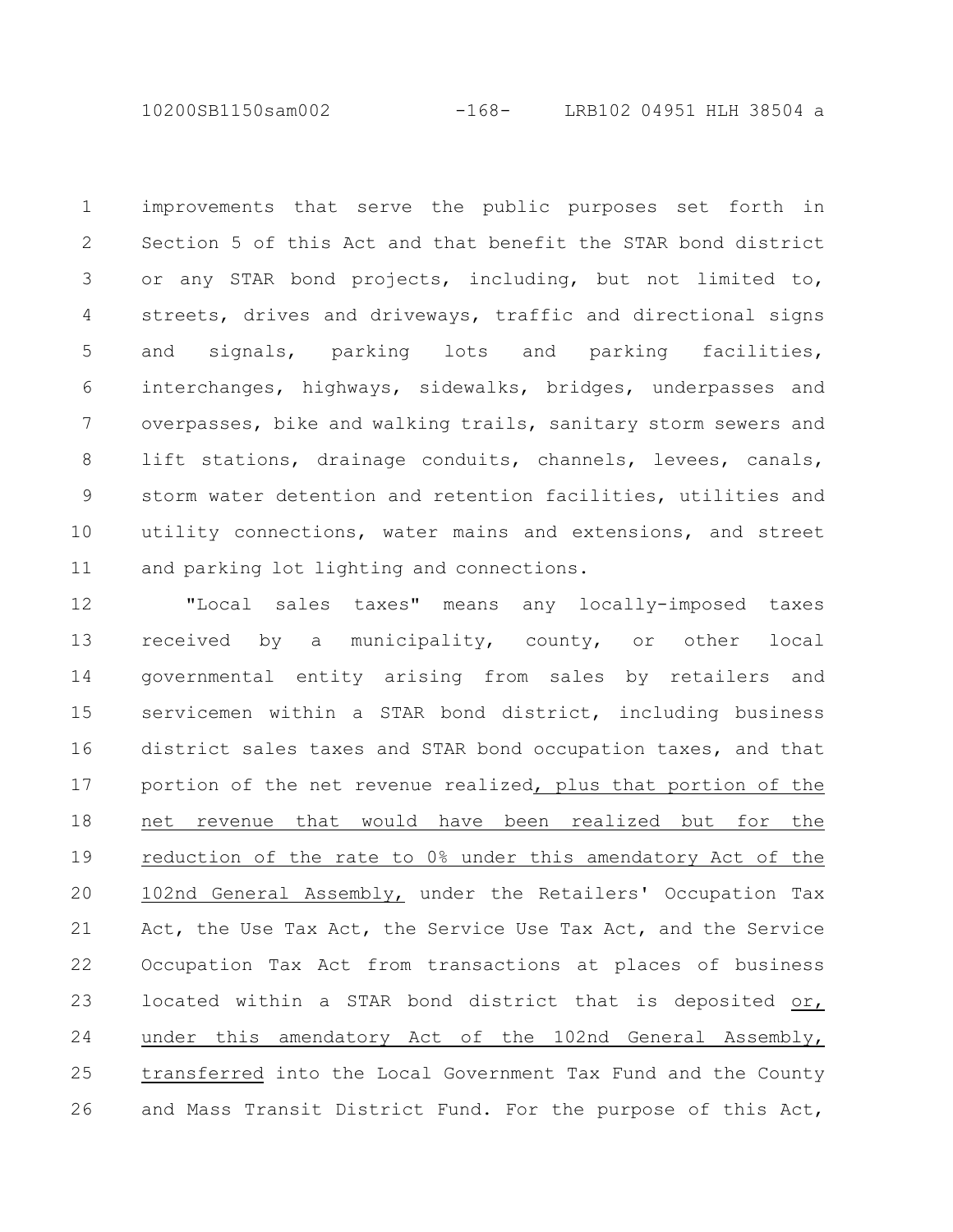improvements that serve the public purposes set forth in Section 5 of this Act and that benefit the STAR bond district or any STAR bond projects, including, but not limited to, streets, drives and driveways, traffic and directional signs and signals, parking lots and parking facilities, interchanges, highways, sidewalks, bridges, underpasses and overpasses, bike and walking trails, sanitary storm sewers and lift stations, drainage conduits, channels, levees, canals, storm water detention and retention facilities, utilities and utility connections, water mains and extensions, and street and parking lot lighting and connections.

"Local sales taxes" means any locally-imposed taxes received by a municipality, county, or other local governmental entity arising from sales by retailers and servicemen within a STAR bond district, including business district sales taxes and STAR bond occupation taxes, and that portion of the net revenue realized, plus that portion of the net revenue that would have been realized but for the reduction of the rate to 0% under this amendatory Act of the 102nd General Assembly, under the Retailers' Occupation Tax Act, the Use Tax Act, the Service Use Tax Act, and the Service Occupation Tax Act from transactions at places of business located within a STAR bond district that is deposited or, under this amendatory Act of the 102nd General Assembly, transferred into the Local Government Tax Fund and the County and Mass Transit District Fund. For the purpose of this Act,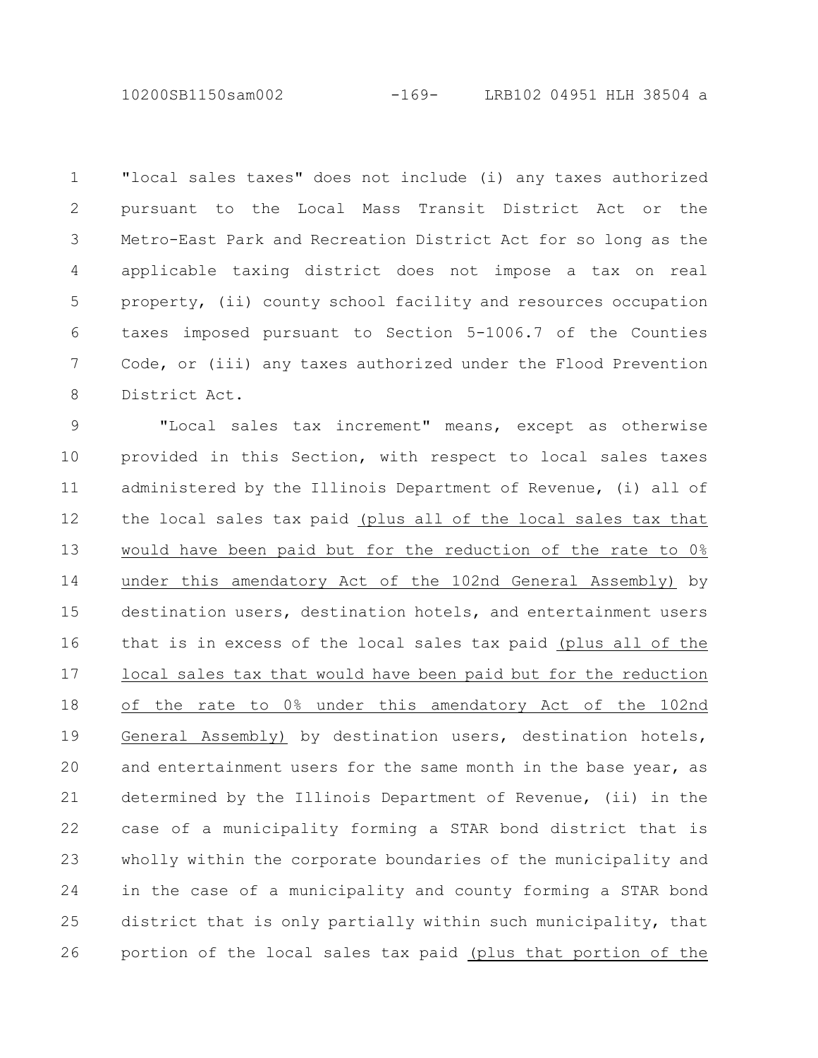"local sales taxes" does not include (i) any taxes authorized pursuant to the Local Mass Transit District Act or the Metro-East Park and Recreation District Act for so long as the applicable taxing district does not impose a tax on real property, (ii) county school facility and resources occupation taxes imposed pursuant to Section 5-1006.7 of the Counties Code, or (iii) any taxes authorized under the Flood Prevention District Act.

"Local sales tax increment" means, except as otherwise provided in this Section, with respect to local sales taxes administered by the Illinois Department of Revenue, (i) all of the local sales tax paid (plus all of the local sales tax that would have been paid but for the reduction of the rate to 0% under this amendatory Act of the 102nd General Assembly) by destination users, destination hotels, and entertainment users that is in excess of the local sales tax paid (plus all of the local sales tax that would have been paid but for the reduction of the rate to 0% under this amendatory Act of the 102nd General Assembly) by destination users, destination hotels, and entertainment users for the same month in the base year, as determined by the Illinois Department of Revenue, (ii) in the case of a municipality forming a STAR bond district that is wholly within the corporate boundaries of the municipality and in the case of a municipality and county forming a STAR bond district that is only partially within such municipality, that portion of the local sales tax paid (plus that portion of the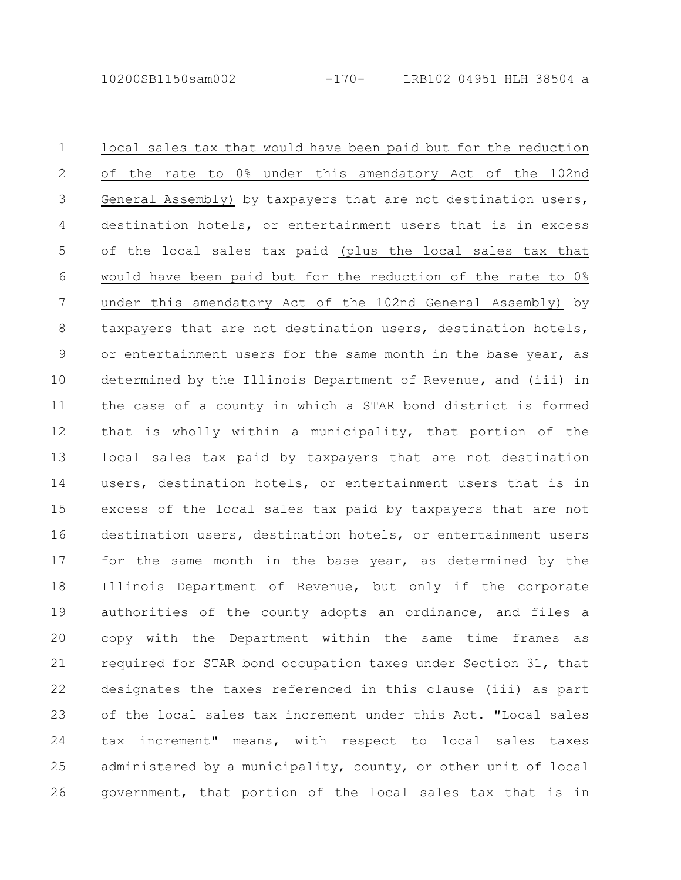local sales tax that would have been paid but for the reduction of the rate to 0% under this amendatory Act of the 102nd General Assembly) by taxpayers that are not destination users, destination hotels, or entertainment users that is in excess of the local sales tax paid (plus the local sales tax that would have been paid but for the reduction of the rate to 0% under this amendatory Act of the 102nd General Assembly) by taxpayers that are not destination users, destination hotels, or entertainment users for the same month in the base year, as determined by the Illinois Department of Revenue, and (iii) in the case of a county in which a STAR bond district is formed that is wholly within a municipality, that portion of the local sales tax paid by taxpayers that are not destination users, destination hotels, or entertainment users that is in excess of the local sales tax paid by taxpayers that are not destination users, destination hotels, or entertainment users for the same month in the base year, as determined by the Illinois Department of Revenue, but only if the corporate authorities of the county adopts an ordinance, and files a copy with the Department within the same time frames as required for STAR bond occupation taxes under Section 31, that designates the taxes referenced in this clause (iii) as part of the local sales tax increment under this Act. "Local sales tax increment" means, with respect to local sales taxes administered by a municipality, county, or other unit of local government, that portion of the local sales tax that is in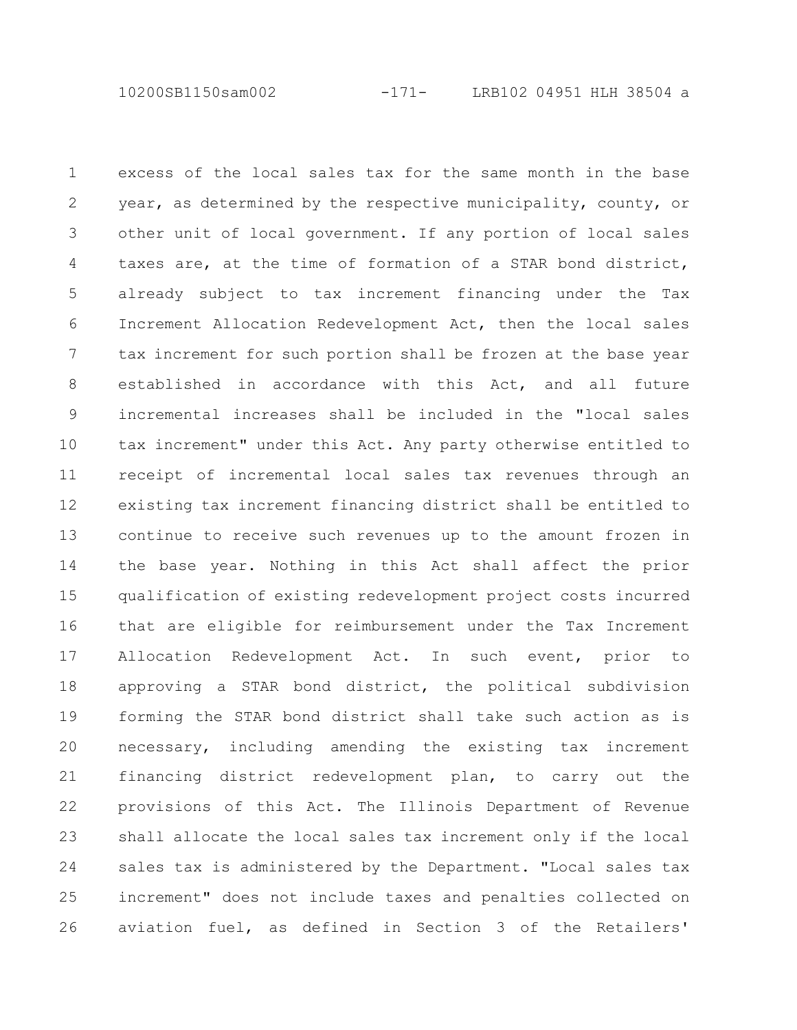excess of the local sales tax for the same month in the base year, as determined by the respective municipality, county, or other unit of local government. If any portion of local sales taxes are, at the time of formation of a STAR bond district, already subject to tax increment financing under the Tax Increment Allocation Redevelopment Act, then the local sales tax increment for such portion shall be frozen at the base year established in accordance with this Act, and all future incremental increases shall be included in the "local sales tax increment" under this Act. Any party otherwise entitled to receipt of incremental local sales tax revenues through an existing tax increment financing district shall be entitled to continue to receive such revenues up to the amount frozen in the base year. Nothing in this Act shall affect the prior qualification of existing redevelopment project costs incurred that are eligible for reimbursement under the Tax Increment Allocation Redevelopment Act. In such event, prior to approving a STAR bond district, the political subdivision forming the STAR bond district shall take such action as is necessary, including amending the existing tax increment financing district redevelopment plan, to carry out the provisions of this Act. The Illinois Department of Revenue shall allocate the local sales tax increment only if the local sales tax is administered by the Department. "Local sales tax increment" does not include taxes and penalties collected on aviation fuel, as defined in Section 3 of the Retailers'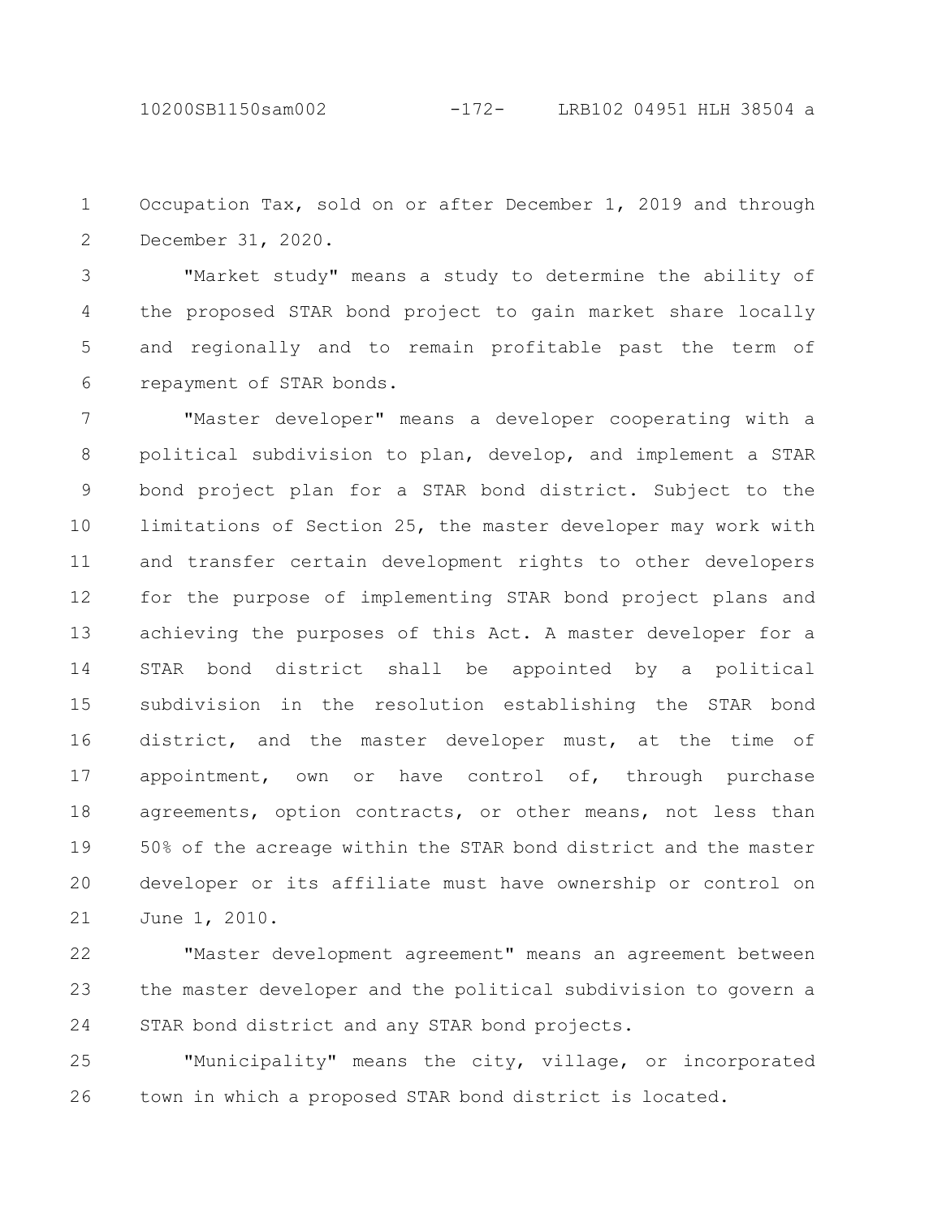Occupation Tax, sold on or after December 1, 2019 and through December 31, 2020.

"Market study" means a study to determine the ability of the proposed STAR bond project to gain market share locally and regionally and to remain profitable past the term of repayment of STAR bonds.

"Master developer" means a developer cooperating with a political subdivision to plan, develop, and implement a STAR bond project plan for a STAR bond district. Subject to the limitations of Section 25, the master developer may work with and transfer certain development rights to other developers for the purpose of implementing STAR bond project plans and achieving the purposes of this Act. A master developer for a STAR bond district shall be appointed by a political subdivision in the resolution establishing the STAR bond district, and the master developer must, at the time of appointment, own or have control of, through purchase agreements, option contracts, or other means, not less than 50% of the acreage within the STAR bond district and the master developer or its affiliate must have ownership or control on June 1, 2010.

"Master development agreement" means an agreement between the master developer and the political subdivision to govern a STAR bond district and any STAR bond projects.

"Municipality" means the city, village, or incorporated town in which a proposed STAR bond district is located.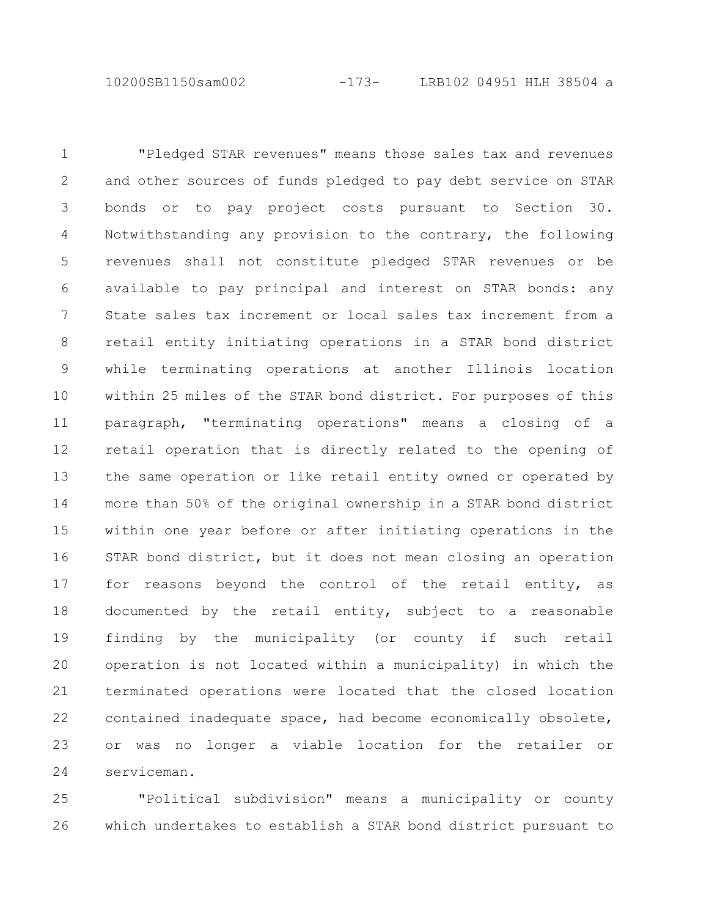"Pledged STAR revenues" means those sales tax and revenues and other sources of funds pledged to pay debt service on STAR bonds or to pay project costs pursuant to Section 30. Notwithstanding any provision to the contrary, the following revenues shall not constitute pledged STAR revenues or be available to pay principal and interest on STAR bonds: any State sales tax increment or local sales tax increment from a retail entity initiating operations in a STAR bond district while terminating operations at another Illinois location within 25 miles of the STAR bond district. For purposes of this paragraph, "terminating operations" means a closing of a retail operation that is directly related to the opening of the same operation or like retail entity owned or operated by more than 50% of the original ownership in a STAR bond district within one year before or after initiating operations in the STAR bond district, but it does not mean closing an operation for reasons beyond the control of the retail entity, as documented by the retail entity, subject to a reasonable finding by the municipality (or county if such retail operation is not located within a municipality) in which the terminated operations were located that the closed location contained inadequate space, had become economically obsolete, or was no longer a viable location for the retailer or serviceman.

"Political subdivision" means a municipality or county which undertakes to establish a STAR bond district pursuant to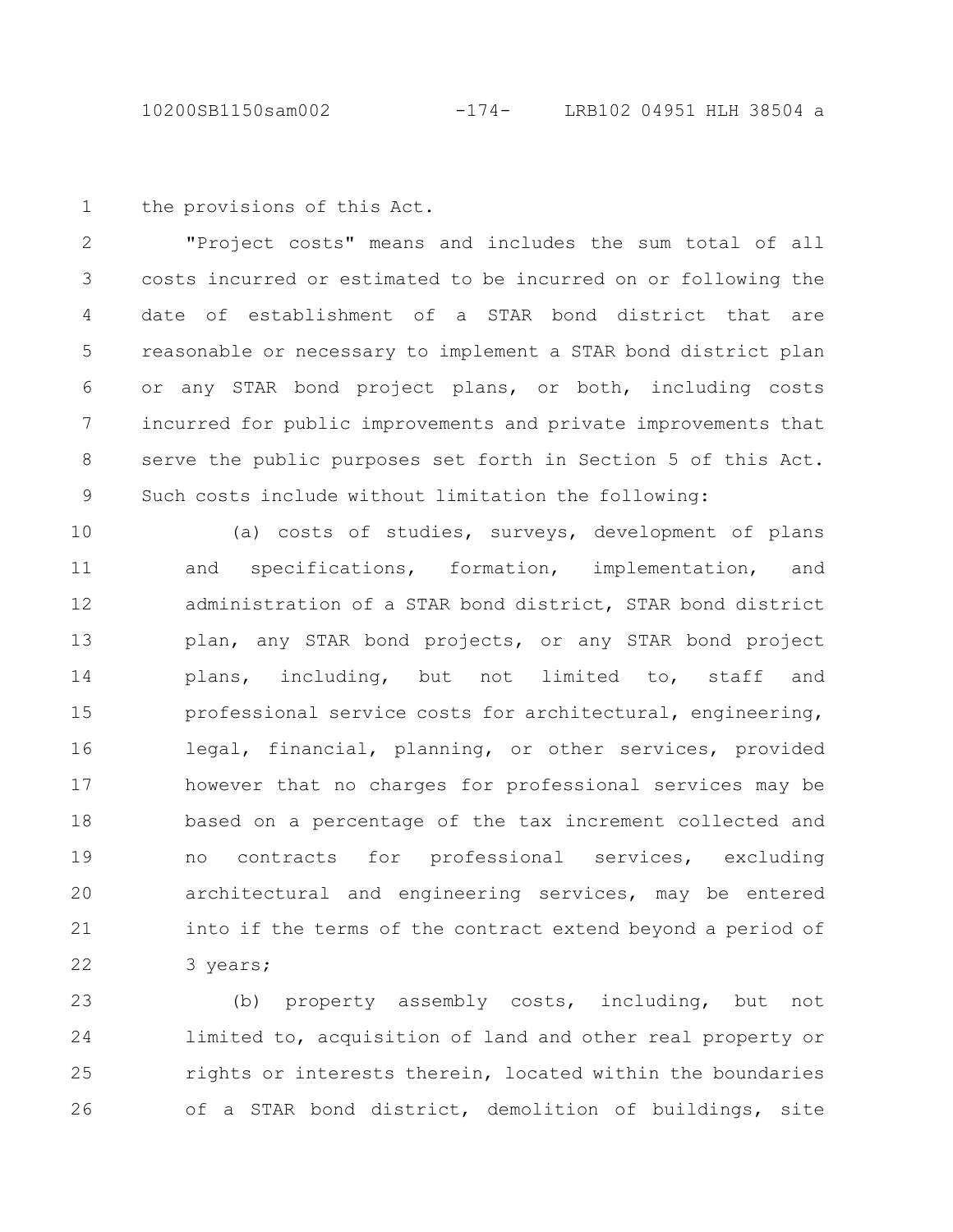the provisions of this Act.

"Project costs" means and includes the sum total of all costs incurred or estimated to be incurred on or following the date of establishment of a STAR bond district that are reasonable or necessary to implement a STAR bond district plan or any STAR bond project plans, or both, including costs incurred for public improvements and private improvements that serve the public purposes set forth in Section 5 of this Act. Such costs include without limitation the following:

(a) costs of studies, surveys, development of plans and specifications, formation, implementation, and administration of a STAR bond district, STAR bond district plan, any STAR bond projects, or any STAR bond project plans, including, but not limited to, staff and professional service costs for architectural, engineering, legal, financial, planning, or other services, provided however that no charges for professional services may be based on a percentage of the tax increment collected and no contracts for professional services, excluding architectural and engineering services, may be entered into if the terms of the contract extend beyond a period of 3 years;

(b) property assembly costs, including, but not limited to, acquisition of land and other real property or rights or interests therein, located within the boundaries of a STAR bond district, demolition of buildings, site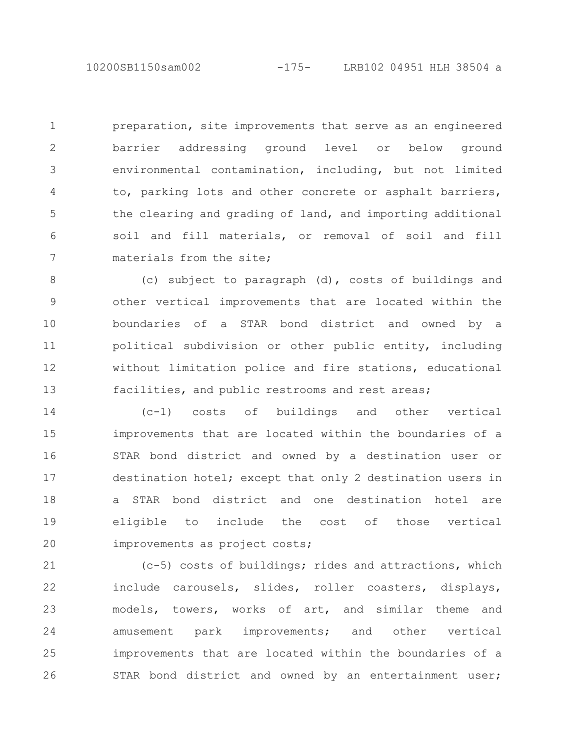preparation, site improvements that serve as an engineered barrier addressing ground level or below ground environmental contamination, including, but not limited to, parking lots and other concrete or asphalt barriers, the clearing and grading of land, and importing additional soil and fill materials, or removal of soil and fill materials from the site;

(c) subject to paragraph (d), costs of buildings and other vertical improvements that are located within the boundaries of a STAR bond district and owned by a political subdivision or other public entity, including without limitation police and fire stations, educational facilities, and public restrooms and rest areas;

(c-1) costs of buildings and other vertical improvements that are located within the boundaries of a STAR bond district and owned by a destination user or destination hotel; except that only 2 destination users in a STAR bond district and one destination hotel are eligible to include the cost of those vertical improvements as project costs;

(c-5) costs of buildings; rides and attractions, which include carousels, slides, roller coasters, displays, models, towers, works of art, and similar theme and amusement park improvements; and other vertical improvements that are located within the boundaries of a STAR bond district and owned by an entertainment user;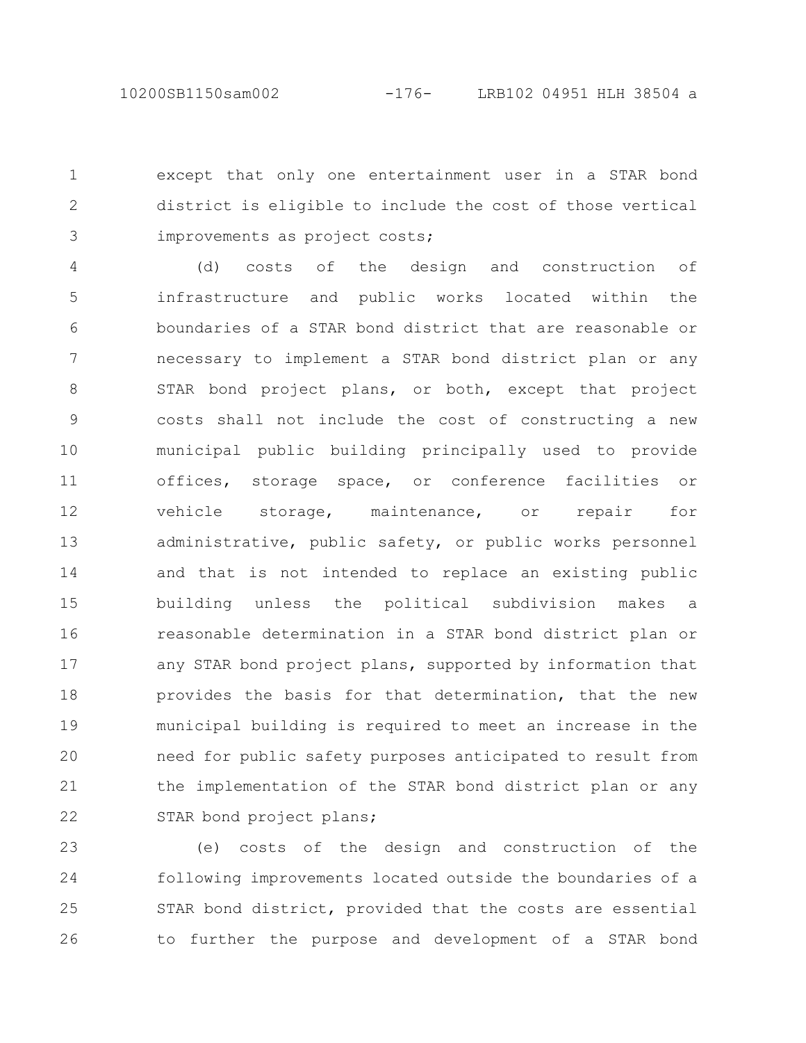except that only one entertainment user in a STAR bond district is eligible to include the cost of those vertical improvements as project costs;

(d) costs of the design and construction of infrastructure and public works located within the boundaries of a STAR bond district that are reasonable or necessary to implement a STAR bond district plan or any STAR bond project plans, or both, except that project costs shall not include the cost of constructing a new municipal public building principally used to provide offices, storage space, or conference facilities or vehicle storage, maintenance, or repair for administrative, public safety, or public works personnel and that is not intended to replace an existing public building unless the political subdivision makes a reasonable determination in a STAR bond district plan or any STAR bond project plans, supported by information that provides the basis for that determination, that the new municipal building is required to meet an increase in the need for public safety purposes anticipated to result from the implementation of the STAR bond district plan or any STAR bond project plans;

(e) costs of the design and construction of the following improvements located outside the boundaries of a STAR bond district, provided that the costs are essential to further the purpose and development of a STAR bond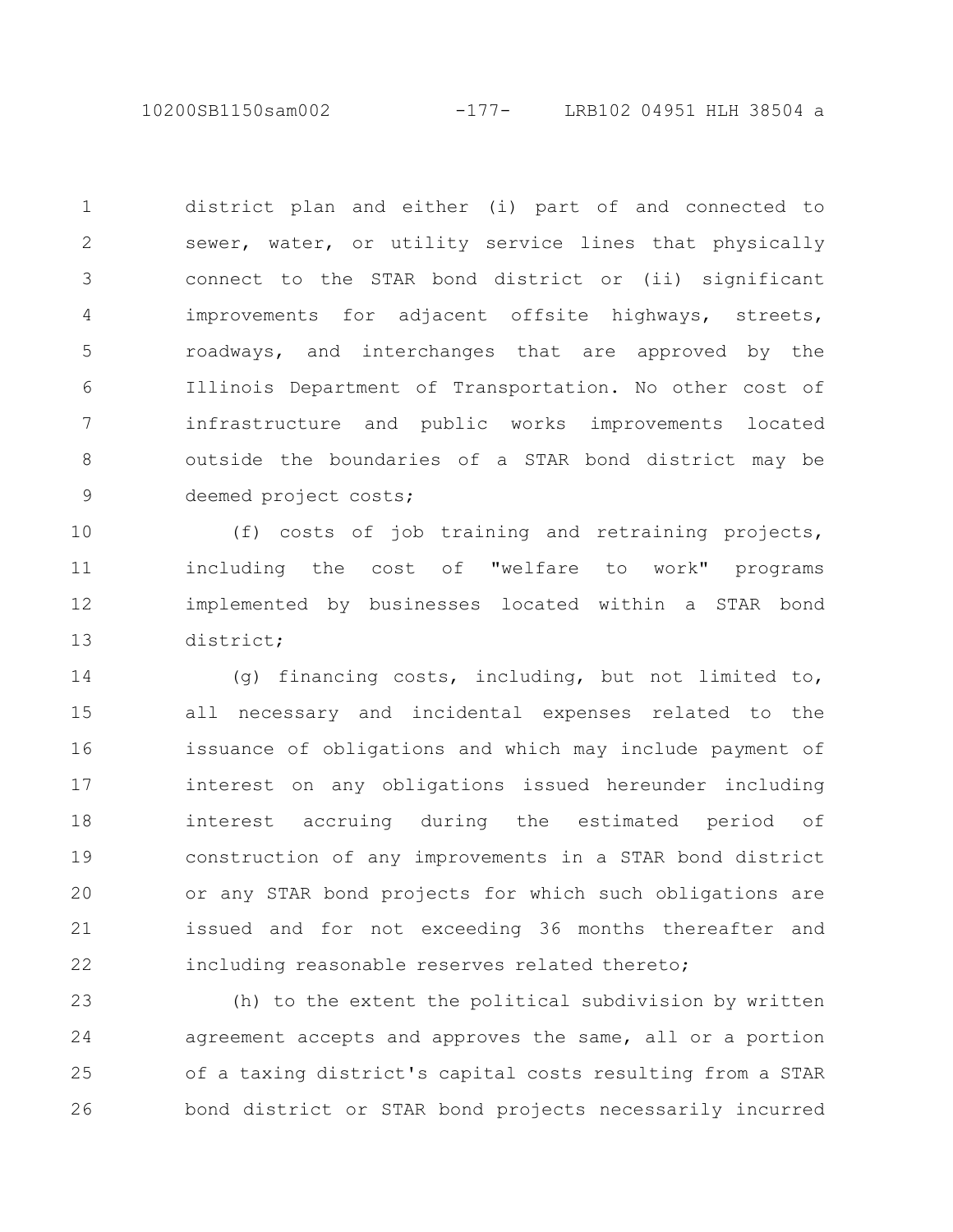district plan and either (i) part of and connected to sewer, water, or utility service lines that physically connect to the STAR bond district or (ii) significant improvements for adjacent offsite highways, streets, roadways, and interchanges that are approved by the Illinois Department of Transportation. No other cost of infrastructure and public works improvements located outside the boundaries of a STAR bond district may be deemed project costs;

(f) costs of job training and retraining projects, including the cost of "welfare to work" programs implemented by businesses located within a STAR bond district;

(g) financing costs, including, but not limited to, all necessary and incidental expenses related to the issuance of obligations and which may include payment of interest on any obligations issued hereunder including interest accruing during the estimated period of construction of any improvements in a STAR bond district or any STAR bond projects for which such obligations are issued and for not exceeding 36 months thereafter and including reasonable reserves related thereto;

(h) to the extent the political subdivision by written agreement accepts and approves the same, all or a portion of a taxing district's capital costs resulting from a STAR bond district or STAR bond projects necessarily incurred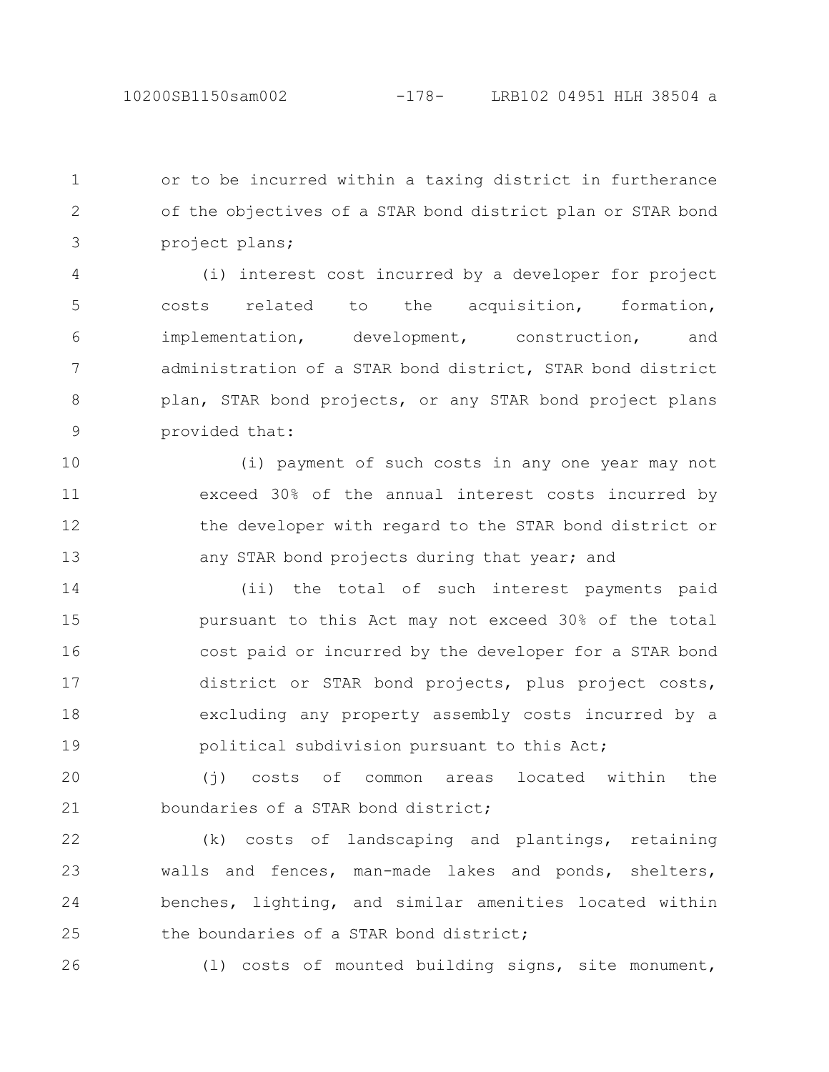or to be incurred within a taxing district in furtherance of the objectives of a STAR bond district plan or STAR bond project plans;

(i) interest cost incurred by a developer for project costs related to the acquisition, formation, implementation, development, construction, and administration of a STAR bond district, STAR bond district plan, STAR bond projects, or any STAR bond project plans provided that:

(i) payment of such costs in any one year may not exceed 30% of the annual interest costs incurred by the developer with regard to the STAR bond district or any STAR bond projects during that year; and

(ii) the total of such interest payments paid pursuant to this Act may not exceed 30% of the total cost paid or incurred by the developer for a STAR bond district or STAR bond projects, plus project costs, excluding any property assembly costs incurred by a political subdivision pursuant to this Act;

(j) costs of common areas located within the boundaries of a STAR bond district;

(k) costs of landscaping and plantings, retaining walls and fences, man-made lakes and ponds, shelters, benches, lighting, and similar amenities located within the boundaries of a STAR bond district;

(l) costs of mounted building signs, site monument,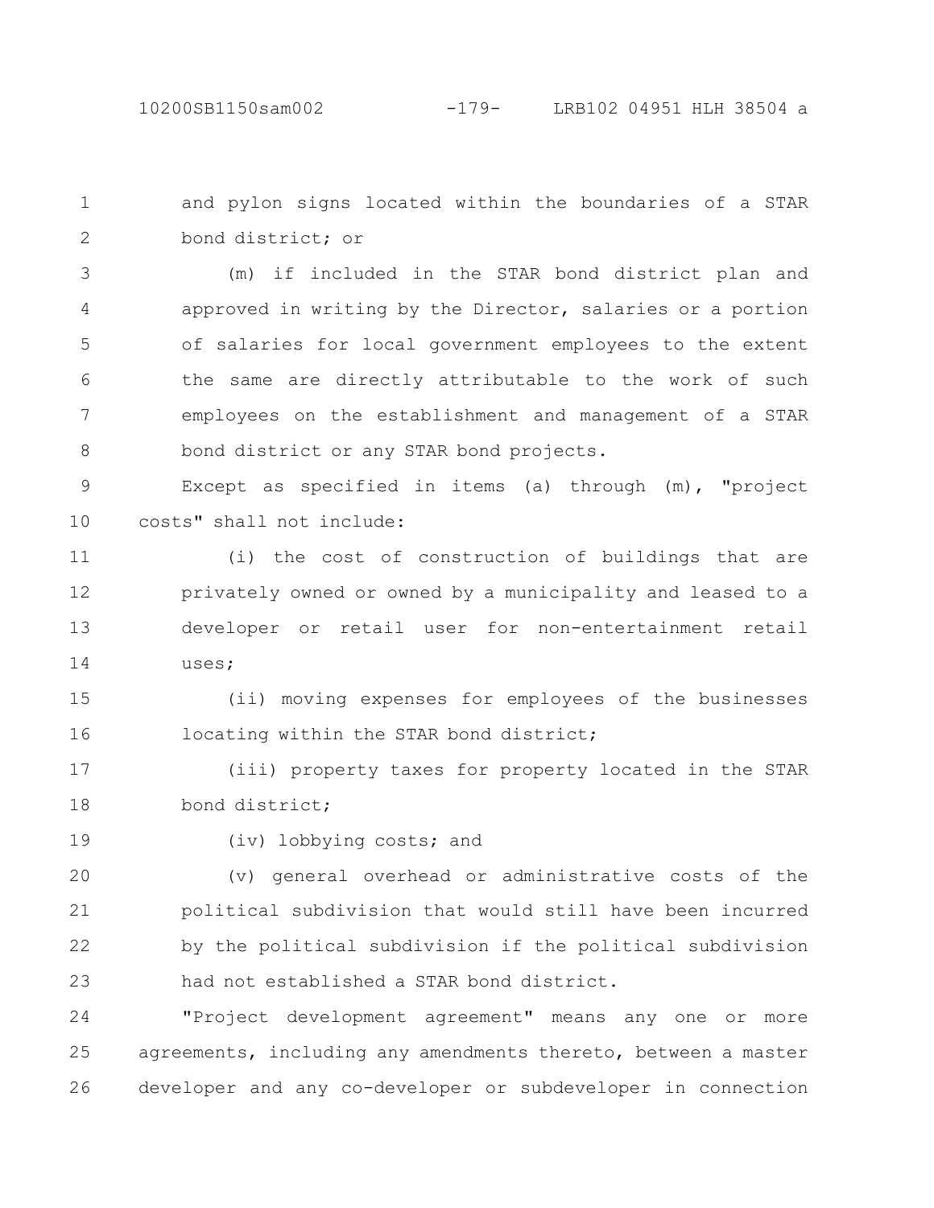and pylon signs located within the boundaries of a STAR bond district; or

(m) if included in the STAR bond district plan and approved in writing by the Director, salaries or a portion of salaries for local government employees to the extent the same are directly attributable to the work of such employees on the establishment and management of a STAR bond district or any STAR bond projects.

Except as specified in items (a) through (m), "project costs" shall not include:

(i) the cost of construction of buildings that are privately owned or owned by a municipality and leased to a developer or retail user for non-entertainment retail uses;

(ii) moving expenses for employees of the businesses locating within the STAR bond district;

(iii) property taxes for property located in the STAR bond district;

(iv) lobbying costs; and

(v) general overhead or administrative costs of the political subdivision that would still have been incurred by the political subdivision if the political subdivision had not established a STAR bond district.

"Project development agreement" means any one or more agreements, including any amendments thereto, between a master developer and any co-developer or subdeveloper in connection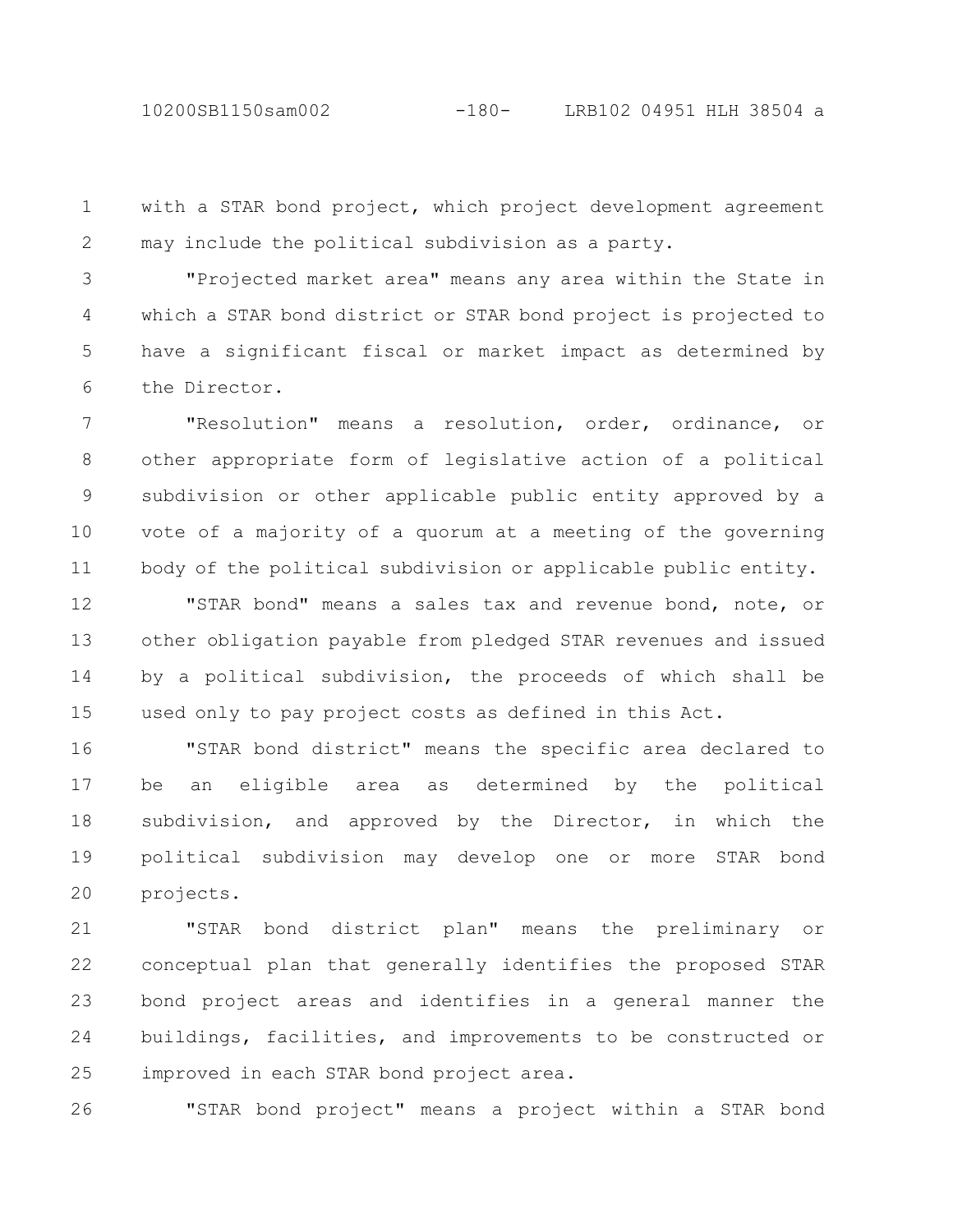with a STAR bond project, which project development agreement may include the political subdivision as a party.

"Projected market area" means any area within the State in which a STAR bond district or STAR bond project is projected to have a significant fiscal or market impact as determined by the Director.

"Resolution" means a resolution, order, ordinance, or other appropriate form of legislative action of a political subdivision or other applicable public entity approved by a vote of a majority of a quorum at a meeting of the governing body of the political subdivision or applicable public entity.

"STAR bond" means a sales tax and revenue bond, note, or other obligation payable from pledged STAR revenues and issued by a political subdivision, the proceeds of which shall be used only to pay project costs as defined in this Act.

"STAR bond district" means the specific area declared to be an eligible area as determined by the political subdivision, and approved by the Director, in which the political subdivision may develop one or more STAR bond projects.

"STAR bond district plan" means the preliminary or conceptual plan that generally identifies the proposed STAR bond project areas and identifies in a general manner the buildings, facilities, and improvements to be constructed or improved in each STAR bond project area.

"STAR bond project" means a project within a STAR bond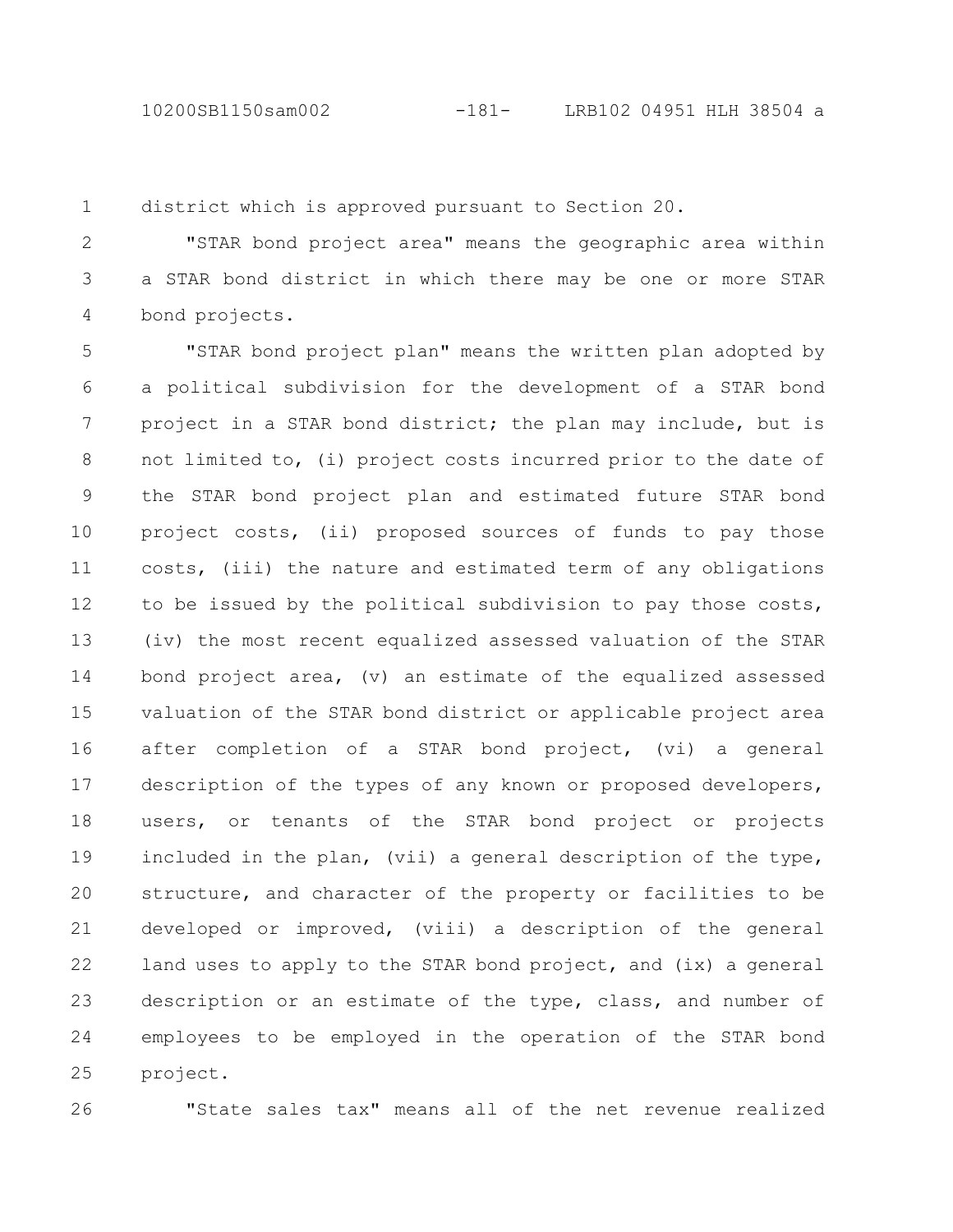district which is approved pursuant to Section 20.

"STAR bond project area" means the geographic area within a STAR bond district in which there may be one or more STAR bond projects.

"STAR bond project plan" means the written plan adopted by a political subdivision for the development of a STAR bond project in a STAR bond district; the plan may include, but is not limited to, (i) project costs incurred prior to the date of the STAR bond project plan and estimated future STAR bond project costs, (ii) proposed sources of funds to pay those costs, (iii) the nature and estimated term of any obligations to be issued by the political subdivision to pay those costs, (iv) the most recent equalized assessed valuation of the STAR bond project area, (v) an estimate of the equalized assessed valuation of the STAR bond district or applicable project area after completion of a STAR bond project, (vi) a general description of the types of any known or proposed developers, users, or tenants of the STAR bond project or projects included in the plan, (vii) a general description of the type, structure, and character of the property or facilities to be developed or improved, (viii) a description of the general land uses to apply to the STAR bond project, and (ix) a general description or an estimate of the type, class, and number of employees to be employed in the operation of the STAR bond project.

"State sales tax" means all of the net revenue realized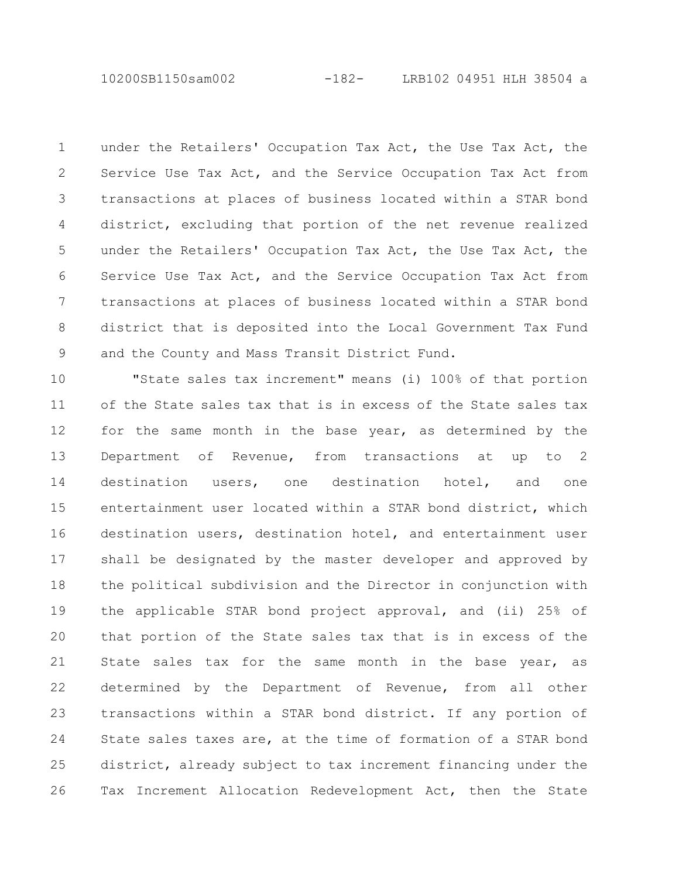under the Retailers' Occupation Tax Act, the Use Tax Act, the Service Use Tax Act, and the Service Occupation Tax Act from transactions at places of business located within a STAR bond district, excluding that portion of the net revenue realized under the Retailers' Occupation Tax Act, the Use Tax Act, the Service Use Tax Act, and the Service Occupation Tax Act from transactions at places of business located within a STAR bond district that is deposited into the Local Government Tax Fund and the County and Mass Transit District Fund.

"State sales tax increment" means (i) 100% of that portion of the State sales tax that is in excess of the State sales tax for the same month in the base year, as determined by the Department of Revenue, from transactions at up to 2 destination users, one destination hotel, and one entertainment user located within a STAR bond district, which destination users, destination hotel, and entertainment user shall be designated by the master developer and approved by the political subdivision and the Director in conjunction with the applicable STAR bond project approval, and (ii) 25% of that portion of the State sales tax that is in excess of the State sales tax for the same month in the base year, as determined by the Department of Revenue, from all other transactions within a STAR bond district. If any portion of State sales taxes are, at the time of formation of a STAR bond district, already subject to tax increment financing under the Tax Increment Allocation Redevelopment Act, then the State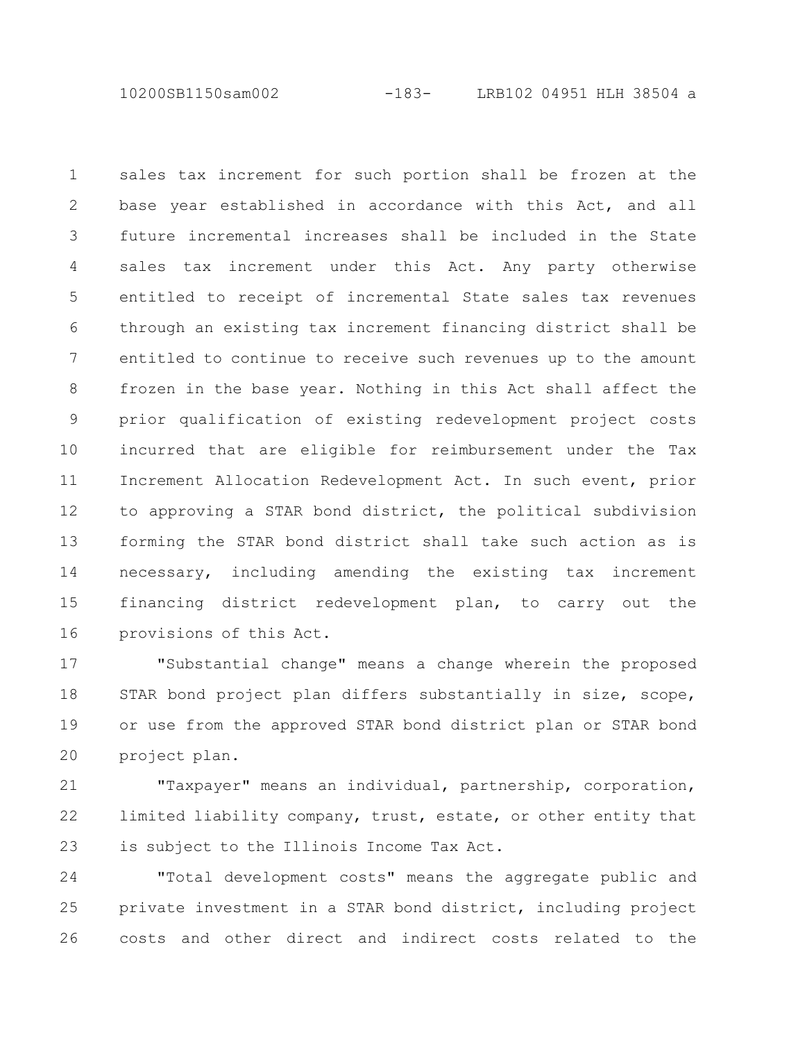sales tax increment for such portion shall be frozen at the base year established in accordance with this Act, and all future incremental increases shall be included in the State sales tax increment under this Act. Any party otherwise entitled to receipt of incremental State sales tax revenues through an existing tax increment financing district shall be entitled to continue to receive such revenues up to the amount frozen in the base year. Nothing in this Act shall affect the prior qualification of existing redevelopment project costs incurred that are eligible for reimbursement under the Tax Increment Allocation Redevelopment Act. In such event, prior to approving a STAR bond district, the political subdivision forming the STAR bond district shall take such action as is necessary, including amending the existing tax increment financing district redevelopment plan, to carry out the provisions of this Act.

"Substantial change" means a change wherein the proposed STAR bond project plan differs substantially in size, scope, or use from the approved STAR bond district plan or STAR bond project plan.

"Taxpayer" means an individual, partnership, corporation, limited liability company, trust, estate, or other entity that is subject to the Illinois Income Tax Act.

"Total development costs" means the aggregate public and private investment in a STAR bond district, including project costs and other direct and indirect costs related to the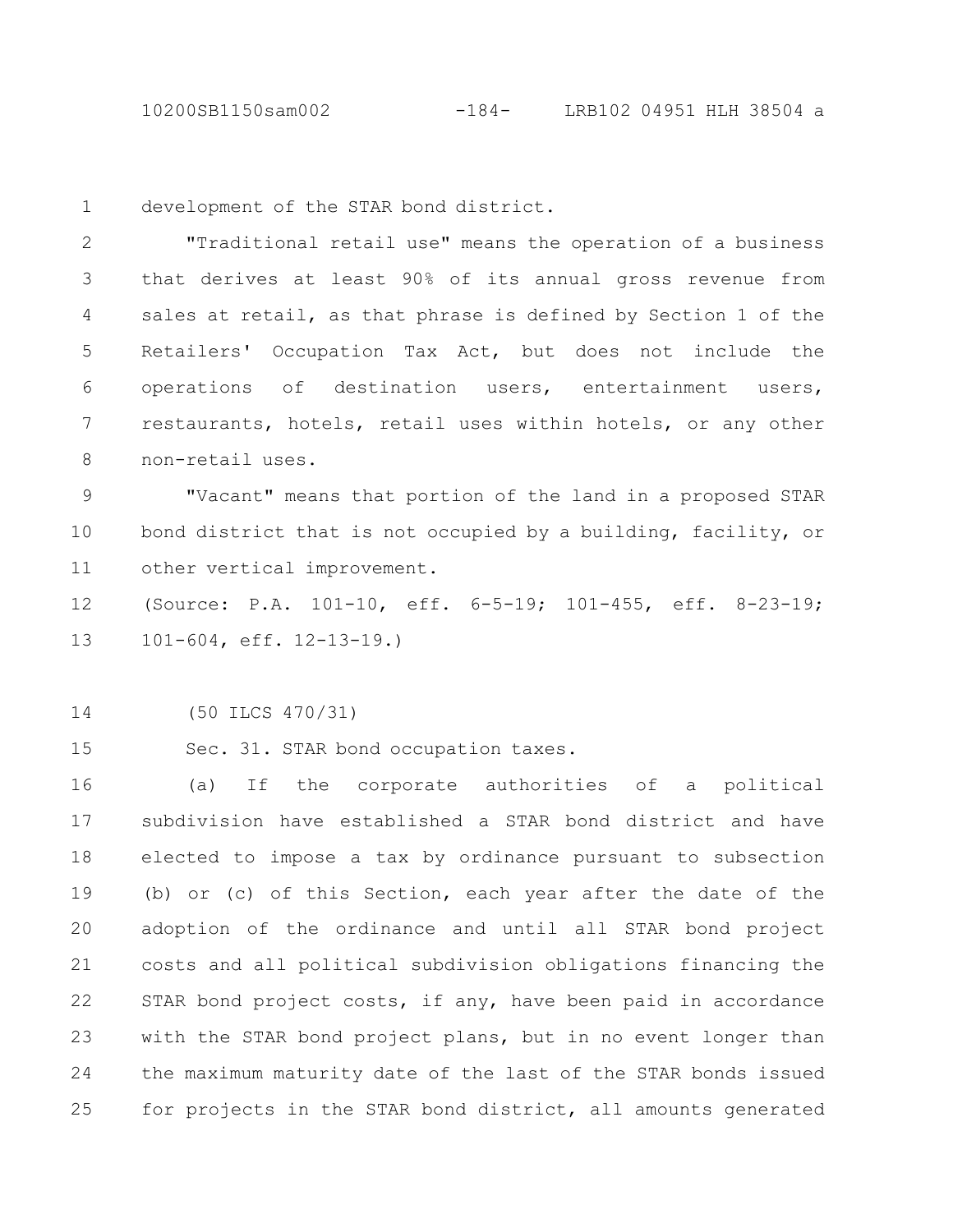development of the STAR bond district.

"Traditional retail use" means the operation of a business that derives at least 90% of its annual gross revenue from sales at retail, as that phrase is defined by Section 1 of the Retailers' Occupation Tax Act, but does not include the operations of destination users, entertainment users, restaurants, hotels, retail uses within hotels, or any other non-retail uses.

"Vacant" means that portion of the land in a proposed STAR bond district that is not occupied by a building, facility, or other vertical improvement.

(Source: P.A. 101-10, eff. 6-5-19; 101-455, eff. 8-23-19; 101-604, eff. 12-13-19.)

(50 ILCS 470/31)

Sec. 31. STAR bond occupation taxes.

(a) If the corporate authorities of a political subdivision have established a STAR bond district and have elected to impose a tax by ordinance pursuant to subsection (b) or (c) of this Section, each year after the date of the adoption of the ordinance and until all STAR bond project costs and all political subdivision obligations financing the STAR bond project costs, if any, have been paid in accordance with the STAR bond project plans, but in no event longer than the maximum maturity date of the last of the STAR bonds issued for projects in the STAR bond district, all amounts generated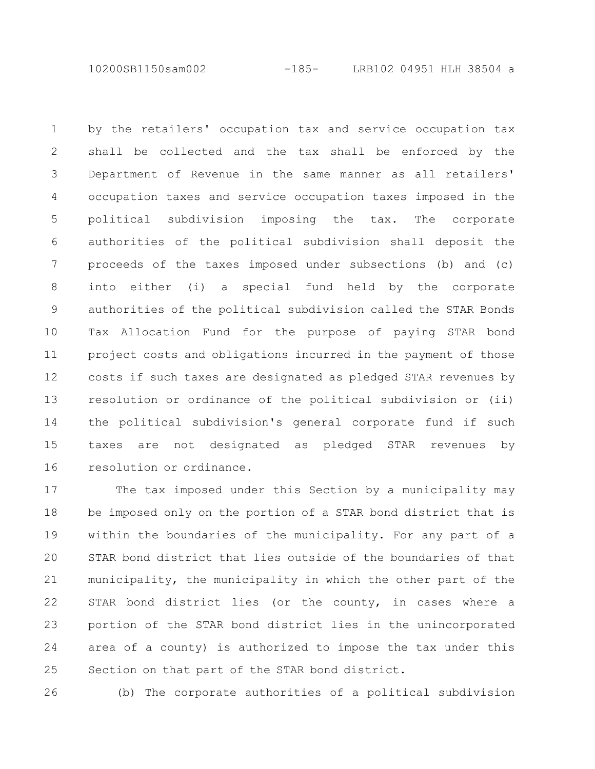by the retailers' occupation tax and service occupation tax shall be collected and the tax shall be enforced by the Department of Revenue in the same manner as all retailers' occupation taxes and service occupation taxes imposed in the political subdivision imposing the tax. The corporate authorities of the political subdivision shall deposit the proceeds of the taxes imposed under subsections (b) and (c) into either (i) a special fund held by the corporate authorities of the political subdivision called the STAR Bonds Tax Allocation Fund for the purpose of paying STAR bond project costs and obligations incurred in the payment of those costs if such taxes are designated as pledged STAR revenues by resolution or ordinance of the political subdivision or (ii) the political subdivision's general corporate fund if such taxes are not designated as pledged STAR revenues by resolution or ordinance.

The tax imposed under this Section by a municipality may be imposed only on the portion of a STAR bond district that is within the boundaries of the municipality. For any part of a STAR bond district that lies outside of the boundaries of that municipality, the municipality in which the other part of the STAR bond district lies (or the county, in cases where a portion of the STAR bond district lies in the unincorporated area of a county) is authorized to impose the tax under this Section on that part of the STAR bond district.

(b) The corporate authorities of a political subdivision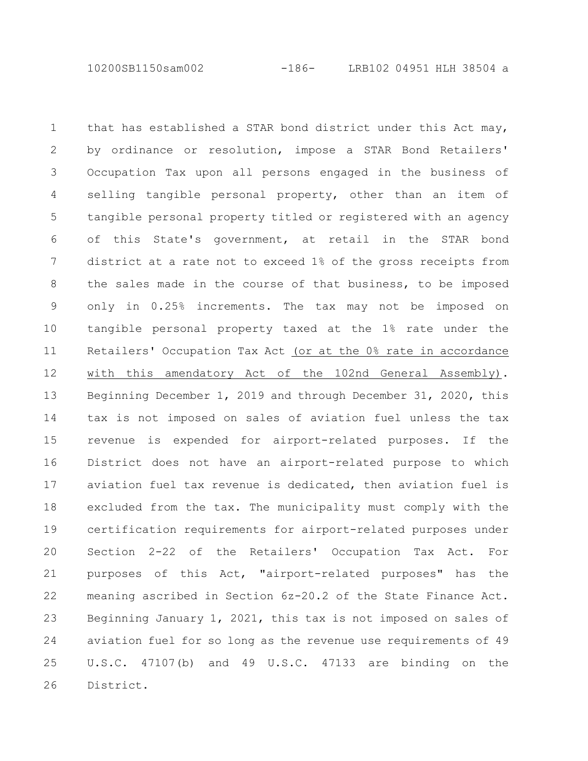that has established a STAR bond district under this Act may, by ordinance or resolution, impose a STAR Bond Retailers' Occupation Tax upon all persons engaged in the business of selling tangible personal property, other than an item of tangible personal property titled or registered with an agency of this State's government, at retail in the STAR bond district at a rate not to exceed 1% of the gross receipts from the sales made in the course of that business, to be imposed only in 0.25% increments. The tax may not be imposed on tangible personal property taxed at the 1% rate under the Retailers' Occupation Tax Act <u>(or at the 0% rate in accordance with this amendatory Act of the 102nd General Assembly)</u>. Beginning December 1, 2019 and through December 31, 2020, this tax is not imposed on sales of aviation fuel unless the tax revenue is expended for airport-related purposes. If the District does not have an airport-related purpose to which aviation fuel tax revenue is dedicated, then aviation fuel is excluded from the tax. The municipality must comply with the certification requirements for airport-related purposes under Section 2-22 of the Retailers' Occupation Tax Act. For purposes of this Act, "airport-related purposes" has the meaning ascribed in Section 6z-20.2 of the State Finance Act. Beginning January 1, 2021, this tax is not imposed on sales of aviation fuel for so long as the revenue use requirements of 49 U.S.C. 47107(b) and 49 U.S.C. 47133 are binding on the District.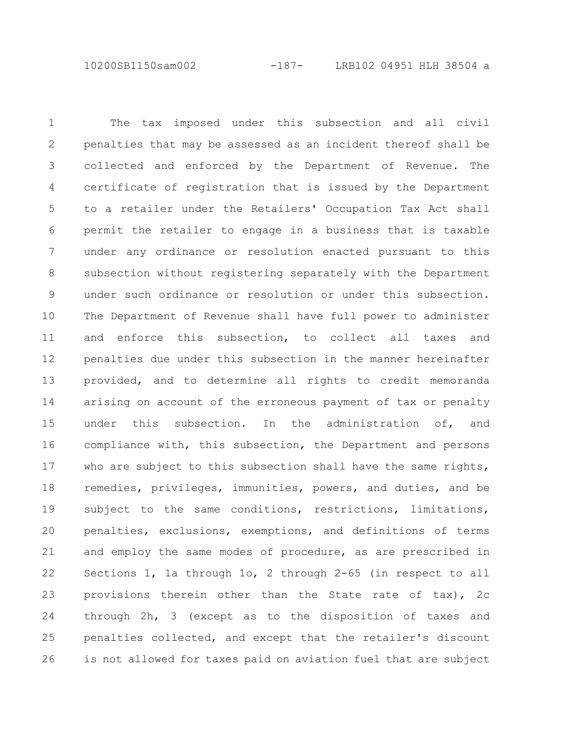The tax imposed under this subsection and all civil penalties that may be assessed as an incident thereof shall be collected and enforced by the Department of Revenue. The certificate of registration that is issued by the Department to a retailer under the Retailers' Occupation Tax Act shall permit the retailer to engage in a business that is taxable under any ordinance or resolution enacted pursuant to this subsection without registering separately with the Department under such ordinance or resolution or under this subsection. The Department of Revenue shall have full power to administer and enforce this subsection, to collect all taxes and penalties due under this subsection in the manner hereinafter provided, and to determine all rights to credit memoranda arising on account of the erroneous payment of tax or penalty under this subsection. In the administration of, and compliance with, this subsection, the Department and persons who are subject to this subsection shall have the same rights, remedies, privileges, immunities, powers, and duties, and be subject to the same conditions, restrictions, limitations, penalties, exclusions, exemptions, and definitions of terms and employ the same modes of procedure, as are prescribed in Sections 1, 1a through 1o, 2 through 2-65 (in respect to all provisions therein other than the State rate of tax), 2c through 2h, 3 (except as to the disposition of taxes and penalties collected, and except that the retailer's discount is not allowed for taxes paid on aviation fuel that are subject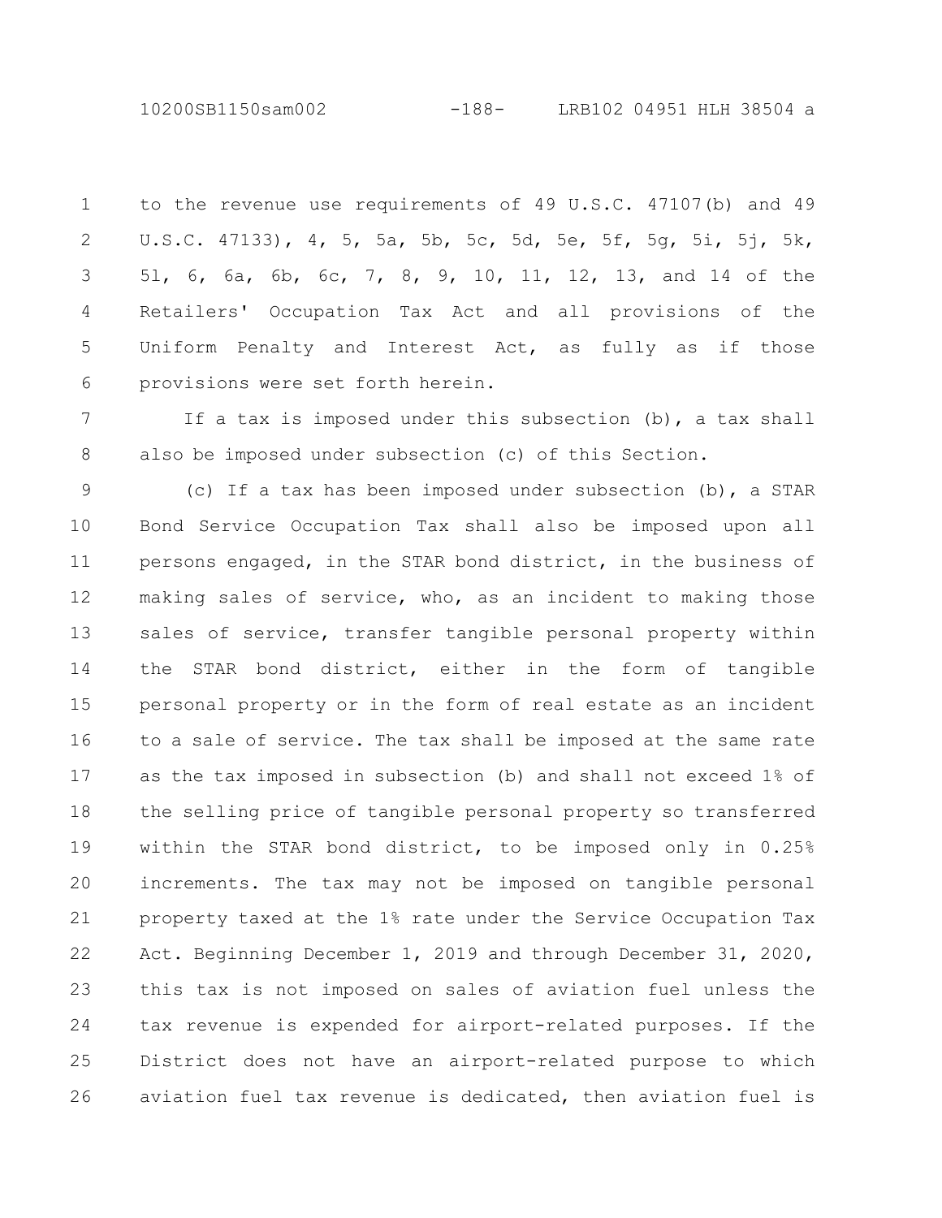to the revenue use requirements of 49 U.S.C. 47107(b) and 49 U.S.C. 47133), 4, 5, 5a, 5b, 5c, 5d, 5e, 5f, 5g, 5i, 5j, 5k, 5l, 6, 6a, 6b, 6c, 7, 8, 9, 10, 11, 12, 13, and 14 of the Retailers' Occupation Tax Act and all provisions of the Uniform Penalty and Interest Act, as fully as if those provisions were set forth herein.

If a tax is imposed under this subsection (b), a tax shall also be imposed under subsection (c) of this Section.

(c) If a tax has been imposed under subsection (b), a STAR Bond Service Occupation Tax shall also be imposed upon all persons engaged, in the STAR bond district, in the business of making sales of service, who, as an incident to making those sales of service, transfer tangible personal property within the STAR bond district, either in the form of tangible personal property or in the form of real estate as an incident to a sale of service. The tax shall be imposed at the same rate as the tax imposed in subsection (b) and shall not exceed 1% of the selling price of tangible personal property so transferred within the STAR bond district, to be imposed only in 0.25% increments. The tax may not be imposed on tangible personal property taxed at the 1% rate under the Service Occupation Tax Act. Beginning December 1, 2019 and through December 31, 2020, this tax is not imposed on sales of aviation fuel unless the tax revenue is expended for airport-related purposes. If the District does not have an airport-related purpose to which aviation fuel tax revenue is dedicated, then aviation fuel is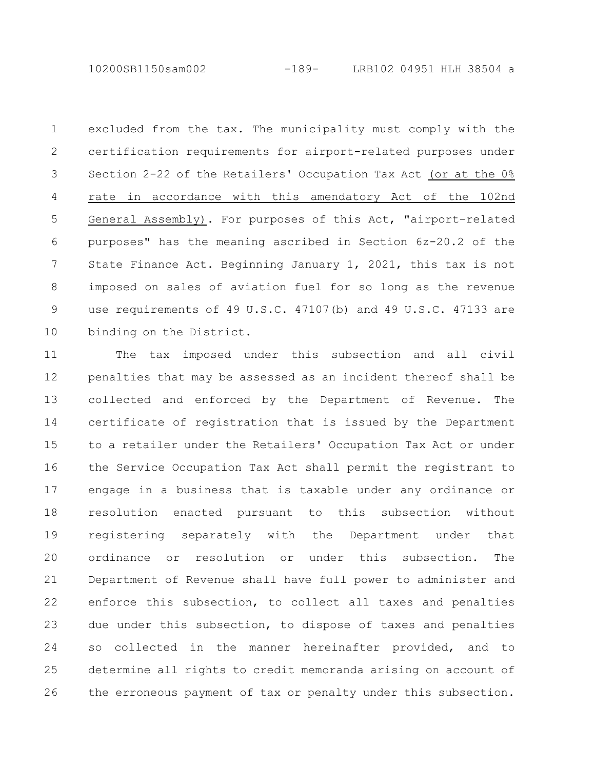excluded from the tax. The municipality must comply with the certification requirements for airport-related purposes under Section 2-22 of the Retailers' Occupation Tax Act <u>(or at the 0% rate in accordance with this amendatory Act of the 102nd General Assembly)</u>. For purposes of this Act, "airport-related purposes" has the meaning ascribed in Section 6z-20.2 of the State Finance Act. Beginning January 1, 2021, this tax is not imposed on sales of aviation fuel for so long as the revenue use requirements of 49 U.S.C. 47107(b) and 49 U.S.C. 47133 are binding on the District.

The tax imposed under this subsection and all civil penalties that may be assessed as an incident thereof shall be collected and enforced by the Department of Revenue. The certificate of registration that is issued by the Department to a retailer under the Retailers' Occupation Tax Act or under the Service Occupation Tax Act shall permit the registrant to engage in a business that is taxable under any ordinance or resolution enacted pursuant to this subsection without registering separately with the Department under that ordinance or resolution or under this subsection. The Department of Revenue shall have full power to administer and enforce this subsection, to collect all taxes and penalties due under this subsection, to dispose of taxes and penalties so collected in the manner hereinafter provided, and to determine all rights to credit memoranda arising on account of the erroneous payment of tax or penalty under this subsection.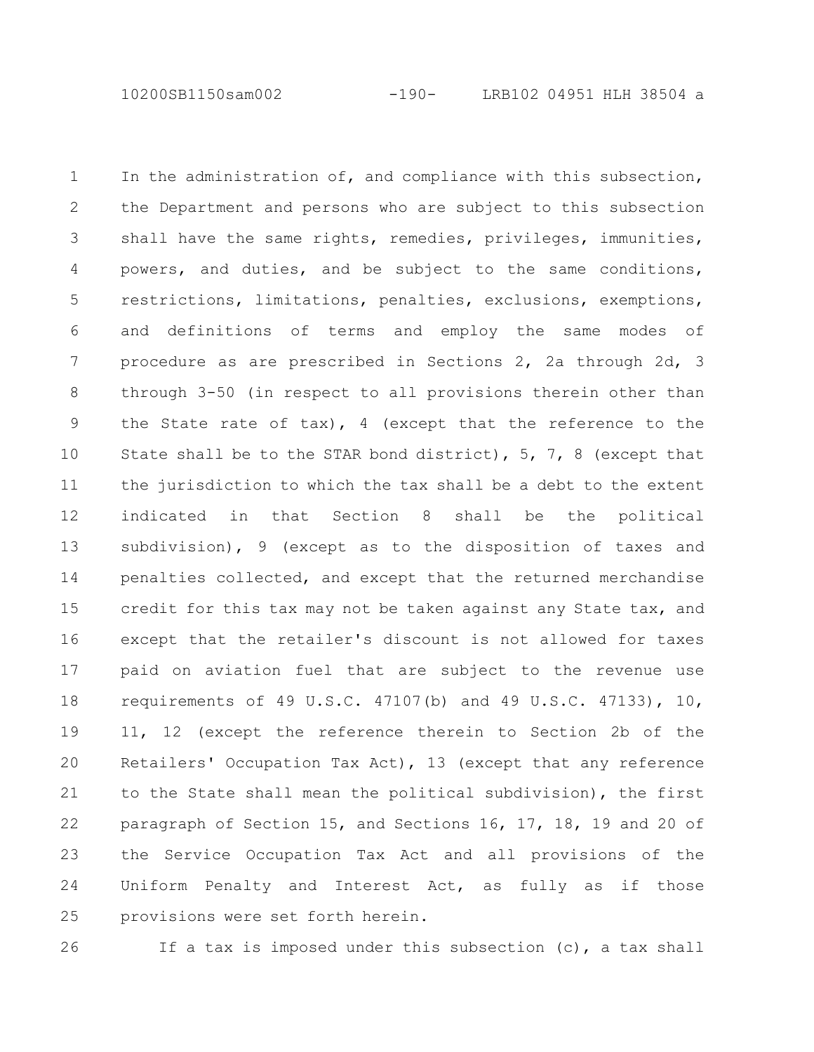In the administration of, and compliance with this subsection, the Department and persons who are subject to this subsection shall have the same rights, remedies, privileges, immunities, powers, and duties, and be subject to the same conditions, restrictions, limitations, penalties, exclusions, exemptions, and definitions of terms and employ the same modes of procedure as are prescribed in Sections 2, 2a through 2d, 3 through 3-50 (in respect to all provisions therein other than the State rate of tax), 4 (except that the reference to the State shall be to the STAR bond district), 5, 7, 8 (except that the jurisdiction to which the tax shall be a debt to the extent indicated in that Section 8 shall be the political subdivision), 9 (except as to the disposition of taxes and penalties collected, and except that the returned merchandise credit for this tax may not be taken against any State tax, and except that the retailer's discount is not allowed for taxes paid on aviation fuel that are subject to the revenue use requirements of 49 U.S.C. 47107(b) and 49 U.S.C. 47133), 10, 11, 12 (except the reference therein to Section 2b of the Retailers' Occupation Tax Act), 13 (except that any reference to the State shall mean the political subdivision), the first paragraph of Section 15, and Sections 16, 17, 18, 19 and 20 of the Service Occupation Tax Act and all provisions of the Uniform Penalty and Interest Act, as fully as if those provisions were set forth herein.

If a tax is imposed under this subsection (c), a tax shall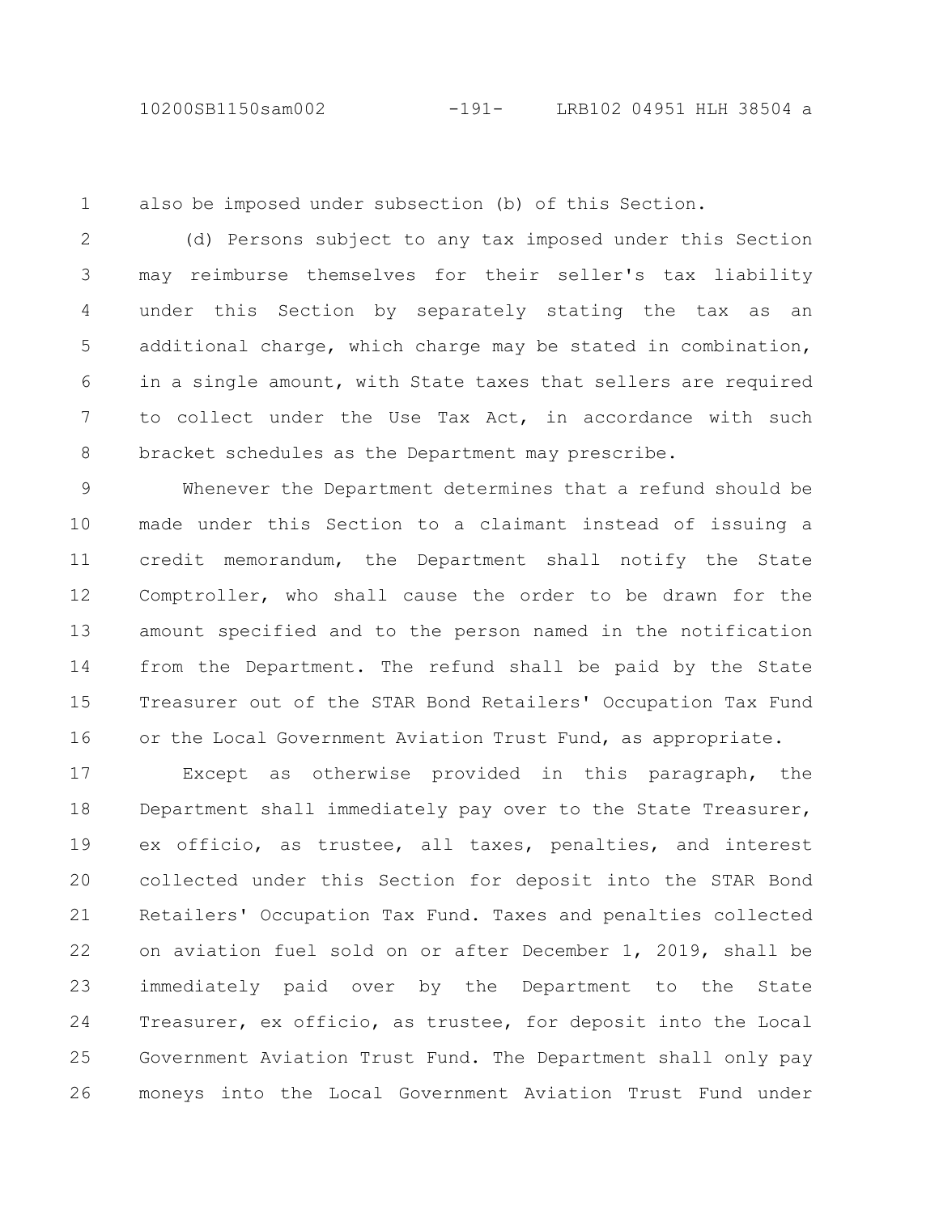also be imposed under subsection (b) of this Section.

(d) Persons subject to any tax imposed under this Section may reimburse themselves for their seller's tax liability under this Section by separately stating the tax as an additional charge, which charge may be stated in combination, in a single amount, with State taxes that sellers are required to collect under the Use Tax Act, in accordance with such bracket schedules as the Department may prescribe.

Whenever the Department determines that a refund should be made under this Section to a claimant instead of issuing a credit memorandum, the Department shall notify the State Comptroller, who shall cause the order to be drawn for the amount specified and to the person named in the notification from the Department. The refund shall be paid by the State Treasurer out of the STAR Bond Retailers' Occupation Tax Fund or the Local Government Aviation Trust Fund, as appropriate.

Except as otherwise provided in this paragraph, the Department shall immediately pay over to the State Treasurer, ex officio, as trustee, all taxes, penalties, and interest collected under this Section for deposit into the STAR Bond Retailers' Occupation Tax Fund. Taxes and penalties collected on aviation fuel sold on or after December 1, 2019, shall be immediately paid over by the Department to the State Treasurer, ex officio, as trustee, for deposit into the Local Government Aviation Trust Fund. The Department shall only pay moneys into the Local Government Aviation Trust Fund under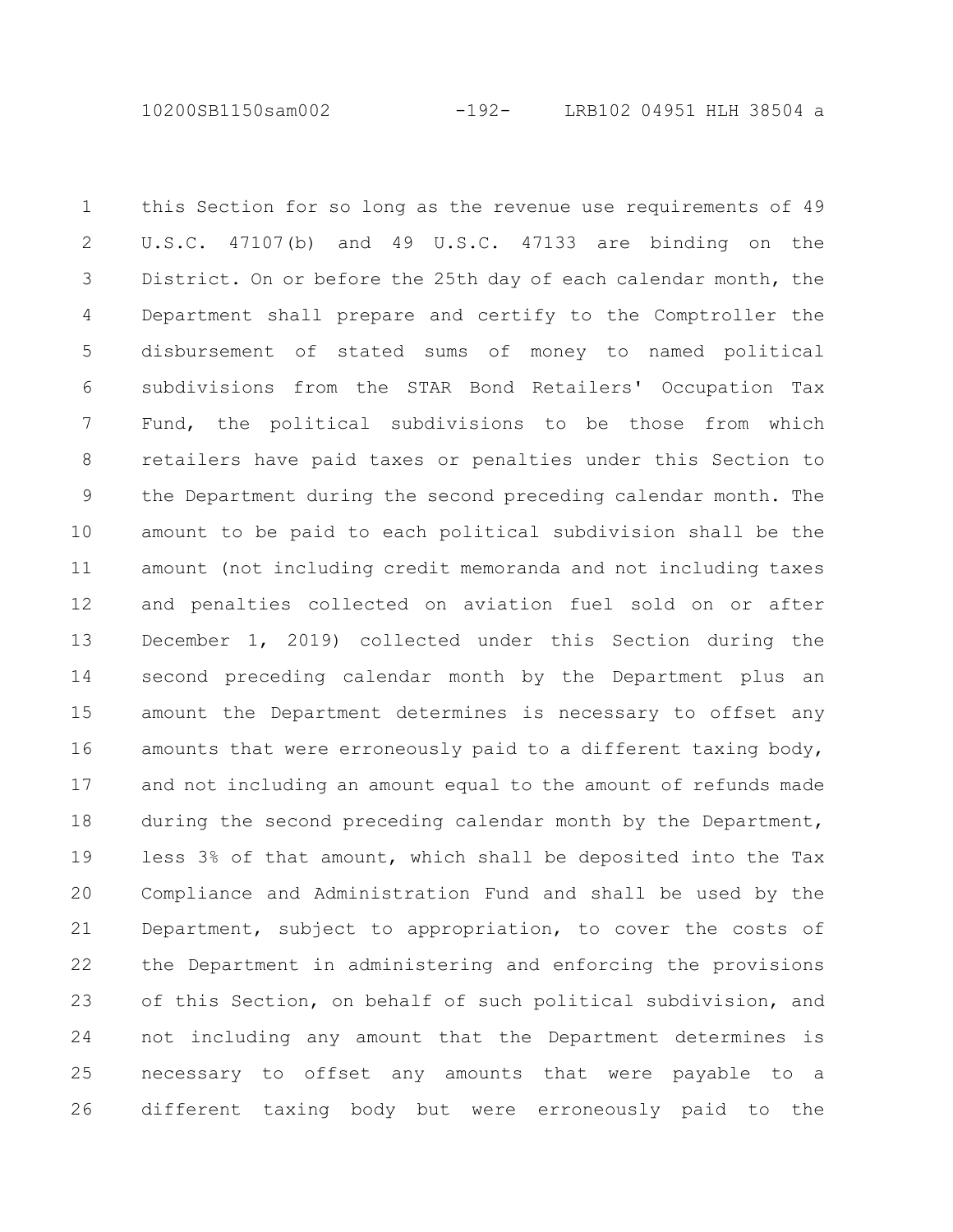this Section for so long as the revenue use requirements of 49 U.S.C. 47107(b) and 49 U.S.C. 47133 are binding on the District. On or before the 25th day of each calendar month, the Department shall prepare and certify to the Comptroller the disbursement of stated sums of money to named political subdivisions from the STAR Bond Retailers' Occupation Tax Fund, the political subdivisions to be those from which retailers have paid taxes or penalties under this Section to the Department during the second preceding calendar month. The amount to be paid to each political subdivision shall be the amount (not including credit memoranda and not including taxes and penalties collected on aviation fuel sold on or after December 1, 2019) collected under this Section during the second preceding calendar month by the Department plus an amount the Department determines is necessary to offset any amounts that were erroneously paid to a different taxing body, and not including an amount equal to the amount of refunds made during the second preceding calendar month by the Department, less 3% of that amount, which shall be deposited into the Tax Compliance and Administration Fund and shall be used by the Department, subject to appropriation, to cover the costs of the Department in administering and enforcing the provisions of this Section, on behalf of such political subdivision, and not including any amount that the Department determines is necessary to offset any amounts that were payable to a different taxing body but were erroneously paid to the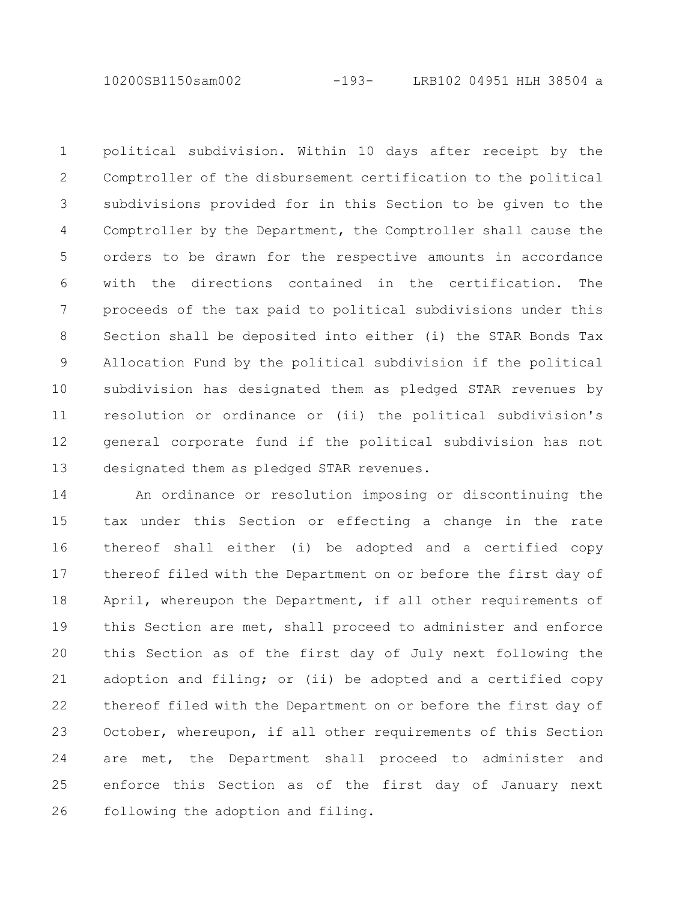political subdivision. Within 10 days after receipt by the Comptroller of the disbursement certification to the political subdivisions provided for in this Section to be given to the Comptroller by the Department, the Comptroller shall cause the orders to be drawn for the respective amounts in accordance with the directions contained in the certification. The proceeds of the tax paid to political subdivisions under this Section shall be deposited into either (i) the STAR Bonds Tax Allocation Fund by the political subdivision if the political subdivision has designated them as pledged STAR revenues by resolution or ordinance or (ii) the political subdivision's general corporate fund if the political subdivision has not designated them as pledged STAR revenues.

An ordinance or resolution imposing or discontinuing the tax under this Section or effecting a change in the rate thereof shall either (i) be adopted and a certified copy thereof filed with the Department on or before the first day of April, whereupon the Department, if all other requirements of this Section are met, shall proceed to administer and enforce this Section as of the first day of July next following the adoption and filing; or (ii) be adopted and a certified copy thereof filed with the Department on or before the first day of October, whereupon, if all other requirements of this Section are met, the Department shall proceed to administer and enforce this Section as of the first day of January next following the adoption and filing.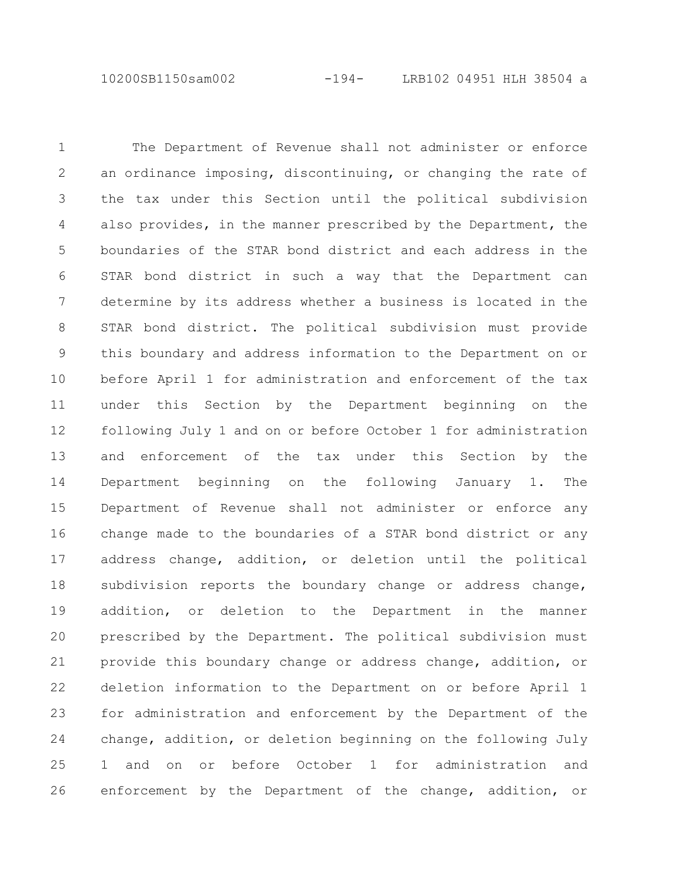The Department of Revenue shall not administer or enforce an ordinance imposing, discontinuing, or changing the rate of the tax under this Section until the political subdivision also provides, in the manner prescribed by the Department, the boundaries of the STAR bond district and each address in the STAR bond district in such a way that the Department can determine by its address whether a business is located in the STAR bond district. The political subdivision must provide this boundary and address information to the Department on or before April 1 for administration and enforcement of the tax under this Section by the Department beginning on the following July 1 and on or before October 1 for administration and enforcement of the tax under this Section by the Department beginning on the following January 1. The Department of Revenue shall not administer or enforce any change made to the boundaries of a STAR bond district or any address change, addition, or deletion until the political subdivision reports the boundary change or address change, addition, or deletion to the Department in the manner prescribed by the Department. The political subdivision must provide this boundary change or address change, addition, or deletion information to the Department on or before April 1 for administration and enforcement by the Department of the change, addition, or deletion beginning on the following July 1 and on or before October 1 for administration and enforcement by the Department of the change, addition, or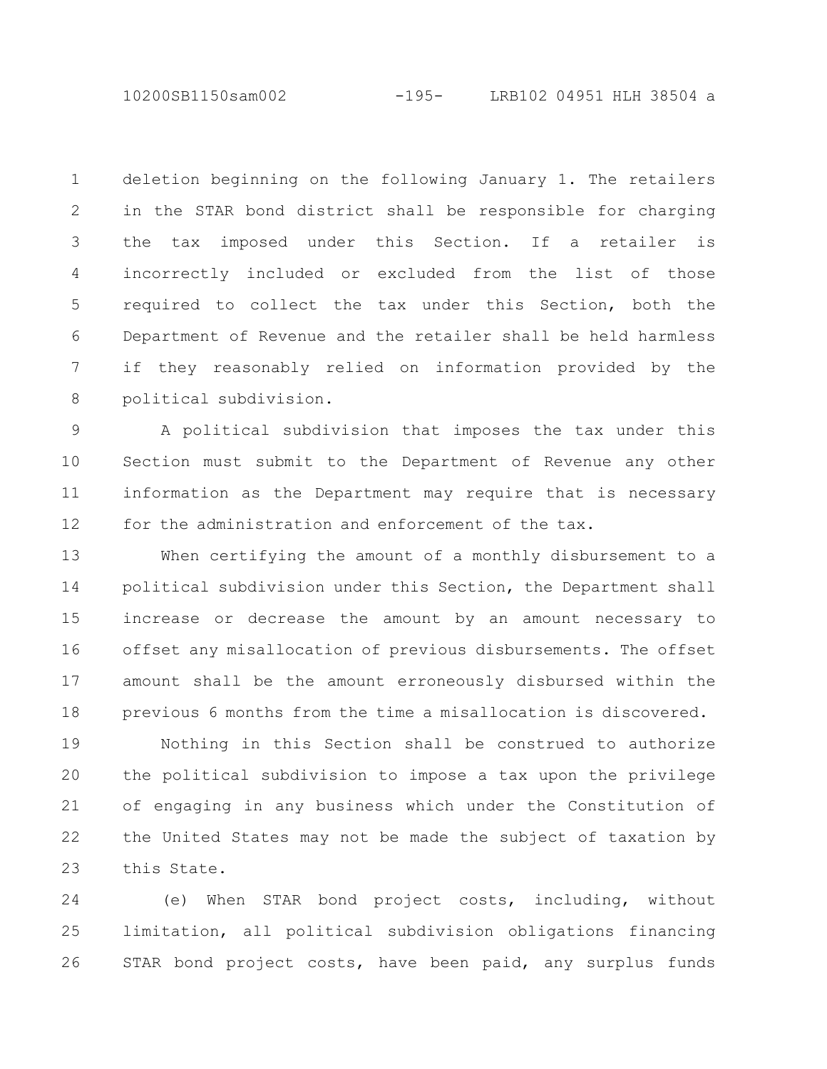deletion beginning on the following January 1. The retailers in the STAR bond district shall be responsible for charging the tax imposed under this Section. If a retailer is incorrectly included or excluded from the list of those required to collect the tax under this Section, both the Department of Revenue and the retailer shall be held harmless if they reasonably relied on information provided by the political subdivision.

A political subdivision that imposes the tax under this Section must submit to the Department of Revenue any other information as the Department may require that is necessary for the administration and enforcement of the tax.

When certifying the amount of a monthly disbursement to a political subdivision under this Section, the Department shall increase or decrease the amount by an amount necessary to offset any misallocation of previous disbursements. The offset amount shall be the amount erroneously disbursed within the previous 6 months from the time a misallocation is discovered.

Nothing in this Section shall be construed to authorize the political subdivision to impose a tax upon the privilege of engaging in any business which under the Constitution of the United States may not be made the subject of taxation by this State.

(e) When STAR bond project costs, including, without limitation, all political subdivision obligations financing STAR bond project costs, have been paid, any surplus funds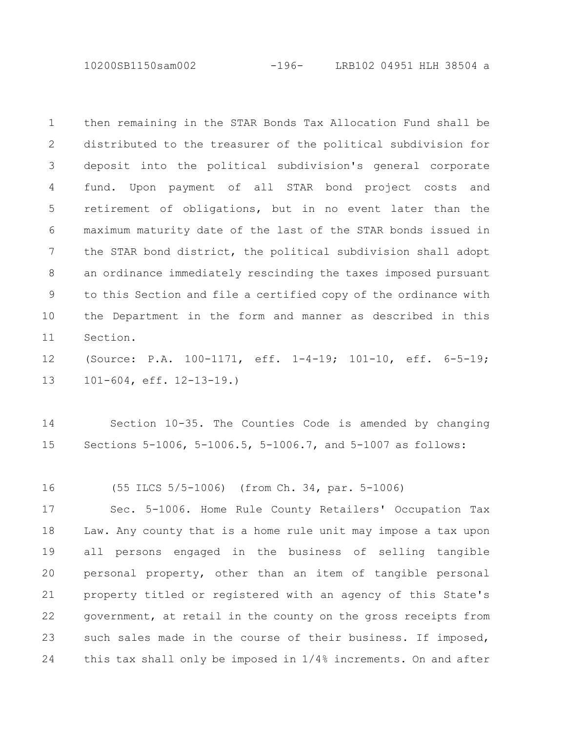then remaining in the STAR Bonds Tax Allocation Fund shall be distributed to the treasurer of the political subdivision for deposit into the political subdivision's general corporate fund. Upon payment of all STAR bond project costs and retirement of obligations, but in no event later than the maximum maturity date of the last of the STAR bonds issued in the STAR bond district, the political subdivision shall adopt an ordinance immediately rescinding the taxes imposed pursuant to this Section and file a certified copy of the ordinance with the Department in the form and manner as described in this Section.

(Source: P.A. 100-1171, eff. 1-4-19; 101-10, eff. 6-5-19; 101-604, eff. 12-13-19.)

Section 10-35. The Counties Code is amended by changing Sections 5-1006, 5-1006.5, 5-1006.7, and 5-1007 as follows:

(55 ILCS 5/5-1006) (from Ch. 34, par. 5-1006)

Sec. 5-1006. Home Rule County Retailers' Occupation Tax Law. Any county that is a home rule unit may impose a tax upon all persons engaged in the business of selling tangible personal property, other than an item of tangible personal property titled or registered with an agency of this State's government, at retail in the county on the gross receipts from such sales made in the course of their business. If imposed, this tax shall only be imposed in 1/4% increments. On and after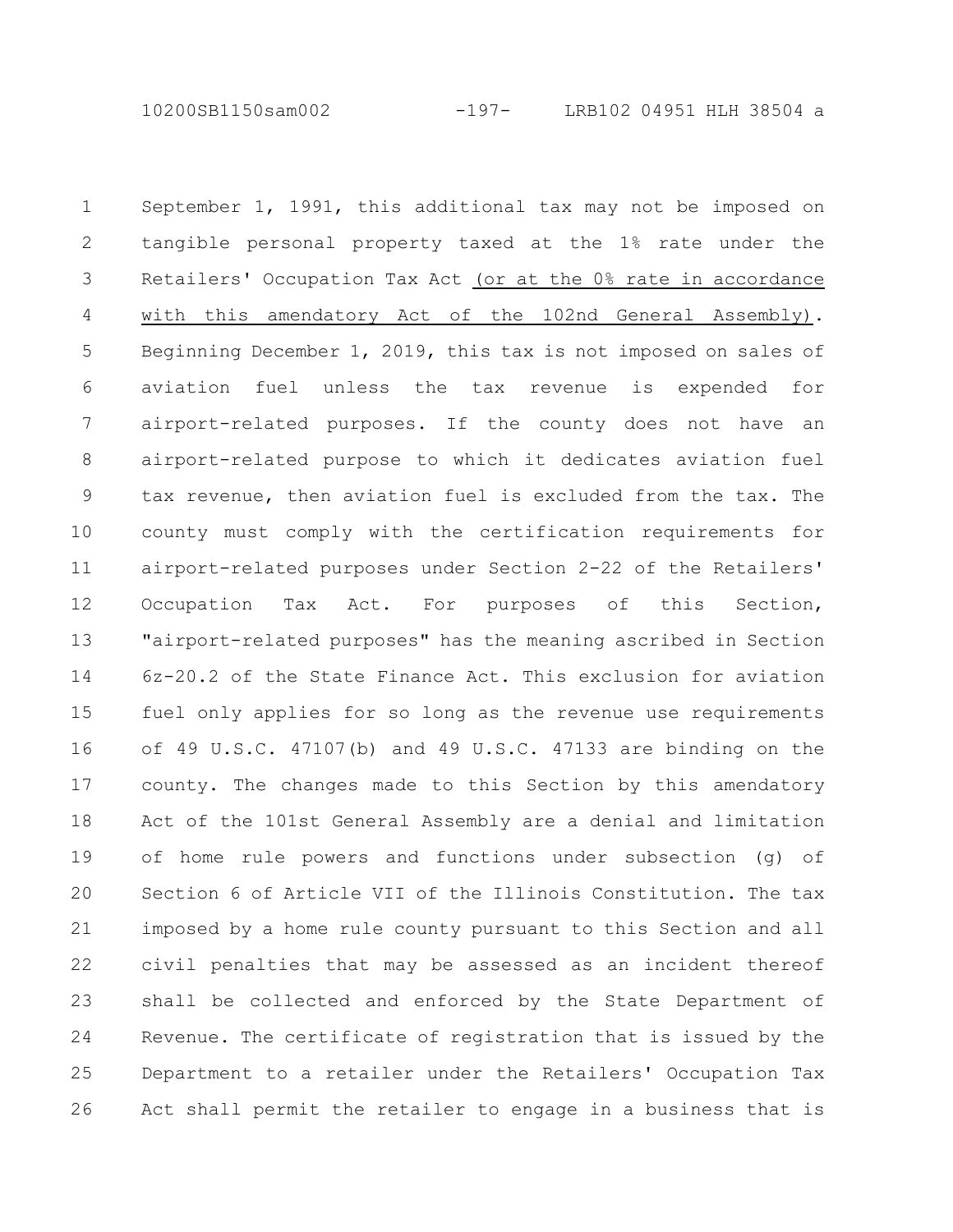September 1, 1991, this additional tax may not be imposed on tangible personal property taxed at the 1% rate under the Retailers' Occupation Tax Act (or at the 0% rate in accordance with this amendatory Act of the 102nd General Assembly). Beginning December 1, 2019, this tax is not imposed on sales of aviation fuel unless the tax revenue is expended for airport-related purposes. If the county does not have an airport-related purpose to which it dedicates aviation fuel tax revenue, then aviation fuel is excluded from the tax. The county must comply with the certification requirements for airport-related purposes under Section 2-22 of the Retailers' Occupation Tax Act. For purposes of this Section, "airport-related purposes" has the meaning ascribed in Section 6z-20.2 of the State Finance Act. This exclusion for aviation fuel only applies for so long as the revenue use requirements of 49 U.S.C. 47107(b) and 49 U.S.C. 47133 are binding on the county. The changes made to this Section by this amendatory Act of the 101st General Assembly are a denial and limitation of home rule powers and functions under subsection (g) of Section 6 of Article VII of the Illinois Constitution. The tax imposed by a home rule county pursuant to this Section and all civil penalties that may be assessed as an incident thereof shall be collected and enforced by the State Department of Revenue. The certificate of registration that is issued by the Department to a retailer under the Retailers' Occupation Tax Act shall permit the retailer to engage in a business that is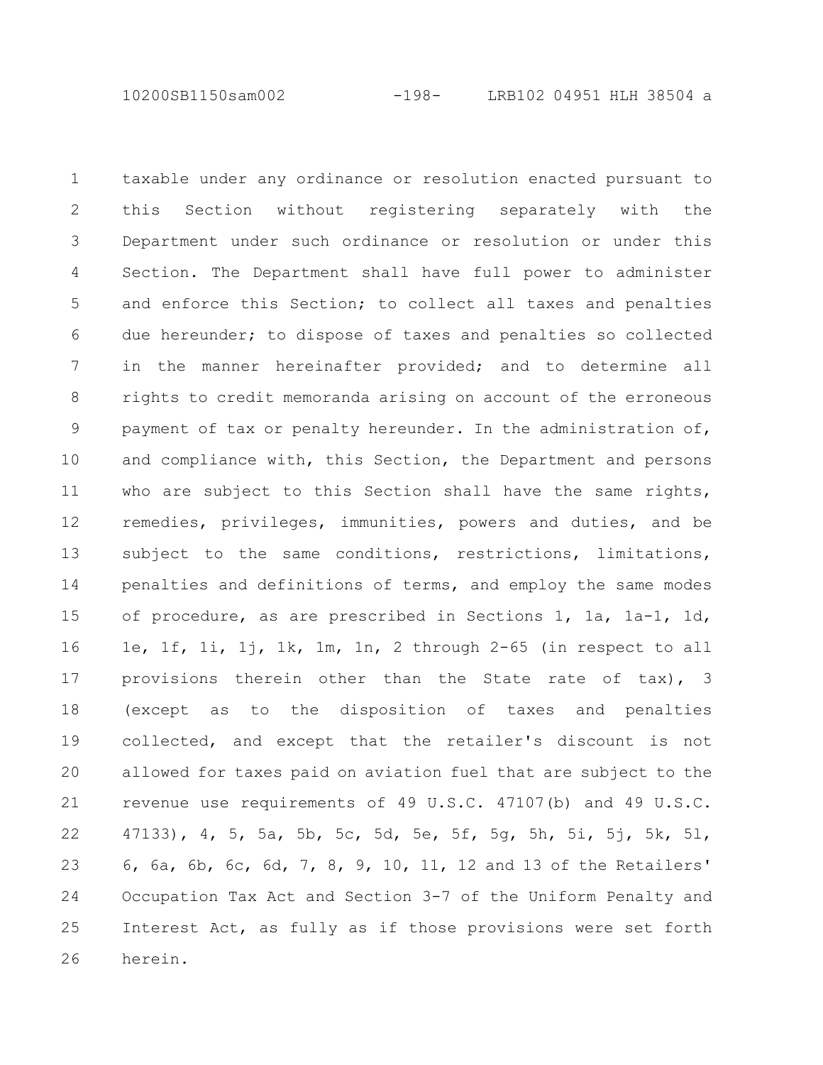taxable under any ordinance or resolution enacted pursuant to this Section without registering separately with the Department under such ordinance or resolution or under this Section. The Department shall have full power to administer and enforce this Section; to collect all taxes and penalties due hereunder; to dispose of taxes and penalties so collected in the manner hereinafter provided; and to determine all rights to credit memoranda arising on account of the erroneous payment of tax or penalty hereunder. In the administration of, and compliance with, this Section, the Department and persons who are subject to this Section shall have the same rights, remedies, privileges, immunities, powers and duties, and be subject to the same conditions, restrictions, limitations, penalties and definitions of terms, and employ the same modes of procedure, as are prescribed in Sections 1, 1a, 1a-1, 1d, 1e, 1f, 1i, 1j, 1k, 1m, 1n, 2 through 2-65 (in respect to all provisions therein other than the State rate of tax), 3 (except as to the disposition of taxes and penalties collected, and except that the retailer's discount is not allowed for taxes paid on aviation fuel that are subject to the revenue use requirements of 49 U.S.C. 47107(b) and 49 U.S.C. 47133), 4, 5, 5a, 5b, 5c, 5d, 5e, 5f, 5g, 5h, 5i, 5j, 5k, 5l, 6, 6a, 6b, 6c, 6d, 7, 8, 9, 10, 11, 12 and 13 of the Retailers' Occupation Tax Act and Section 3-7 of the Uniform Penalty and Interest Act, as fully as if those provisions were set forth herein.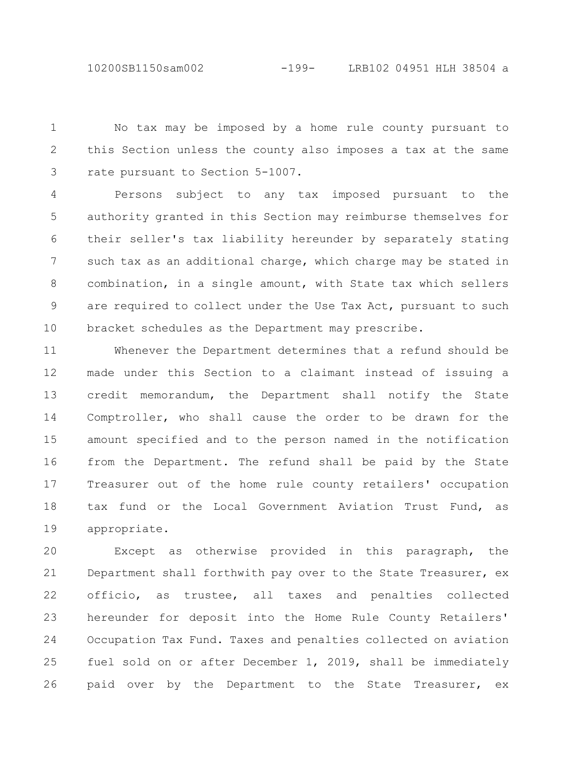No tax may be imposed by a home rule county pursuant to this Section unless the county also imposes a tax at the same rate pursuant to Section 5-1007.

Persons subject to any tax imposed pursuant to the authority granted in this Section may reimburse themselves for their seller's tax liability hereunder by separately stating such tax as an additional charge, which charge may be stated in combination, in a single amount, with State tax which sellers are required to collect under the Use Tax Act, pursuant to such bracket schedules as the Department may prescribe.

Whenever the Department determines that a refund should be made under this Section to a claimant instead of issuing a credit memorandum, the Department shall notify the State Comptroller, who shall cause the order to be drawn for the amount specified and to the person named in the notification from the Department. The refund shall be paid by the State Treasurer out of the home rule county retailers' occupation tax fund or the Local Government Aviation Trust Fund, as appropriate.

Except as otherwise provided in this paragraph, the Department shall forthwith pay over to the State Treasurer, ex officio, as trustee, all taxes and penalties collected hereunder for deposit into the Home Rule County Retailers' Occupation Tax Fund. Taxes and penalties collected on aviation fuel sold on or after December 1, 2019, shall be immediately paid over by the Department to the State Treasurer, ex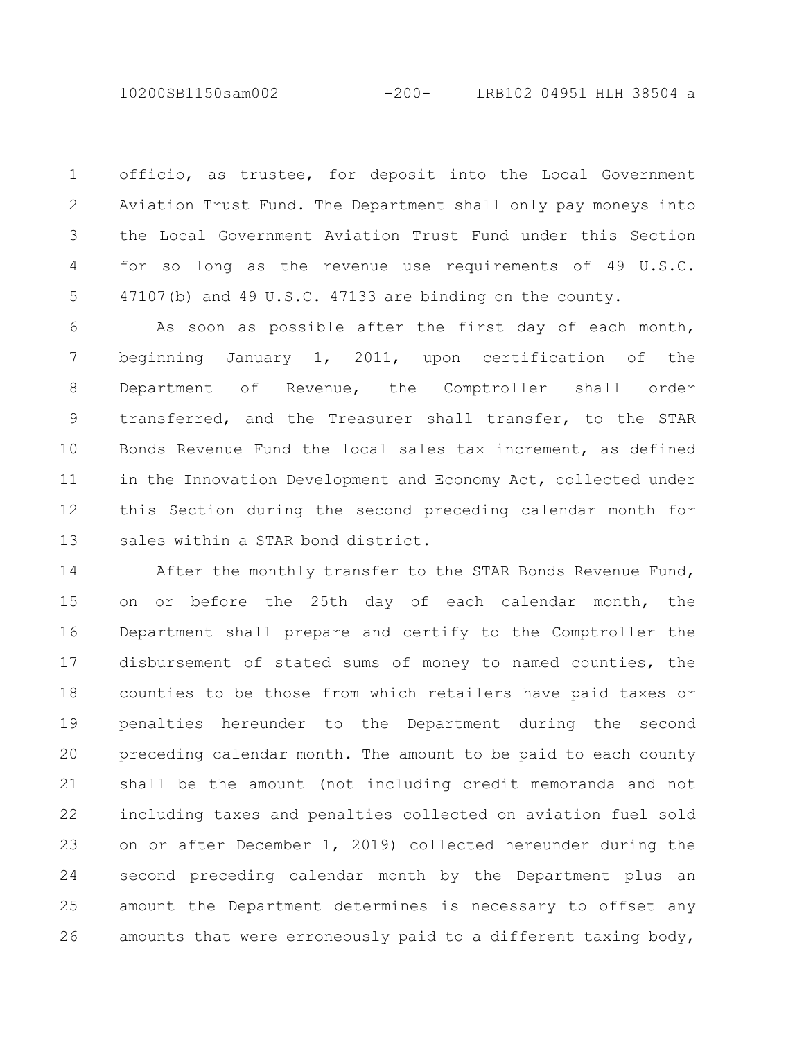officio, as trustee, for deposit into the Local Government Aviation Trust Fund. The Department shall only pay moneys into the Local Government Aviation Trust Fund under this Section for so long as the revenue use requirements of 49 U.S.C. 47107(b) and 49 U.S.C. 47133 are binding on the county.

As soon as possible after the first day of each month, beginning January 1, 2011, upon certification of the Department of Revenue, the Comptroller shall order transferred, and the Treasurer shall transfer, to the STAR Bonds Revenue Fund the local sales tax increment, as defined in the Innovation Development and Economy Act, collected under this Section during the second preceding calendar month for sales within a STAR bond district.

After the monthly transfer to the STAR Bonds Revenue Fund, on or before the 25th day of each calendar month, the Department shall prepare and certify to the Comptroller the disbursement of stated sums of money to named counties, the counties to be those from which retailers have paid taxes or penalties hereunder to the Department during the second preceding calendar month. The amount to be paid to each county shall be the amount (not including credit memoranda and not including taxes and penalties collected on aviation fuel sold on or after December 1, 2019) collected hereunder during the second preceding calendar month by the Department plus an amount the Department determines is necessary to offset any amounts that were erroneously paid to a different taxing body,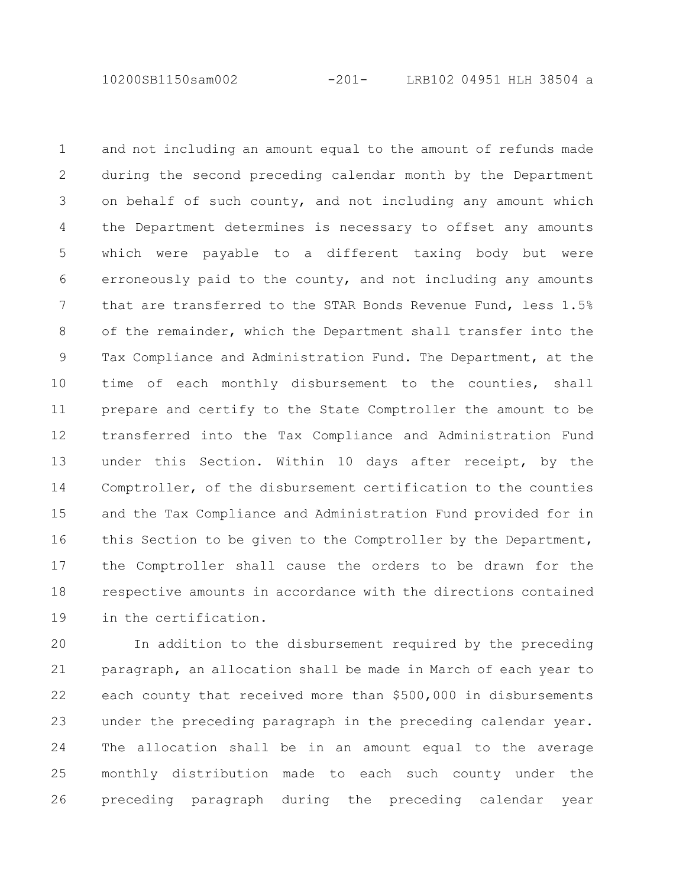and not including an amount equal to the amount of refunds made during the second preceding calendar month by the Department on behalf of such county, and not including any amount which the Department determines is necessary to offset any amounts which were payable to a different taxing body but were erroneously paid to the county, and not including any amounts that are transferred to the STAR Bonds Revenue Fund, less 1.5% of the remainder, which the Department shall transfer into the Tax Compliance and Administration Fund. The Department, at the time of each monthly disbursement to the counties, shall prepare and certify to the State Comptroller the amount to be transferred into the Tax Compliance and Administration Fund under this Section. Within 10 days after receipt, by the Comptroller, of the disbursement certification to the counties and the Tax Compliance and Administration Fund provided for in this Section to be given to the Comptroller by the Department, the Comptroller shall cause the orders to be drawn for the respective amounts in accordance with the directions contained in the certification.

In addition to the disbursement required by the preceding paragraph, an allocation shall be made in March of each year to each county that received more than $500,000 in disbursements under the preceding paragraph in the preceding calendar year. The allocation shall be in an amount equal to the average monthly distribution made to each such county under the preceding paragraph during the preceding calendar year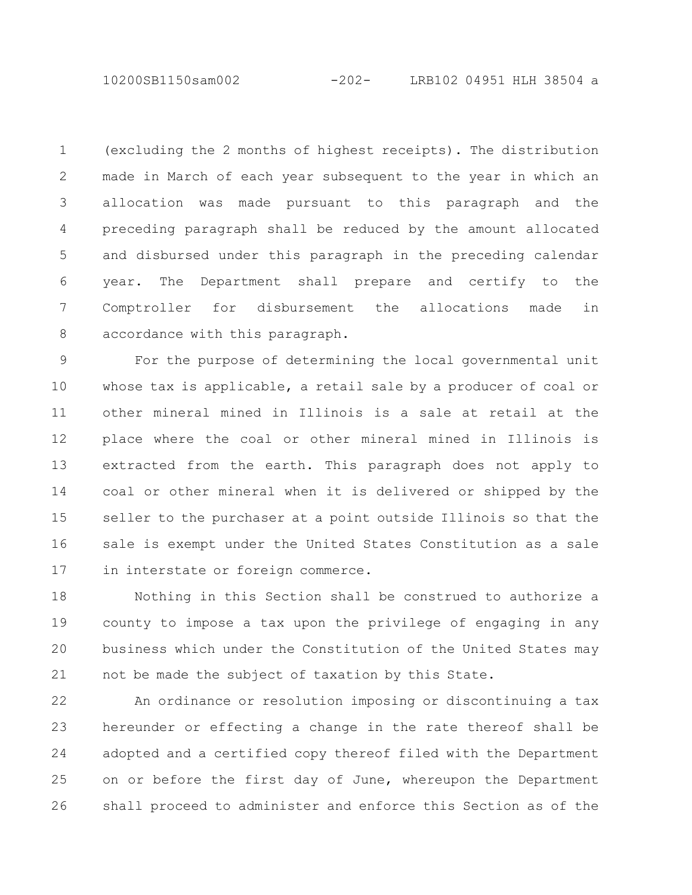(excluding the 2 months of highest receipts). The distribution made in March of each year subsequent to the year in which an allocation was made pursuant to this paragraph and the preceding paragraph shall be reduced by the amount allocated and disbursed under this paragraph in the preceding calendar year. The Department shall prepare and certify to the Comptroller for disbursement the allocations made in accordance with this paragraph.

For the purpose of determining the local governmental unit whose tax is applicable, a retail sale by a producer of coal or other mineral mined in Illinois is a sale at retail at the place where the coal or other mineral mined in Illinois is extracted from the earth. This paragraph does not apply to coal or other mineral when it is delivered or shipped by the seller to the purchaser at a point outside Illinois so that the sale is exempt under the United States Constitution as a sale in interstate or foreign commerce.

Nothing in this Section shall be construed to authorize a county to impose a tax upon the privilege of engaging in any business which under the Constitution of the United States may not be made the subject of taxation by this State.

An ordinance or resolution imposing or discontinuing a tax hereunder or effecting a change in the rate thereof shall be adopted and a certified copy thereof filed with the Department on or before the first day of June, whereupon the Department shall proceed to administer and enforce this Section as of the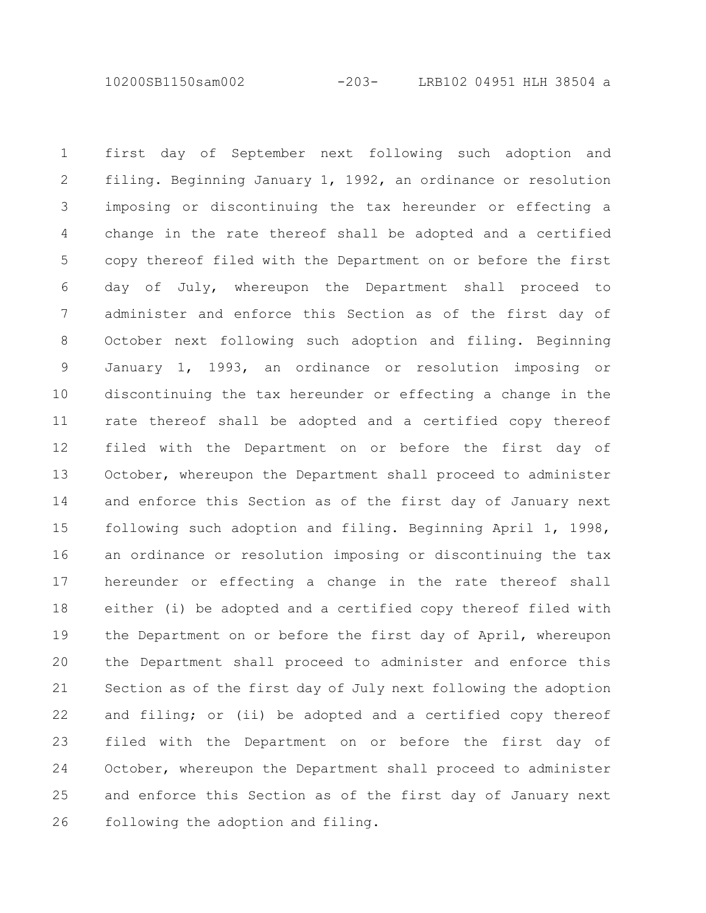first day of September next following such adoption and filing. Beginning January 1, 1992, an ordinance or resolution imposing or discontinuing the tax hereunder or effecting a change in the rate thereof shall be adopted and a certified copy thereof filed with the Department on or before the first day of July, whereupon the Department shall proceed to administer and enforce this Section as of the first day of October next following such adoption and filing. Beginning January 1, 1993, an ordinance or resolution imposing or discontinuing the tax hereunder or effecting a change in the rate thereof shall be adopted and a certified copy thereof filed with the Department on or before the first day of October, whereupon the Department shall proceed to administer and enforce this Section as of the first day of January next following such adoption and filing. Beginning April 1, 1998, an ordinance or resolution imposing or discontinuing the tax hereunder or effecting a change in the rate thereof shall either (i) be adopted and a certified copy thereof filed with the Department on or before the first day of April, whereupon the Department shall proceed to administer and enforce this Section as of the first day of July next following the adoption and filing; or (ii) be adopted and a certified copy thereof filed with the Department on or before the first day of October, whereupon the Department shall proceed to administer and enforce this Section as of the first day of January next following the adoption and filing.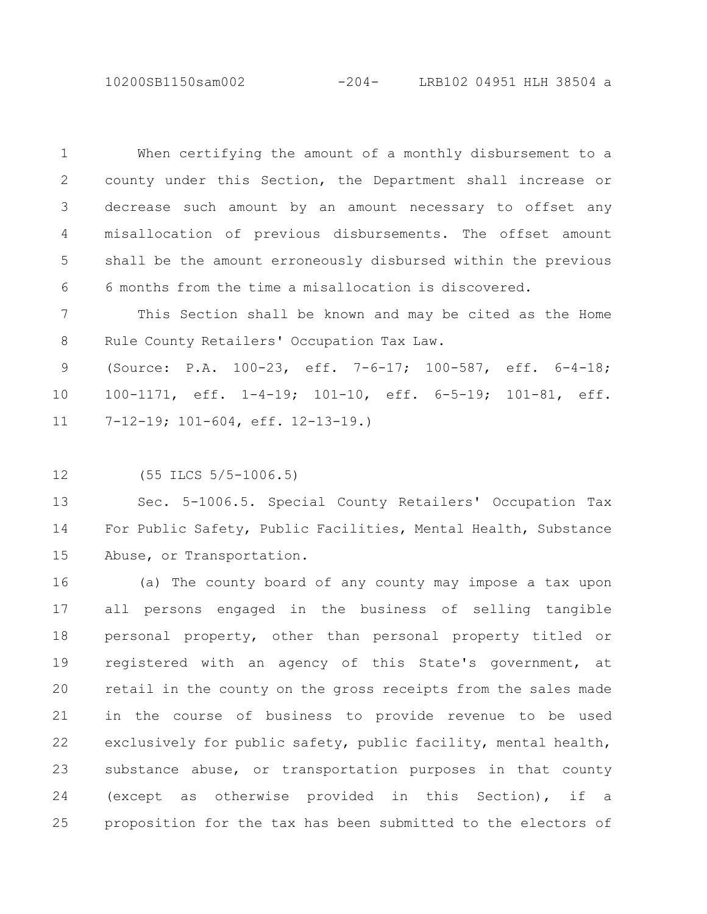When certifying the amount of a monthly disbursement to a county under this Section, the Department shall increase or decrease such amount by an amount necessary to offset any misallocation of previous disbursements. The offset amount shall be the amount erroneously disbursed within the previous 6 months from the time a misallocation is discovered.

This Section shall be known and may be cited as the Home Rule County Retailers' Occupation Tax Law.

(Source: P.A. 100-23, eff. 7-6-17; 100-587, eff. 6-4-18; 100-1171, eff. 1-4-19; 101-10, eff. 6-5-19; 101-81, eff. 7-12-19; 101-604, eff. 12-13-19.)

(55 ILCS 5/5-1006.5)

Sec. 5-1006.5. Special County Retailers' Occupation Tax For Public Safety, Public Facilities, Mental Health, Substance Abuse, or Transportation.

(a) The county board of any county may impose a tax upon all persons engaged in the business of selling tangible personal property, other than personal property titled or registered with an agency of this State's government, at retail in the county on the gross receipts from the sales made in the course of business to provide revenue to be used exclusively for public safety, public facility, mental health, substance abuse, or transportation purposes in that county (except as otherwise provided in this Section), if a proposition for the tax has been submitted to the electors of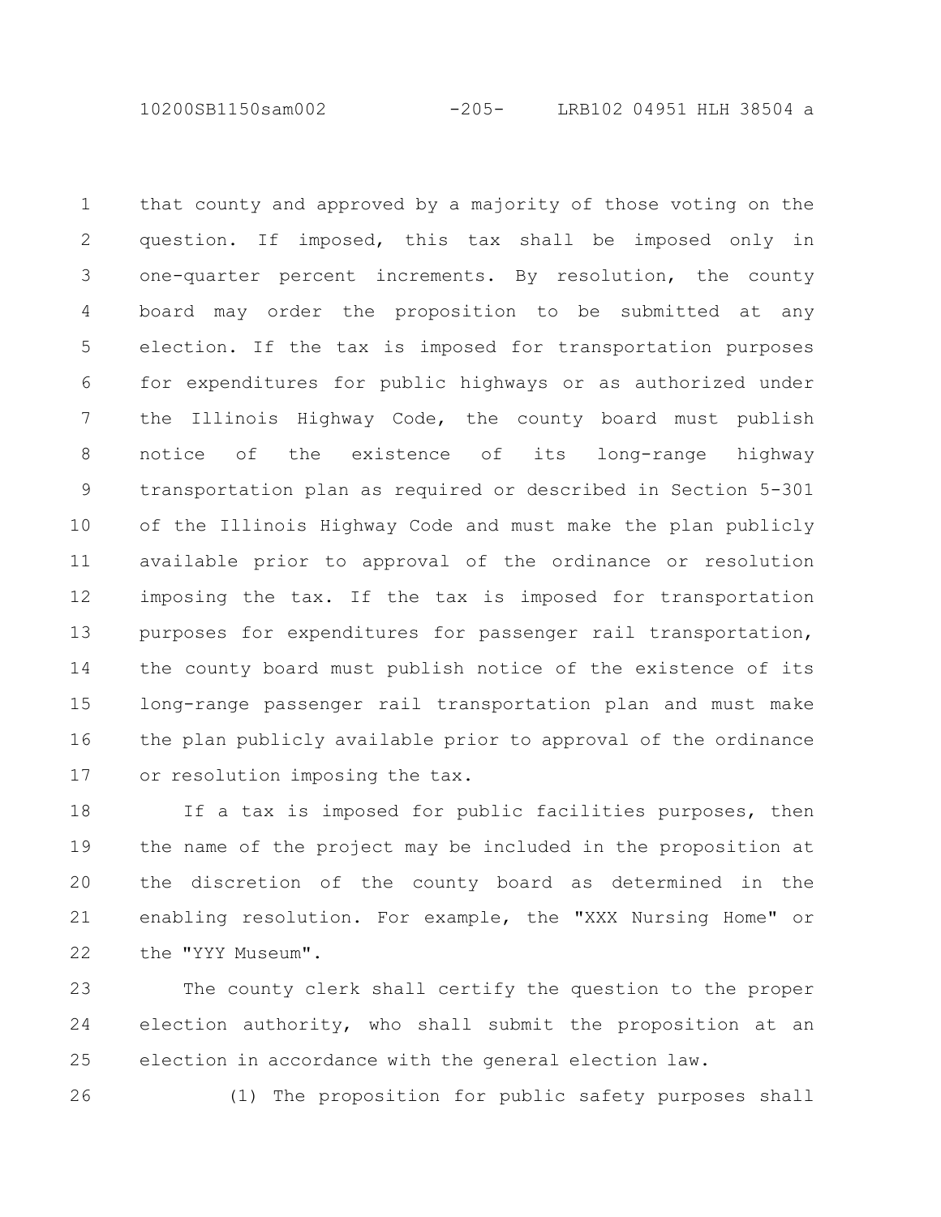that county and approved by a majority of those voting on the question. If imposed, this tax shall be imposed only in one-quarter percent increments. By resolution, the county board may order the proposition to be submitted at any election. If the tax is imposed for transportation purposes for expenditures for public highways or as authorized under the Illinois Highway Code, the county board must publish notice of the existence of its long-range highway transportation plan as required or described in Section 5-301 of the Illinois Highway Code and must make the plan publicly available prior to approval of the ordinance or resolution imposing the tax. If the tax is imposed for transportation purposes for expenditures for passenger rail transportation, the county board must publish notice of the existence of its long-range passenger rail transportation plan and must make the plan publicly available prior to approval of the ordinance or resolution imposing the tax.

If a tax is imposed for public facilities purposes, then the name of the project may be included in the proposition at the discretion of the county board as determined in the enabling resolution. For example, the "XXX Nursing Home" or the "YYY Museum".

The county clerk shall certify the question to the proper election authority, who shall submit the proposition at an election in accordance with the general election law.

(1) The proposition for public safety purposes shall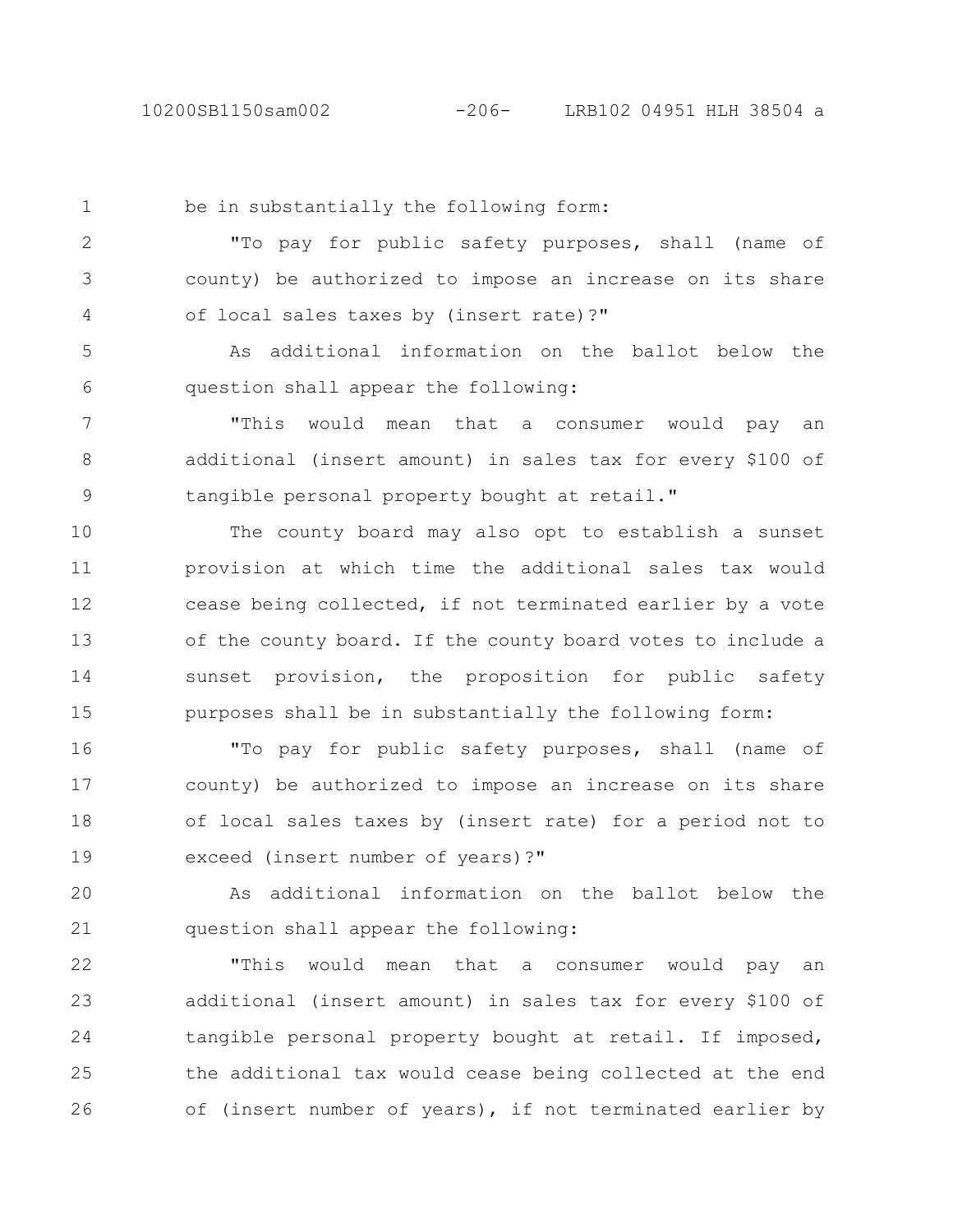be in substantially the following form:

"To pay for public safety purposes, shall (name of county) be authorized to impose an increase on its share of local sales taxes by (insert rate)?"

As additional information on the ballot below the question shall appear the following:

"This would mean that a consumer would pay an additional (insert amount) in sales tax for every $100 of tangible personal property bought at retail."

The county board may also opt to establish a sunset provision at which time the additional sales tax would cease being collected, if not terminated earlier by a vote of the county board. If the county board votes to include a sunset provision, the proposition for public safety purposes shall be in substantially the following form:

"To pay for public safety purposes, shall (name of county) be authorized to impose an increase on its share of local sales taxes by (insert rate) for a period not to exceed (insert number of years)?"

As additional information on the ballot below the question shall appear the following:

"This would mean that a consumer would pay an additional (insert amount) in sales tax for every $100 of tangible personal property bought at retail. If imposed, the additional tax would cease being collected at the end of (insert number of years), if not terminated earlier by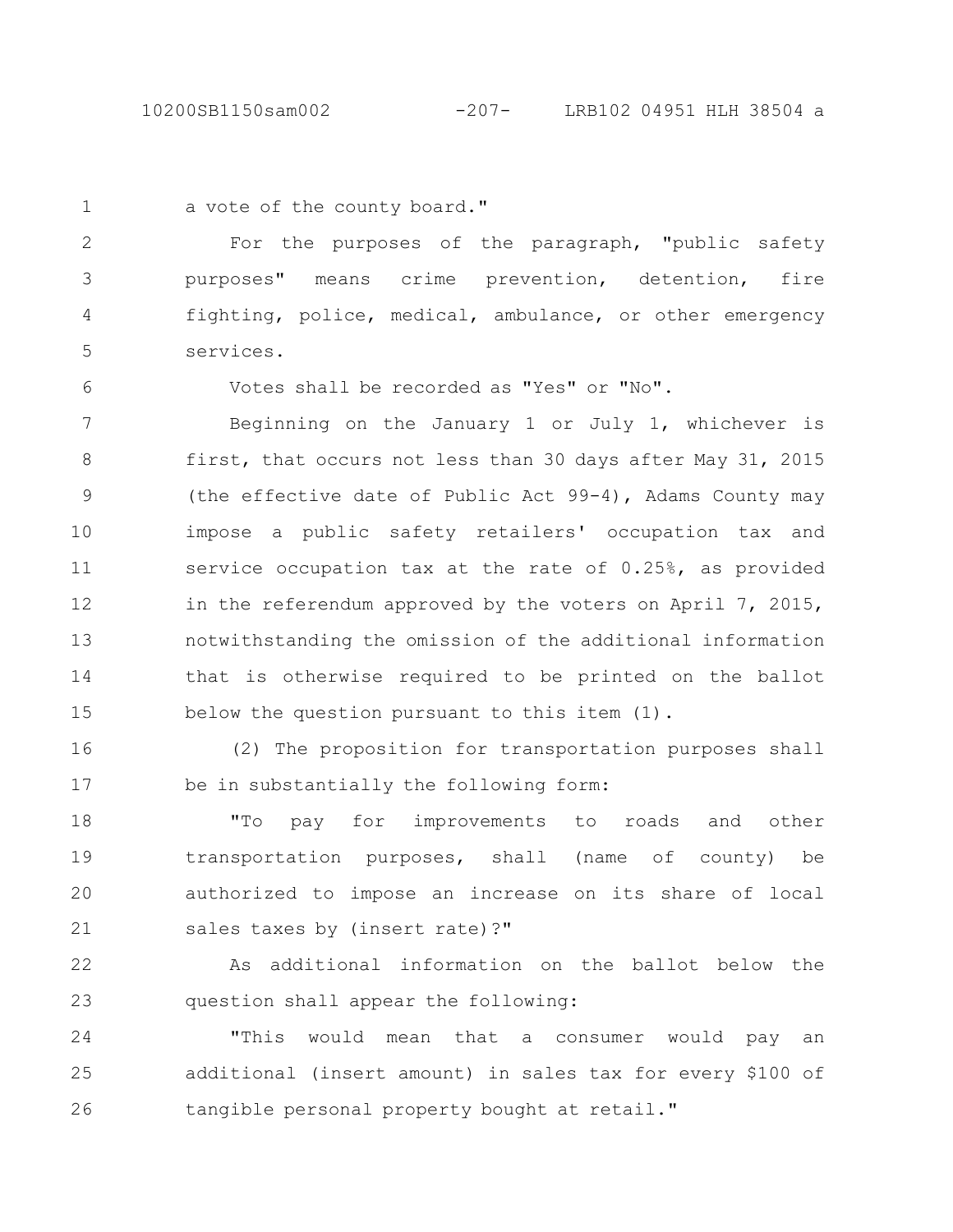a vote of the county board."

For the purposes of the paragraph, "public safety purposes" means crime prevention, detention, fire fighting, police, medical, ambulance, or other emergency services.

Votes shall be recorded as "Yes" or "No".

Beginning on the January 1 or July 1, whichever is first, that occurs not less than 30 days after May 31, 2015 (the effective date of Public Act 99-4), Adams County may impose a public safety retailers' occupation tax and service occupation tax at the rate of 0.25%, as provided in the referendum approved by the voters on April 7, 2015, notwithstanding the omission of the additional information that is otherwise required to be printed on the ballot below the question pursuant to this item (1).

(2) The proposition for transportation purposes shall be in substantially the following form:

"To pay for improvements to roads and other transportation purposes, shall (name of county) be authorized to impose an increase on its share of local sales taxes by (insert rate)?"

As additional information on the ballot below the question shall appear the following:

"This would mean that a consumer would pay an additional (insert amount) in sales tax for every $100 of tangible personal property bought at retail."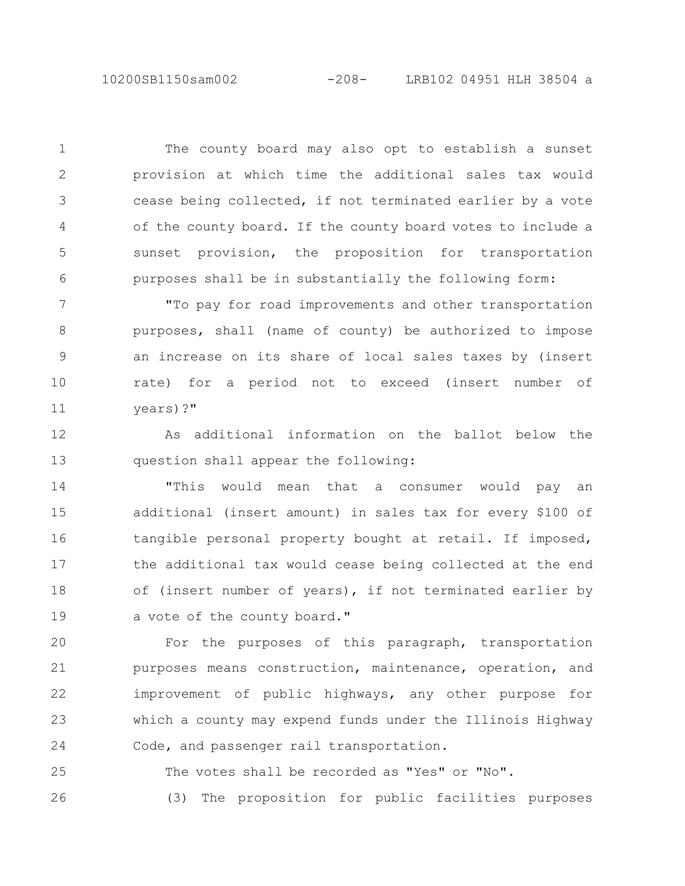The county board may also opt to establish a sunset provision at which time the additional sales tax would cease being collected, if not terminated earlier by a vote of the county board. If the county board votes to include a sunset provision, the proposition for transportation purposes shall be in substantially the following form:

"To pay for road improvements and other transportation purposes, shall (name of county) be authorized to impose an increase on its share of local sales taxes by (insert rate) for a period not to exceed (insert number of years)?"

As additional information on the ballot below the question shall appear the following:

"This would mean that a consumer would pay an additional (insert amount) in sales tax for every $100 of tangible personal property bought at retail. If imposed, the additional tax would cease being collected at the end of (insert number of years), if not terminated earlier by a vote of the county board."

For the purposes of this paragraph, transportation purposes means construction, maintenance, operation, and improvement of public highways, any other purpose for which a county may expend funds under the Illinois Highway Code, and passenger rail transportation.

The votes shall be recorded as "Yes" or "No".

(3) The proposition for public facilities purposes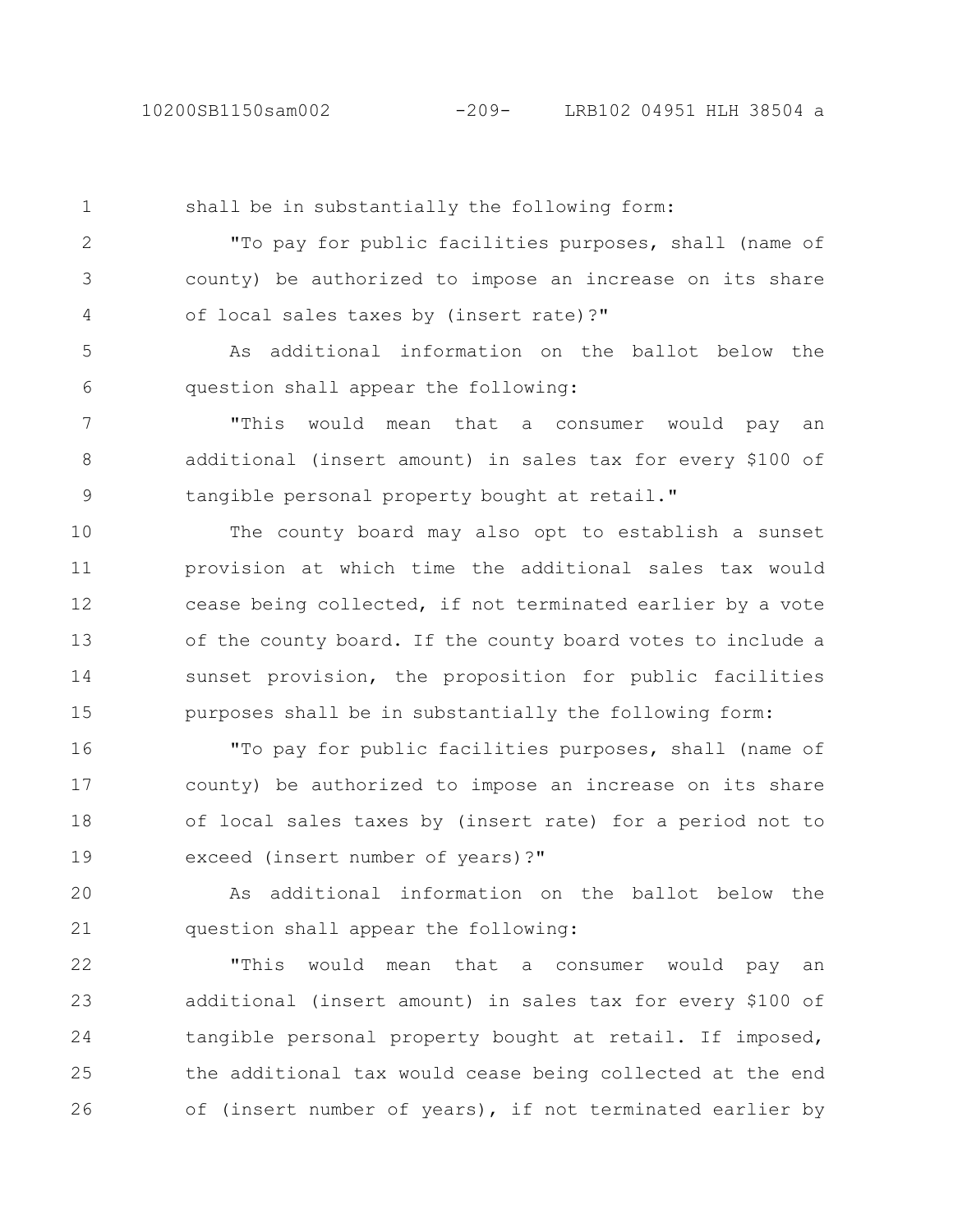shall be in substantially the following form:

"To pay for public facilities purposes, shall (name of county) be authorized to impose an increase on its share of local sales taxes by (insert rate)?"

As additional information on the ballot below the question shall appear the following:

"This would mean that a consumer would pay an additional (insert amount) in sales tax for every $100 of tangible personal property bought at retail."

The county board may also opt to establish a sunset provision at which time the additional sales tax would cease being collected, if not terminated earlier by a vote of the county board. If the county board votes to include a sunset provision, the proposition for public facilities purposes shall be in substantially the following form:

"To pay for public facilities purposes, shall (name of county) be authorized to impose an increase on its share of local sales taxes by (insert rate) for a period not to exceed (insert number of years)?"

As additional information on the ballot below the question shall appear the following:

"This would mean that a consumer would pay an additional (insert amount) in sales tax for every $100 of tangible personal property bought at retail. If imposed, the additional tax would cease being collected at the end of (insert number of years), if not terminated earlier by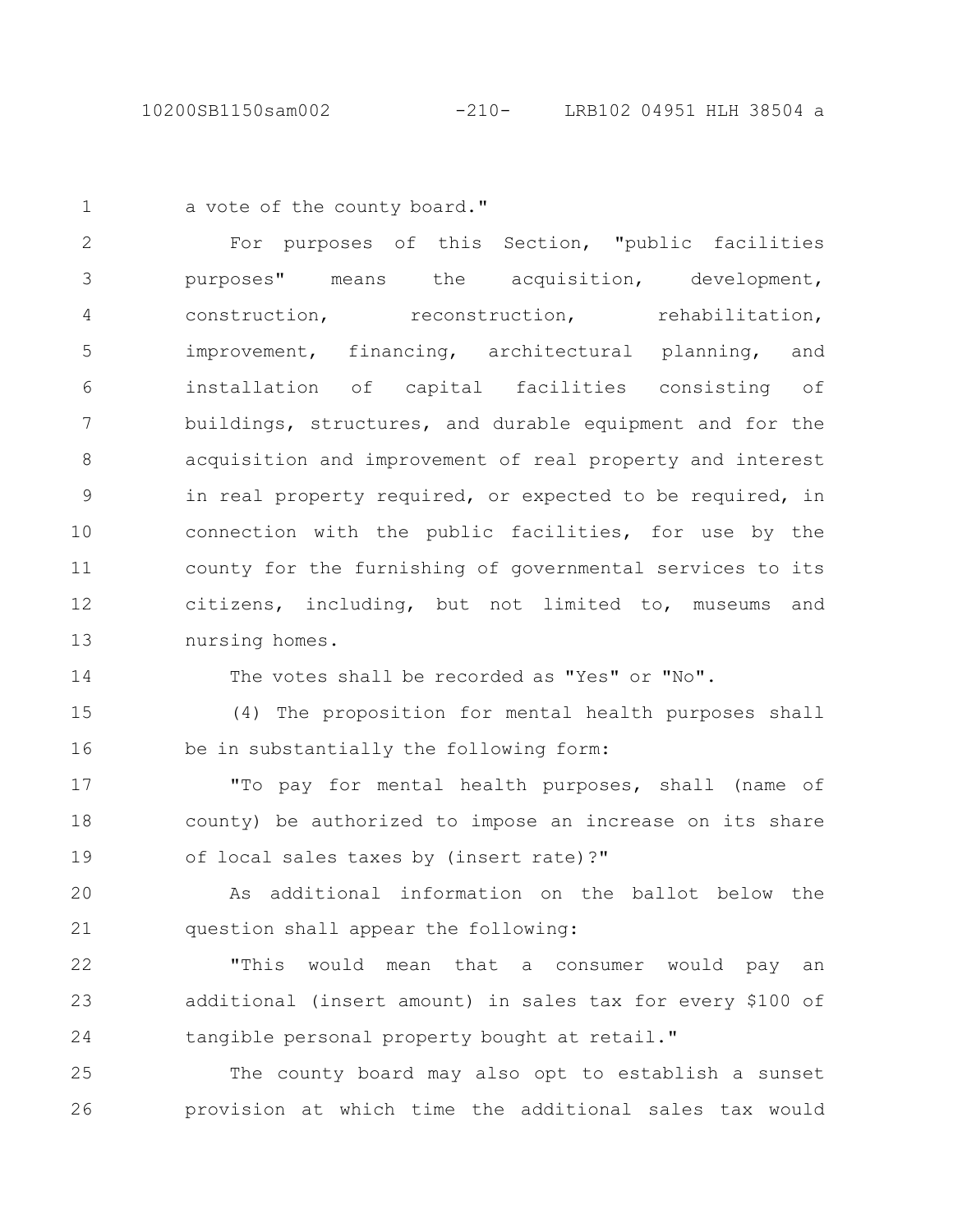a vote of the county board."

For purposes of this Section, "public facilities purposes" means the acquisition, development, construction, reconstruction, rehabilitation, improvement, financing, architectural planning, and installation of capital facilities consisting of buildings, structures, and durable equipment and for the acquisition and improvement of real property and interest in real property required, or expected to be required, in connection with the public facilities, for use by the county for the furnishing of governmental services to its citizens, including, but not limited to, museums and nursing homes.

The votes shall be recorded as "Yes" or "No".

(4) The proposition for mental health purposes shall be in substantially the following form:

"To pay for mental health purposes, shall (name of county) be authorized to impose an increase on its share of local sales taxes by (insert rate)?"

As additional information on the ballot below the question shall appear the following:

"This would mean that a consumer would pay an additional (insert amount) in sales tax for every $100 of tangible personal property bought at retail."

The county board may also opt to establish a sunset provision at which time the additional sales tax would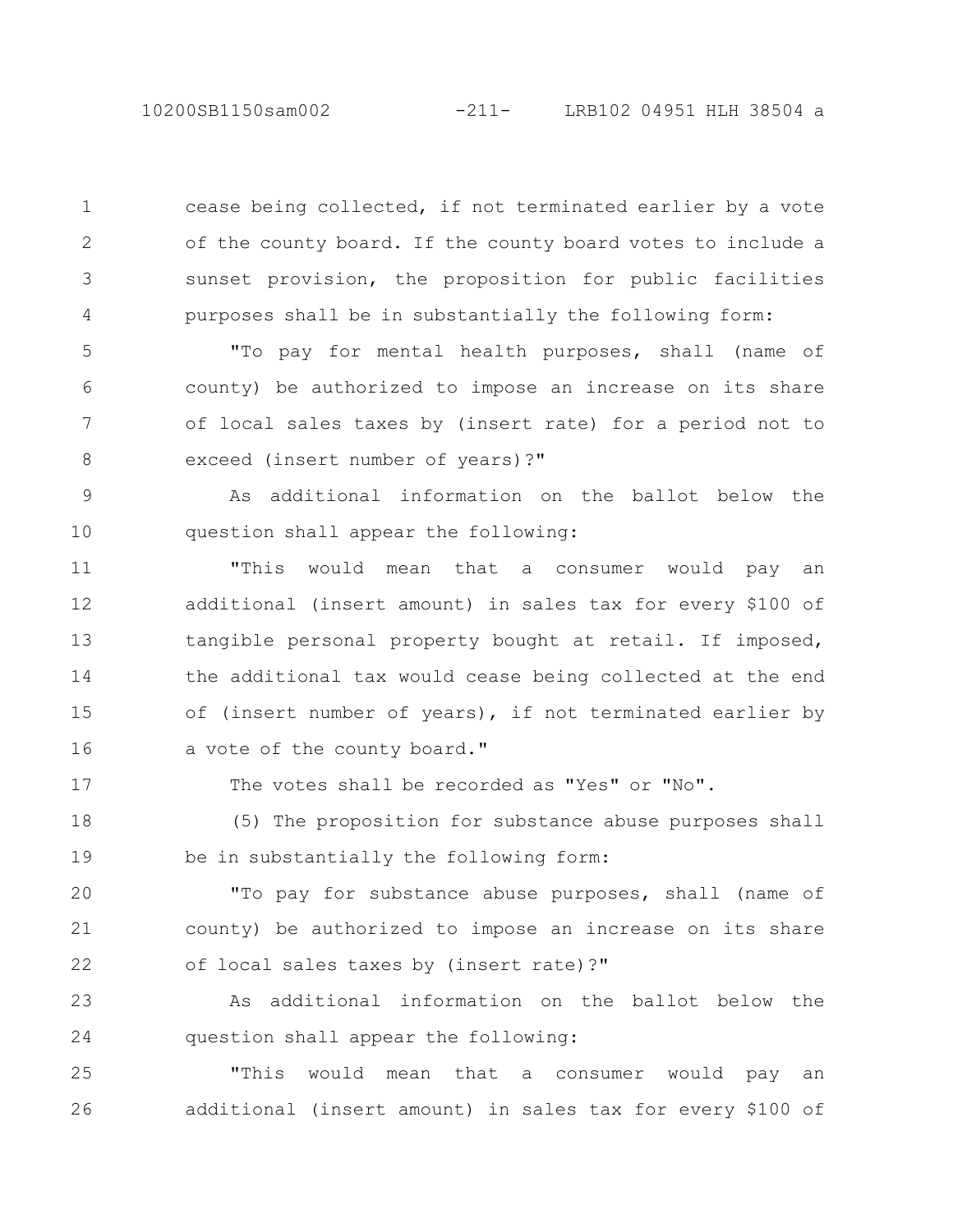cease being collected, if not terminated earlier by a vote of the county board. If the county board votes to include a sunset provision, the proposition for public facilities purposes shall be in substantially the following form:

"To pay for mental health purposes, shall (name of county) be authorized to impose an increase on its share of local sales taxes by (insert rate) for a period not to exceed (insert number of years)?"

As additional information on the ballot below the question shall appear the following:

"This would mean that a consumer would pay an additional (insert amount) in sales tax for every $100 of tangible personal property bought at retail. If imposed, the additional tax would cease being collected at the end of (insert number of years), if not terminated earlier by a vote of the county board."

The votes shall be recorded as "Yes" or "No".

(5) The proposition for substance abuse purposes shall be in substantially the following form:

"To pay for substance abuse purposes, shall (name of county) be authorized to impose an increase on its share of local sales taxes by (insert rate)?"

As additional information on the ballot below the question shall appear the following:

"This would mean that a consumer would pay an additional (insert amount) in sales tax for every $100 of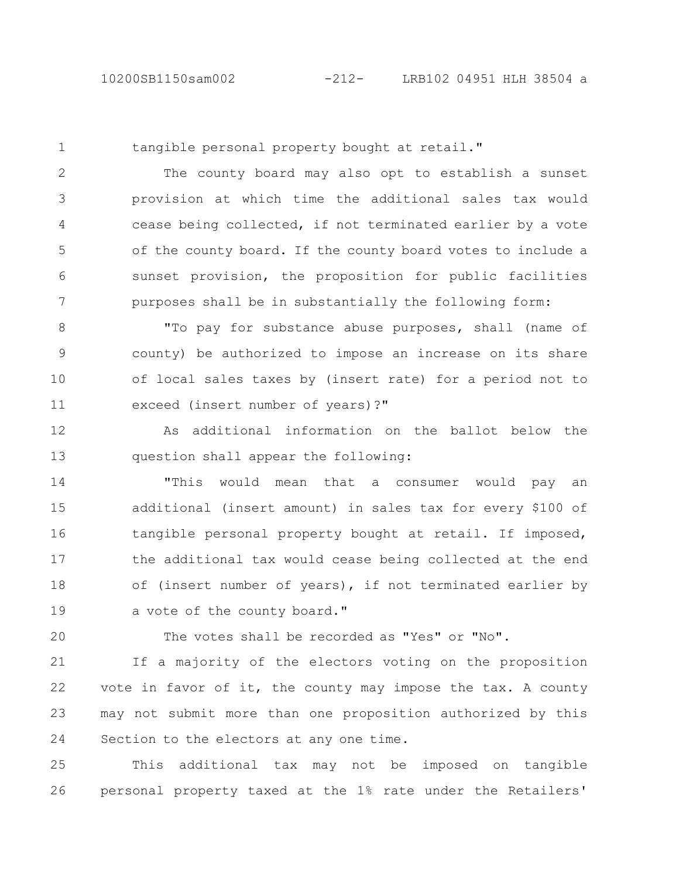tangible personal property bought at retail."

The county board may also opt to establish a sunset provision at which time the additional sales tax would cease being collected, if not terminated earlier by a vote of the county board. If the county board votes to include a sunset provision, the proposition for public facilities purposes shall be in substantially the following form:

"To pay for substance abuse purposes, shall (name of county) be authorized to impose an increase on its share of local sales taxes by (insert rate) for a period not to exceed (insert number of years)?"

As additional information on the ballot below the question shall appear the following:

"This would mean that a consumer would pay an additional (insert amount) in sales tax for every $100 of tangible personal property bought at retail. If imposed, the additional tax would cease being collected at the end of (insert number of years), if not terminated earlier by a vote of the county board."

The votes shall be recorded as "Yes" or "No".

If a majority of the electors voting on the proposition vote in favor of it, the county may impose the tax. A county may not submit more than one proposition authorized by this Section to the electors at any one time.

This additional tax may not be imposed on tangible personal property taxed at the 1% rate under the Retailers'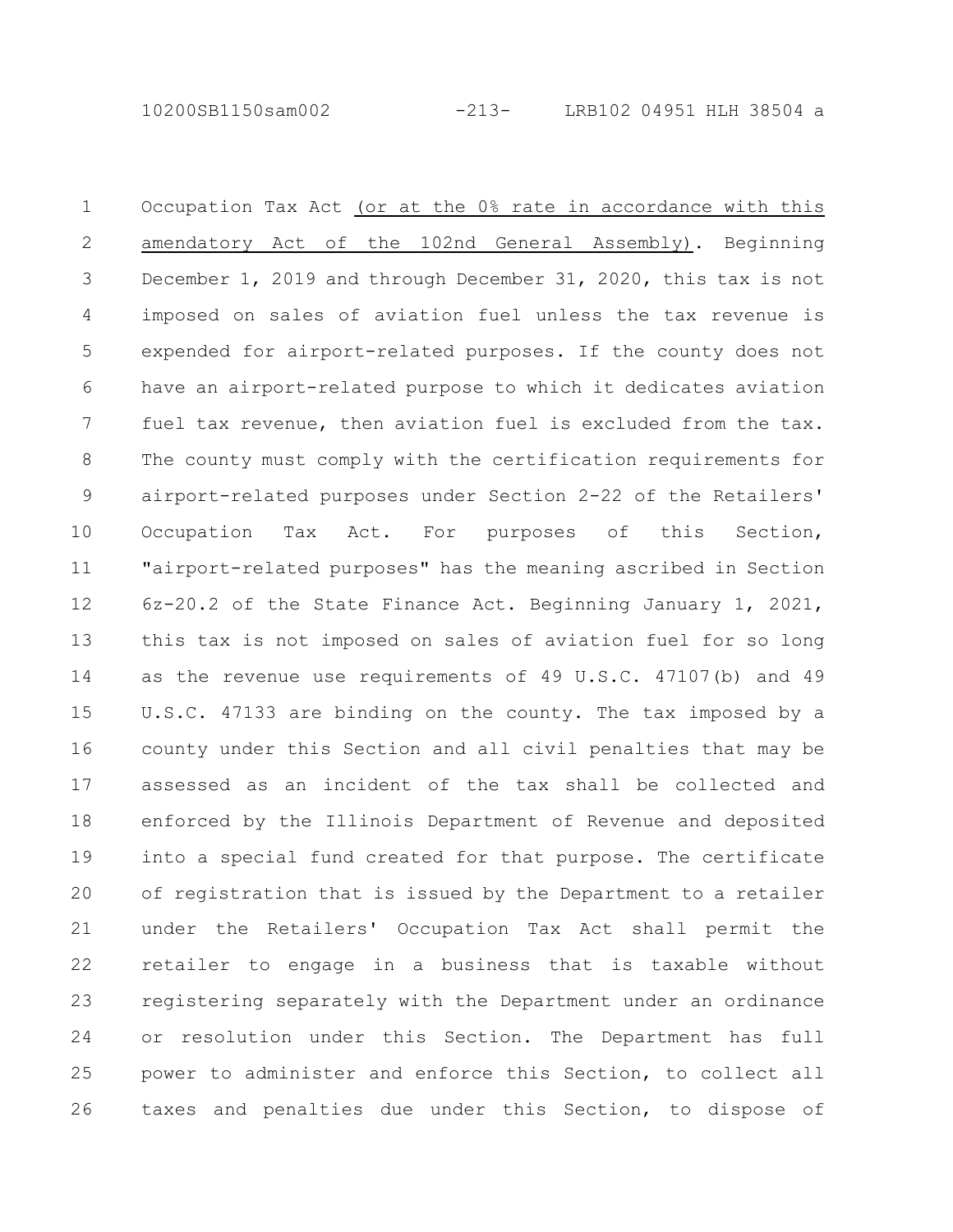Occupation Tax Act <u>(or at the 0% rate in accordance with this amendatory Act of the 102nd General Assembly)</u>. Beginning December 1, 2019 and through December 31, 2020, this tax is not imposed on sales of aviation fuel unless the tax revenue is expended for airport-related purposes. If the county does not have an airport-related purpose to which it dedicates aviation fuel tax revenue, then aviation fuel is excluded from the tax. The county must comply with the certification requirements for airport-related purposes under Section 2-22 of the Retailers' Occupation Tax Act. For purposes of this Section, "airport-related purposes" has the meaning ascribed in Section 6z-20.2 of the State Finance Act. Beginning January 1, 2021, this tax is not imposed on sales of aviation fuel for so long as the revenue use requirements of 49 U.S.C. 47107(b) and 49 U.S.C. 47133 are binding on the county. The tax imposed by a county under this Section and all civil penalties that may be assessed as an incident of the tax shall be collected and enforced by the Illinois Department of Revenue and deposited into a special fund created for that purpose. The certificate of registration that is issued by the Department to a retailer under the Retailers' Occupation Tax Act shall permit the retailer to engage in a business that is taxable without registering separately with the Department under an ordinance or resolution under this Section. The Department has full power to administer and enforce this Section, to collect all taxes and penalties due under this Section, to dispose of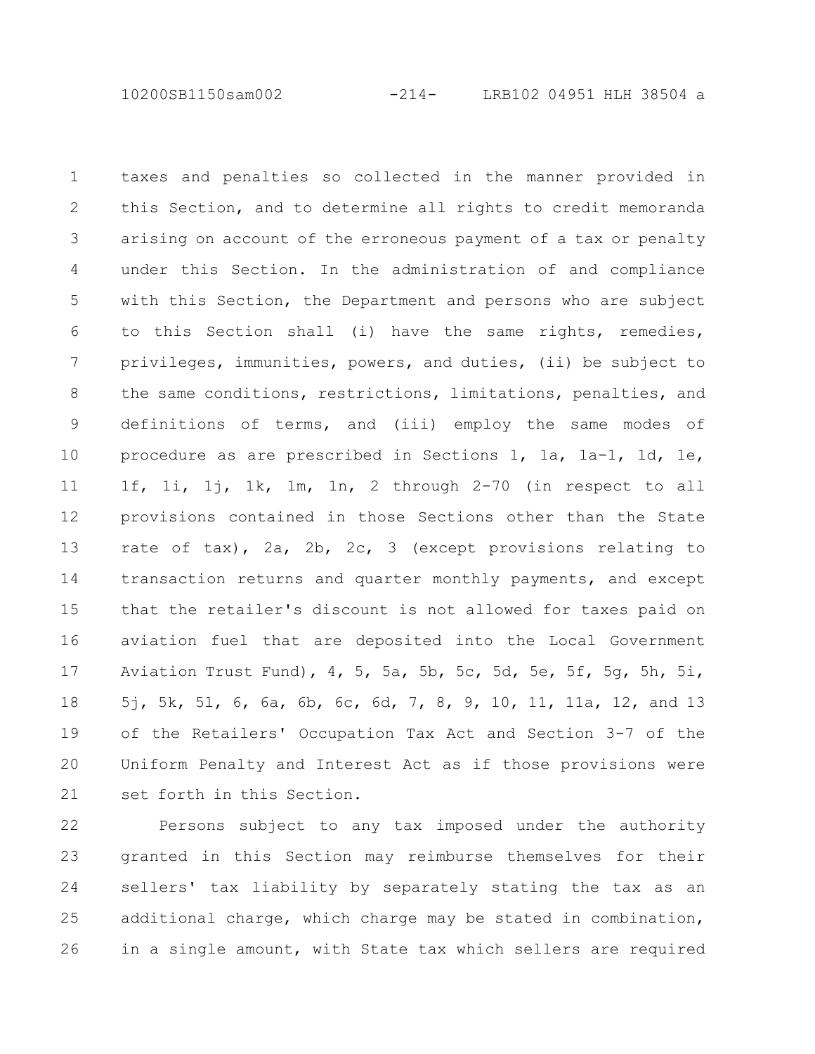taxes and penalties so collected in the manner provided in this Section, and to determine all rights to credit memoranda arising on account of the erroneous payment of a tax or penalty under this Section. In the administration of and compliance with this Section, the Department and persons who are subject to this Section shall (i) have the same rights, remedies, privileges, immunities, powers, and duties, (ii) be subject to the same conditions, restrictions, limitations, penalties, and definitions of terms, and (iii) employ the same modes of procedure as are prescribed in Sections 1, 1a, 1a-1, 1d, 1e, 1f, 1i, 1j, 1k, 1m, 1n, 2 through 2-70 (in respect to all provisions contained in those Sections other than the State rate of tax), 2a, 2b, 2c, 3 (except provisions relating to transaction returns and quarter monthly payments, and except that the retailer's discount is not allowed for taxes paid on aviation fuel that are deposited into the Local Government Aviation Trust Fund), 4, 5, 5a, 5b, 5c, 5d, 5e, 5f, 5g, 5h, 5i, 5j, 5k, 5l, 6, 6a, 6b, 6c, 6d, 7, 8, 9, 10, 11, 11a, 12, and 13 of the Retailers' Occupation Tax Act and Section 3-7 of the Uniform Penalty and Interest Act as if those provisions were set forth in this Section.

Persons subject to any tax imposed under the authority granted in this Section may reimburse themselves for their sellers' tax liability by separately stating the tax as an additional charge, which charge may be stated in combination, in a single amount, with State tax which sellers are required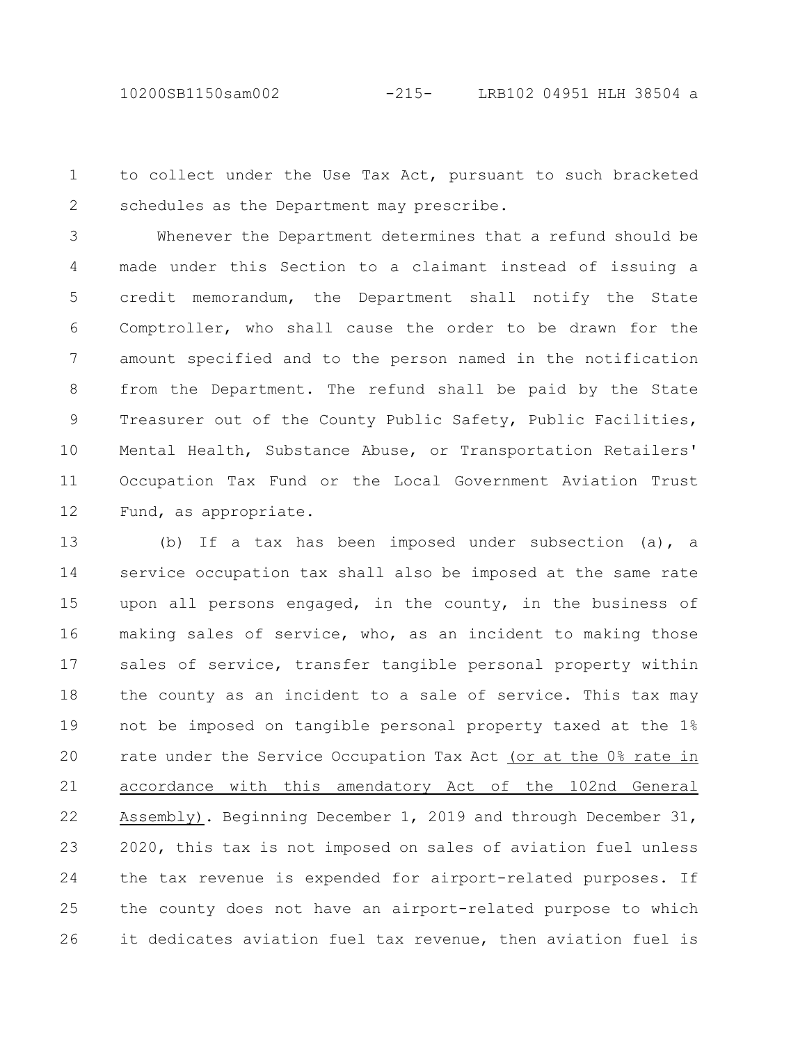to collect under the Use Tax Act, pursuant to such bracketed schedules as the Department may prescribe.

Whenever the Department determines that a refund should be made under this Section to a claimant instead of issuing a credit memorandum, the Department shall notify the State Comptroller, who shall cause the order to be drawn for the amount specified and to the person named in the notification from the Department. The refund shall be paid by the State Treasurer out of the County Public Safety, Public Facilities, Mental Health, Substance Abuse, or Transportation Retailers' Occupation Tax Fund or the Local Government Aviation Trust Fund, as appropriate.

(b) If a tax has been imposed under subsection (a), a service occupation tax shall also be imposed at the same rate upon all persons engaged, in the county, in the business of making sales of service, who, as an incident to making those sales of service, transfer tangible personal property within the county as an incident to a sale of service. This tax may not be imposed on tangible personal property taxed at the 1% rate under the Service Occupation Tax Act (or at the 0% rate in accordance with this amendatory Act of the 102nd General Assembly). Beginning December 1, 2019 and through December 31, 2020, this tax is not imposed on sales of aviation fuel unless the tax revenue is expended for airport-related purposes. If the county does not have an airport-related purpose to which it dedicates aviation fuel tax revenue, then aviation fuel is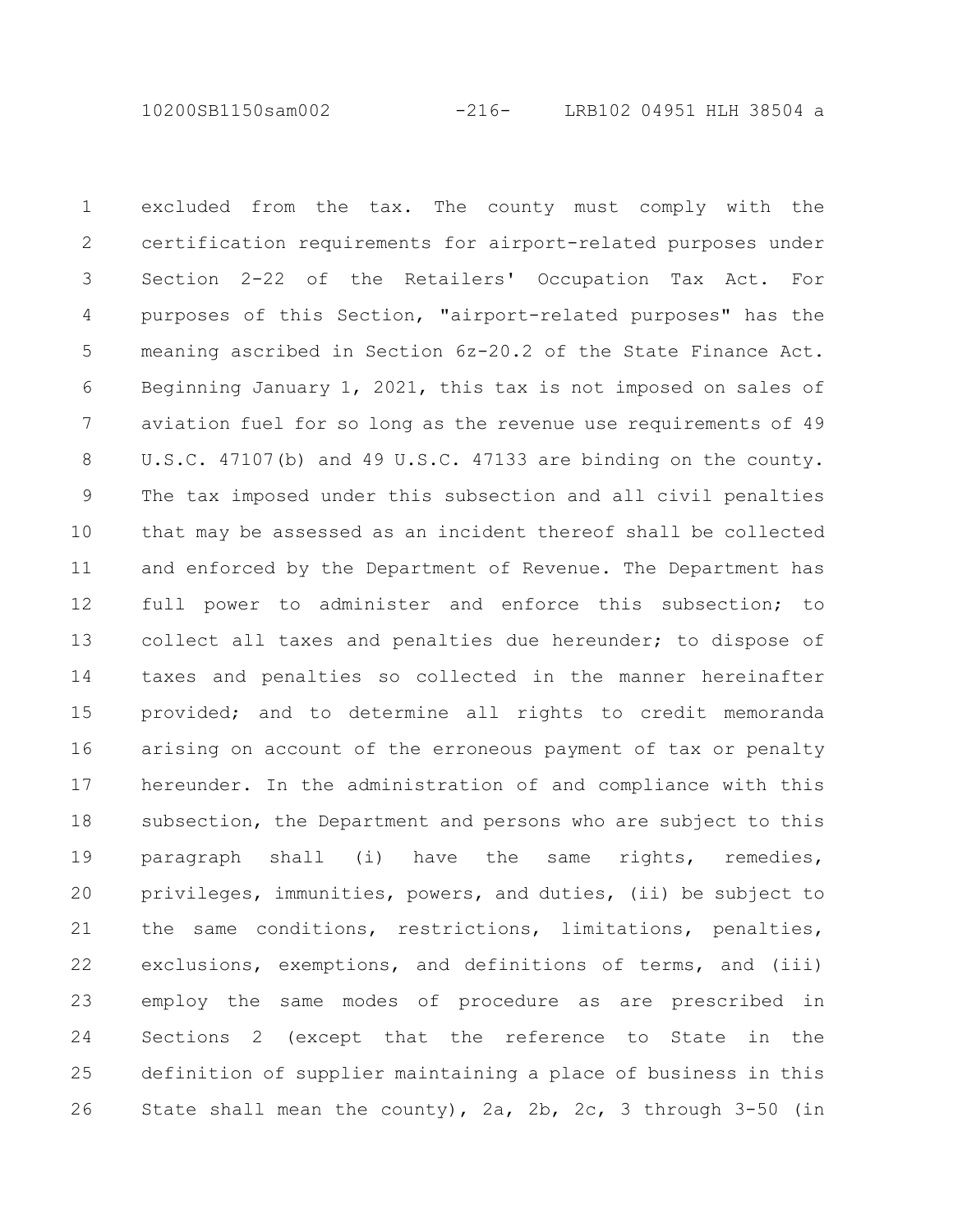excluded from the tax. The county must comply with the certification requirements for airport-related purposes under Section 2-22 of the Retailers' Occupation Tax Act. For purposes of this Section, "airport-related purposes" has the meaning ascribed in Section 6z-20.2 of the State Finance Act. Beginning January 1, 2021, this tax is not imposed on sales of aviation fuel for so long as the revenue use requirements of 49 U.S.C. 47107(b) and 49 U.S.C. 47133 are binding on the county. The tax imposed under this subsection and all civil penalties that may be assessed as an incident thereof shall be collected and enforced by the Department of Revenue. The Department has full power to administer and enforce this subsection; to collect all taxes and penalties due hereunder; to dispose of taxes and penalties so collected in the manner hereinafter provided; and to determine all rights to credit memoranda arising on account of the erroneous payment of tax or penalty hereunder. In the administration of and compliance with this subsection, the Department and persons who are subject to this paragraph shall (i) have the same rights, remedies, privileges, immunities, powers, and duties, (ii) be subject to the same conditions, restrictions, limitations, penalties, exclusions, exemptions, and definitions of terms, and (iii) employ the same modes of procedure as are prescribed in Sections 2 (except that the reference to State in the definition of supplier maintaining a place of business in this State shall mean the county), 2a, 2b, 2c, 3 through 3-50 (in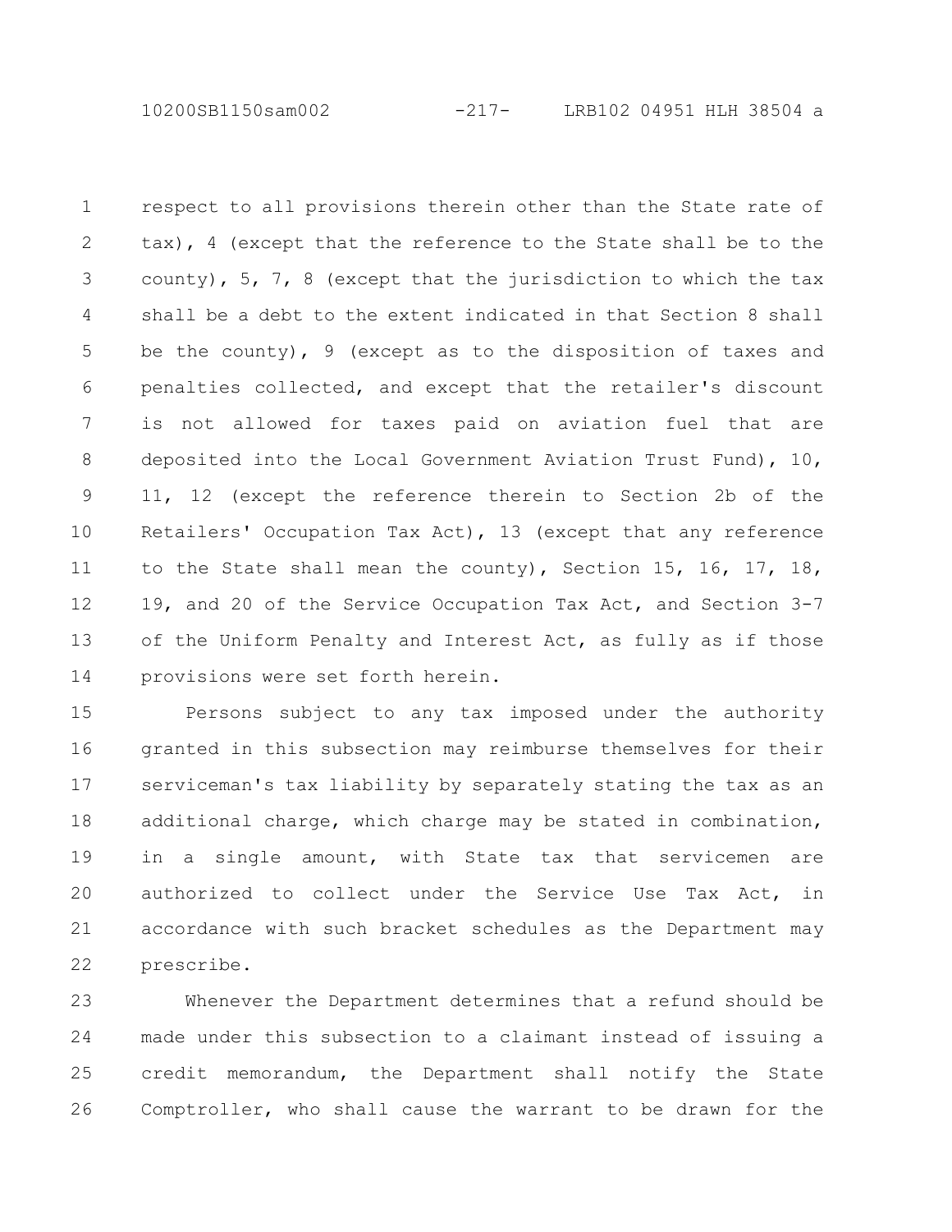respect to all provisions therein other than the State rate of tax), 4 (except that the reference to the State shall be to the county), 5, 7, 8 (except that the jurisdiction to which the tax shall be a debt to the extent indicated in that Section 8 shall be the county), 9 (except as to the disposition of taxes and penalties collected, and except that the retailer's discount is not allowed for taxes paid on aviation fuel that are deposited into the Local Government Aviation Trust Fund), 10, 11, 12 (except the reference therein to Section 2b of the Retailers' Occupation Tax Act), 13 (except that any reference to the State shall mean the county), Section 15, 16, 17, 18, 19, and 20 of the Service Occupation Tax Act, and Section 3-7 of the Uniform Penalty and Interest Act, as fully as if those provisions were set forth herein.

Persons subject to any tax imposed under the authority granted in this subsection may reimburse themselves for their serviceman's tax liability by separately stating the tax as an additional charge, which charge may be stated in combination, in a single amount, with State tax that servicemen are authorized to collect under the Service Use Tax Act, in accordance with such bracket schedules as the Department may prescribe.

Whenever the Department determines that a refund should be made under this subsection to a claimant instead of issuing a credit memorandum, the Department shall notify the State Comptroller, who shall cause the warrant to be drawn for the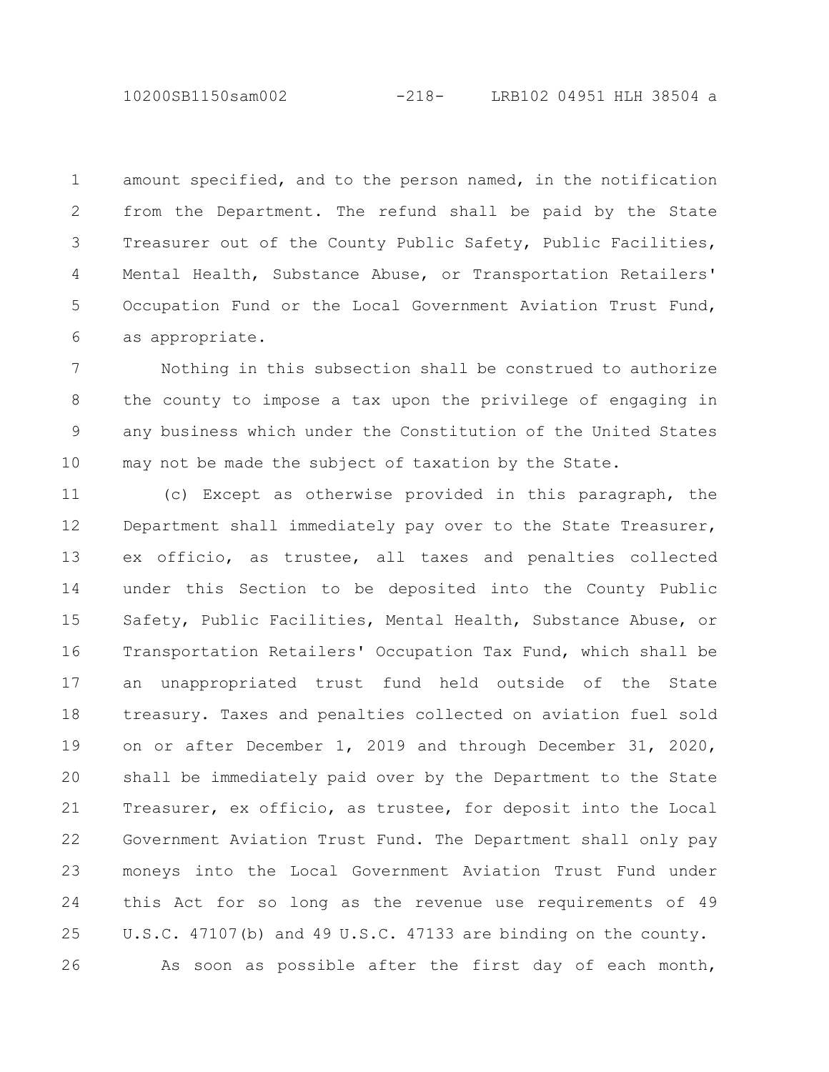amount specified, and to the person named, in the notification from the Department. The refund shall be paid by the State Treasurer out of the County Public Safety, Public Facilities, Mental Health, Substance Abuse, or Transportation Retailers' Occupation Fund or the Local Government Aviation Trust Fund, as appropriate.

Nothing in this subsection shall be construed to authorize the county to impose a tax upon the privilege of engaging in any business which under the Constitution of the United States may not be made the subject of taxation by the State.

(c) Except as otherwise provided in this paragraph, the Department shall immediately pay over to the State Treasurer, ex officio, as trustee, all taxes and penalties collected under this Section to be deposited into the County Public Safety, Public Facilities, Mental Health, Substance Abuse, or Transportation Retailers' Occupation Tax Fund, which shall be an unappropriated trust fund held outside of the State treasury. Taxes and penalties collected on aviation fuel sold on or after December 1, 2019 and through December 31, 2020, shall be immediately paid over by the Department to the State Treasurer, ex officio, as trustee, for deposit into the Local Government Aviation Trust Fund. The Department shall only pay moneys into the Local Government Aviation Trust Fund under this Act for so long as the revenue use requirements of 49 U.S.C. 47107(b) and 49 U.S.C. 47133 are binding on the county.

As soon as possible after the first day of each month,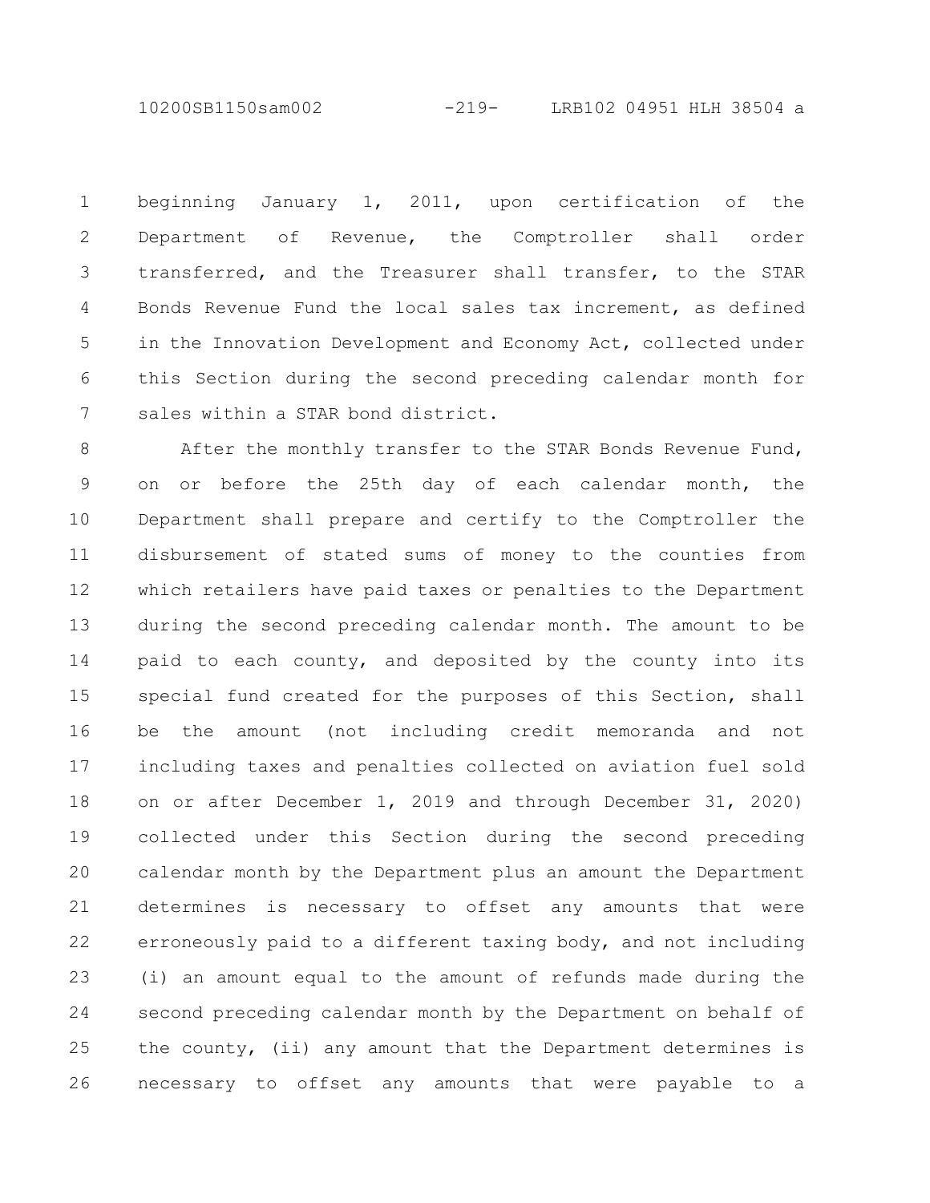beginning January 1, 2011, upon certification of the Department of Revenue, the Comptroller shall order transferred, and the Treasurer shall transfer, to the STAR Bonds Revenue Fund the local sales tax increment, as defined in the Innovation Development and Economy Act, collected under this Section during the second preceding calendar month for sales within a STAR bond district.

After the monthly transfer to the STAR Bonds Revenue Fund, on or before the 25th day of each calendar month, the Department shall prepare and certify to the Comptroller the disbursement of stated sums of money to the counties from which retailers have paid taxes or penalties to the Department during the second preceding calendar month. The amount to be paid to each county, and deposited by the county into its special fund created for the purposes of this Section, shall be the amount (not including credit memoranda and not including taxes and penalties collected on aviation fuel sold on or after December 1, 2019 and through December 31, 2020) collected under this Section during the second preceding calendar month by the Department plus an amount the Department determines is necessary to offset any amounts that were erroneously paid to a different taxing body, and not including (i) an amount equal to the amount of refunds made during the second preceding calendar month by the Department on behalf of the county, (ii) any amount that the Department determines is necessary to offset any amounts that were payable to a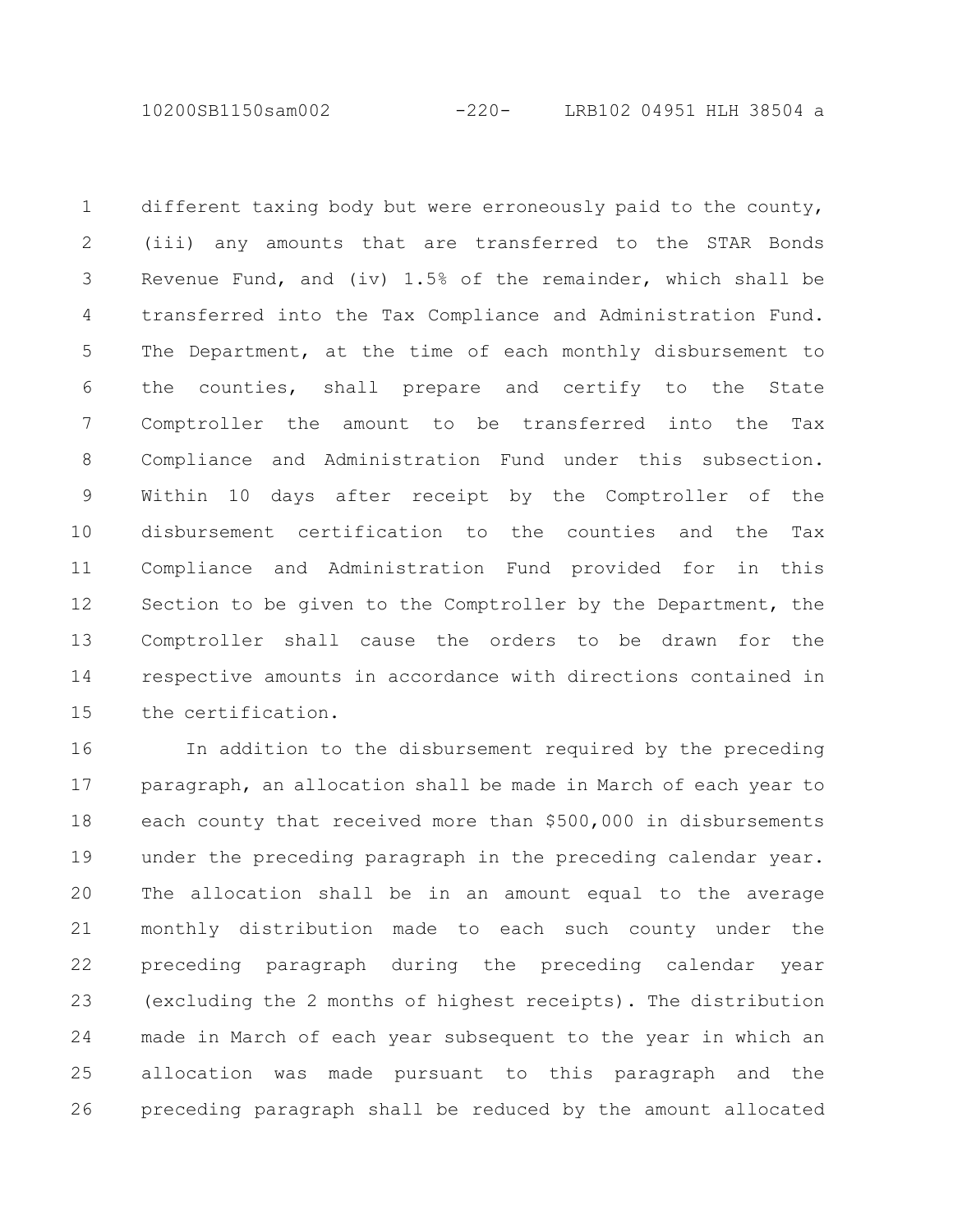different taxing body but were erroneously paid to the county, (iii) any amounts that are transferred to the STAR Bonds Revenue Fund, and (iv) 1.5% of the remainder, which shall be transferred into the Tax Compliance and Administration Fund. The Department, at the time of each monthly disbursement to the counties, shall prepare and certify to the State Comptroller the amount to be transferred into the Tax Compliance and Administration Fund under this subsection. Within 10 days after receipt by the Comptroller of the disbursement certification to the counties and the Tax Compliance and Administration Fund provided for in this Section to be given to the Comptroller by the Department, the Comptroller shall cause the orders to be drawn for the respective amounts in accordance with directions contained in the certification.

In addition to the disbursement required by the preceding paragraph, an allocation shall be made in March of each year to each county that received more than $500,000 in disbursements under the preceding paragraph in the preceding calendar year. The allocation shall be in an amount equal to the average monthly distribution made to each such county under the preceding paragraph during the preceding calendar year (excluding the 2 months of highest receipts). The distribution made in March of each year subsequent to the year in which an allocation was made pursuant to this paragraph and the preceding paragraph shall be reduced by the amount allocated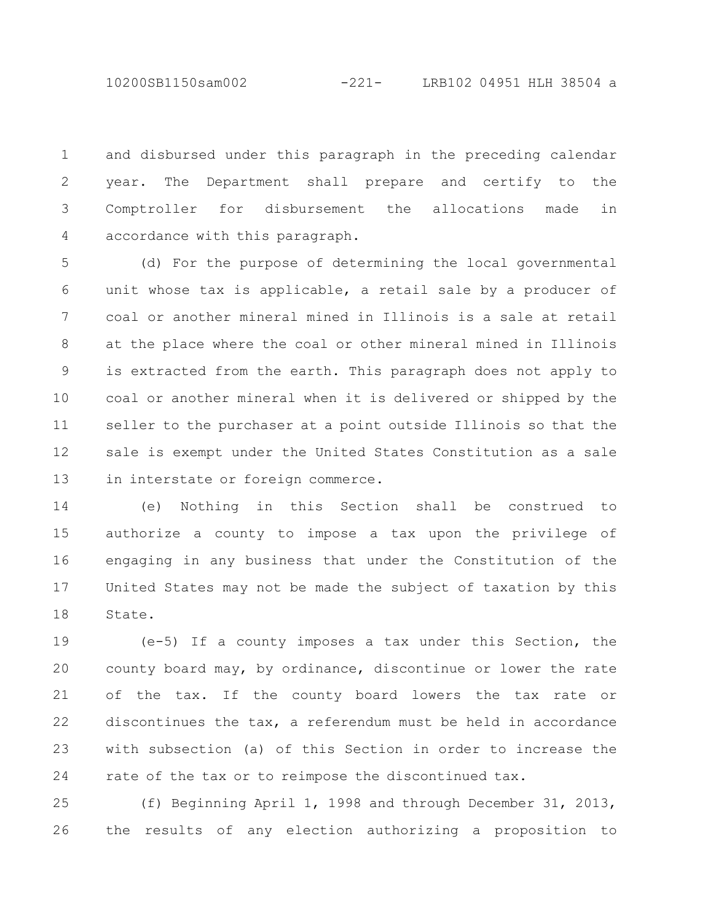and disbursed under this paragraph in the preceding calendar year. The Department shall prepare and certify to the Comptroller for disbursement the allocations made in accordance with this paragraph.

(d) For the purpose of determining the local governmental unit whose tax is applicable, a retail sale by a producer of coal or another mineral mined in Illinois is a sale at retail at the place where the coal or other mineral mined in Illinois is extracted from the earth. This paragraph does not apply to coal or another mineral when it is delivered or shipped by the seller to the purchaser at a point outside Illinois so that the sale is exempt under the United States Constitution as a sale in interstate or foreign commerce.

(e) Nothing in this Section shall be construed to authorize a county to impose a tax upon the privilege of engaging in any business that under the Constitution of the United States may not be made the subject of taxation by this State.

(e-5) If a county imposes a tax under this Section, the county board may, by ordinance, discontinue or lower the rate of the tax. If the county board lowers the tax rate or discontinues the tax, a referendum must be held in accordance with subsection (a) of this Section in order to increase the rate of the tax or to reimpose the discontinued tax.

(f) Beginning April 1, 1998 and through December 31, 2013, the results of any election authorizing a proposition to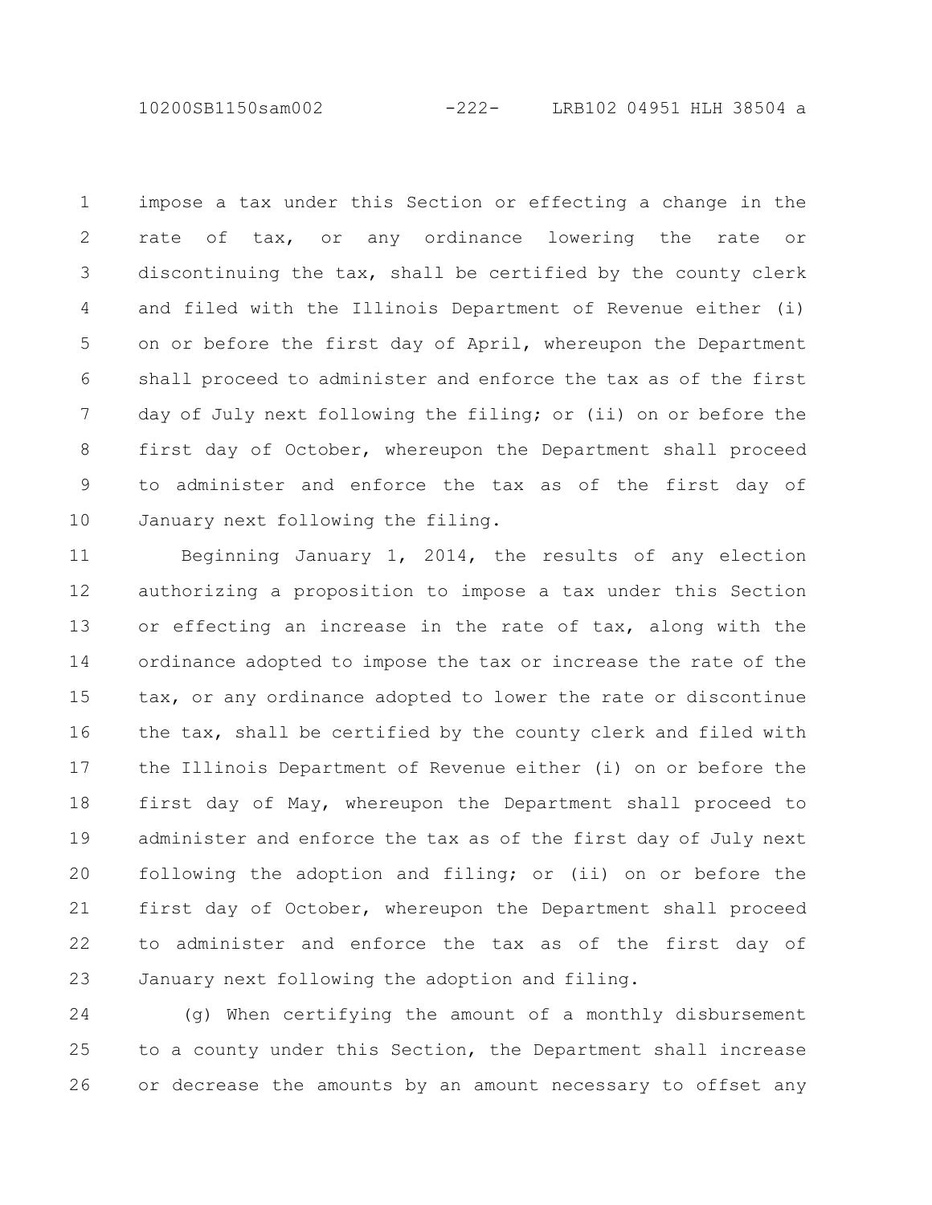impose a tax under this Section or effecting a change in the rate of tax, or any ordinance lowering the rate or discontinuing the tax, shall be certified by the county clerk and filed with the Illinois Department of Revenue either (i) on or before the first day of April, whereupon the Department shall proceed to administer and enforce the tax as of the first day of July next following the filing; or (ii) on or before the first day of October, whereupon the Department shall proceed to administer and enforce the tax as of the first day of January next following the filing.

Beginning January 1, 2014, the results of any election authorizing a proposition to impose a tax under this Section or effecting an increase in the rate of tax, along with the ordinance adopted to impose the tax or increase the rate of the tax, or any ordinance adopted to lower the rate or discontinue the tax, shall be certified by the county clerk and filed with the Illinois Department of Revenue either (i) on or before the first day of May, whereupon the Department shall proceed to administer and enforce the tax as of the first day of July next following the adoption and filing; or (ii) on or before the first day of October, whereupon the Department shall proceed to administer and enforce the tax as of the first day of January next following the adoption and filing.

(g) When certifying the amount of a monthly disbursement to a county under this Section, the Department shall increase or decrease the amounts by an amount necessary to offset any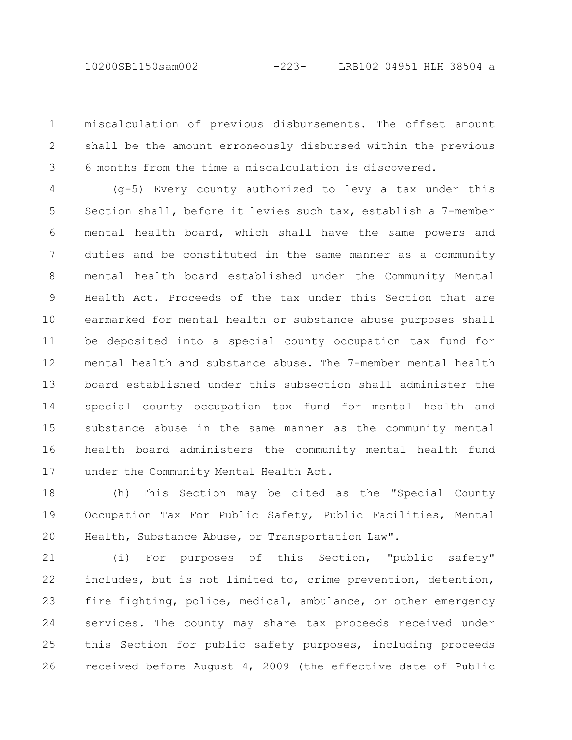miscalculation of previous disbursements. The offset amount shall be the amount erroneously disbursed within the previous 6 months from the time a miscalculation is discovered.

(g-5) Every county authorized to levy a tax under this Section shall, before it levies such tax, establish a 7-member mental health board, which shall have the same powers and duties and be constituted in the same manner as a community mental health board established under the Community Mental Health Act. Proceeds of the tax under this Section that are earmarked for mental health or substance abuse purposes shall be deposited into a special county occupation tax fund for mental health and substance abuse. The 7-member mental health board established under this subsection shall administer the special county occupation tax fund for mental health and substance abuse in the same manner as the community mental health board administers the community mental health fund under the Community Mental Health Act.

(h) This Section may be cited as the "Special County Occupation Tax For Public Safety, Public Facilities, Mental Health, Substance Abuse, or Transportation Law".

(i) For purposes of this Section, "public safety" includes, but is not limited to, crime prevention, detention, fire fighting, police, medical, ambulance, or other emergency services. The county may share tax proceeds received under this Section for public safety purposes, including proceeds received before August 4, 2009 (the effective date of Public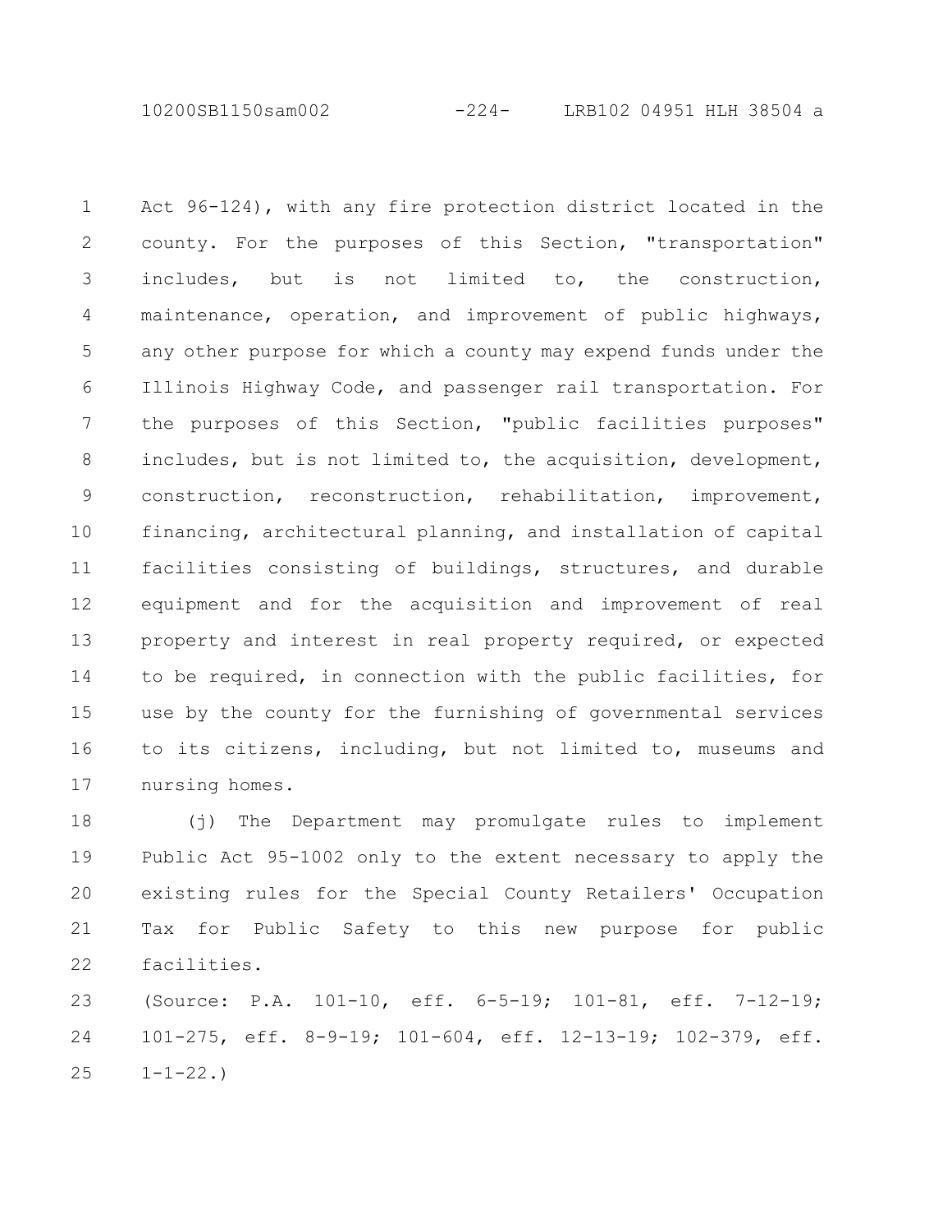Act 96-124), with any fire protection district located in the county. For the purposes of this Section, "transportation" includes, but is not limited to, the construction, maintenance, operation, and improvement of public highways, any other purpose for which a county may expend funds under the Illinois Highway Code, and passenger rail transportation. For the purposes of this Section, "public facilities purposes" includes, but is not limited to, the acquisition, development, construction, reconstruction, rehabilitation, improvement, financing, architectural planning, and installation of capital facilities consisting of buildings, structures, and durable equipment and for the acquisition and improvement of real property and interest in real property required, or expected to be required, in connection with the public facilities, for use by the county for the furnishing of governmental services to its citizens, including, but not limited to, museums and nursing homes.

(j) The Department may promulgate rules to implement Public Act 95-1002 only to the extent necessary to apply the existing rules for the Special County Retailers' Occupation Tax for Public Safety to this new purpose for public facilities.

(Source: P.A. 101-10, eff. 6-5-19; 101-81, eff. 7-12-19; 101-275, eff. 8-9-19; 101-604, eff. 12-13-19; 102-379, eff. 1-1-22.)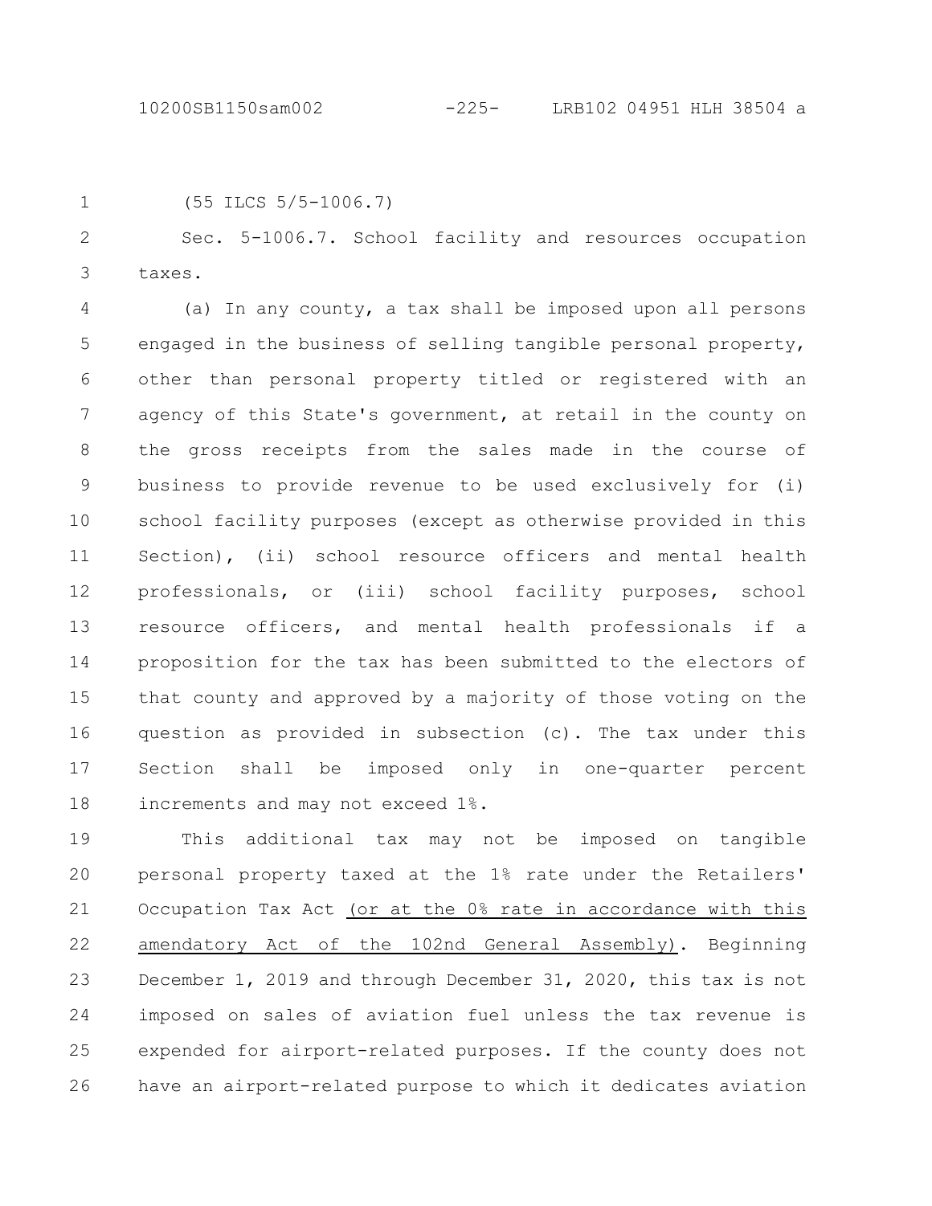(55 ILCS 5/5-1006.7)

Sec. 5-1006.7. School facility and resources occupation taxes.

(a) In any county, a tax shall be imposed upon all persons engaged in the business of selling tangible personal property, other than personal property titled or registered with an agency of this State's government, at retail in the county on the gross receipts from the sales made in the course of business to provide revenue to be used exclusively for (i) school facility purposes (except as otherwise provided in this Section), (ii) school resource officers and mental health professionals, or (iii) school facility purposes, school resource officers, and mental health professionals if a proposition for the tax has been submitted to the electors of that county and approved by a majority of those voting on the question as provided in subsection (c). The tax under this Section shall be imposed only in one-quarter percent increments and may not exceed 1%.

This additional tax may not be imposed on tangible personal property taxed at the 1% rate under the Retailers' Occupation Tax Act <u>(or at the 0% rate in accordance with this amendatory Act of the 102nd General Assembly)</u>. Beginning December 1, 2019 and through December 31, 2020, this tax is not imposed on sales of aviation fuel unless the tax revenue is expended for airport-related purposes. If the county does not have an airport-related purpose to which it dedicates aviation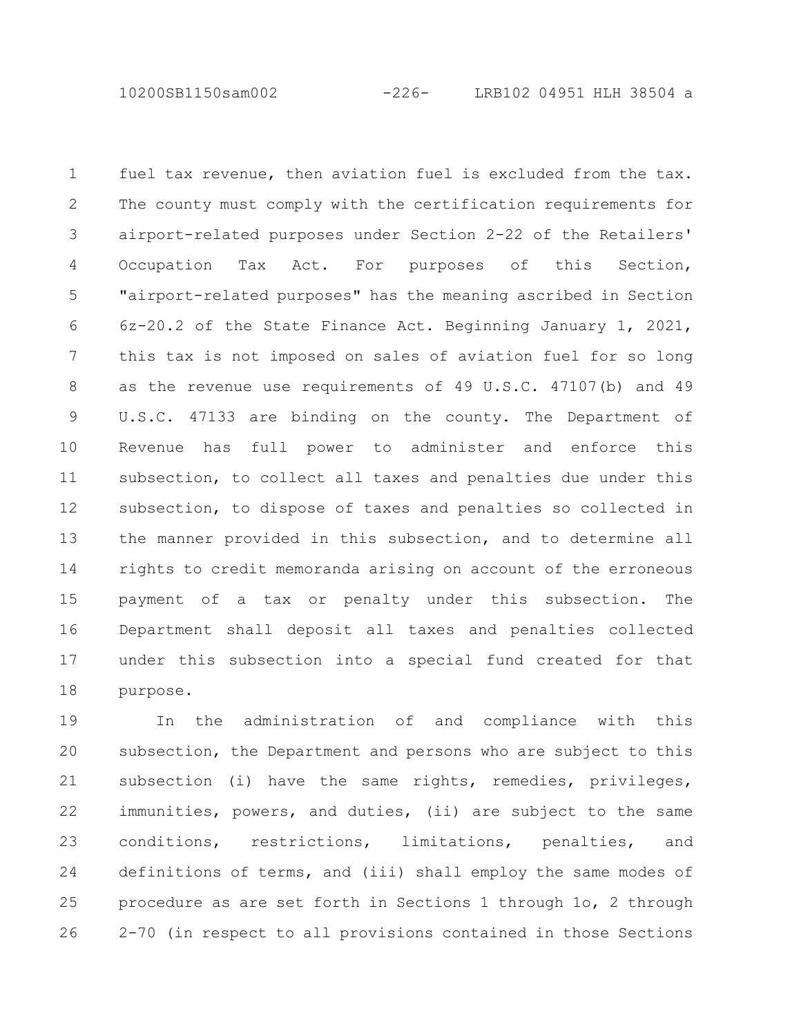fuel tax revenue, then aviation fuel is excluded from the tax. The county must comply with the certification requirements for airport-related purposes under Section 2-22 of the Retailers' Occupation Tax Act. For purposes of this Section, "airport-related purposes" has the meaning ascribed in Section 6z-20.2 of the State Finance Act. Beginning January 1, 2021, this tax is not imposed on sales of aviation fuel for so long as the revenue use requirements of 49 U.S.C. 47107(b) and 49 U.S.C. 47133 are binding on the county. The Department of Revenue has full power to administer and enforce this subsection, to collect all taxes and penalties due under this subsection, to dispose of taxes and penalties so collected in the manner provided in this subsection, and to determine all rights to credit memoranda arising on account of the erroneous payment of a tax or penalty under this subsection. The Department shall deposit all taxes and penalties collected under this subsection into a special fund created for that purpose.

In the administration of and compliance with this subsection, the Department and persons who are subject to this subsection (i) have the same rights, remedies, privileges, immunities, powers, and duties, (ii) are subject to the same conditions, restrictions, limitations, penalties, and definitions of terms, and (iii) shall employ the same modes of procedure as are set forth in Sections 1 through 1o, 2 through 2-70 (in respect to all provisions contained in those Sections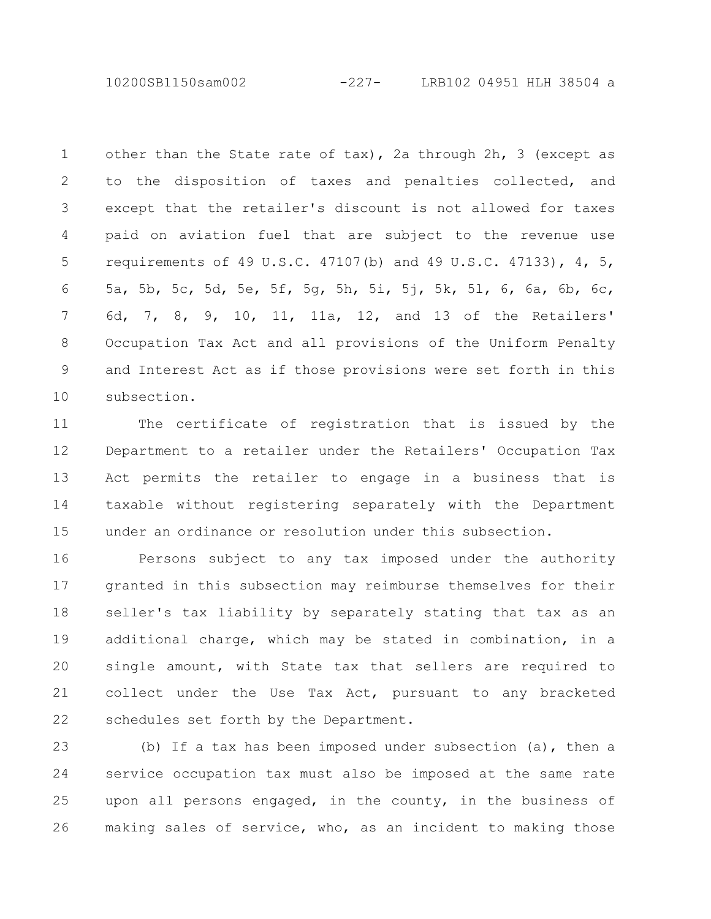other than the State rate of tax), 2a through 2h, 3 (except as to the disposition of taxes and penalties collected, and except that the retailer's discount is not allowed for taxes paid on aviation fuel that are subject to the revenue use requirements of 49 U.S.C. 47107(b) and 49 U.S.C. 47133), 4, 5, 5a, 5b, 5c, 5d, 5e, 5f, 5g, 5h, 5i, 5j, 5k, 5l, 6, 6a, 6b, 6c, 6d, 7, 8, 9, 10, 11, 11a, 12, and 13 of the Retailers' Occupation Tax Act and all provisions of the Uniform Penalty and Interest Act as if those provisions were set forth in this subsection.

The certificate of registration that is issued by the Department to a retailer under the Retailers' Occupation Tax Act permits the retailer to engage in a business that is taxable without registering separately with the Department under an ordinance or resolution under this subsection.

Persons subject to any tax imposed under the authority granted in this subsection may reimburse themselves for their seller's tax liability by separately stating that tax as an additional charge, which may be stated in combination, in a single amount, with State tax that sellers are required to collect under the Use Tax Act, pursuant to any bracketed schedules set forth by the Department.

(b) If a tax has been imposed under subsection (a), then a service occupation tax must also be imposed at the same rate upon all persons engaged, in the county, in the business of making sales of service, who, as an incident to making those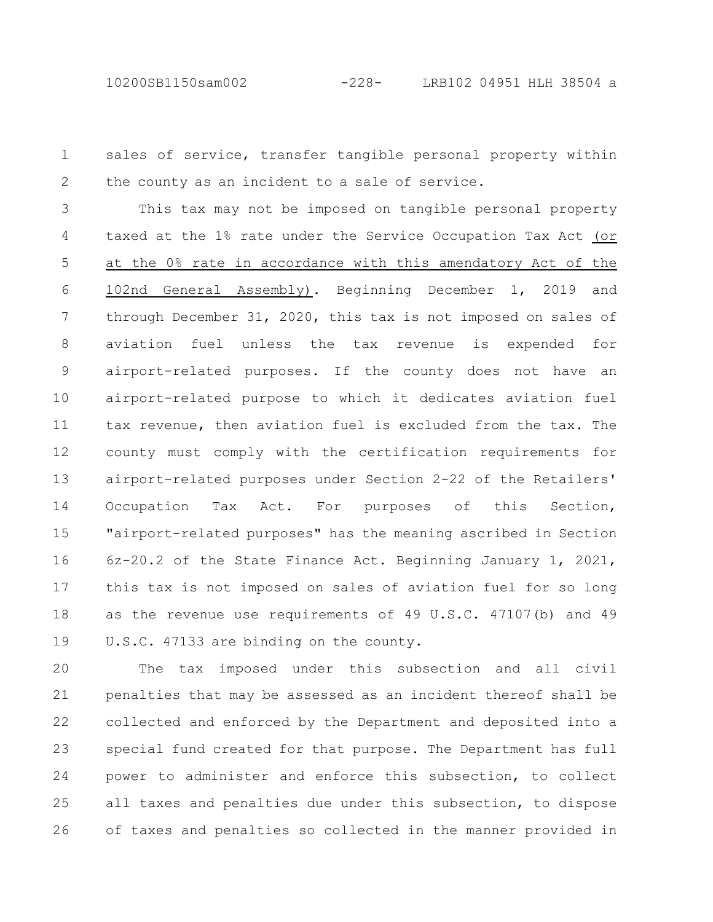sales of service, transfer tangible personal property within the county as an incident to a sale of service.

This tax may not be imposed on tangible personal property taxed at the 1% rate under the Service Occupation Tax Act (or at the 0% rate in accordance with this amendatory Act of the 102nd General Assembly). Beginning December 1, 2019 and through December 31, 2020, this tax is not imposed on sales of aviation fuel unless the tax revenue is expended for airport-related purposes. If the county does not have an airport-related purpose to which it dedicates aviation fuel tax revenue, then aviation fuel is excluded from the tax. The county must comply with the certification requirements for airport-related purposes under Section 2-22 of the Retailers' Occupation Tax Act. For purposes of this Section, "airport-related purposes" has the meaning ascribed in Section 6z-20.2 of the State Finance Act. Beginning January 1, 2021, this tax is not imposed on sales of aviation fuel for so long as the revenue use requirements of 49 U.S.C. 47107(b) and 49 U.S.C. 47133 are binding on the county.

The tax imposed under this subsection and all civil penalties that may be assessed as an incident thereof shall be collected and enforced by the Department and deposited into a special fund created for that purpose. The Department has full power to administer and enforce this subsection, to collect all taxes and penalties due under this subsection, to dispose of taxes and penalties so collected in the manner provided in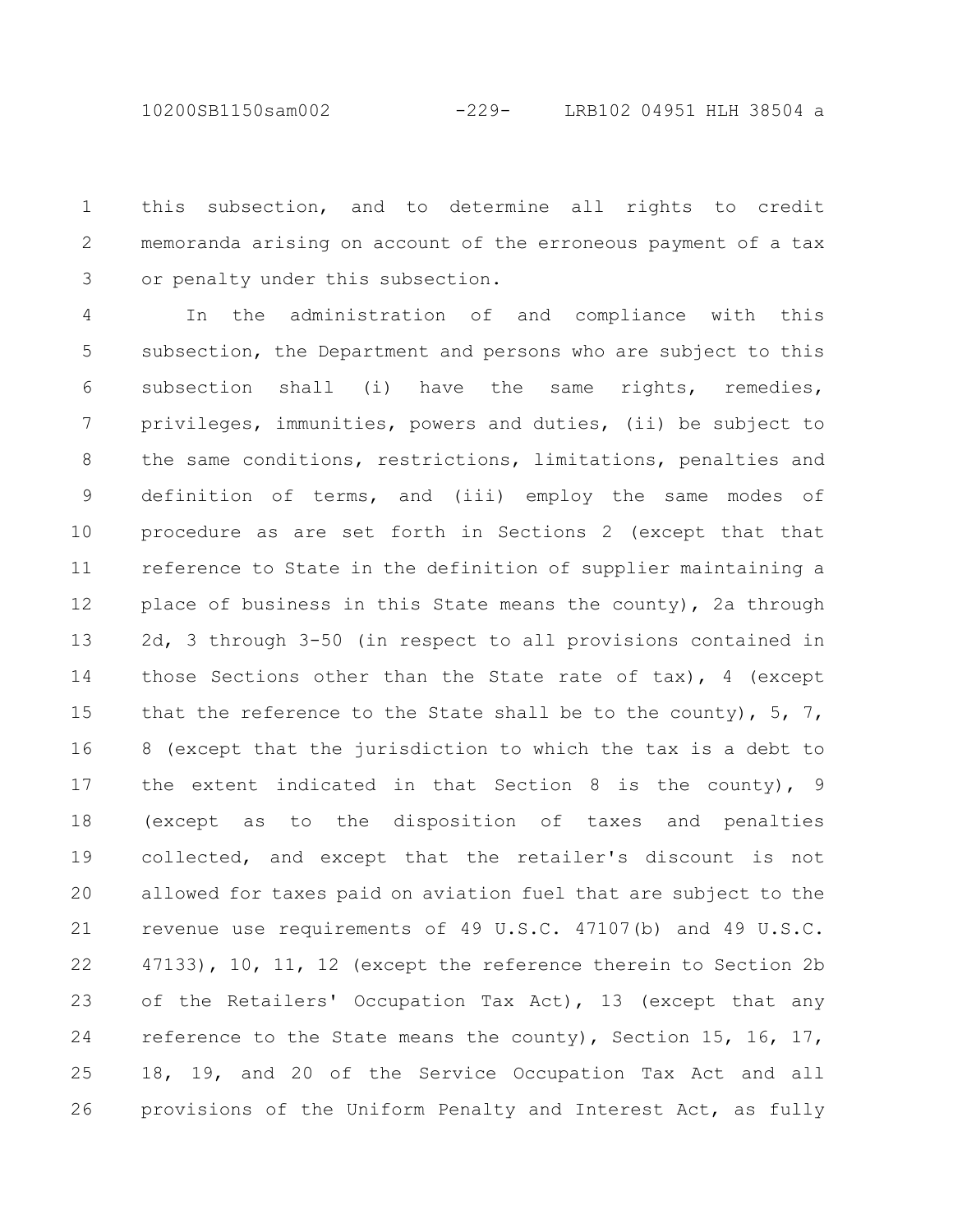this subsection, and to determine all rights to credit memoranda arising on account of the erroneous payment of a tax or penalty under this subsection.

In the administration of and compliance with this subsection, the Department and persons who are subject to this subsection shall (i) have the same rights, remedies, privileges, immunities, powers and duties, (ii) be subject to the same conditions, restrictions, limitations, penalties and definition of terms, and (iii) employ the same modes of procedure as are set forth in Sections 2 (except that that reference to State in the definition of supplier maintaining a place of business in this State means the county), 2a through 2d, 3 through 3-50 (in respect to all provisions contained in those Sections other than the State rate of tax), 4 (except that the reference to the State shall be to the county), 5, 7, 8 (except that the jurisdiction to which the tax is a debt to the extent indicated in that Section 8 is the county), 9 (except as to the disposition of taxes and penalties collected, and except that the retailer's discount is not allowed for taxes paid on aviation fuel that are subject to the revenue use requirements of 49 U.S.C. 47107(b) and 49 U.S.C. 47133), 10, 11, 12 (except the reference therein to Section 2b of the Retailers' Occupation Tax Act), 13 (except that any reference to the State means the county), Section 15, 16, 17, 18, 19, and 20 of the Service Occupation Tax Act and all provisions of the Uniform Penalty and Interest Act, as fully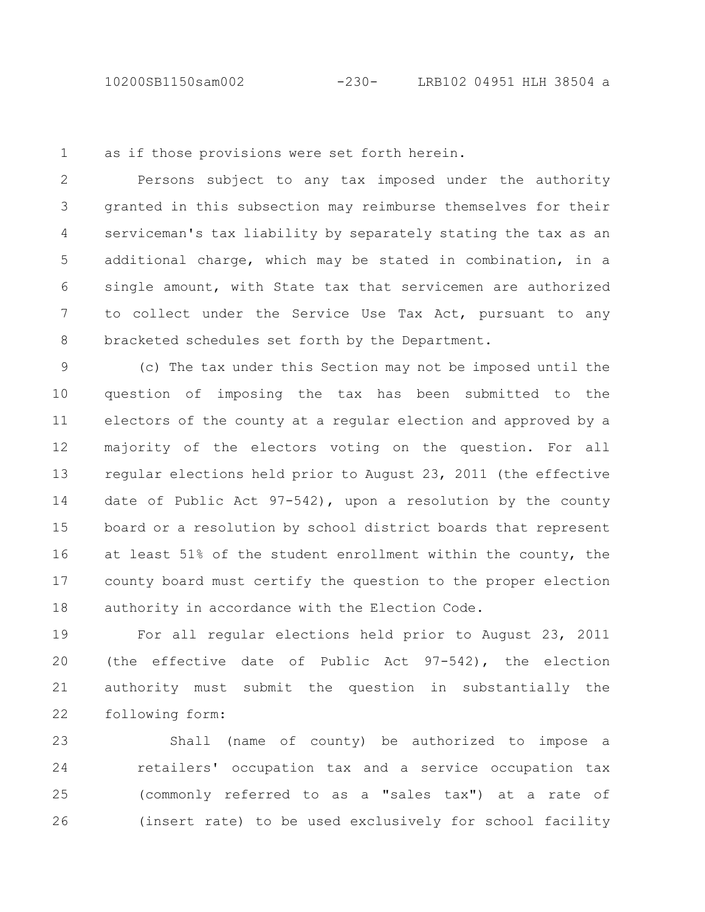as if those provisions were set forth herein.

Persons subject to any tax imposed under the authority granted in this subsection may reimburse themselves for their serviceman's tax liability by separately stating the tax as an additional charge, which may be stated in combination, in a single amount, with State tax that servicemen are authorized to collect under the Service Use Tax Act, pursuant to any bracketed schedules set forth by the Department.

(c) The tax under this Section may not be imposed until the question of imposing the tax has been submitted to the electors of the county at a regular election and approved by a majority of the electors voting on the question. For all regular elections held prior to August 23, 2011 (the effective date of Public Act 97-542), upon a resolution by the county board or a resolution by school district boards that represent at least 51% of the student enrollment within the county, the county board must certify the question to the proper election authority in accordance with the Election Code.

For all regular elections held prior to August 23, 2011 (the effective date of Public Act 97-542), the election authority must submit the question in substantially the following form:

> Shall (name of county) be authorized to impose a retailers' occupation tax and a service occupation tax (commonly referred to as a "sales tax") at a rate of (insert rate) to be used exclusively for school facility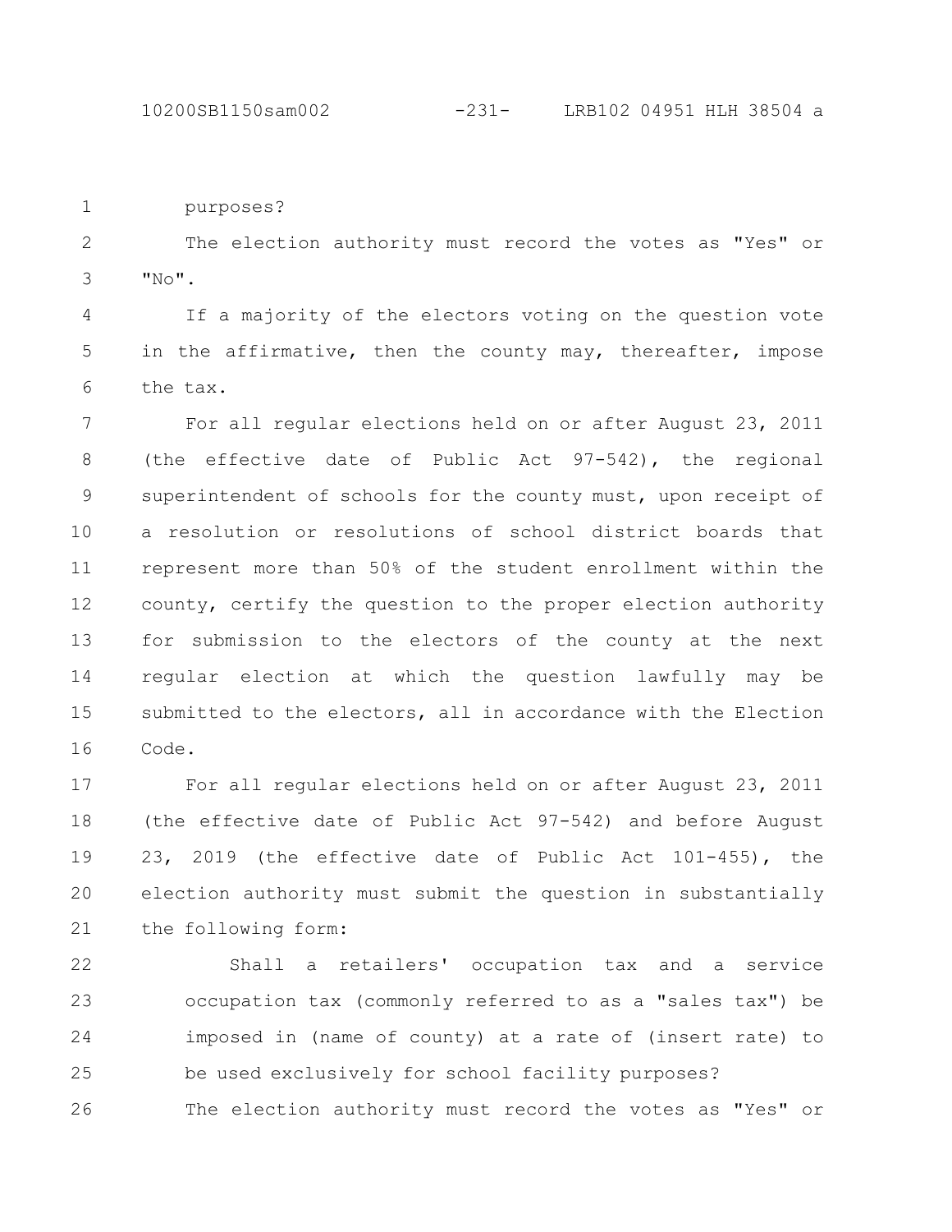purposes?

The election authority must record the votes as "Yes" or "No".

If a majority of the electors voting on the question vote in the affirmative, then the county may, thereafter, impose the tax.

For all regular elections held on or after August 23, 2011 (the effective date of Public Act 97-542), the regional superintendent of schools for the county must, upon receipt of a resolution or resolutions of school district boards that represent more than 50% of the student enrollment within the county, certify the question to the proper election authority for submission to the electors of the county at the next regular election at which the question lawfully may be submitted to the electors, all in accordance with the Election Code.

For all regular elections held on or after August 23, 2011 (the effective date of Public Act 97-542) and before August 23, 2019 (the effective date of Public Act 101-455), the election authority must submit the question in substantially the following form:

> Shall a retailers' occupation tax and a service occupation tax (commonly referred to as a "sales tax") be imposed in (name of county) at a rate of (insert rate) to be used exclusively for school facility purposes?

The election authority must record the votes as "Yes" or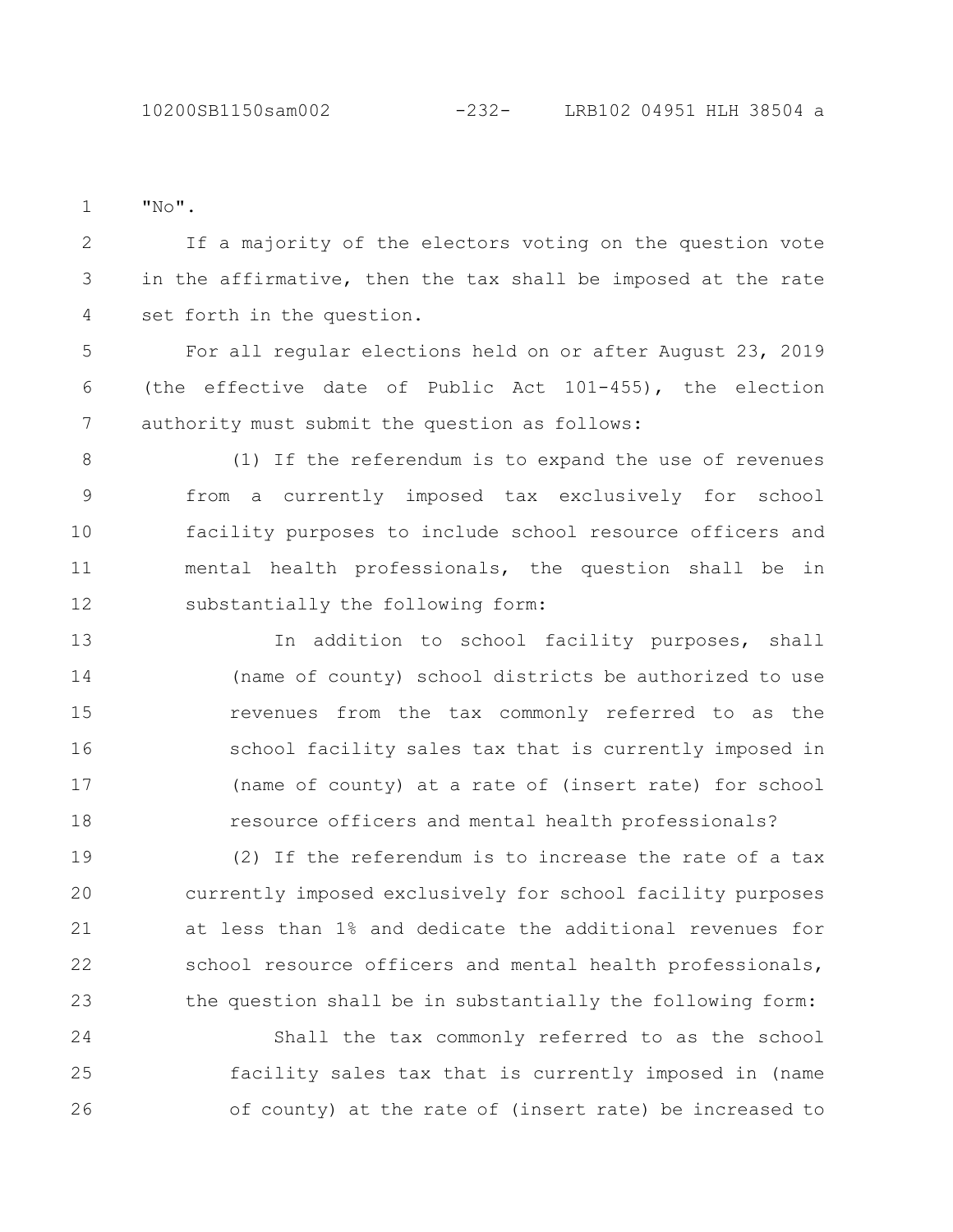"No".

If a majority of the electors voting on the question vote in the affirmative, then the tax shall be imposed at the rate set forth in the question.

For all regular elections held on or after August 23, 2019 (the effective date of Public Act 101-455), the election authority must submit the question as follows:

(1) If the referendum is to expand the use of revenues from a currently imposed tax exclusively for school facility purposes to include school resource officers and mental health professionals, the question shall be in substantially the following form:

In addition to school facility purposes, shall (name of county) school districts be authorized to use revenues from the tax commonly referred to as the school facility sales tax that is currently imposed in (name of county) at a rate of (insert rate) for school resource officers and mental health professionals?

(2) If the referendum is to increase the rate of a tax currently imposed exclusively for school facility purposes at less than 1% and dedicate the additional revenues for school resource officers and mental health professionals, the question shall be in substantially the following form:

Shall the tax commonly referred to as the school facility sales tax that is currently imposed in (name of county) at the rate of (insert rate) be increased to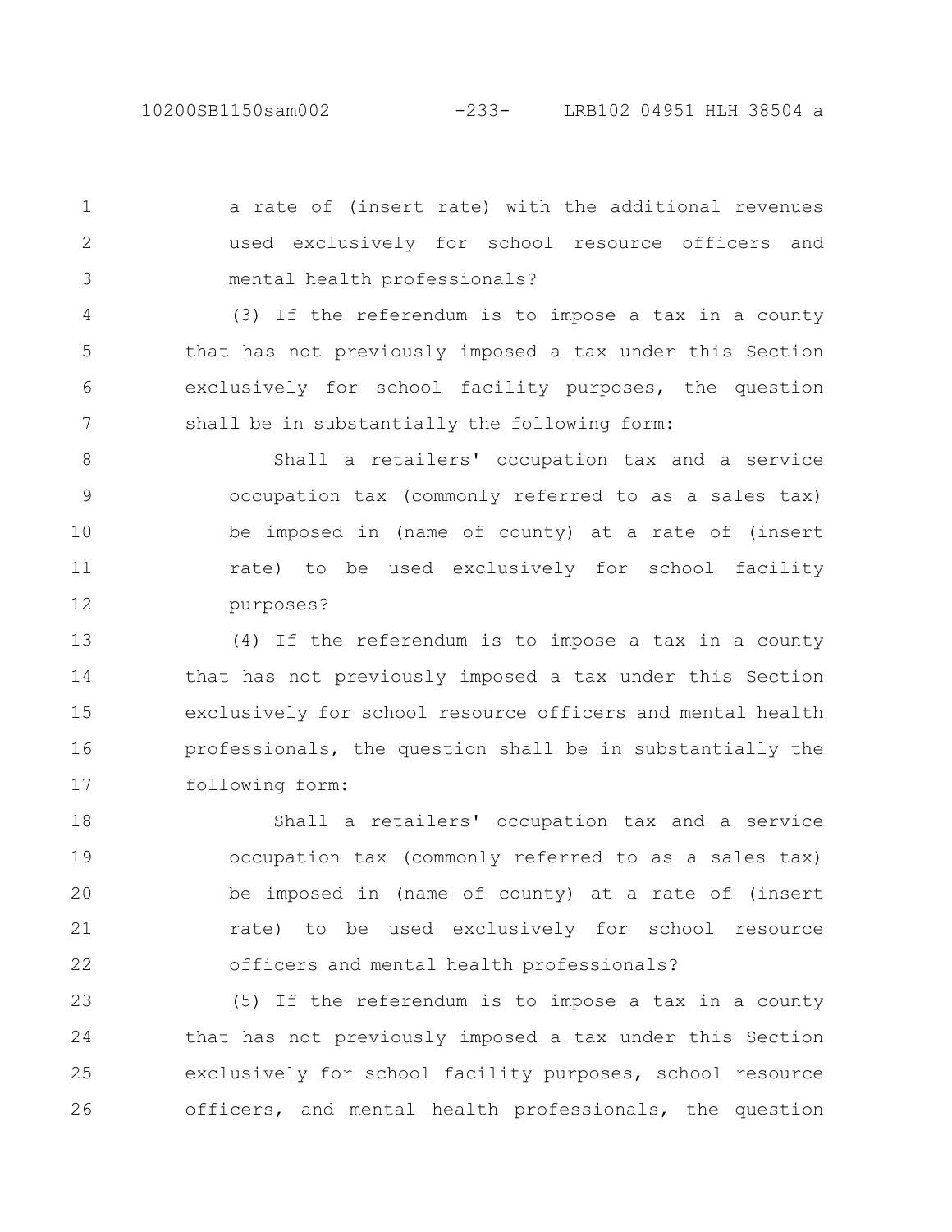a rate of (insert rate) with the additional revenues used exclusively for school resource officers and mental health professionals?

(3) If the referendum is to impose a tax in a county that has not previously imposed a tax under this Section exclusively for school facility purposes, the question shall be in substantially the following form:

Shall a retailers' occupation tax and a service occupation tax (commonly referred to as a sales tax) be imposed in (name of county) at a rate of (insert rate) to be used exclusively for school facility purposes?

(4) If the referendum is to impose a tax in a county that has not previously imposed a tax under this Section exclusively for school resource officers and mental health professionals, the question shall be in substantially the following form:

Shall a retailers' occupation tax and a service occupation tax (commonly referred to as a sales tax) be imposed in (name of county) at a rate of (insert rate) to be used exclusively for school resource officers and mental health professionals?

(5) If the referendum is to impose a tax in a county that has not previously imposed a tax under this Section exclusively for school facility purposes, school resource officers, and mental health professionals, the question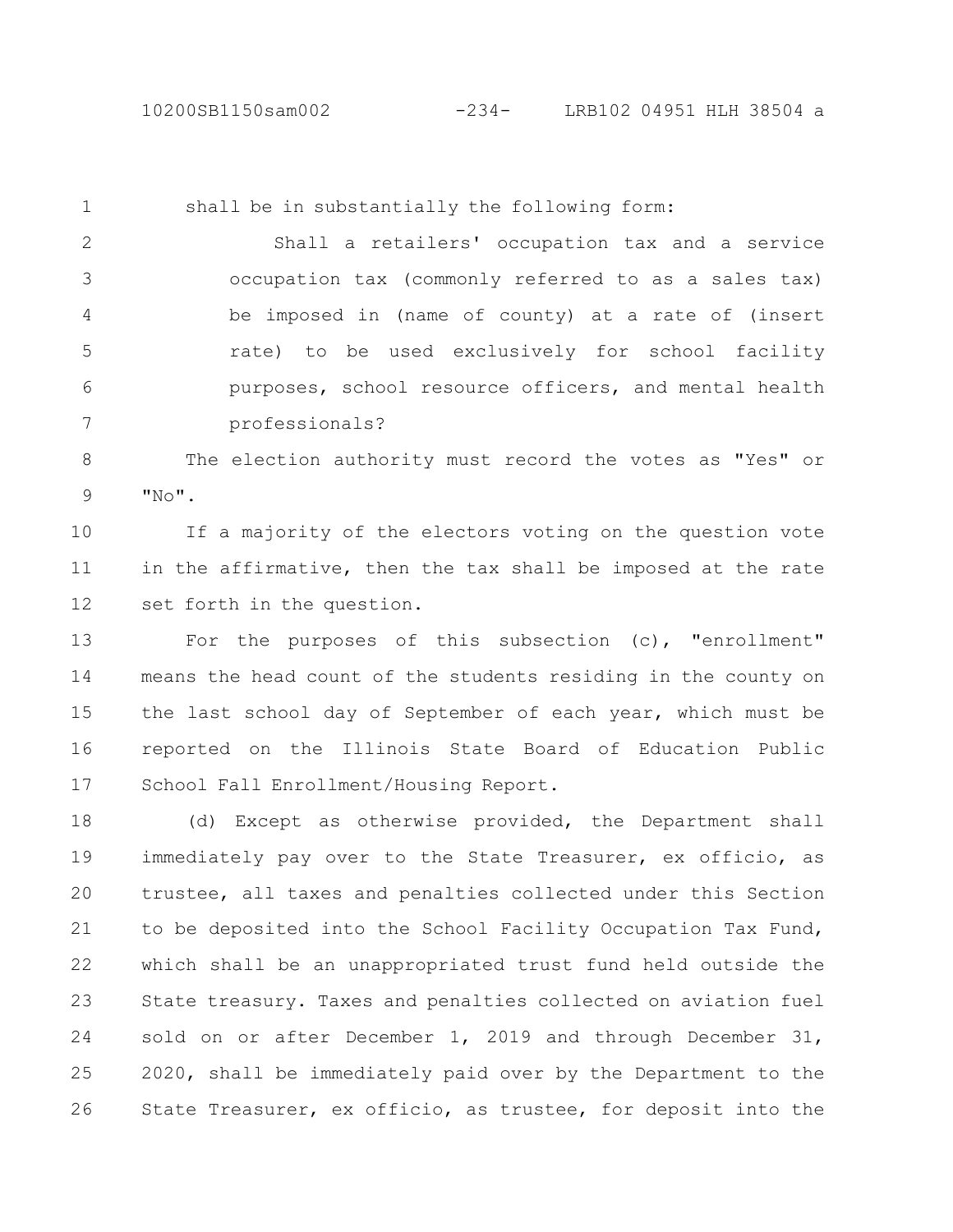shall be in substantially the following form:

Shall a retailers' occupation tax and a service occupation tax (commonly referred to as a sales tax) be imposed in (name of county) at a rate of (insert rate) to be used exclusively for school facility purposes, school resource officers, and mental health professionals?

The election authority must record the votes as "Yes" or "No".

If a majority of the electors voting on the question vote in the affirmative, then the tax shall be imposed at the rate set forth in the question.

For the purposes of this subsection (c), "enrollment" means the head count of the students residing in the county on the last school day of September of each year, which must be reported on the Illinois State Board of Education Public School Fall Enrollment/Housing Report.

(d) Except as otherwise provided, the Department shall immediately pay over to the State Treasurer, ex officio, as trustee, all taxes and penalties collected under this Section to be deposited into the School Facility Occupation Tax Fund, which shall be an unappropriated trust fund held outside the State treasury. Taxes and penalties collected on aviation fuel sold on or after December 1, 2019 and through December 31, 2020, shall be immediately paid over by the Department to the State Treasurer, ex officio, as trustee, for deposit into the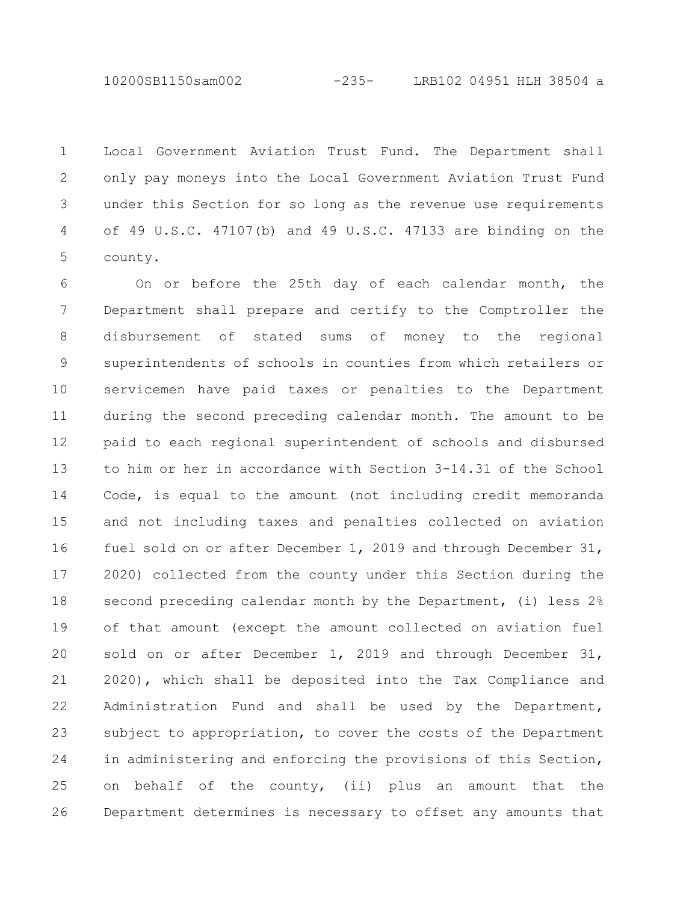Local Government Aviation Trust Fund. The Department shall only pay moneys into the Local Government Aviation Trust Fund under this Section for so long as the revenue use requirements of 49 U.S.C. 47107(b) and 49 U.S.C. 47133 are binding on the county.

On or before the 25th day of each calendar month, the Department shall prepare and certify to the Comptroller the disbursement of stated sums of money to the regional superintendents of schools in counties from which retailers or servicemen have paid taxes or penalties to the Department during the second preceding calendar month. The amount to be paid to each regional superintendent of schools and disbursed to him or her in accordance with Section 3-14.31 of the School Code, is equal to the amount (not including credit memoranda and not including taxes and penalties collected on aviation fuel sold on or after December 1, 2019 and through December 31, 2020) collected from the county under this Section during the second preceding calendar month by the Department, (i) less 2% of that amount (except the amount collected on aviation fuel sold on or after December 1, 2019 and through December 31, 2020), which shall be deposited into the Tax Compliance and Administration Fund and shall be used by the Department, subject to appropriation, to cover the costs of the Department in administering and enforcing the provisions of this Section, on behalf of the county, (ii) plus an amount that the Department determines is necessary to offset any amounts that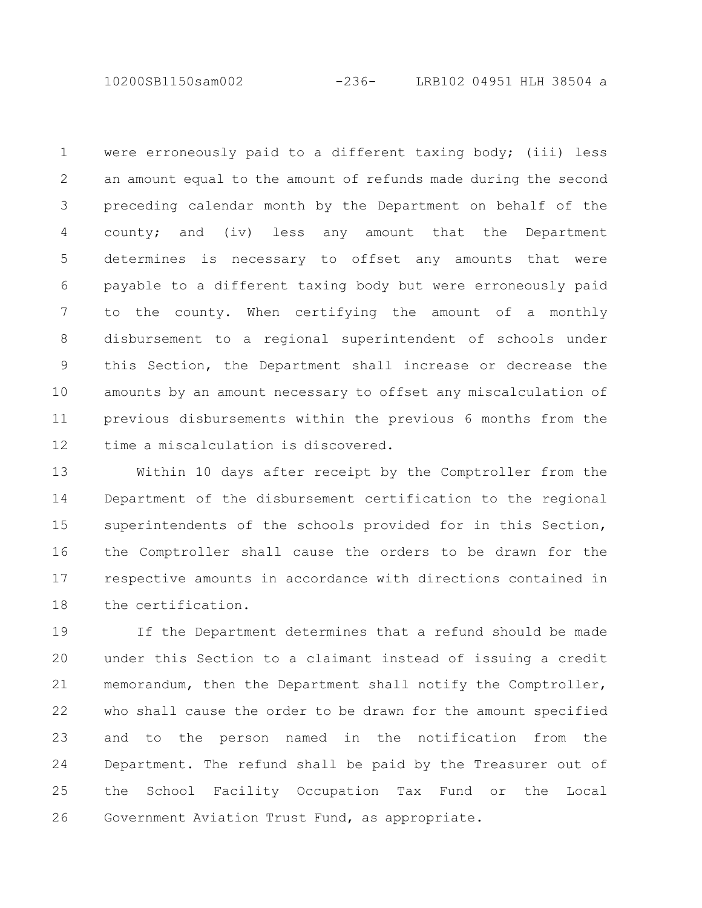were erroneously paid to a different taxing body; (iii) less an amount equal to the amount of refunds made during the second preceding calendar month by the Department on behalf of the county; and (iv) less any amount that the Department determines is necessary to offset any amounts that were payable to a different taxing body but were erroneously paid to the county. When certifying the amount of a monthly disbursement to a regional superintendent of schools under this Section, the Department shall increase or decrease the amounts by an amount necessary to offset any miscalculation of previous disbursements within the previous 6 months from the time a miscalculation is discovered.

Within 10 days after receipt by the Comptroller from the Department of the disbursement certification to the regional superintendents of the schools provided for in this Section, the Comptroller shall cause the orders to be drawn for the respective amounts in accordance with directions contained in the certification.

If the Department determines that a refund should be made under this Section to a claimant instead of issuing a credit memorandum, then the Department shall notify the Comptroller, who shall cause the order to be drawn for the amount specified and to the person named in the notification from the Department. The refund shall be paid by the Treasurer out of the School Facility Occupation Tax Fund or the Local Government Aviation Trust Fund, as appropriate.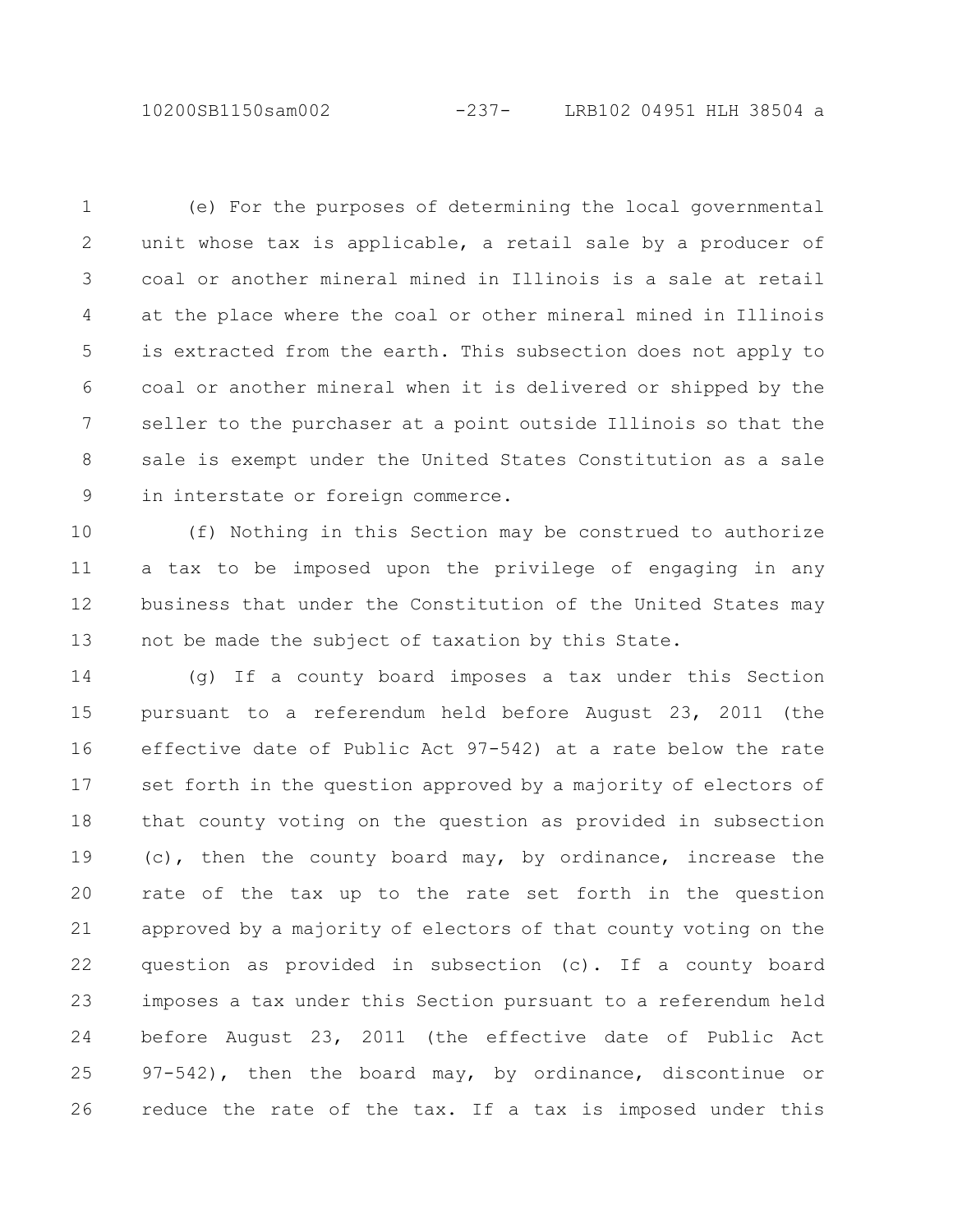(e) For the purposes of determining the local governmental unit whose tax is applicable, a retail sale by a producer of coal or another mineral mined in Illinois is a sale at retail at the place where the coal or other mineral mined in Illinois is extracted from the earth. This subsection does not apply to coal or another mineral when it is delivered or shipped by the seller to the purchaser at a point outside Illinois so that the sale is exempt under the United States Constitution as a sale in interstate or foreign commerce.

(f) Nothing in this Section may be construed to authorize a tax to be imposed upon the privilege of engaging in any business that under the Constitution of the United States may not be made the subject of taxation by this State.

(g) If a county board imposes a tax under this Section pursuant to a referendum held before August 23, 2011 (the effective date of Public Act 97-542) at a rate below the rate set forth in the question approved by a majority of electors of that county voting on the question as provided in subsection (c), then the county board may, by ordinance, increase the rate of the tax up to the rate set forth in the question approved by a majority of electors of that county voting on the question as provided in subsection (c). If a county board imposes a tax under this Section pursuant to a referendum held before August 23, 2011 (the effective date of Public Act 97-542), then the board may, by ordinance, discontinue or reduce the rate of the tax. If a tax is imposed under this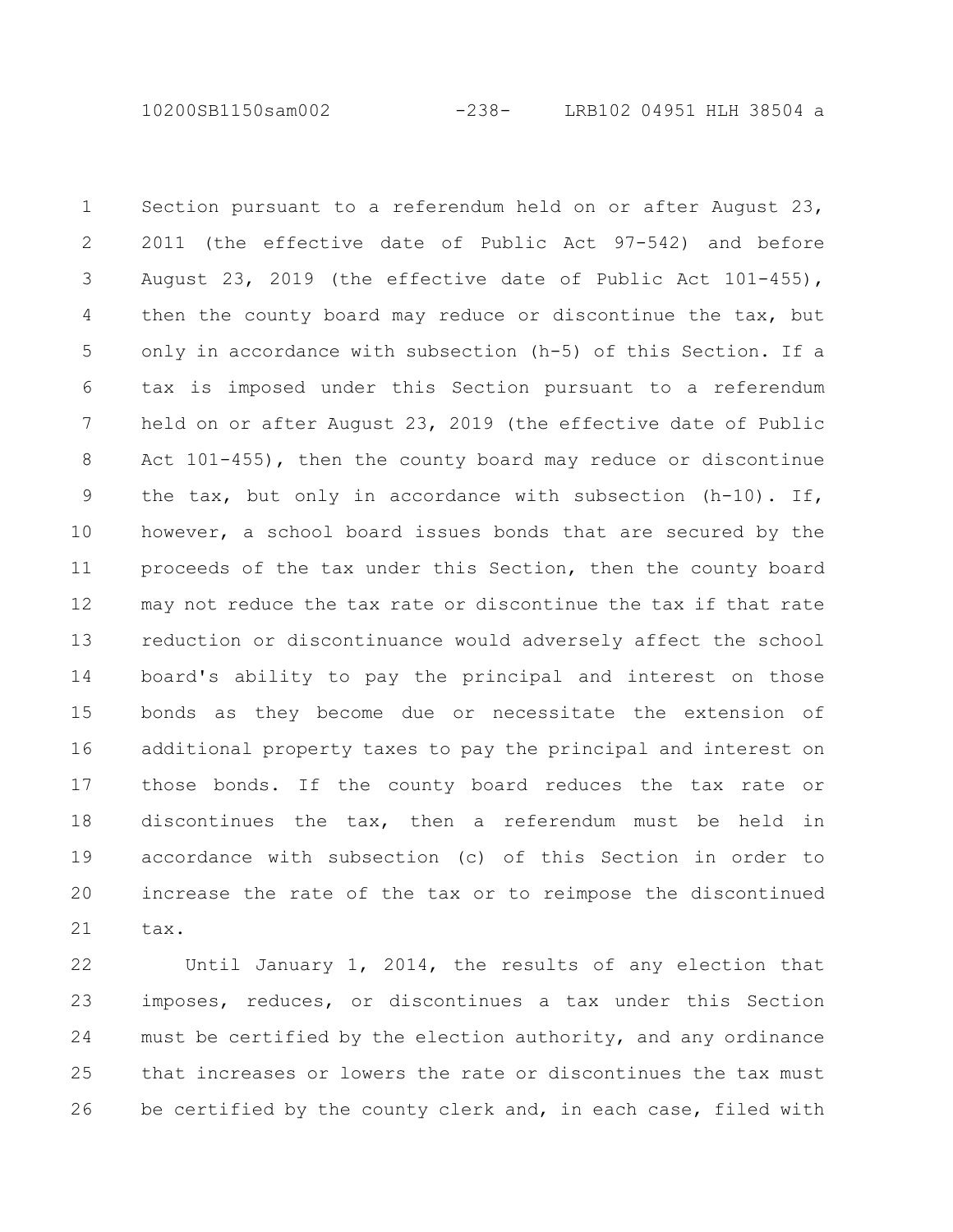Section pursuant to a referendum held on or after August 23, 2011 (the effective date of Public Act 97-542) and before August 23, 2019 (the effective date of Public Act 101-455), then the county board may reduce or discontinue the tax, but only in accordance with subsection (h-5) of this Section. If a tax is imposed under this Section pursuant to a referendum held on or after August 23, 2019 (the effective date of Public Act 101-455), then the county board may reduce or discontinue the tax, but only in accordance with subsection (h-10). If, however, a school board issues bonds that are secured by the proceeds of the tax under this Section, then the county board may not reduce the tax rate or discontinue the tax if that rate reduction or discontinuance would adversely affect the school board's ability to pay the principal and interest on those bonds as they become due or necessitate the extension of additional property taxes to pay the principal and interest on those bonds. If the county board reduces the tax rate or discontinues the tax, then a referendum must be held in accordance with subsection (c) of this Section in order to increase the rate of the tax or to reimpose the discontinued tax.

Until January 1, 2014, the results of any election that imposes, reduces, or discontinues a tax under this Section must be certified by the election authority, and any ordinance that increases or lowers the rate or discontinues the tax must be certified by the county clerk and, in each case, filed with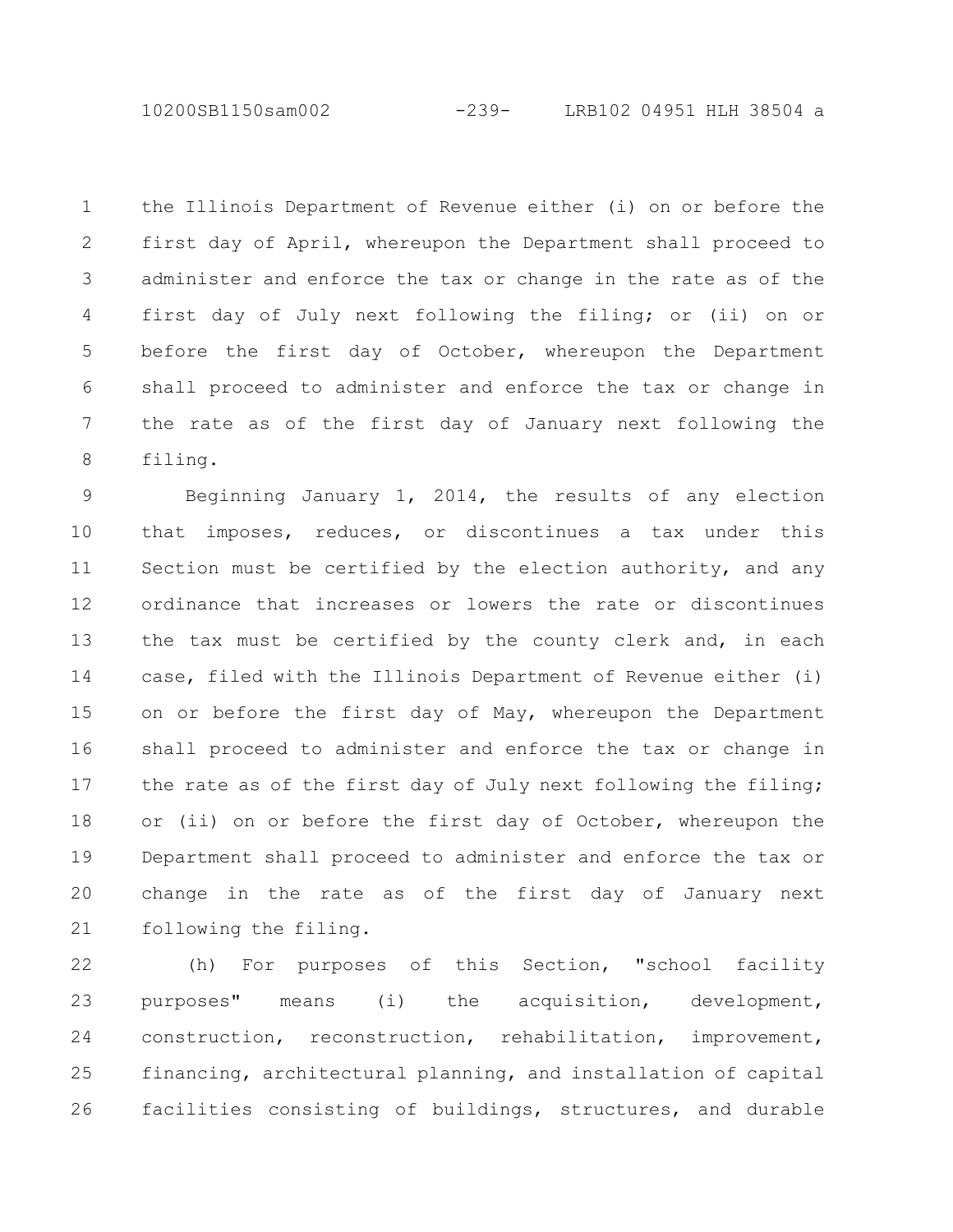the Illinois Department of Revenue either (i) on or before the first day of April, whereupon the Department shall proceed to administer and enforce the tax or change in the rate as of the first day of July next following the filing; or (ii) on or before the first day of October, whereupon the Department shall proceed to administer and enforce the tax or change in the rate as of the first day of January next following the filing.

Beginning January 1, 2014, the results of any election that imposes, reduces, or discontinues a tax under this Section must be certified by the election authority, and any ordinance that increases or lowers the rate or discontinues the tax must be certified by the county clerk and, in each case, filed with the Illinois Department of Revenue either (i) on or before the first day of May, whereupon the Department shall proceed to administer and enforce the tax or change in the rate as of the first day of July next following the filing; or (ii) on or before the first day of October, whereupon the Department shall proceed to administer and enforce the tax or change in the rate as of the first day of January next following the filing.

(h) For purposes of this Section, "school facility purposes" means (i) the acquisition, development, construction, reconstruction, rehabilitation, improvement, financing, architectural planning, and installation of capital facilities consisting of buildings, structures, and durable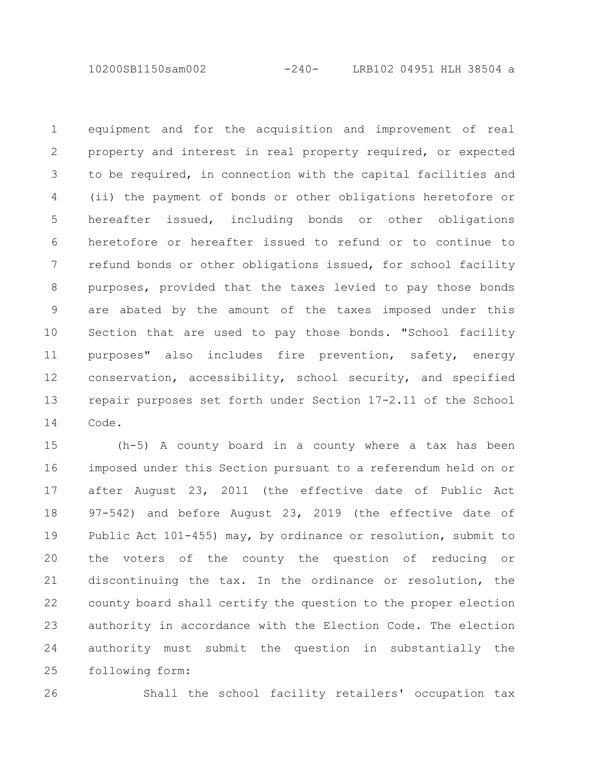equipment and for the acquisition and improvement of real property and interest in real property required, or expected to be required, in connection with the capital facilities and (ii) the payment of bonds or other obligations heretofore or hereafter issued, including bonds or other obligations heretofore or hereafter issued to refund or to continue to refund bonds or other obligations issued, for school facility purposes, provided that the taxes levied to pay those bonds are abated by the amount of the taxes imposed under this Section that are used to pay those bonds. "School facility purposes" also includes fire prevention, safety, energy conservation, accessibility, school security, and specified repair purposes set forth under Section 17-2.11 of the School Code.

(h-5) A county board in a county where a tax has been imposed under this Section pursuant to a referendum held on or after August 23, 2011 (the effective date of Public Act 97-542) and before August 23, 2019 (the effective date of Public Act 101-455) may, by ordinance or resolution, submit to the voters of the county the question of reducing or discontinuing the tax. In the ordinance or resolution, the county board shall certify the question to the proper election authority in accordance with the Election Code. The election authority must submit the question in substantially the following form:

Shall the school facility retailers' occupation tax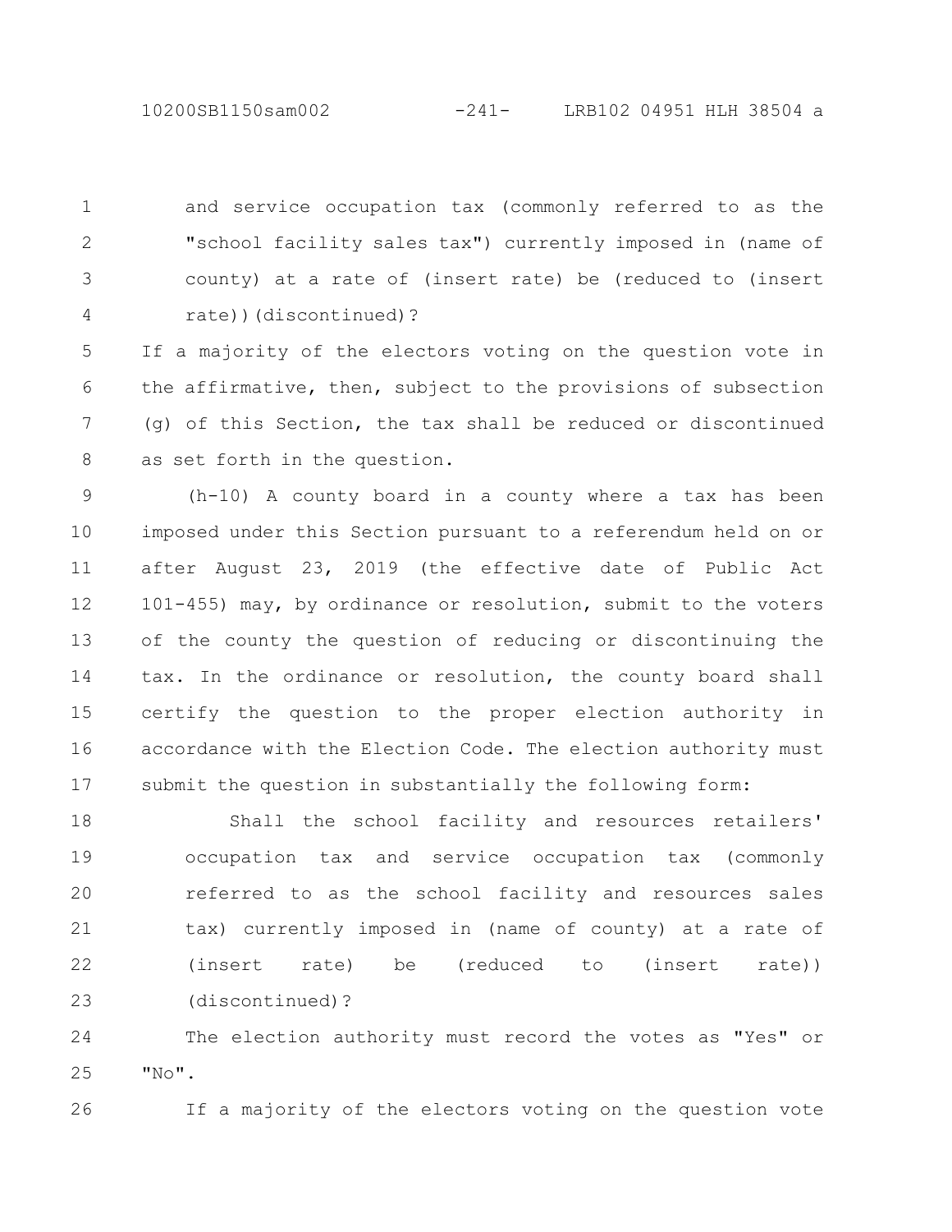and service occupation tax (commonly referred to as the "school facility sales tax") currently imposed in (name of county) at a rate of (insert rate) be (reduced to (insert rate))(discontinued)?

If a majority of the electors voting on the question vote in the affirmative, then, subject to the provisions of subsection (g) of this Section, the tax shall be reduced or discontinued as set forth in the question.

(h-10) A county board in a county where a tax has been imposed under this Section pursuant to a referendum held on or after August 23, 2019 (the effective date of Public Act 101-455) may, by ordinance or resolution, submit to the voters of the county the question of reducing or discontinuing the tax. In the ordinance or resolution, the county board shall certify the question to the proper election authority in accordance with the Election Code. The election authority must submit the question in substantially the following form:

> Shall the school facility and resources retailers' occupation tax and service occupation tax (commonly referred to as the school facility and resources sales tax) currently imposed in (name of county) at a rate of (insert rate) be (reduced to (insert rate)) (discontinued)?

The election authority must record the votes as "Yes" or "No".

If a majority of the electors voting on the question vote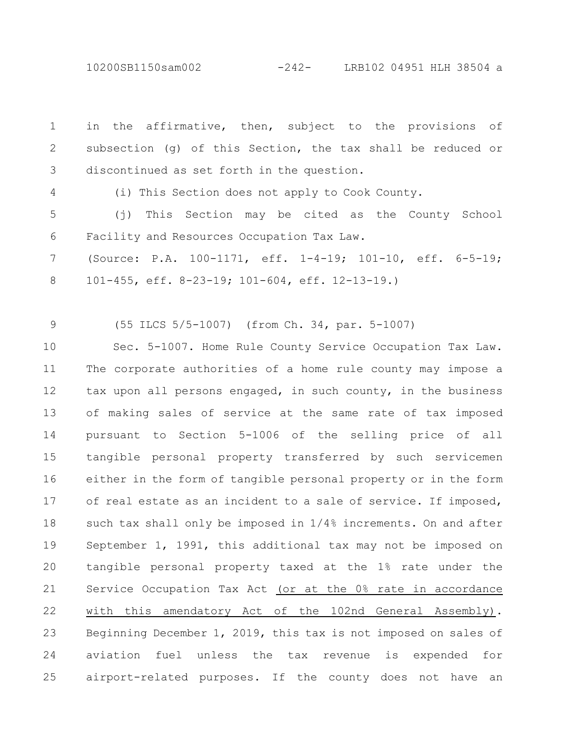in the affirmative, then, subject to the provisions of subsection (g) of this Section, the tax shall be reduced or discontinued as set forth in the question.

(i) This Section does not apply to Cook County.

(j) This Section may be cited as the County School Facility and Resources Occupation Tax Law.

(Source: P.A. 100-1171, eff. 1-4-19; 101-10, eff. 6-5-19; 101-455, eff. 8-23-19; 101-604, eff. 12-13-19.)

(55 ILCS 5/5-1007) (from Ch. 34, par. 5-1007)

Sec. 5-1007. Home Rule County Service Occupation Tax Law. The corporate authorities of a home rule county may impose a tax upon all persons engaged, in such county, in the business of making sales of service at the same rate of tax imposed pursuant to Section 5-1006 of the selling price of all tangible personal property transferred by such servicemen either in the form of tangible personal property or in the form of real estate as an incident to a sale of service. If imposed, such tax shall only be imposed in 1/4% increments. On and after September 1, 1991, this additional tax may not be imposed on tangible personal property taxed at the 1% rate under the Service Occupation Tax Act <u>(or at the 0% rate in accordance with this amendatory Act of the 102nd General Assembly)</u>. Beginning December 1, 2019, this tax is not imposed on sales of aviation fuel unless the tax revenue is expended for airport-related purposes. If the county does not have an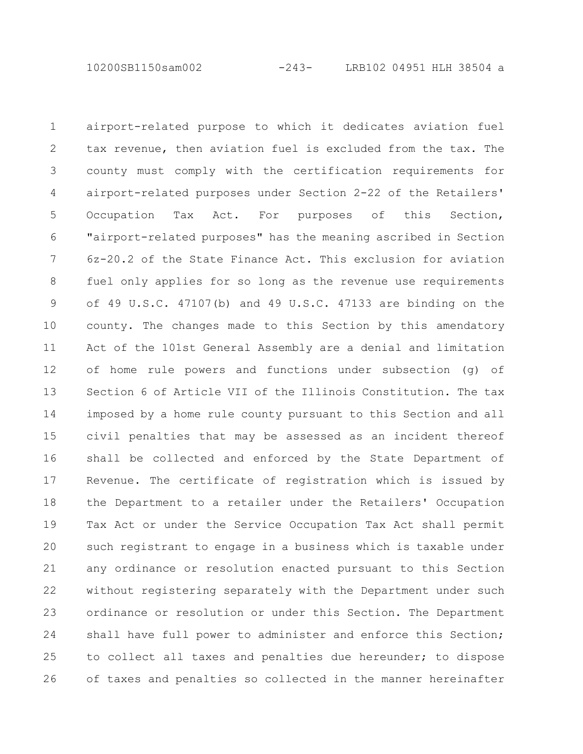airport-related purpose to which it dedicates aviation fuel tax revenue, then aviation fuel is excluded from the tax. The county must comply with the certification requirements for airport-related purposes under Section 2-22 of the Retailers' Occupation Tax Act. For purposes of this Section, "airport-related purposes" has the meaning ascribed in Section 6z-20.2 of the State Finance Act. This exclusion for aviation fuel only applies for so long as the revenue use requirements of 49 U.S.C. 47107(b) and 49 U.S.C. 47133 are binding on the county. The changes made to this Section by this amendatory Act of the 101st General Assembly are a denial and limitation of home rule powers and functions under subsection (g) of Section 6 of Article VII of the Illinois Constitution. The tax imposed by a home rule county pursuant to this Section and all civil penalties that may be assessed as an incident thereof shall be collected and enforced by the State Department of Revenue. The certificate of registration which is issued by the Department to a retailer under the Retailers' Occupation Tax Act or under the Service Occupation Tax Act shall permit such registrant to engage in a business which is taxable under any ordinance or resolution enacted pursuant to this Section without registering separately with the Department under such ordinance or resolution or under this Section. The Department shall have full power to administer and enforce this Section; to collect all taxes and penalties due hereunder; to dispose of taxes and penalties so collected in the manner hereinafter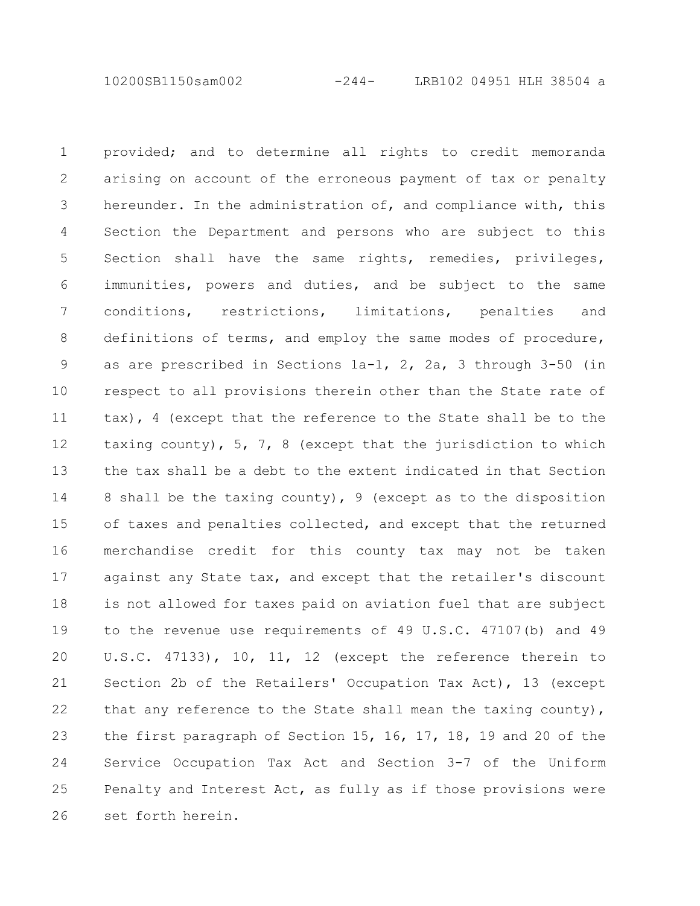provided; and to determine all rights to credit memoranda arising on account of the erroneous payment of tax or penalty hereunder. In the administration of, and compliance with, this Section the Department and persons who are subject to this Section shall have the same rights, remedies, privileges, immunities, powers and duties, and be subject to the same conditions, restrictions, limitations, penalties and definitions of terms, and employ the same modes of procedure, as are prescribed in Sections 1a-1, 2, 2a, 3 through 3-50 (in respect to all provisions therein other than the State rate of tax), 4 (except that the reference to the State shall be to the taxing county), 5, 7, 8 (except that the jurisdiction to which the tax shall be a debt to the extent indicated in that Section 8 shall be the taxing county), 9 (except as to the disposition of taxes and penalties collected, and except that the returned merchandise credit for this county tax may not be taken against any State tax, and except that the retailer's discount is not allowed for taxes paid on aviation fuel that are subject to the revenue use requirements of 49 U.S.C. 47107(b) and 49 U.S.C. 47133), 10, 11, 12 (except the reference therein to Section 2b of the Retailers' Occupation Tax Act), 13 (except that any reference to the State shall mean the taxing county), the first paragraph of Section 15, 16, 17, 18, 19 and 20 of the Service Occupation Tax Act and Section 3-7 of the Uniform Penalty and Interest Act, as fully as if those provisions were set forth herein.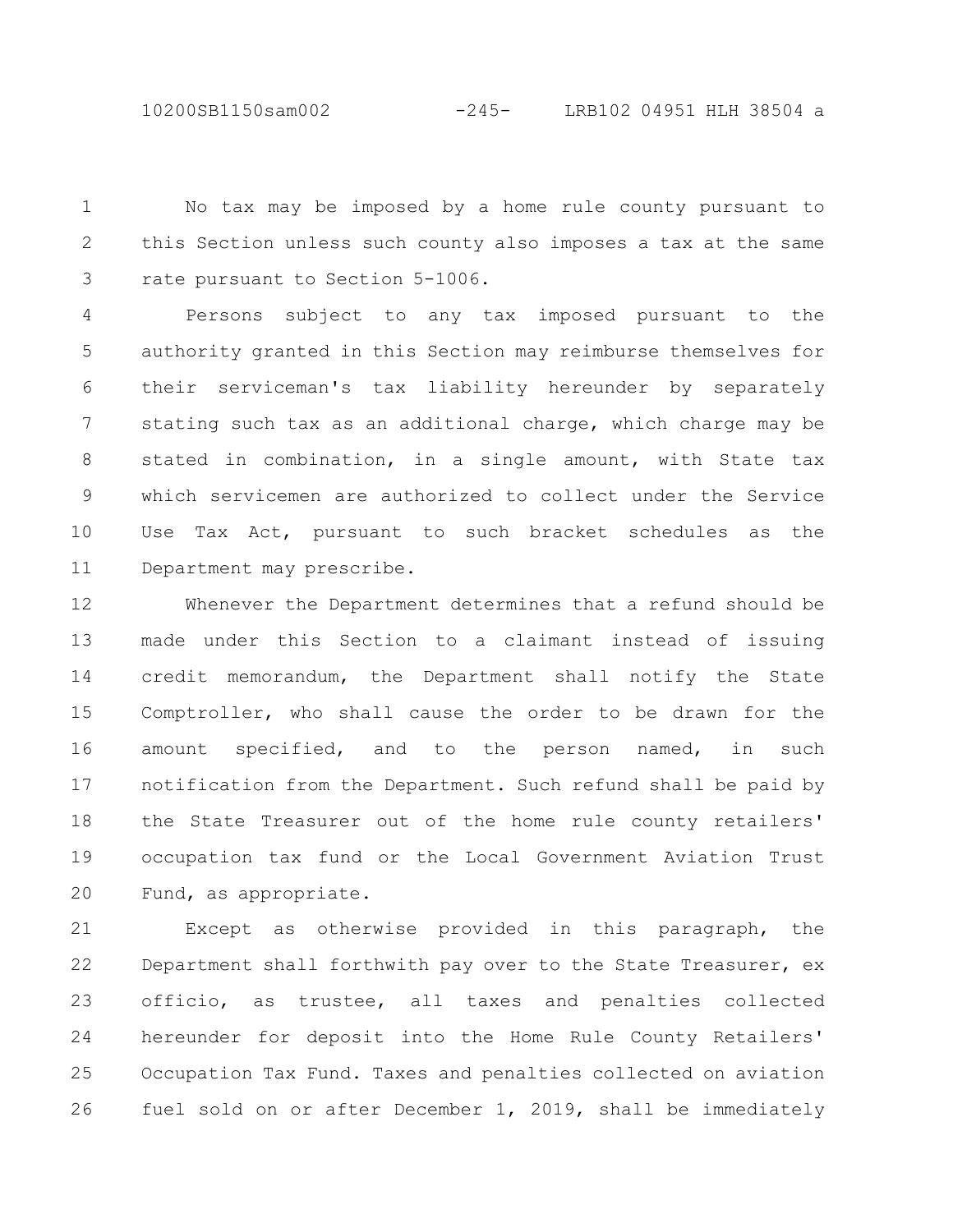No tax may be imposed by a home rule county pursuant to this Section unless such county also imposes a tax at the same rate pursuant to Section 5-1006.

Persons subject to any tax imposed pursuant to the authority granted in this Section may reimburse themselves for their serviceman's tax liability hereunder by separately stating such tax as an additional charge, which charge may be stated in combination, in a single amount, with State tax which servicemen are authorized to collect under the Service Use Tax Act, pursuant to such bracket schedules as the Department may prescribe.

Whenever the Department determines that a refund should be made under this Section to a claimant instead of issuing credit memorandum, the Department shall notify the State Comptroller, who shall cause the order to be drawn for the amount specified, and to the person named, in such notification from the Department. Such refund shall be paid by the State Treasurer out of the home rule county retailers' occupation tax fund or the Local Government Aviation Trust Fund, as appropriate.

Except as otherwise provided in this paragraph, the Department shall forthwith pay over to the State Treasurer, ex officio, as trustee, all taxes and penalties collected hereunder for deposit into the Home Rule County Retailers' Occupation Tax Fund. Taxes and penalties collected on aviation fuel sold on or after December 1, 2019, shall be immediately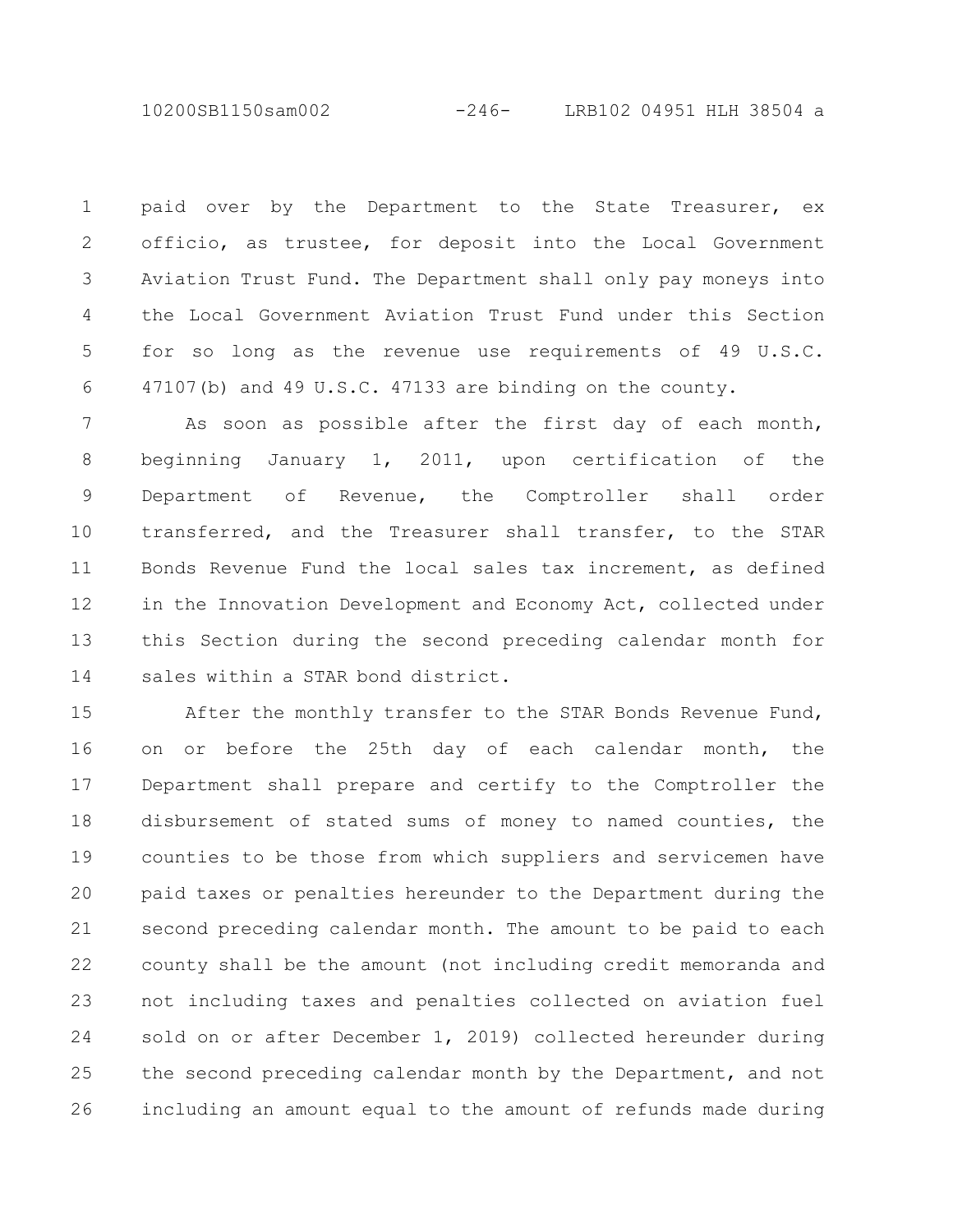paid over by the Department to the State Treasurer, ex officio, as trustee, for deposit into the Local Government Aviation Trust Fund. The Department shall only pay moneys into the Local Government Aviation Trust Fund under this Section for so long as the revenue use requirements of 49 U.S.C. 47107(b) and 49 U.S.C. 47133 are binding on the county.

As soon as possible after the first day of each month, beginning January 1, 2011, upon certification of the Department of Revenue, the Comptroller shall order transferred, and the Treasurer shall transfer, to the STAR Bonds Revenue Fund the local sales tax increment, as defined in the Innovation Development and Economy Act, collected under this Section during the second preceding calendar month for sales within a STAR bond district.

After the monthly transfer to the STAR Bonds Revenue Fund, on or before the 25th day of each calendar month, the Department shall prepare and certify to the Comptroller the disbursement of stated sums of money to named counties, the counties to be those from which suppliers and servicemen have paid taxes or penalties hereunder to the Department during the second preceding calendar month. The amount to be paid to each county shall be the amount (not including credit memoranda and not including taxes and penalties collected on aviation fuel sold on or after December 1, 2019) collected hereunder during the second preceding calendar month by the Department, and not including an amount equal to the amount of refunds made during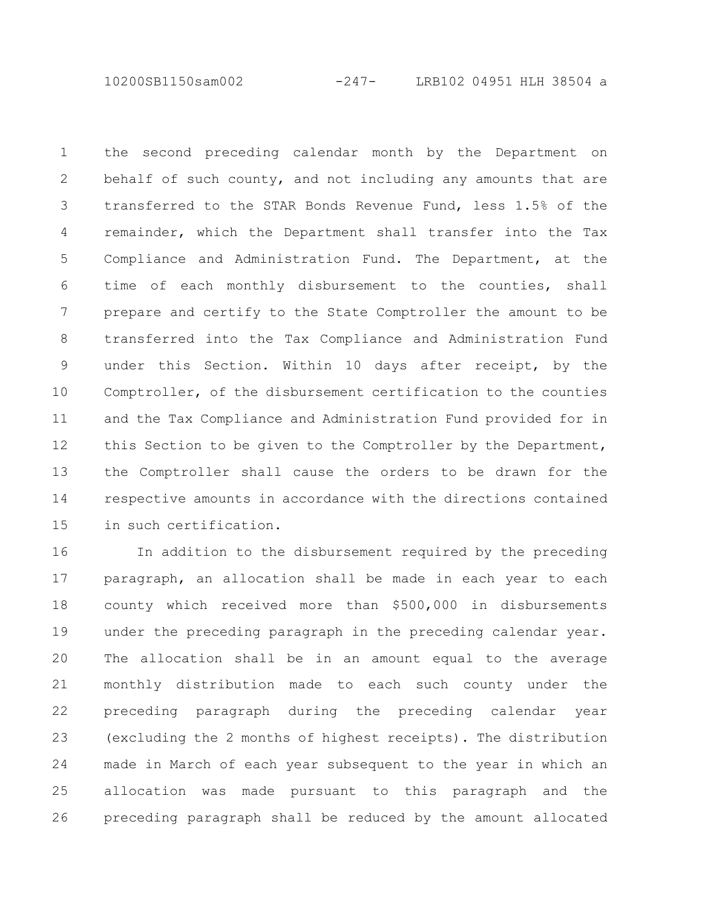the second preceding calendar month by the Department on behalf of such county, and not including any amounts that are transferred to the STAR Bonds Revenue Fund, less 1.5% of the remainder, which the Department shall transfer into the Tax Compliance and Administration Fund. The Department, at the time of each monthly disbursement to the counties, shall prepare and certify to the State Comptroller the amount to be transferred into the Tax Compliance and Administration Fund under this Section. Within 10 days after receipt, by the Comptroller, of the disbursement certification to the counties and the Tax Compliance and Administration Fund provided for in this Section to be given to the Comptroller by the Department, the Comptroller shall cause the orders to be drawn for the respective amounts in accordance with the directions contained in such certification.

In addition to the disbursement required by the preceding paragraph, an allocation shall be made in each year to each county which received more than $500,000 in disbursements under the preceding paragraph in the preceding calendar year. The allocation shall be in an amount equal to the average monthly distribution made to each such county under the preceding paragraph during the preceding calendar year (excluding the 2 months of highest receipts). The distribution made in March of each year subsequent to the year in which an allocation was made pursuant to this paragraph and the preceding paragraph shall be reduced by the amount allocated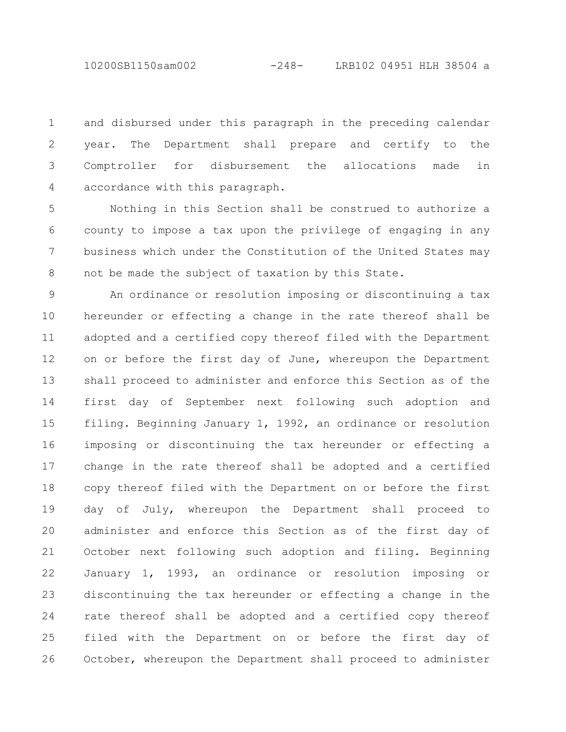and disbursed under this paragraph in the preceding calendar year. The Department shall prepare and certify to the Comptroller for disbursement the allocations made in accordance with this paragraph.

Nothing in this Section shall be construed to authorize a county to impose a tax upon the privilege of engaging in any business which under the Constitution of the United States may not be made the subject of taxation by this State.

An ordinance or resolution imposing or discontinuing a tax hereunder or effecting a change in the rate thereof shall be adopted and a certified copy thereof filed with the Department on or before the first day of June, whereupon the Department shall proceed to administer and enforce this Section as of the first day of September next following such adoption and filing. Beginning January 1, 1992, an ordinance or resolution imposing or discontinuing the tax hereunder or effecting a change in the rate thereof shall be adopted and a certified copy thereof filed with the Department on or before the first day of July, whereupon the Department shall proceed to administer and enforce this Section as of the first day of October next following such adoption and filing. Beginning January 1, 1993, an ordinance or resolution imposing or discontinuing the tax hereunder or effecting a change in the rate thereof shall be adopted and a certified copy thereof filed with the Department on or before the first day of October, whereupon the Department shall proceed to administer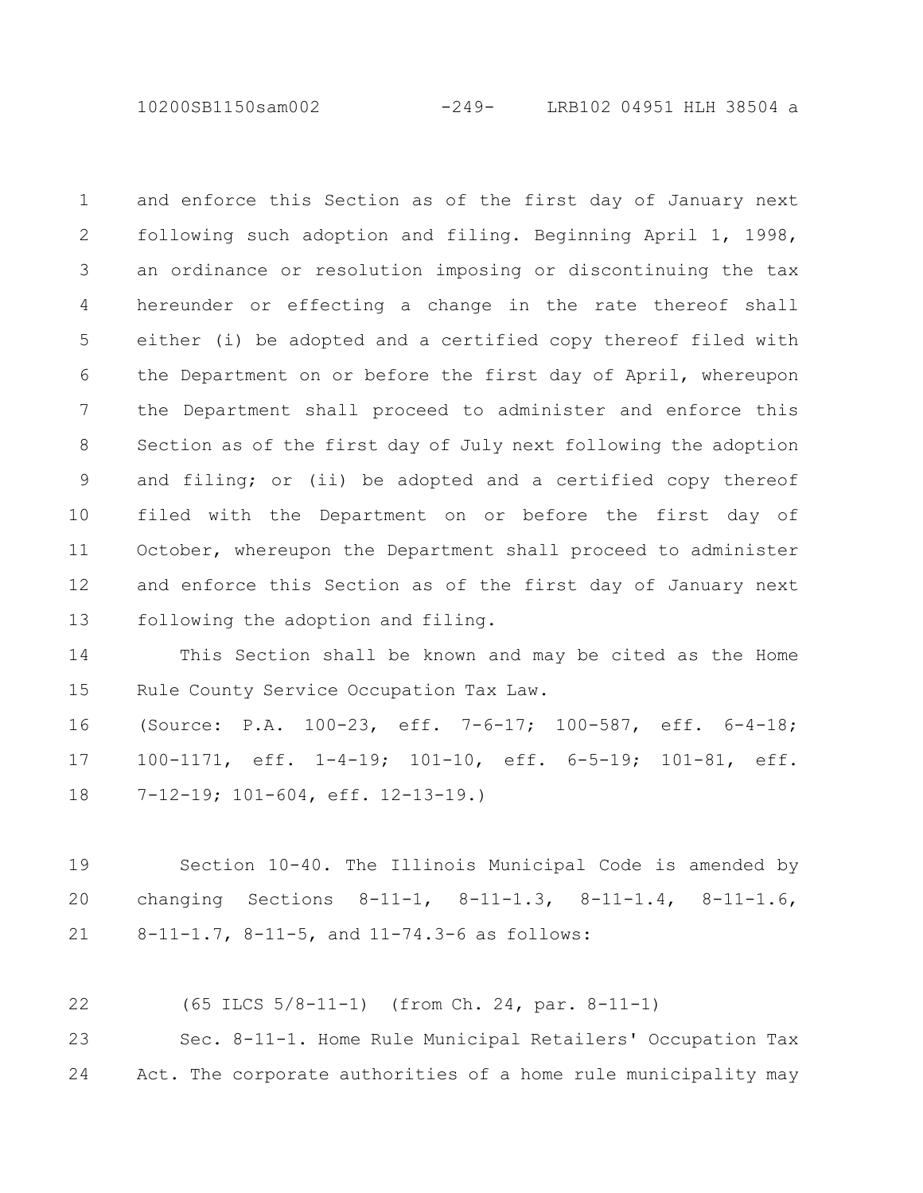and enforce this Section as of the first day of January next following such adoption and filing. Beginning April 1, 1998, an ordinance or resolution imposing or discontinuing the tax hereunder or effecting a change in the rate thereof shall either (i) be adopted and a certified copy thereof filed with the Department on or before the first day of April, whereupon the Department shall proceed to administer and enforce this Section as of the first day of July next following the adoption and filing; or (ii) be adopted and a certified copy thereof filed with the Department on or before the first day of October, whereupon the Department shall proceed to administer and enforce this Section as of the first day of January next following the adoption and filing.

This Section shall be known and may be cited as the Home Rule County Service Occupation Tax Law.

(Source: P.A. 100-23, eff. 7-6-17; 100-587, eff. 6-4-18; 100-1171, eff. 1-4-19; 101-10, eff. 6-5-19; 101-81, eff. 7-12-19; 101-604, eff. 12-13-19.)

Section 10-40. The Illinois Municipal Code is amended by changing Sections 8-11-1, 8-11-1.3, 8-11-1.4, 8-11-1.6, 8-11-1.7, 8-11-5, and 11-74.3-6 as follows:

(65 ILCS 5/8-11-1) (from Ch. 24, par. 8-11-1)

Sec. 8-11-1. Home Rule Municipal Retailers' Occupation Tax Act. The corporate authorities of a home rule municipality may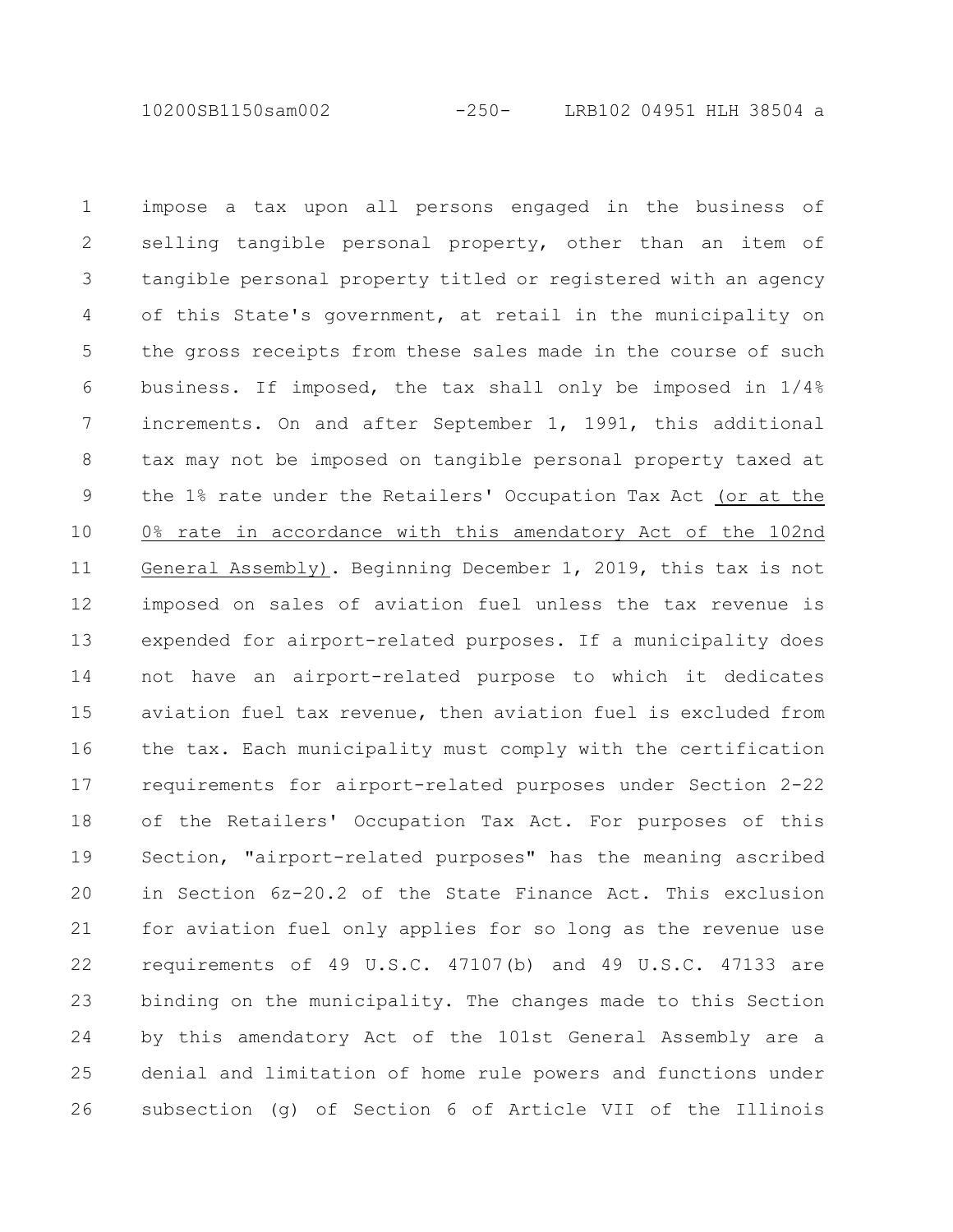impose a tax upon all persons engaged in the business of selling tangible personal property, other than an item of tangible personal property titled or registered with an agency of this State's government, at retail in the municipality on the gross receipts from these sales made in the course of such business. If imposed, the tax shall only be imposed in 1/4% increments. On and after September 1, 1991, this additional tax may not be imposed on tangible personal property taxed at the 1% rate under the Retailers' Occupation Tax Act (or at the 0% rate in accordance with this amendatory Act of the 102nd General Assembly). Beginning December 1, 2019, this tax is not imposed on sales of aviation fuel unless the tax revenue is expended for airport-related purposes. If a municipality does not have an airport-related purpose to which it dedicates aviation fuel tax revenue, then aviation fuel is excluded from the tax. Each municipality must comply with the certification requirements for airport-related purposes under Section 2-22 of the Retailers' Occupation Tax Act. For purposes of this Section, "airport-related purposes" has the meaning ascribed in Section 6z-20.2 of the State Finance Act. This exclusion for aviation fuel only applies for so long as the revenue use requirements of 49 U.S.C. 47107(b) and 49 U.S.C. 47133 are binding on the municipality. The changes made to this Section by this amendatory Act of the 101st General Assembly are a denial and limitation of home rule powers and functions under subsection (g) of Section 6 of Article VII of the Illinois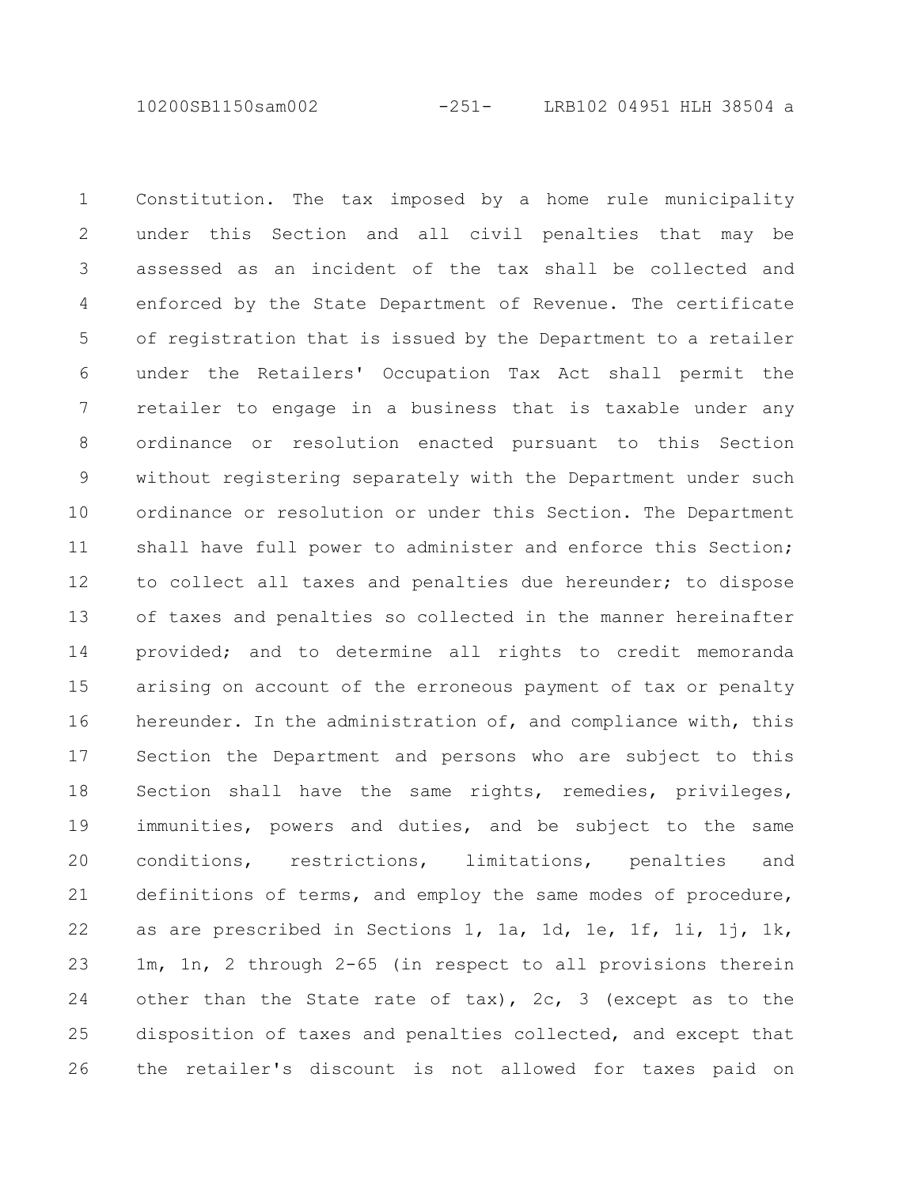Constitution. The tax imposed by a home rule municipality under this Section and all civil penalties that may be assessed as an incident of the tax shall be collected and enforced by the State Department of Revenue. The certificate of registration that is issued by the Department to a retailer under the Retailers' Occupation Tax Act shall permit the retailer to engage in a business that is taxable under any ordinance or resolution enacted pursuant to this Section without registering separately with the Department under such ordinance or resolution or under this Section. The Department shall have full power to administer and enforce this Section; to collect all taxes and penalties due hereunder; to dispose of taxes and penalties so collected in the manner hereinafter provided; and to determine all rights to credit memoranda arising on account of the erroneous payment of tax or penalty hereunder. In the administration of, and compliance with, this Section the Department and persons who are subject to this Section shall have the same rights, remedies, privileges, immunities, powers and duties, and be subject to the same conditions, restrictions, limitations, penalties and definitions of terms, and employ the same modes of procedure, as are prescribed in Sections 1, 1a, 1d, 1e, 1f, 1i, 1j, 1k, 1m, 1n, 2 through 2-65 (in respect to all provisions therein other than the State rate of tax), 2c, 3 (except as to the disposition of taxes and penalties collected, and except that the retailer's discount is not allowed for taxes paid on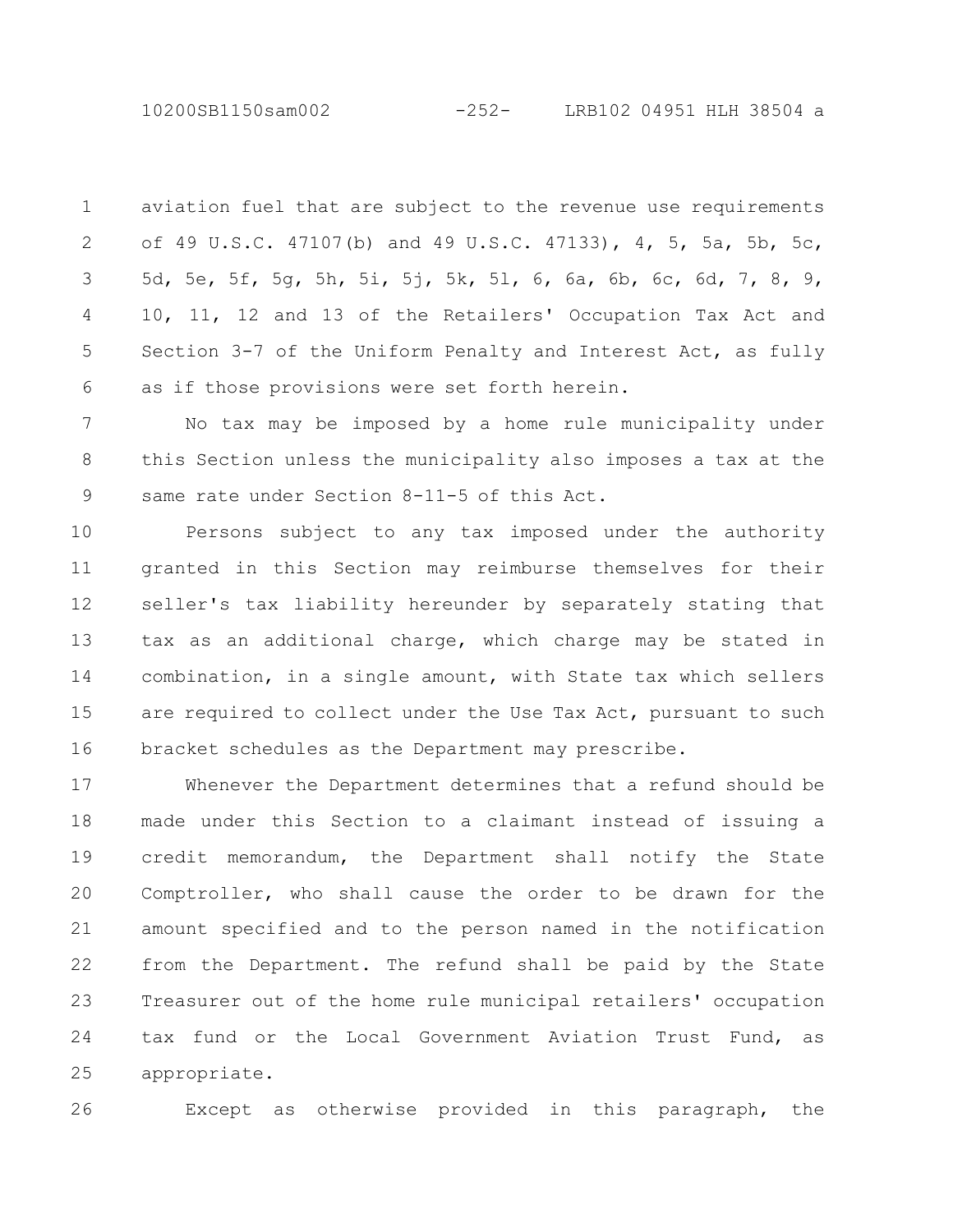aviation fuel that are subject to the revenue use requirements of 49 U.S.C. 47107(b) and 49 U.S.C. 47133), 4, 5, 5a, 5b, 5c, 5d, 5e, 5f, 5g, 5h, 5i, 5j, 5k, 5l, 6, 6a, 6b, 6c, 6d, 7, 8, 9, 10, 11, 12 and 13 of the Retailers' Occupation Tax Act and Section 3-7 of the Uniform Penalty and Interest Act, as fully as if those provisions were set forth herein.

No tax may be imposed by a home rule municipality under this Section unless the municipality also imposes a tax at the same rate under Section 8-11-5 of this Act.

Persons subject to any tax imposed under the authority granted in this Section may reimburse themselves for their seller's tax liability hereunder by separately stating that tax as an additional charge, which charge may be stated in combination, in a single amount, with State tax which sellers are required to collect under the Use Tax Act, pursuant to such bracket schedules as the Department may prescribe.

Whenever the Department determines that a refund should be made under this Section to a claimant instead of issuing a credit memorandum, the Department shall notify the State Comptroller, who shall cause the order to be drawn for the amount specified and to the person named in the notification from the Department. The refund shall be paid by the State Treasurer out of the home rule municipal retailers' occupation tax fund or the Local Government Aviation Trust Fund, as appropriate.

Except as otherwise provided in this paragraph, the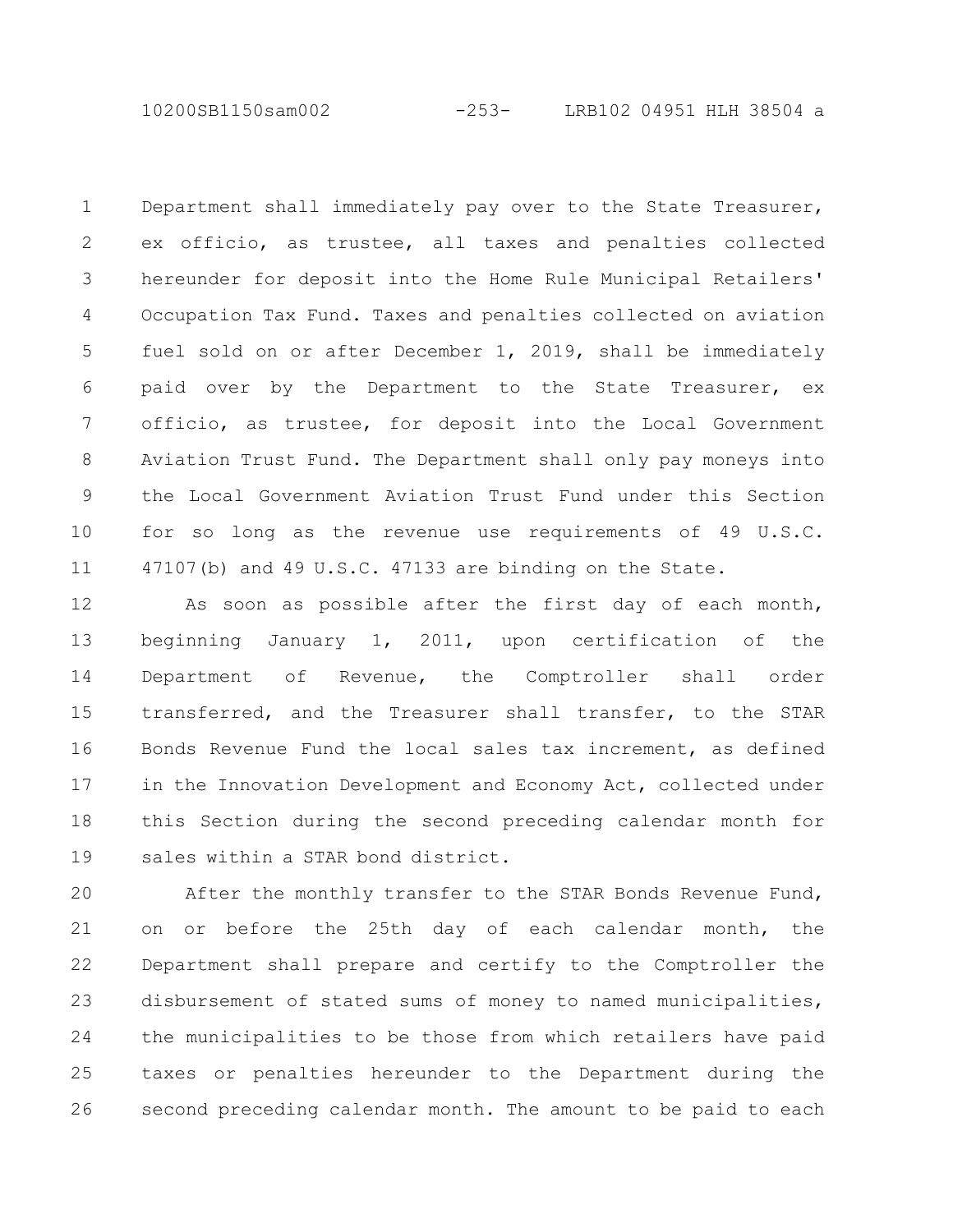Department shall immediately pay over to the State Treasurer, ex officio, as trustee, all taxes and penalties collected hereunder for deposit into the Home Rule Municipal Retailers' Occupation Tax Fund. Taxes and penalties collected on aviation fuel sold on or after December 1, 2019, shall be immediately paid over by the Department to the State Treasurer, ex officio, as trustee, for deposit into the Local Government Aviation Trust Fund. The Department shall only pay moneys into the Local Government Aviation Trust Fund under this Section for so long as the revenue use requirements of 49 U.S.C. 47107(b) and 49 U.S.C. 47133 are binding on the State.

As soon as possible after the first day of each month, beginning January 1, 2011, upon certification of the Department of Revenue, the Comptroller shall order transferred, and the Treasurer shall transfer, to the STAR Bonds Revenue Fund the local sales tax increment, as defined in the Innovation Development and Economy Act, collected under this Section during the second preceding calendar month for sales within a STAR bond district.

After the monthly transfer to the STAR Bonds Revenue Fund, on or before the 25th day of each calendar month, the Department shall prepare and certify to the Comptroller the disbursement of stated sums of money to named municipalities, the municipalities to be those from which retailers have paid taxes or penalties hereunder to the Department during the second preceding calendar month. The amount to be paid to each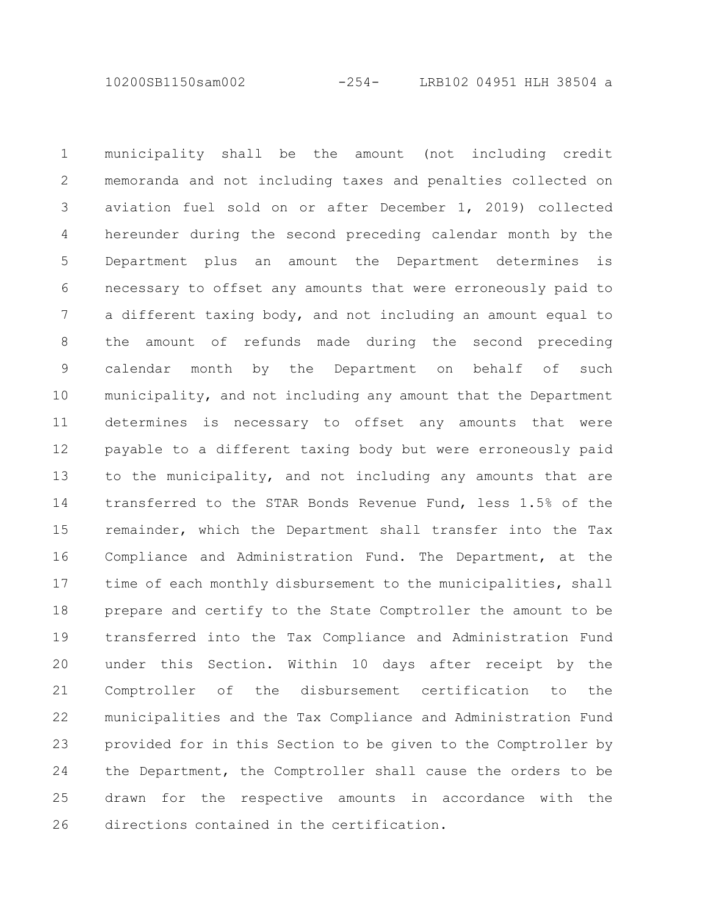municipality shall be the amount (not including credit memoranda and not including taxes and penalties collected on aviation fuel sold on or after December 1, 2019) collected hereunder during the second preceding calendar month by the Department plus an amount the Department determines is necessary to offset any amounts that were erroneously paid to a different taxing body, and not including an amount equal to the amount of refunds made during the second preceding calendar month by the Department on behalf of such municipality, and not including any amount that the Department determines is necessary to offset any amounts that were payable to a different taxing body but were erroneously paid to the municipality, and not including any amounts that are transferred to the STAR Bonds Revenue Fund, less 1.5% of the remainder, which the Department shall transfer into the Tax Compliance and Administration Fund. The Department, at the time of each monthly disbursement to the municipalities, shall prepare and certify to the State Comptroller the amount to be transferred into the Tax Compliance and Administration Fund under this Section. Within 10 days after receipt by the Comptroller of the disbursement certification to the municipalities and the Tax Compliance and Administration Fund provided for in this Section to be given to the Comptroller by the Department, the Comptroller shall cause the orders to be drawn for the respective amounts in accordance with the directions contained in the certification.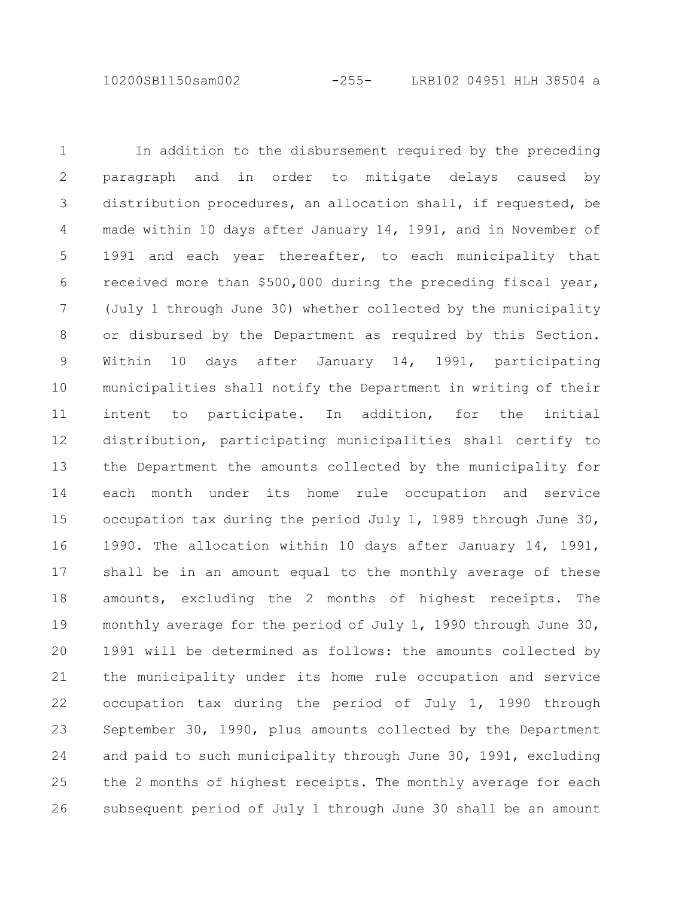In addition to the disbursement required by the preceding paragraph and in order to mitigate delays caused by distribution procedures, an allocation shall, if requested, be made within 10 days after January 14, 1991, and in November of 1991 and each year thereafter, to each municipality that received more than $500,000 during the preceding fiscal year, (July 1 through June 30) whether collected by the municipality or disbursed by the Department as required by this Section. Within 10 days after January 14, 1991, participating municipalities shall notify the Department in writing of their intent to participate. In addition, for the initial distribution, participating municipalities shall certify to the Department the amounts collected by the municipality for each month under its home rule occupation and service occupation tax during the period July 1, 1989 through June 30, 1990. The allocation within 10 days after January 14, 1991, shall be in an amount equal to the monthly average of these amounts, excluding the 2 months of highest receipts. The monthly average for the period of July 1, 1990 through June 30, 1991 will be determined as follows: the amounts collected by the municipality under its home rule occupation and service occupation tax during the period of July 1, 1990 through September 30, 1990, plus amounts collected by the Department and paid to such municipality through June 30, 1991, excluding the 2 months of highest receipts. The monthly average for each subsequent period of July 1 through June 30 shall be an amount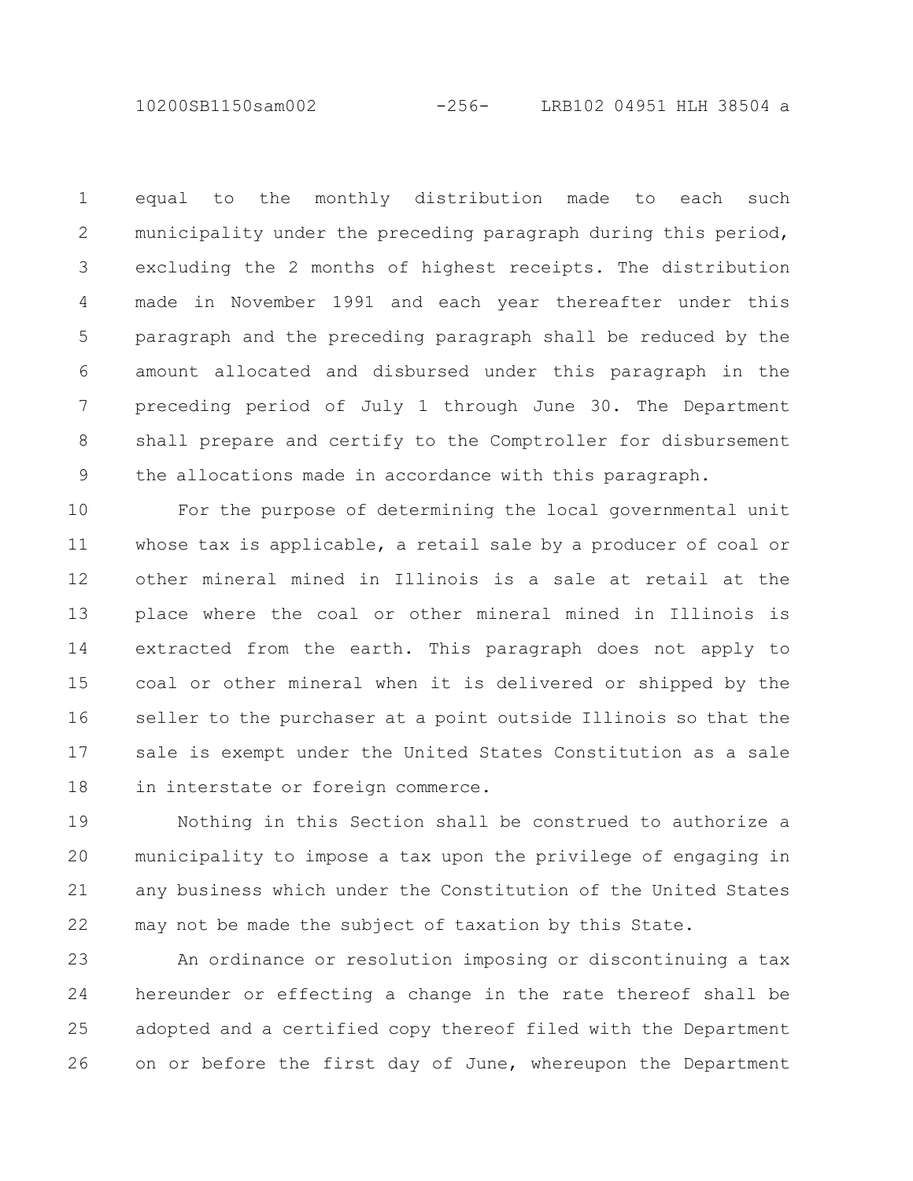equal to the monthly distribution made to each such municipality under the preceding paragraph during this period, excluding the 2 months of highest receipts. The distribution made in November 1991 and each year thereafter under this paragraph and the preceding paragraph shall be reduced by the amount allocated and disbursed under this paragraph in the preceding period of July 1 through June 30. The Department shall prepare and certify to the Comptroller for disbursement the allocations made in accordance with this paragraph.

For the purpose of determining the local governmental unit whose tax is applicable, a retail sale by a producer of coal or other mineral mined in Illinois is a sale at retail at the place where the coal or other mineral mined in Illinois is extracted from the earth. This paragraph does not apply to coal or other mineral when it is delivered or shipped by the seller to the purchaser at a point outside Illinois so that the sale is exempt under the United States Constitution as a sale in interstate or foreign commerce.

Nothing in this Section shall be construed to authorize a municipality to impose a tax upon the privilege of engaging in any business which under the Constitution of the United States may not be made the subject of taxation by this State.

An ordinance or resolution imposing or discontinuing a tax hereunder or effecting a change in the rate thereof shall be adopted and a certified copy thereof filed with the Department on or before the first day of June, whereupon the Department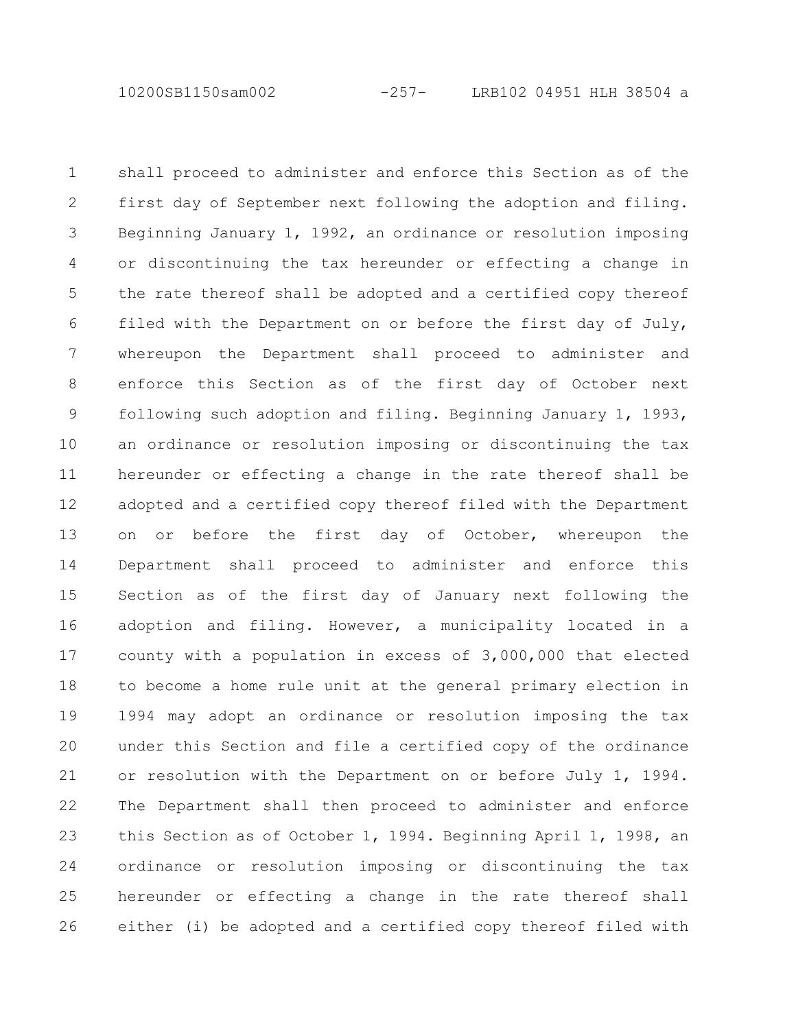shall proceed to administer and enforce this Section as of the first day of September next following the adoption and filing. Beginning January 1, 1992, an ordinance or resolution imposing or discontinuing the tax hereunder or effecting a change in the rate thereof shall be adopted and a certified copy thereof filed with the Department on or before the first day of July, whereupon the Department shall proceed to administer and enforce this Section as of the first day of October next following such adoption and filing. Beginning January 1, 1993, an ordinance or resolution imposing or discontinuing the tax hereunder or effecting a change in the rate thereof shall be adopted and a certified copy thereof filed with the Department on or before the first day of October, whereupon the Department shall proceed to administer and enforce this Section as of the first day of January next following the adoption and filing. However, a municipality located in a county with a population in excess of 3,000,000 that elected to become a home rule unit at the general primary election in 1994 may adopt an ordinance or resolution imposing the tax under this Section and file a certified copy of the ordinance or resolution with the Department on or before July 1, 1994. The Department shall then proceed to administer and enforce this Section as of October 1, 1994. Beginning April 1, 1998, an ordinance or resolution imposing or discontinuing the tax hereunder or effecting a change in the rate thereof shall either (i) be adopted and a certified copy thereof filed with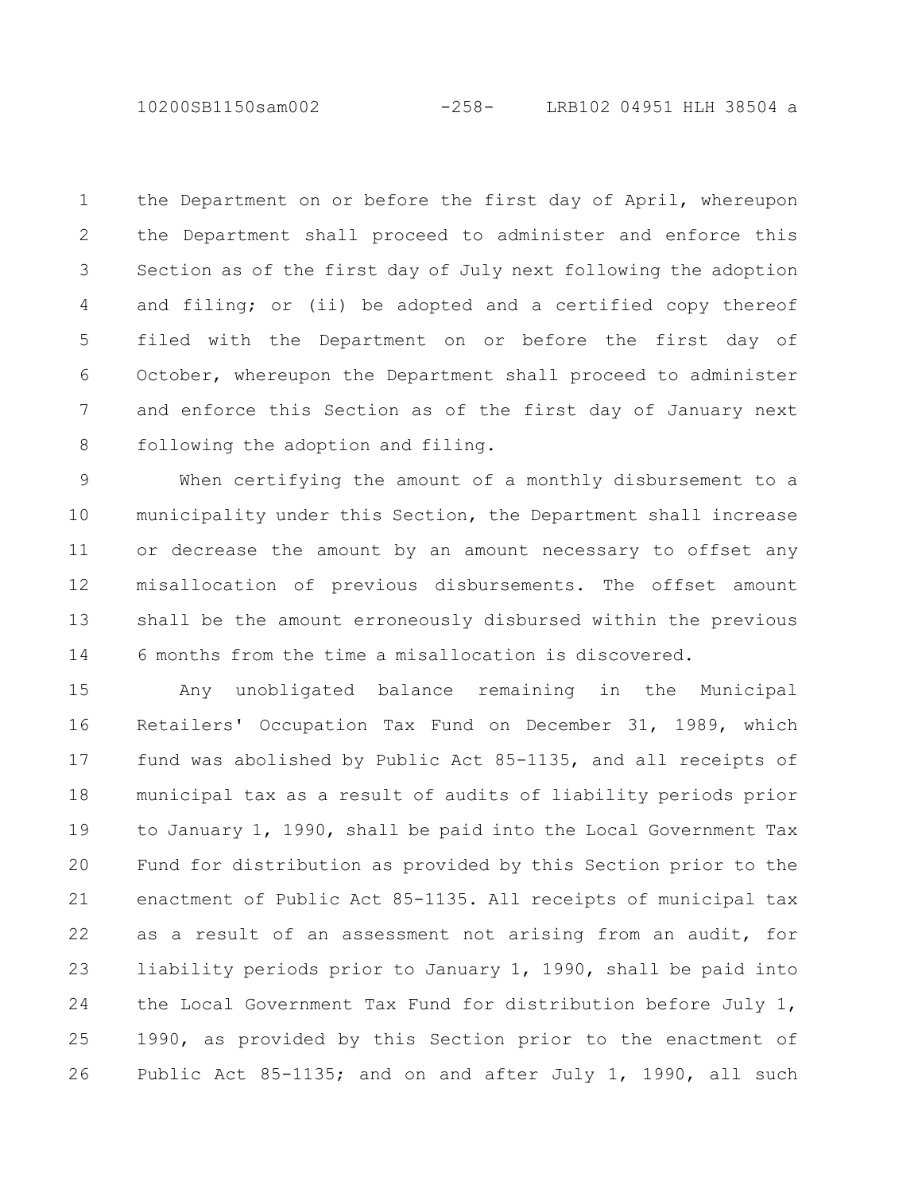the Department on or before the first day of April, whereupon the Department shall proceed to administer and enforce this Section as of the first day of July next following the adoption and filing; or (ii) be adopted and a certified copy thereof filed with the Department on or before the first day of October, whereupon the Department shall proceed to administer and enforce this Section as of the first day of January next following the adoption and filing.

When certifying the amount of a monthly disbursement to a municipality under this Section, the Department shall increase or decrease the amount by an amount necessary to offset any misallocation of previous disbursements. The offset amount shall be the amount erroneously disbursed within the previous 6 months from the time a misallocation is discovered.

Any unobligated balance remaining in the Municipal Retailers' Occupation Tax Fund on December 31, 1989, which fund was abolished by Public Act 85-1135, and all receipts of municipal tax as a result of audits of liability periods prior to January 1, 1990, shall be paid into the Local Government Tax Fund for distribution as provided by this Section prior to the enactment of Public Act 85-1135. All receipts of municipal tax as a result of an assessment not arising from an audit, for liability periods prior to January 1, 1990, shall be paid into the Local Government Tax Fund for distribution before July 1, 1990, as provided by this Section prior to the enactment of Public Act 85-1135; and on and after July 1, 1990, all such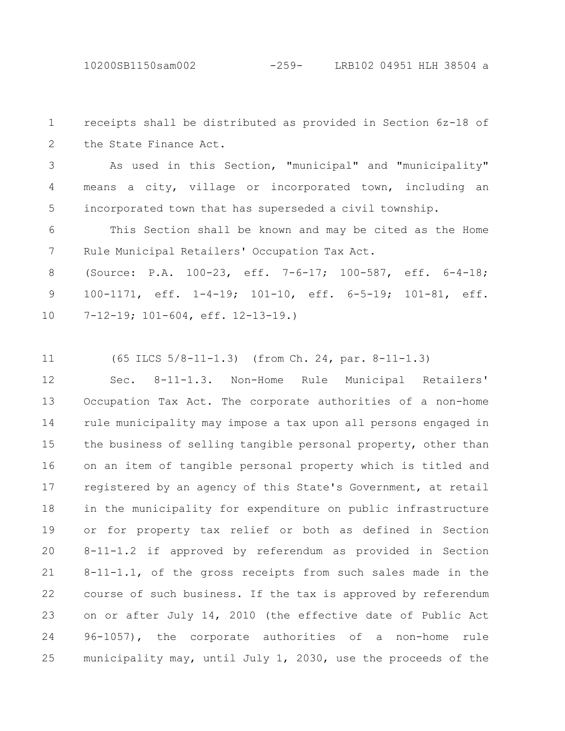receipts shall be distributed as provided in Section 6z-18 of the State Finance Act.

As used in this Section, "municipal" and "municipality" means a city, village or incorporated town, including an incorporated town that has superseded a civil township.

This Section shall be known and may be cited as the Home Rule Municipal Retailers' Occupation Tax Act.

(Source: P.A. 100-23, eff. 7-6-17; 100-587, eff. 6-4-18; 100-1171, eff. 1-4-19; 101-10, eff. 6-5-19; 101-81, eff. 7-12-19; 101-604, eff. 12-13-19.)

(65 ILCS 5/8-11-1.3) (from Ch. 24, par. 8-11-1.3)

Sec. 8-11-1.3. Non-Home Rule Municipal Retailers' Occupation Tax Act. The corporate authorities of a non-home rule municipality may impose a tax upon all persons engaged in the business of selling tangible personal property, other than on an item of tangible personal property which is titled and registered by an agency of this State's Government, at retail in the municipality for expenditure on public infrastructure or for property tax relief or both as defined in Section 8-11-1.2 if approved by referendum as provided in Section 8-11-1.1, of the gross receipts from such sales made in the course of such business. If the tax is approved by referendum on or after July 14, 2010 (the effective date of Public Act 96-1057), the corporate authorities of a non-home rule municipality may, until July 1, 2030, use the proceeds of the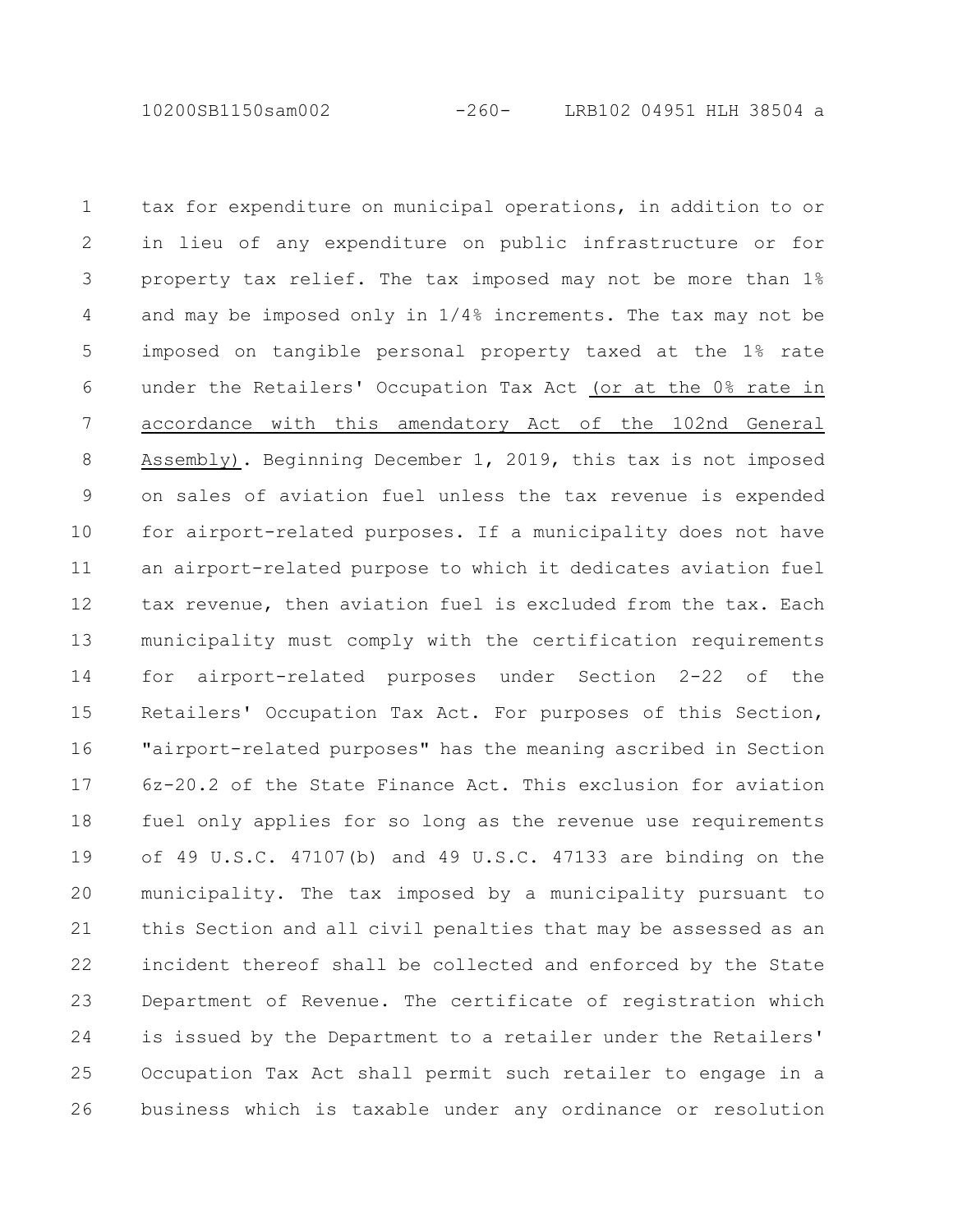tax for expenditure on municipal operations, in addition to or in lieu of any expenditure on public infrastructure or for property tax relief. The tax imposed may not be more than 1% and may be imposed only in 1/4% increments. The tax may not be imposed on tangible personal property taxed at the 1% rate under the Retailers' Occupation Tax Act <u>(or at the 0% rate in accordance with this amendatory Act of the 102nd General Assembly)</u>. Beginning December 1, 2019, this tax is not imposed on sales of aviation fuel unless the tax revenue is expended for airport-related purposes. If a municipality does not have an airport-related purpose to which it dedicates aviation fuel tax revenue, then aviation fuel is excluded from the tax. Each municipality must comply with the certification requirements for airport-related purposes under Section 2-22 of the Retailers' Occupation Tax Act. For purposes of this Section, "airport-related purposes" has the meaning ascribed in Section 6z-20.2 of the State Finance Act. This exclusion for aviation fuel only applies for so long as the revenue use requirements of 49 U.S.C. 47107(b) and 49 U.S.C. 47133 are binding on the municipality. The tax imposed by a municipality pursuant to this Section and all civil penalties that may be assessed as an incident thereof shall be collected and enforced by the State Department of Revenue. The certificate of registration which is issued by the Department to a retailer under the Retailers' Occupation Tax Act shall permit such retailer to engage in a business which is taxable under any ordinance or resolution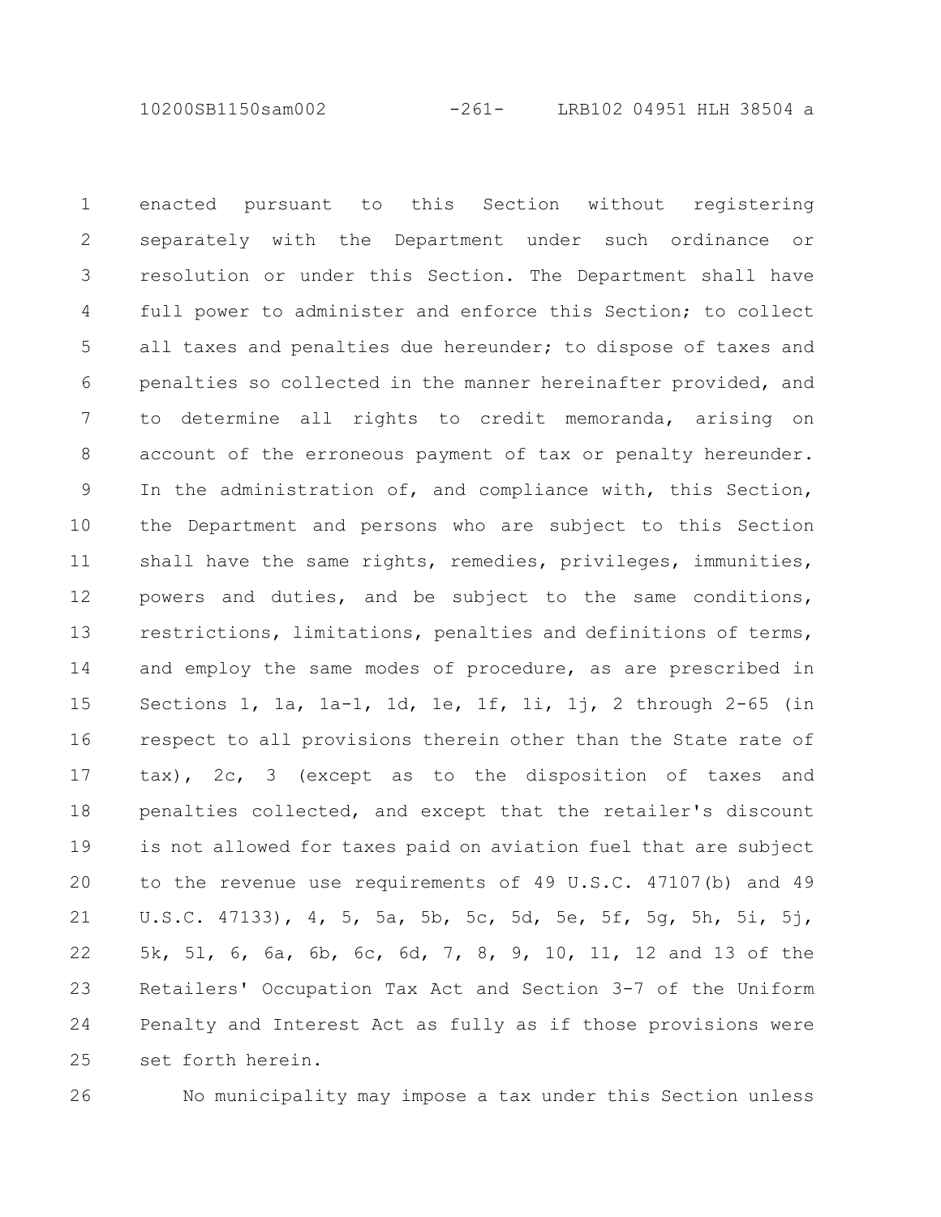enacted pursuant to this Section without registering separately with the Department under such ordinance or resolution or under this Section. The Department shall have full power to administer and enforce this Section; to collect all taxes and penalties due hereunder; to dispose of taxes and penalties so collected in the manner hereinafter provided, and to determine all rights to credit memoranda, arising on account of the erroneous payment of tax or penalty hereunder. In the administration of, and compliance with, this Section, the Department and persons who are subject to this Section shall have the same rights, remedies, privileges, immunities, powers and duties, and be subject to the same conditions, restrictions, limitations, penalties and definitions of terms, and employ the same modes of procedure, as are prescribed in Sections 1, 1a, 1a-1, 1d, 1e, 1f, 1i, 1j, 2 through 2-65 (in respect to all provisions therein other than the State rate of tax), 2c, 3 (except as to the disposition of taxes and penalties collected, and except that the retailer's discount is not allowed for taxes paid on aviation fuel that are subject to the revenue use requirements of 49 U.S.C. 47107(b) and 49 U.S.C. 47133), 4, 5, 5a, 5b, 5c, 5d, 5e, 5f, 5g, 5h, 5i, 5j, 5k, 5l, 6, 6a, 6b, 6c, 6d, 7, 8, 9, 10, 11, 12 and 13 of the Retailers' Occupation Tax Act and Section 3-7 of the Uniform Penalty and Interest Act as fully as if those provisions were set forth herein.

No municipality may impose a tax under this Section unless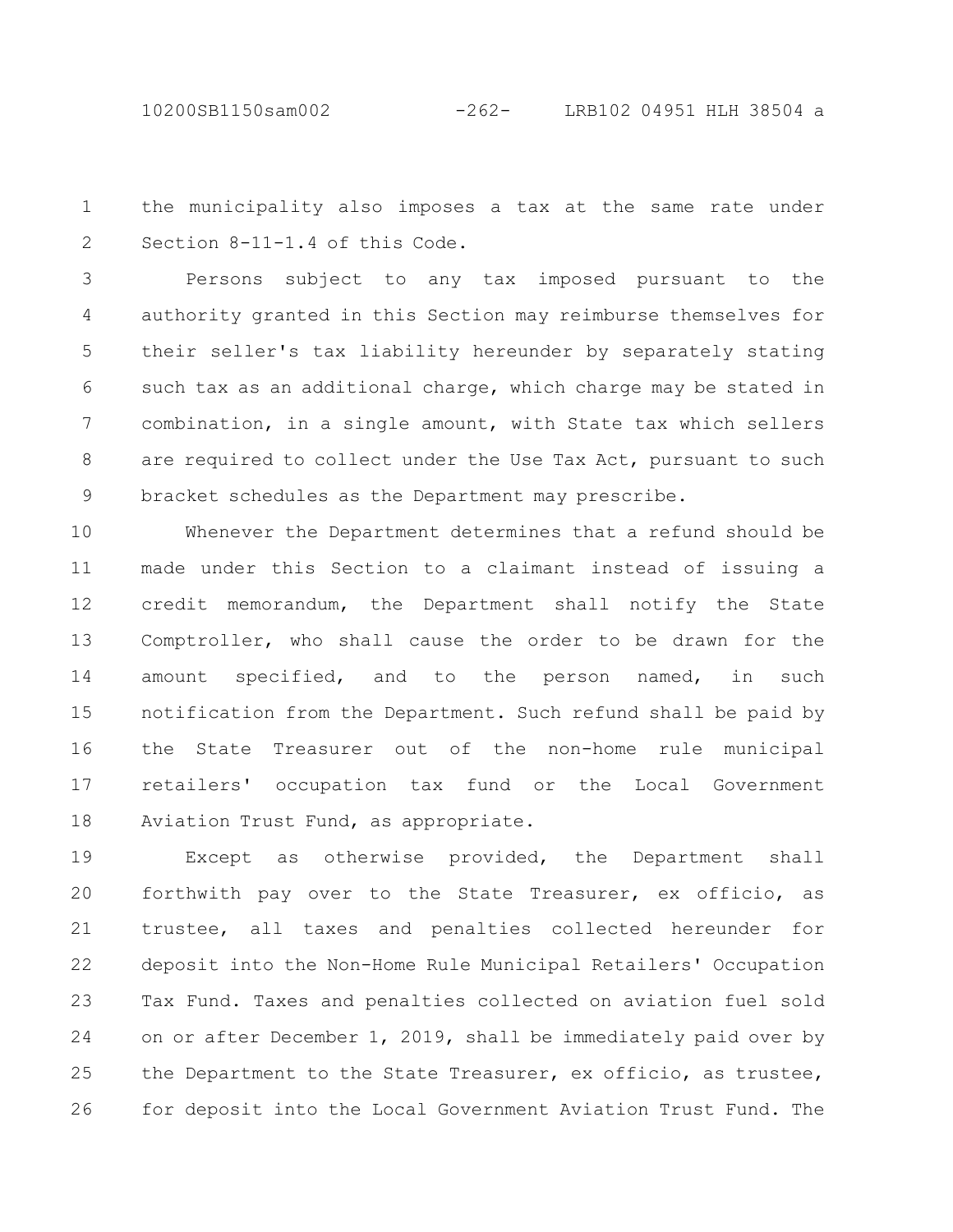the municipality also imposes a tax at the same rate under Section 8-11-1.4 of this Code.

Persons subject to any tax imposed pursuant to the authority granted in this Section may reimburse themselves for their seller's tax liability hereunder by separately stating such tax as an additional charge, which charge may be stated in combination, in a single amount, with State tax which sellers are required to collect under the Use Tax Act, pursuant to such bracket schedules as the Department may prescribe.

Whenever the Department determines that a refund should be made under this Section to a claimant instead of issuing a credit memorandum, the Department shall notify the State Comptroller, who shall cause the order to be drawn for the amount specified, and to the person named, in such notification from the Department. Such refund shall be paid by the State Treasurer out of the non-home rule municipal retailers' occupation tax fund or the Local Government Aviation Trust Fund, as appropriate.

Except as otherwise provided, the Department shall forthwith pay over to the State Treasurer, ex officio, as trustee, all taxes and penalties collected hereunder for deposit into the Non-Home Rule Municipal Retailers' Occupation Tax Fund. Taxes and penalties collected on aviation fuel sold on or after December 1, 2019, shall be immediately paid over by the Department to the State Treasurer, ex officio, as trustee, for deposit into the Local Government Aviation Trust Fund. The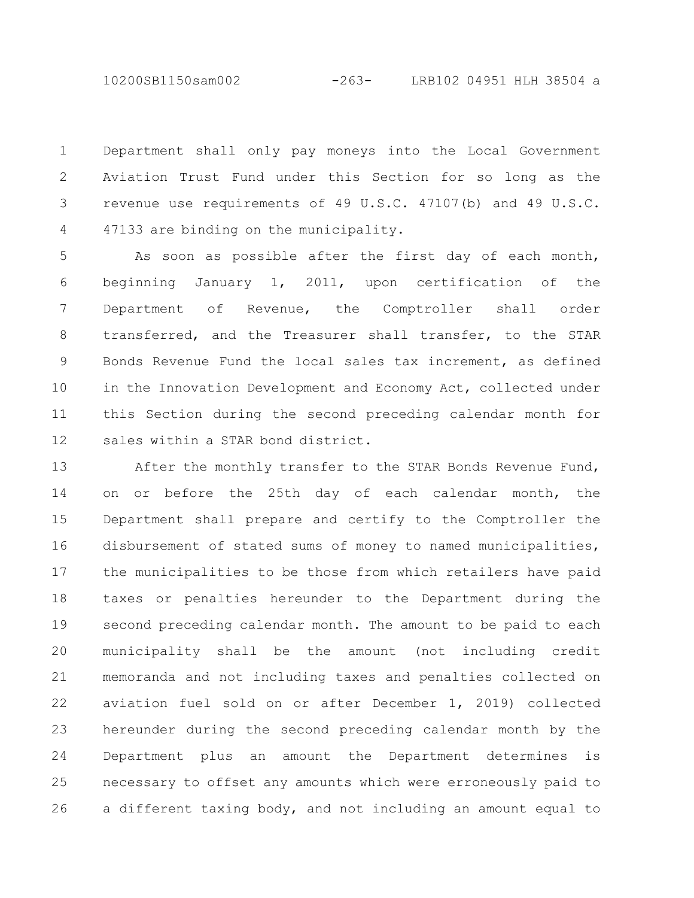Department shall only pay moneys into the Local Government Aviation Trust Fund under this Section for so long as the revenue use requirements of 49 U.S.C. 47107(b) and 49 U.S.C. 47133 are binding on the municipality.

As soon as possible after the first day of each month, beginning January 1, 2011, upon certification of the Department of Revenue, the Comptroller shall order transferred, and the Treasurer shall transfer, to the STAR Bonds Revenue Fund the local sales tax increment, as defined in the Innovation Development and Economy Act, collected under this Section during the second preceding calendar month for sales within a STAR bond district.

After the monthly transfer to the STAR Bonds Revenue Fund, on or before the 25th day of each calendar month, the Department shall prepare and certify to the Comptroller the disbursement of stated sums of money to named municipalities, the municipalities to be those from which retailers have paid taxes or penalties hereunder to the Department during the second preceding calendar month. The amount to be paid to each municipality shall be the amount (not including credit memoranda and not including taxes and penalties collected on aviation fuel sold on or after December 1, 2019) collected hereunder during the second preceding calendar month by the Department plus an amount the Department determines is necessary to offset any amounts which were erroneously paid to a different taxing body, and not including an amount equal to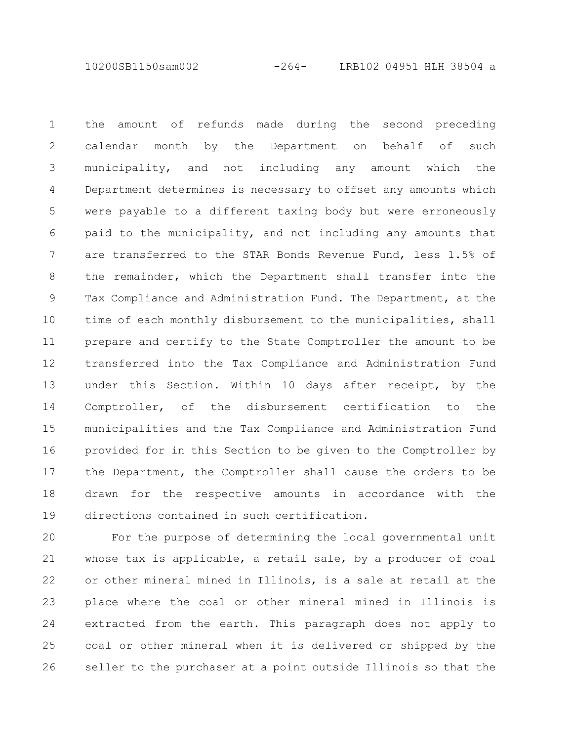the amount of refunds made during the second preceding calendar month by the Department on behalf of such municipality, and not including any amount which the Department determines is necessary to offset any amounts which were payable to a different taxing body but were erroneously paid to the municipality, and not including any amounts that are transferred to the STAR Bonds Revenue Fund, less 1.5% of the remainder, which the Department shall transfer into the Tax Compliance and Administration Fund. The Department, at the time of each monthly disbursement to the municipalities, shall prepare and certify to the State Comptroller the amount to be transferred into the Tax Compliance and Administration Fund under this Section. Within 10 days after receipt, by the Comptroller, of the disbursement certification to the municipalities and the Tax Compliance and Administration Fund provided for in this Section to be given to the Comptroller by the Department, the Comptroller shall cause the orders to be drawn for the respective amounts in accordance with the directions contained in such certification.

For the purpose of determining the local governmental unit whose tax is applicable, a retail sale, by a producer of coal or other mineral mined in Illinois, is a sale at retail at the place where the coal or other mineral mined in Illinois is extracted from the earth. This paragraph does not apply to coal or other mineral when it is delivered or shipped by the seller to the purchaser at a point outside Illinois so that the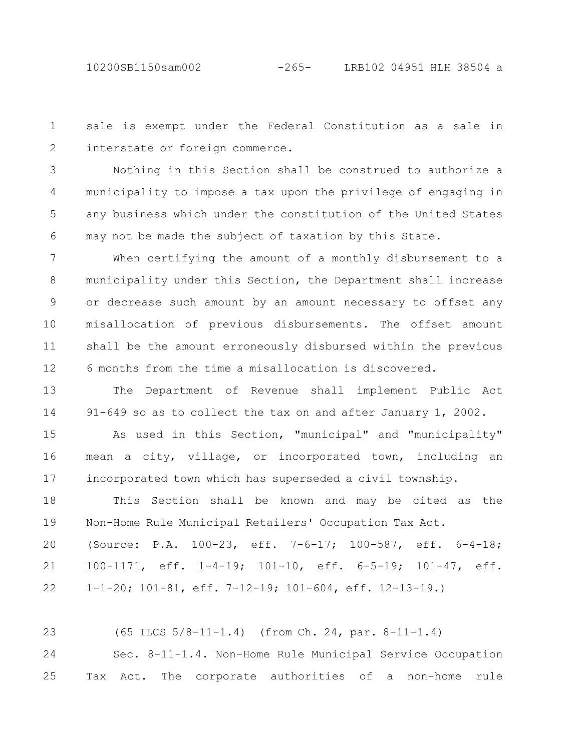sale is exempt under the Federal Constitution as a sale in interstate or foreign commerce.

Nothing in this Section shall be construed to authorize a municipality to impose a tax upon the privilege of engaging in any business which under the constitution of the United States may not be made the subject of taxation by this State.

When certifying the amount of a monthly disbursement to a municipality under this Section, the Department shall increase or decrease such amount by an amount necessary to offset any misallocation of previous disbursements. The offset amount shall be the amount erroneously disbursed within the previous 6 months from the time a misallocation is discovered.

The Department of Revenue shall implement Public Act 91-649 so as to collect the tax on and after January 1, 2002.

As used in this Section, "municipal" and "municipality" mean a city, village, or incorporated town, including an incorporated town which has superseded a civil township.

This Section shall be known and may be cited as the Non-Home Rule Municipal Retailers' Occupation Tax Act.

(Source: P.A. 100-23, eff. 7-6-17; 100-587, eff. 6-4-18; 100-1171, eff. 1-4-19; 101-10, eff. 6-5-19; 101-47, eff. 1-1-20; 101-81, eff. 7-12-19; 101-604, eff. 12-13-19.)

(65 ILCS 5/8-11-1.4) (from Ch. 24, par. 8-11-1.4)

Sec. 8-11-1.4. Non-Home Rule Municipal Service Occupation Tax Act. The corporate authorities of a non-home rule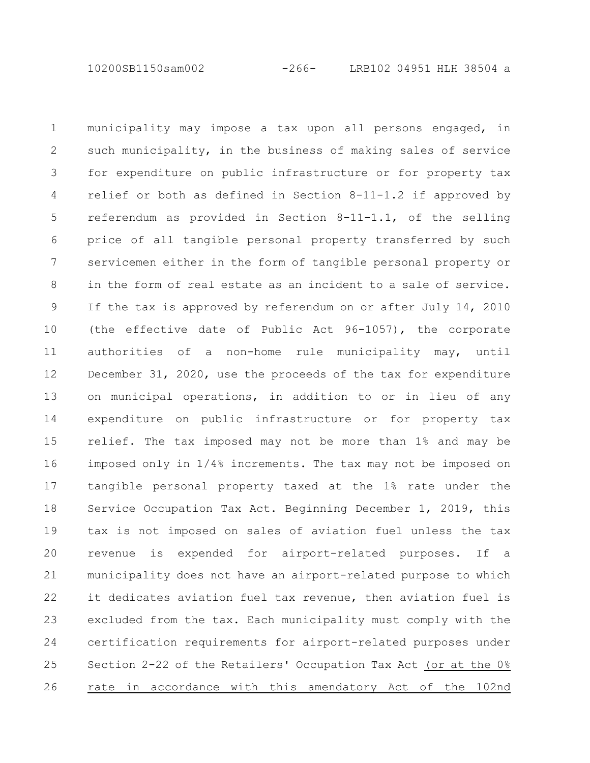municipality may impose a tax upon all persons engaged, in such municipality, in the business of making sales of service for expenditure on public infrastructure or for property tax relief or both as defined in Section 8-11-1.2 if approved by referendum as provided in Section 8-11-1.1, of the selling price of all tangible personal property transferred by such servicemen either in the form of tangible personal property or in the form of real estate as an incident to a sale of service. If the tax is approved by referendum on or after July 14, 2010 (the effective date of Public Act 96-1057), the corporate authorities of a non-home rule municipality may, until December 31, 2020, use the proceeds of the tax for expenditure on municipal operations, in addition to or in lieu of any expenditure on public infrastructure or for property tax relief. The tax imposed may not be more than 1% and may be imposed only in 1/4% increments. The tax may not be imposed on tangible personal property taxed at the 1% rate under the Service Occupation Tax Act. Beginning December 1, 2019, this tax is not imposed on sales of aviation fuel unless the tax revenue is expended for airport-related purposes. If a municipality does not have an airport-related purpose to which it dedicates aviation fuel tax revenue, then aviation fuel is excluded from the tax. Each municipality must comply with the certification requirements for airport-related purposes under Section 2-22 of the Retailers' Occupation Tax Act (or at the 0% rate in accordance with this amendatory Act of the 102nd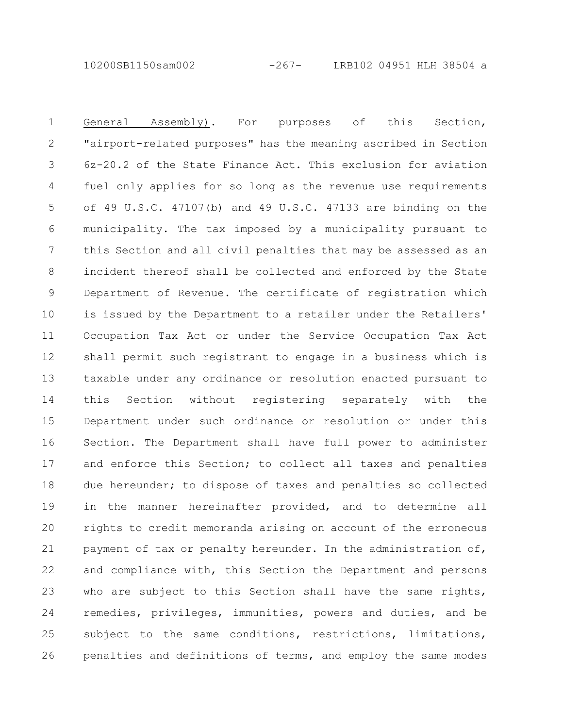<u>General Assembly)</u>. For purposes of this Section, "airport-related purposes" has the meaning ascribed in Section 6z-20.2 of the State Finance Act. This exclusion for aviation fuel only applies for so long as the revenue use requirements of 49 U.S.C. 47107(b) and 49 U.S.C. 47133 are binding on the municipality. The tax imposed by a municipality pursuant to this Section and all civil penalties that may be assessed as an incident thereof shall be collected and enforced by the State Department of Revenue. The certificate of registration which is issued by the Department to a retailer under the Retailers' Occupation Tax Act or under the Service Occupation Tax Act shall permit such registrant to engage in a business which is taxable under any ordinance or resolution enacted pursuant to this Section without registering separately with the Department under such ordinance or resolution or under this Section. The Department shall have full power to administer and enforce this Section; to collect all taxes and penalties due hereunder; to dispose of taxes and penalties so collected in the manner hereinafter provided, and to determine all rights to credit memoranda arising on account of the erroneous payment of tax or penalty hereunder. In the administration of, and compliance with, this Section the Department and persons who are subject to this Section shall have the same rights, remedies, privileges, immunities, powers and duties, and be subject to the same conditions, restrictions, limitations, penalties and definitions of terms, and employ the same modes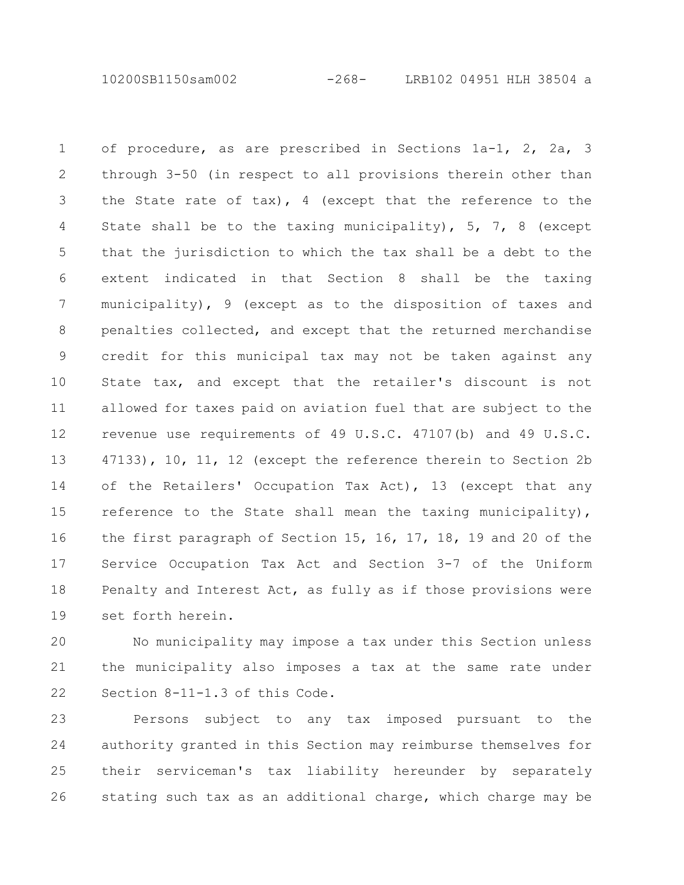of procedure, as are prescribed in Sections 1a-1, 2, 2a, 3 through 3-50 (in respect to all provisions therein other than the State rate of tax), 4 (except that the reference to the State shall be to the taxing municipality), 5, 7, 8 (except that the jurisdiction to which the tax shall be a debt to the extent indicated in that Section 8 shall be the taxing municipality), 9 (except as to the disposition of taxes and penalties collected, and except that the returned merchandise credit for this municipal tax may not be taken against any State tax, and except that the retailer's discount is not allowed for taxes paid on aviation fuel that are subject to the revenue use requirements of 49 U.S.C. 47107(b) and 49 U.S.C. 47133), 10, 11, 12 (except the reference therein to Section 2b of the Retailers' Occupation Tax Act), 13 (except that any reference to the State shall mean the taxing municipality), the first paragraph of Section 15, 16, 17, 18, 19 and 20 of the Service Occupation Tax Act and Section 3-7 of the Uniform Penalty and Interest Act, as fully as if those provisions were set forth herein.

No municipality may impose a tax under this Section unless the municipality also imposes a tax at the same rate under Section 8-11-1.3 of this Code.

Persons subject to any tax imposed pursuant to the authority granted in this Section may reimburse themselves for their serviceman's tax liability hereunder by separately stating such tax as an additional charge, which charge may be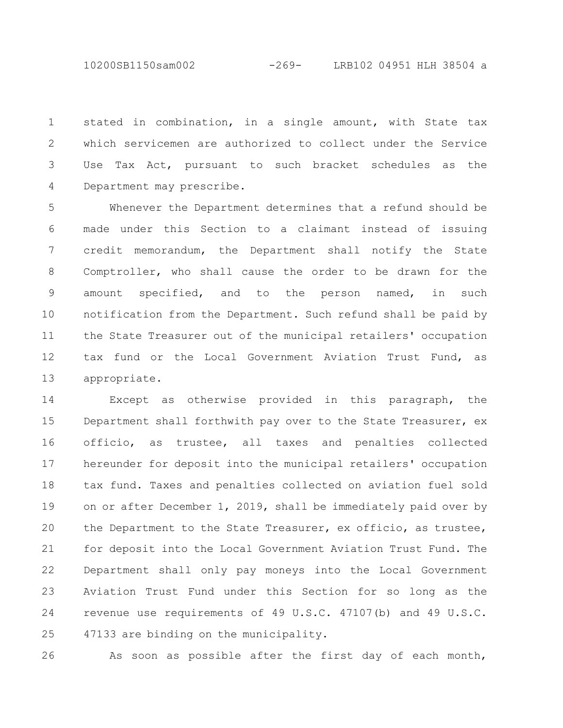stated in combination, in a single amount, with State tax which servicemen are authorized to collect under the Service Use Tax Act, pursuant to such bracket schedules as the Department may prescribe.

Whenever the Department determines that a refund should be made under this Section to a claimant instead of issuing credit memorandum, the Department shall notify the State Comptroller, who shall cause the order to be drawn for the amount specified, and to the person named, in such notification from the Department. Such refund shall be paid by the State Treasurer out of the municipal retailers' occupation tax fund or the Local Government Aviation Trust Fund, as appropriate.

Except as otherwise provided in this paragraph, the Department shall forthwith pay over to the State Treasurer, ex officio, as trustee, all taxes and penalties collected hereunder for deposit into the municipal retailers' occupation tax fund. Taxes and penalties collected on aviation fuel sold on or after December 1, 2019, shall be immediately paid over by the Department to the State Treasurer, ex officio, as trustee, for deposit into the Local Government Aviation Trust Fund. The Department shall only pay moneys into the Local Government Aviation Trust Fund under this Section for so long as the revenue use requirements of 49 U.S.C. 47107(b) and 49 U.S.C. 47133 are binding on the municipality.

As soon as possible after the first day of each month,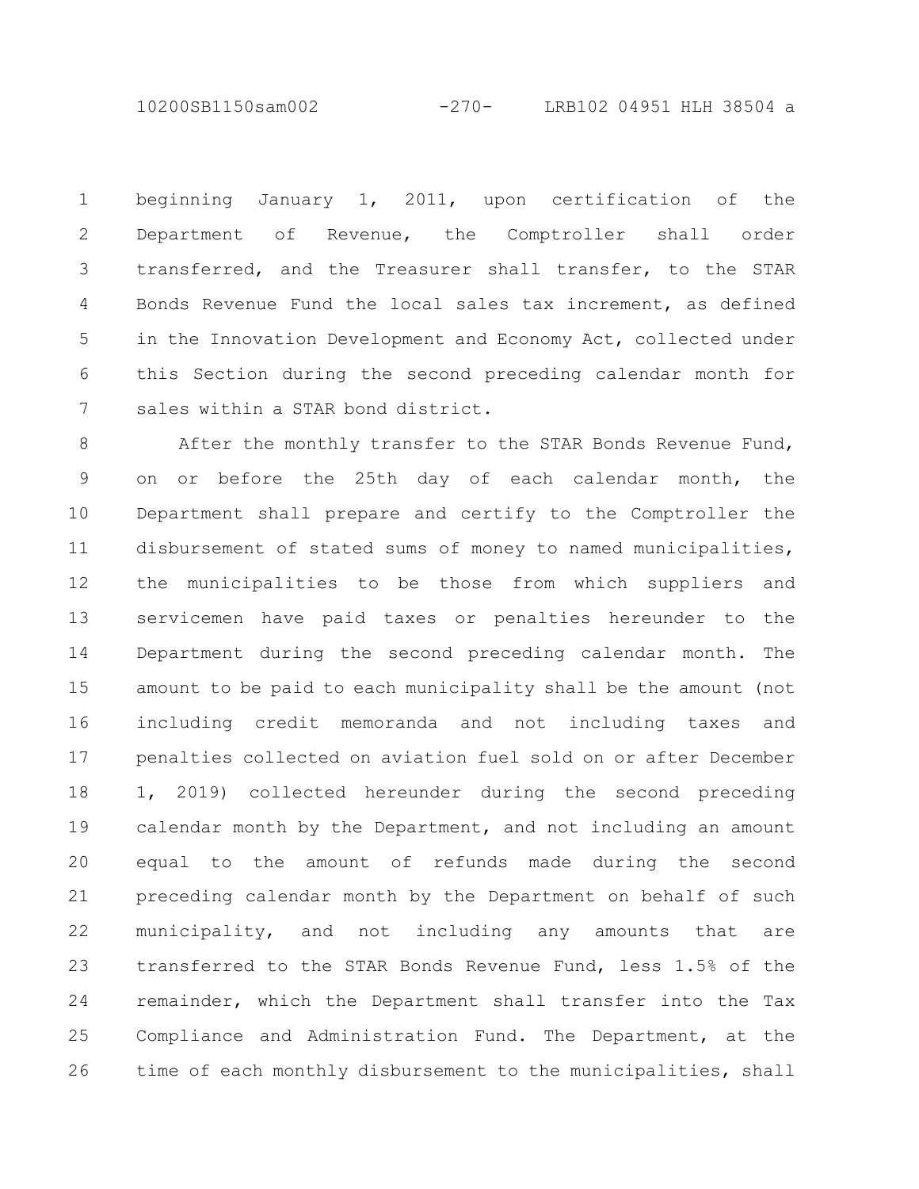beginning January 1, 2011, upon certification of the Department of Revenue, the Comptroller shall order transferred, and the Treasurer shall transfer, to the STAR Bonds Revenue Fund the local sales tax increment, as defined in the Innovation Development and Economy Act, collected under this Section during the second preceding calendar month for sales within a STAR bond district.

After the monthly transfer to the STAR Bonds Revenue Fund, on or before the 25th day of each calendar month, the Department shall prepare and certify to the Comptroller the disbursement of stated sums of money to named municipalities, the municipalities to be those from which suppliers and servicemen have paid taxes or penalties hereunder to the Department during the second preceding calendar month. The amount to be paid to each municipality shall be the amount (not including credit memoranda and not including taxes and penalties collected on aviation fuel sold on or after December 1, 2019) collected hereunder during the second preceding calendar month by the Department, and not including an amount equal to the amount of refunds made during the second preceding calendar month by the Department on behalf of such municipality, and not including any amounts that are transferred to the STAR Bonds Revenue Fund, less 1.5% of the remainder, which the Department shall transfer into the Tax Compliance and Administration Fund. The Department, at the time of each monthly disbursement to the municipalities, shall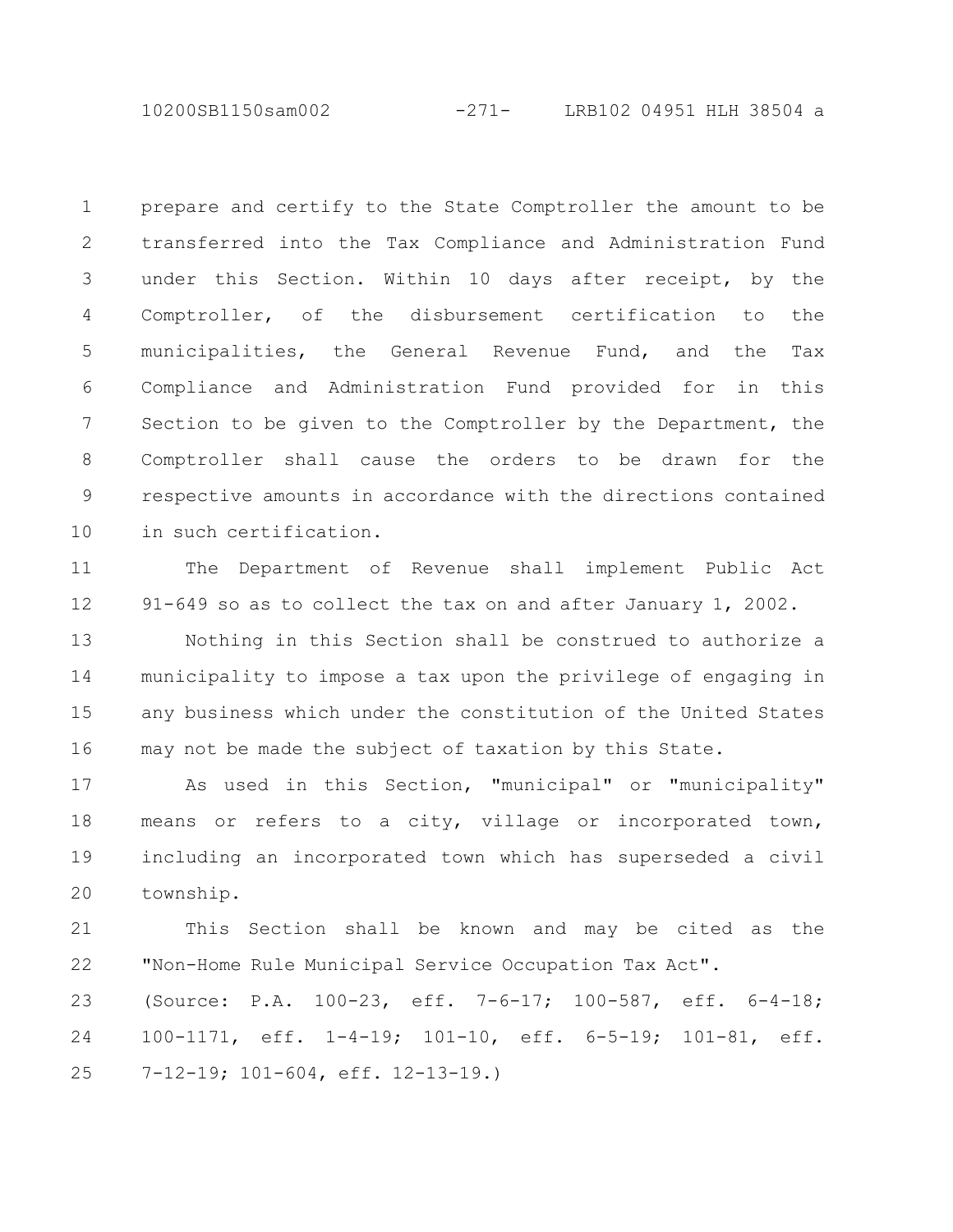prepare and certify to the State Comptroller the amount to be transferred into the Tax Compliance and Administration Fund under this Section. Within 10 days after receipt, by the Comptroller, of the disbursement certification to the municipalities, the General Revenue Fund, and the Tax Compliance and Administration Fund provided for in this Section to be given to the Comptroller by the Department, the Comptroller shall cause the orders to be drawn for the respective amounts in accordance with the directions contained in such certification.

The Department of Revenue shall implement Public Act 91-649 so as to collect the tax on and after January 1, 2002.

Nothing in this Section shall be construed to authorize a municipality to impose a tax upon the privilege of engaging in any business which under the constitution of the United States may not be made the subject of taxation by this State.

As used in this Section, "municipal" or "municipality" means or refers to a city, village or incorporated town, including an incorporated town which has superseded a civil township.

This Section shall be known and may be cited as the "Non-Home Rule Municipal Service Occupation Tax Act".

(Source: P.A. 100-23, eff. 7-6-17; 100-587, eff. 6-4-18; 100-1171, eff. 1-4-19; 101-10, eff. 6-5-19; 101-81, eff. 7-12-19; 101-604, eff. 12-13-19.)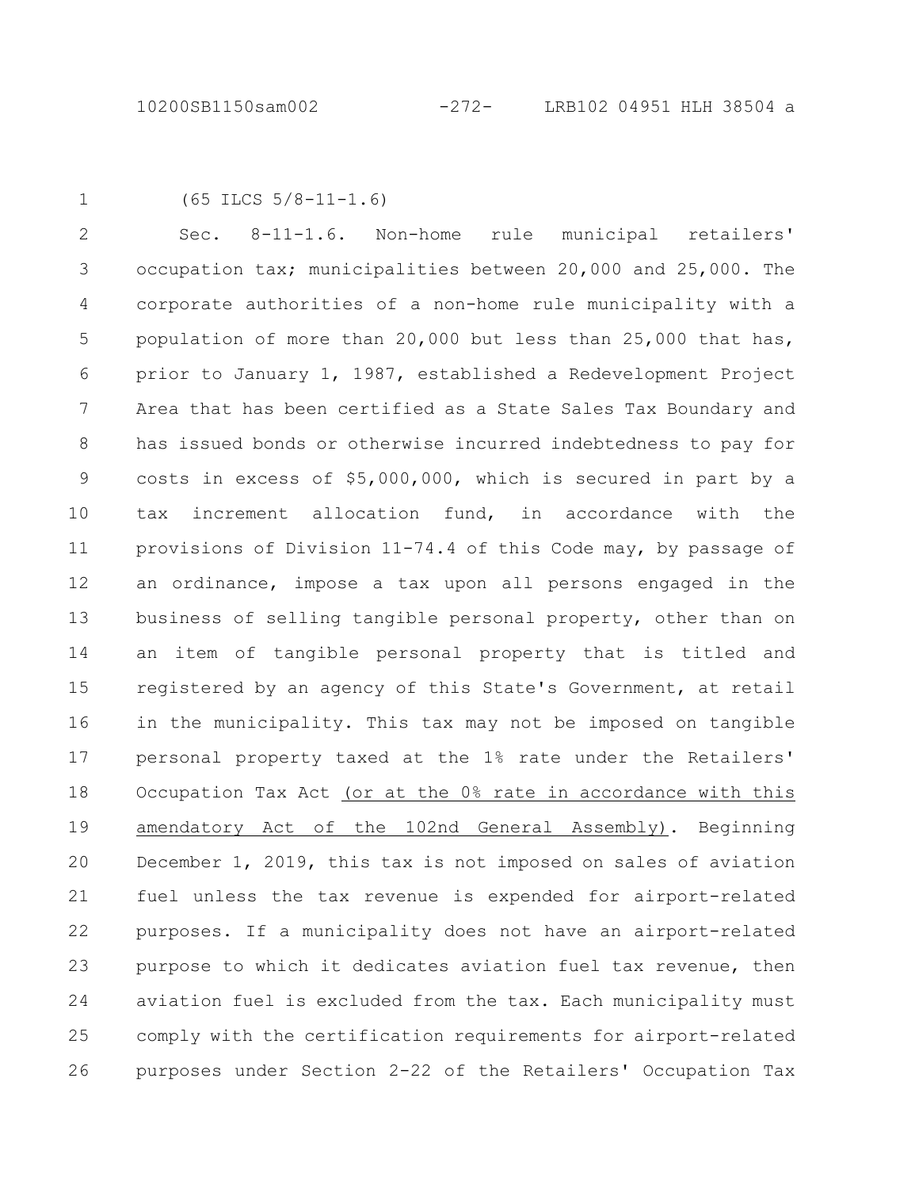(65 ILCS 5/8-11-1.6)

Sec. 8-11-1.6. Non-home rule municipal retailers' occupation tax; municipalities between 20,000 and 25,000. The corporate authorities of a non-home rule municipality with a population of more than 20,000 but less than 25,000 that has, prior to January 1, 1987, established a Redevelopment Project Area that has been certified as a State Sales Tax Boundary and has issued bonds or otherwise incurred indebtedness to pay for costs in excess of $5,000,000, which is secured in part by a tax increment allocation fund, in accordance with the provisions of Division 11-74.4 of this Code may, by passage of an ordinance, impose a tax upon all persons engaged in the business of selling tangible personal property, other than on an item of tangible personal property that is titled and registered by an agency of this State's Government, at retail in the municipality. This tax may not be imposed on tangible personal property taxed at the 1% rate under the Retailers' Occupation Tax Act (or at the 0% rate in accordance with this amendatory Act of the 102nd General Assembly). Beginning December 1, 2019, this tax is not imposed on sales of aviation fuel unless the tax revenue is expended for airport-related purposes. If a municipality does not have an airport-related purpose to which it dedicates aviation fuel tax revenue, then aviation fuel is excluded from the tax. Each municipality must comply with the certification requirements for airport-related purposes under Section 2-22 of the Retailers' Occupation Tax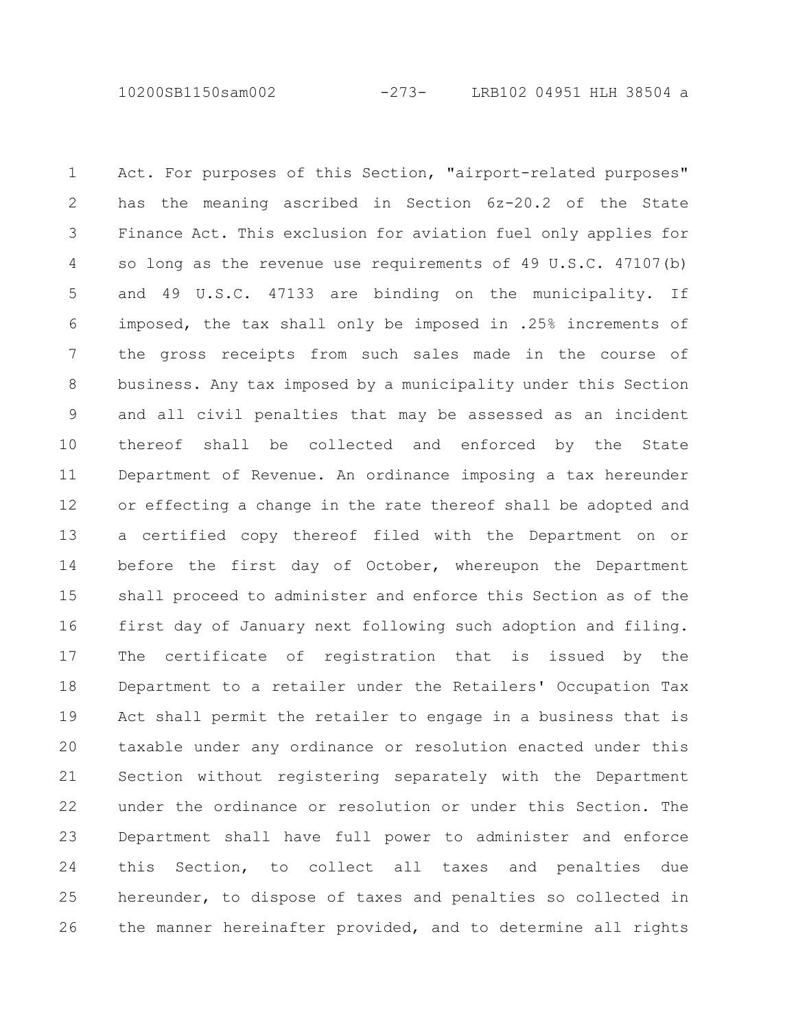Act. For purposes of this Section, "airport-related purposes" has the meaning ascribed in Section 6z-20.2 of the State Finance Act. This exclusion for aviation fuel only applies for so long as the revenue use requirements of 49 U.S.C. 47107(b) and 49 U.S.C. 47133 are binding on the municipality. If imposed, the tax shall only be imposed in .25% increments of the gross receipts from such sales made in the course of business. Any tax imposed by a municipality under this Section and all civil penalties that may be assessed as an incident thereof shall be collected and enforced by the State Department of Revenue. An ordinance imposing a tax hereunder or effecting a change in the rate thereof shall be adopted and a certified copy thereof filed with the Department on or before the first day of October, whereupon the Department shall proceed to administer and enforce this Section as of the first day of January next following such adoption and filing. The certificate of registration that is issued by the Department to a retailer under the Retailers' Occupation Tax Act shall permit the retailer to engage in a business that is taxable under any ordinance or resolution enacted under this Section without registering separately with the Department under the ordinance or resolution or under this Section. The Department shall have full power to administer and enforce this Section, to collect all taxes and penalties due hereunder, to dispose of taxes and penalties so collected in the manner hereinafter provided, and to determine all rights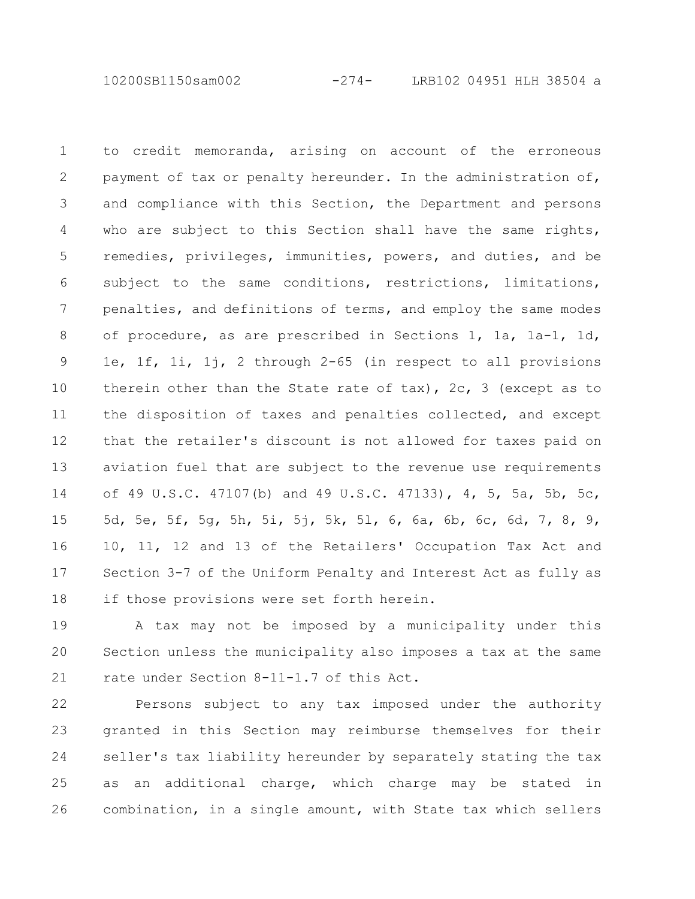to credit memoranda, arising on account of the erroneous payment of tax or penalty hereunder. In the administration of, and compliance with this Section, the Department and persons who are subject to this Section shall have the same rights, remedies, privileges, immunities, powers, and duties, and be subject to the same conditions, restrictions, limitations, penalties, and definitions of terms, and employ the same modes of procedure, as are prescribed in Sections 1, 1a, 1a-1, 1d, 1e, 1f, 1i, 1j, 2 through 2-65 (in respect to all provisions therein other than the State rate of tax), 2c, 3 (except as to the disposition of taxes and penalties collected, and except that the retailer's discount is not allowed for taxes paid on aviation fuel that are subject to the revenue use requirements of 49 U.S.C. 47107(b) and 49 U.S.C. 47133), 4, 5, 5a, 5b, 5c, 5d, 5e, 5f, 5g, 5h, 5i, 5j, 5k, 5l, 6, 6a, 6b, 6c, 6d, 7, 8, 9, 10, 11, 12 and 13 of the Retailers' Occupation Tax Act and Section 3-7 of the Uniform Penalty and Interest Act as fully as if those provisions were set forth herein.

A tax may not be imposed by a municipality under this Section unless the municipality also imposes a tax at the same rate under Section 8-11-1.7 of this Act.

Persons subject to any tax imposed under the authority granted in this Section may reimburse themselves for their seller's tax liability hereunder by separately stating the tax as an additional charge, which charge may be stated in combination, in a single amount, with State tax which sellers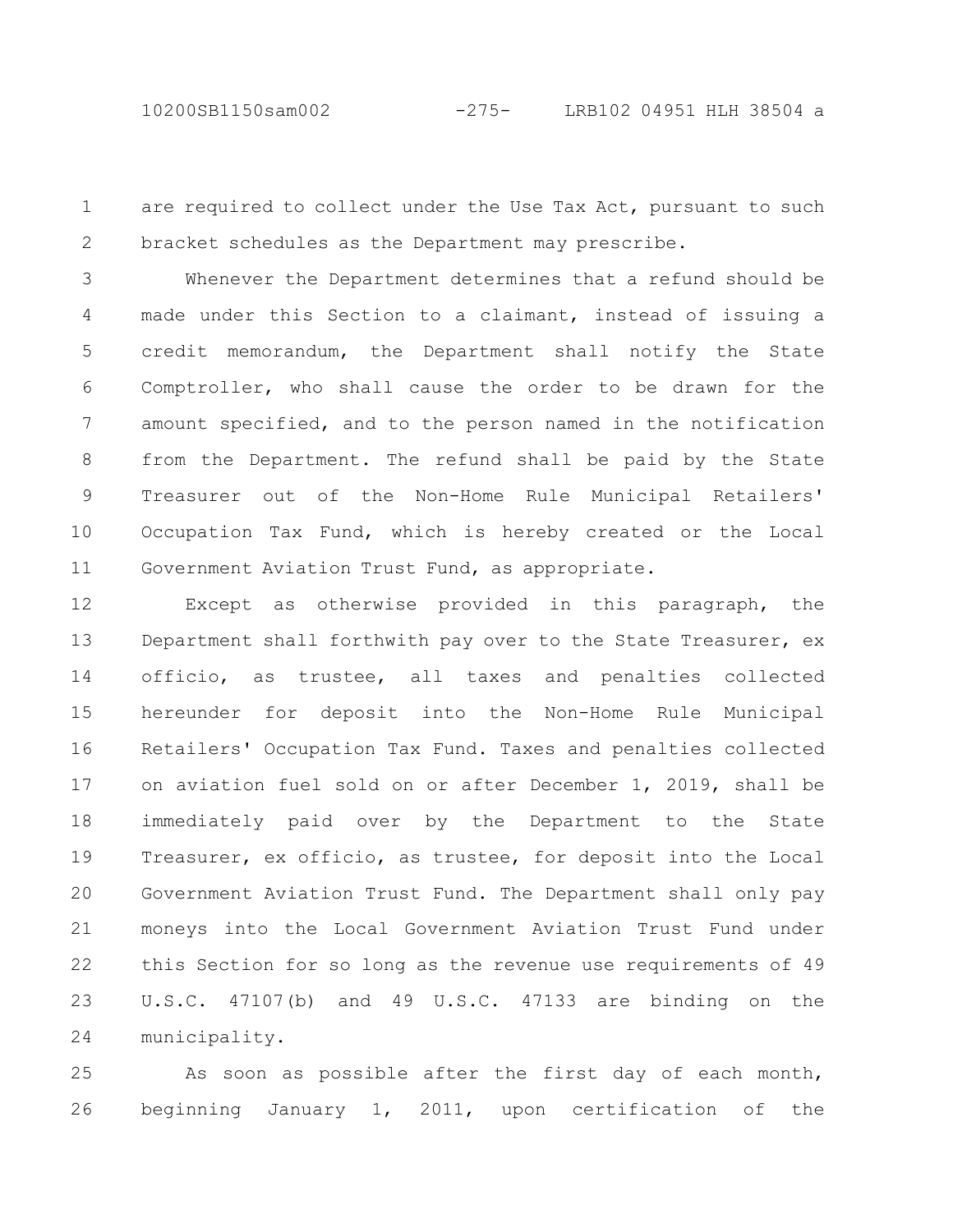are required to collect under the Use Tax Act, pursuant to such bracket schedules as the Department may prescribe.

Whenever the Department determines that a refund should be made under this Section to a claimant, instead of issuing a credit memorandum, the Department shall notify the State Comptroller, who shall cause the order to be drawn for the amount specified, and to the person named in the notification from the Department. The refund shall be paid by the State Treasurer out of the Non-Home Rule Municipal Retailers' Occupation Tax Fund, which is hereby created or the Local Government Aviation Trust Fund, as appropriate.

Except as otherwise provided in this paragraph, the Department shall forthwith pay over to the State Treasurer, ex officio, as trustee, all taxes and penalties collected hereunder for deposit into the Non-Home Rule Municipal Retailers' Occupation Tax Fund. Taxes and penalties collected on aviation fuel sold on or after December 1, 2019, shall be immediately paid over by the Department to the State Treasurer, ex officio, as trustee, for deposit into the Local Government Aviation Trust Fund. The Department shall only pay moneys into the Local Government Aviation Trust Fund under this Section for so long as the revenue use requirements of 49 U.S.C. 47107(b) and 49 U.S.C. 47133 are binding on the municipality.

As soon as possible after the first day of each month, beginning January 1, 2011, upon certification of the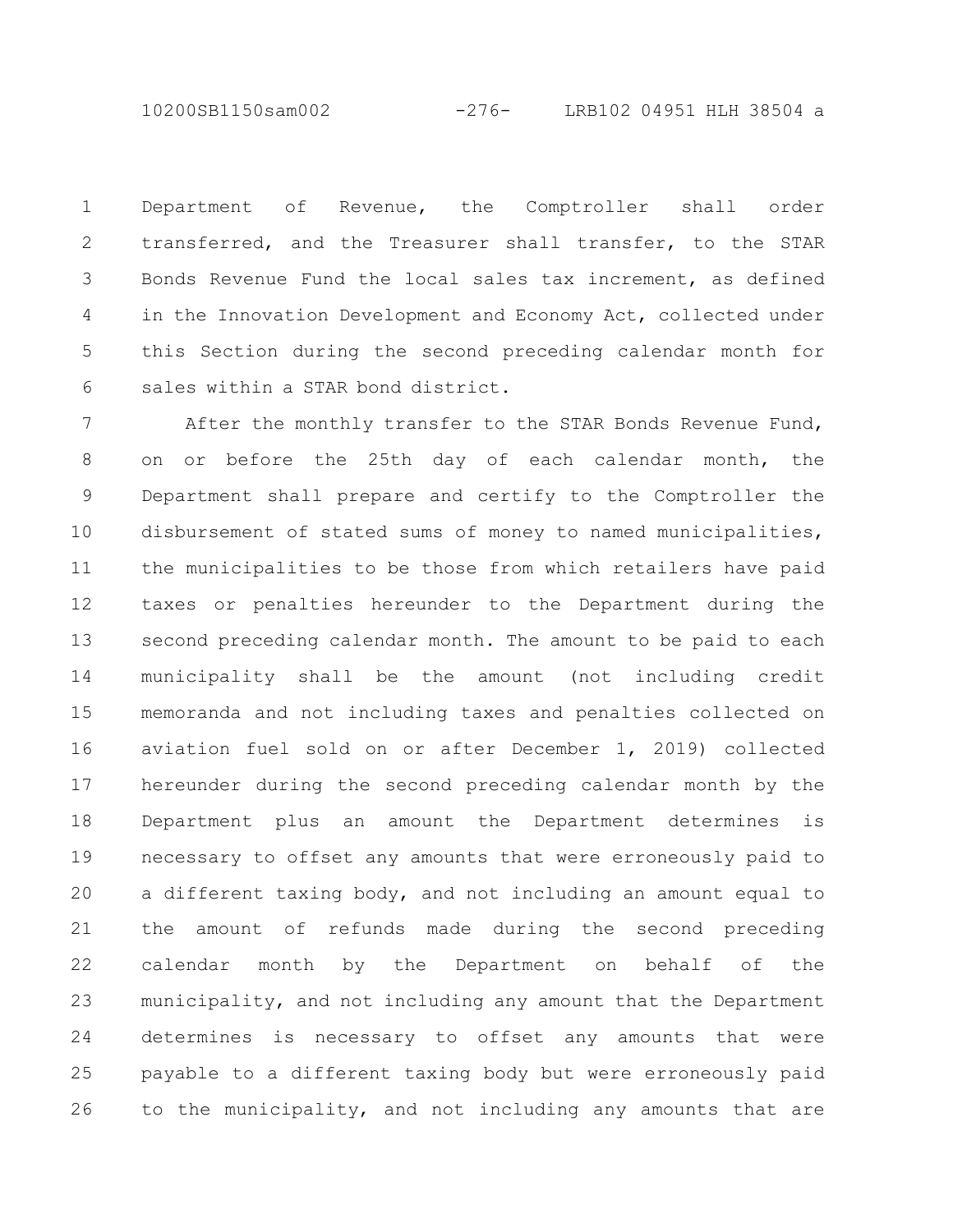Department of Revenue, the Comptroller shall order transferred, and the Treasurer shall transfer, to the STAR Bonds Revenue Fund the local sales tax increment, as defined in the Innovation Development and Economy Act, collected under this Section during the second preceding calendar month for sales within a STAR bond district.

After the monthly transfer to the STAR Bonds Revenue Fund, on or before the 25th day of each calendar month, the Department shall prepare and certify to the Comptroller the disbursement of stated sums of money to named municipalities, the municipalities to be those from which retailers have paid taxes or penalties hereunder to the Department during the second preceding calendar month. The amount to be paid to each municipality shall be the amount (not including credit memoranda and not including taxes and penalties collected on aviation fuel sold on or after December 1, 2019) collected hereunder during the second preceding calendar month by the Department plus an amount the Department determines is necessary to offset any amounts that were erroneously paid to a different taxing body, and not including an amount equal to the amount of refunds made during the second preceding calendar month by the Department on behalf of the municipality, and not including any amount that the Department determines is necessary to offset any amounts that were payable to a different taxing body but were erroneously paid to the municipality, and not including any amounts that are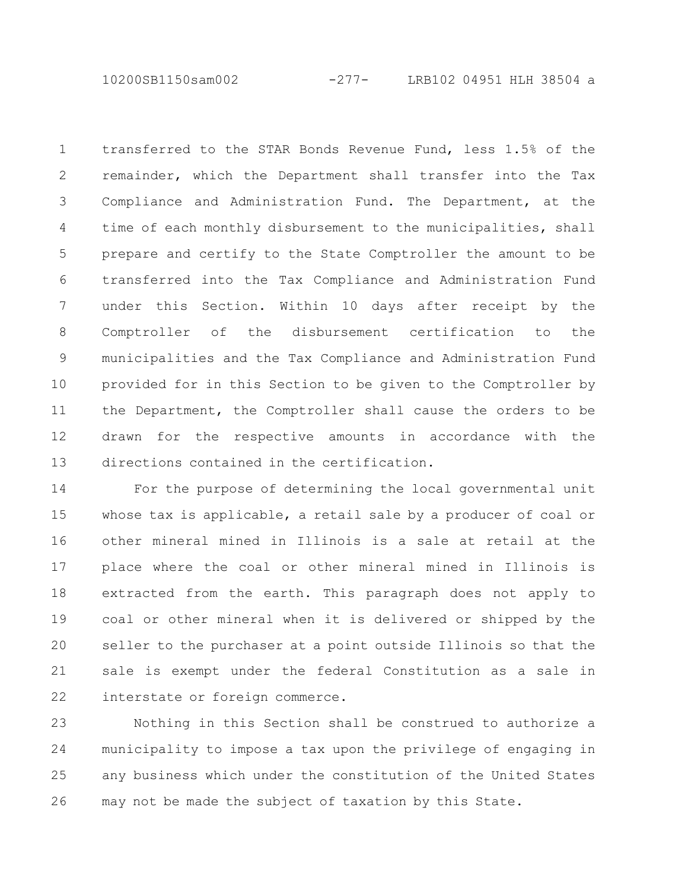transferred to the STAR Bonds Revenue Fund, less 1.5% of the remainder, which the Department shall transfer into the Tax Compliance and Administration Fund. The Department, at the time of each monthly disbursement to the municipalities, shall prepare and certify to the State Comptroller the amount to be transferred into the Tax Compliance and Administration Fund under this Section. Within 10 days after receipt by the Comptroller of the disbursement certification to the municipalities and the Tax Compliance and Administration Fund provided for in this Section to be given to the Comptroller by the Department, the Comptroller shall cause the orders to be drawn for the respective amounts in accordance with the directions contained in the certification.

For the purpose of determining the local governmental unit whose tax is applicable, a retail sale by a producer of coal or other mineral mined in Illinois is a sale at retail at the place where the coal or other mineral mined in Illinois is extracted from the earth. This paragraph does not apply to coal or other mineral when it is delivered or shipped by the seller to the purchaser at a point outside Illinois so that the sale is exempt under the federal Constitution as a sale in interstate or foreign commerce.

Nothing in this Section shall be construed to authorize a municipality to impose a tax upon the privilege of engaging in any business which under the constitution of the United States may not be made the subject of taxation by this State.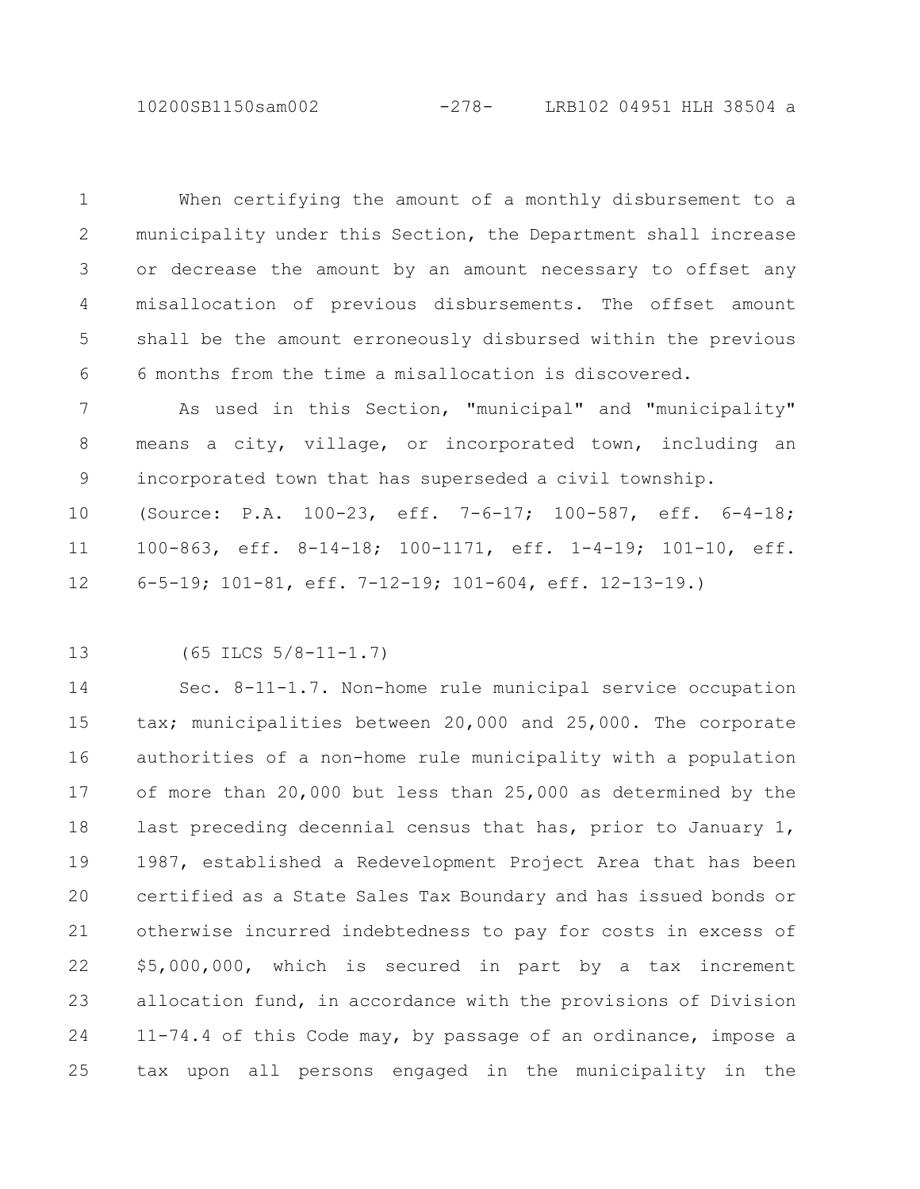When certifying the amount of a monthly disbursement to a municipality under this Section, the Department shall increase or decrease the amount by an amount necessary to offset any misallocation of previous disbursements. The offset amount shall be the amount erroneously disbursed within the previous 6 months from the time a misallocation is discovered.

As used in this Section, "municipal" and "municipality" means a city, village, or incorporated town, including an incorporated town that has superseded a civil township.

(Source: P.A. 100-23, eff. 7-6-17; 100-587, eff. 6-4-18; 100-863, eff. 8-14-18; 100-1171, eff. 1-4-19; 101-10, eff. 6-5-19; 101-81, eff. 7-12-19; 101-604, eff. 12-13-19.)

(65 ILCS 5/8-11-1.7)

Sec. 8-11-1.7. Non-home rule municipal service occupation tax; municipalities between 20,000 and 25,000. The corporate authorities of a non-home rule municipality with a population of more than 20,000 but less than 25,000 as determined by the last preceding decennial census that has, prior to January 1, 1987, established a Redevelopment Project Area that has been certified as a State Sales Tax Boundary and has issued bonds or otherwise incurred indebtedness to pay for costs in excess of $5,000,000, which is secured in part by a tax increment allocation fund, in accordance with the provisions of Division 11-74.4 of this Code may, by passage of an ordinance, impose a tax upon all persons engaged in the municipality in the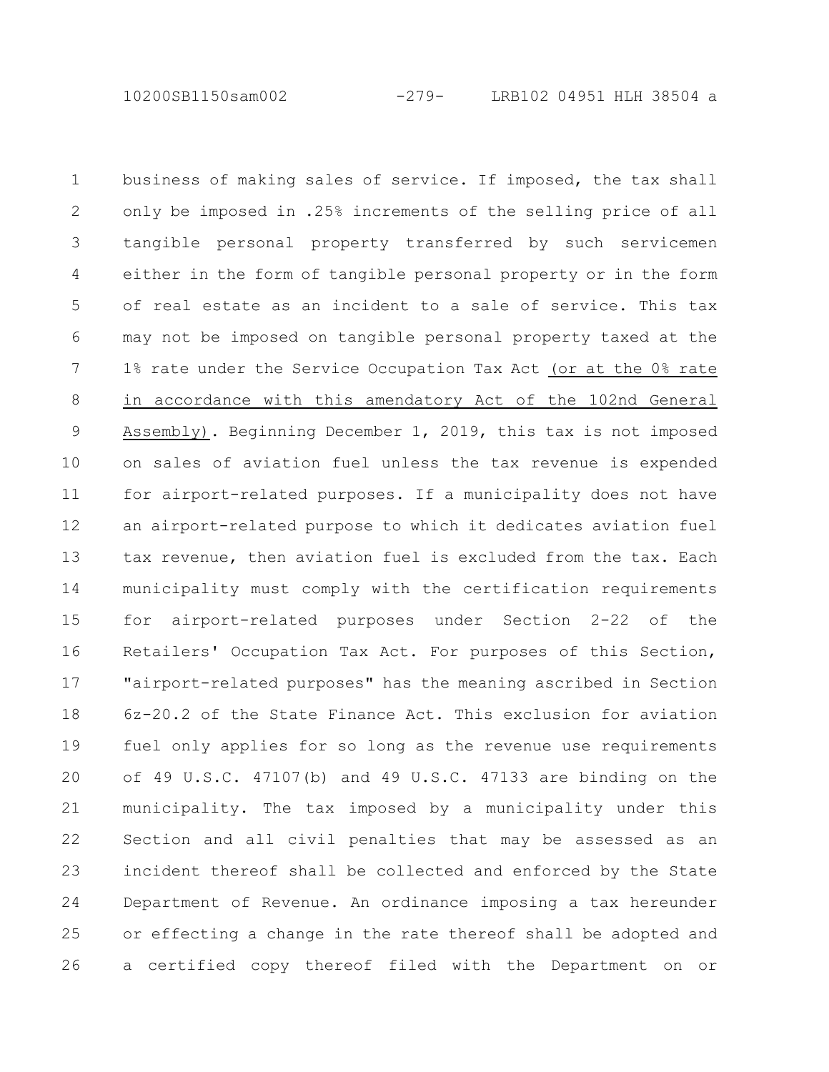business of making sales of service. If imposed, the tax shall only be imposed in .25% increments of the selling price of all tangible personal property transferred by such servicemen either in the form of tangible personal property or in the form of real estate as an incident to a sale of service. This tax may not be imposed on tangible personal property taxed at the 1% rate under the Service Occupation Tax Act <u>(or at the 0% rate in accordance with this amendatory Act of the 102nd General Assembly)</u>. Beginning December 1, 2019, this tax is not imposed on sales of aviation fuel unless the tax revenue is expended for airport-related purposes. If a municipality does not have an airport-related purpose to which it dedicates aviation fuel tax revenue, then aviation fuel is excluded from the tax. Each municipality must comply with the certification requirements for airport-related purposes under Section 2-22 of the Retailers' Occupation Tax Act. For purposes of this Section, "airport-related purposes" has the meaning ascribed in Section 6z-20.2 of the State Finance Act. This exclusion for aviation fuel only applies for so long as the revenue use requirements of 49 U.S.C. 47107(b) and 49 U.S.C. 47133 are binding on the municipality. The tax imposed by a municipality under this Section and all civil penalties that may be assessed as an incident thereof shall be collected and enforced by the State Department of Revenue. An ordinance imposing a tax hereunder or effecting a change in the rate thereof shall be adopted and a certified copy thereof filed with the Department on or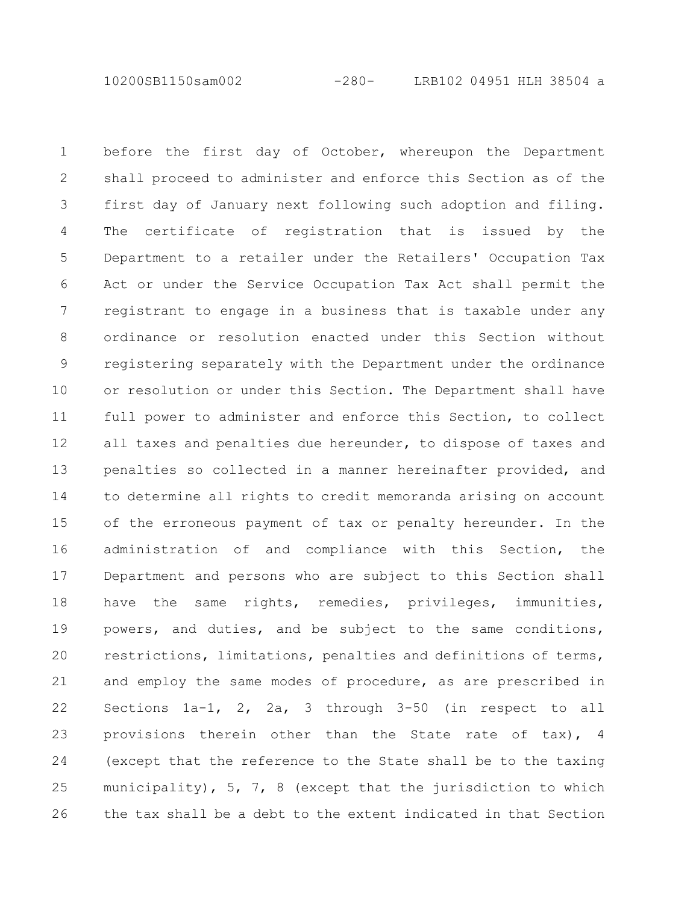before the first day of October, whereupon the Department shall proceed to administer and enforce this Section as of the first day of January next following such adoption and filing. The certificate of registration that is issued by the Department to a retailer under the Retailers' Occupation Tax Act or under the Service Occupation Tax Act shall permit the registrant to engage in a business that is taxable under any ordinance or resolution enacted under this Section without registering separately with the Department under the ordinance or resolution or under this Section. The Department shall have full power to administer and enforce this Section, to collect all taxes and penalties due hereunder, to dispose of taxes and penalties so collected in a manner hereinafter provided, and to determine all rights to credit memoranda arising on account of the erroneous payment of tax or penalty hereunder. In the administration of and compliance with this Section, the Department and persons who are subject to this Section shall have the same rights, remedies, privileges, immunities, powers, and duties, and be subject to the same conditions, restrictions, limitations, penalties and definitions of terms, and employ the same modes of procedure, as are prescribed in Sections 1a-1, 2, 2a, 3 through 3-50 (in respect to all provisions therein other than the State rate of tax), 4 (except that the reference to the State shall be to the taxing municipality), 5, 7, 8 (except that the jurisdiction to which the tax shall be a debt to the extent indicated in that Section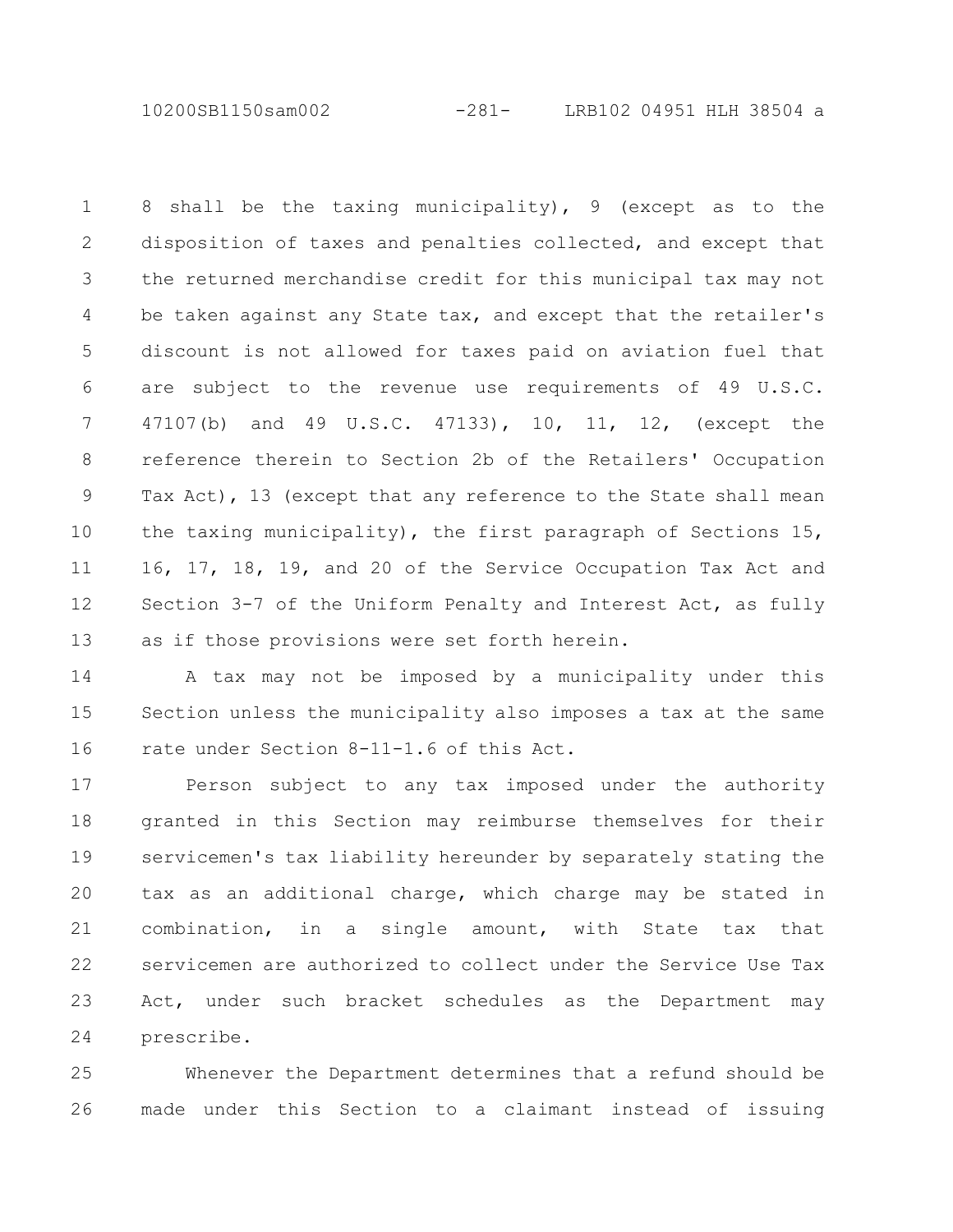8 shall be the taxing municipality), 9 (except as to the disposition of taxes and penalties collected, and except that the returned merchandise credit for this municipal tax may not be taken against any State tax, and except that the retailer's discount is not allowed for taxes paid on aviation fuel that are subject to the revenue use requirements of 49 U.S.C. 47107(b) and 49 U.S.C. 47133), 10, 11, 12, (except the reference therein to Section 2b of the Retailers' Occupation Tax Act), 13 (except that any reference to the State shall mean the taxing municipality), the first paragraph of Sections 15, 16, 17, 18, 19, and 20 of the Service Occupation Tax Act and Section 3-7 of the Uniform Penalty and Interest Act, as fully as if those provisions were set forth herein.

A tax may not be imposed by a municipality under this Section unless the municipality also imposes a tax at the same rate under Section 8-11-1.6 of this Act.

Person subject to any tax imposed under the authority granted in this Section may reimburse themselves for their servicemen's tax liability hereunder by separately stating the tax as an additional charge, which charge may be stated in combination, in a single amount, with State tax that servicemen are authorized to collect under the Service Use Tax Act, under such bracket schedules as the Department may prescribe.

Whenever the Department determines that a refund should be made under this Section to a claimant instead of issuing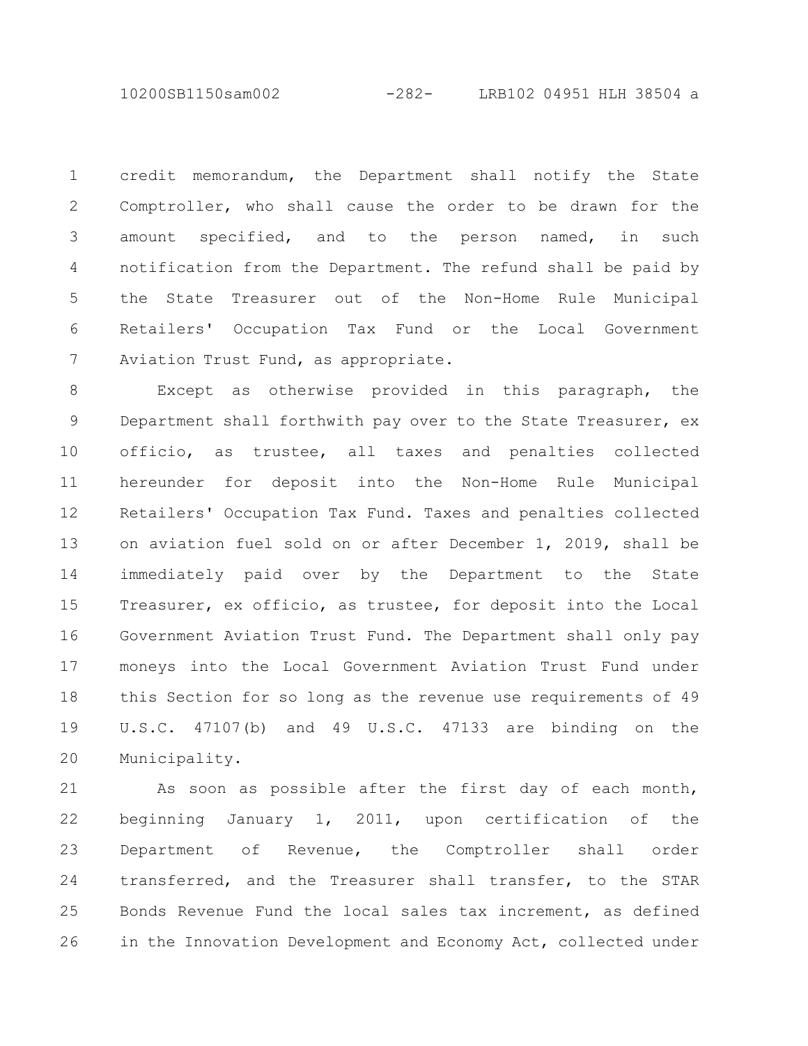credit memorandum, the Department shall notify the State Comptroller, who shall cause the order to be drawn for the amount specified, and to the person named, in such notification from the Department. The refund shall be paid by the State Treasurer out of the Non-Home Rule Municipal Retailers' Occupation Tax Fund or the Local Government Aviation Trust Fund, as appropriate.

Except as otherwise provided in this paragraph, the Department shall forthwith pay over to the State Treasurer, ex officio, as trustee, all taxes and penalties collected hereunder for deposit into the Non-Home Rule Municipal Retailers' Occupation Tax Fund. Taxes and penalties collected on aviation fuel sold on or after December 1, 2019, shall be immediately paid over by the Department to the State Treasurer, ex officio, as trustee, for deposit into the Local Government Aviation Trust Fund. The Department shall only pay moneys into the Local Government Aviation Trust Fund under this Section for so long as the revenue use requirements of 49 U.S.C. 47107(b) and 49 U.S.C. 47133 are binding on the Municipality.

As soon as possible after the first day of each month, beginning January 1, 2011, upon certification of the Department of Revenue, the Comptroller shall order transferred, and the Treasurer shall transfer, to the STAR Bonds Revenue Fund the local sales tax increment, as defined in the Innovation Development and Economy Act, collected under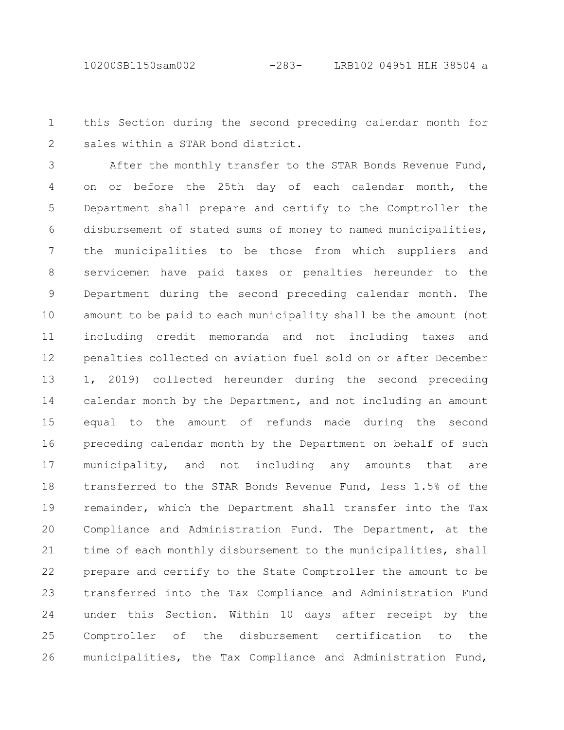this Section during the second preceding calendar month for sales within a STAR bond district.

After the monthly transfer to the STAR Bonds Revenue Fund, on or before the 25th day of each calendar month, the Department shall prepare and certify to the Comptroller the disbursement of stated sums of money to named municipalities, the municipalities to be those from which suppliers and servicemen have paid taxes or penalties hereunder to the Department during the second preceding calendar month. The amount to be paid to each municipality shall be the amount (not including credit memoranda and not including taxes and penalties collected on aviation fuel sold on or after December 1, 2019) collected hereunder during the second preceding calendar month by the Department, and not including an amount equal to the amount of refunds made during the second preceding calendar month by the Department on behalf of such municipality, and not including any amounts that are transferred to the STAR Bonds Revenue Fund, less 1.5% of the remainder, which the Department shall transfer into the Tax Compliance and Administration Fund. The Department, at the time of each monthly disbursement to the municipalities, shall prepare and certify to the State Comptroller the amount to be transferred into the Tax Compliance and Administration Fund under this Section. Within 10 days after receipt by the Comptroller of the disbursement certification to the municipalities, the Tax Compliance and Administration Fund,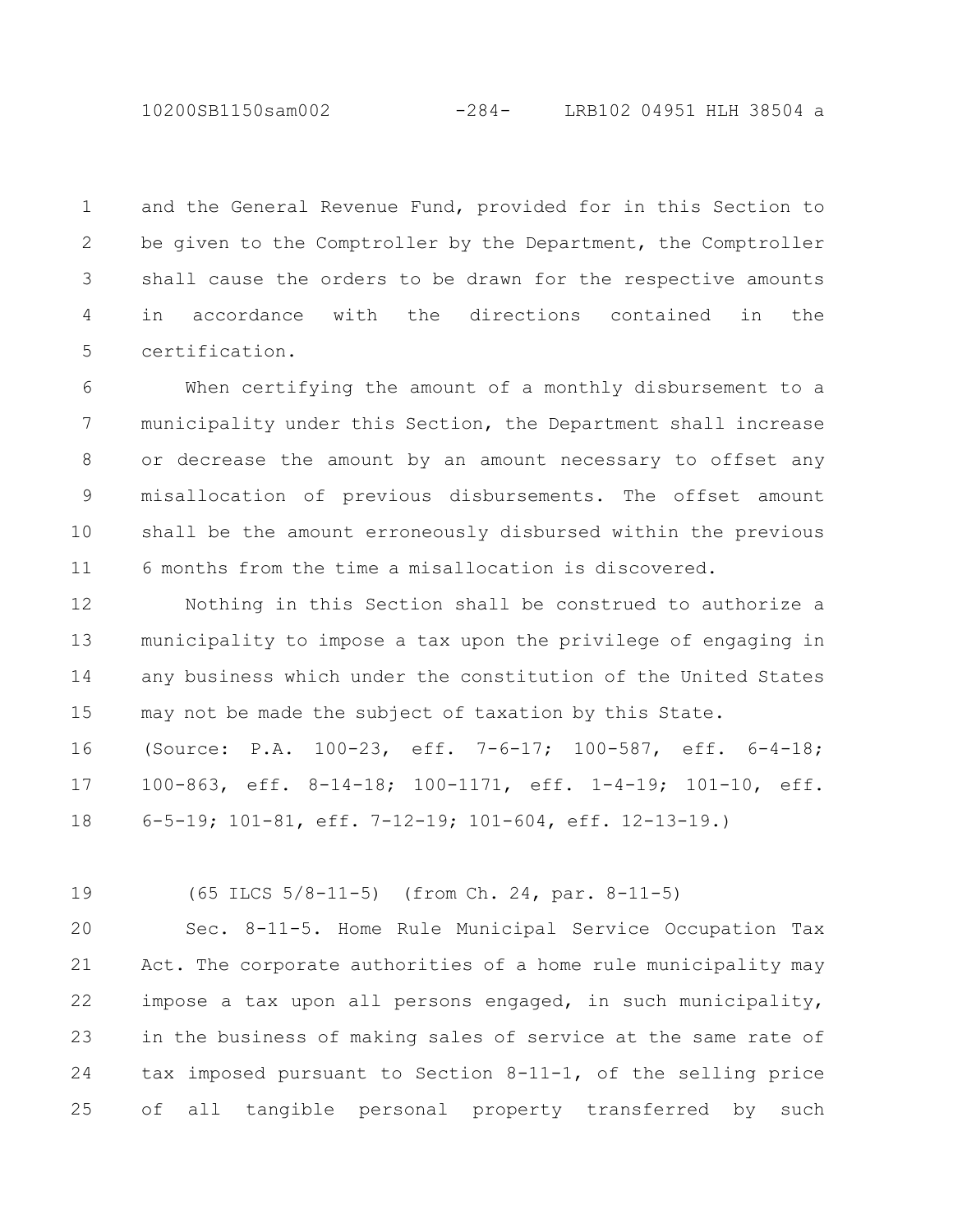and the General Revenue Fund, provided for in this Section to be given to the Comptroller by the Department, the Comptroller shall cause the orders to be drawn for the respective amounts in accordance with the directions contained in the certification.

When certifying the amount of a monthly disbursement to a municipality under this Section, the Department shall increase or decrease the amount by an amount necessary to offset any misallocation of previous disbursements. The offset amount shall be the amount erroneously disbursed within the previous 6 months from the time a misallocation is discovered.

Nothing in this Section shall be construed to authorize a municipality to impose a tax upon the privilege of engaging in any business which under the constitution of the United States may not be made the subject of taxation by this State.

(Source: P.A. 100-23, eff. 7-6-17; 100-587, eff. 6-4-18; 100-863, eff. 8-14-18; 100-1171, eff. 1-4-19; 101-10, eff. 6-5-19; 101-81, eff. 7-12-19; 101-604, eff. 12-13-19.)

(65 ILCS 5/8-11-5) (from Ch. 24, par. 8-11-5)

Sec. 8-11-5. Home Rule Municipal Service Occupation Tax Act. The corporate authorities of a home rule municipality may impose a tax upon all persons engaged, in such municipality, in the business of making sales of service at the same rate of tax imposed pursuant to Section 8-11-1, of the selling price of all tangible personal property transferred by such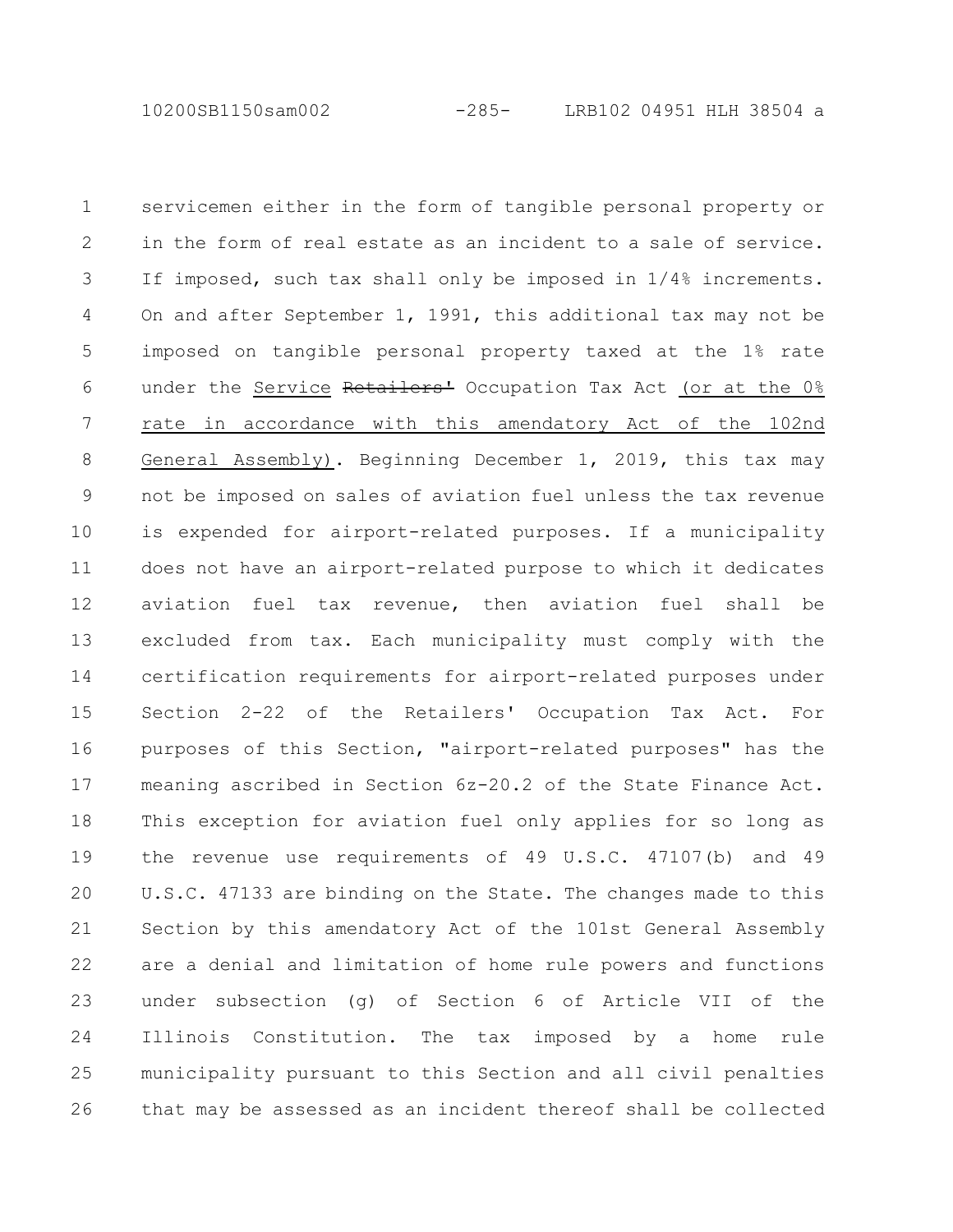servicemen either in the form of tangible personal property or in the form of real estate as an incident to a sale of service. If imposed, such tax shall only be imposed in 1/4% increments. On and after September 1, 1991, this additional tax may not be imposed on tangible personal property taxed at the 1% rate under the <u>Service</u> ~~Retailers'~~ Occupation Tax Act <u>(or at the 0% rate in accordance with this amendatory Act of the 102nd General Assembly)</u>. Beginning December 1, 2019, this tax may not be imposed on sales of aviation fuel unless the tax revenue is expended for airport-related purposes. If a municipality does not have an airport-related purpose to which it dedicates aviation fuel tax revenue, then aviation fuel shall be excluded from tax. Each municipality must comply with the certification requirements for airport-related purposes under Section 2-22 of the Retailers' Occupation Tax Act. For purposes of this Section, "airport-related purposes" has the meaning ascribed in Section 6z-20.2 of the State Finance Act. This exception for aviation fuel only applies for so long as the revenue use requirements of 49 U.S.C. 47107(b) and 49 U.S.C. 47133 are binding on the State. The changes made to this Section by this amendatory Act of the 101st General Assembly are a denial and limitation of home rule powers and functions under subsection (g) of Section 6 of Article VII of the Illinois Constitution. The tax imposed by a home rule municipality pursuant to this Section and all civil penalties that may be assessed as an incident thereof shall be collected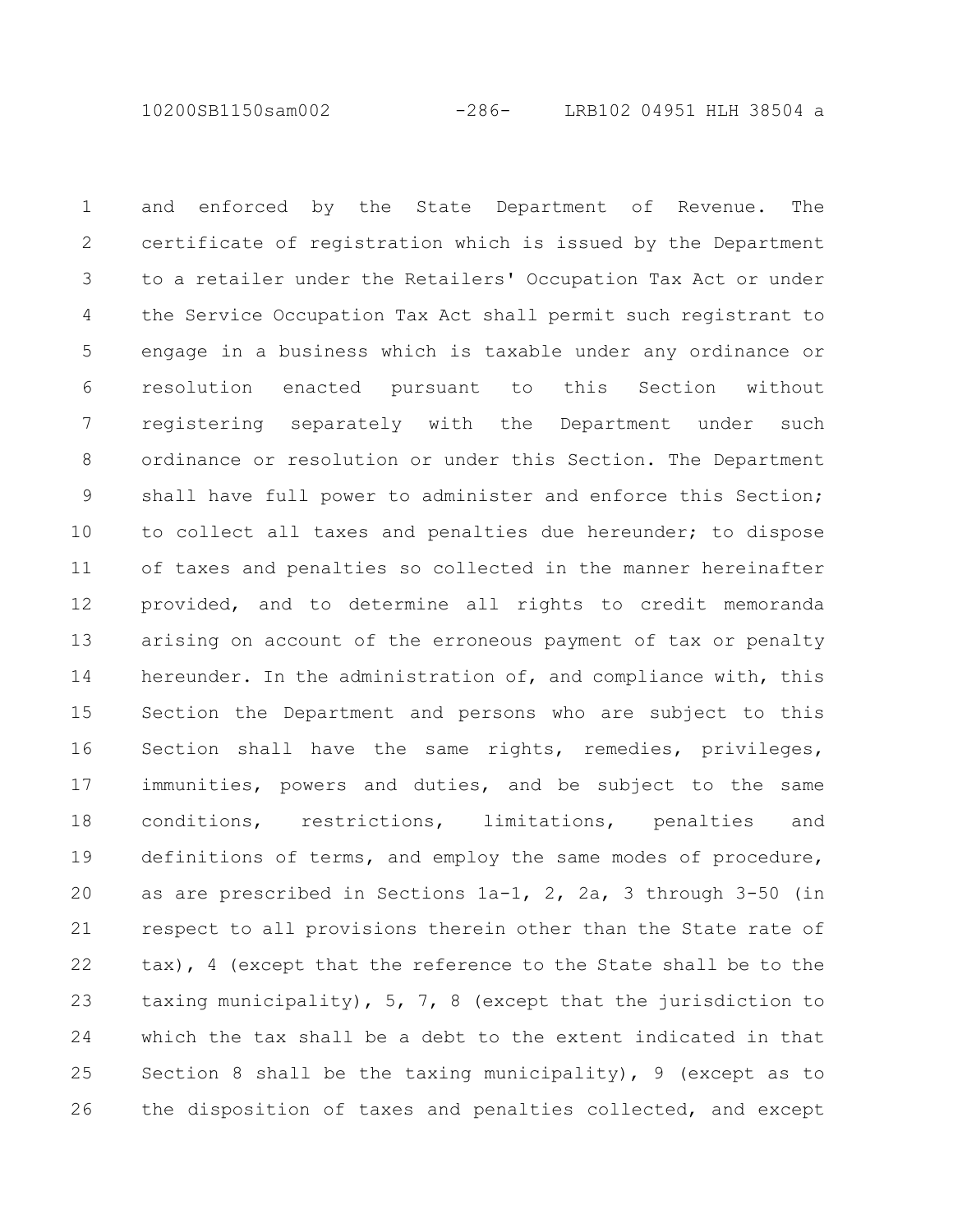and enforced by the State Department of Revenue. The certificate of registration which is issued by the Department to a retailer under the Retailers' Occupation Tax Act or under the Service Occupation Tax Act shall permit such registrant to engage in a business which is taxable under any ordinance or resolution enacted pursuant to this Section without registering separately with the Department under such ordinance or resolution or under this Section. The Department shall have full power to administer and enforce this Section; to collect all taxes and penalties due hereunder; to dispose of taxes and penalties so collected in the manner hereinafter provided, and to determine all rights to credit memoranda arising on account of the erroneous payment of tax or penalty hereunder. In the administration of, and compliance with, this Section the Department and persons who are subject to this Section shall have the same rights, remedies, privileges, immunities, powers and duties, and be subject to the same conditions, restrictions, limitations, penalties and definitions of terms, and employ the same modes of procedure, as are prescribed in Sections 1a-1, 2, 2a, 3 through 3-50 (in respect to all provisions therein other than the State rate of tax), 4 (except that the reference to the State shall be to the taxing municipality), 5, 7, 8 (except that the jurisdiction to which the tax shall be a debt to the extent indicated in that Section 8 shall be the taxing municipality), 9 (except as to the disposition of taxes and penalties collected, and except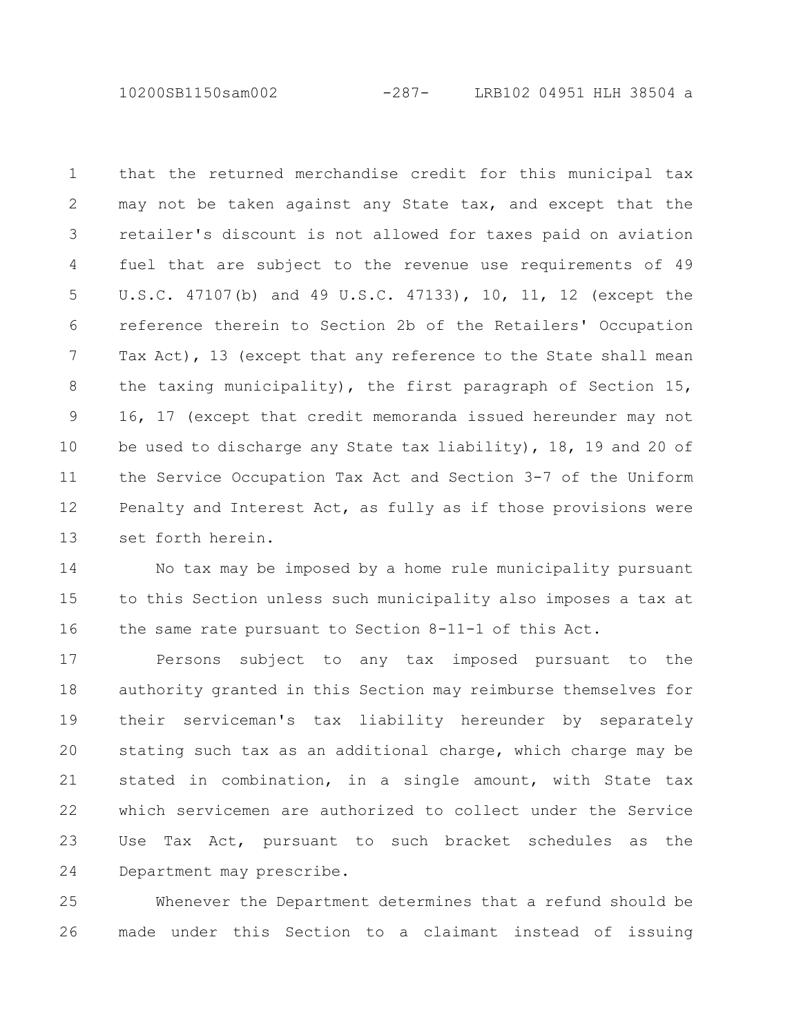that the returned merchandise credit for this municipal tax may not be taken against any State tax, and except that the retailer's discount is not allowed for taxes paid on aviation fuel that are subject to the revenue use requirements of 49 U.S.C. 47107(b) and 49 U.S.C. 47133), 10, 11, 12 (except the reference therein to Section 2b of the Retailers' Occupation Tax Act), 13 (except that any reference to the State shall mean the taxing municipality), the first paragraph of Section 15, 16, 17 (except that credit memoranda issued hereunder may not be used to discharge any State tax liability), 18, 19 and 20 of the Service Occupation Tax Act and Section 3-7 of the Uniform Penalty and Interest Act, as fully as if those provisions were set forth herein.

No tax may be imposed by a home rule municipality pursuant to this Section unless such municipality also imposes a tax at the same rate pursuant to Section 8-11-1 of this Act.

Persons subject to any tax imposed pursuant to the authority granted in this Section may reimburse themselves for their serviceman's tax liability hereunder by separately stating such tax as an additional charge, which charge may be stated in combination, in a single amount, with State tax which servicemen are authorized to collect under the Service Use Tax Act, pursuant to such bracket schedules as the Department may prescribe.

Whenever the Department determines that a refund should be made under this Section to a claimant instead of issuing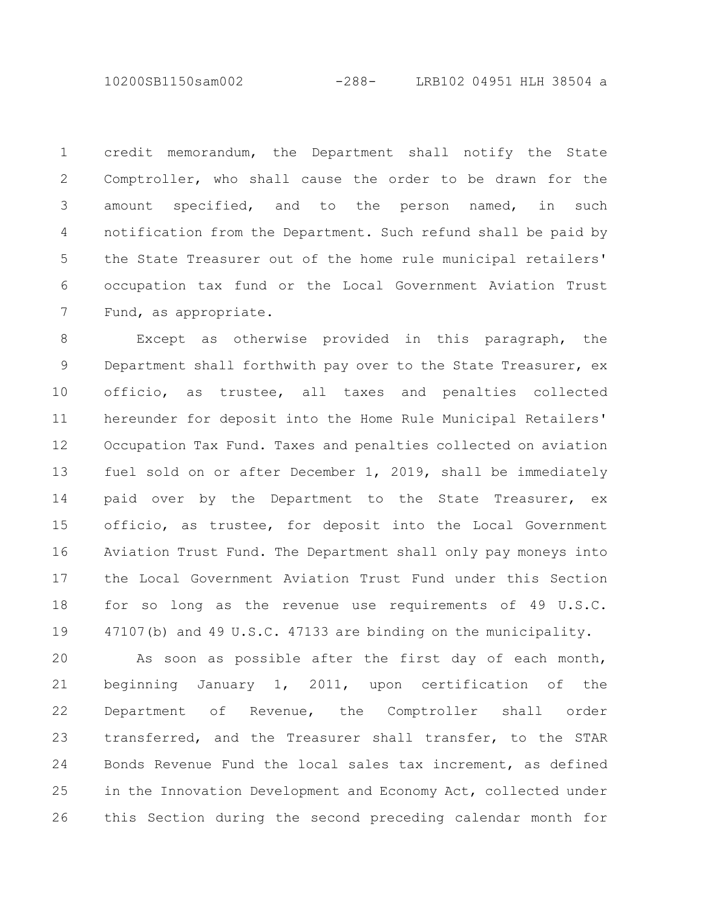credit memorandum, the Department shall notify the State Comptroller, who shall cause the order to be drawn for the amount specified, and to the person named, in such notification from the Department. Such refund shall be paid by the State Treasurer out of the home rule municipal retailers' occupation tax fund or the Local Government Aviation Trust Fund, as appropriate.

Except as otherwise provided in this paragraph, the Department shall forthwith pay over to the State Treasurer, ex officio, as trustee, all taxes and penalties collected hereunder for deposit into the Home Rule Municipal Retailers' Occupation Tax Fund. Taxes and penalties collected on aviation fuel sold on or after December 1, 2019, shall be immediately paid over by the Department to the State Treasurer, ex officio, as trustee, for deposit into the Local Government Aviation Trust Fund. The Department shall only pay moneys into the Local Government Aviation Trust Fund under this Section for so long as the revenue use requirements of 49 U.S.C. 47107(b) and 49 U.S.C. 47133 are binding on the municipality.

As soon as possible after the first day of each month, beginning January 1, 2011, upon certification of the Department of Revenue, the Comptroller shall order transferred, and the Treasurer shall transfer, to the STAR Bonds Revenue Fund the local sales tax increment, as defined in the Innovation Development and Economy Act, collected under this Section during the second preceding calendar month for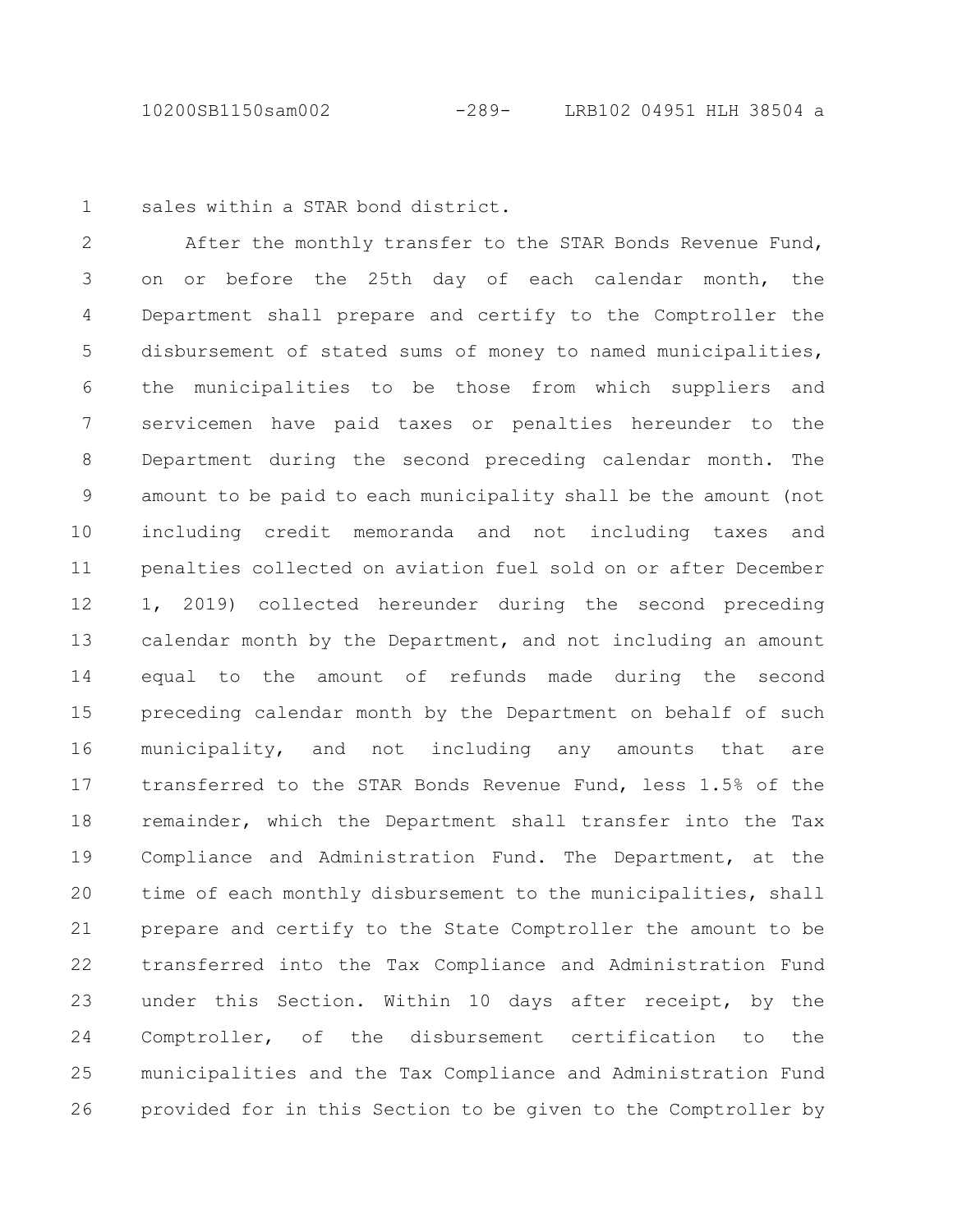sales within a STAR bond district.

After the monthly transfer to the STAR Bonds Revenue Fund, on or before the 25th day of each calendar month, the Department shall prepare and certify to the Comptroller the disbursement of stated sums of money to named municipalities, the municipalities to be those from which suppliers and servicemen have paid taxes or penalties hereunder to the Department during the second preceding calendar month. The amount to be paid to each municipality shall be the amount (not including credit memoranda and not including taxes and penalties collected on aviation fuel sold on or after December 1, 2019) collected hereunder during the second preceding calendar month by the Department, and not including an amount equal to the amount of refunds made during the second preceding calendar month by the Department on behalf of such municipality, and not including any amounts that are transferred to the STAR Bonds Revenue Fund, less 1.5% of the remainder, which the Department shall transfer into the Tax Compliance and Administration Fund. The Department, at the time of each monthly disbursement to the municipalities, shall prepare and certify to the State Comptroller the amount to be transferred into the Tax Compliance and Administration Fund under this Section. Within 10 days after receipt, by the Comptroller, of the disbursement certification to the municipalities and the Tax Compliance and Administration Fund provided for in this Section to be given to the Comptroller by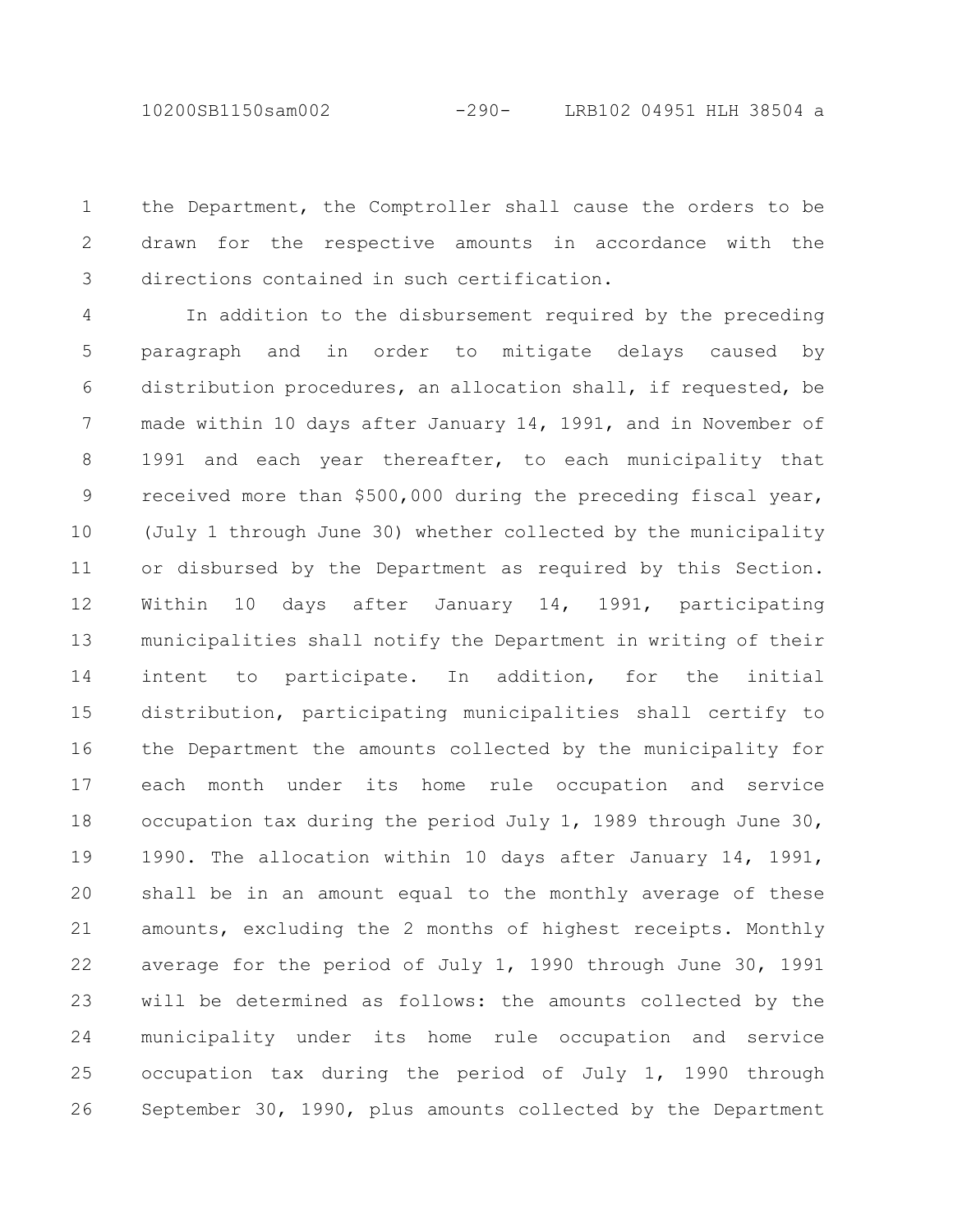the Department, the Comptroller shall cause the orders to be drawn for the respective amounts in accordance with the directions contained in such certification.

In addition to the disbursement required by the preceding paragraph and in order to mitigate delays caused by distribution procedures, an allocation shall, if requested, be made within 10 days after January 14, 1991, and in November of 1991 and each year thereafter, to each municipality that received more than $500,000 during the preceding fiscal year, (July 1 through June 30) whether collected by the municipality or disbursed by the Department as required by this Section. Within 10 days after January 14, 1991, participating municipalities shall notify the Department in writing of their intent to participate. In addition, for the initial distribution, participating municipalities shall certify to the Department the amounts collected by the municipality for each month under its home rule occupation and service occupation tax during the period July 1, 1989 through June 30, 1990. The allocation within 10 days after January 14, 1991, shall be in an amount equal to the monthly average of these amounts, excluding the 2 months of highest receipts. Monthly average for the period of July 1, 1990 through June 30, 1991 will be determined as follows: the amounts collected by the municipality under its home rule occupation and service occupation tax during the period of July 1, 1990 through September 30, 1990, plus amounts collected by the Department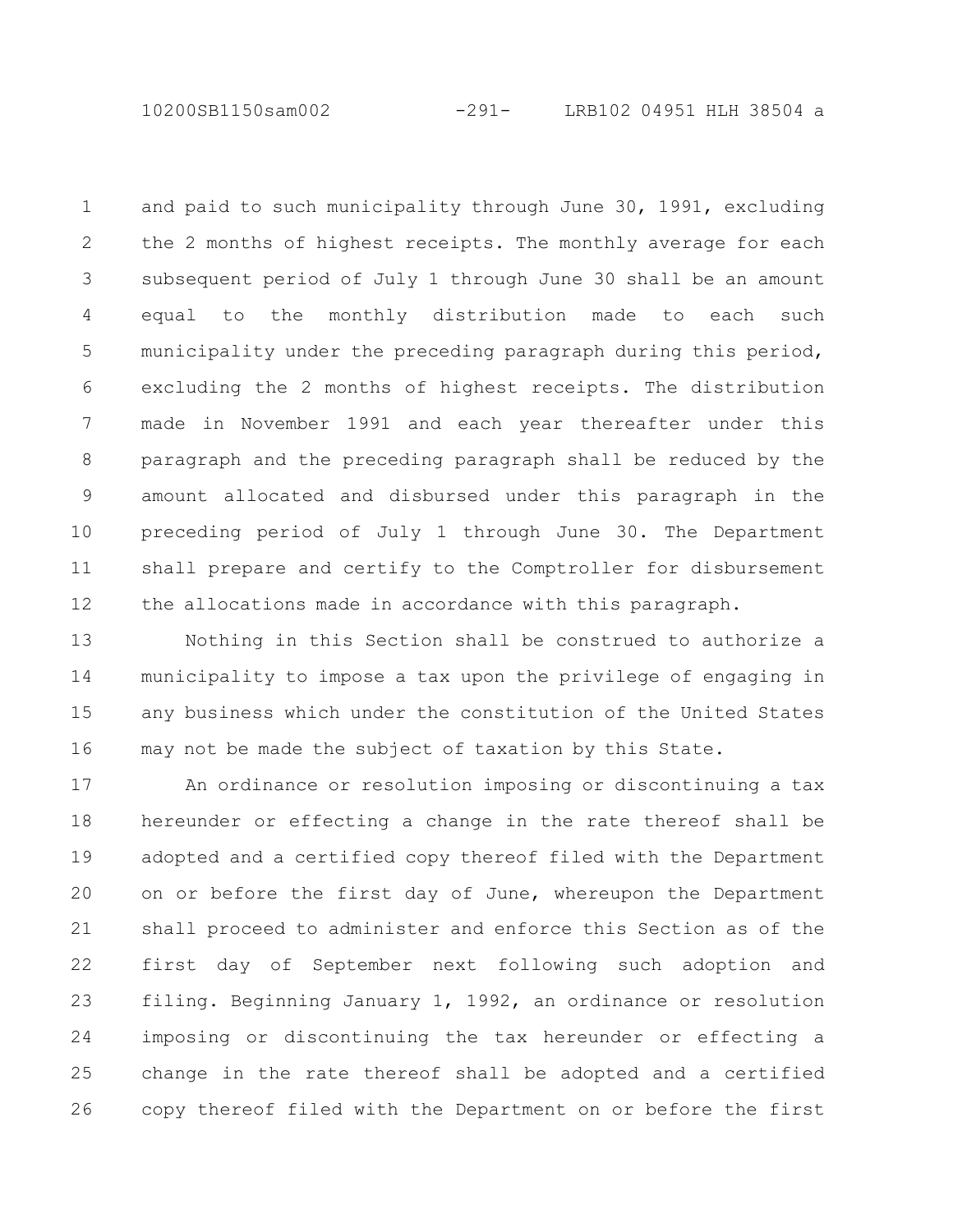and paid to such municipality through June 30, 1991, excluding the 2 months of highest receipts. The monthly average for each subsequent period of July 1 through June 30 shall be an amount equal to the monthly distribution made to each such municipality under the preceding paragraph during this period, excluding the 2 months of highest receipts. The distribution made in November 1991 and each year thereafter under this paragraph and the preceding paragraph shall be reduced by the amount allocated and disbursed under this paragraph in the preceding period of July 1 through June 30. The Department shall prepare and certify to the Comptroller for disbursement the allocations made in accordance with this paragraph.

Nothing in this Section shall be construed to authorize a municipality to impose a tax upon the privilege of engaging in any business which under the constitution of the United States may not be made the subject of taxation by this State.

An ordinance or resolution imposing or discontinuing a tax hereunder or effecting a change in the rate thereof shall be adopted and a certified copy thereof filed with the Department on or before the first day of June, whereupon the Department shall proceed to administer and enforce this Section as of the first day of September next following such adoption and filing. Beginning January 1, 1992, an ordinance or resolution imposing or discontinuing the tax hereunder or effecting a change in the rate thereof shall be adopted and a certified copy thereof filed with the Department on or before the first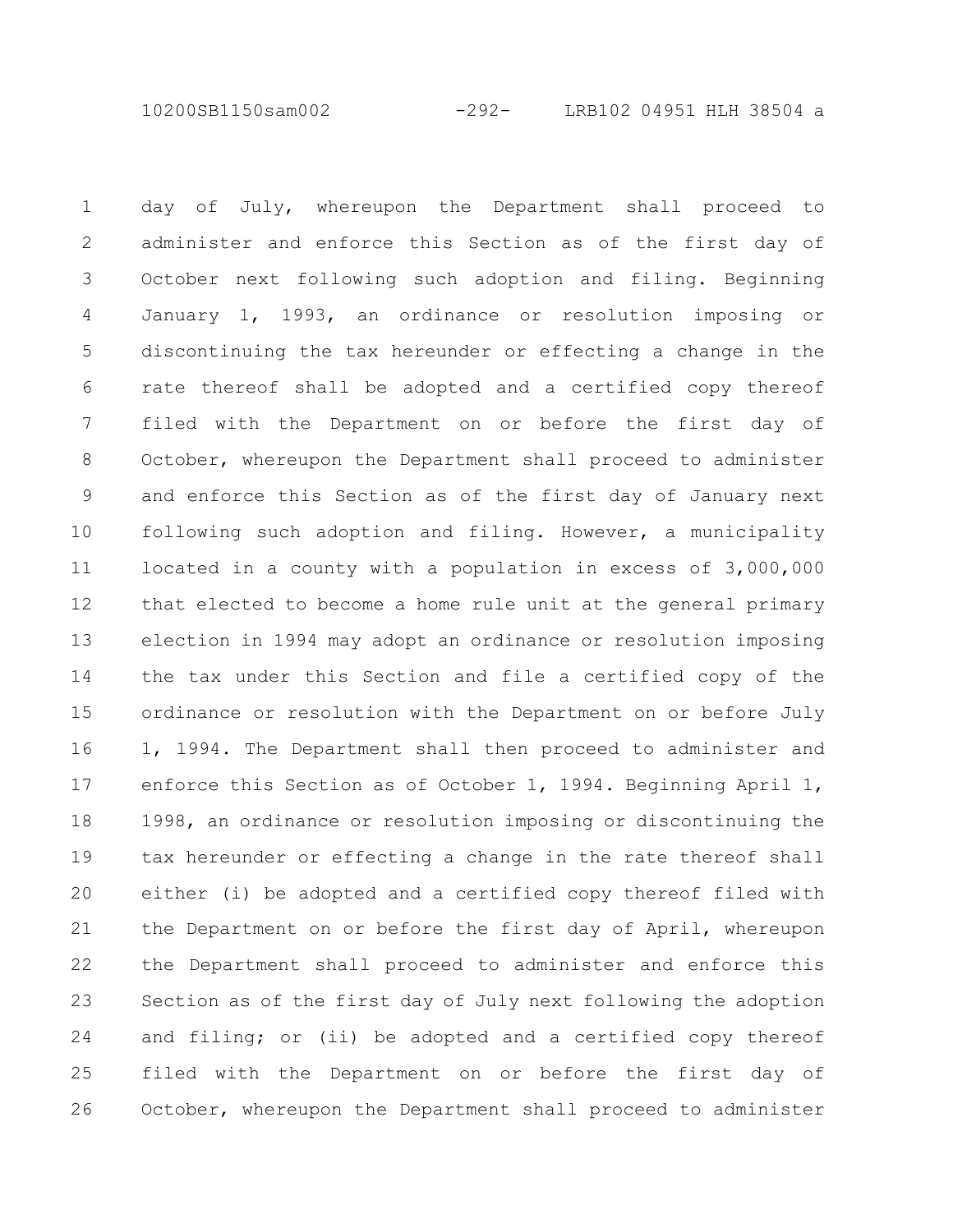day of July, whereupon the Department shall proceed to administer and enforce this Section as of the first day of October next following such adoption and filing. Beginning January 1, 1993, an ordinance or resolution imposing or discontinuing the tax hereunder or effecting a change in the rate thereof shall be adopted and a certified copy thereof filed with the Department on or before the first day of October, whereupon the Department shall proceed to administer and enforce this Section as of the first day of January next following such adoption and filing. However, a municipality located in a county with a population in excess of 3,000,000 that elected to become a home rule unit at the general primary election in 1994 may adopt an ordinance or resolution imposing the tax under this Section and file a certified copy of the ordinance or resolution with the Department on or before July 1, 1994. The Department shall then proceed to administer and enforce this Section as of October 1, 1994. Beginning April 1, 1998, an ordinance or resolution imposing or discontinuing the tax hereunder or effecting a change in the rate thereof shall either (i) be adopted and a certified copy thereof filed with the Department on or before the first day of April, whereupon the Department shall proceed to administer and enforce this Section as of the first day of July next following the adoption and filing; or (ii) be adopted and a certified copy thereof filed with the Department on or before the first day of October, whereupon the Department shall proceed to administer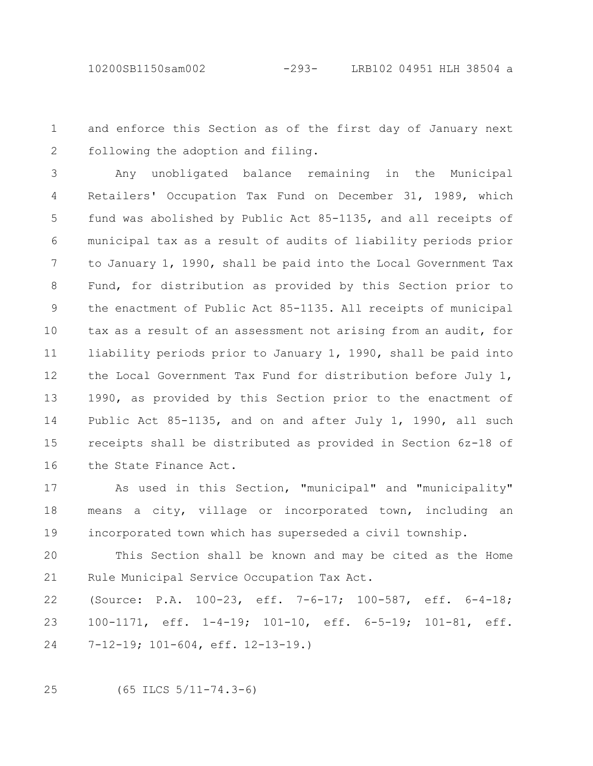and enforce this Section as of the first day of January next following the adoption and filing.

Any unobligated balance remaining in the Municipal Retailers' Occupation Tax Fund on December 31, 1989, which fund was abolished by Public Act 85-1135, and all receipts of municipal tax as a result of audits of liability periods prior to January 1, 1990, shall be paid into the Local Government Tax Fund, for distribution as provided by this Section prior to the enactment of Public Act 85-1135. All receipts of municipal tax as a result of an assessment not arising from an audit, for liability periods prior to January 1, 1990, shall be paid into the Local Government Tax Fund for distribution before July 1, 1990, as provided by this Section prior to the enactment of Public Act 85-1135, and on and after July 1, 1990, all such receipts shall be distributed as provided in Section 6z-18 of the State Finance Act.

As used in this Section, "municipal" and "municipality" means a city, village or incorporated town, including an incorporated town which has superseded a civil township.

This Section shall be known and may be cited as the Home Rule Municipal Service Occupation Tax Act.

(Source: P.A. 100-23, eff. 7-6-17; 100-587, eff. 6-4-18; 100-1171, eff. 1-4-19; 101-10, eff. 6-5-19; 101-81, eff. 7-12-19; 101-604, eff. 12-13-19.)

(65 ILCS 5/11-74.3-6)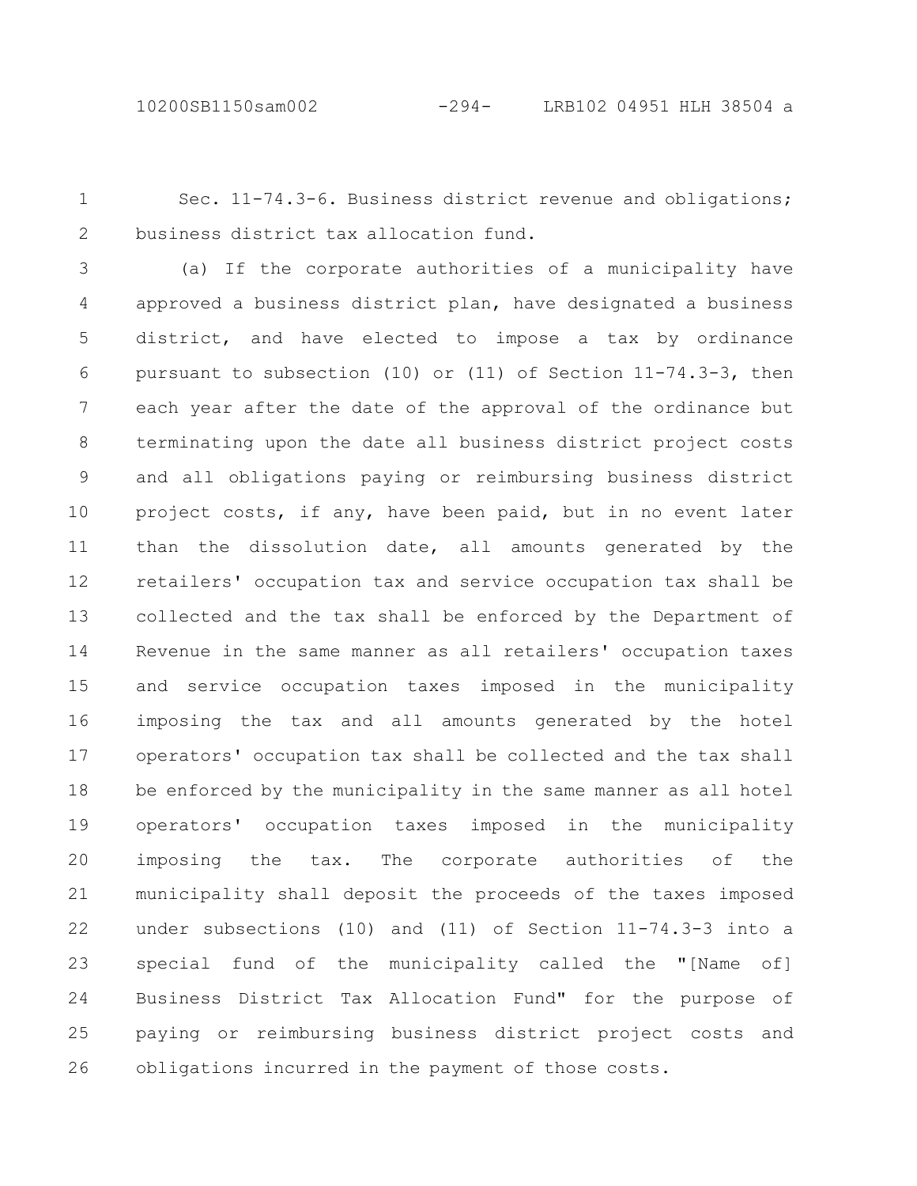Sec. 11-74.3-6. Business district revenue and obligations; business district tax allocation fund.

(a) If the corporate authorities of a municipality have approved a business district plan, have designated a business district, and have elected to impose a tax by ordinance pursuant to subsection (10) or (11) of Section 11-74.3-3, then each year after the date of the approval of the ordinance but terminating upon the date all business district project costs and all obligations paying or reimbursing business district project costs, if any, have been paid, but in no event later than the dissolution date, all amounts generated by the retailers' occupation tax and service occupation tax shall be collected and the tax shall be enforced by the Department of Revenue in the same manner as all retailers' occupation taxes and service occupation taxes imposed in the municipality imposing the tax and all amounts generated by the hotel operators' occupation tax shall be collected and the tax shall be enforced by the municipality in the same manner as all hotel operators' occupation taxes imposed in the municipality imposing the tax. The corporate authorities of the municipality shall deposit the proceeds of the taxes imposed under subsections (10) and (11) of Section 11-74.3-3 into a special fund of the municipality called the "[Name of] Business District Tax Allocation Fund" for the purpose of paying or reimbursing business district project costs and obligations incurred in the payment of those costs.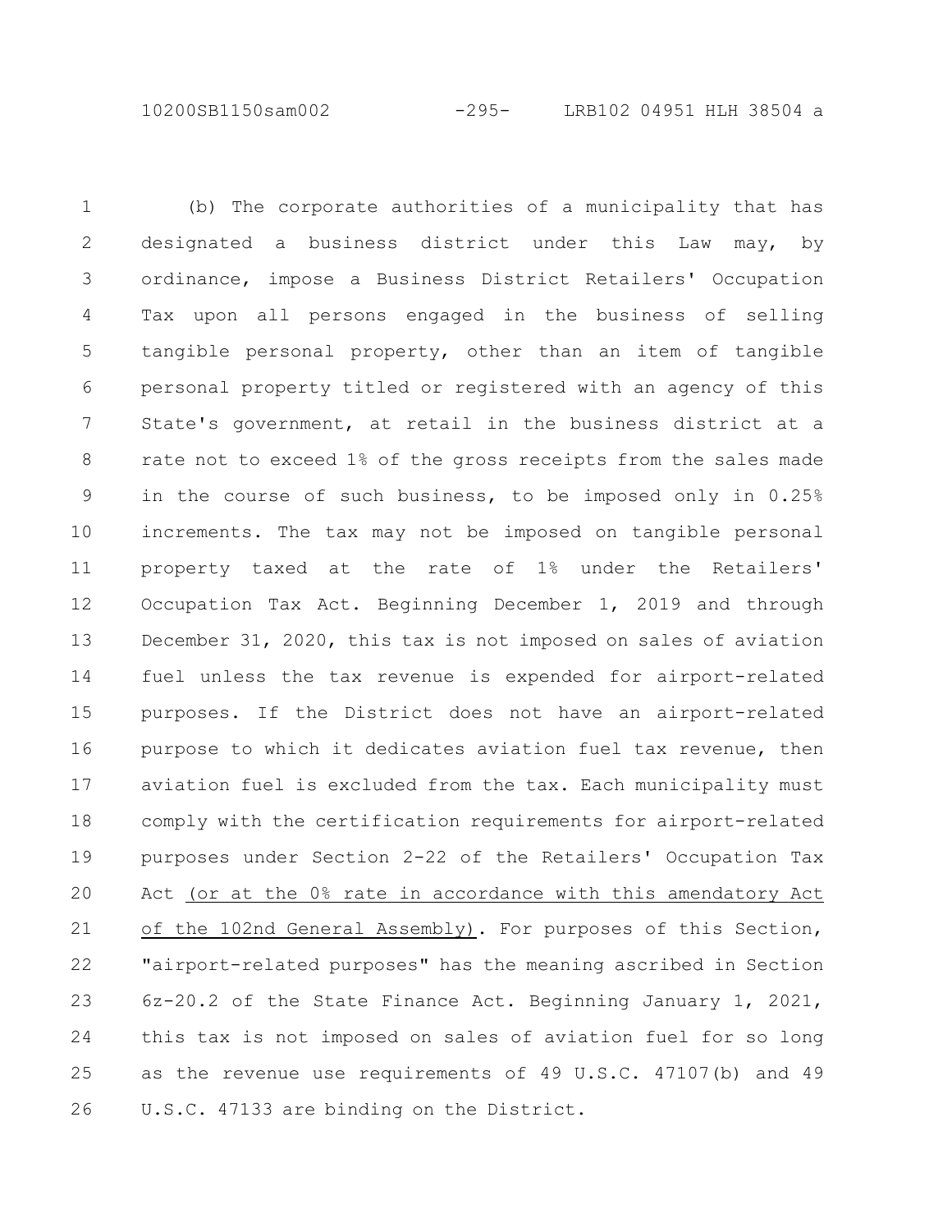(b) The corporate authorities of a municipality that has designated a business district under this Law may, by ordinance, impose a Business District Retailers' Occupation Tax upon all persons engaged in the business of selling tangible personal property, other than an item of tangible personal property titled or registered with an agency of this State's government, at retail in the business district at a rate not to exceed 1% of the gross receipts from the sales made in the course of such business, to be imposed only in 0.25% increments. The tax may not be imposed on tangible personal property taxed at the rate of 1% under the Retailers' Occupation Tax Act. Beginning December 1, 2019 and through December 31, 2020, this tax is not imposed on sales of aviation fuel unless the tax revenue is expended for airport-related purposes. If the District does not have an airport-related purpose to which it dedicates aviation fuel tax revenue, then aviation fuel is excluded from the tax. Each municipality must comply with the certification requirements for airport-related purposes under Section 2-22 of the Retailers' Occupation Tax Act <u>(or at the 0% rate in accordance with this amendatory Act of the 102nd General Assembly)</u>. For purposes of this Section, "airport-related purposes" has the meaning ascribed in Section 6z-20.2 of the State Finance Act. Beginning January 1, 2021, this tax is not imposed on sales of aviation fuel for so long as the revenue use requirements of 49 U.S.C. 47107(b) and 49 U.S.C. 47133 are binding on the District.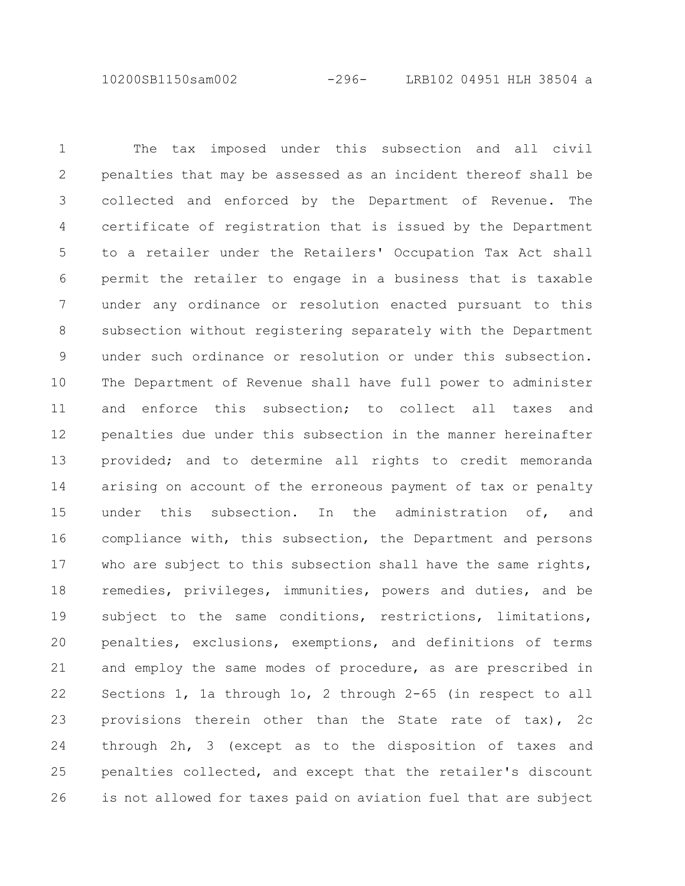The tax imposed under this subsection and all civil penalties that may be assessed as an incident thereof shall be collected and enforced by the Department of Revenue. The certificate of registration that is issued by the Department to a retailer under the Retailers' Occupation Tax Act shall permit the retailer to engage in a business that is taxable under any ordinance or resolution enacted pursuant to this subsection without registering separately with the Department under such ordinance or resolution or under this subsection. The Department of Revenue shall have full power to administer and enforce this subsection; to collect all taxes and penalties due under this subsection in the manner hereinafter provided; and to determine all rights to credit memoranda arising on account of the erroneous payment of tax or penalty under this subsection. In the administration of, and compliance with, this subsection, the Department and persons who are subject to this subsection shall have the same rights, remedies, privileges, immunities, powers and duties, and be subject to the same conditions, restrictions, limitations, penalties, exclusions, exemptions, and definitions of terms and employ the same modes of procedure, as are prescribed in Sections 1, 1a through 1o, 2 through 2-65 (in respect to all provisions therein other than the State rate of tax), 2c through 2h, 3 (except as to the disposition of taxes and penalties collected, and except that the retailer's discount is not allowed for taxes paid on aviation fuel that are subject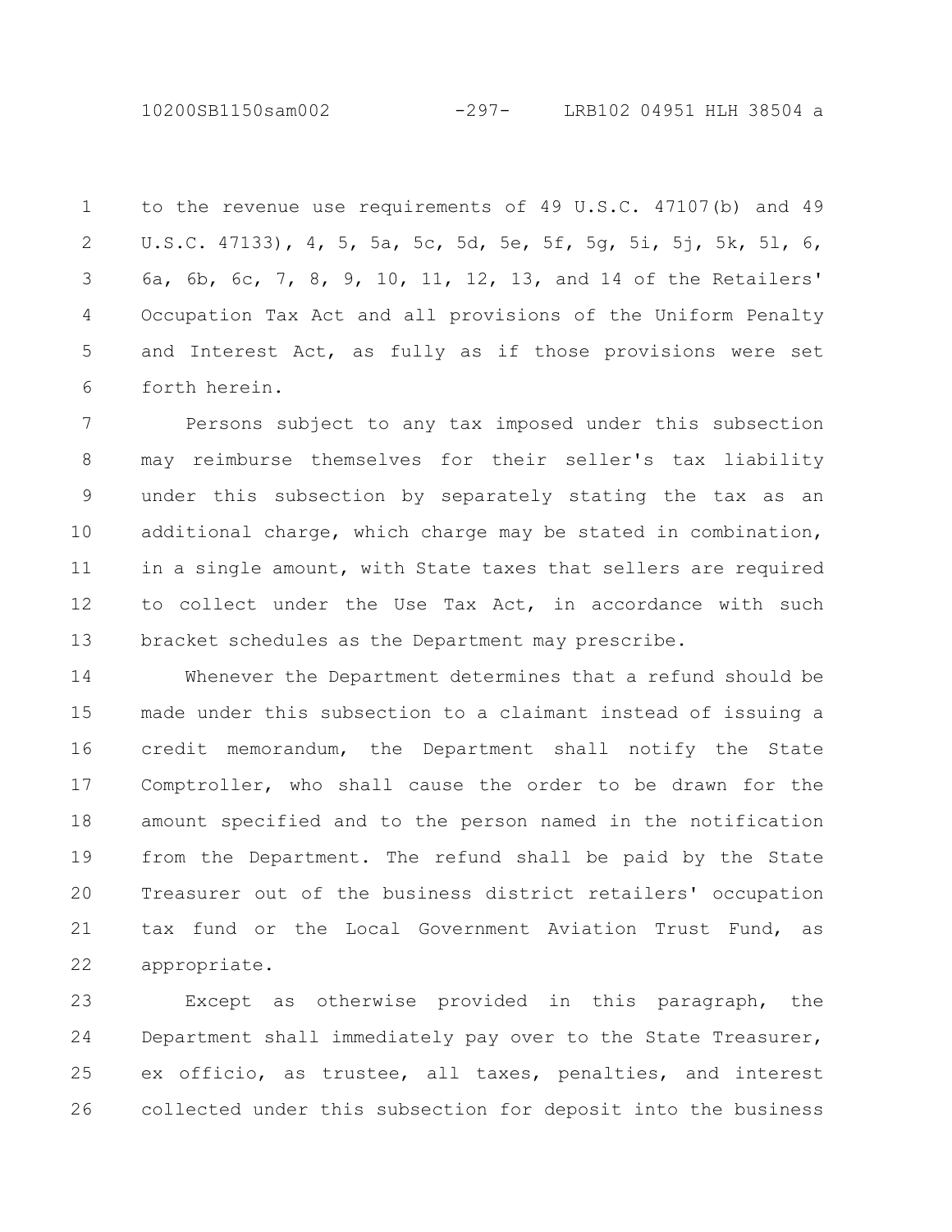to the revenue use requirements of 49 U.S.C. 47107(b) and 49 U.S.C. 47133), 4, 5, 5a, 5c, 5d, 5e, 5f, 5g, 5i, 5j, 5k, 5l, 6, 6a, 6b, 6c, 7, 8, 9, 10, 11, 12, 13, and 14 of the Retailers' Occupation Tax Act and all provisions of the Uniform Penalty and Interest Act, as fully as if those provisions were set forth herein.

Persons subject to any tax imposed under this subsection may reimburse themselves for their seller's tax liability under this subsection by separately stating the tax as an additional charge, which charge may be stated in combination, in a single amount, with State taxes that sellers are required to collect under the Use Tax Act, in accordance with such bracket schedules as the Department may prescribe.

Whenever the Department determines that a refund should be made under this subsection to a claimant instead of issuing a credit memorandum, the Department shall notify the State Comptroller, who shall cause the order to be drawn for the amount specified and to the person named in the notification from the Department. The refund shall be paid by the State Treasurer out of the business district retailers' occupation tax fund or the Local Government Aviation Trust Fund, as appropriate.

Except as otherwise provided in this paragraph, the Department shall immediately pay over to the State Treasurer, ex officio, as trustee, all taxes, penalties, and interest collected under this subsection for deposit into the business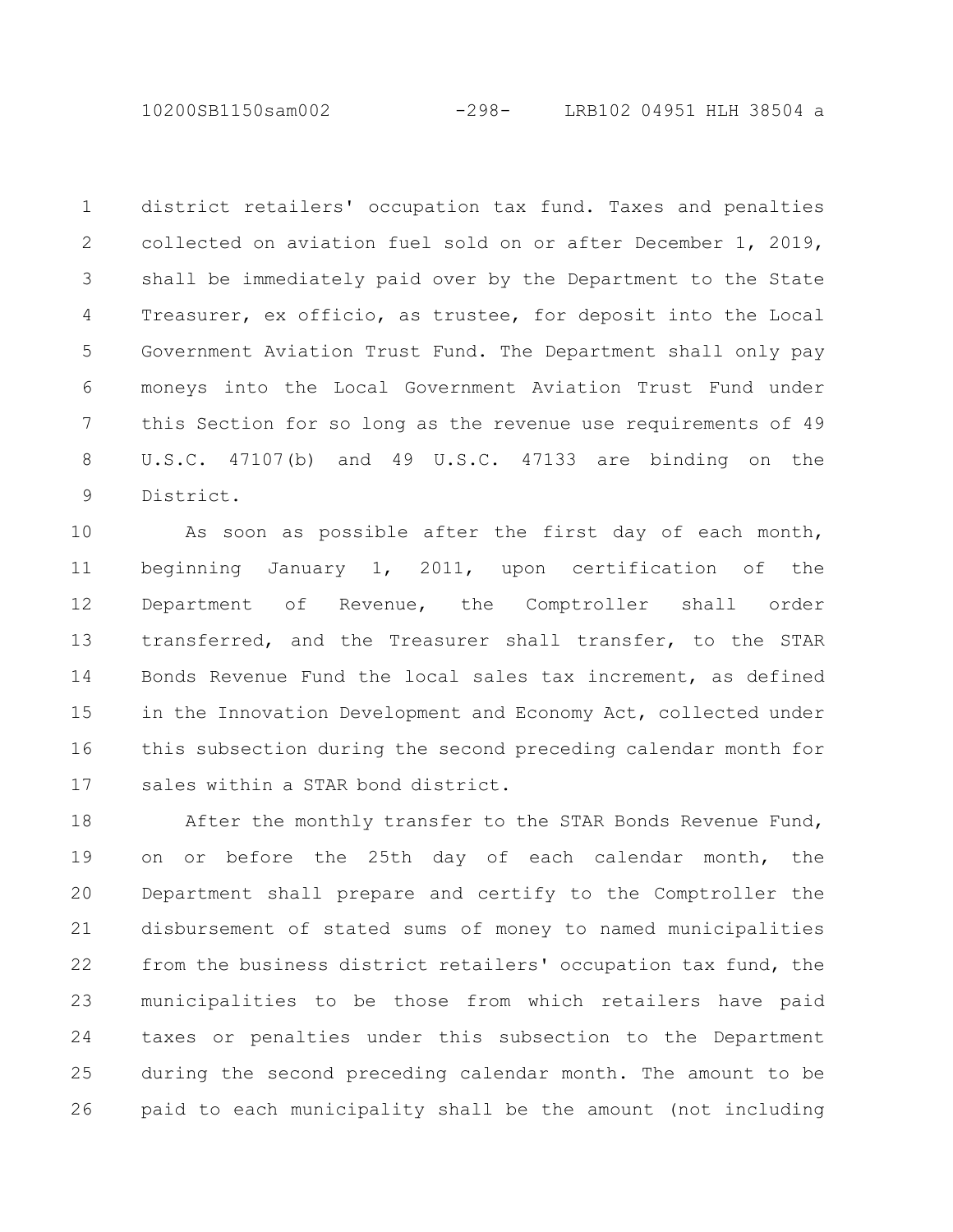district retailers' occupation tax fund. Taxes and penalties collected on aviation fuel sold on or after December 1, 2019, shall be immediately paid over by the Department to the State Treasurer, ex officio, as trustee, for deposit into the Local Government Aviation Trust Fund. The Department shall only pay moneys into the Local Government Aviation Trust Fund under this Section for so long as the revenue use requirements of 49 U.S.C. 47107(b) and 49 U.S.C. 47133 are binding on the District.

As soon as possible after the first day of each month, beginning January 1, 2011, upon certification of the Department of Revenue, the Comptroller shall order transferred, and the Treasurer shall transfer, to the STAR Bonds Revenue Fund the local sales tax increment, as defined in the Innovation Development and Economy Act, collected under this subsection during the second preceding calendar month for sales within a STAR bond district.

After the monthly transfer to the STAR Bonds Revenue Fund, on or before the 25th day of each calendar month, the Department shall prepare and certify to the Comptroller the disbursement of stated sums of money to named municipalities from the business district retailers' occupation tax fund, the municipalities to be those from which retailers have paid taxes or penalties under this subsection to the Department during the second preceding calendar month. The amount to be paid to each municipality shall be the amount (not including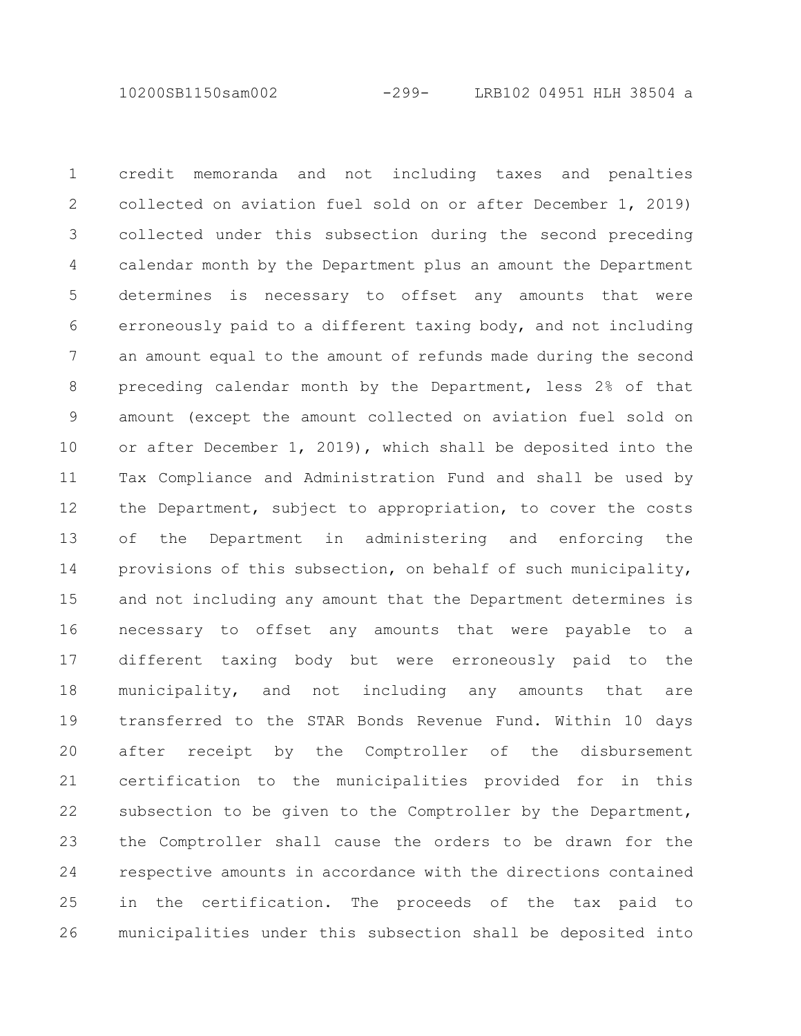credit memoranda and not including taxes and penalties collected on aviation fuel sold on or after December 1, 2019) collected under this subsection during the second preceding calendar month by the Department plus an amount the Department determines is necessary to offset any amounts that were erroneously paid to a different taxing body, and not including an amount equal to the amount of refunds made during the second preceding calendar month by the Department, less 2% of that amount (except the amount collected on aviation fuel sold on or after December 1, 2019), which shall be deposited into the Tax Compliance and Administration Fund and shall be used by the Department, subject to appropriation, to cover the costs of the Department in administering and enforcing the provisions of this subsection, on behalf of such municipality, and not including any amount that the Department determines is necessary to offset any amounts that were payable to a different taxing body but were erroneously paid to the municipality, and not including any amounts that are transferred to the STAR Bonds Revenue Fund. Within 10 days after receipt by the Comptroller of the disbursement certification to the municipalities provided for in this subsection to be given to the Comptroller by the Department, the Comptroller shall cause the orders to be drawn for the respective amounts in accordance with the directions contained in the certification. The proceeds of the tax paid to municipalities under this subsection shall be deposited into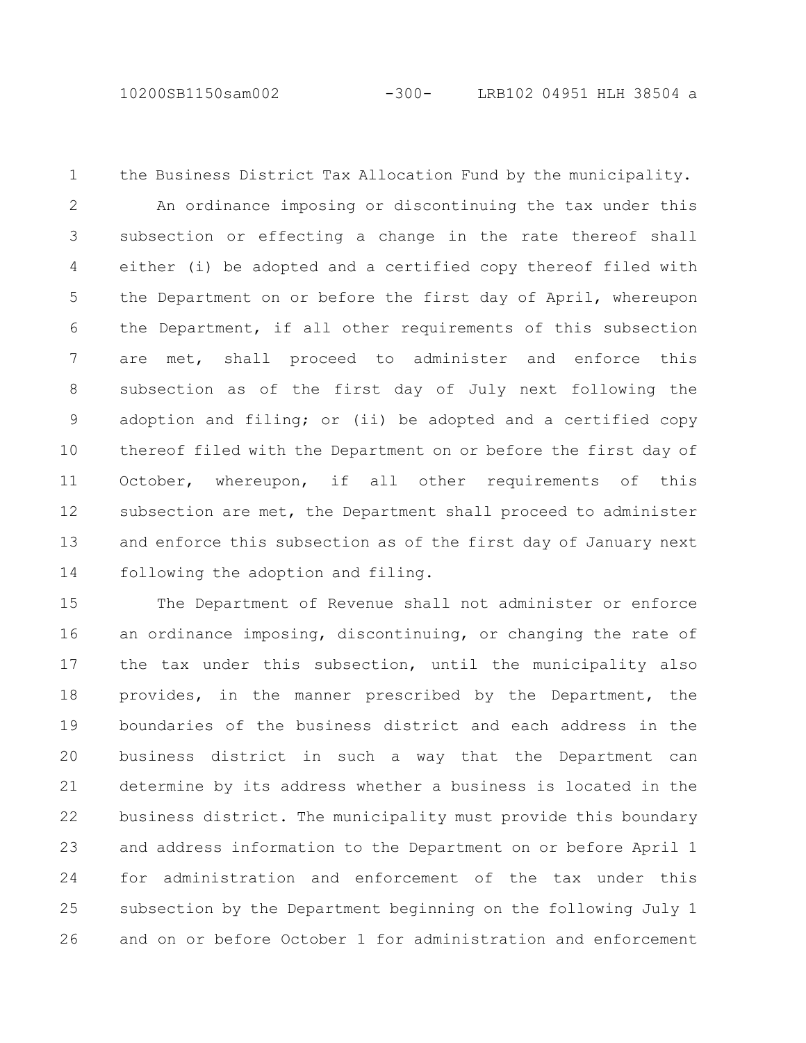the Business District Tax Allocation Fund by the municipality.

An ordinance imposing or discontinuing the tax under this subsection or effecting a change in the rate thereof shall either (i) be adopted and a certified copy thereof filed with the Department on or before the first day of April, whereupon the Department, if all other requirements of this subsection are met, shall proceed to administer and enforce this subsection as of the first day of July next following the adoption and filing; or (ii) be adopted and a certified copy thereof filed with the Department on or before the first day of October, whereupon, if all other requirements of this subsection are met, the Department shall proceed to administer and enforce this subsection as of the first day of January next following the adoption and filing.

The Department of Revenue shall not administer or enforce an ordinance imposing, discontinuing, or changing the rate of the tax under this subsection, until the municipality also provides, in the manner prescribed by the Department, the boundaries of the business district and each address in the business district in such a way that the Department can determine by its address whether a business is located in the business district. The municipality must provide this boundary and address information to the Department on or before April 1 for administration and enforcement of the tax under this subsection by the Department beginning on the following July 1 and on or before October 1 for administration and enforcement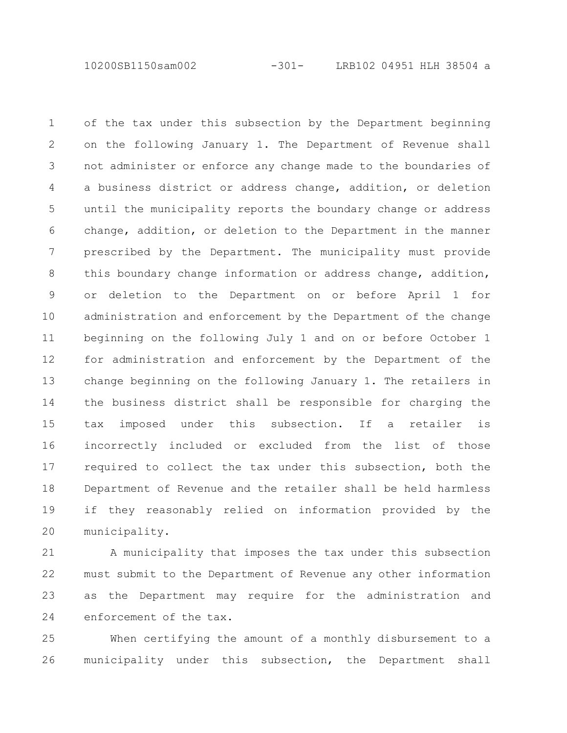of the tax under this subsection by the Department beginning on the following January 1. The Department of Revenue shall not administer or enforce any change made to the boundaries of a business district or address change, addition, or deletion until the municipality reports the boundary change or address change, addition, or deletion to the Department in the manner prescribed by the Department. The municipality must provide this boundary change information or address change, addition, or deletion to the Department on or before April 1 for administration and enforcement by the Department of the change beginning on the following July 1 and on or before October 1 for administration and enforcement by the Department of the change beginning on the following January 1. The retailers in the business district shall be responsible for charging the tax imposed under this subsection. If a retailer is incorrectly included or excluded from the list of those required to collect the tax under this subsection, both the Department of Revenue and the retailer shall be held harmless if they reasonably relied on information provided by the municipality.

A municipality that imposes the tax under this subsection must submit to the Department of Revenue any other information as the Department may require for the administration and enforcement of the tax.

When certifying the amount of a monthly disbursement to a municipality under this subsection, the Department shall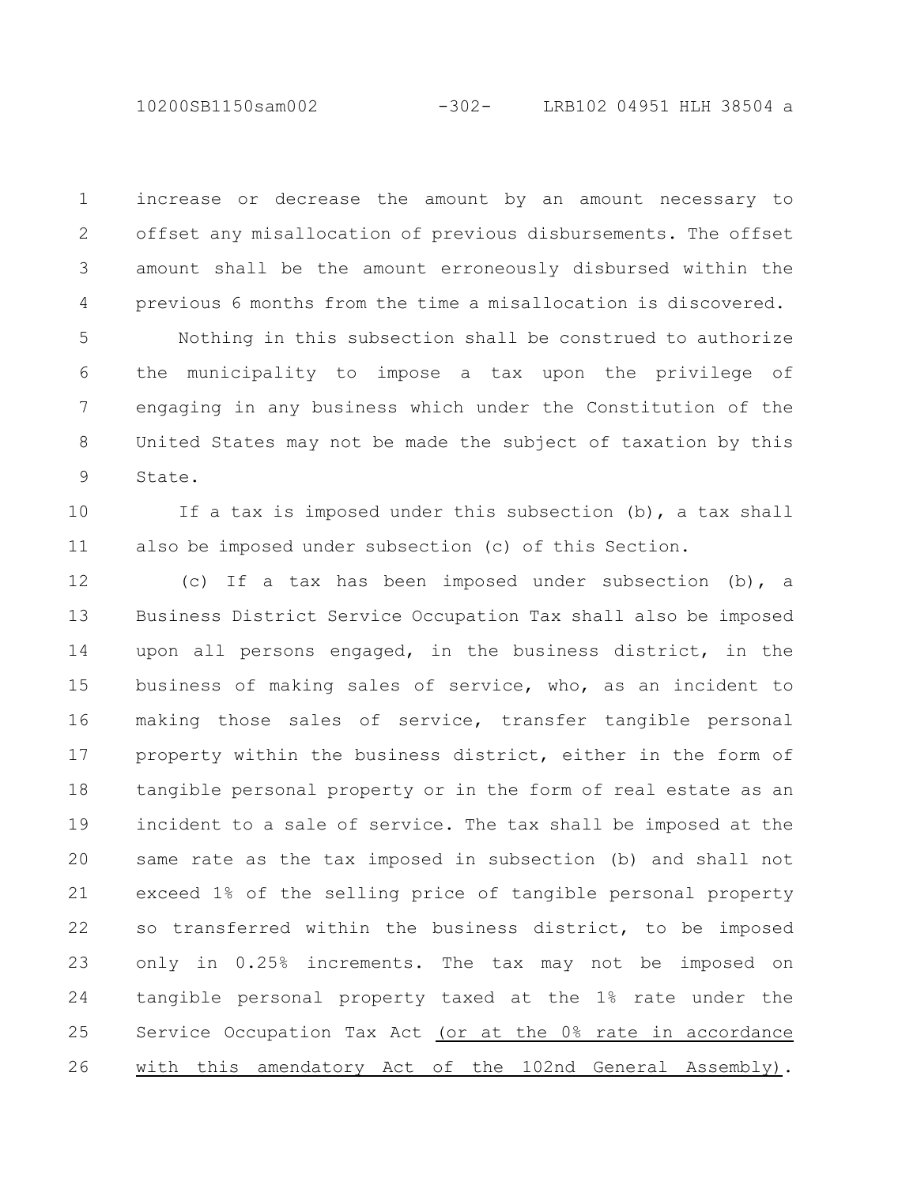increase or decrease the amount by an amount necessary to offset any misallocation of previous disbursements. The offset amount shall be the amount erroneously disbursed within the previous 6 months from the time a misallocation is discovered.

Nothing in this subsection shall be construed to authorize the municipality to impose a tax upon the privilege of engaging in any business which under the Constitution of the United States may not be made the subject of taxation by this State.

If a tax is imposed under this subsection (b), a tax shall also be imposed under subsection (c) of this Section.

(c) If a tax has been imposed under subsection (b), a Business District Service Occupation Tax shall also be imposed upon all persons engaged, in the business district, in the business of making sales of service, who, as an incident to making those sales of service, transfer tangible personal property within the business district, either in the form of tangible personal property or in the form of real estate as an incident to a sale of service. The tax shall be imposed at the same rate as the tax imposed in subsection (b) and shall not exceed 1% of the selling price of tangible personal property so transferred within the business district, to be imposed only in 0.25% increments. The tax may not be imposed on tangible personal property taxed at the 1% rate under the Service Occupation Tax Act <u>(or at the 0% rate in accordance with this amendatory Act of the 102nd General Assembly)</u>.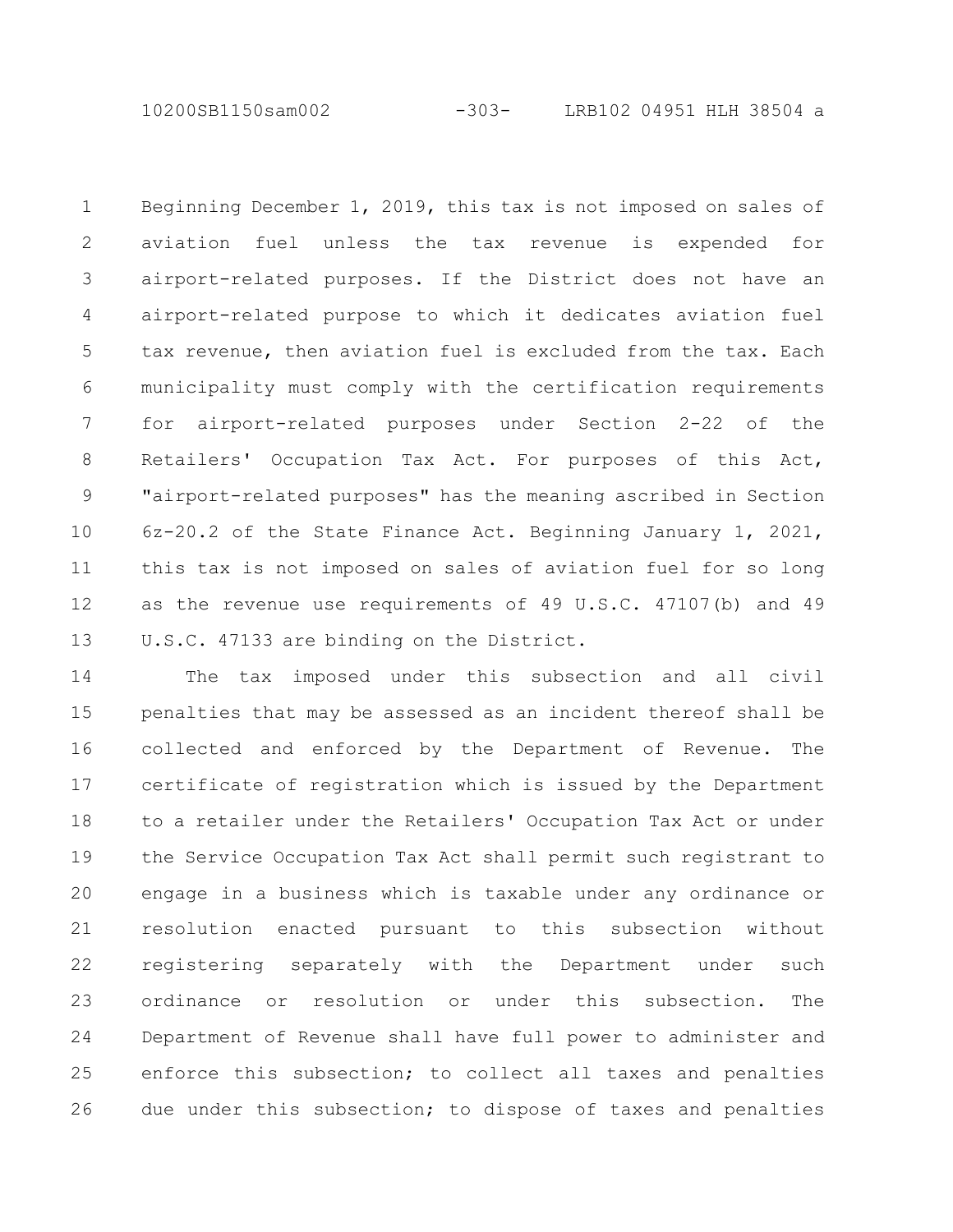Beginning December 1, 2019, this tax is not imposed on sales of aviation fuel unless the tax revenue is expended for airport-related purposes. If the District does not have an airport-related purpose to which it dedicates aviation fuel tax revenue, then aviation fuel is excluded from the tax. Each municipality must comply with the certification requirements for airport-related purposes under Section 2-22 of the Retailers' Occupation Tax Act. For purposes of this Act, "airport-related purposes" has the meaning ascribed in Section 6z-20.2 of the State Finance Act. Beginning January 1, 2021, this tax is not imposed on sales of aviation fuel for so long as the revenue use requirements of 49 U.S.C. 47107(b) and 49 U.S.C. 47133 are binding on the District.

The tax imposed under this subsection and all civil penalties that may be assessed as an incident thereof shall be collected and enforced by the Department of Revenue. The certificate of registration which is issued by the Department to a retailer under the Retailers' Occupation Tax Act or under the Service Occupation Tax Act shall permit such registrant to engage in a business which is taxable under any ordinance or resolution enacted pursuant to this subsection without registering separately with the Department under such ordinance or resolution or under this subsection. The Department of Revenue shall have full power to administer and enforce this subsection; to collect all taxes and penalties due under this subsection; to dispose of taxes and penalties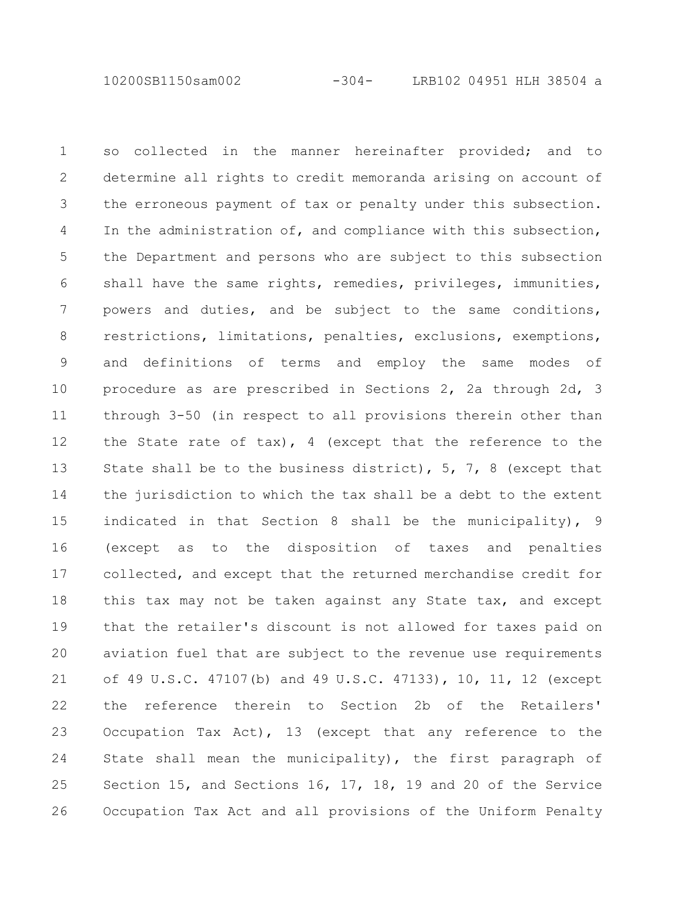so collected in the manner hereinafter provided; and to determine all rights to credit memoranda arising on account of the erroneous payment of tax or penalty under this subsection. In the administration of, and compliance with this subsection, the Department and persons who are subject to this subsection shall have the same rights, remedies, privileges, immunities, powers and duties, and be subject to the same conditions, restrictions, limitations, penalties, exclusions, exemptions, and definitions of terms and employ the same modes of procedure as are prescribed in Sections 2, 2a through 2d, 3 through 3-50 (in respect to all provisions therein other than the State rate of tax), 4 (except that the reference to the State shall be to the business district), 5, 7, 8 (except that the jurisdiction to which the tax shall be a debt to the extent indicated in that Section 8 shall be the municipality), 9 (except as to the disposition of taxes and penalties collected, and except that the returned merchandise credit for this tax may not be taken against any State tax, and except that the retailer's discount is not allowed for taxes paid on aviation fuel that are subject to the revenue use requirements of 49 U.S.C. 47107(b) and 49 U.S.C. 47133), 10, 11, 12 (except the reference therein to Section 2b of the Retailers' Occupation Tax Act), 13 (except that any reference to the State shall mean the municipality), the first paragraph of Section 15, and Sections 16, 17, 18, 19 and 20 of the Service Occupation Tax Act and all provisions of the Uniform Penalty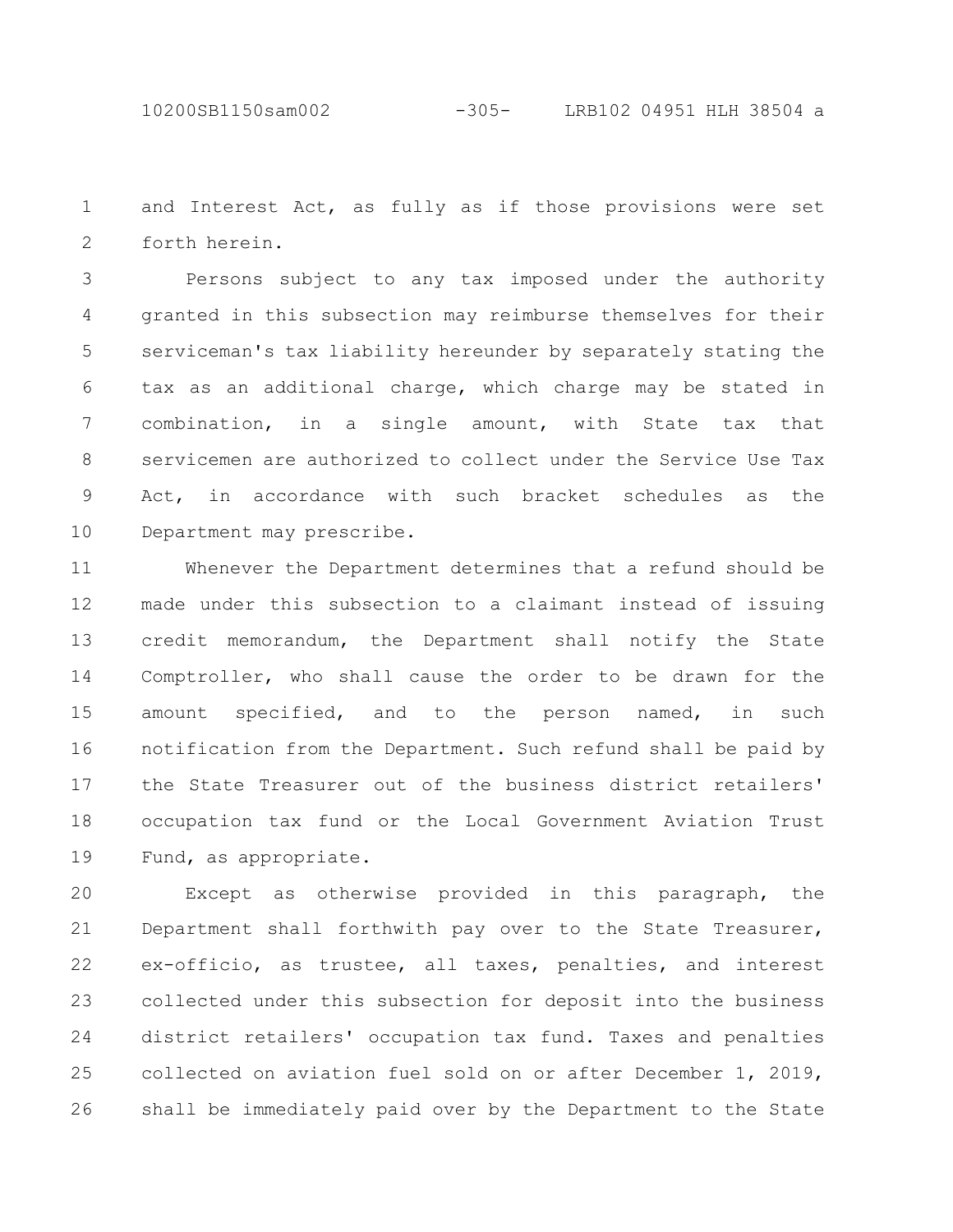and Interest Act, as fully as if those provisions were set forth herein.

Persons subject to any tax imposed under the authority granted in this subsection may reimburse themselves for their serviceman's tax liability hereunder by separately stating the tax as an additional charge, which charge may be stated in combination, in a single amount, with State tax that servicemen are authorized to collect under the Service Use Tax Act, in accordance with such bracket schedules as the Department may prescribe.

Whenever the Department determines that a refund should be made under this subsection to a claimant instead of issuing credit memorandum, the Department shall notify the State Comptroller, who shall cause the order to be drawn for the amount specified, and to the person named, in such notification from the Department. Such refund shall be paid by the State Treasurer out of the business district retailers' occupation tax fund or the Local Government Aviation Trust Fund, as appropriate.

Except as otherwise provided in this paragraph, the Department shall forthwith pay over to the State Treasurer, ex-officio, as trustee, all taxes, penalties, and interest collected under this subsection for deposit into the business district retailers' occupation tax fund. Taxes and penalties collected on aviation fuel sold on or after December 1, 2019, shall be immediately paid over by the Department to the State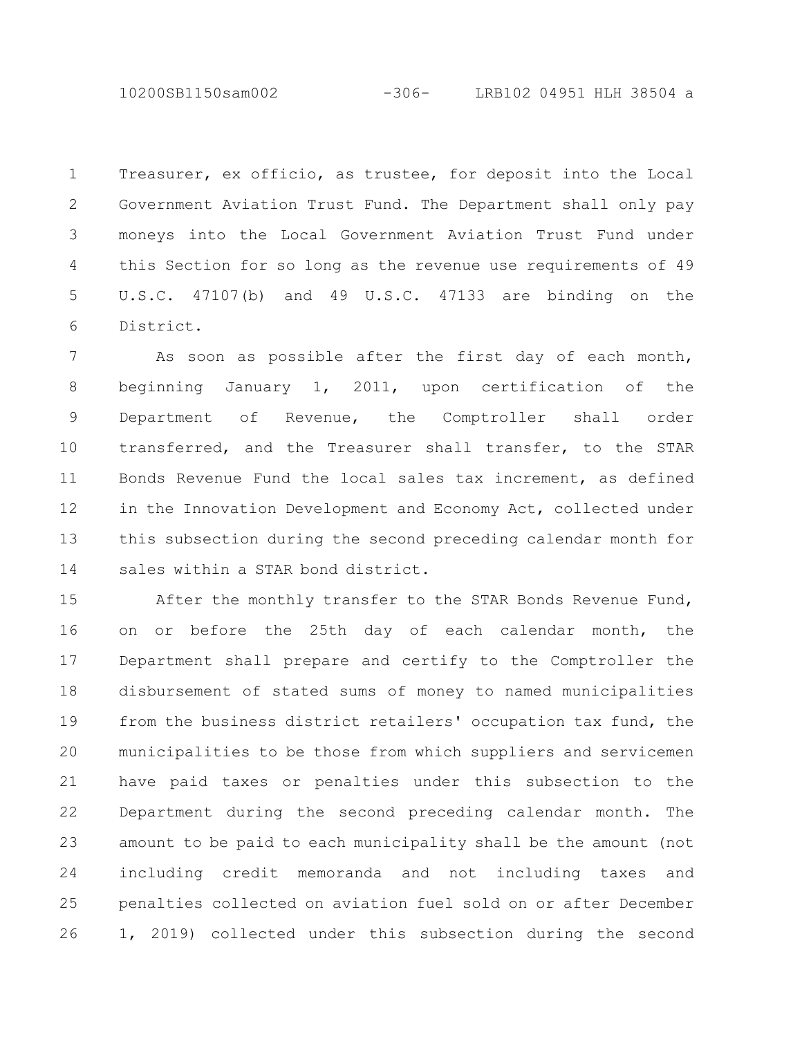Treasurer, ex officio, as trustee, for deposit into the Local Government Aviation Trust Fund. The Department shall only pay moneys into the Local Government Aviation Trust Fund under this Section for so long as the revenue use requirements of 49 U.S.C. 47107(b) and 49 U.S.C. 47133 are binding on the District.

As soon as possible after the first day of each month, beginning January 1, 2011, upon certification of the Department of Revenue, the Comptroller shall order transferred, and the Treasurer shall transfer, to the STAR Bonds Revenue Fund the local sales tax increment, as defined in the Innovation Development and Economy Act, collected under this subsection during the second preceding calendar month for sales within a STAR bond district.

After the monthly transfer to the STAR Bonds Revenue Fund, on or before the 25th day of each calendar month, the Department shall prepare and certify to the Comptroller the disbursement of stated sums of money to named municipalities from the business district retailers' occupation tax fund, the municipalities to be those from which suppliers and servicemen have paid taxes or penalties under this subsection to the Department during the second preceding calendar month. The amount to be paid to each municipality shall be the amount (not including credit memoranda and not including taxes and penalties collected on aviation fuel sold on or after December 1, 2019) collected under this subsection during the second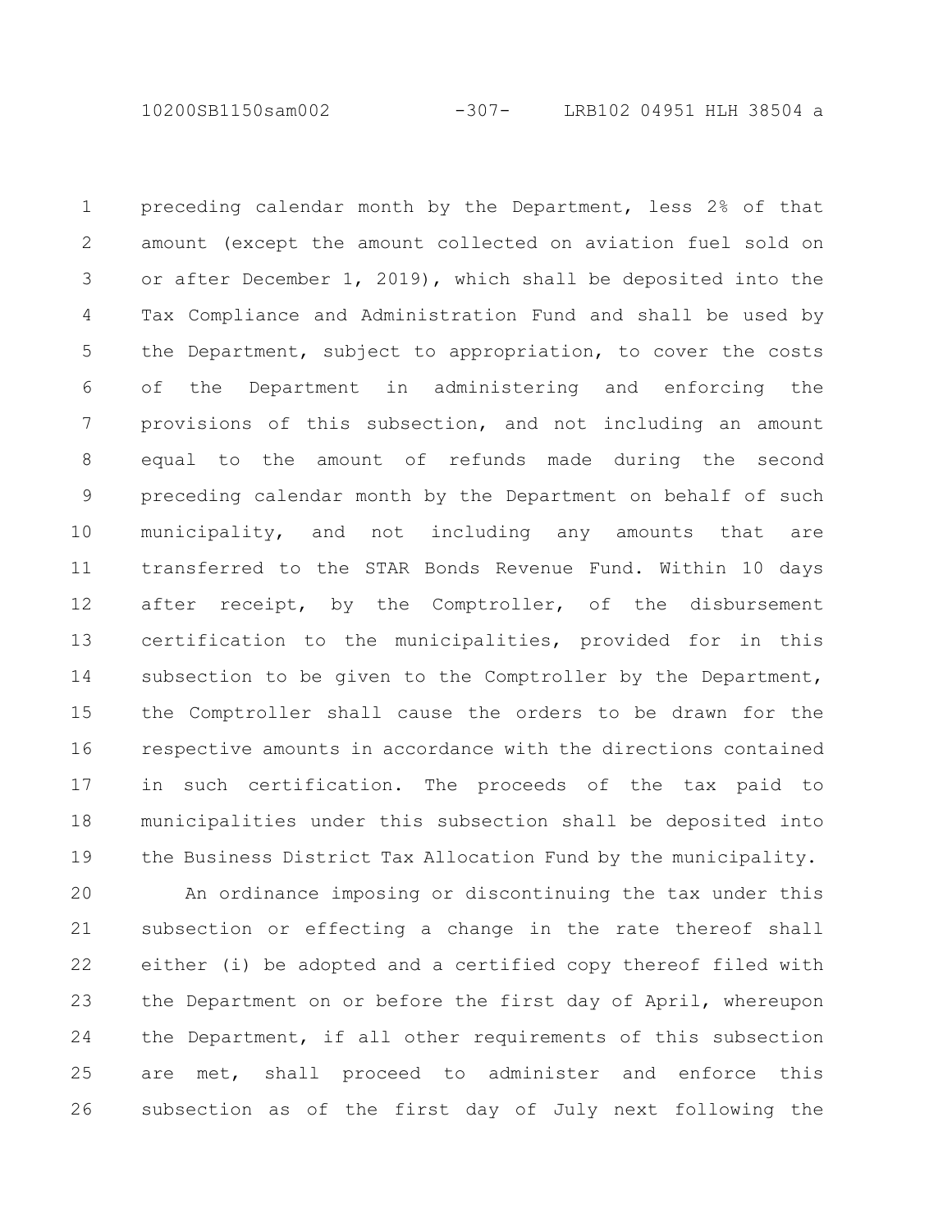preceding calendar month by the Department, less 2% of that amount (except the amount collected on aviation fuel sold on or after December 1, 2019), which shall be deposited into the Tax Compliance and Administration Fund and shall be used by the Department, subject to appropriation, to cover the costs of the Department in administering and enforcing the provisions of this subsection, and not including an amount equal to the amount of refunds made during the second preceding calendar month by the Department on behalf of such municipality, and not including any amounts that are transferred to the STAR Bonds Revenue Fund. Within 10 days after receipt, by the Comptroller, of the disbursement certification to the municipalities, provided for in this subsection to be given to the Comptroller by the Department, the Comptroller shall cause the orders to be drawn for the respective amounts in accordance with the directions contained in such certification. The proceeds of the tax paid to municipalities under this subsection shall be deposited into the Business District Tax Allocation Fund by the municipality.

An ordinance imposing or discontinuing the tax under this subsection or effecting a change in the rate thereof shall either (i) be adopted and a certified copy thereof filed with the Department on or before the first day of April, whereupon the Department, if all other requirements of this subsection are met, shall proceed to administer and enforce this subsection as of the first day of July next following the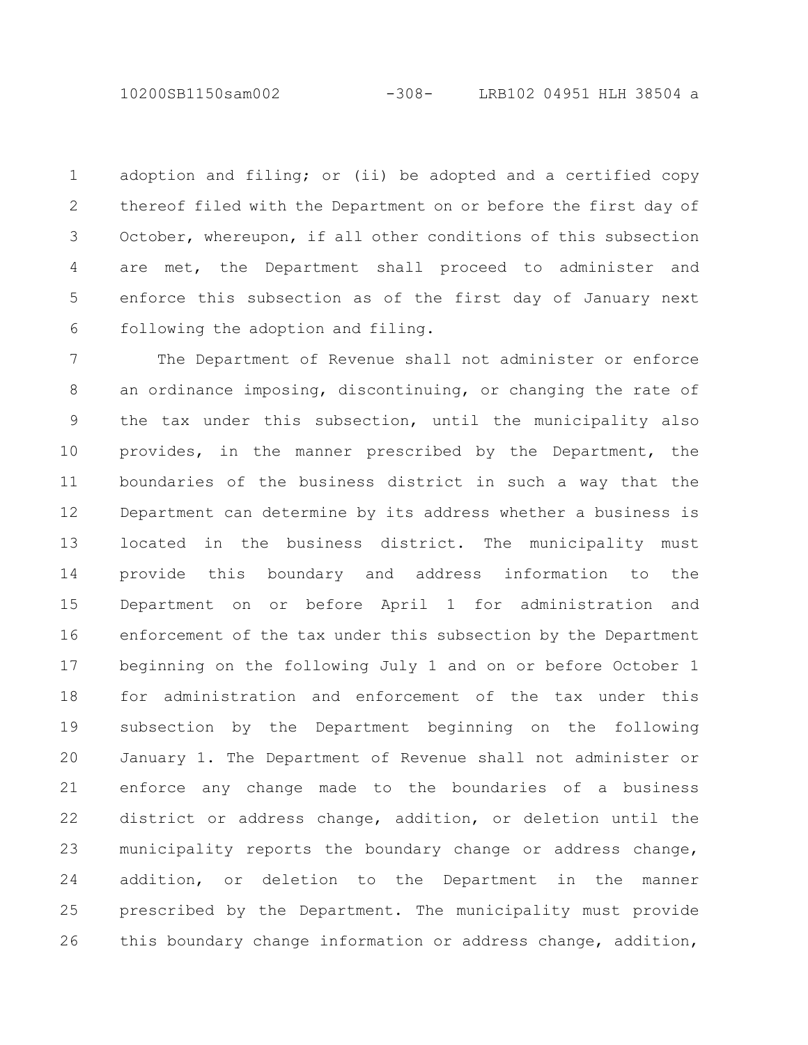adoption and filing; or (ii) be adopted and a certified copy thereof filed with the Department on or before the first day of October, whereupon, if all other conditions of this subsection are met, the Department shall proceed to administer and enforce this subsection as of the first day of January next following the adoption and filing.

The Department of Revenue shall not administer or enforce an ordinance imposing, discontinuing, or changing the rate of the tax under this subsection, until the municipality also provides, in the manner prescribed by the Department, the boundaries of the business district in such a way that the Department can determine by its address whether a business is located in the business district. The municipality must provide this boundary and address information to the Department on or before April 1 for administration and enforcement of the tax under this subsection by the Department beginning on the following July 1 and on or before October 1 for administration and enforcement of the tax under this subsection by the Department beginning on the following January 1. The Department of Revenue shall not administer or enforce any change made to the boundaries of a business district or address change, addition, or deletion until the municipality reports the boundary change or address change, addition, or deletion to the Department in the manner prescribed by the Department. The municipality must provide this boundary change information or address change, addition,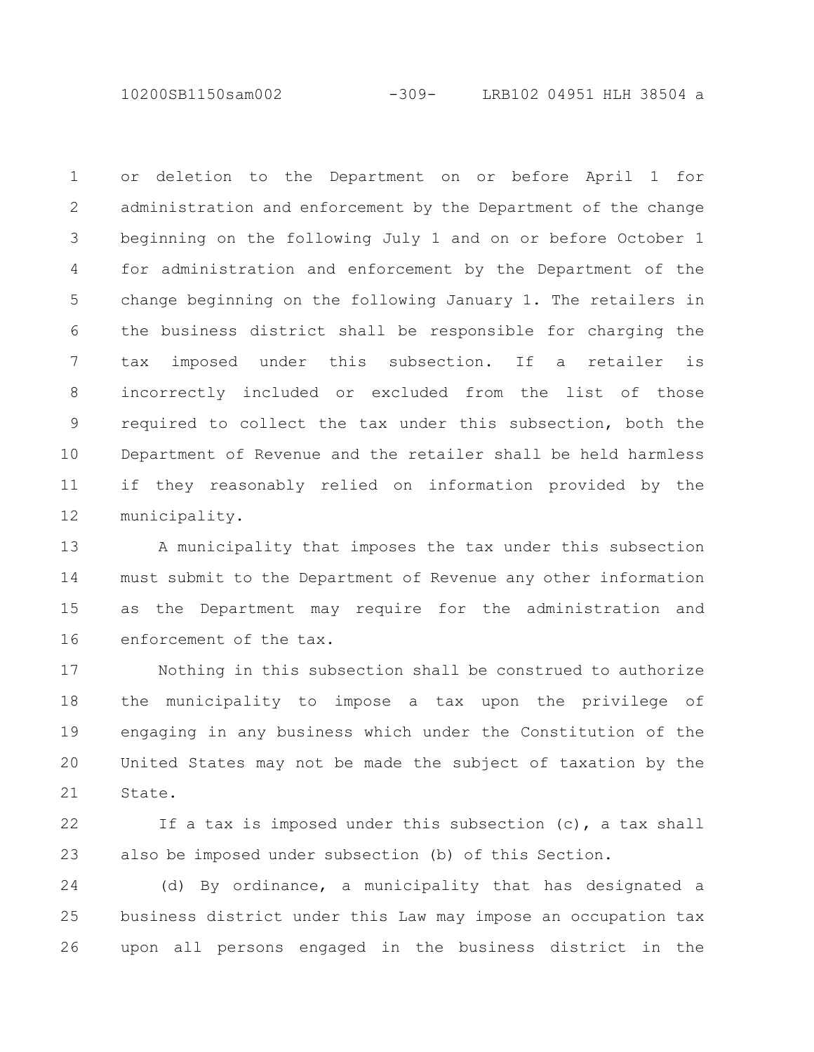or deletion to the Department on or before April 1 for administration and enforcement by the Department of the change beginning on the following July 1 and on or before October 1 for administration and enforcement by the Department of the change beginning on the following January 1. The retailers in the business district shall be responsible for charging the tax imposed under this subsection. If a retailer is incorrectly included or excluded from the list of those required to collect the tax under this subsection, both the Department of Revenue and the retailer shall be held harmless if they reasonably relied on information provided by the municipality.

A municipality that imposes the tax under this subsection must submit to the Department of Revenue any other information as the Department may require for the administration and enforcement of the tax.

Nothing in this subsection shall be construed to authorize the municipality to impose a tax upon the privilege of engaging in any business which under the Constitution of the United States may not be made the subject of taxation by the State.

If a tax is imposed under this subsection (c), a tax shall also be imposed under subsection (b) of this Section.

(d) By ordinance, a municipality that has designated a business district under this Law may impose an occupation tax upon all persons engaged in the business district in the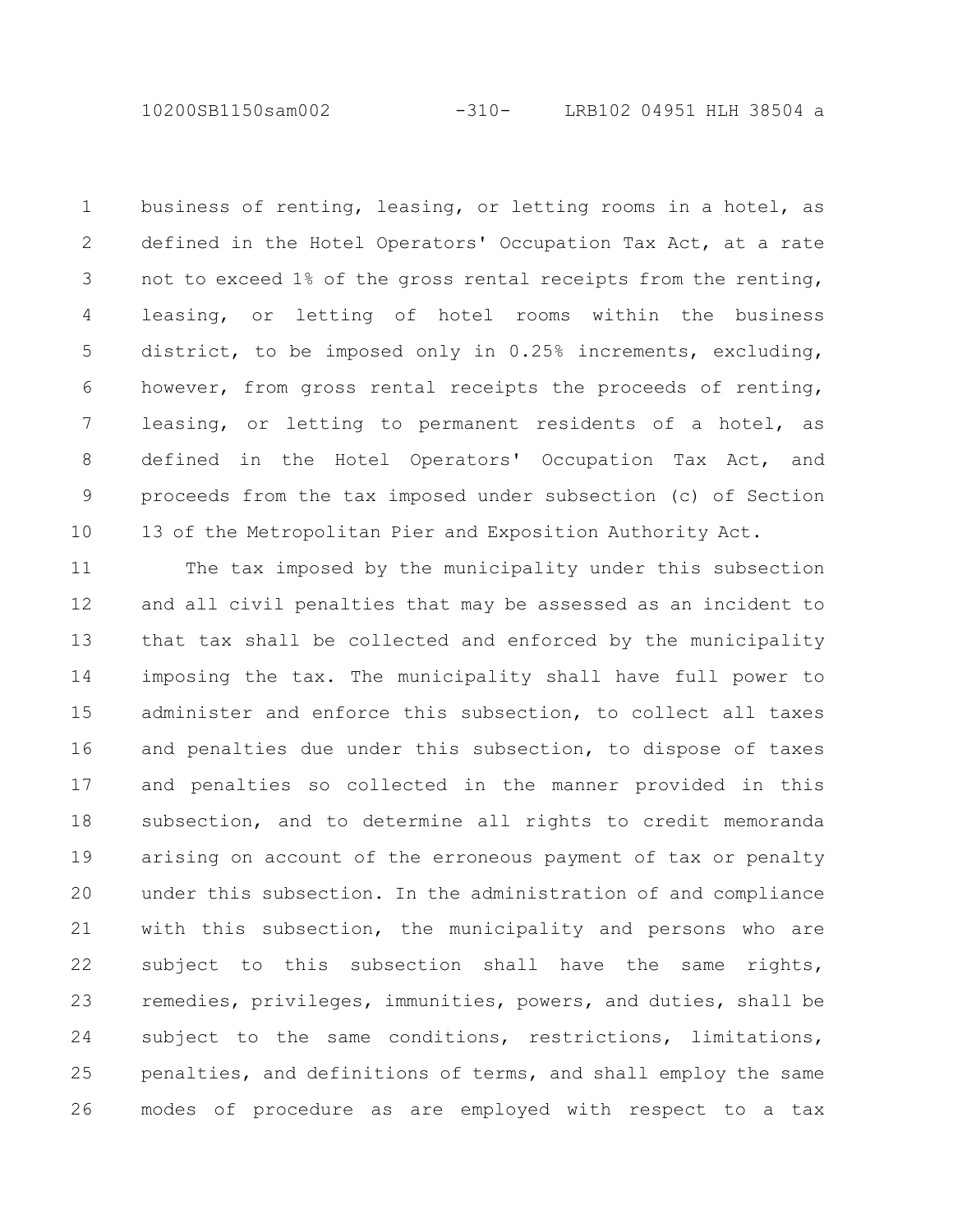business of renting, leasing, or letting rooms in a hotel, as defined in the Hotel Operators' Occupation Tax Act, at a rate not to exceed 1% of the gross rental receipts from the renting, leasing, or letting of hotel rooms within the business district, to be imposed only in 0.25% increments, excluding, however, from gross rental receipts the proceeds of renting, leasing, or letting to permanent residents of a hotel, as defined in the Hotel Operators' Occupation Tax Act, and proceeds from the tax imposed under subsection (c) of Section 13 of the Metropolitan Pier and Exposition Authority Act.

The tax imposed by the municipality under this subsection and all civil penalties that may be assessed as an incident to that tax shall be collected and enforced by the municipality imposing the tax. The municipality shall have full power to administer and enforce this subsection, to collect all taxes and penalties due under this subsection, to dispose of taxes and penalties so collected in the manner provided in this subsection, and to determine all rights to credit memoranda arising on account of the erroneous payment of tax or penalty under this subsection. In the administration of and compliance with this subsection, the municipality and persons who are subject to this subsection shall have the same rights, remedies, privileges, immunities, powers, and duties, shall be subject to the same conditions, restrictions, limitations, penalties, and definitions of terms, and shall employ the same modes of procedure as are employed with respect to a tax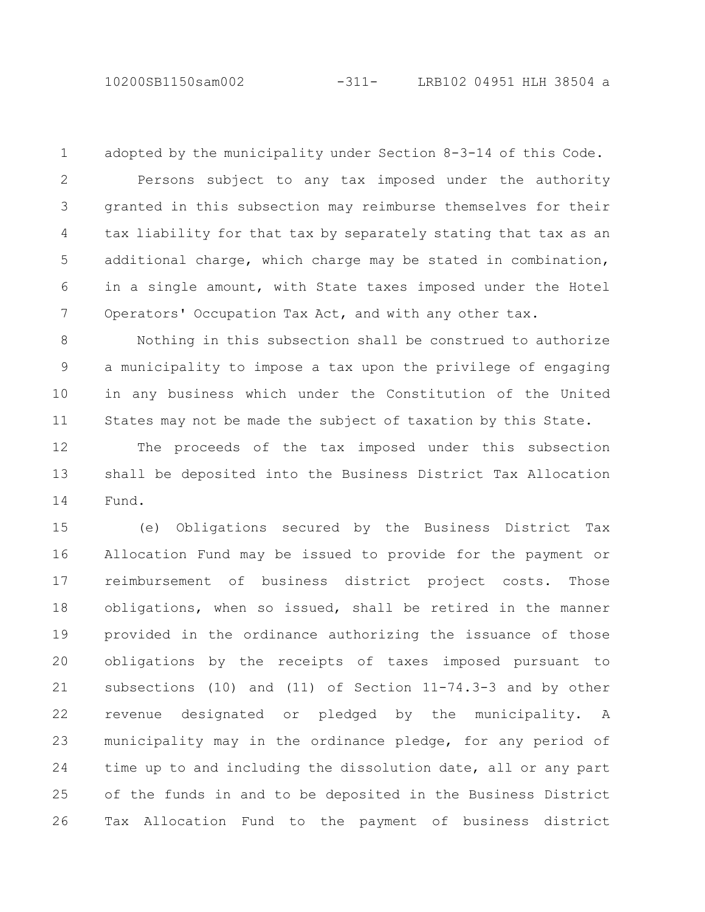adopted by the municipality under Section 8-3-14 of this Code.

Persons subject to any tax imposed under the authority granted in this subsection may reimburse themselves for their tax liability for that tax by separately stating that tax as an additional charge, which charge may be stated in combination, in a single amount, with State taxes imposed under the Hotel Operators' Occupation Tax Act, and with any other tax.

Nothing in this subsection shall be construed to authorize a municipality to impose a tax upon the privilege of engaging in any business which under the Constitution of the United States may not be made the subject of taxation by this State.

The proceeds of the tax imposed under this subsection shall be deposited into the Business District Tax Allocation Fund.

(e) Obligations secured by the Business District Tax Allocation Fund may be issued to provide for the payment or reimbursement of business district project costs. Those obligations, when so issued, shall be retired in the manner provided in the ordinance authorizing the issuance of those obligations by the receipts of taxes imposed pursuant to subsections (10) and (11) of Section 11-74.3-3 and by other revenue designated or pledged by the municipality. A municipality may in the ordinance pledge, for any period of time up to and including the dissolution date, all or any part of the funds in and to be deposited in the Business District Tax Allocation Fund to the payment of business district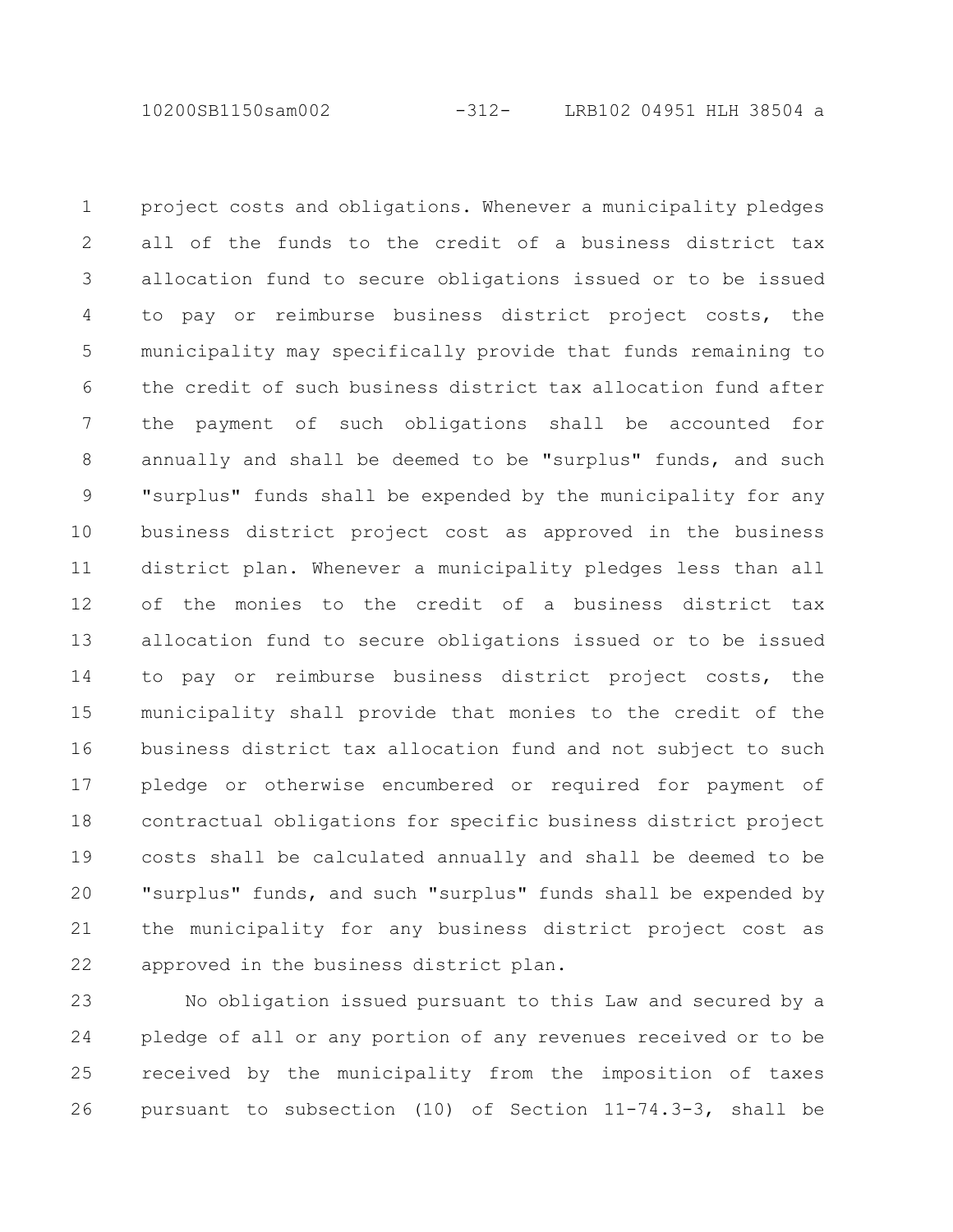project costs and obligations. Whenever a municipality pledges all of the funds to the credit of a business district tax allocation fund to secure obligations issued or to be issued to pay or reimburse business district project costs, the municipality may specifically provide that funds remaining to the credit of such business district tax allocation fund after the payment of such obligations shall be accounted for annually and shall be deemed to be "surplus" funds, and such "surplus" funds shall be expended by the municipality for any business district project cost as approved in the business district plan. Whenever a municipality pledges less than all of the monies to the credit of a business district tax allocation fund to secure obligations issued or to be issued to pay or reimburse business district project costs, the municipality shall provide that monies to the credit of the business district tax allocation fund and not subject to such pledge or otherwise encumbered or required for payment of contractual obligations for specific business district project costs shall be calculated annually and shall be deemed to be "surplus" funds, and such "surplus" funds shall be expended by the municipality for any business district project cost as approved in the business district plan.

No obligation issued pursuant to this Law and secured by a pledge of all or any portion of any revenues received or to be received by the municipality from the imposition of taxes pursuant to subsection (10) of Section 11-74.3-3, shall be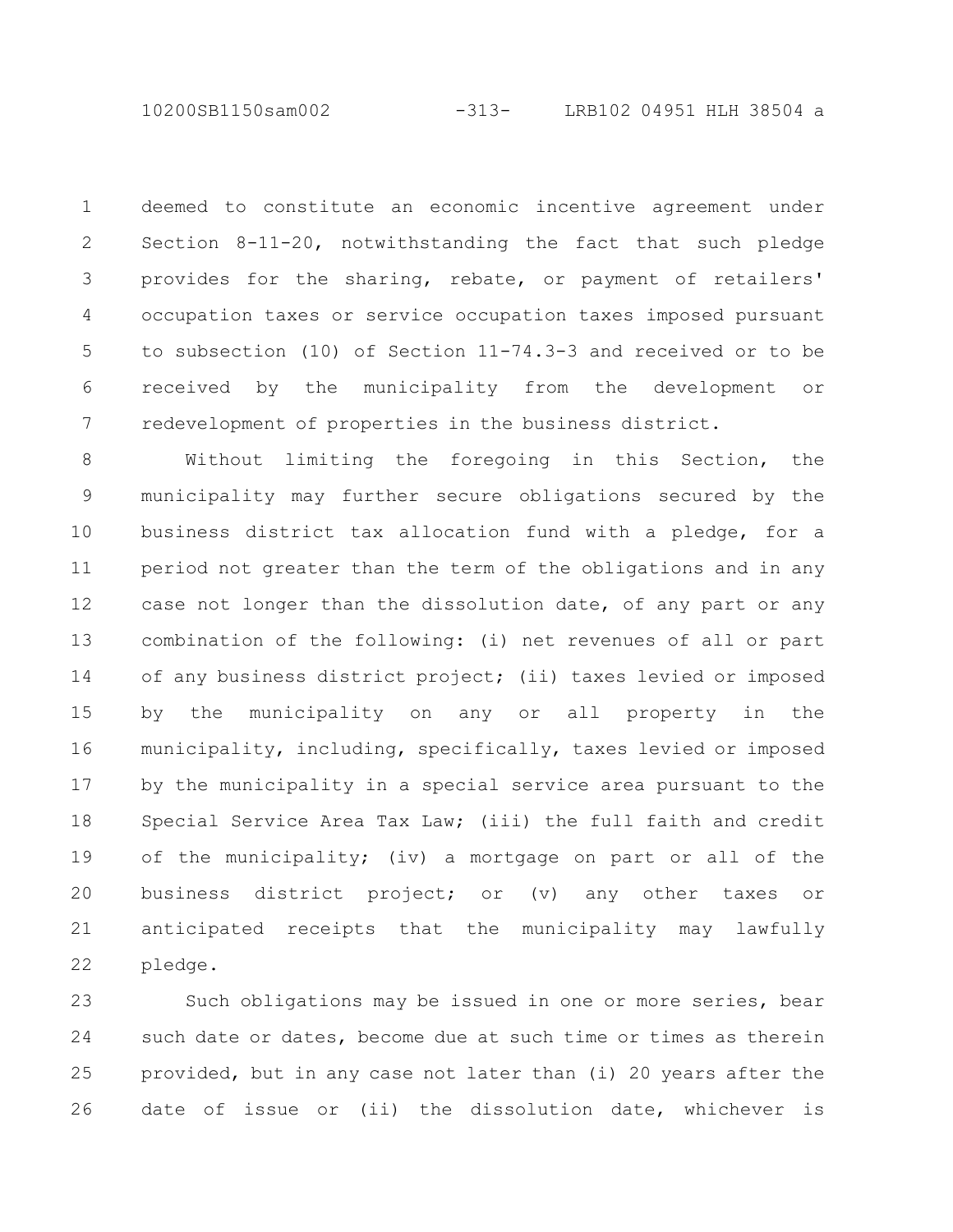deemed to constitute an economic incentive agreement under Section 8-11-20, notwithstanding the fact that such pledge provides for the sharing, rebate, or payment of retailers' occupation taxes or service occupation taxes imposed pursuant to subsection (10) of Section 11-74.3-3 and received or to be received by the municipality from the development or redevelopment of properties in the business district.

Without limiting the foregoing in this Section, the municipality may further secure obligations secured by the business district tax allocation fund with a pledge, for a period not greater than the term of the obligations and in any case not longer than the dissolution date, of any part or any combination of the following: (i) net revenues of all or part of any business district project; (ii) taxes levied or imposed by the municipality on any or all property in the municipality, including, specifically, taxes levied or imposed by the municipality in a special service area pursuant to the Special Service Area Tax Law; (iii) the full faith and credit of the municipality; (iv) a mortgage on part or all of the business district project; or (v) any other taxes or anticipated receipts that the municipality may lawfully pledge.

Such obligations may be issued in one or more series, bear such date or dates, become due at such time or times as therein provided, but in any case not later than (i) 20 years after the date of issue or (ii) the dissolution date, whichever is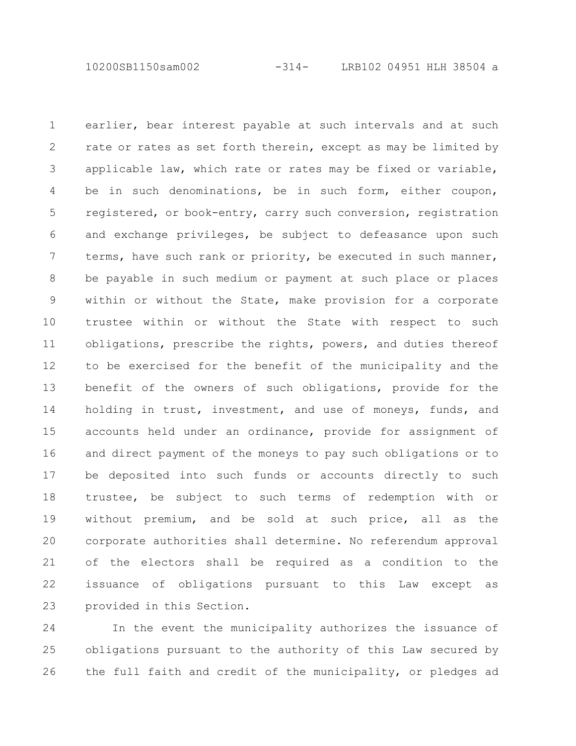earlier, bear interest payable at such intervals and at such rate or rates as set forth therein, except as may be limited by applicable law, which rate or rates may be fixed or variable, be in such denominations, be in such form, either coupon, registered, or book-entry, carry such conversion, registration and exchange privileges, be subject to defeasance upon such terms, have such rank or priority, be executed in such manner, be payable in such medium or payment at such place or places within or without the State, make provision for a corporate trustee within or without the State with respect to such obligations, prescribe the rights, powers, and duties thereof to be exercised for the benefit of the municipality and the benefit of the owners of such obligations, provide for the holding in trust, investment, and use of moneys, funds, and accounts held under an ordinance, provide for assignment of and direct payment of the moneys to pay such obligations or to be deposited into such funds or accounts directly to such trustee, be subject to such terms of redemption with or without premium, and be sold at such price, all as the corporate authorities shall determine. No referendum approval of the electors shall be required as a condition to the issuance of obligations pursuant to this Law except as provided in this Section.

In the event the municipality authorizes the issuance of obligations pursuant to the authority of this Law secured by the full faith and credit of the municipality, or pledges ad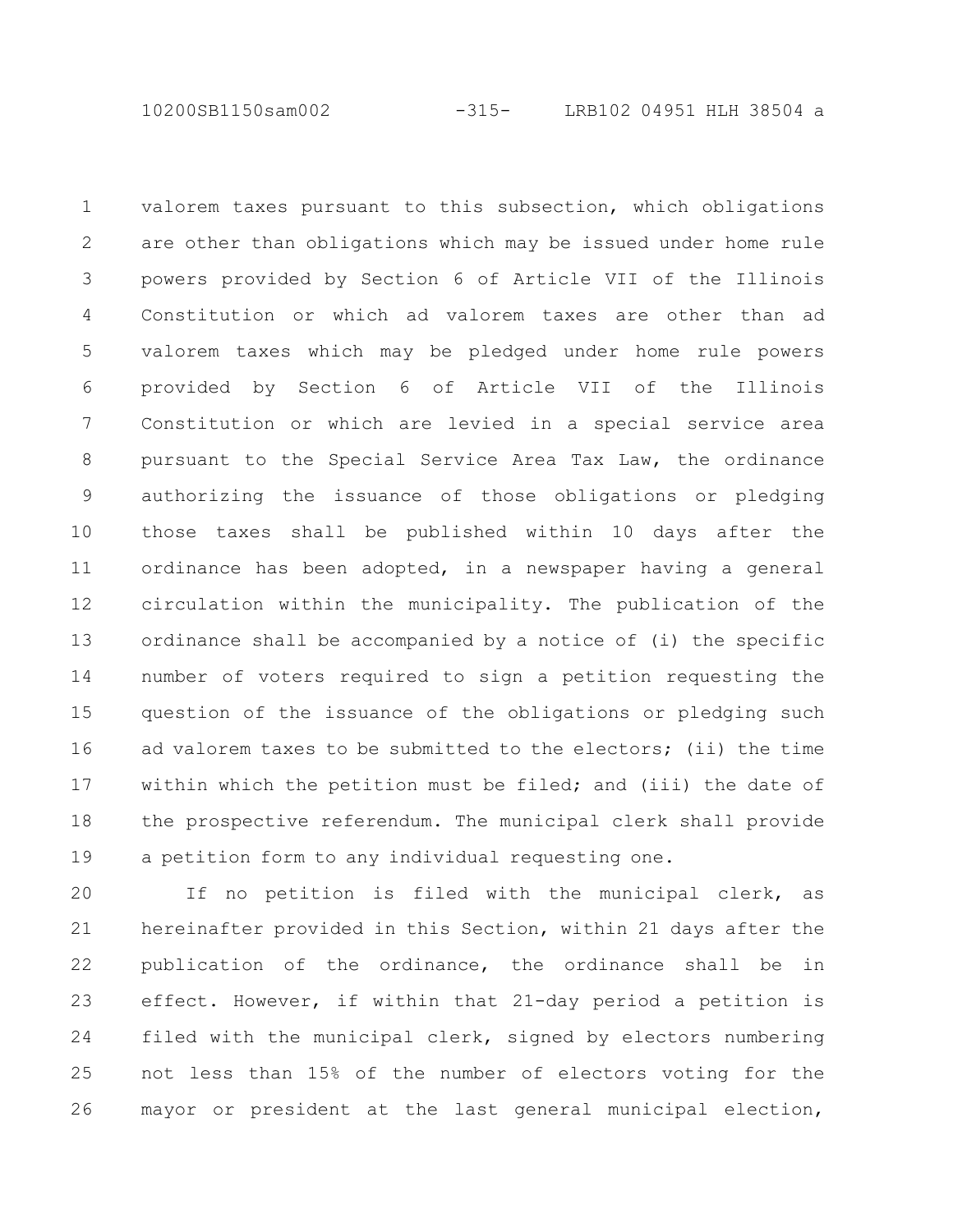valorem taxes pursuant to this subsection, which obligations are other than obligations which may be issued under home rule powers provided by Section 6 of Article VII of the Illinois Constitution or which ad valorem taxes are other than ad valorem taxes which may be pledged under home rule powers provided by Section 6 of Article VII of the Illinois Constitution or which are levied in a special service area pursuant to the Special Service Area Tax Law, the ordinance authorizing the issuance of those obligations or pledging those taxes shall be published within 10 days after the ordinance has been adopted, in a newspaper having a general circulation within the municipality. The publication of the ordinance shall be accompanied by a notice of (i) the specific number of voters required to sign a petition requesting the question of the issuance of the obligations or pledging such ad valorem taxes to be submitted to the electors; (ii) the time within which the petition must be filed; and (iii) the date of the prospective referendum. The municipal clerk shall provide a petition form to any individual requesting one.

If no petition is filed with the municipal clerk, as hereinafter provided in this Section, within 21 days after the publication of the ordinance, the ordinance shall be in effect. However, if within that 21-day period a petition is filed with the municipal clerk, signed by electors numbering not less than 15% of the number of electors voting for the mayor or president at the last general municipal election,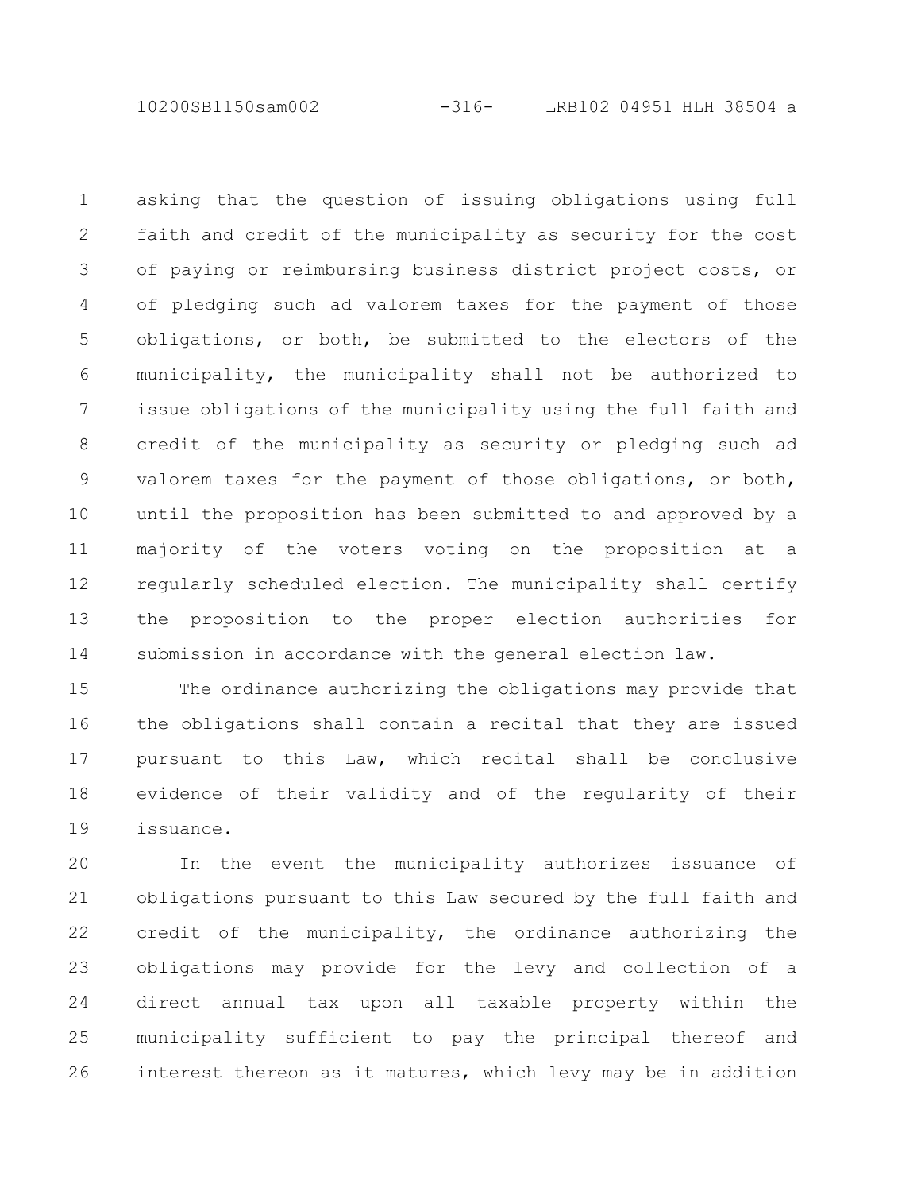asking that the question of issuing obligations using full faith and credit of the municipality as security for the cost of paying or reimbursing business district project costs, or of pledging such ad valorem taxes for the payment of those obligations, or both, be submitted to the electors of the municipality, the municipality shall not be authorized to issue obligations of the municipality using the full faith and credit of the municipality as security or pledging such ad valorem taxes for the payment of those obligations, or both, until the proposition has been submitted to and approved by a majority of the voters voting on the proposition at a regularly scheduled election. The municipality shall certify the proposition to the proper election authorities for submission in accordance with the general election law.

The ordinance authorizing the obligations may provide that the obligations shall contain a recital that they are issued pursuant to this Law, which recital shall be conclusive evidence of their validity and of the regularity of their issuance.

In the event the municipality authorizes issuance of obligations pursuant to this Law secured by the full faith and credit of the municipality, the ordinance authorizing the obligations may provide for the levy and collection of a direct annual tax upon all taxable property within the municipality sufficient to pay the principal thereof and interest thereon as it matures, which levy may be in addition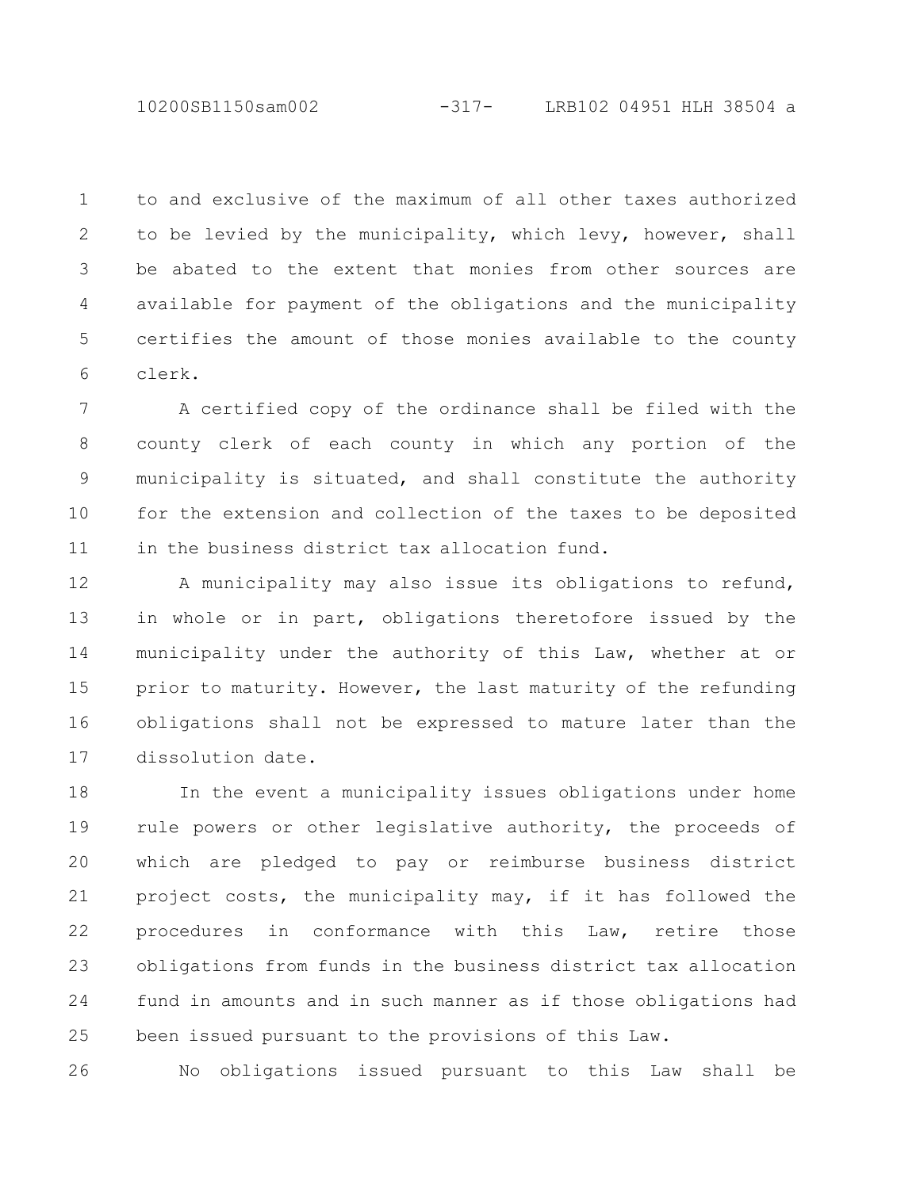to and exclusive of the maximum of all other taxes authorized to be levied by the municipality, which levy, however, shall be abated to the extent that monies from other sources are available for payment of the obligations and the municipality certifies the amount of those monies available to the county clerk.

A certified copy of the ordinance shall be filed with the county clerk of each county in which any portion of the municipality is situated, and shall constitute the authority for the extension and collection of the taxes to be deposited in the business district tax allocation fund.

A municipality may also issue its obligations to refund, in whole or in part, obligations theretofore issued by the municipality under the authority of this Law, whether at or prior to maturity. However, the last maturity of the refunding obligations shall not be expressed to mature later than the dissolution date.

In the event a municipality issues obligations under home rule powers or other legislative authority, the proceeds of which are pledged to pay or reimburse business district project costs, the municipality may, if it has followed the procedures in conformance with this Law, retire those obligations from funds in the business district tax allocation fund in amounts and in such manner as if those obligations had been issued pursuant to the provisions of this Law.

No obligations issued pursuant to this Law shall be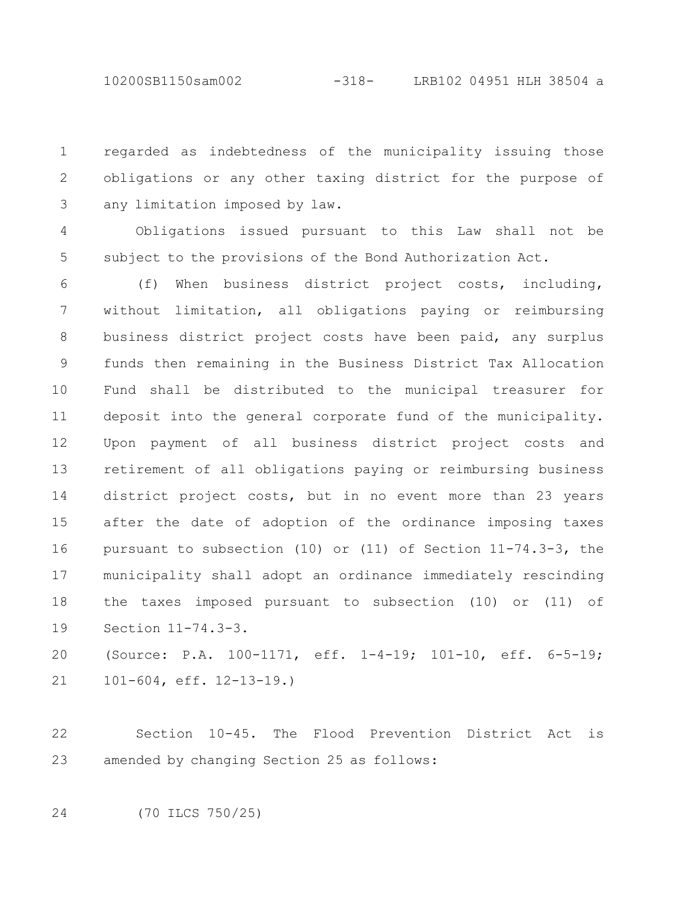regarded as indebtedness of the municipality issuing those obligations or any other taxing district for the purpose of any limitation imposed by law.

Obligations issued pursuant to this Law shall not be subject to the provisions of the Bond Authorization Act.

(f) When business district project costs, including, without limitation, all obligations paying or reimbursing business district project costs have been paid, any surplus funds then remaining in the Business District Tax Allocation Fund shall be distributed to the municipal treasurer for deposit into the general corporate fund of the municipality. Upon payment of all business district project costs and retirement of all obligations paying or reimbursing business district project costs, but in no event more than 23 years after the date of adoption of the ordinance imposing taxes pursuant to subsection (10) or (11) of Section 11-74.3-3, the municipality shall adopt an ordinance immediately rescinding the taxes imposed pursuant to subsection (10) or (11) of Section 11-74.3-3.

(Source: P.A. 100-1171, eff. 1-4-19; 101-10, eff. 6-5-19; 101-604, eff. 12-13-19.)

Section 10-45. The Flood Prevention District Act is amended by changing Section 25 as follows:

(70 ILCS 750/25)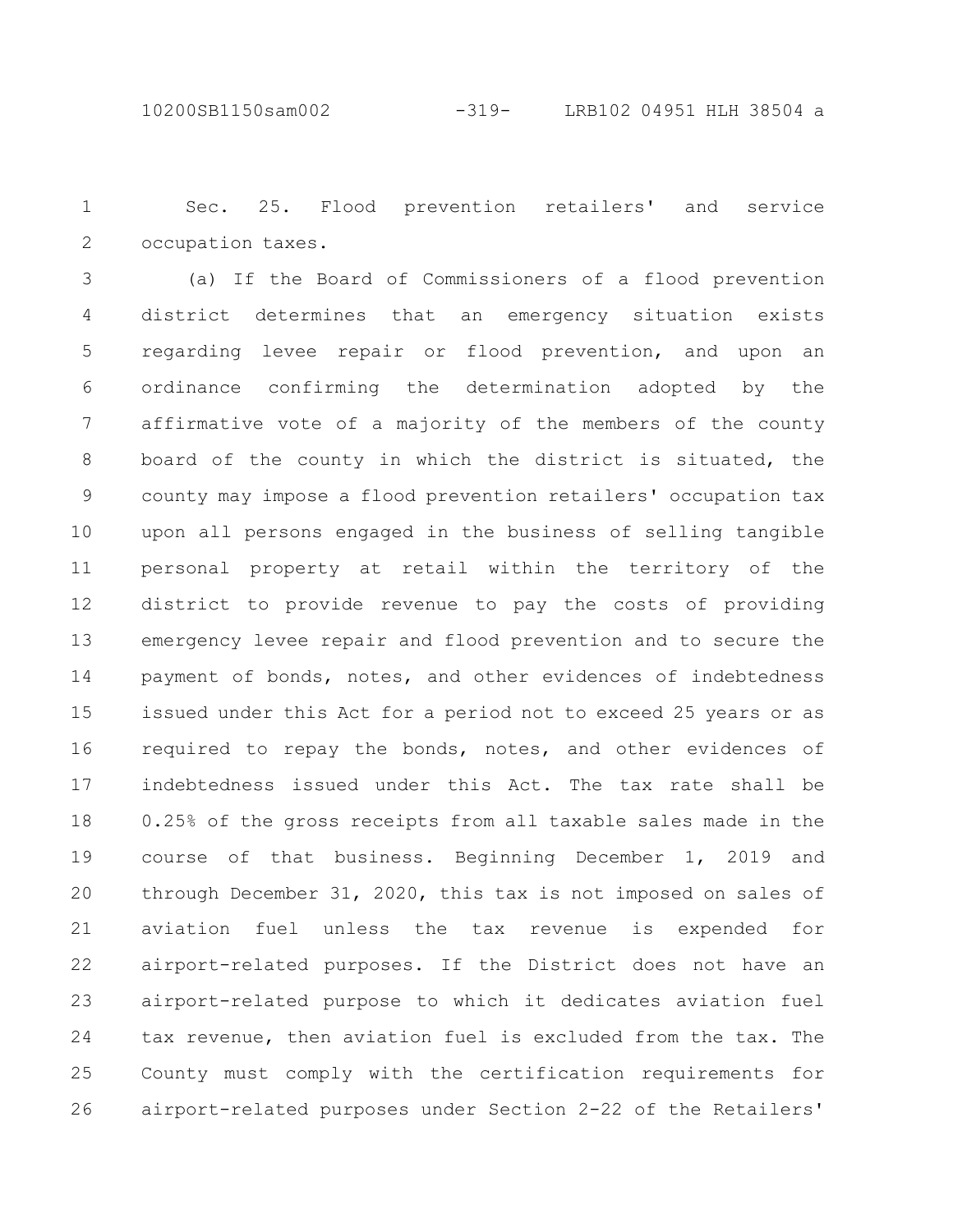Sec. 25. Flood prevention retailers' and service occupation taxes.

(a) If the Board of Commissioners of a flood prevention district determines that an emergency situation exists regarding levee repair or flood prevention, and upon an ordinance confirming the determination adopted by the affirmative vote of a majority of the members of the county board of the county in which the district is situated, the county may impose a flood prevention retailers' occupation tax upon all persons engaged in the business of selling tangible personal property at retail within the territory of the district to provide revenue to pay the costs of providing emergency levee repair and flood prevention and to secure the payment of bonds, notes, and other evidences of indebtedness issued under this Act for a period not to exceed 25 years or as required to repay the bonds, notes, and other evidences of indebtedness issued under this Act. The tax rate shall be 0.25% of the gross receipts from all taxable sales made in the course of that business. Beginning December 1, 2019 and through December 31, 2020, this tax is not imposed on sales of aviation fuel unless the tax revenue is expended for airport-related purposes. If the District does not have an airport-related purpose to which it dedicates aviation fuel tax revenue, then aviation fuel is excluded from the tax. The County must comply with the certification requirements for airport-related purposes under Section 2-22 of the Retailers'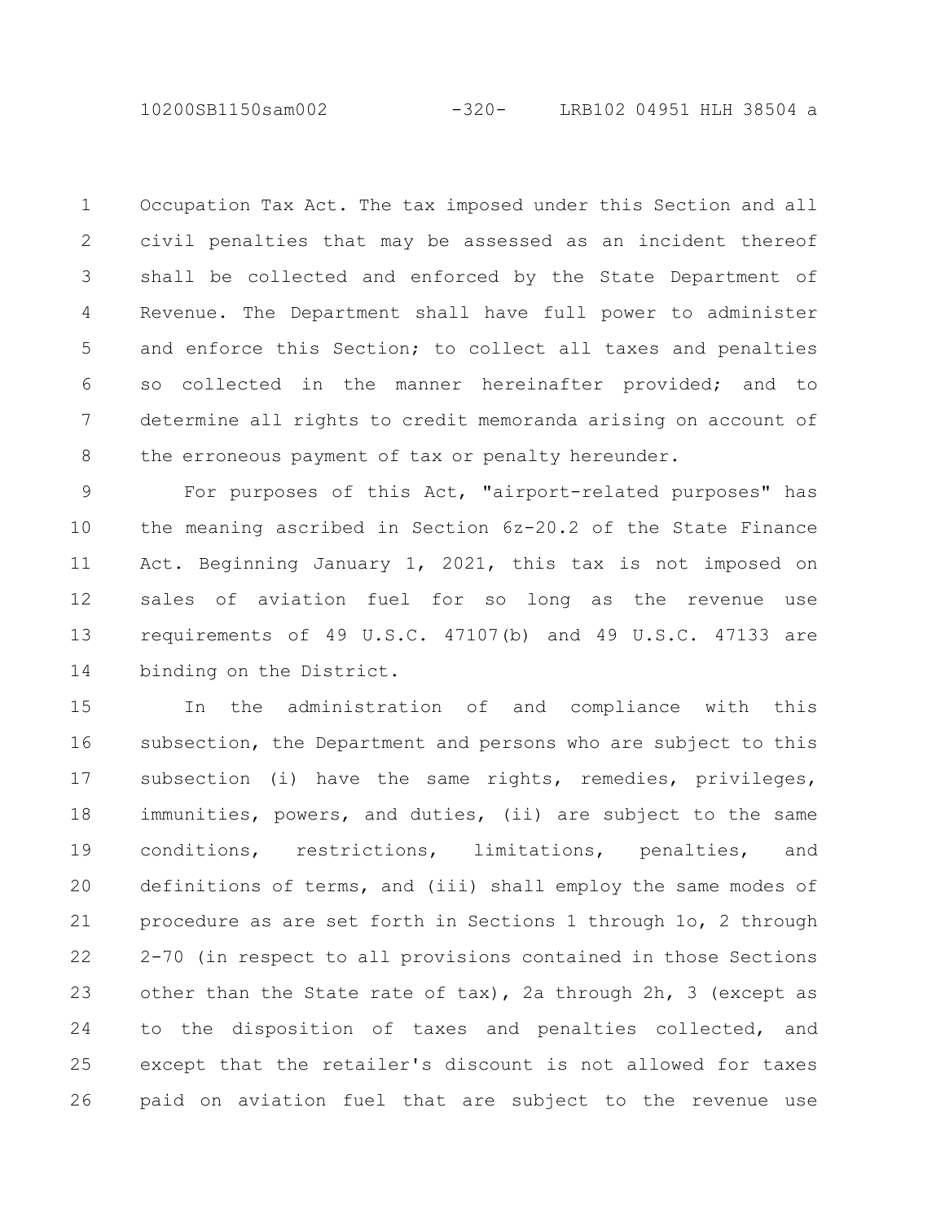Occupation Tax Act. The tax imposed under this Section and all civil penalties that may be assessed as an incident thereof shall be collected and enforced by the State Department of Revenue. The Department shall have full power to administer and enforce this Section; to collect all taxes and penalties so collected in the manner hereinafter provided; and to determine all rights to credit memoranda arising on account of the erroneous payment of tax or penalty hereunder.

For purposes of this Act, "airport-related purposes" has the meaning ascribed in Section 6z-20.2 of the State Finance Act. Beginning January 1, 2021, this tax is not imposed on sales of aviation fuel for so long as the revenue use requirements of 49 U.S.C. 47107(b) and 49 U.S.C. 47133 are binding on the District.

In the administration of and compliance with this subsection, the Department and persons who are subject to this subsection (i) have the same rights, remedies, privileges, immunities, powers, and duties, (ii) are subject to the same conditions, restrictions, limitations, penalties, and definitions of terms, and (iii) shall employ the same modes of procedure as are set forth in Sections 1 through 1o, 2 through 2-70 (in respect to all provisions contained in those Sections other than the State rate of tax), 2a through 2h, 3 (except as to the disposition of taxes and penalties collected, and except that the retailer's discount is not allowed for taxes paid on aviation fuel that are subject to the revenue use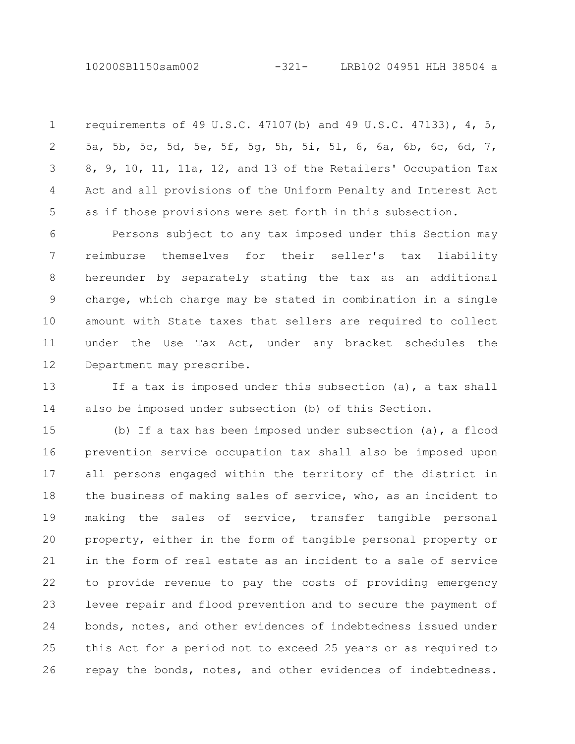requirements of 49 U.S.C. 47107(b) and 49 U.S.C. 47133), 4, 5, 5a, 5b, 5c, 5d, 5e, 5f, 5g, 5h, 5i, 5l, 6, 6a, 6b, 6c, 6d, 7, 8, 9, 10, 11, 11a, 12, and 13 of the Retailers' Occupation Tax Act and all provisions of the Uniform Penalty and Interest Act as if those provisions were set forth in this subsection.

Persons subject to any tax imposed under this Section may reimburse themselves for their seller's tax liability hereunder by separately stating the tax as an additional charge, which charge may be stated in combination in a single amount with State taxes that sellers are required to collect under the Use Tax Act, under any bracket schedules the Department may prescribe.

If a tax is imposed under this subsection (a), a tax shall also be imposed under subsection (b) of this Section.

(b) If a tax has been imposed under subsection (a), a flood prevention service occupation tax shall also be imposed upon all persons engaged within the territory of the district in the business of making sales of service, who, as an incident to making the sales of service, transfer tangible personal property, either in the form of tangible personal property or in the form of real estate as an incident to a sale of service to provide revenue to pay the costs of providing emergency levee repair and flood prevention and to secure the payment of bonds, notes, and other evidences of indebtedness issued under this Act for a period not to exceed 25 years or as required to repay the bonds, notes, and other evidences of indebtedness.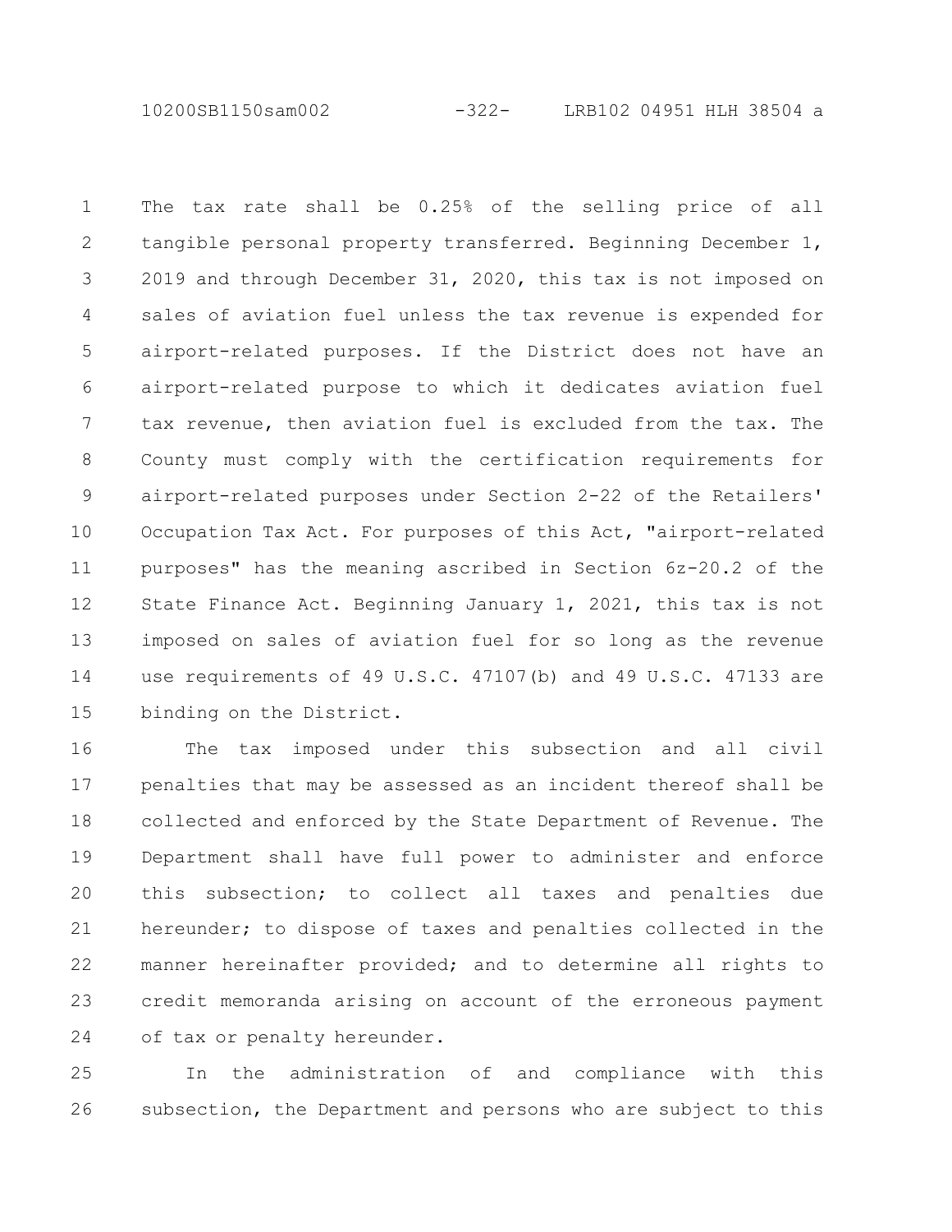The tax rate shall be 0.25% of the selling price of all tangible personal property transferred. Beginning December 1, 2019 and through December 31, 2020, this tax is not imposed on sales of aviation fuel unless the tax revenue is expended for airport-related purposes. If the District does not have an airport-related purpose to which it dedicates aviation fuel tax revenue, then aviation fuel is excluded from the tax. The County must comply with the certification requirements for airport-related purposes under Section 2-22 of the Retailers' Occupation Tax Act. For purposes of this Act, "airport-related purposes" has the meaning ascribed in Section 6z-20.2 of the State Finance Act. Beginning January 1, 2021, this tax is not imposed on sales of aviation fuel for so long as the revenue use requirements of 49 U.S.C. 47107(b) and 49 U.S.C. 47133 are binding on the District.

The tax imposed under this subsection and all civil penalties that may be assessed as an incident thereof shall be collected and enforced by the State Department of Revenue. The Department shall have full power to administer and enforce this subsection; to collect all taxes and penalties due hereunder; to dispose of taxes and penalties collected in the manner hereinafter provided; and to determine all rights to credit memoranda arising on account of the erroneous payment of tax or penalty hereunder.

In the administration of and compliance with this subsection, the Department and persons who are subject to this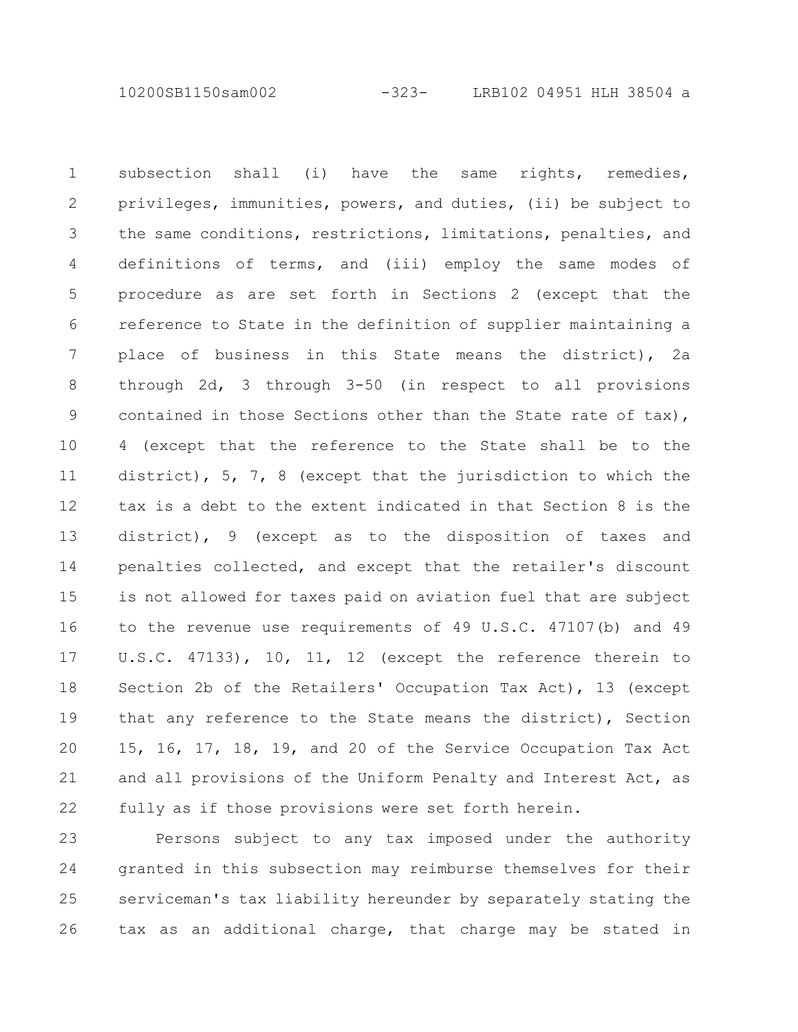subsection shall (i) have the same rights, remedies, privileges, immunities, powers, and duties, (ii) be subject to the same conditions, restrictions, limitations, penalties, and definitions of terms, and (iii) employ the same modes of procedure as are set forth in Sections 2 (except that the reference to State in the definition of supplier maintaining a place of business in this State means the district), 2a through 2d, 3 through 3-50 (in respect to all provisions contained in those Sections other than the State rate of tax), 4 (except that the reference to the State shall be to the district), 5, 7, 8 (except that the jurisdiction to which the tax is a debt to the extent indicated in that Section 8 is the district), 9 (except as to the disposition of taxes and penalties collected, and except that the retailer's discount is not allowed for taxes paid on aviation fuel that are subject to the revenue use requirements of 49 U.S.C. 47107(b) and 49 U.S.C. 47133), 10, 11, 12 (except the reference therein to Section 2b of the Retailers' Occupation Tax Act), 13 (except that any reference to the State means the district), Section 15, 16, 17, 18, 19, and 20 of the Service Occupation Tax Act and all provisions of the Uniform Penalty and Interest Act, as fully as if those provisions were set forth herein.

Persons subject to any tax imposed under the authority granted in this subsection may reimburse themselves for their serviceman's tax liability hereunder by separately stating the tax as an additional charge, that charge may be stated in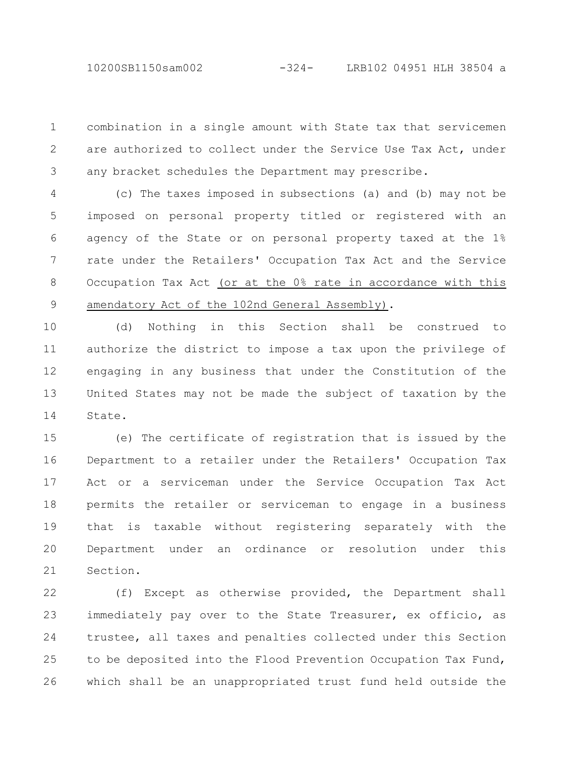combination in a single amount with State tax that servicemen are authorized to collect under the Service Use Tax Act, under any bracket schedules the Department may prescribe.

(c) The taxes imposed in subsections (a) and (b) may not be imposed on personal property titled or registered with an agency of the State or on personal property taxed at the 1% rate under the Retailers' Occupation Tax Act and the Service Occupation Tax Act <u>(or at the 0% rate in accordance with this amendatory Act of the 102nd General Assembly)</u>.

(d) Nothing in this Section shall be construed to authorize the district to impose a tax upon the privilege of engaging in any business that under the Constitution of the United States may not be made the subject of taxation by the State.

(e) The certificate of registration that is issued by the Department to a retailer under the Retailers' Occupation Tax Act or a serviceman under the Service Occupation Tax Act permits the retailer or serviceman to engage in a business that is taxable without registering separately with the Department under an ordinance or resolution under this Section.

(f) Except as otherwise provided, the Department shall immediately pay over to the State Treasurer, ex officio, as trustee, all taxes and penalties collected under this Section to be deposited into the Flood Prevention Occupation Tax Fund, which shall be an unappropriated trust fund held outside the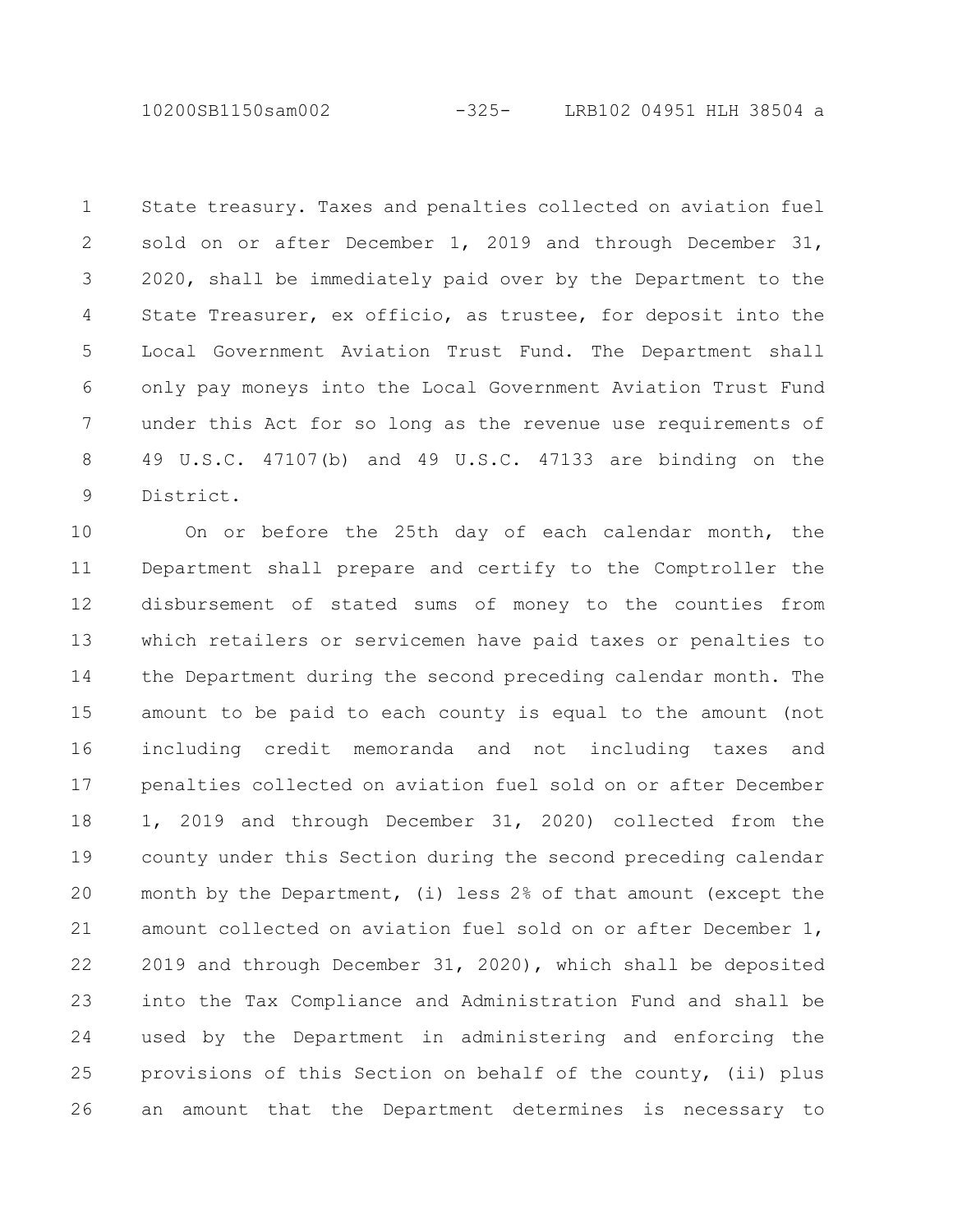State treasury. Taxes and penalties collected on aviation fuel sold on or after December 1, 2019 and through December 31, 2020, shall be immediately paid over by the Department to the State Treasurer, ex officio, as trustee, for deposit into the Local Government Aviation Trust Fund. The Department shall only pay moneys into the Local Government Aviation Trust Fund under this Act for so long as the revenue use requirements of 49 U.S.C. 47107(b) and 49 U.S.C. 47133 are binding on the District.

On or before the 25th day of each calendar month, the Department shall prepare and certify to the Comptroller the disbursement of stated sums of money to the counties from which retailers or servicemen have paid taxes or penalties to the Department during the second preceding calendar month. The amount to be paid to each county is equal to the amount (not including credit memoranda and not including taxes and penalties collected on aviation fuel sold on or after December 1, 2019 and through December 31, 2020) collected from the county under this Section during the second preceding calendar month by the Department, (i) less 2% of that amount (except the amount collected on aviation fuel sold on or after December 1, 2019 and through December 31, 2020), which shall be deposited into the Tax Compliance and Administration Fund and shall be used by the Department in administering and enforcing the provisions of this Section on behalf of the county, (ii) plus an amount that the Department determines is necessary to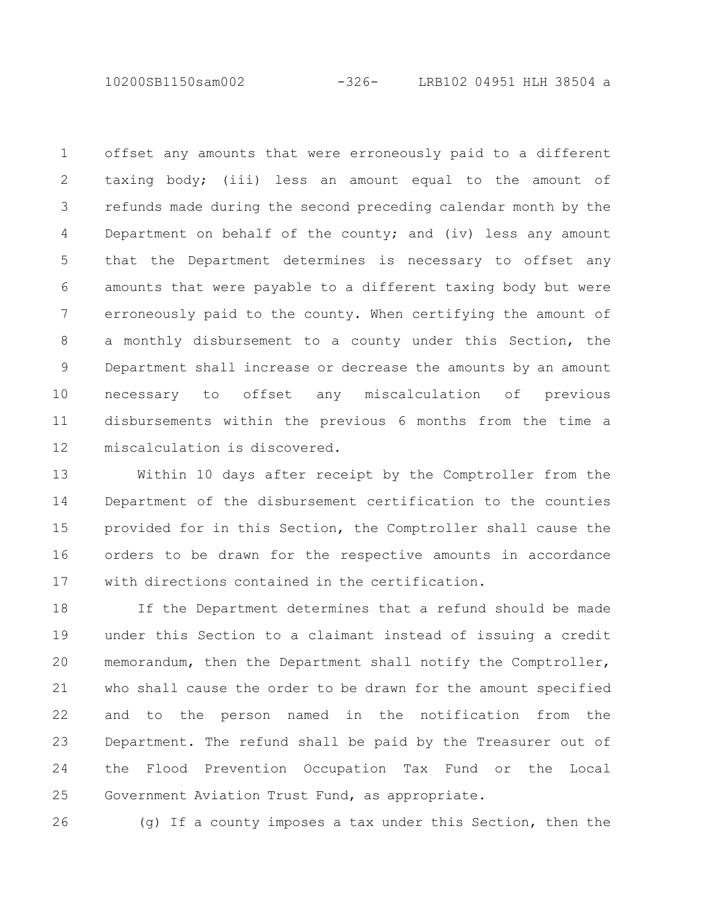offset any amounts that were erroneously paid to a different taxing body; (iii) less an amount equal to the amount of refunds made during the second preceding calendar month by the Department on behalf of the county; and (iv) less any amount that the Department determines is necessary to offset any amounts that were payable to a different taxing body but were erroneously paid to the county. When certifying the amount of a monthly disbursement to a county under this Section, the Department shall increase or decrease the amounts by an amount necessary to offset any miscalculation of previous disbursements within the previous 6 months from the time a miscalculation is discovered.

Within 10 days after receipt by the Comptroller from the Department of the disbursement certification to the counties provided for in this Section, the Comptroller shall cause the orders to be drawn for the respective amounts in accordance with directions contained in the certification.

If the Department determines that a refund should be made under this Section to a claimant instead of issuing a credit memorandum, then the Department shall notify the Comptroller, who shall cause the order to be drawn for the amount specified and to the person named in the notification from the Department. The refund shall be paid by the Treasurer out of the Flood Prevention Occupation Tax Fund or the Local Government Aviation Trust Fund, as appropriate.

(g) If a county imposes a tax under this Section, then the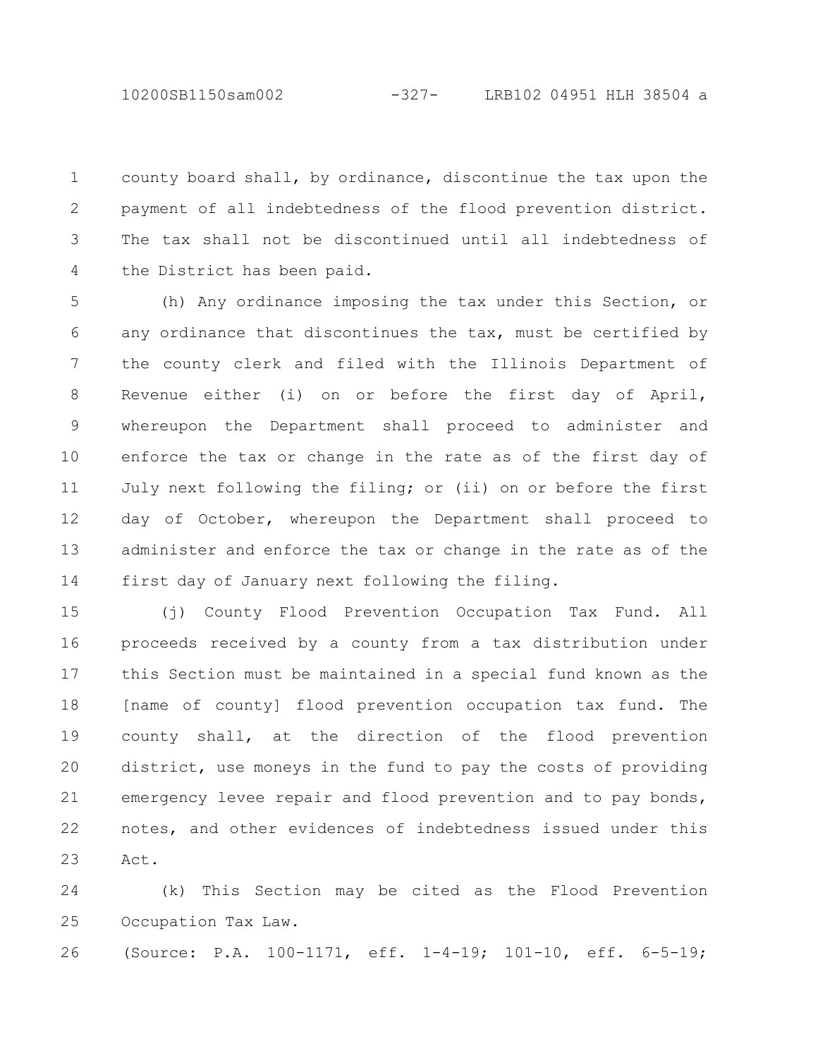county board shall, by ordinance, discontinue the tax upon the payment of all indebtedness of the flood prevention district. The tax shall not be discontinued until all indebtedness of the District has been paid.

(h) Any ordinance imposing the tax under this Section, or any ordinance that discontinues the tax, must be certified by the county clerk and filed with the Illinois Department of Revenue either (i) on or before the first day of April, whereupon the Department shall proceed to administer and enforce the tax or change in the rate as of the first day of July next following the filing; or (ii) on or before the first day of October, whereupon the Department shall proceed to administer and enforce the tax or change in the rate as of the first day of January next following the filing.

(j) County Flood Prevention Occupation Tax Fund. All proceeds received by a county from a tax distribution under this Section must be maintained in a special fund known as the [name of county] flood prevention occupation tax fund. The county shall, at the direction of the flood prevention district, use moneys in the fund to pay the costs of providing emergency levee repair and flood prevention and to pay bonds, notes, and other evidences of indebtedness issued under this Act.

(k) This Section may be cited as the Flood Prevention Occupation Tax Law.

(Source: P.A. 100-1171, eff. 1-4-19; 101-10, eff. 6-5-19;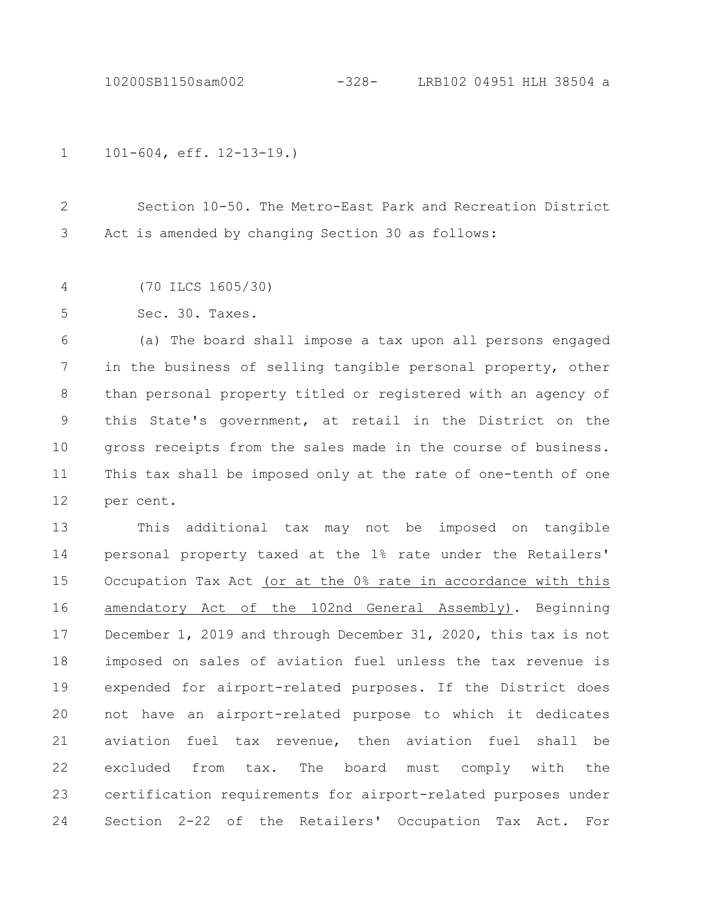101-604, eff. 12-13-19.)

Section 10-50. The Metro-East Park and Recreation District Act is amended by changing Section 30 as follows:

(70 ILCS 1605/30)

Sec. 30. Taxes.

(a) The board shall impose a tax upon all persons engaged in the business of selling tangible personal property, other than personal property titled or registered with an agency of this State's government, at retail in the District on the gross receipts from the sales made in the course of business. This tax shall be imposed only at the rate of one-tenth of one per cent.

This additional tax may not be imposed on tangible personal property taxed at the 1% rate under the Retailers' Occupation Tax Act (or at the 0% rate in accordance with this amendatory Act of the 102nd General Assembly). Beginning December 1, 2019 and through December 31, 2020, this tax is not imposed on sales of aviation fuel unless the tax revenue is expended for airport-related purposes. If the District does not have an airport-related purpose to which it dedicates aviation fuel tax revenue, then aviation fuel shall be excluded from tax. The board must comply with the certification requirements for airport-related purposes under Section 2-22 of the Retailers' Occupation Tax Act. For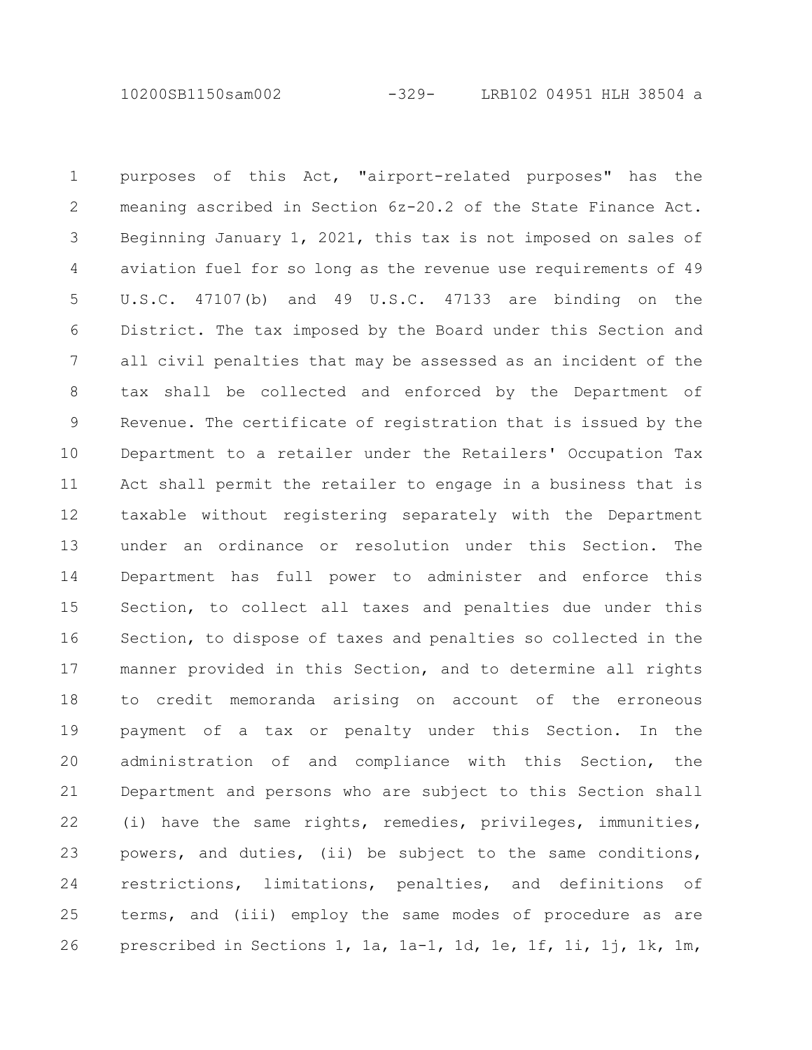purposes of this Act, "airport-related purposes" has the meaning ascribed in Section 6z-20.2 of the State Finance Act. Beginning January 1, 2021, this tax is not imposed on sales of aviation fuel for so long as the revenue use requirements of 49 U.S.C. 47107(b) and 49 U.S.C. 47133 are binding on the District. The tax imposed by the Board under this Section and all civil penalties that may be assessed as an incident of the tax shall be collected and enforced by the Department of Revenue. The certificate of registration that is issued by the Department to a retailer under the Retailers' Occupation Tax Act shall permit the retailer to engage in a business that is taxable without registering separately with the Department under an ordinance or resolution under this Section. The Department has full power to administer and enforce this Section, to collect all taxes and penalties due under this Section, to dispose of taxes and penalties so collected in the manner provided in this Section, and to determine all rights to credit memoranda arising on account of the erroneous payment of a tax or penalty under this Section. In the administration of and compliance with this Section, the Department and persons who are subject to this Section shall (i) have the same rights, remedies, privileges, immunities, powers, and duties, (ii) be subject to the same conditions, restrictions, limitations, penalties, and definitions of terms, and (iii) employ the same modes of procedure as are prescribed in Sections 1, 1a, 1a-1, 1d, 1e, 1f, 1i, 1j, 1k, 1m,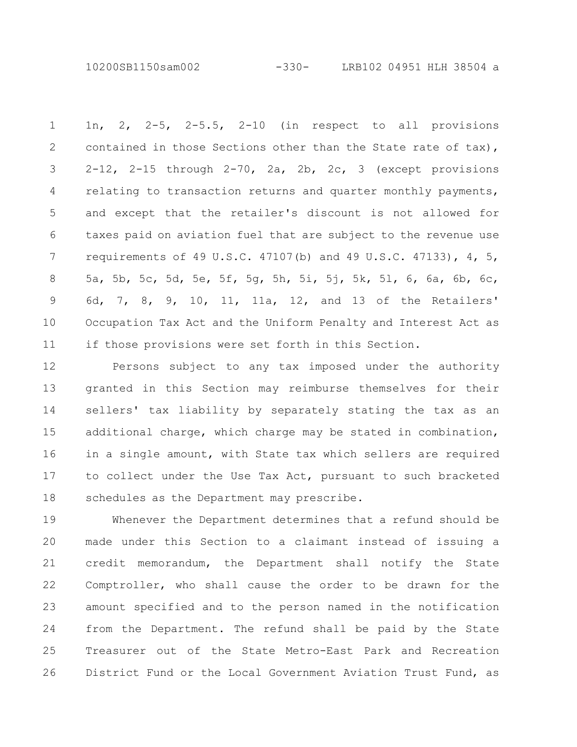1n, 2, 2-5, 2-5.5, 2-10 (in respect to all provisions contained in those Sections other than the State rate of tax), 2-12, 2-15 through 2-70, 2a, 2b, 2c, 3 (except provisions relating to transaction returns and quarter monthly payments, and except that the retailer's discount is not allowed for taxes paid on aviation fuel that are subject to the revenue use requirements of 49 U.S.C. 47107(b) and 49 U.S.C. 47133), 4, 5, 5a, 5b, 5c, 5d, 5e, 5f, 5g, 5h, 5i, 5j, 5k, 5l, 6, 6a, 6b, 6c, 6d, 7, 8, 9, 10, 11, 11a, 12, and 13 of the Retailers' Occupation Tax Act and the Uniform Penalty and Interest Act as if those provisions were set forth in this Section.

Persons subject to any tax imposed under the authority granted in this Section may reimburse themselves for their sellers' tax liability by separately stating the tax as an additional charge, which charge may be stated in combination, in a single amount, with State tax which sellers are required to collect under the Use Tax Act, pursuant to such bracketed schedules as the Department may prescribe.

Whenever the Department determines that a refund should be made under this Section to a claimant instead of issuing a credit memorandum, the Department shall notify the State Comptroller, who shall cause the order to be drawn for the amount specified and to the person named in the notification from the Department. The refund shall be paid by the State Treasurer out of the State Metro-East Park and Recreation District Fund or the Local Government Aviation Trust Fund, as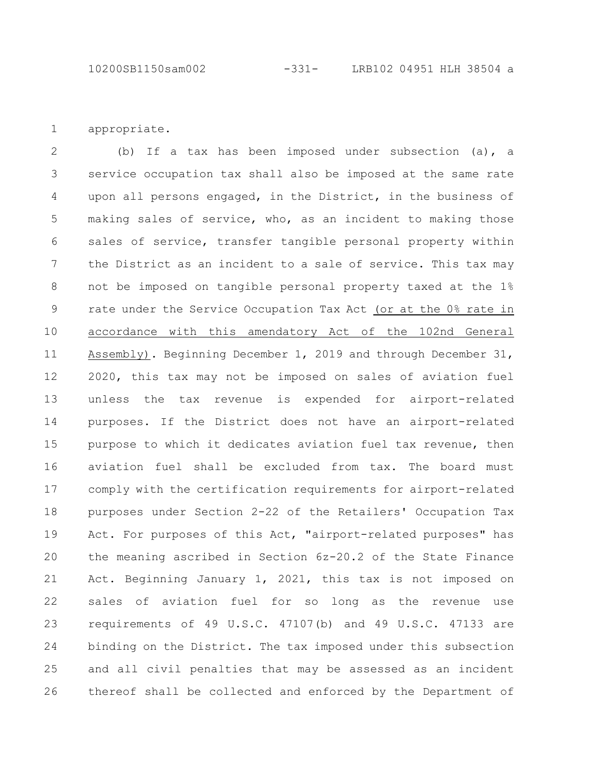appropriate.

(b) If a tax has been imposed under subsection (a), a service occupation tax shall also be imposed at the same rate upon all persons engaged, in the District, in the business of making sales of service, who, as an incident to making those sales of service, transfer tangible personal property within the District as an incident to a sale of service. This tax may not be imposed on tangible personal property taxed at the 1% rate under the Service Occupation Tax Act (or at the 0% rate in accordance with this amendatory Act of the 102nd General Assembly). Beginning December 1, 2019 and through December 31, 2020, this tax may not be imposed on sales of aviation fuel unless the tax revenue is expended for airport-related purposes. If the District does not have an airport-related purpose to which it dedicates aviation fuel tax revenue, then aviation fuel shall be excluded from tax. The board must comply with the certification requirements for airport-related purposes under Section 2-22 of the Retailers' Occupation Tax Act. For purposes of this Act, "airport-related purposes" has the meaning ascribed in Section 6z-20.2 of the State Finance Act. Beginning January 1, 2021, this tax is not imposed on sales of aviation fuel for so long as the revenue use requirements of 49 U.S.C. 47107(b) and 49 U.S.C. 47133 are binding on the District. The tax imposed under this subsection and all civil penalties that may be assessed as an incident thereof shall be collected and enforced by the Department of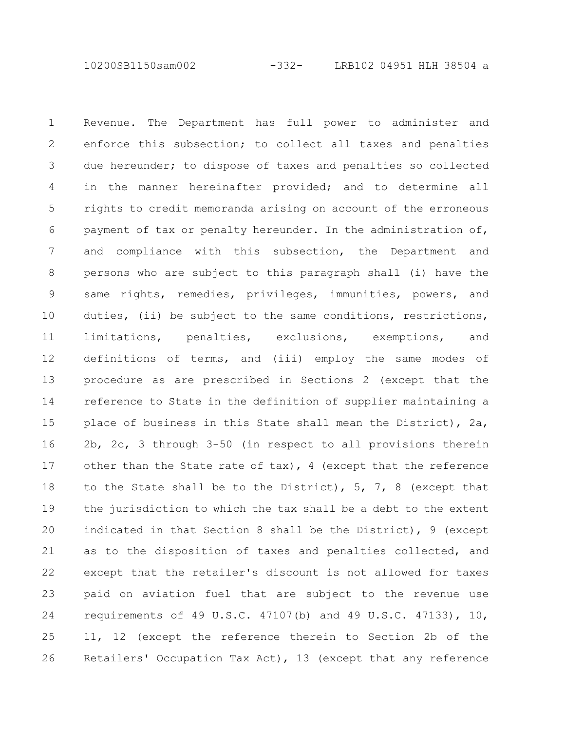Revenue. The Department has full power to administer and enforce this subsection; to collect all taxes and penalties due hereunder; to dispose of taxes and penalties so collected in the manner hereinafter provided; and to determine all rights to credit memoranda arising on account of the erroneous payment of tax or penalty hereunder. In the administration of, and compliance with this subsection, the Department and persons who are subject to this paragraph shall (i) have the same rights, remedies, privileges, immunities, powers, and duties, (ii) be subject to the same conditions, restrictions, limitations, penalties, exclusions, exemptions, and definitions of terms, and (iii) employ the same modes of procedure as are prescribed in Sections 2 (except that the reference to State in the definition of supplier maintaining a place of business in this State shall mean the District), 2a, 2b, 2c, 3 through 3-50 (in respect to all provisions therein other than the State rate of tax), 4 (except that the reference to the State shall be to the District), 5, 7, 8 (except that the jurisdiction to which the tax shall be a debt to the extent indicated in that Section 8 shall be the District), 9 (except as to the disposition of taxes and penalties collected, and except that the retailer's discount is not allowed for taxes paid on aviation fuel that are subject to the revenue use requirements of 49 U.S.C. 47107(b) and 49 U.S.C. 47133), 10, 11, 12 (except the reference therein to Section 2b of the Retailers' Occupation Tax Act), 13 (except that any reference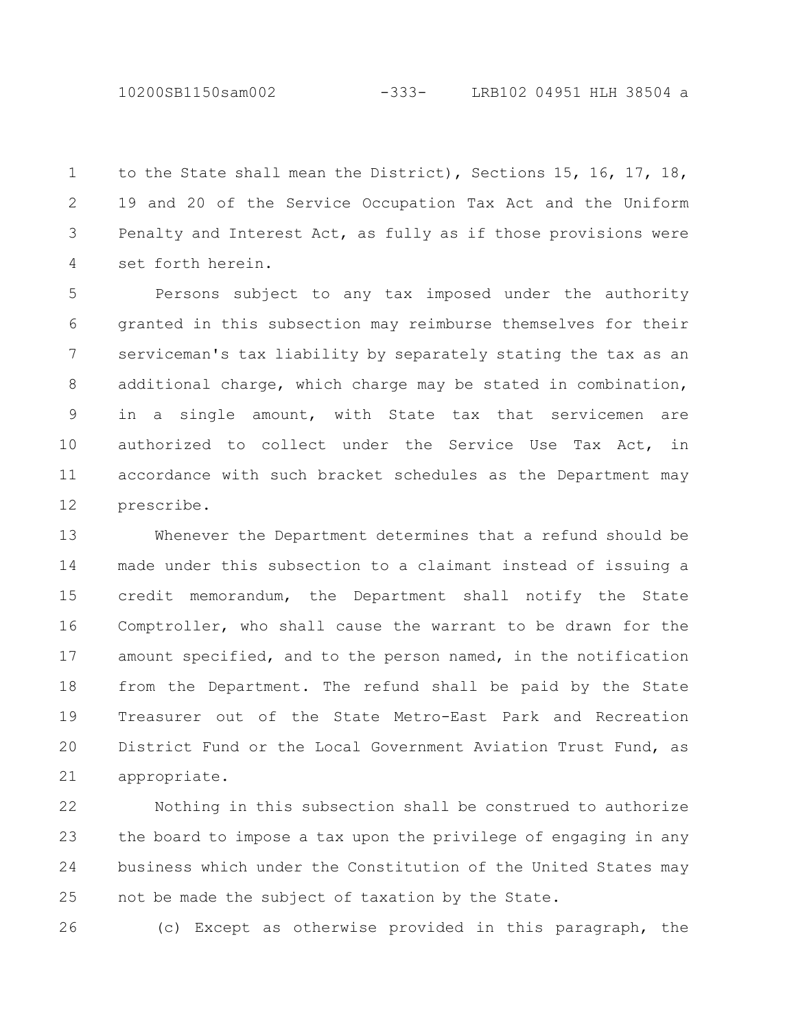to the State shall mean the District), Sections 15, 16, 17, 18, 19 and 20 of the Service Occupation Tax Act and the Uniform Penalty and Interest Act, as fully as if those provisions were set forth herein.

Persons subject to any tax imposed under the authority granted in this subsection may reimburse themselves for their serviceman's tax liability by separately stating the tax as an additional charge, which charge may be stated in combination, in a single amount, with State tax that servicemen are authorized to collect under the Service Use Tax Act, in accordance with such bracket schedules as the Department may prescribe.

Whenever the Department determines that a refund should be made under this subsection to a claimant instead of issuing a credit memorandum, the Department shall notify the State Comptroller, who shall cause the warrant to be drawn for the amount specified, and to the person named, in the notification from the Department. The refund shall be paid by the State Treasurer out of the State Metro-East Park and Recreation District Fund or the Local Government Aviation Trust Fund, as appropriate.

Nothing in this subsection shall be construed to authorize the board to impose a tax upon the privilege of engaging in any business which under the Constitution of the United States may not be made the subject of taxation by the State.

(c) Except as otherwise provided in this paragraph, the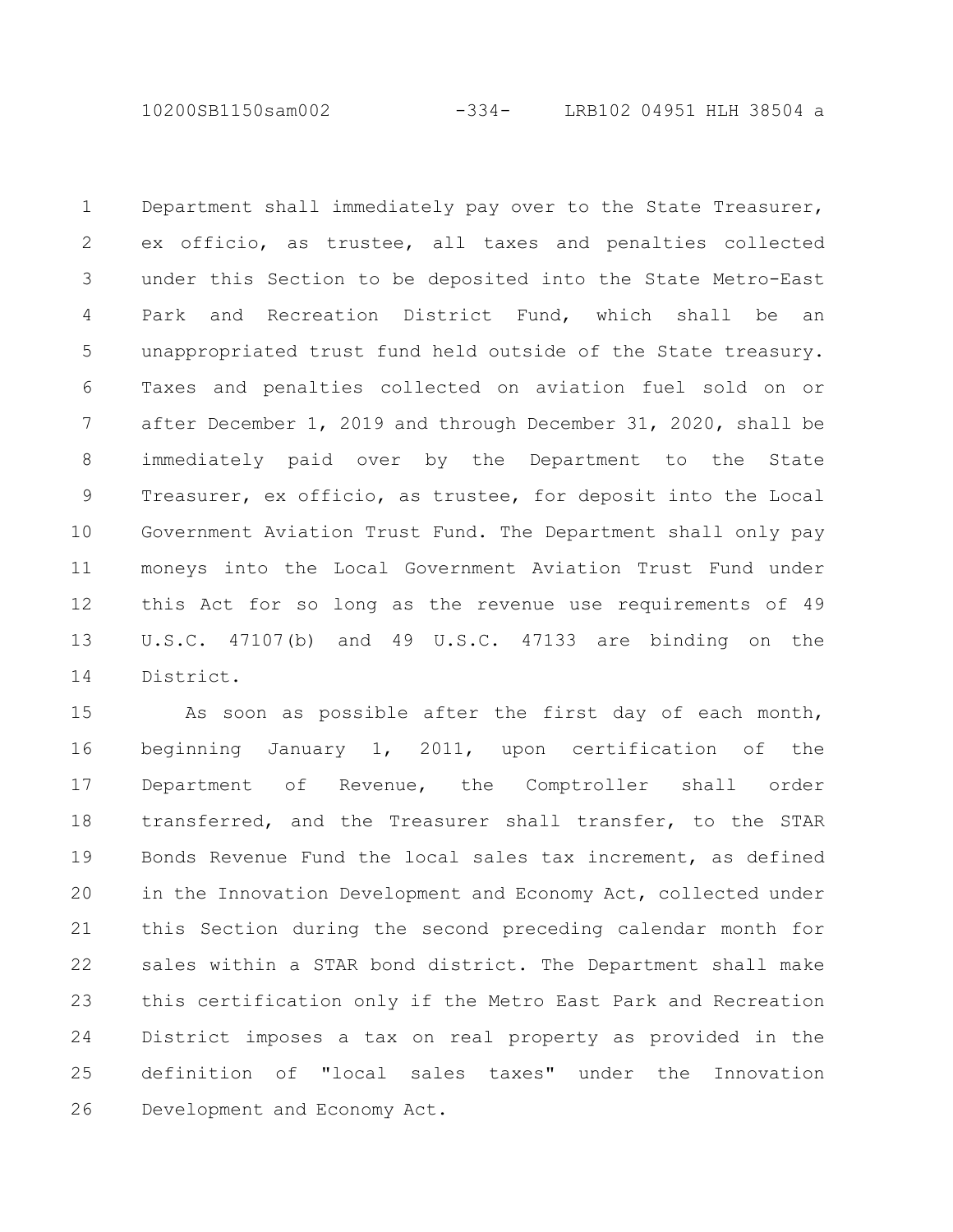Department shall immediately pay over to the State Treasurer, ex officio, as trustee, all taxes and penalties collected under this Section to be deposited into the State Metro-East Park and Recreation District Fund, which shall be an unappropriated trust fund held outside of the State treasury. Taxes and penalties collected on aviation fuel sold on or after December 1, 2019 and through December 31, 2020, shall be immediately paid over by the Department to the State Treasurer, ex officio, as trustee, for deposit into the Local Government Aviation Trust Fund. The Department shall only pay moneys into the Local Government Aviation Trust Fund under this Act for so long as the revenue use requirements of 49 U.S.C. 47107(b) and 49 U.S.C. 47133 are binding on the District.

As soon as possible after the first day of each month, beginning January 1, 2011, upon certification of the Department of Revenue, the Comptroller shall order transferred, and the Treasurer shall transfer, to the STAR Bonds Revenue Fund the local sales tax increment, as defined in the Innovation Development and Economy Act, collected under this Section during the second preceding calendar month for sales within a STAR bond district. The Department shall make this certification only if the Metro East Park and Recreation District imposes a tax on real property as provided in the definition of "local sales taxes" under the Innovation Development and Economy Act.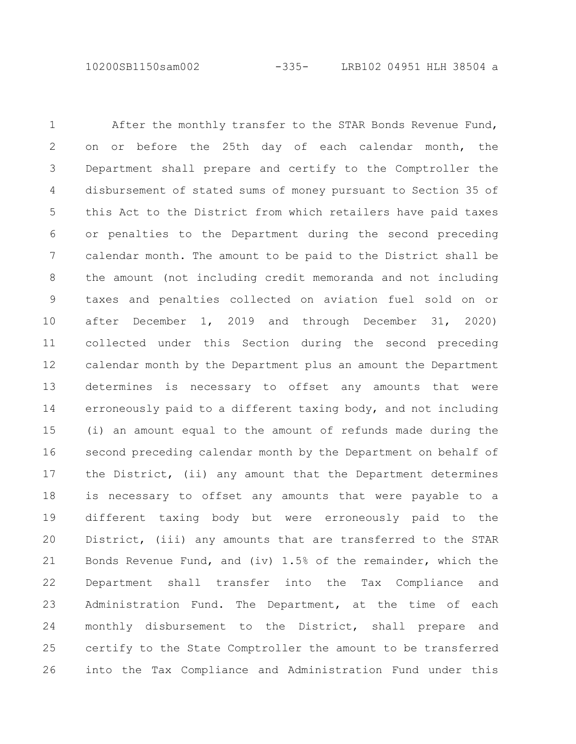After the monthly transfer to the STAR Bonds Revenue Fund, on or before the 25th day of each calendar month, the Department shall prepare and certify to the Comptroller the disbursement of stated sums of money pursuant to Section 35 of this Act to the District from which retailers have paid taxes or penalties to the Department during the second preceding calendar month. The amount to be paid to the District shall be the amount (not including credit memoranda and not including taxes and penalties collected on aviation fuel sold on or after December 1, 2019 and through December 31, 2020) collected under this Section during the second preceding calendar month by the Department plus an amount the Department determines is necessary to offset any amounts that were erroneously paid to a different taxing body, and not including (i) an amount equal to the amount of refunds made during the second preceding calendar month by the Department on behalf of the District, (ii) any amount that the Department determines is necessary to offset any amounts that were payable to a different taxing body but were erroneously paid to the District, (iii) any amounts that are transferred to the STAR Bonds Revenue Fund, and (iv) 1.5% of the remainder, which the Department shall transfer into the Tax Compliance and Administration Fund. The Department, at the time of each monthly disbursement to the District, shall prepare and certify to the State Comptroller the amount to be transferred into the Tax Compliance and Administration Fund under this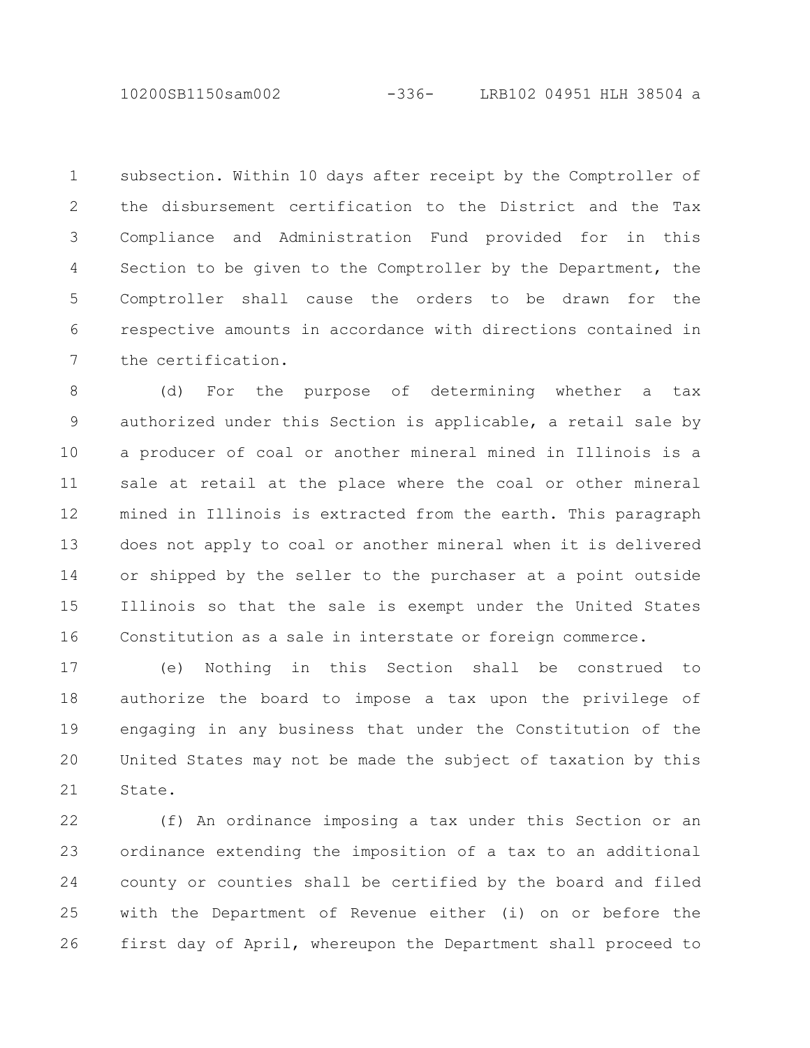subsection. Within 10 days after receipt by the Comptroller of the disbursement certification to the District and the Tax Compliance and Administration Fund provided for in this Section to be given to the Comptroller by the Department, the Comptroller shall cause the orders to be drawn for the respective amounts in accordance with directions contained in the certification.

(d) For the purpose of determining whether a tax authorized under this Section is applicable, a retail sale by a producer of coal or another mineral mined in Illinois is a sale at retail at the place where the coal or other mineral mined in Illinois is extracted from the earth. This paragraph does not apply to coal or another mineral when it is delivered or shipped by the seller to the purchaser at a point outside Illinois so that the sale is exempt under the United States Constitution as a sale in interstate or foreign commerce.

(e) Nothing in this Section shall be construed to authorize the board to impose a tax upon the privilege of engaging in any business that under the Constitution of the United States may not be made the subject of taxation by this State.

(f) An ordinance imposing a tax under this Section or an ordinance extending the imposition of a tax to an additional county or counties shall be certified by the board and filed with the Department of Revenue either (i) on or before the first day of April, whereupon the Department shall proceed to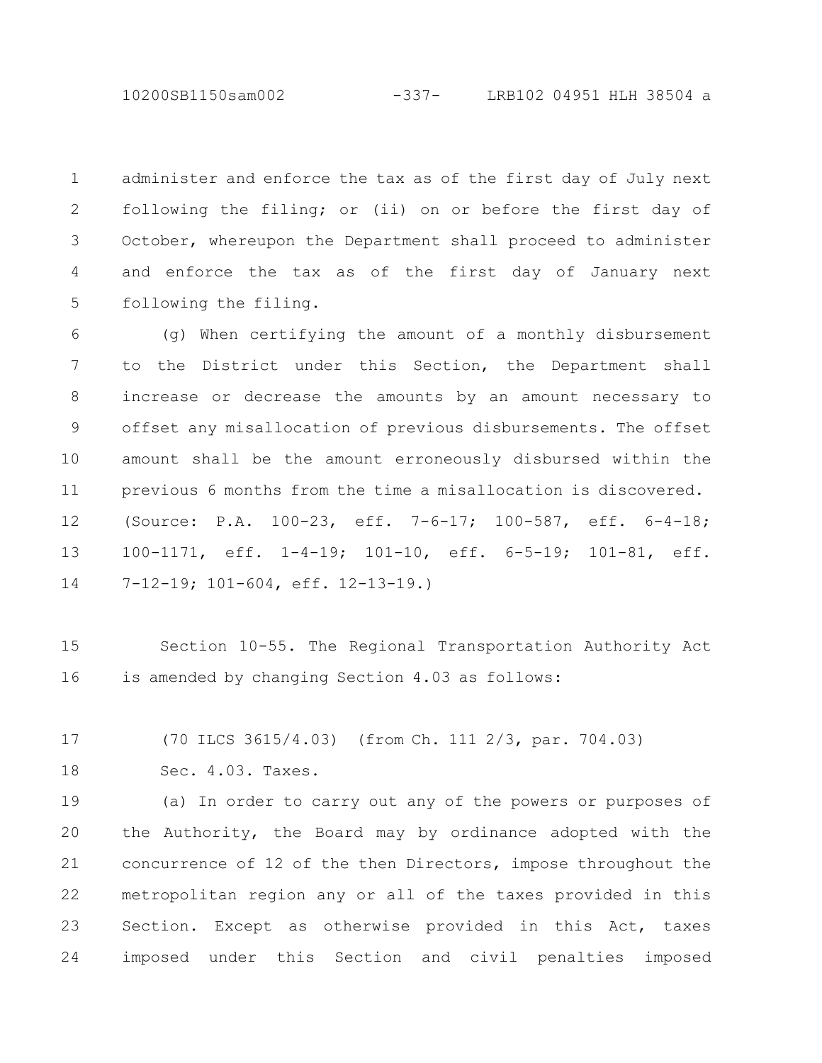administer and enforce the tax as of the first day of July next following the filing; or (ii) on or before the first day of October, whereupon the Department shall proceed to administer and enforce the tax as of the first day of January next following the filing.

(g) When certifying the amount of a monthly disbursement to the District under this Section, the Department shall increase or decrease the amounts by an amount necessary to offset any misallocation of previous disbursements. The offset amount shall be the amount erroneously disbursed within the previous 6 months from the time a misallocation is discovered.
(Source: P.A. 100-23, eff. 7-6-17; 100-587, eff. 6-4-18; 100-1171, eff. 1-4-19; 101-10, eff. 6-5-19; 101-81, eff. 7-12-19; 101-604, eff. 12-13-19.)

Section 10-55. The Regional Transportation Authority Act is amended by changing Section 4.03 as follows:

(70 ILCS 3615/4.03) (from Ch. 111 2/3, par. 704.03)

Sec. 4.03. Taxes.

(a) In order to carry out any of the powers or purposes of the Authority, the Board may by ordinance adopted with the concurrence of 12 of the then Directors, impose throughout the metropolitan region any or all of the taxes provided in this Section. Except as otherwise provided in this Act, taxes imposed under this Section and civil penalties imposed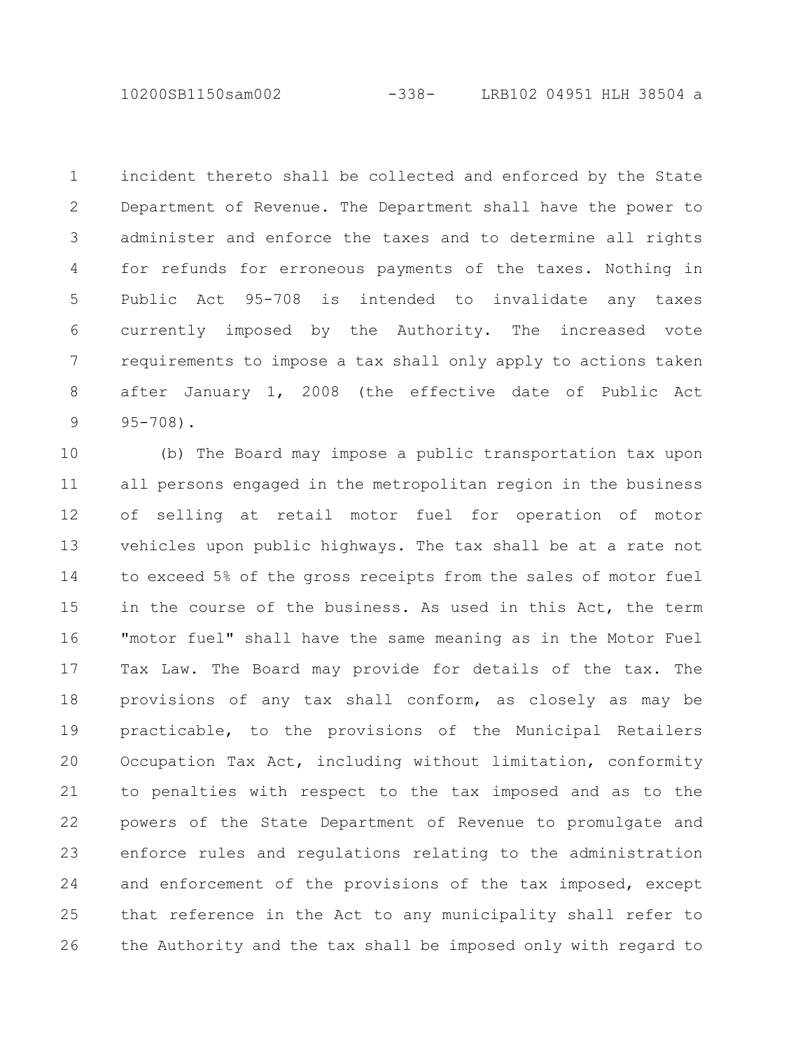incident thereto shall be collected and enforced by the State Department of Revenue. The Department shall have the power to administer and enforce the taxes and to determine all rights for refunds for erroneous payments of the taxes. Nothing in Public Act 95-708 is intended to invalidate any taxes currently imposed by the Authority. The increased vote requirements to impose a tax shall only apply to actions taken after January 1, 2008 (the effective date of Public Act 95-708).

(b) The Board may impose a public transportation tax upon all persons engaged in the metropolitan region in the business of selling at retail motor fuel for operation of motor vehicles upon public highways. The tax shall be at a rate not to exceed 5% of the gross receipts from the sales of motor fuel in the course of the business. As used in this Act, the term "motor fuel" shall have the same meaning as in the Motor Fuel Tax Law. The Board may provide for details of the tax. The provisions of any tax shall conform, as closely as may be practicable, to the provisions of the Municipal Retailers Occupation Tax Act, including without limitation, conformity to penalties with respect to the tax imposed and as to the powers of the State Department of Revenue to promulgate and enforce rules and regulations relating to the administration and enforcement of the provisions of the tax imposed, except that reference in the Act to any municipality shall refer to the Authority and the tax shall be imposed only with regard to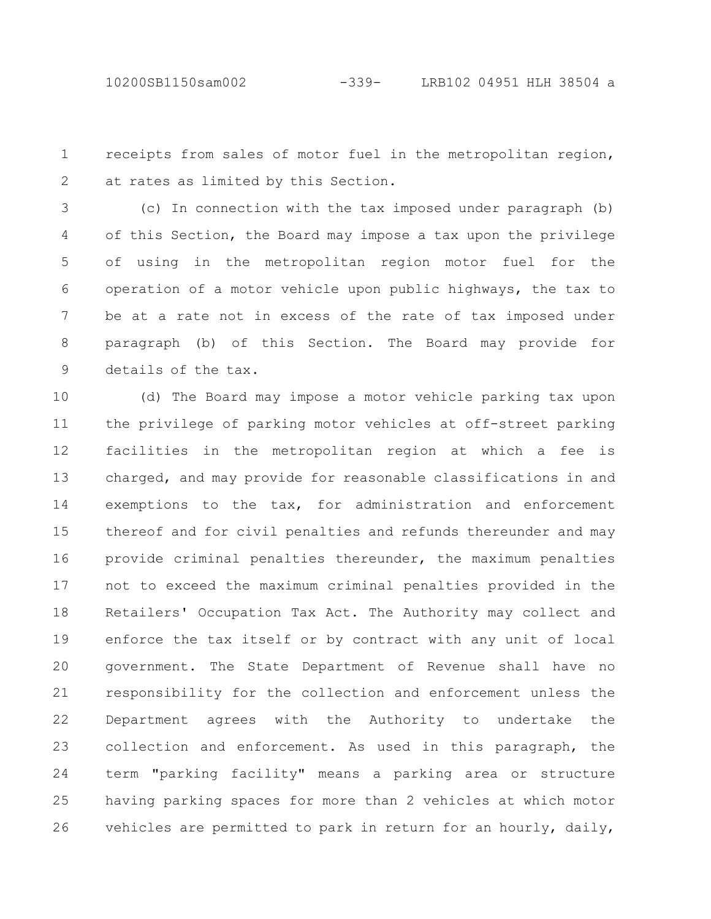receipts from sales of motor fuel in the metropolitan region, at rates as limited by this Section.

(c) In connection with the tax imposed under paragraph (b) of this Section, the Board may impose a tax upon the privilege of using in the metropolitan region motor fuel for the operation of a motor vehicle upon public highways, the tax to be at a rate not in excess of the rate of tax imposed under paragraph (b) of this Section. The Board may provide for details of the tax.

(d) The Board may impose a motor vehicle parking tax upon the privilege of parking motor vehicles at off-street parking facilities in the metropolitan region at which a fee is charged, and may provide for reasonable classifications in and exemptions to the tax, for administration and enforcement thereof and for civil penalties and refunds thereunder and may provide criminal penalties thereunder, the maximum penalties not to exceed the maximum criminal penalties provided in the Retailers' Occupation Tax Act. The Authority may collect and enforce the tax itself or by contract with any unit of local government. The State Department of Revenue shall have no responsibility for the collection and enforcement unless the Department agrees with the Authority to undertake the collection and enforcement. As used in this paragraph, the term "parking facility" means a parking area or structure having parking spaces for more than 2 vehicles at which motor vehicles are permitted to park in return for an hourly, daily,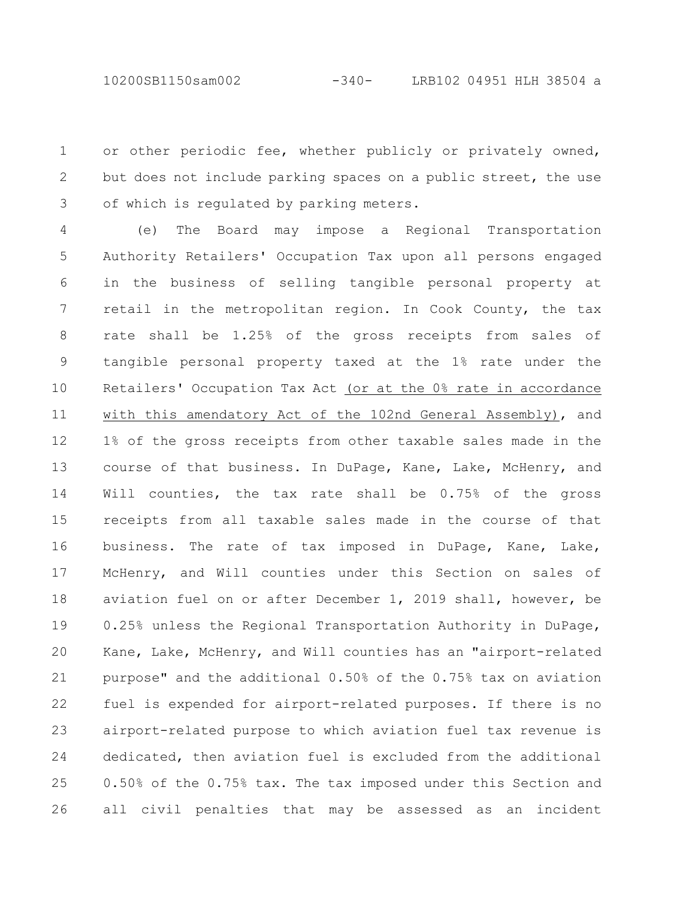or other periodic fee, whether publicly or privately owned, but does not include parking spaces on a public street, the use of which is regulated by parking meters.

(e) The Board may impose a Regional Transportation Authority Retailers' Occupation Tax upon all persons engaged in the business of selling tangible personal property at retail in the metropolitan region. In Cook County, the tax rate shall be 1.25% of the gross receipts from sales of tangible personal property taxed at the 1% rate under the Retailers' Occupation Tax Act <u>(or at the 0% rate in accordance with this amendatory Act of the 102nd General Assembly)</u>, and 1% of the gross receipts from other taxable sales made in the course of that business. In DuPage, Kane, Lake, McHenry, and Will counties, the tax rate shall be 0.75% of the gross receipts from all taxable sales made in the course of that business. The rate of tax imposed in DuPage, Kane, Lake, McHenry, and Will counties under this Section on sales of aviation fuel on or after December 1, 2019 shall, however, be 0.25% unless the Regional Transportation Authority in DuPage, Kane, Lake, McHenry, and Will counties has an "airport-related purpose" and the additional 0.50% of the 0.75% tax on aviation fuel is expended for airport-related purposes. If there is no airport-related purpose to which aviation fuel tax revenue is dedicated, then aviation fuel is excluded from the additional 0.50% of the 0.75% tax. The tax imposed under this Section and all civil penalties that may be assessed as an incident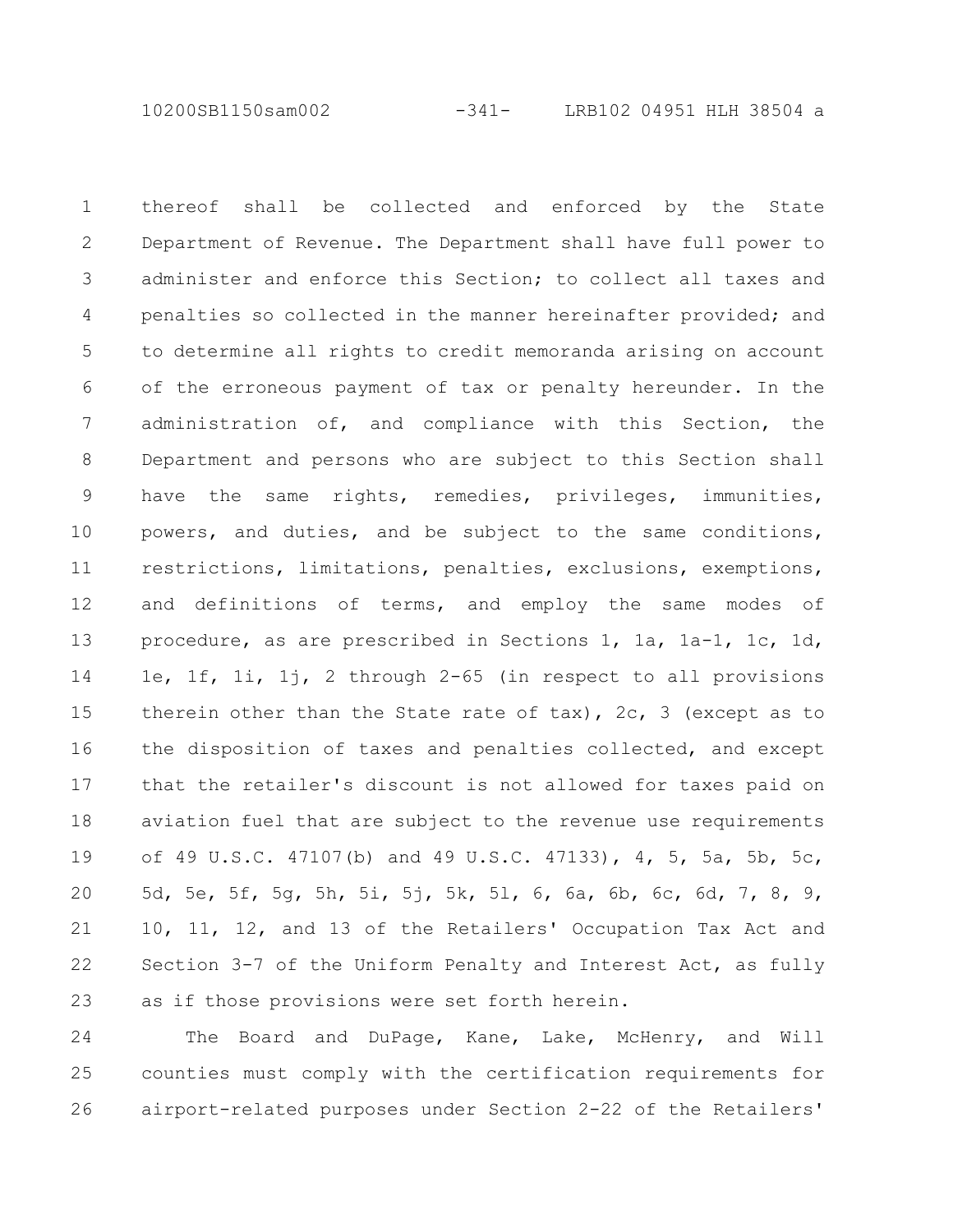thereof shall be collected and enforced by the State Department of Revenue. The Department shall have full power to administer and enforce this Section; to collect all taxes and penalties so collected in the manner hereinafter provided; and to determine all rights to credit memoranda arising on account of the erroneous payment of tax or penalty hereunder. In the administration of, and compliance with this Section, the Department and persons who are subject to this Section shall have the same rights, remedies, privileges, immunities, powers, and duties, and be subject to the same conditions, restrictions, limitations, penalties, exclusions, exemptions, and definitions of terms, and employ the same modes of procedure, as are prescribed in Sections 1, 1a, 1a-1, 1c, 1d, 1e, 1f, 1i, 1j, 2 through 2-65 (in respect to all provisions therein other than the State rate of tax), 2c, 3 (except as to the disposition of taxes and penalties collected, and except that the retailer's discount is not allowed for taxes paid on aviation fuel that are subject to the revenue use requirements of 49 U.S.C. 47107(b) and 49 U.S.C. 47133), 4, 5, 5a, 5b, 5c, 5d, 5e, 5f, 5g, 5h, 5i, 5j, 5k, 5l, 6, 6a, 6b, 6c, 6d, 7, 8, 9, 10, 11, 12, and 13 of the Retailers' Occupation Tax Act and Section 3-7 of the Uniform Penalty and Interest Act, as fully as if those provisions were set forth herein.

The Board and DuPage, Kane, Lake, McHenry, and Will counties must comply with the certification requirements for airport-related purposes under Section 2-22 of the Retailers'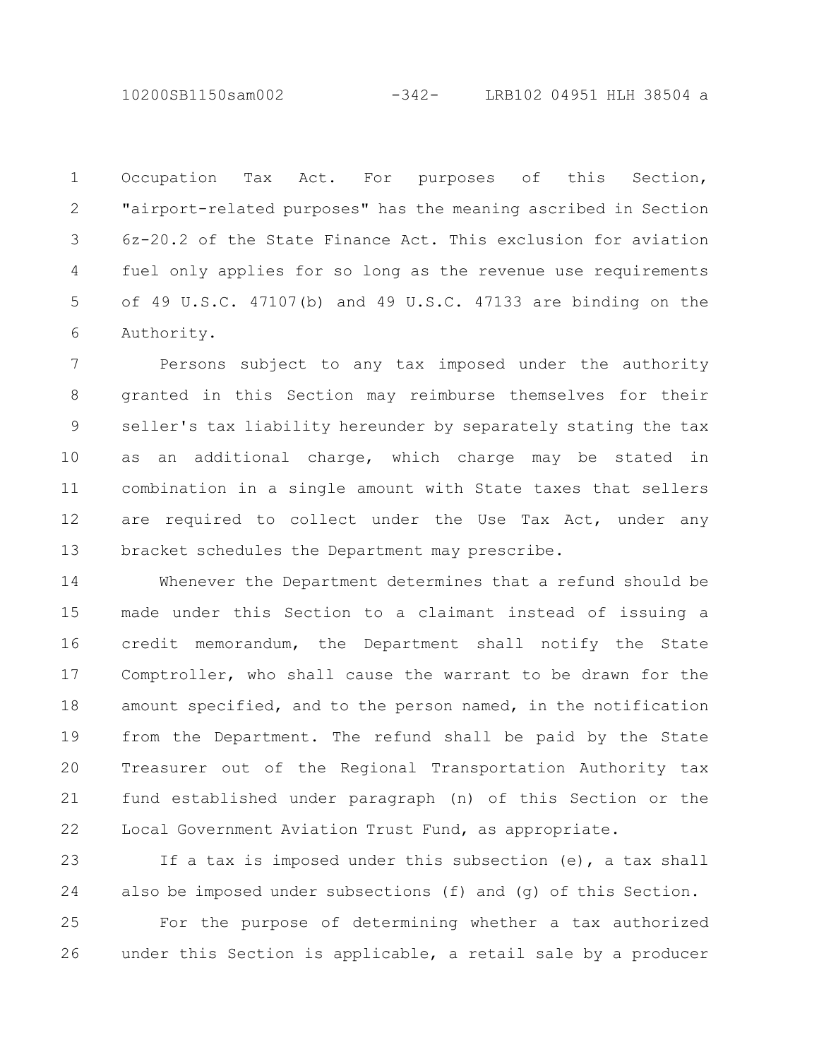Occupation Tax Act. For purposes of this Section, "airport-related purposes" has the meaning ascribed in Section 6z-20.2 of the State Finance Act. This exclusion for aviation fuel only applies for so long as the revenue use requirements of 49 U.S.C. 47107(b) and 49 U.S.C. 47133 are binding on the Authority.

Persons subject to any tax imposed under the authority granted in this Section may reimburse themselves for their seller's tax liability hereunder by separately stating the tax as an additional charge, which charge may be stated in combination in a single amount with State taxes that sellers are required to collect under the Use Tax Act, under any bracket schedules the Department may prescribe.

Whenever the Department determines that a refund should be made under this Section to a claimant instead of issuing a credit memorandum, the Department shall notify the State Comptroller, who shall cause the warrant to be drawn for the amount specified, and to the person named, in the notification from the Department. The refund shall be paid by the State Treasurer out of the Regional Transportation Authority tax fund established under paragraph (n) of this Section or the Local Government Aviation Trust Fund, as appropriate.

If a tax is imposed under this subsection (e), a tax shall also be imposed under subsections (f) and (g) of this Section.

For the purpose of determining whether a tax authorized under this Section is applicable, a retail sale by a producer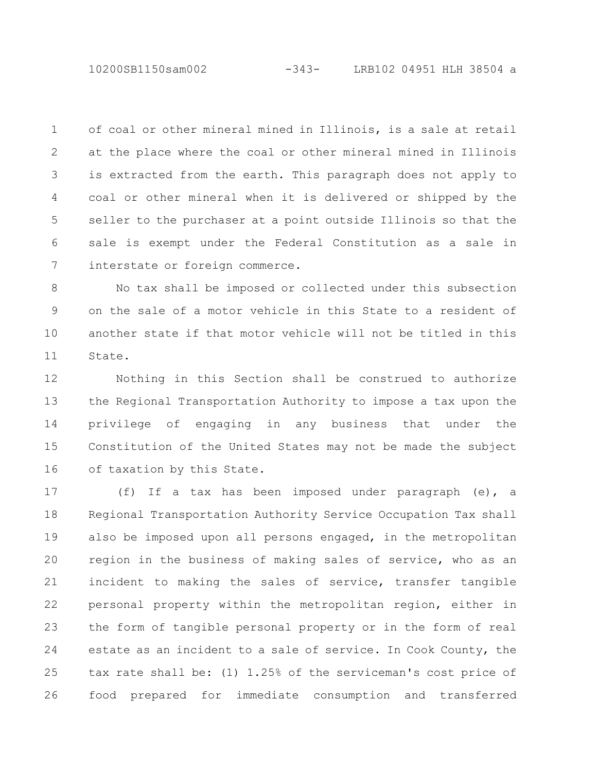of coal or other mineral mined in Illinois, is a sale at retail at the place where the coal or other mineral mined in Illinois is extracted from the earth. This paragraph does not apply to coal or other mineral when it is delivered or shipped by the seller to the purchaser at a point outside Illinois so that the sale is exempt under the Federal Constitution as a sale in interstate or foreign commerce.

No tax shall be imposed or collected under this subsection on the sale of a motor vehicle in this State to a resident of another state if that motor vehicle will not be titled in this State.

Nothing in this Section shall be construed to authorize the Regional Transportation Authority to impose a tax upon the privilege of engaging in any business that under the Constitution of the United States may not be made the subject of taxation by this State.

(f) If a tax has been imposed under paragraph (e), a Regional Transportation Authority Service Occupation Tax shall also be imposed upon all persons engaged, in the metropolitan region in the business of making sales of service, who as an incident to making the sales of service, transfer tangible personal property within the metropolitan region, either in the form of tangible personal property or in the form of real estate as an incident to a sale of service. In Cook County, the tax rate shall be: (1) 1.25% of the serviceman's cost price of food prepared for immediate consumption and transferred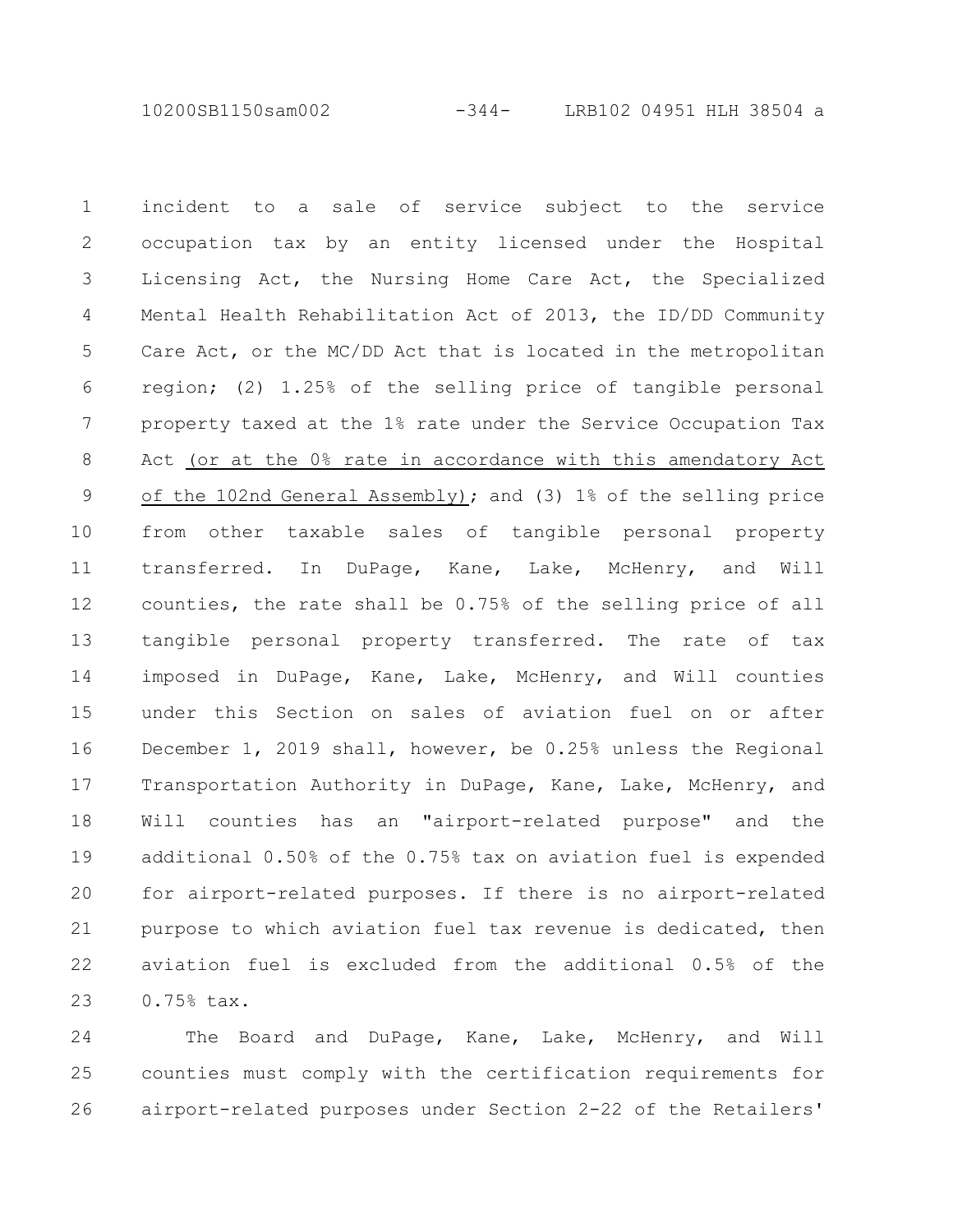incident to a sale of service subject to the service occupation tax by an entity licensed under the Hospital Licensing Act, the Nursing Home Care Act, the Specialized Mental Health Rehabilitation Act of 2013, the ID/DD Community Care Act, or the MC/DD Act that is located in the metropolitan region; (2) 1.25% of the selling price of tangible personal property taxed at the 1% rate under the Service Occupation Tax Act <u>(or at the 0% rate in accordance with this amendatory Act of the 102nd General Assembly)</u>; and (3) 1% of the selling price from other taxable sales of tangible personal property transferred. In DuPage, Kane, Lake, McHenry, and Will counties, the rate shall be 0.75% of the selling price of all tangible personal property transferred. The rate of tax imposed in DuPage, Kane, Lake, McHenry, and Will counties under this Section on sales of aviation fuel on or after December 1, 2019 shall, however, be 0.25% unless the Regional Transportation Authority in DuPage, Kane, Lake, McHenry, and Will counties has an "airport-related purpose" and the additional 0.50% of the 0.75% tax on aviation fuel is expended for airport-related purposes. If there is no airport-related purpose to which aviation fuel tax revenue is dedicated, then aviation fuel is excluded from the additional 0.5% of the 0.75% tax.

The Board and DuPage, Kane, Lake, McHenry, and Will counties must comply with the certification requirements for airport-related purposes under Section 2-22 of the Retailers'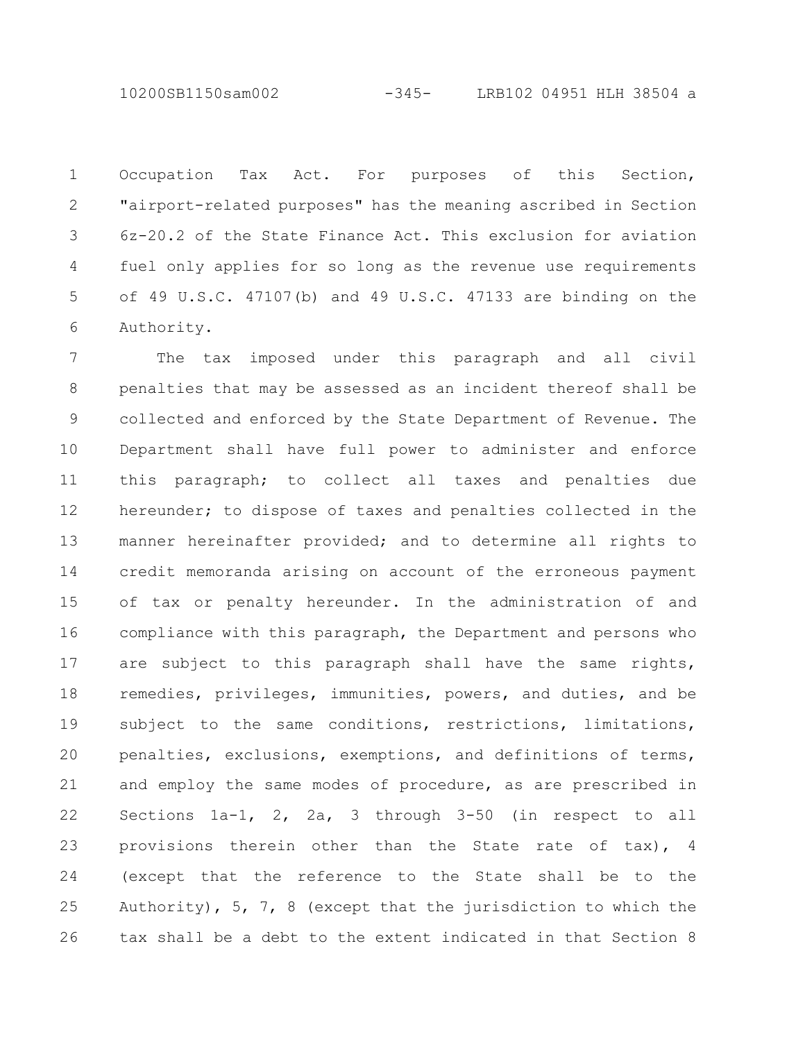Occupation Tax Act. For purposes of this Section, "airport-related purposes" has the meaning ascribed in Section 6z-20.2 of the State Finance Act. This exclusion for aviation fuel only applies for so long as the revenue use requirements of 49 U.S.C. 47107(b) and 49 U.S.C. 47133 are binding on the Authority.

The tax imposed under this paragraph and all civil penalties that may be assessed as an incident thereof shall be collected and enforced by the State Department of Revenue. The Department shall have full power to administer and enforce this paragraph; to collect all taxes and penalties due hereunder; to dispose of taxes and penalties collected in the manner hereinafter provided; and to determine all rights to credit memoranda arising on account of the erroneous payment of tax or penalty hereunder. In the administration of and compliance with this paragraph, the Department and persons who are subject to this paragraph shall have the same rights, remedies, privileges, immunities, powers, and duties, and be subject to the same conditions, restrictions, limitations, penalties, exclusions, exemptions, and definitions of terms, and employ the same modes of procedure, as are prescribed in Sections 1a-1, 2, 2a, 3 through 3-50 (in respect to all provisions therein other than the State rate of tax), 4 (except that the reference to the State shall be to the Authority), 5, 7, 8 (except that the jurisdiction to which the tax shall be a debt to the extent indicated in that Section 8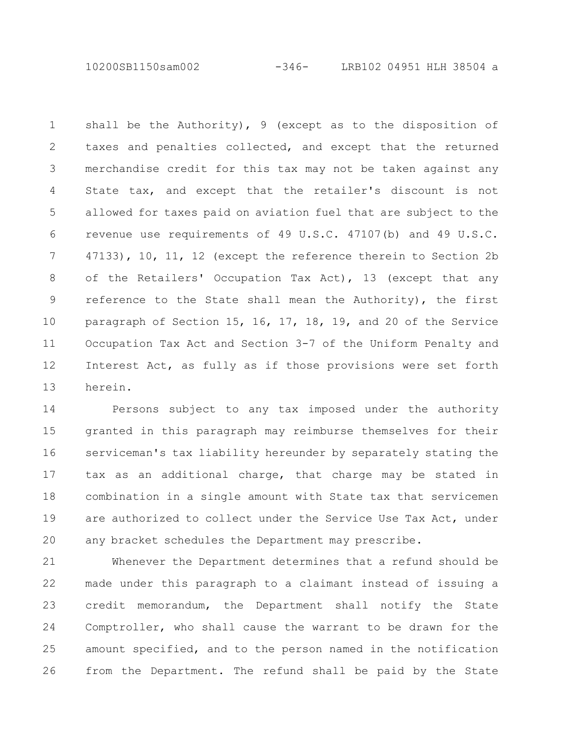shall be the Authority), 9 (except as to the disposition of taxes and penalties collected, and except that the returned merchandise credit for this tax may not be taken against any State tax, and except that the retailer's discount is not allowed for taxes paid on aviation fuel that are subject to the revenue use requirements of 49 U.S.C. 47107(b) and 49 U.S.C. 47133), 10, 11, 12 (except the reference therein to Section 2b of the Retailers' Occupation Tax Act), 13 (except that any reference to the State shall mean the Authority), the first paragraph of Section 15, 16, 17, 18, 19, and 20 of the Service Occupation Tax Act and Section 3-7 of the Uniform Penalty and Interest Act, as fully as if those provisions were set forth herein.

Persons subject to any tax imposed under the authority granted in this paragraph may reimburse themselves for their serviceman's tax liability hereunder by separately stating the tax as an additional charge, that charge may be stated in combination in a single amount with State tax that servicemen are authorized to collect under the Service Use Tax Act, under any bracket schedules the Department may prescribe.

Whenever the Department determines that a refund should be made under this paragraph to a claimant instead of issuing a credit memorandum, the Department shall notify the State Comptroller, who shall cause the warrant to be drawn for the amount specified, and to the person named in the notification from the Department. The refund shall be paid by the State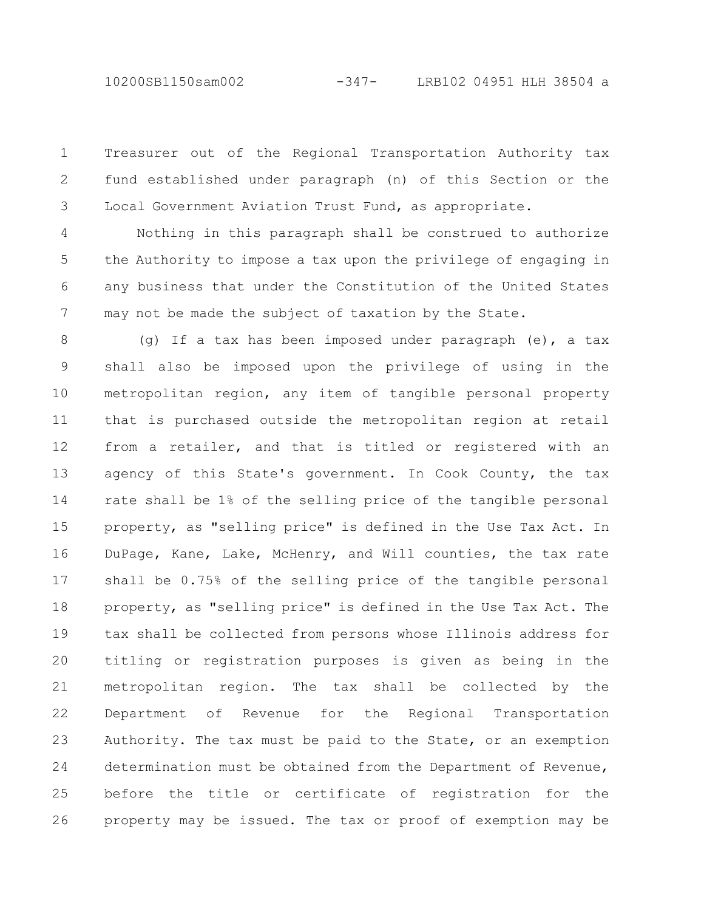Treasurer out of the Regional Transportation Authority tax fund established under paragraph (n) of this Section or the Local Government Aviation Trust Fund, as appropriate.

Nothing in this paragraph shall be construed to authorize the Authority to impose a tax upon the privilege of engaging in any business that under the Constitution of the United States may not be made the subject of taxation by the State.

(g) If a tax has been imposed under paragraph (e), a tax shall also be imposed upon the privilege of using in the metropolitan region, any item of tangible personal property that is purchased outside the metropolitan region at retail from a retailer, and that is titled or registered with an agency of this State's government. In Cook County, the tax rate shall be 1% of the selling price of the tangible personal property, as "selling price" is defined in the Use Tax Act. In DuPage, Kane, Lake, McHenry, and Will counties, the tax rate shall be 0.75% of the selling price of the tangible personal property, as "selling price" is defined in the Use Tax Act. The tax shall be collected from persons whose Illinois address for titling or registration purposes is given as being in the metropolitan region. The tax shall be collected by the Department of Revenue for the Regional Transportation Authority. The tax must be paid to the State, or an exemption determination must be obtained from the Department of Revenue, before the title or certificate of registration for the property may be issued. The tax or proof of exemption may be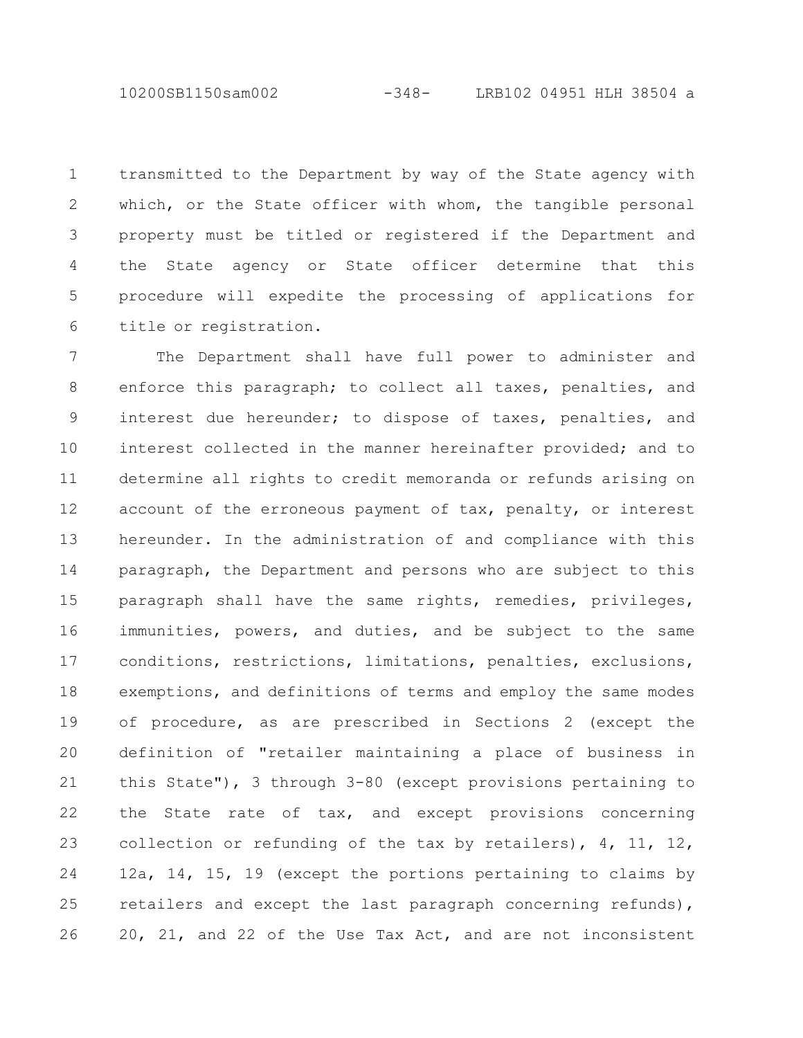transmitted to the Department by way of the State agency with which, or the State officer with whom, the tangible personal property must be titled or registered if the Department and the State agency or State officer determine that this procedure will expedite the processing of applications for title or registration.

The Department shall have full power to administer and enforce this paragraph; to collect all taxes, penalties, and interest due hereunder; to dispose of taxes, penalties, and interest collected in the manner hereinafter provided; and to determine all rights to credit memoranda or refunds arising on account of the erroneous payment of tax, penalty, or interest hereunder. In the administration of and compliance with this paragraph, the Department and persons who are subject to this paragraph shall have the same rights, remedies, privileges, immunities, powers, and duties, and be subject to the same conditions, restrictions, limitations, penalties, exclusions, exemptions, and definitions of terms and employ the same modes of procedure, as are prescribed in Sections 2 (except the definition of "retailer maintaining a place of business in this State"), 3 through 3-80 (except provisions pertaining to the State rate of tax, and except provisions concerning collection or refunding of the tax by retailers), 4, 11, 12, 12a, 14, 15, 19 (except the portions pertaining to claims by retailers and except the last paragraph concerning refunds), 20, 21, and 22 of the Use Tax Act, and are not inconsistent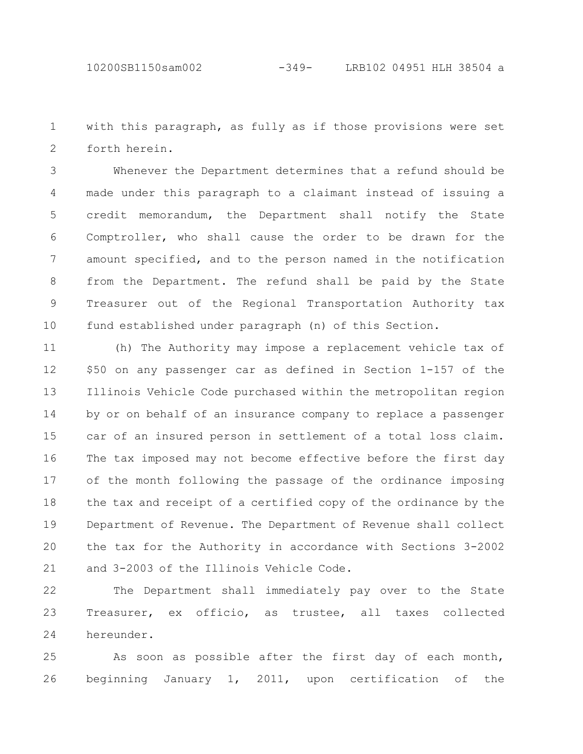with this paragraph, as fully as if those provisions were set forth herein.

Whenever the Department determines that a refund should be made under this paragraph to a claimant instead of issuing a credit memorandum, the Department shall notify the State Comptroller, who shall cause the order to be drawn for the amount specified, and to the person named in the notification from the Department. The refund shall be paid by the State Treasurer out of the Regional Transportation Authority tax fund established under paragraph (n) of this Section.

(h) The Authority may impose a replacement vehicle tax of $50 on any passenger car as defined in Section 1-157 of the Illinois Vehicle Code purchased within the metropolitan region by or on behalf of an insurance company to replace a passenger car of an insured person in settlement of a total loss claim. The tax imposed may not become effective before the first day of the month following the passage of the ordinance imposing the tax and receipt of a certified copy of the ordinance by the Department of Revenue. The Department of Revenue shall collect the tax for the Authority in accordance with Sections 3-2002 and 3-2003 of the Illinois Vehicle Code.

The Department shall immediately pay over to the State Treasurer, ex officio, as trustee, all taxes collected hereunder.

As soon as possible after the first day of each month, beginning January 1, 2011, upon certification of the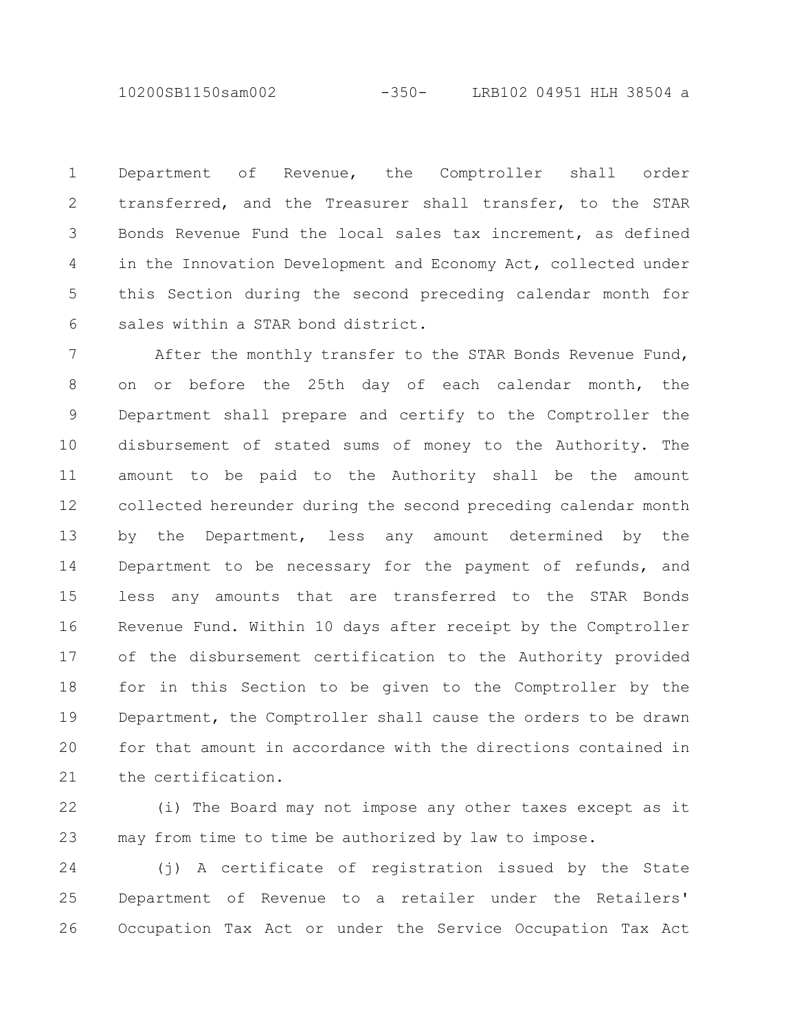Department of Revenue, the Comptroller shall order transferred, and the Treasurer shall transfer, to the STAR Bonds Revenue Fund the local sales tax increment, as defined in the Innovation Development and Economy Act, collected under this Section during the second preceding calendar month for sales within a STAR bond district.

After the monthly transfer to the STAR Bonds Revenue Fund, on or before the 25th day of each calendar month, the Department shall prepare and certify to the Comptroller the disbursement of stated sums of money to the Authority. The amount to be paid to the Authority shall be the amount collected hereunder during the second preceding calendar month by the Department, less any amount determined by the Department to be necessary for the payment of refunds, and less any amounts that are transferred to the STAR Bonds Revenue Fund. Within 10 days after receipt by the Comptroller of the disbursement certification to the Authority provided for in this Section to be given to the Comptroller by the Department, the Comptroller shall cause the orders to be drawn for that amount in accordance with the directions contained in the certification.

(i) The Board may not impose any other taxes except as it may from time to time be authorized by law to impose.

(j) A certificate of registration issued by the State Department of Revenue to a retailer under the Retailers' Occupation Tax Act or under the Service Occupation Tax Act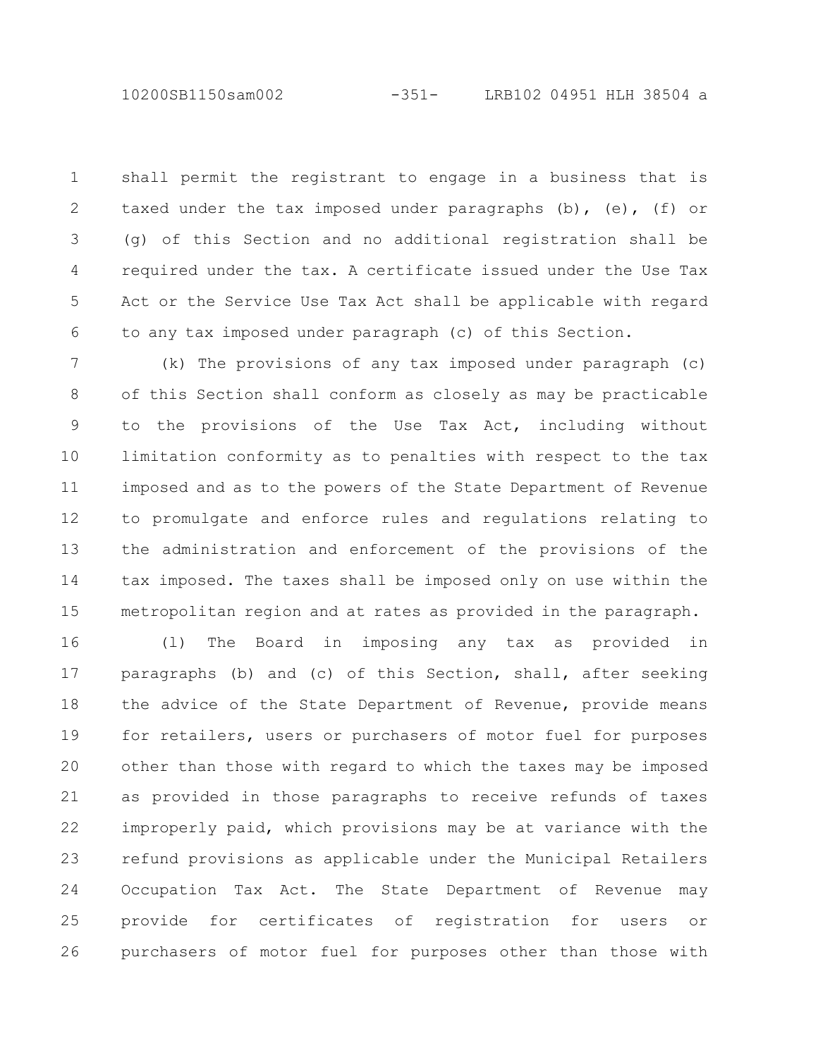shall permit the registrant to engage in a business that is taxed under the tax imposed under paragraphs (b), (e), (f) or (g) of this Section and no additional registration shall be required under the tax. A certificate issued under the Use Tax Act or the Service Use Tax Act shall be applicable with regard to any tax imposed under paragraph (c) of this Section.

(k) The provisions of any tax imposed under paragraph (c) of this Section shall conform as closely as may be practicable to the provisions of the Use Tax Act, including without limitation conformity as to penalties with respect to the tax imposed and as to the powers of the State Department of Revenue to promulgate and enforce rules and regulations relating to the administration and enforcement of the provisions of the tax imposed. The taxes shall be imposed only on use within the metropolitan region and at rates as provided in the paragraph.

(l) The Board in imposing any tax as provided in paragraphs (b) and (c) of this Section, shall, after seeking the advice of the State Department of Revenue, provide means for retailers, users or purchasers of motor fuel for purposes other than those with regard to which the taxes may be imposed as provided in those paragraphs to receive refunds of taxes improperly paid, which provisions may be at variance with the refund provisions as applicable under the Municipal Retailers Occupation Tax Act. The State Department of Revenue may provide for certificates of registration for users or purchasers of motor fuel for purposes other than those with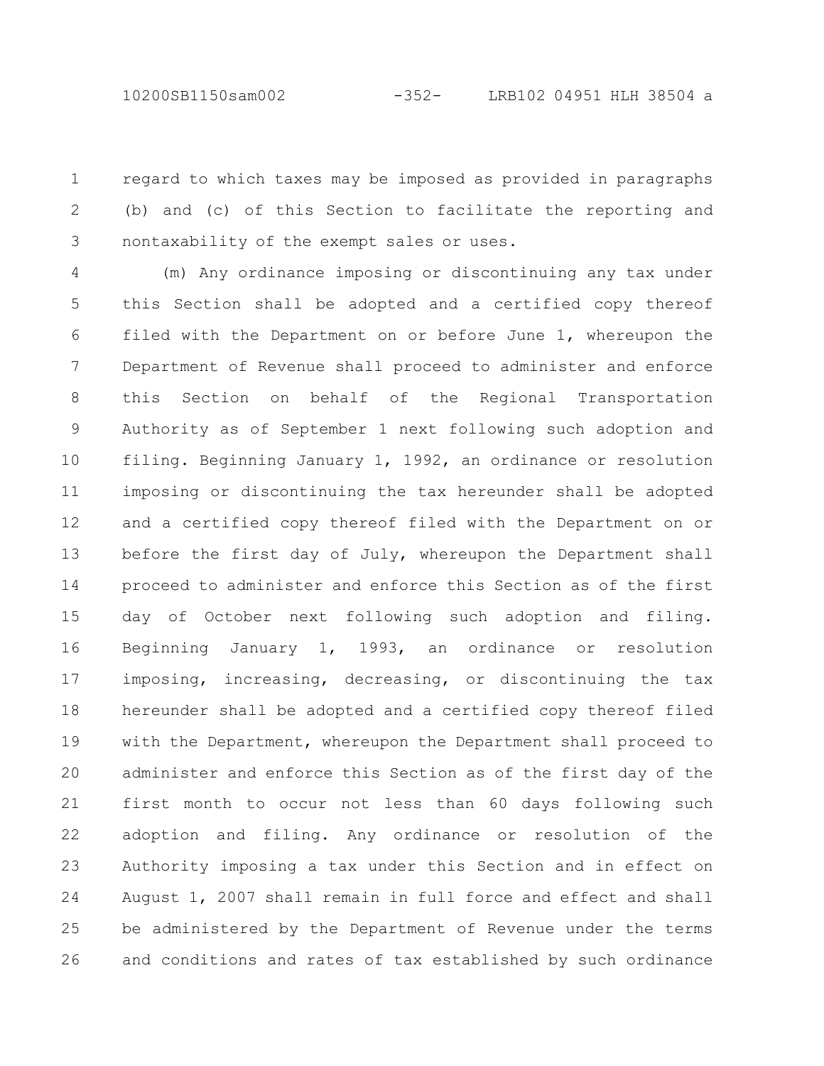regard to which taxes may be imposed as provided in paragraphs (b) and (c) of this Section to facilitate the reporting and nontaxability of the exempt sales or uses.

(m) Any ordinance imposing or discontinuing any tax under this Section shall be adopted and a certified copy thereof filed with the Department on or before June 1, whereupon the Department of Revenue shall proceed to administer and enforce this Section on behalf of the Regional Transportation Authority as of September 1 next following such adoption and filing. Beginning January 1, 1992, an ordinance or resolution imposing or discontinuing the tax hereunder shall be adopted and a certified copy thereof filed with the Department on or before the first day of July, whereupon the Department shall proceed to administer and enforce this Section as of the first day of October next following such adoption and filing. Beginning January 1, 1993, an ordinance or resolution imposing, increasing, decreasing, or discontinuing the tax hereunder shall be adopted and a certified copy thereof filed with the Department, whereupon the Department shall proceed to administer and enforce this Section as of the first day of the first month to occur not less than 60 days following such adoption and filing. Any ordinance or resolution of the Authority imposing a tax under this Section and in effect on August 1, 2007 shall remain in full force and effect and shall be administered by the Department of Revenue under the terms and conditions and rates of tax established by such ordinance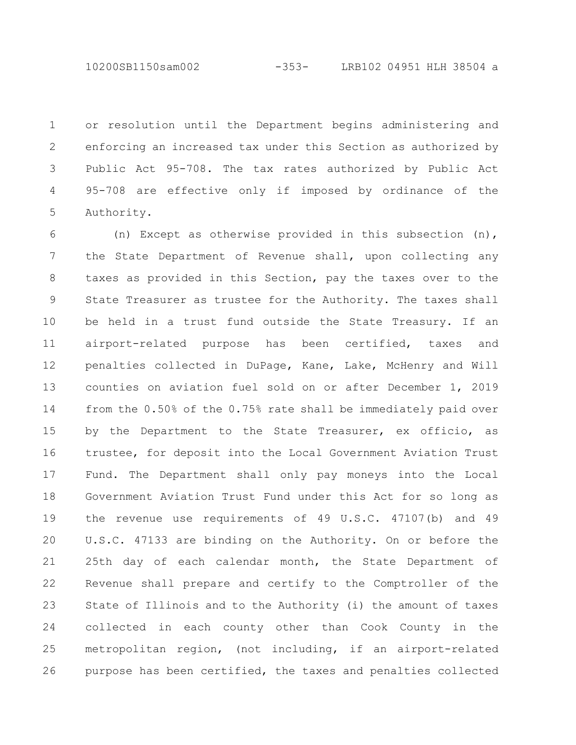or resolution until the Department begins administering and enforcing an increased tax under this Section as authorized by Public Act 95-708. The tax rates authorized by Public Act 95-708 are effective only if imposed by ordinance of the Authority.

(n) Except as otherwise provided in this subsection (n), the State Department of Revenue shall, upon collecting any taxes as provided in this Section, pay the taxes over to the State Treasurer as trustee for the Authority. The taxes shall be held in a trust fund outside the State Treasury. If an airport-related purpose has been certified, taxes and penalties collected in DuPage, Kane, Lake, McHenry and Will counties on aviation fuel sold on or after December 1, 2019 from the 0.50% of the 0.75% rate shall be immediately paid over by the Department to the State Treasurer, ex officio, as trustee, for deposit into the Local Government Aviation Trust Fund. The Department shall only pay moneys into the Local Government Aviation Trust Fund under this Act for so long as the revenue use requirements of 49 U.S.C. 47107(b) and 49 U.S.C. 47133 are binding on the Authority. On or before the 25th day of each calendar month, the State Department of Revenue shall prepare and certify to the Comptroller of the State of Illinois and to the Authority (i) the amount of taxes collected in each county other than Cook County in the metropolitan region, (not including, if an airport-related purpose has been certified, the taxes and penalties collected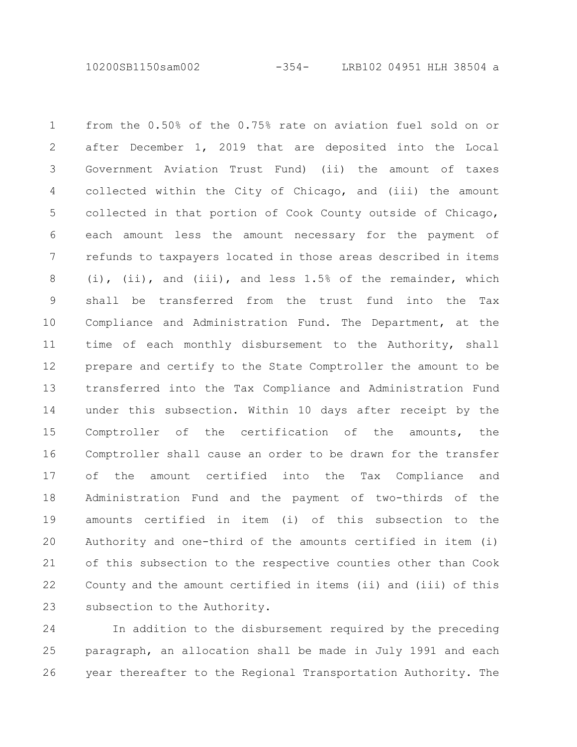from the 0.50% of the 0.75% rate on aviation fuel sold on or after December 1, 2019 that are deposited into the Local Government Aviation Trust Fund) (ii) the amount of taxes collected within the City of Chicago, and (iii) the amount collected in that portion of Cook County outside of Chicago, each amount less the amount necessary for the payment of refunds to taxpayers located in those areas described in items (i), (ii), and (iii), and less 1.5% of the remainder, which shall be transferred from the trust fund into the Tax Compliance and Administration Fund. The Department, at the time of each monthly disbursement to the Authority, shall prepare and certify to the State Comptroller the amount to be transferred into the Tax Compliance and Administration Fund under this subsection. Within 10 days after receipt by the Comptroller of the certification of the amounts, the Comptroller shall cause an order to be drawn for the transfer of the amount certified into the Tax Compliance and Administration Fund and the payment of two-thirds of the amounts certified in item (i) of this subsection to the Authority and one-third of the amounts certified in item (i) of this subsection to the respective counties other than Cook County and the amount certified in items (ii) and (iii) of this subsection to the Authority.

In addition to the disbursement required by the preceding paragraph, an allocation shall be made in July 1991 and each year thereafter to the Regional Transportation Authority. The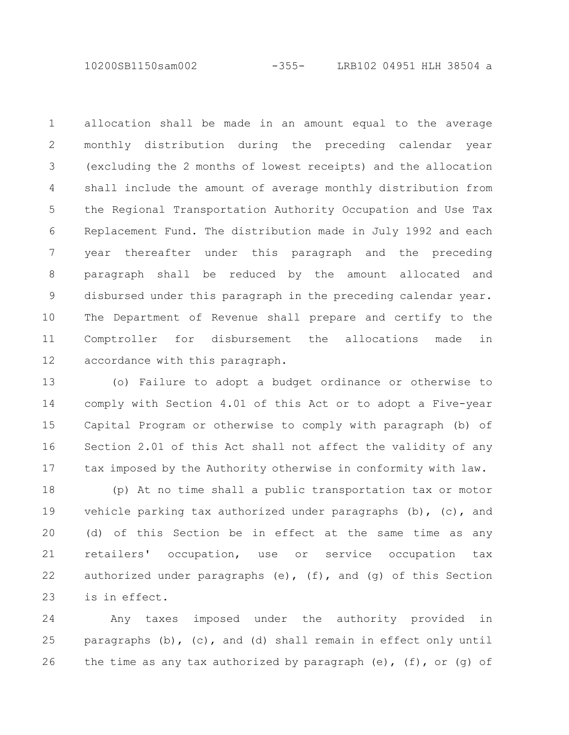allocation shall be made in an amount equal to the average monthly distribution during the preceding calendar year (excluding the 2 months of lowest receipts) and the allocation shall include the amount of average monthly distribution from the Regional Transportation Authority Occupation and Use Tax Replacement Fund. The distribution made in July 1992 and each year thereafter under this paragraph and the preceding paragraph shall be reduced by the amount allocated and disbursed under this paragraph in the preceding calendar year. The Department of Revenue shall prepare and certify to the Comptroller for disbursement the allocations made in accordance with this paragraph.

(o) Failure to adopt a budget ordinance or otherwise to comply with Section 4.01 of this Act or to adopt a Five-year Capital Program or otherwise to comply with paragraph (b) of Section 2.01 of this Act shall not affect the validity of any tax imposed by the Authority otherwise in conformity with law.

(p) At no time shall a public transportation tax or motor vehicle parking tax authorized under paragraphs (b), (c), and (d) of this Section be in effect at the same time as any retailers' occupation, use or service occupation tax authorized under paragraphs (e), (f), and (g) of this Section is in effect.

Any taxes imposed under the authority provided in paragraphs (b), (c), and (d) shall remain in effect only until the time as any tax authorized by paragraph (e), (f), or (g) of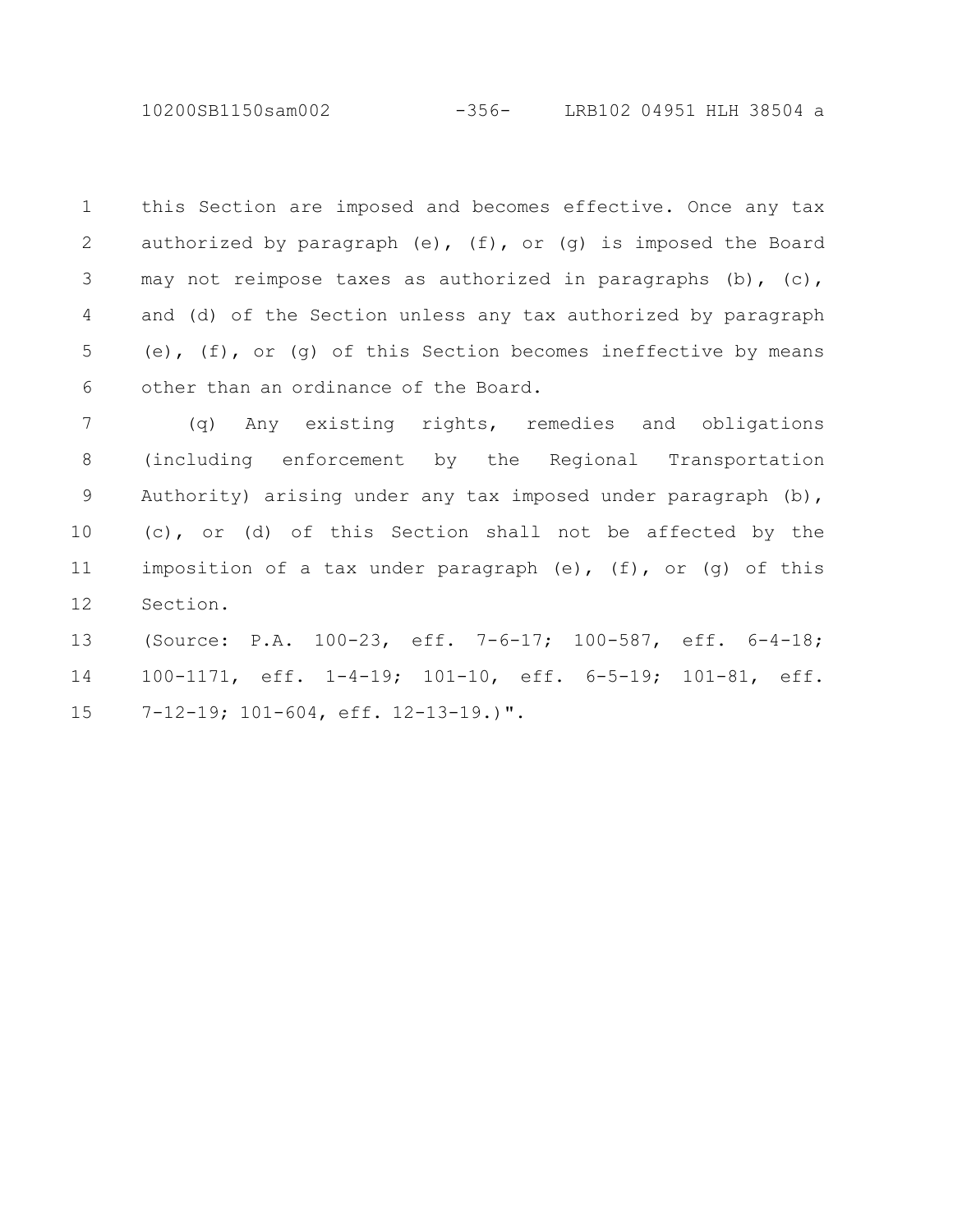this Section are imposed and becomes effective. Once any tax authorized by paragraph (e), (f), or (g) is imposed the Board may not reimpose taxes as authorized in paragraphs (b), (c), and (d) of the Section unless any tax authorized by paragraph (e), (f), or (g) of this Section becomes ineffective by means other than an ordinance of the Board.

(q) Any existing rights, remedies and obligations (including enforcement by the Regional Transportation Authority) arising under any tax imposed under paragraph (b), (c), or (d) of this Section shall not be affected by the imposition of a tax under paragraph (e), (f), or (g) of this Section.

(Source: P.A. 100-23, eff. 7-6-17; 100-587, eff. 6-4-18; 100-1171, eff. 1-4-19; 101-10, eff. 6-5-19; 101-81, eff. 7-12-19; 101-604, eff. 12-13-19.)".